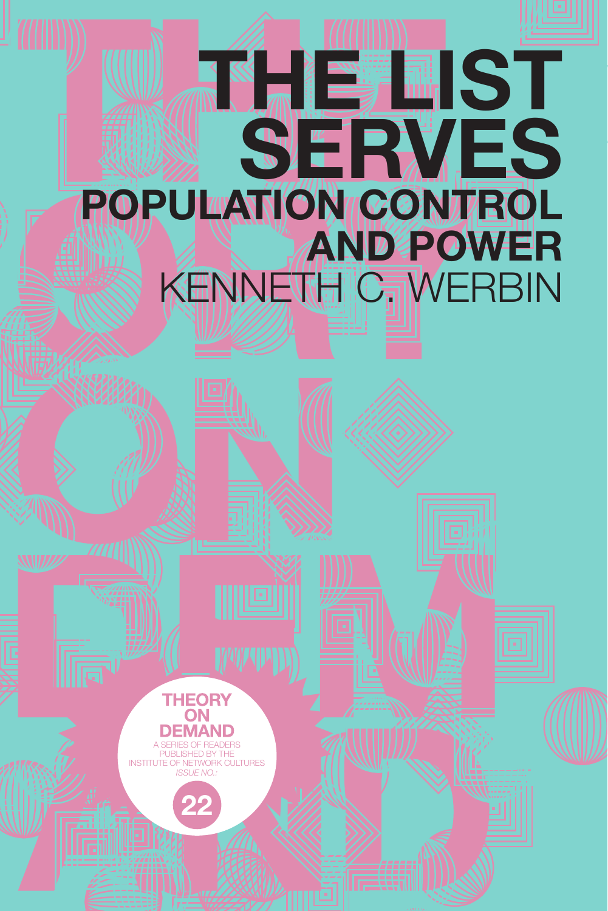# THE LIST SERVES

## POPULATION CONTROL AND POWER

KENNETH C. WERBIN

THEORY ON DEMAND

A SERIES OF READERS PUBLISHED BY THE INSTITUTE OF NETWORK CULTURES

*ISSUE NO.:*

22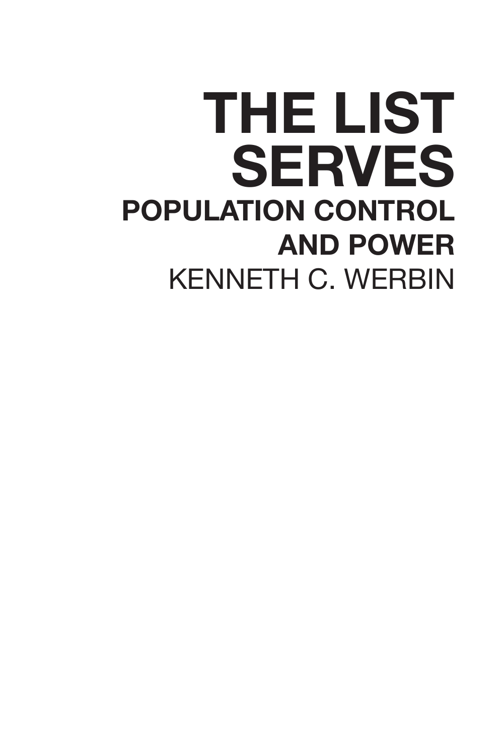# THE LIST SERVES

## POPULATION CONTROL AND POWER

KENNETH C. WERBIN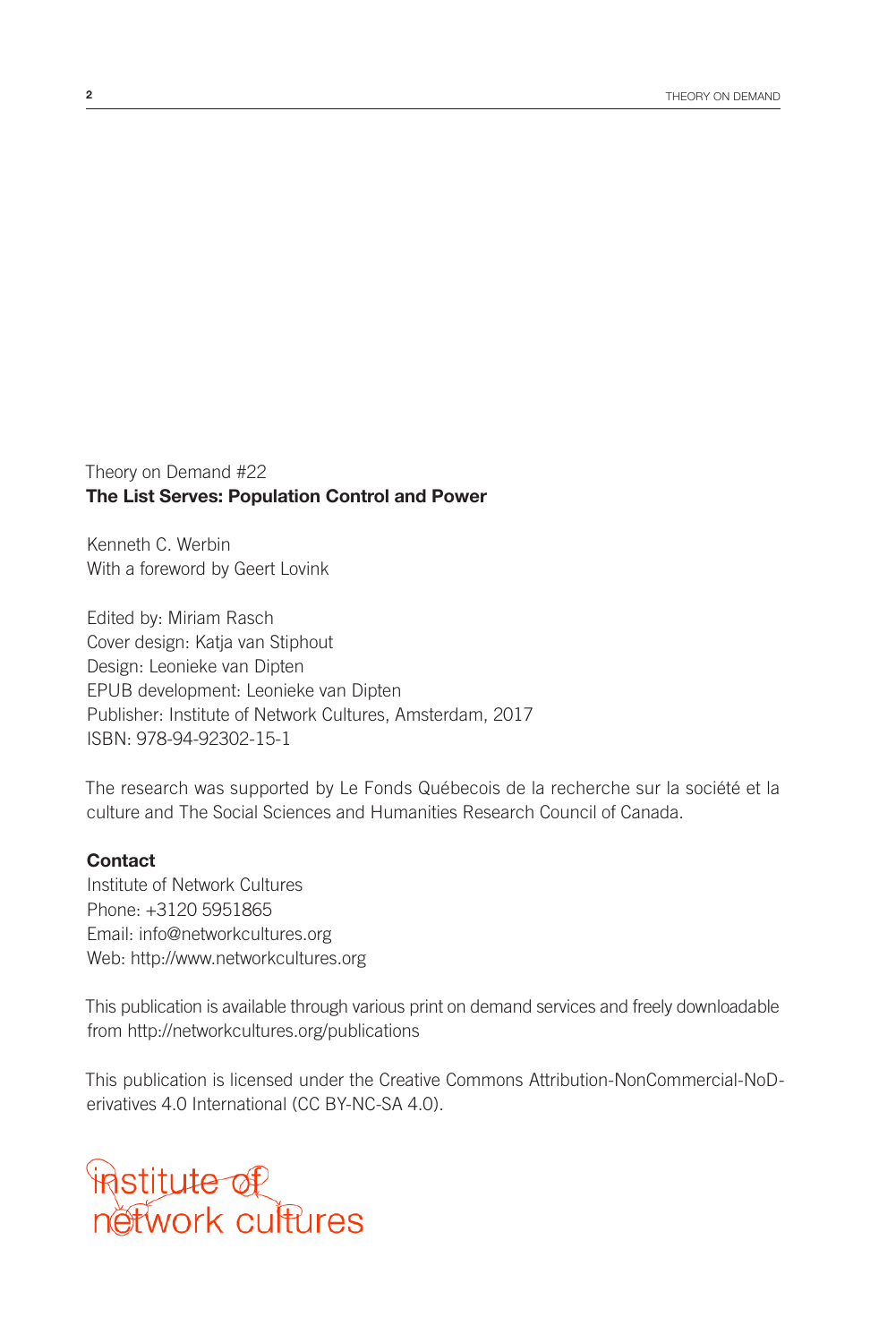Theory on Demand #22
**The List Serves: Population Control and Power**

Kenneth C. Werbin
With a foreword by Geert Lovink

Edited by: Miriam Rasch
Cover design: Katja van Stiphout
Design: Leonieke van Dipten
EPUB development: Leonieke van Dipten
Publisher: Institute of Network Cultures, Amsterdam, 2017
ISBN: 978-94-92302-15-1

The research was supported by Le Fonds Québecois de la recherche sur la société et la culture and The Social Sciences and Humanities Research Council of Canada.

**Contact**
Institute of Network Cultures
Phone: +3120 5951865
Email: info@networkcultures.org
Web: http://www.networkcultures.org

This publication is available through various print on demand services and freely downloadable from http://networkcultures.org/publications

This publication is licensed under the Creative Commons Attribution-NonCommercial-NoDerivatives 4.0 International (CC BY-NC-SA 4.0).

institute of network cultures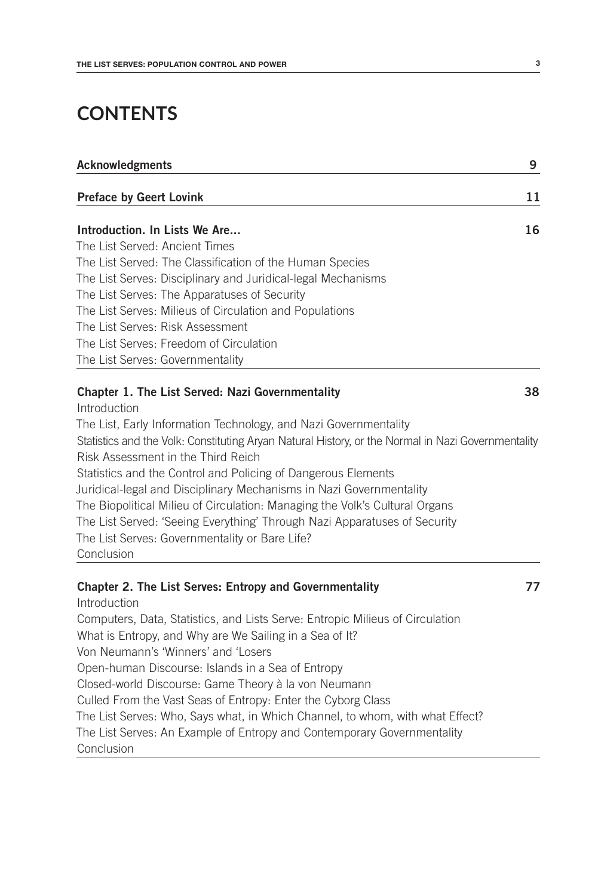# CONTENTS

**Acknowledgments** 9

**Preface by Geert Lovink** 11

**Introduction. In Lists We Are...** 16

The List Served: Ancient Times
The List Served: The Classification of the Human Species
The List Serves: Disciplinary and Juridical-legal Mechanisms
The List Serves: The Apparatuses of Security
The List Serves: Milieus of Circulation and Populations
The List Serves: Risk Assessment
The List Serves: Freedom of Circulation
The List Serves: Governmentality

**Chapter 1. The List Served: Nazi Governmentality** 38

Introduction
The List, Early Information Technology, and Nazi Governmentality
Statistics and the Volk: Constituting Aryan Natural History, or the Normal in Nazi Governmentality
Risk Assessment in the Third Reich
Statistics and the Control and Policing of Dangerous Elements
Juridical-legal and Disciplinary Mechanisms in Nazi Governmentality
The Biopolitical Milieu of Circulation: Managing the Volk's Cultural Organs
The List Served: 'Seeing Everything' Through Nazi Apparatuses of Security
The List Serves: Governmentality or Bare Life?
Conclusion

**Chapter 2. The List Serves: Entropy and Governmentality** 77

Introduction
Computers, Data, Statistics, and Lists Serve: Entropic Milieus of Circulation
What is Entropy, and Why are We Sailing in a Sea of It?
Von Neumann's 'Winners' and 'Losers
Open-human Discourse: Islands in a Sea of Entropy
Closed-world Discourse: Game Theory à la von Neumann
Culled From the Vast Seas of Entropy: Enter the Cyborg Class
The List Serves: Who, Says what, in Which Channel, to whom, with what Effect?
The List Serves: An Example of Entropy and Contemporary Governmentality
Conclusion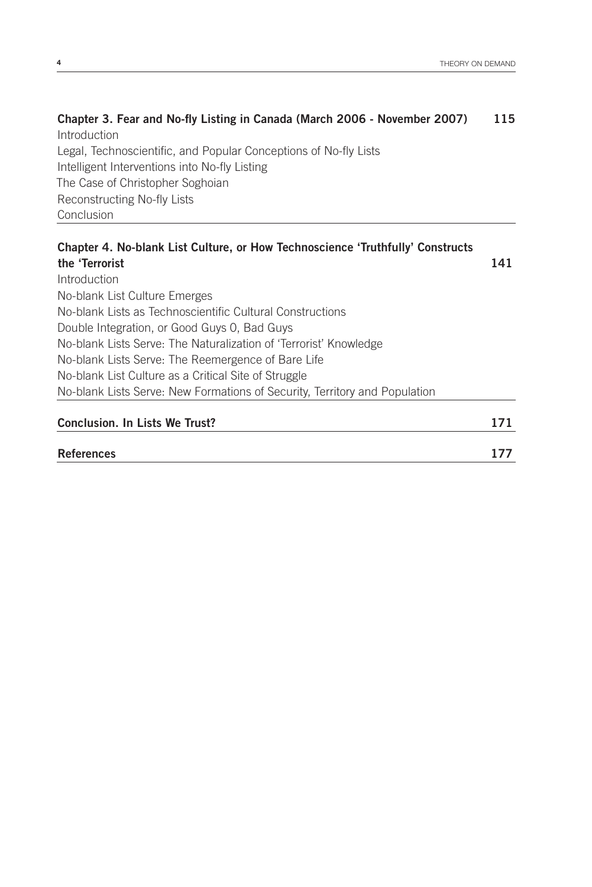**Chapter 3. Fear and No-fly Listing in Canada (March 2006 - November 2007)** **115**
Introduction
Legal, Technoscientific, and Popular Conceptions of No-fly Lists
Intelligent Interventions into No-fly Listing
The Case of Christopher Soghoian
Reconstructing No-fly Lists
Conclusion

**Chapter 4. No-blank List Culture, or How Technoscience 'Truthfully' Constructs the 'Terrorist** **141**
Introduction
No-blank List Culture Emerges
No-blank Lists as Technoscientific Cultural Constructions
Double Integration, or Good Guys 0, Bad Guys
No-blank Lists Serve: The Naturalization of 'Terrorist' Knowledge
No-blank Lists Serve: The Reemergence of Bare Life
No-blank List Culture as a Critical Site of Struggle
No-blank Lists Serve: New Formations of Security, Territory and Population

**Conclusion. In Lists We Trust?** **171**

**References** **177**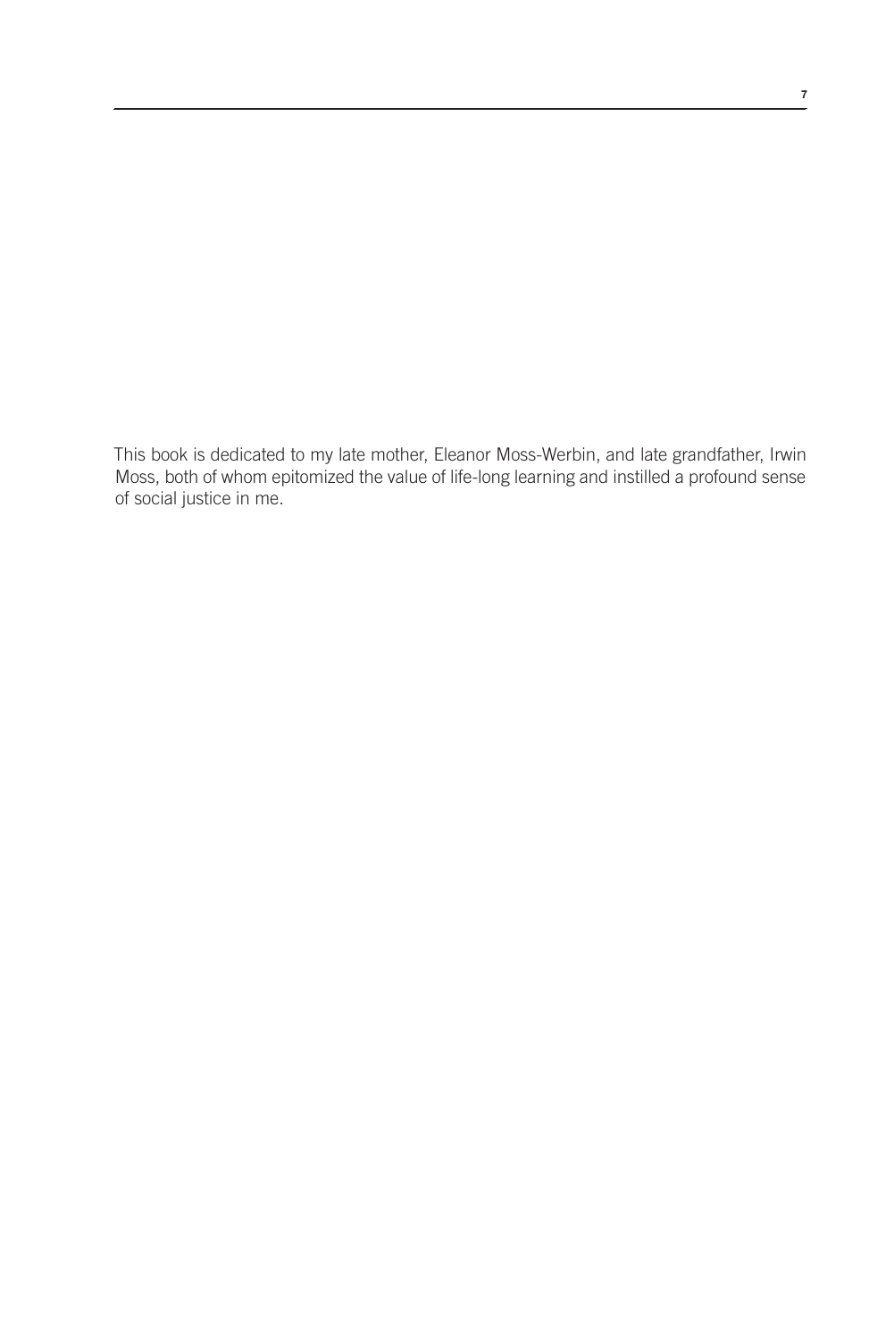This book is dedicated to my late mother, Eleanor Moss-Werbin, and late grandfather, Irwin Moss, both of whom epitomized the value of life-long learning and instilled a profound sense of social justice in me.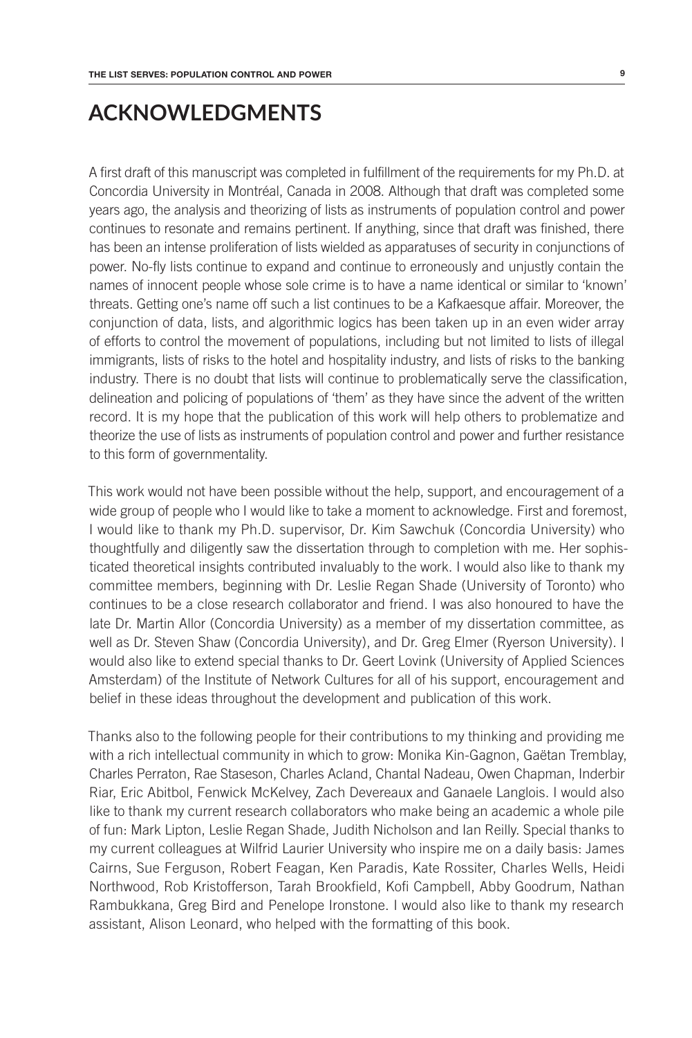# ACKNOWLEDGMENTS

A first draft of this manuscript was completed in fulfillment of the requirements for my Ph.D. at Concordia University in Montréal, Canada in 2008. Although that draft was completed some years ago, the analysis and theorizing of lists as instruments of population control and power continues to resonate and remains pertinent. If anything, since that draft was finished, there has been an intense proliferation of lists wielded as apparatuses of security in conjunctions of power. No-fly lists continue to expand and continue to erroneously and unjustly contain the names of innocent people whose sole crime is to have a name identical or similar to 'known' threats. Getting one's name off such a list continues to be a Kafkaesque affair. Moreover, the conjunction of data, lists, and algorithmic logics has been taken up in an even wider array of efforts to control the movement of populations, including but not limited to lists of illegal immigrants, lists of risks to the hotel and hospitality industry, and lists of risks to the banking industry. There is no doubt that lists will continue to problematically serve the classification, delineation and policing of populations of 'them' as they have since the advent of the written record. It is my hope that the publication of this work will help others to problematize and theorize the use of lists as instruments of population control and power and further resistance to this form of governmentality.

This work would not have been possible without the help, support, and encouragement of a wide group of people who I would like to take a moment to acknowledge. First and foremost, I would like to thank my Ph.D. supervisor, Dr. Kim Sawchuk (Concordia University) who thoughtfully and diligently saw the dissertation through to completion with me. Her sophisticated theoretical insights contributed invaluably to the work. I would also like to thank my committee members, beginning with Dr. Leslie Regan Shade (University of Toronto) who continues to be a close research collaborator and friend. I was also honoured to have the late Dr. Martin Allor (Concordia University) as a member of my dissertation committee, as well as Dr. Steven Shaw (Concordia University), and Dr. Greg Elmer (Ryerson University). I would also like to extend special thanks to Dr. Geert Lovink (University of Applied Sciences Amsterdam) of the Institute of Network Cultures for all of his support, encouragement and belief in these ideas throughout the development and publication of this work.

Thanks also to the following people for their contributions to my thinking and providing me with a rich intellectual community in which to grow: Monika Kin-Gagnon, Gaëtan Tremblay, Charles Perraton, Rae Staseson, Charles Acland, Chantal Nadeau, Owen Chapman, Inderbir Riar, Eric Abitbol, Fenwick McKelvey, Zach Devereaux and Ganaele Langlois. I would also like to thank my current research collaborators who make being an academic a whole pile of fun: Mark Lipton, Leslie Regan Shade, Judith Nicholson and Ian Reilly. Special thanks to my current colleagues at Wilfrid Laurier University who inspire me on a daily basis: James Cairns, Sue Ferguson, Robert Feagan, Ken Paradis, Kate Rossiter, Charles Wells, Heidi Northwood, Rob Kristofferson, Tarah Brookfield, Kofi Campbell, Abby Goodrum, Nathan Rambukkana, Greg Bird and Penelope Ironstone. I would also like to thank my research assistant, Alison Leonard, who helped with the formatting of this book.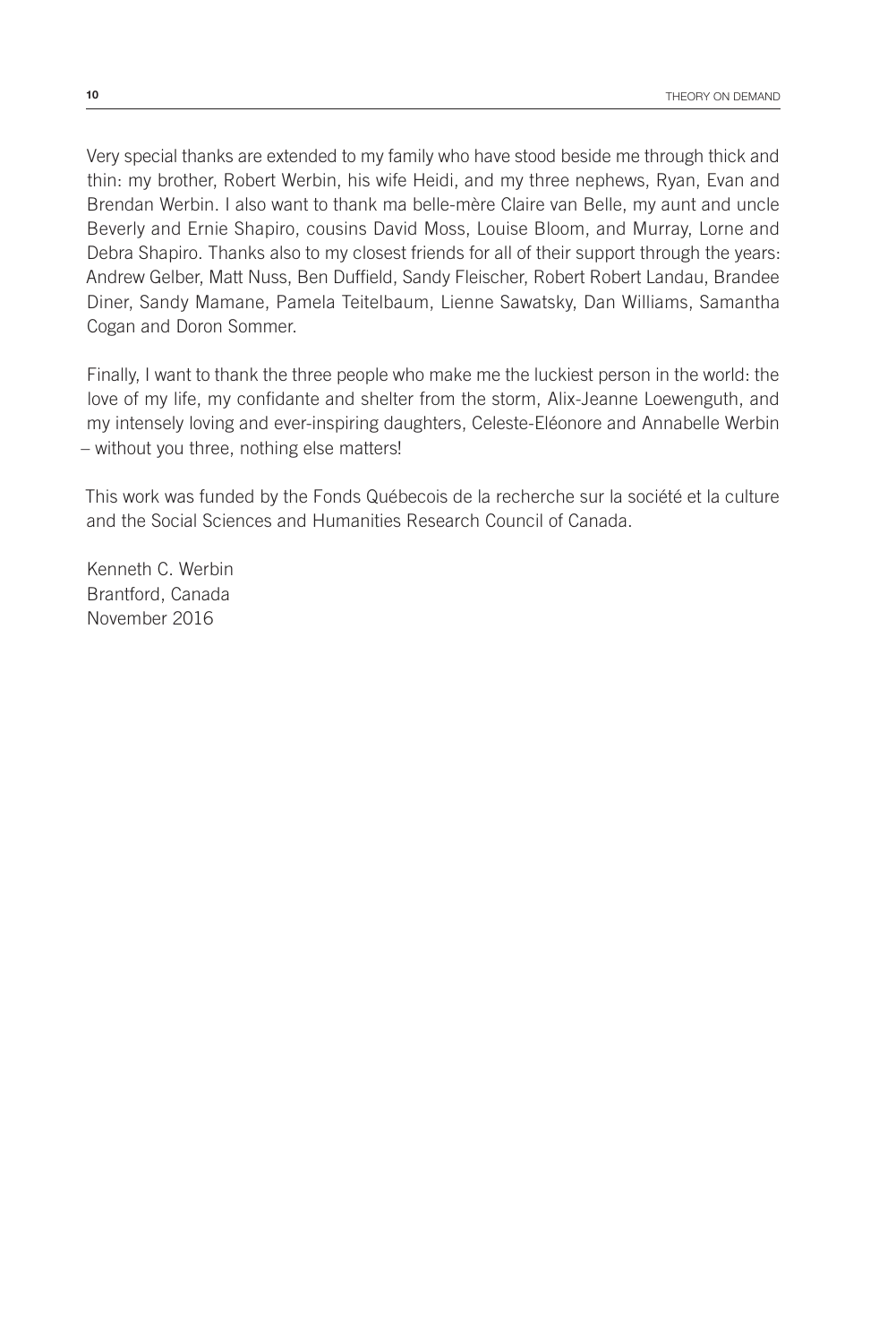Very special thanks are extended to my family who have stood beside me through thick and thin: my brother, Robert Werbin, his wife Heidi, and my three nephews, Ryan, Evan and Brendan Werbin. I also want to thank ma belle-mère Claire van Belle, my aunt and uncle Beverly and Ernie Shapiro, cousins David Moss, Louise Bloom, and Murray, Lorne and Debra Shapiro. Thanks also to my closest friends for all of their support through the years: Andrew Gelber, Matt Nuss, Ben Duffield, Sandy Fleischer, Robert Robert Landau, Brandee Diner, Sandy Mamane, Pamela Teitelbaum, Lienne Sawatsky, Dan Williams, Samantha Cogan and Doron Sommer.

Finally, I want to thank the three people who make me the luckiest person in the world: the love of my life, my confidante and shelter from the storm, Alix-Jeanne Loewenguth, and my intensely loving and ever-inspiring daughters, Celeste-Eléonore and Annabelle Werbin – without you three, nothing else matters!

This work was funded by the Fonds Québecois de la recherche sur la société et la culture and the Social Sciences and Humanities Research Council of Canada.

Kenneth C. Werbin
Brantford, Canada
November 2016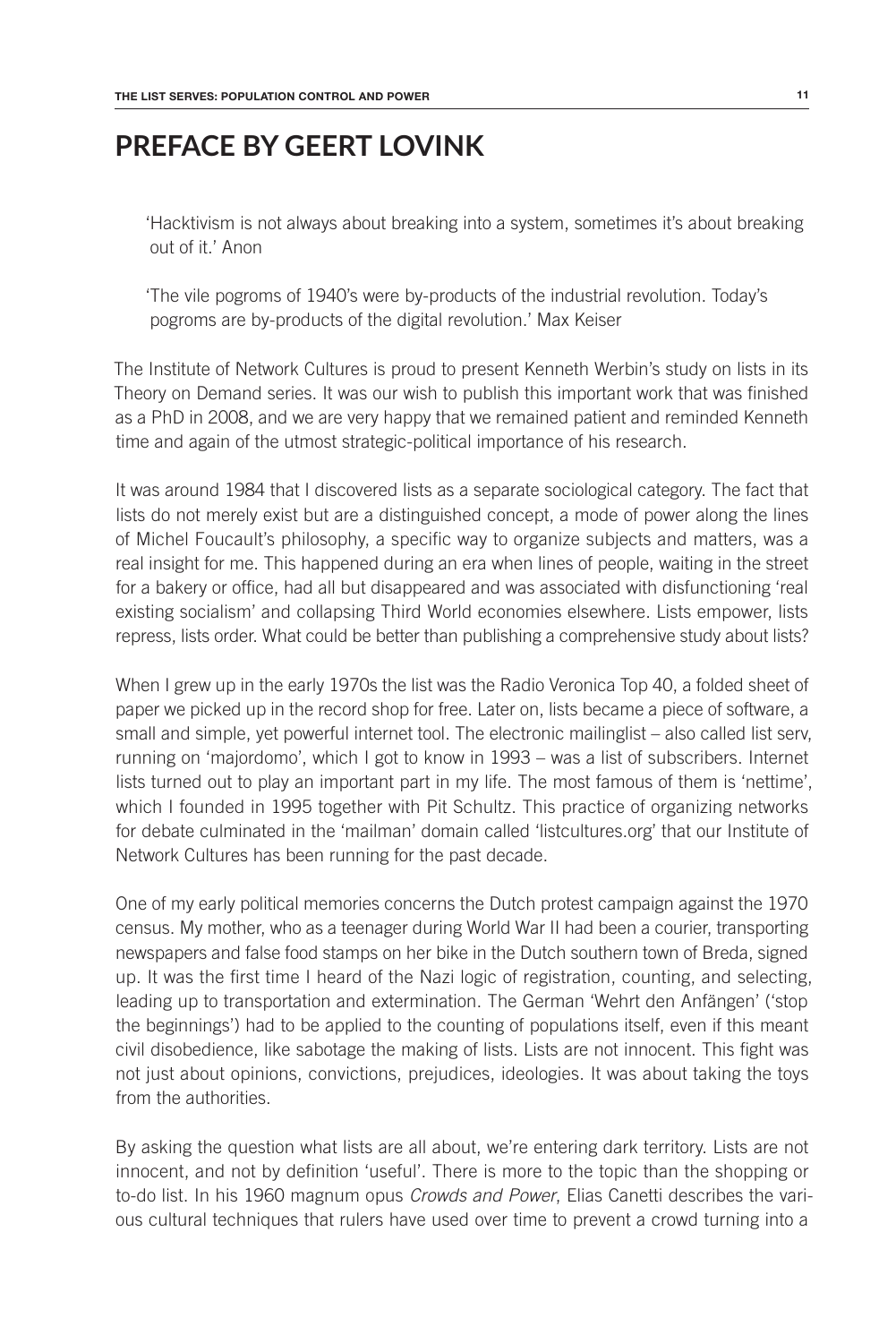# PREFACE BY GEERT LOVINK

> 'Hacktivism is not always about breaking into a system, sometimes it's about breaking out of it.' Anon

> 'The vile pogroms of 1940's were by-products of the industrial revolution. Today's pogroms are by-products of the digital revolution.' Max Keiser

The Institute of Network Cultures is proud to present Kenneth Werbin's study on lists in its Theory on Demand series. It was our wish to publish this important work that was finished as a PhD in 2008, and we are very happy that we remained patient and reminded Kenneth time and again of the utmost strategic-political importance of his research.

It was around 1984 that I discovered lists as a separate sociological category. The fact that lists do not merely exist but are a distinguished concept, a mode of power along the lines of Michel Foucault's philosophy, a specific way to organize subjects and matters, was a real insight for me. This happened during an era when lines of people, waiting in the street for a bakery or office, had all but disappeared and was associated with disfunctioning 'real existing socialism' and collapsing Third World economies elsewhere. Lists empower, lists repress, lists order. What could be better than publishing a comprehensive study about lists?

When I grew up in the early 1970s the list was the Radio Veronica Top 40, a folded sheet of paper we picked up in the record shop for free. Later on, lists became a piece of software, a small and simple, yet powerful internet tool. The electronic mailinglist – also called list serv, running on 'majordomo', which I got to know in 1993 – was a list of subscribers. Internet lists turned out to play an important part in my life. The most famous of them is 'nettime', which I founded in 1995 together with Pit Schultz. This practice of organizing networks for debate culminated in the 'mailman' domain called 'listcultures.org' that our Institute of Network Cultures has been running for the past decade.

One of my early political memories concerns the Dutch protest campaign against the 1970 census. My mother, who as a teenager during World War II had been a courier, transporting newspapers and false food stamps on her bike in the Dutch southern town of Breda, signed up. It was the first time I heard of the Nazi logic of registration, counting, and selecting, leading up to transportation and extermination. The German 'Wehrt den Anfängen' ('stop the beginnings') had to be applied to the counting of populations itself, even if this meant civil disobedience, like sabotage the making of lists. Lists are not innocent. This fight was not just about opinions, convictions, prejudices, ideologies. It was about taking the toys from the authorities.

By asking the question what lists are all about, we're entering dark territory. Lists are not innocent, and not by definition 'useful'. There is more to the topic than the shopping or to-do list. In his 1960 magnum opus *Crowds and Power*, Elias Canetti describes the various cultural techniques that rulers have used over time to prevent a crowd turning into a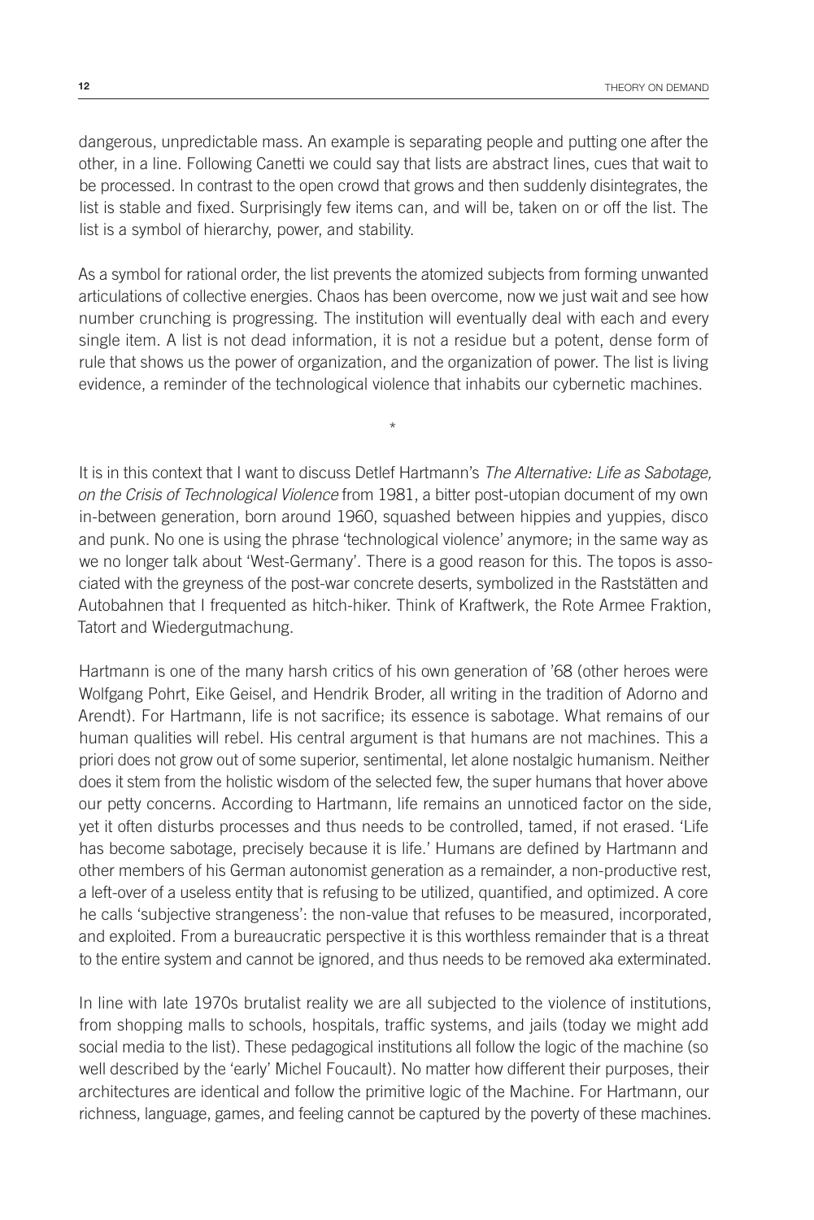dangerous, unpredictable mass. An example is separating people and putting one after the other, in a line. Following Canetti we could say that lists are abstract lines, cues that wait to be processed. In contrast to the open crowd that grows and then suddenly disintegrates, the list is stable and fixed. Surprisingly few items can, and will be, taken on or off the list. The list is a symbol of hierarchy, power, and stability.

As a symbol for rational order, the list prevents the atomized subjects from forming unwanted articulations of collective energies. Chaos has been overcome, now we just wait and see how number crunching is progressing. The institution will eventually deal with each and every single item. A list is not dead information, it is not a residue but a potent, dense form of rule that shows us the power of organization, and the organization of power. The list is living evidence, a reminder of the technological violence that inhabits our cybernetic machines.

*

It is in this context that I want to discuss Detlef Hartmann's *The Alternative: Life as Sabotage, on the Crisis of Technological Violence* from 1981, a bitter post-utopian document of my own in-between generation, born around 1960, squashed between hippies and yuppies, disco and punk. No one is using the phrase 'technological violence' anymore; in the same way as we no longer talk about 'West-Germany'. There is a good reason for this. The topos is associated with the greyness of the post-war concrete deserts, symbolized in the Raststätten and Autobahnen that I frequented as hitch-hiker. Think of Kraftwerk, the Rote Armee Fraktion, Tatort and Wiedergutmachung.

Hartmann is one of the many harsh critics of his own generation of '68 (other heroes were Wolfgang Pohrt, Eike Geisel, and Hendrik Broder, all writing in the tradition of Adorno and Arendt). For Hartmann, life is not sacrifice; its essence is sabotage. What remains of our human qualities will rebel. His central argument is that humans are not machines. This a priori does not grow out of some superior, sentimental, let alone nostalgic humanism. Neither does it stem from the holistic wisdom of the selected few, the super humans that hover above our petty concerns. According to Hartmann, life remains an unnoticed factor on the side, yet it often disturbs processes and thus needs to be controlled, tamed, if not erased. 'Life has become sabotage, precisely because it is life.' Humans are defined by Hartmann and other members of his German autonomist generation as a remainder, a non-productive rest, a left-over of a useless entity that is refusing to be utilized, quantified, and optimized. A core he calls 'subjective strangeness': the non-value that refuses to be measured, incorporated, and exploited. From a bureaucratic perspective it is this worthless remainder that is a threat to the entire system and cannot be ignored, and thus needs to be removed aka exterminated.

In line with late 1970s brutalist reality we are all subjected to the violence of institutions, from shopping malls to schools, hospitals, traffic systems, and jails (today we might add social media to the list). These pedagogical institutions all follow the logic of the machine (so well described by the 'early' Michel Foucault). No matter how different their purposes, their architectures are identical and follow the primitive logic of the Machine. For Hartmann, our richness, language, games, and feeling cannot be captured by the poverty of these machines.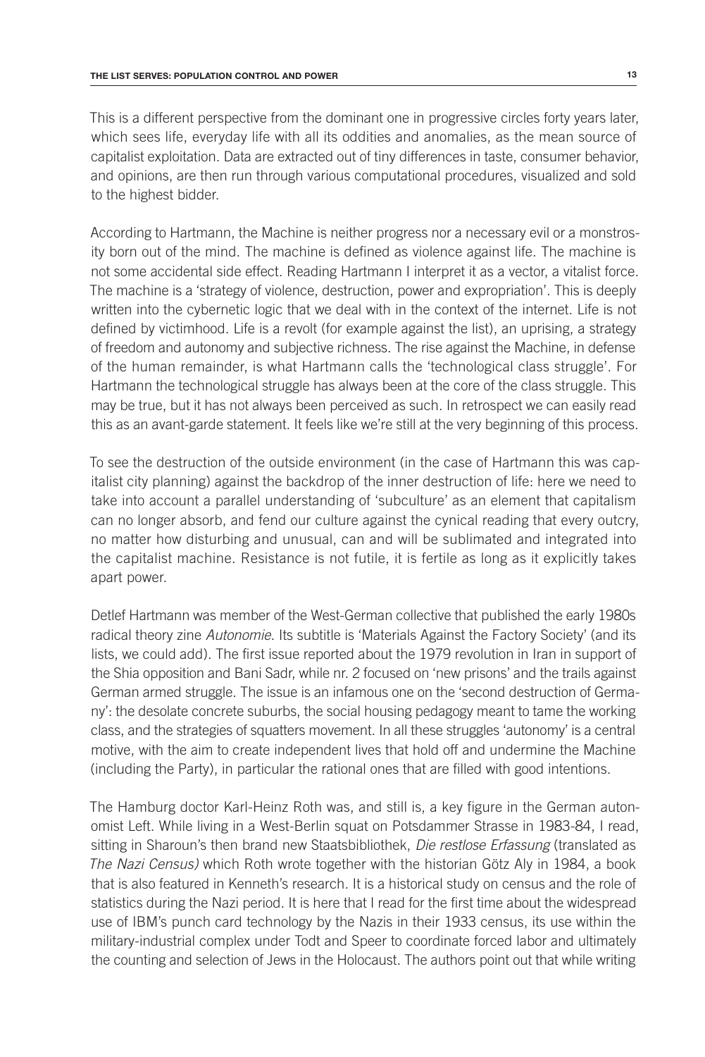This is a different perspective from the dominant one in progressive circles forty years later, which sees life, everyday life with all its oddities and anomalies, as the mean source of capitalist exploitation. Data are extracted out of tiny differences in taste, consumer behavior, and opinions, are then run through various computational procedures, visualized and sold to the highest bidder.

According to Hartmann, the Machine is neither progress nor a necessary evil or a monstrosity born out of the mind. The machine is defined as violence against life. The machine is not some accidental side effect. Reading Hartmann I interpret it as a vector, a vitalist force. The machine is a 'strategy of violence, destruction, power and expropriation'. This is deeply written into the cybernetic logic that we deal with in the context of the internet. Life is not defined by victimhood. Life is a revolt (for example against the list), an uprising, a strategy of freedom and autonomy and subjective richness. The rise against the Machine, in defense of the human remainder, is what Hartmann calls the 'technological class struggle'. For Hartmann the technological struggle has always been at the core of the class struggle. This may be true, but it has not always been perceived as such. In retrospect we can easily read this as an avant-garde statement. It feels like we're still at the very beginning of this process.

To see the destruction of the outside environment (in the case of Hartmann this was capitalist city planning) against the backdrop of the inner destruction of life: here we need to take into account a parallel understanding of 'subculture' as an element that capitalism can no longer absorb, and fend our culture against the cynical reading that every outcry, no matter how disturbing and unusual, can and will be sublimated and integrated into the capitalist machine. Resistance is not futile, it is fertile as long as it explicitly takes apart power.

Detlef Hartmann was member of the West-German collective that published the early 1980s radical theory zine *Autonomie*. Its subtitle is 'Materials Against the Factory Society' (and its lists, we could add). The first issue reported about the 1979 revolution in Iran in support of the Shia opposition and Bani Sadr, while nr. 2 focused on 'new prisons' and the trails against German armed struggle. The issue is an infamous one on the 'second destruction of Germany': the desolate concrete suburbs, the social housing pedagogy meant to tame the working class, and the strategies of squatters movement. In all these struggles 'autonomy' is a central motive, with the aim to create independent lives that hold off and undermine the Machine (including the Party), in particular the rational ones that are filled with good intentions.

The Hamburg doctor Karl-Heinz Roth was, and still is, a key figure in the German autonomist Left. While living in a West-Berlin squat on Potsdammer Strasse in 1983-84, I read, sitting in Sharoun's then brand new Staatsbibliothek, *Die restlose Erfassung* (translated as *The Nazi Census)* which Roth wrote together with the historian Götz Aly in 1984, a book that is also featured in Kenneth's research. It is a historical study on census and the role of statistics during the Nazi period. It is here that I read for the first time about the widespread use of IBM's punch card technology by the Nazis in their 1933 census, its use within the military-industrial complex under Todt and Speer to coordinate forced labor and ultimately the counting and selection of Jews in the Holocaust. The authors point out that while writing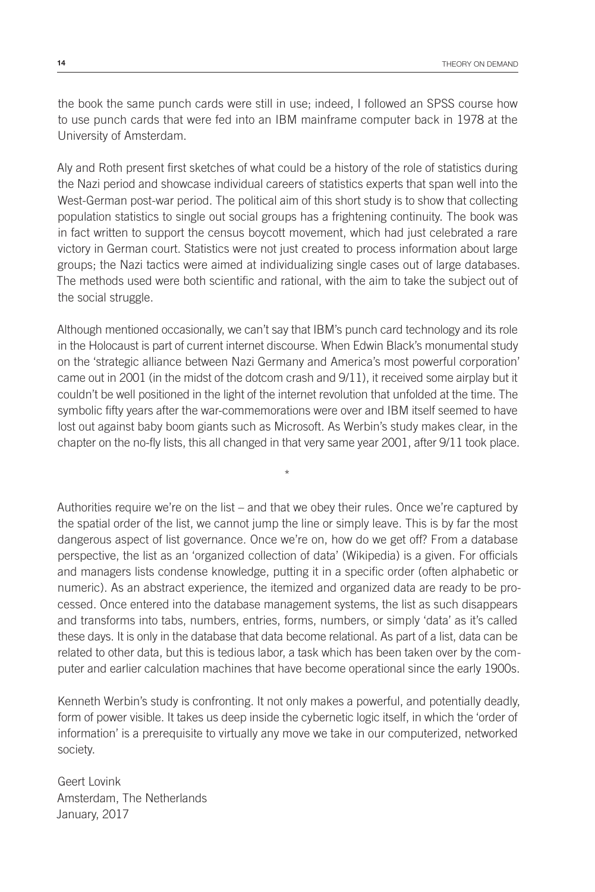the book the same punch cards were still in use; indeed, I followed an SPSS course how to use punch cards that were fed into an IBM mainframe computer back in 1978 at the University of Amsterdam.

Aly and Roth present first sketches of what could be a history of the role of statistics during the Nazi period and showcase individual careers of statistics experts that span well into the West-German post-war period. The political aim of this short study is to show that collecting population statistics to single out social groups has a frightening continuity. The book was in fact written to support the census boycott movement, which had just celebrated a rare victory in German court. Statistics were not just created to process information about large groups; the Nazi tactics were aimed at individualizing single cases out of large databases. The methods used were both scientific and rational, with the aim to take the subject out of the social struggle.

Although mentioned occasionally, we can't say that IBM's punch card technology and its role in the Holocaust is part of current internet discourse. When Edwin Black's monumental study on the 'strategic alliance between Nazi Germany and America's most powerful corporation' came out in 2001 (in the midst of the dotcom crash and 9/11), it received some airplay but it couldn't be well positioned in the light of the internet revolution that unfolded at the time. The symbolic fifty years after the war-commemorations were over and IBM itself seemed to have lost out against baby boom giants such as Microsoft. As Werbin's study makes clear, in the chapter on the no-fly lists, this all changed in that very same year 2001, after 9/11 took place.

*

Authorities require we're on the list – and that we obey their rules. Once we're captured by the spatial order of the list, we cannot jump the line or simply leave. This is by far the most dangerous aspect of list governance. Once we're on, how do we get off? From a database perspective, the list as an 'organized collection of data' (Wikipedia) is a given. For officials and managers lists condense knowledge, putting it in a specific order (often alphabetic or numeric). As an abstract experience, the itemized and organized data are ready to be processed. Once entered into the database management systems, the list as such disappears and transforms into tabs, numbers, entries, forms, numbers, or simply 'data' as it's called these days. It is only in the database that data become relational. As part of a list, data can be related to other data, but this is tedious labor, a task which has been taken over by the computer and earlier calculation machines that have become operational since the early 1900s.

Kenneth Werbin's study is confronting. It not only makes a powerful, and potentially deadly, form of power visible. It takes us deep inside the cybernetic logic itself, in which the 'order of information' is a prerequisite to virtually any move we take in our computerized, networked society.

Geert Lovink
Amsterdam, The Netherlands
January, 2017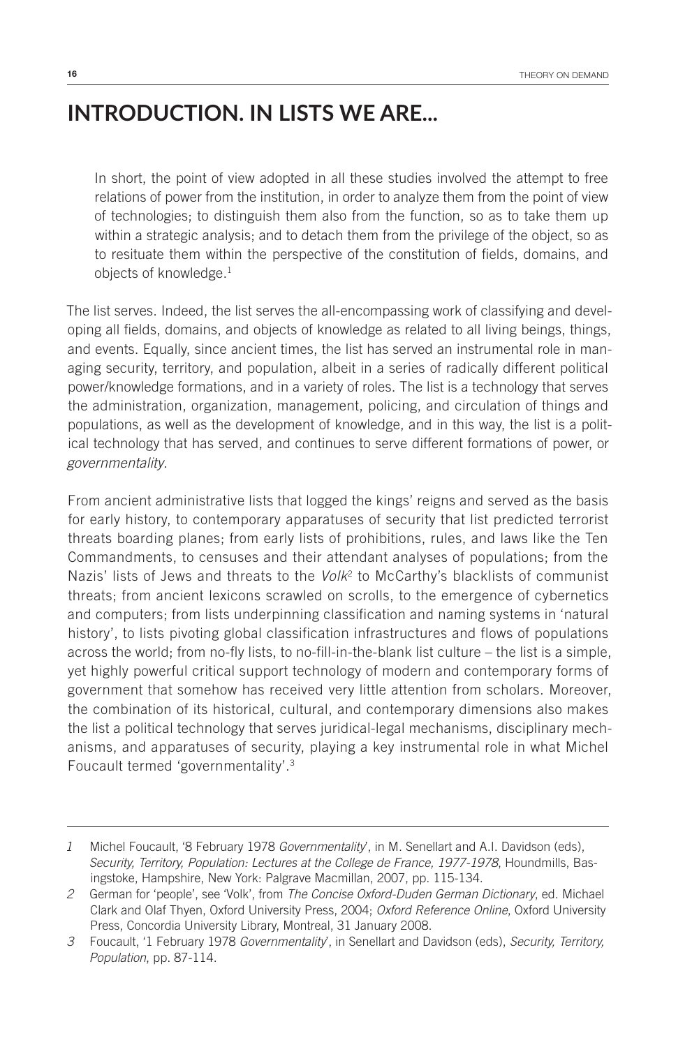# INTRODUCTION. IN LISTS WE ARE...

> In short, the point of view adopted in all these studies involved the attempt to free relations of power from the institution, in order to analyze them from the point of view of technologies; to distinguish them also from the function, so as to take them up within a strategic analysis; and to detach them from the privilege of the object, so as to resituate them within the perspective of the constitution of fields, domains, and objects of knowledge.[1]

The list serves. Indeed, the list serves the all-encompassing work of classifying and developing all fields, domains, and objects of knowledge as related to all living beings, things, and events. Equally, since ancient times, the list has served an instrumental role in managing security, territory, and population, albeit in a series of radically different political power/knowledge formations, and in a variety of roles. The list is a technology that serves the administration, organization, management, policing, and circulation of things and populations, as well as the development of knowledge, and in this way, the list is a political technology that has served, and continues to serve different formations of power, or *governmentality*.

From ancient administrative lists that logged the kings' reigns and served as the basis for early history, to contemporary apparatuses of security that list predicted terrorist threats boarding planes; from early lists of prohibitions, rules, and laws like the Ten Commandments, to censuses and their attendant analyses of populations; from the Nazis' lists of Jews and threats to the *Volk*[2] to McCarthy's blacklists of communist threats; from ancient lexicons scrawled on scrolls, to the emergence of cybernetics and computers; from lists underpinning classification and naming systems in 'natural history', to lists pivoting global classification infrastructures and flows of populations across the world; from no-fly lists, to no-fill-in-the-blank list culture – the list is a simple, yet highly powerful critical support technology of modern and contemporary forms of government that somehow has received very little attention from scholars. Moreover, the combination of its historical, cultural, and contemporary dimensions also makes the list a political technology that serves juridical-legal mechanisms, disciplinary mechanisms, and apparatuses of security, playing a key instrumental role in what Michel Foucault termed 'governmentality'.[3]

---

1 Michel Foucault, '8 February 1978 *Governmentality*', in M. Senellart and A.I. Davidson (eds), *Security, Territory, Population: Lectures at the College de France, 1977-1978*, Houndmills, Basingstoke, Hampshire, New York: Palgrave Macmillan, 2007, pp. 115-134.

2 German for 'people', see 'Volk', from *The Concise Oxford-Duden German Dictionary*, ed. Michael Clark and Olaf Thyen, Oxford University Press, 2004; *Oxford Reference Online*, Oxford University Press, Concordia University Library, Montreal, 31 January 2008.

3 Foucault, '1 February 1978 *Governmentality*', in Senellart and Davidson (eds), *Security, Territory, Population*, pp. 87-114.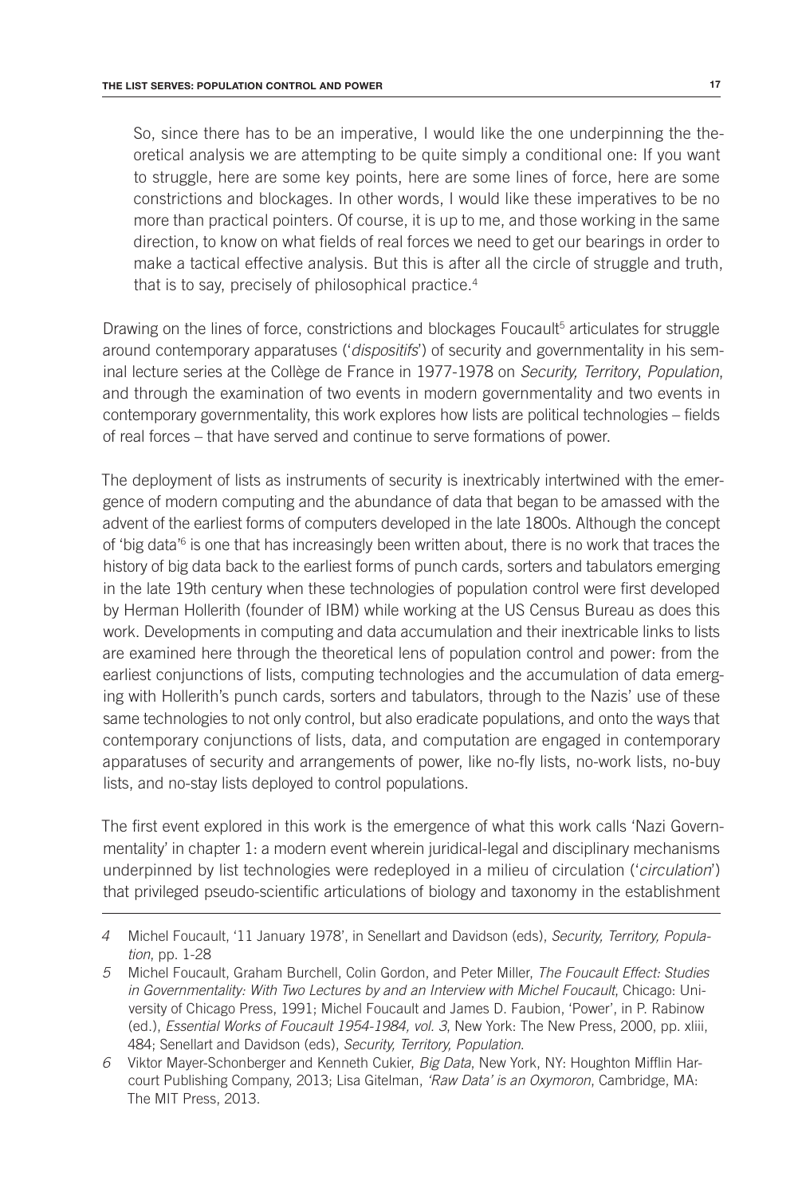> So, since there has to be an imperative, I would like the one underpinning the theoretical analysis we are attempting to be quite simply a conditional one: If you want to struggle, here are some key points, here are some lines of force, here are some constrictions and blockages. In other words, I would like these imperatives to be no more than practical pointers. Of course, it is up to me, and those working in the same direction, to know on what fields of real forces we need to get our bearings in order to make a tactical effective analysis. But this is after all the circle of struggle and truth, that is to say, precisely of philosophical practice.[4]

Drawing on the lines of force, constrictions and blockages Foucault[5] articulates for struggle around contemporary apparatuses ('*dispositifs*') of security and governmentality in his seminal lecture series at the Collège de France in 1977-1978 on *Security, Territory*, *Population*, and through the examination of two events in modern governmentality and two events in contemporary governmentality, this work explores how lists are political technologies – fields of real forces – that have served and continue to serve formations of power.

The deployment of lists as instruments of security is inextricably intertwined with the emergence of modern computing and the abundance of data that began to be amassed with the advent of the earliest forms of computers developed in the late 1800s. Although the concept of 'big data'[6] is one that has increasingly been written about, there is no work that traces the history of big data back to the earliest forms of punch cards, sorters and tabulators emerging in the late 19th century when these technologies of population control were first developed by Herman Hollerith (founder of IBM) while working at the US Census Bureau as does this work. Developments in computing and data accumulation and their inextricable links to lists are examined here through the theoretical lens of population control and power: from the earliest conjunctions of lists, computing technologies and the accumulation of data emerging with Hollerith's punch cards, sorters and tabulators, through to the Nazis' use of these same technologies to not only control, but also eradicate populations, and onto the ways that contemporary conjunctions of lists, data, and computation are engaged in contemporary apparatuses of security and arrangements of power, like no-fly lists, no-work lists, no-buy lists, and no-stay lists deployed to control populations.

The first event explored in this work is the emergence of what this work calls 'Nazi Governmentality' in chapter 1: a modern event wherein juridical-legal and disciplinary mechanisms underpinned by list technologies were redeployed in a milieu of circulation ('*circulation*') that privileged pseudo-scientific articulations of biology and taxonomy in the establishment

---

4 Michel Foucault, '11 January 1978', in Senellart and Davidson (eds), *Security, Territory, Population*, pp. 1-28

5 Michel Foucault, Graham Burchell, Colin Gordon, and Peter Miller, *The Foucault Effect: Studies in Governmentality: With Two Lectures by and an Interview with Michel Foucault*, Chicago: University of Chicago Press, 1991; Michel Foucault and James D. Faubion, 'Power', in P. Rabinow (ed.), *Essential Works of Foucault 1954-1984, vol. 3*, New York: The New Press, 2000, pp. xliii, 484; Senellart and Davidson (eds), *Security, Territory, Population*.

6 Viktor Mayer-Schonberger and Kenneth Cukier, *Big Data*, New York, NY: Houghton Mifflin Harcourt Publishing Company, 2013; Lisa Gitelman, *'Raw Data' is an Oxymoron*, Cambridge, MA: The MIT Press, 2013.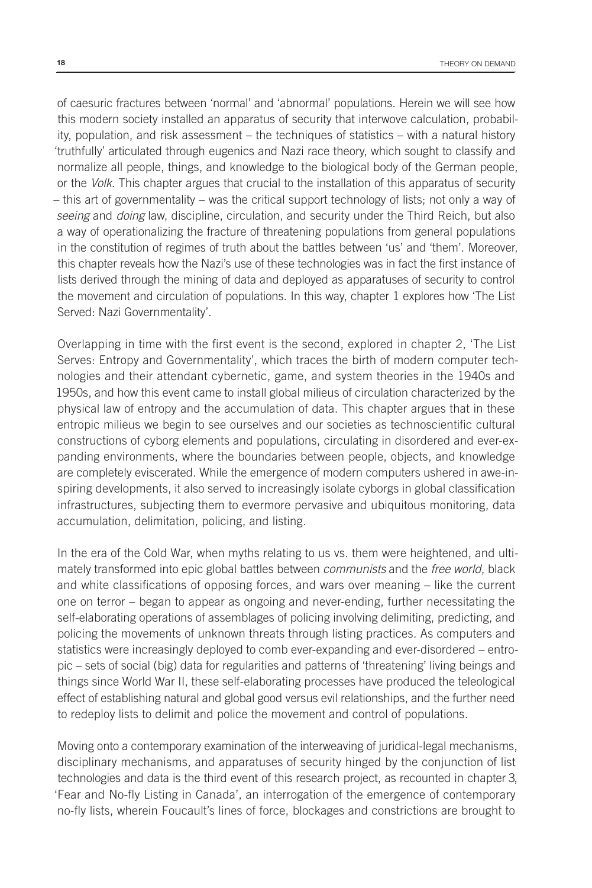of caesuric fractures between 'normal' and 'abnormal' populations. Herein we will see how this modern society installed an apparatus of security that interwove calculation, probability, population, and risk assessment – the techniques of statistics – with a natural history 'truthfully' articulated through eugenics and Nazi race theory, which sought to classify and normalize all people, things, and knowledge to the biological body of the German people, or the *Volk*. This chapter argues that crucial to the installation of this apparatus of security – this art of governmentality – was the critical support technology of lists; not only a way of *seeing* and *doing* law, discipline, circulation, and security under the Third Reich, but also a way of operationalizing the fracture of threatening populations from general populations in the constitution of regimes of truth about the battles between 'us' and 'them'. Moreover, this chapter reveals how the Nazi's use of these technologies was in fact the first instance of lists derived through the mining of data and deployed as apparatuses of security to control the movement and circulation of populations. In this way, chapter 1 explores how 'The List Served: Nazi Governmentality'.

Overlapping in time with the first event is the second, explored in chapter 2, 'The List Serves: Entropy and Governmentality', which traces the birth of modern computer technologies and their attendant cybernetic, game, and system theories in the 1940s and 1950s, and how this event came to install global milieus of circulation characterized by the physical law of entropy and the accumulation of data. This chapter argues that in these entropic milieus we begin to see ourselves and our societies as technoscientific cultural constructions of cyborg elements and populations, circulating in disordered and ever-expanding environments, where the boundaries between people, objects, and knowledge are completely eviscerated. While the emergence of modern computers ushered in awe-inspiring developments, it also served to increasingly isolate cyborgs in global classification infrastructures, subjecting them to evermore pervasive and ubiquitous monitoring, data accumulation, delimitation, policing, and listing.

In the era of the Cold War, when myths relating to us vs. them were heightened, and ultimately transformed into epic global battles between *communists* and the *free world*, black and white classifications of opposing forces, and wars over meaning – like the current one on terror – began to appear as ongoing and never-ending, further necessitating the self-elaborating operations of assemblages of policing involving delimiting, predicting, and policing the movements of unknown threats through listing practices. As computers and statistics were increasingly deployed to comb ever-expanding and ever-disordered – entropic – sets of social (big) data for regularities and patterns of 'threatening' living beings and things since World War II, these self-elaborating processes have produced the teleological effect of establishing natural and global good versus evil relationships, and the further need to redeploy lists to delimit and police the movement and control of populations.

Moving onto a contemporary examination of the interweaving of juridical-legal mechanisms, disciplinary mechanisms, and apparatuses of security hinged by the conjunction of list technologies and data is the third event of this research project, as recounted in chapter 3, 'Fear and No-fly Listing in Canada', an interrogation of the emergence of contemporary no-fly lists, wherein Foucault's lines of force, blockages and constrictions are brought to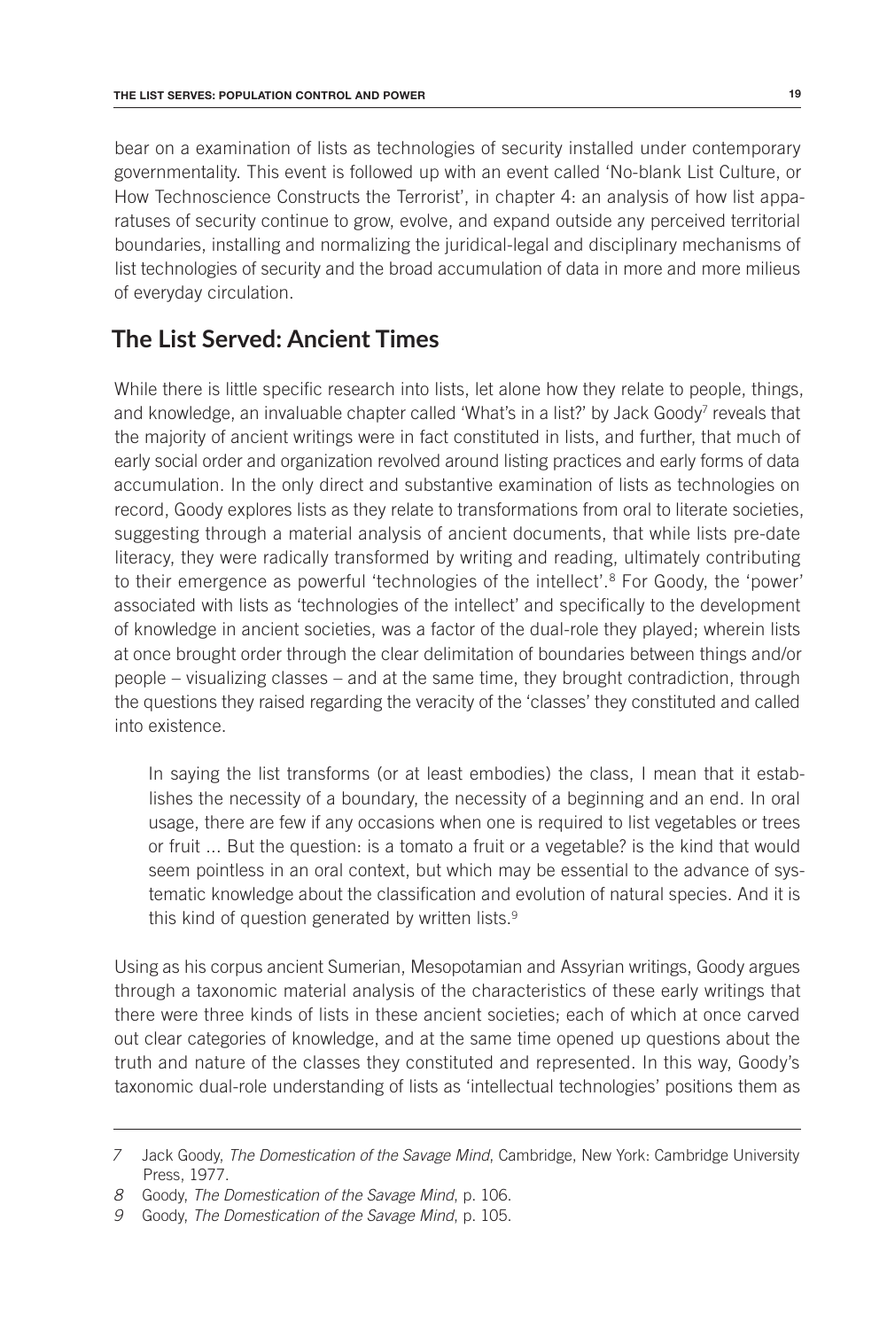bear on a examination of lists as technologies of security installed under contemporary governmentality. This event is followed up with an event called 'No-blank List Culture, or How Technoscience Constructs the Terrorist', in chapter 4: an analysis of how list apparatuses of security continue to grow, evolve, and expand outside any perceived territorial boundaries, installing and normalizing the juridical-legal and disciplinary mechanisms of list technologies of security and the broad accumulation of data in more and more milieus of everyday circulation.

## The List Served: Ancient Times

While there is little specific research into lists, let alone how they relate to people, things, and knowledge, an invaluable chapter called 'What's in a list?' by Jack Goody[7] reveals that the majority of ancient writings were in fact constituted in lists, and further, that much of early social order and organization revolved around listing practices and early forms of data accumulation. In the only direct and substantive examination of lists as technologies on record, Goody explores lists as they relate to transformations from oral to literate societies, suggesting through a material analysis of ancient documents, that while lists pre-date literacy, they were radically transformed by writing and reading, ultimately contributing to their emergence as powerful 'technologies of the intellect'.[8] For Goody, the 'power' associated with lists as 'technologies of the intellect' and specifically to the development of knowledge in ancient societies, was a factor of the dual-role they played; wherein lists at once brought order through the clear delimitation of boundaries between things and/or people – visualizing classes – and at the same time, they brought contradiction, through the questions they raised regarding the veracity of the 'classes' they constituted and called into existence.

> In saying the list transforms (or at least embodies) the class, I mean that it establishes the necessity of a boundary, the necessity of a beginning and an end. In oral usage, there are few if any occasions when one is required to list vegetables or trees or fruit ... But the question: is a tomato a fruit or a vegetable? is the kind that would seem pointless in an oral context, but which may be essential to the advance of systematic knowledge about the classification and evolution of natural species. And it is this kind of question generated by written lists.[9]

Using as his corpus ancient Sumerian, Mesopotamian and Assyrian writings, Goody argues through a taxonomic material analysis of the characteristics of these early writings that there were three kinds of lists in these ancient societies; each of which at once carved out clear categories of knowledge, and at the same time opened up questions about the truth and nature of the classes they constituted and represented. In this way, Goody's taxonomic dual-role understanding of lists as 'intellectual technologies' positions them as

---

7 Jack Goody, *The Domestication of the Savage Mind*, Cambridge, New York: Cambridge University Press, 1977.

8 Goody, *The Domestication of the Savage Mind*, p. 106.

9 Goody, *The Domestication of the Savage Mind*, p. 105.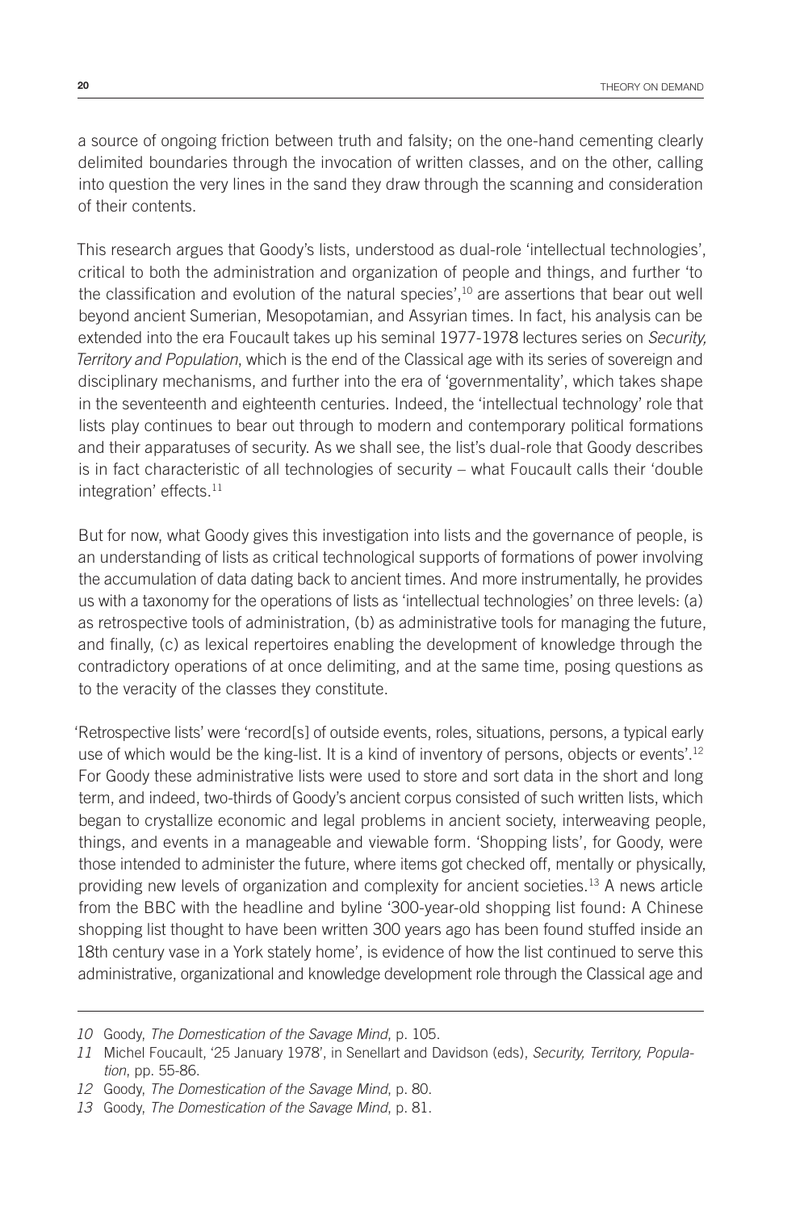a source of ongoing friction between truth and falsity; on the one-hand cementing clearly delimited boundaries through the invocation of written classes, and on the other, calling into question the very lines in the sand they draw through the scanning and consideration of their contents.

This research argues that Goody's lists, understood as dual-role 'intellectual technologies', critical to both the administration and organization of people and things, and further 'to the classification and evolution of the natural species',[10] are assertions that bear out well beyond ancient Sumerian, Mesopotamian, and Assyrian times. In fact, his analysis can be extended into the era Foucault takes up his seminal 1977-1978 lectures series on *Security, Territory and Population*, which is the end of the Classical age with its series of sovereign and disciplinary mechanisms, and further into the era of 'governmentality', which takes shape in the seventeenth and eighteenth centuries. Indeed, the 'intellectual technology' role that lists play continues to bear out through to modern and contemporary political formations and their apparatuses of security. As we shall see, the list's dual-role that Goody describes is in fact characteristic of all technologies of security – what Foucault calls their 'double integration' effects.[11]

But for now, what Goody gives this investigation into lists and the governance of people, is an understanding of lists as critical technological supports of formations of power involving the accumulation of data dating back to ancient times. And more instrumentally, he provides us with a taxonomy for the operations of lists as 'intellectual technologies' on three levels: (a) as retrospective tools of administration, (b) as administrative tools for managing the future, and finally, (c) as lexical repertoires enabling the development of knowledge through the contradictory operations of at once delimiting, and at the same time, posing questions as to the veracity of the classes they constitute.

'Retrospective lists' were 'record[s] of outside events, roles, situations, persons, a typical early use of which would be the king-list. It is a kind of inventory of persons, objects or events'.[12] For Goody these administrative lists were used to store and sort data in the short and long term, and indeed, two-thirds of Goody's ancient corpus consisted of such written lists, which began to crystallize economic and legal problems in ancient society, interweaving people, things, and events in a manageable and viewable form. 'Shopping lists', for Goody, were those intended to administer the future, where items got checked off, mentally or physically, providing new levels of organization and complexity for ancient societies.[13] A news article from the BBC with the headline and byline '300-year-old shopping list found: A Chinese shopping list thought to have been written 300 years ago has been found stuffed inside an 18th century vase in a York stately home', is evidence of how the list continued to serve this administrative, organizational and knowledge development role through the Classical age and

---

*10* Goody, *The Domestication of the Savage Mind*, p. 105.

*11* Michel Foucault, '25 January 1978', in Senellart and Davidson (eds), *Security, Territory, Population*, pp. 55-86.

*12* Goody, *The Domestication of the Savage Mind*, p. 80.

*13* Goody, *The Domestication of the Savage Mind*, p. 81.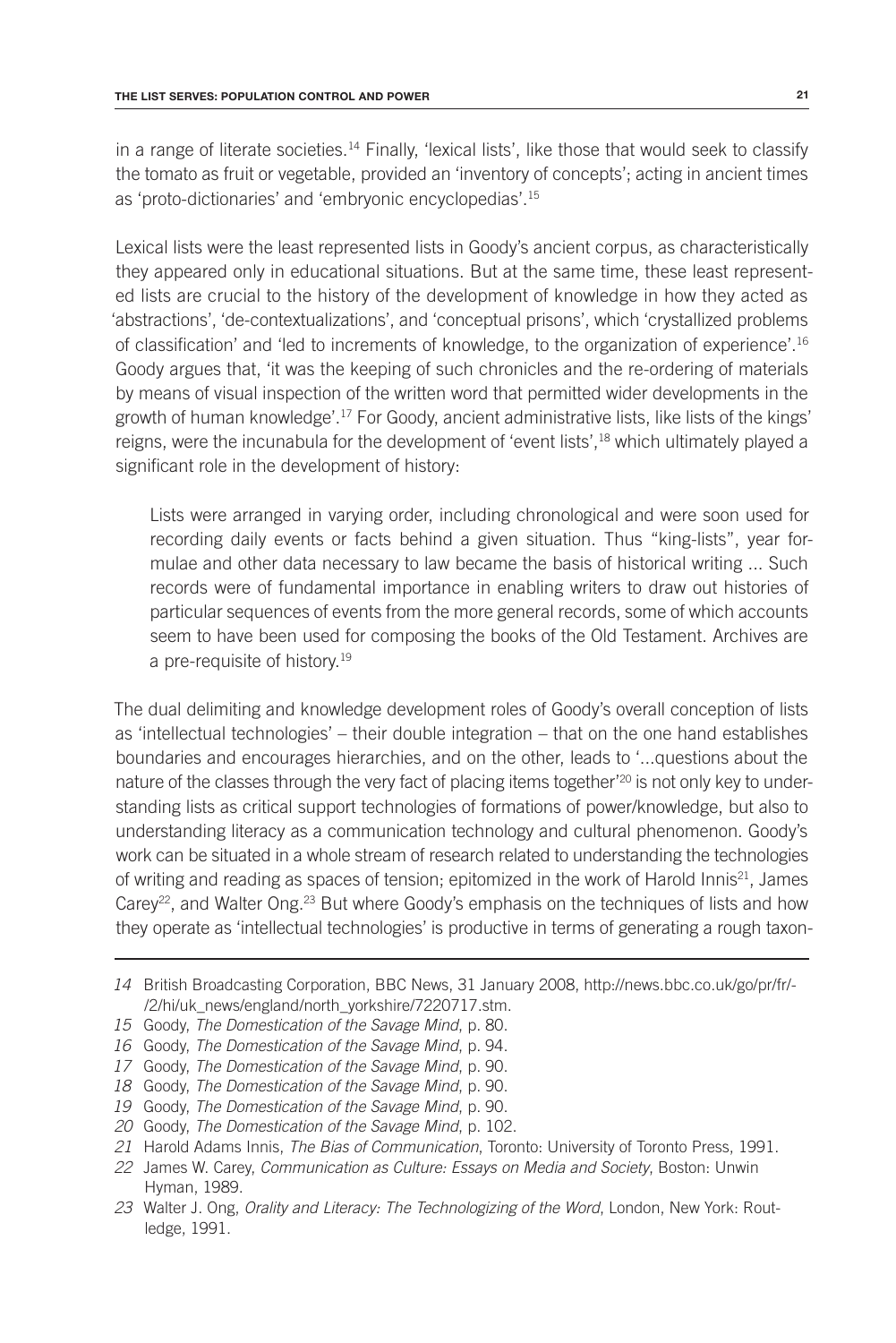in a range of literate societies.[14] Finally, 'lexical lists', like those that would seek to classify the tomato as fruit or vegetable, provided an 'inventory of concepts'; acting in ancient times as 'proto-dictionaries' and 'embryonic encyclopedias'.[15]

Lexical lists were the least represented lists in Goody's ancient corpus, as characteristically they appeared only in educational situations. But at the same time, these least represented lists are crucial to the history of the development of knowledge in how they acted as 'abstractions', 'de-contextualizations', and 'conceptual prisons', which 'crystallized problems of classification' and 'led to increments of knowledge, to the organization of experience'.[16] Goody argues that, 'it was the keeping of such chronicles and the re-ordering of materials by means of visual inspection of the written word that permitted wider developments in the growth of human knowledge'.[17] For Goody, ancient administrative lists, like lists of the kings' reigns, were the incunabula for the development of 'event lists',[18] which ultimately played a significant role in the development of history:

> Lists were arranged in varying order, including chronological and were soon used for recording daily events or facts behind a given situation. Thus "king-lists", year formulae and other data necessary to law became the basis of historical writing ... Such records were of fundamental importance in enabling writers to draw out histories of particular sequences of events from the more general records, some of which accounts seem to have been used for composing the books of the Old Testament. Archives are a pre-requisite of history.[19]

The dual delimiting and knowledge development roles of Goody's overall conception of lists as 'intellectual technologies' – their double integration – that on the one hand establishes boundaries and encourages hierarchies, and on the other, leads to '...questions about the nature of the classes through the very fact of placing items together'[20] is not only key to understanding lists as critical support technologies of formations of power/knowledge, but also to understanding literacy as a communication technology and cultural phenomenon. Goody's work can be situated in a whole stream of research related to understanding the technologies of writing and reading as spaces of tension; epitomized in the work of Harold Innis[21], James Carey[22], and Walter Ong.[23] But where Goody's emphasis on the techniques of lists and how they operate as 'intellectual technologies' is productive in terms of generating a rough taxon-

---

*14* British Broadcasting Corporation, BBC News, 31 January 2008, http://news.bbc.co.uk/go/pr/fr/-/2/hi/uk_news/england/north_yorkshire/7220717.stm.

*15* Goody, *The Domestication of the Savage Mind*, p. 80.

*16* Goody, *The Domestication of the Savage Mind*, p. 94.

*17* Goody, *The Domestication of the Savage Mind*, p. 90.

*18* Goody, *The Domestication of the Savage Mind*, p. 90.

*19* Goody, *The Domestication of the Savage Mind*, p. 90.

*20* Goody, *The Domestication of the Savage Mind*, p. 102.

*21* Harold Adams Innis, *The Bias of Communication*, Toronto: University of Toronto Press, 1991.

*22* James W. Carey, *Communication as Culture: Essays on Media and Society*, Boston: Unwin Hyman, 1989.

*23* Walter J. Ong, *Orality and Literacy: The Technologizing of the Word*, London, New York: Routledge, 1991.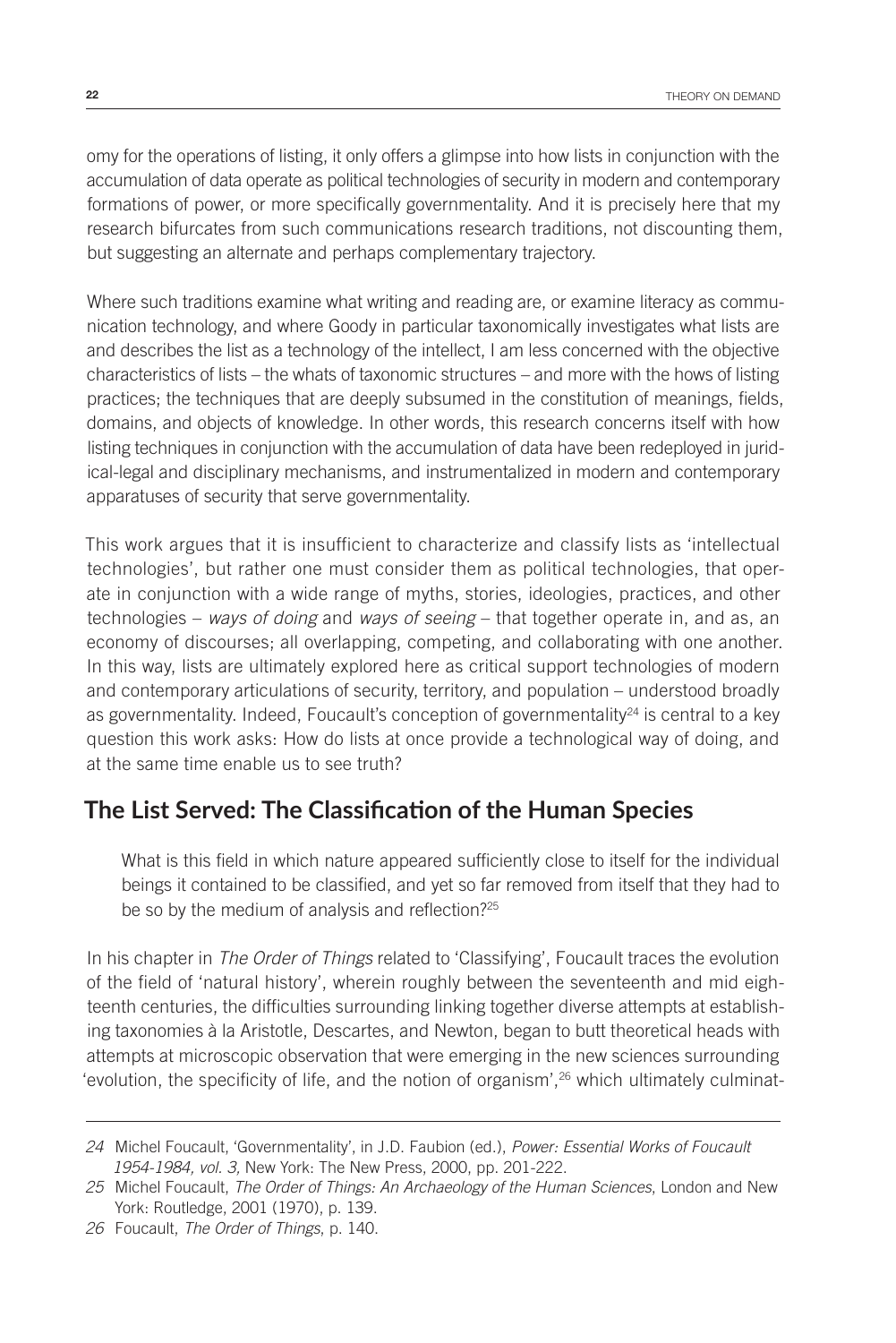omy for the operations of listing, it only offers a glimpse into how lists in conjunction with the accumulation of data operate as political technologies of security in modern and contemporary formations of power, or more specifically governmentality. And it is precisely here that my research bifurcates from such communications research traditions, not discounting them, but suggesting an alternate and perhaps complementary trajectory.

Where such traditions examine what writing and reading are, or examine literacy as communication technology, and where Goody in particular taxonomically investigates what lists are and describes the list as a technology of the intellect, I am less concerned with the objective characteristics of lists – the whats of taxonomic structures – and more with the hows of listing practices; the techniques that are deeply subsumed in the constitution of meanings, fields, domains, and objects of knowledge. In other words, this research concerns itself with how listing techniques in conjunction with the accumulation of data have been redeployed in juridical-legal and disciplinary mechanisms, and instrumentalized in modern and contemporary apparatuses of security that serve governmentality.

This work argues that it is insufficient to characterize and classify lists as 'intellectual technologies', but rather one must consider them as political technologies, that operate in conjunction with a wide range of myths, stories, ideologies, practices, and other technologies – *ways of doing* and *ways of seeing* – that together operate in, and as, an economy of discourses; all overlapping, competing, and collaborating with one another. In this way, lists are ultimately explored here as critical support technologies of modern and contemporary articulations of security, territory, and population – understood broadly as governmentality. Indeed, Foucault's conception of governmentality[24] is central to a key question this work asks: How do lists at once provide a technological way of doing, and at the same time enable us to see truth?

## The List Served: The Classification of the Human Species

> What is this field in which nature appeared sufficiently close to itself for the individual beings it contained to be classified, and yet so far removed from itself that they had to be so by the medium of analysis and reflection?[25]

In his chapter in *The Order of Things* related to 'Classifying', Foucault traces the evolution of the field of 'natural history', wherein roughly between the seventeenth and mid eighteenth centuries, the difficulties surrounding linking together diverse attempts at establishing taxonomies à la Aristotle, Descartes, and Newton, began to butt theoretical heads with attempts at microscopic observation that were emerging in the new sciences surrounding 'evolution, the specificity of life, and the notion of organism',[26] which ultimately culminat-

---

*24* Michel Foucault, 'Governmentality', in J.D. Faubion (ed.), *Power: Essential Works of Foucault 1954-1984, vol. 3,* New York: The New Press, 2000, pp. 201-222.

*25* Michel Foucault, *The Order of Things: An Archaeology of the Human Sciences*, London and New York: Routledge, 2001 (1970), p. 139.

*26* Foucault, *The Order of Things*, p. 140.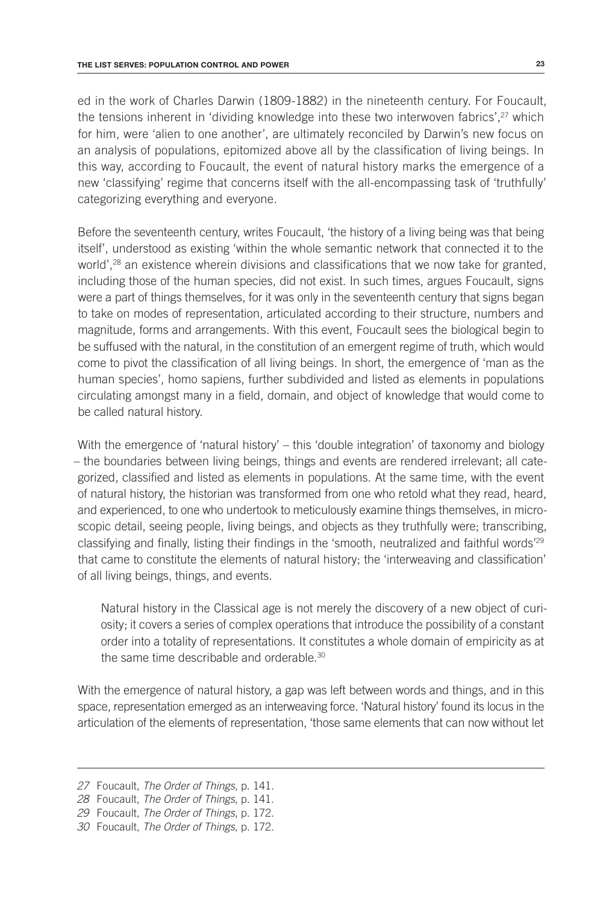ed in the work of Charles Darwin (1809-1882) in the nineteenth century. For Foucault, the tensions inherent in 'dividing knowledge into these two interwoven fabrics',[27] which for him, were 'alien to one another', are ultimately reconciled by Darwin's new focus on an analysis of populations, epitomized above all by the classification of living beings. In this way, according to Foucault, the event of natural history marks the emergence of a new 'classifying' regime that concerns itself with the all-encompassing task of 'truthfully' categorizing everything and everyone.

Before the seventeenth century, writes Foucault, 'the history of a living being was that being itself', understood as existing 'within the whole semantic network that connected it to the world',[28] an existence wherein divisions and classifications that we now take for granted, including those of the human species, did not exist. In such times, argues Foucault, signs were a part of things themselves, for it was only in the seventeenth century that signs began to take on modes of representation, articulated according to their structure, numbers and magnitude, forms and arrangements. With this event, Foucault sees the biological begin to be suffused with the natural, in the constitution of an emergent regime of truth, which would come to pivot the classification of all living beings. In short, the emergence of 'man as the human species', homo sapiens, further subdivided and listed as elements in populations circulating amongst many in a field, domain, and object of knowledge that would come to be called natural history.

With the emergence of 'natural history' – this 'double integration' of taxonomy and biology – the boundaries between living beings, things and events are rendered irrelevant; all categorized, classified and listed as elements in populations. At the same time, with the event of natural history, the historian was transformed from one who retold what they read, heard, and experienced, to one who undertook to meticulously examine things themselves, in microscopic detail, seeing people, living beings, and objects as they truthfully were; transcribing, classifying and finally, listing their findings in the 'smooth, neutralized and faithful words'[29] that came to constitute the elements of natural history; the 'interweaving and classification' of all living beings, things, and events.

> Natural history in the Classical age is not merely the discovery of a new object of curiosity; it covers a series of complex operations that introduce the possibility of a constant order into a totality of representations. It constitutes a whole domain of empiricity as at the same time describable and orderable.[30]

With the emergence of natural history, a gap was left between words and things, and in this space, representation emerged as an interweaving force. 'Natural history' found its locus in the articulation of the elements of representation, 'those same elements that can now without let

---

27 Foucault, *The Order of Things*, p. 141.

28 Foucault, *The Order of Things*, p. 141.

29 Foucault, *The Order of Things*, p. 172.

30 Foucault, *The Order of Things*, p. 172.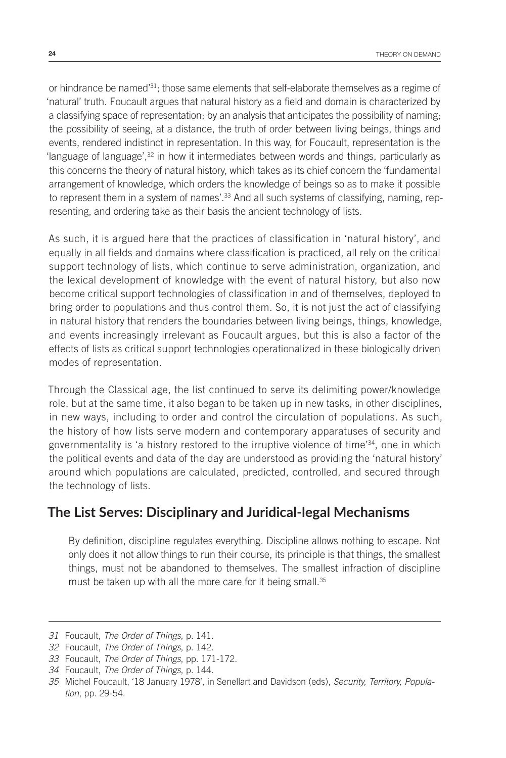or hindrance be named'[31]; those same elements that self-elaborate themselves as a regime of 'natural' truth. Foucault argues that natural history as a field and domain is characterized by a classifying space of representation; by an analysis that anticipates the possibility of naming; the possibility of seeing, at a distance, the truth of order between living beings, things and events, rendered indistinct in representation. In this way, for Foucault, representation is the 'language of language',[32] in how it intermediates between words and things, particularly as this concerns the theory of natural history, which takes as its chief concern the 'fundamental arrangement of knowledge, which orders the knowledge of beings so as to make it possible to represent them in a system of names'.[33] And all such systems of classifying, naming, representing, and ordering take as their basis the ancient technology of lists.

As such, it is argued here that the practices of classification in 'natural history', and equally in all fields and domains where classification is practiced, all rely on the critical support technology of lists, which continue to serve administration, organization, and the lexical development of knowledge with the event of natural history, but also now become critical support technologies of classification in and of themselves, deployed to bring order to populations and thus control them. So, it is not just the act of classifying in natural history that renders the boundaries between living beings, things, knowledge, and events increasingly irrelevant as Foucault argues, but this is also a factor of the effects of lists as critical support technologies operationalized in these biologically driven modes of representation.

Through the Classical age, the list continued to serve its delimiting power/knowledge role, but at the same time, it also began to be taken up in new tasks, in other disciplines, in new ways, including to order and control the circulation of populations. As such, the history of how lists serve modern and contemporary apparatuses of security and governmentality is 'a history restored to the irruptive violence of time'[34], one in which the political events and data of the day are understood as providing the 'natural history' around which populations are calculated, predicted, controlled, and secured through the technology of lists.

## The List Serves: Disciplinary and Juridical-legal Mechanisms

> By definition, discipline regulates everything. Discipline allows nothing to escape. Not only does it not allow things to run their course, its principle is that things, the smallest things, must not be abandoned to themselves. The smallest infraction of discipline must be taken up with all the more care for it being small.[35]

---

31 Foucault, *The Order of Things*, p. 141.

32 Foucault, *The Order of Things*, p. 142.

33 Foucault, *The Order of Things*, pp. 171-172.

34 Foucault, *The Order of Things*, p. 144.

35 Michel Foucault, '18 January 1978', in Senellart and Davidson (eds), *Security, Territory, Population*, pp. 29-54.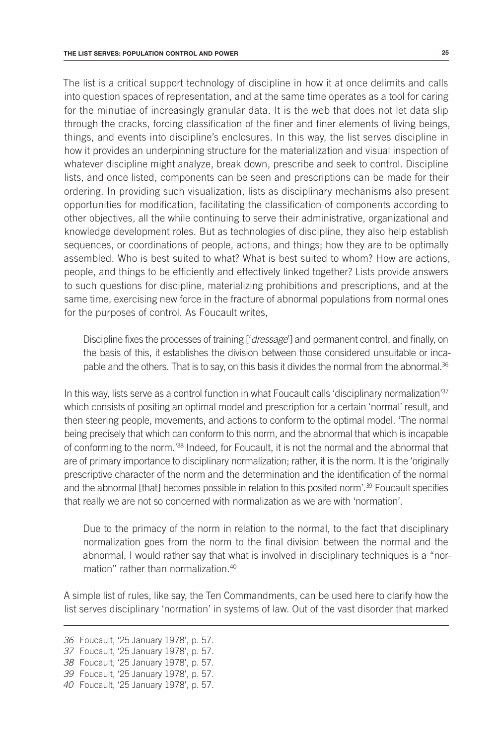The list is a critical support technology of discipline in how it at once delimits and calls into question spaces of representation, and at the same time operates as a tool for caring for the minutiae of increasingly granular data. It is the web that does not let data slip through the cracks, forcing classification of the finer and finer elements of living beings, things, and events into discipline's enclosures. In this way, the list serves discipline in how it provides an underpinning structure for the materialization and visual inspection of whatever discipline might analyze, break down, prescribe and seek to control. Discipline lists, and once listed, components can be seen and prescriptions can be made for their ordering. In providing such visualization, lists as disciplinary mechanisms also present opportunities for modification, facilitating the classification of components according to other objectives, all the while continuing to serve their administrative, organizational and knowledge development roles. But as technologies of discipline, they also help establish sequences, or coordinations of people, actions, and things; how they are to be optimally assembled. Who is best suited to what? What is best suited to whom? How are actions, people, and things to be efficiently and effectively linked together? Lists provide answers to such questions for discipline, materializing prohibitions and prescriptions, and at the same time, exercising new force in the fracture of abnormal populations from normal ones for the purposes of control. As Foucault writes,

> Discipline fixes the processes of training ['*dressage*'] and permanent control, and finally, on the basis of this, it establishes the division between those considered unsuitable or incapable and the others. That is to say, on this basis it divides the normal from the abnormal.[36]

In this way, lists serve as a control function in what Foucault calls 'disciplinary normalization'[37] which consists of positing an optimal model and prescription for a certain 'normal' result, and then steering people, movements, and actions to conform to the optimal model. 'The normal being precisely that which can conform to this norm, and the abnormal that which is incapable of conforming to the norm.'[38] Indeed, for Foucault, it is not the normal and the abnormal that are of primary importance to disciplinary normalization; rather, it is the norm. It is the 'originally prescriptive character of the norm and the determination and the identification of the normal and the abnormal [that] becomes possible in relation to this posited norm'.[39] Foucault specifies that really we are not so concerned with normalization as we are with 'normation'.

> Due to the primacy of the norm in relation to the normal, to the fact that disciplinary normalization goes from the norm to the final division between the normal and the abnormal, I would rather say that what is involved in disciplinary techniques is a "normation" rather than normalization.[40]

A simple list of rules, like say, the Ten Commandments, can be used here to clarify how the list serves disciplinary 'normation' in systems of law. Out of the vast disorder that marked

---

36 Foucault, '25 January 1978', p. 57.
37 Foucault, '25 January 1978', p. 57.
38 Foucault, '25 January 1978', p. 57.
39 Foucault, '25 January 1978', p. 57.
40 Foucault, '25 January 1978', p. 57.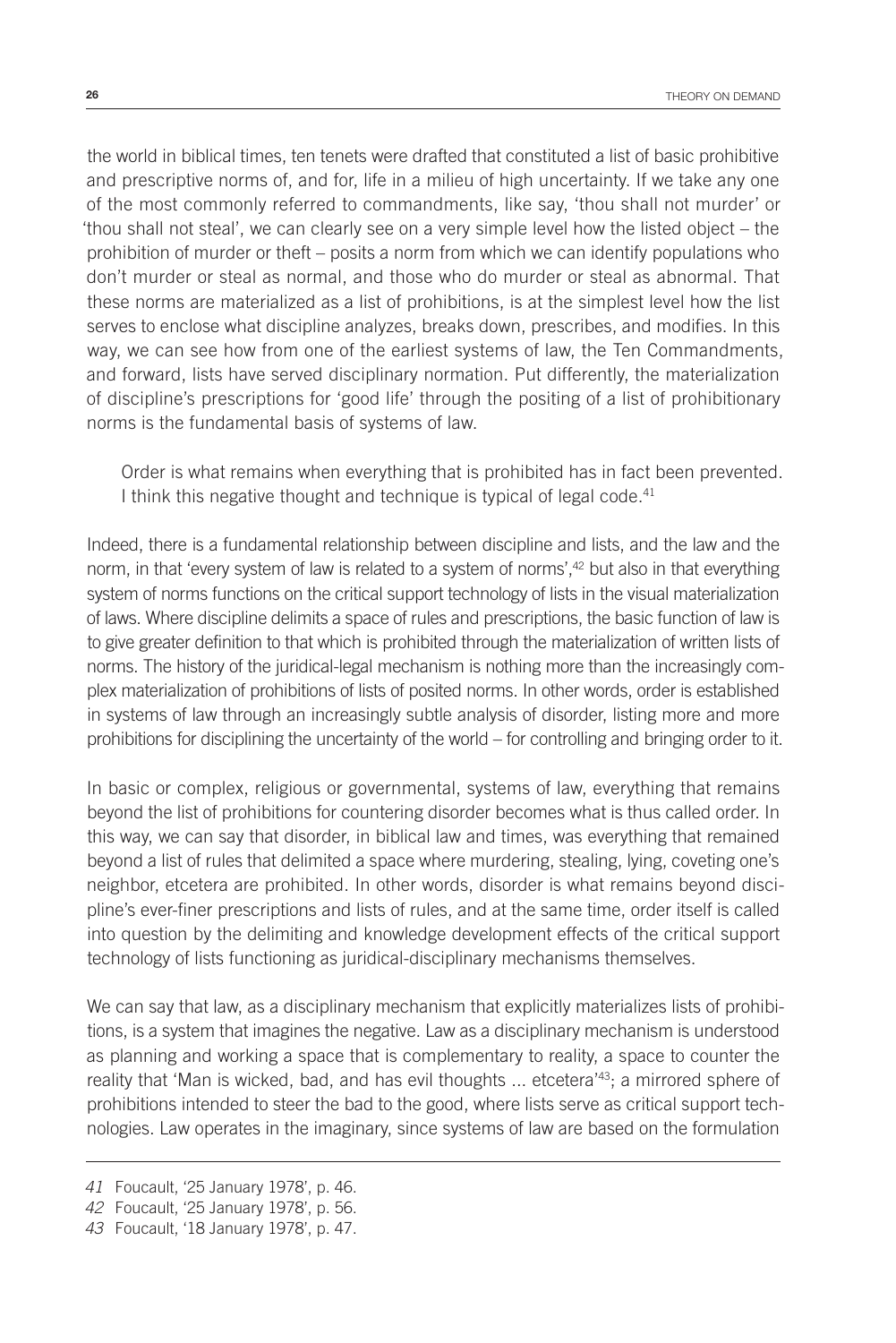the world in biblical times, ten tenets were drafted that constituted a list of basic prohibitive and prescriptive norms of, and for, life in a milieu of high uncertainty. If we take any one of the most commonly referred to commandments, like say, 'thou shall not murder' or 'thou shall not steal', we can clearly see on a very simple level how the listed object – the prohibition of murder or theft – posits a norm from which we can identify populations who don't murder or steal as normal, and those who do murder or steal as abnormal. That these norms are materialized as a list of prohibitions, is at the simplest level how the list serves to enclose what discipline analyzes, breaks down, prescribes, and modifies. In this way, we can see how from one of the earliest systems of law, the Ten Commandments, and forward, lists have served disciplinary normation. Put differently, the materialization of discipline's prescriptions for 'good life' through the positing of a list of prohibitionary norms is the fundamental basis of systems of law.

> Order is what remains when everything that is prohibited has in fact been prevented. I think this negative thought and technique is typical of legal code.[41]

Indeed, there is a fundamental relationship between discipline and lists, and the law and the norm, in that 'every system of law is related to a system of norms',[42] but also in that everything system of norms functions on the critical support technology of lists in the visual materialization of laws. Where discipline delimits a space of rules and prescriptions, the basic function of law is to give greater definition to that which is prohibited through the materialization of written lists of norms. The history of the juridical-legal mechanism is nothing more than the increasingly complex materialization of prohibitions of lists of posited norms. In other words, order is established in systems of law through an increasingly subtle analysis of disorder, listing more and more prohibitions for disciplining the uncertainty of the world – for controlling and bringing order to it.

In basic or complex, religious or governmental, systems of law, everything that remains beyond the list of prohibitions for countering disorder becomes what is thus called order. In this way, we can say that disorder, in biblical law and times, was everything that remained beyond a list of rules that delimited a space where murdering, stealing, lying, coveting one's neighbor, etcetera are prohibited. In other words, disorder is what remains beyond discipline's ever-finer prescriptions and lists of rules, and at the same time, order itself is called into question by the delimiting and knowledge development effects of the critical support technology of lists functioning as juridical-disciplinary mechanisms themselves.

We can say that law, as a disciplinary mechanism that explicitly materializes lists of prohibitions, is a system that imagines the negative. Law as a disciplinary mechanism is understood as planning and working a space that is complementary to reality, a space to counter the reality that 'Man is wicked, bad, and has evil thoughts ... etcetera'[43]; a mirrored sphere of prohibitions intended to steer the bad to the good, where lists serve as critical support technologies. Law operates in the imaginary, since systems of law are based on the formulation

---

41 Foucault, '25 January 1978', p. 46.

42 Foucault, '25 January 1978', p. 56.

43 Foucault, '18 January 1978', p. 47.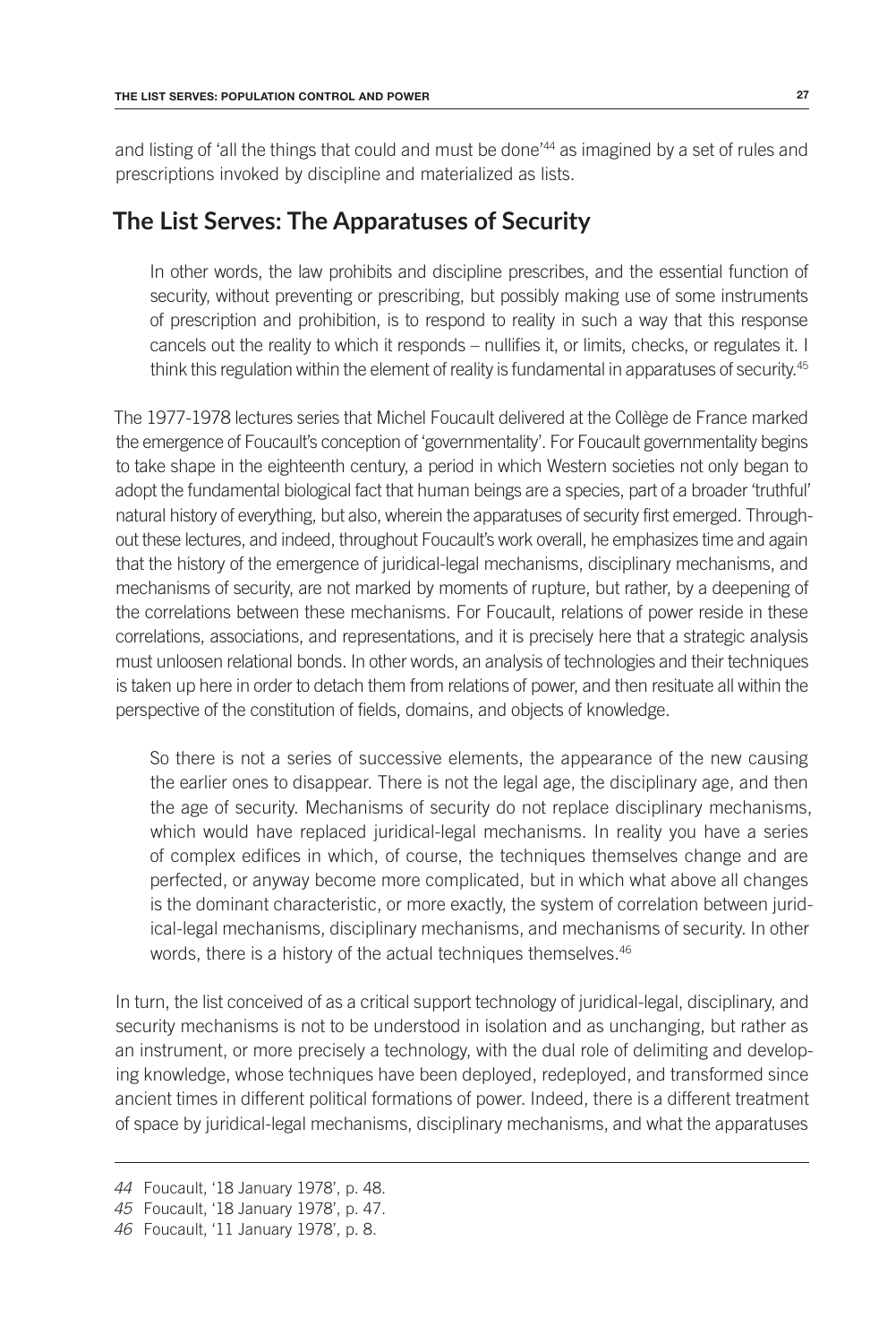and listing of 'all the things that could and must be done'[44] as imagined by a set of rules and prescriptions invoked by discipline and materialized as lists.

## The List Serves: The Apparatuses of Security

> In other words, the law prohibits and discipline prescribes, and the essential function of security, without preventing or prescribing, but possibly making use of some instruments of prescription and prohibition, is to respond to reality in such a way that this response cancels out the reality to which it responds – nullifies it, or limits, checks, or regulates it. I think this regulation within the element of reality is fundamental in apparatuses of security.[45]

The 1977-1978 lectures series that Michel Foucault delivered at the Collège de France marked the emergence of Foucault's conception of 'governmentality'. For Foucault governmentality begins to take shape in the eighteenth century, a period in which Western societies not only began to adopt the fundamental biological fact that human beings are a species, part of a broader 'truthful' natural history of everything, but also, wherein the apparatuses of security first emerged. Throughout these lectures, and indeed, throughout Foucault's work overall, he emphasizes time and again that the history of the emergence of juridical-legal mechanisms, disciplinary mechanisms, and mechanisms of security, are not marked by moments of rupture, but rather, by a deepening of the correlations between these mechanisms. For Foucault, relations of power reside in these correlations, associations, and representations, and it is precisely here that a strategic analysis must unloosen relational bonds. In other words, an analysis of technologies and their techniques is taken up here in order to detach them from relations of power, and then resituate all within the perspective of the constitution of fields, domains, and objects of knowledge.

> So there is not a series of successive elements, the appearance of the new causing the earlier ones to disappear. There is not the legal age, the disciplinary age, and then the age of security. Mechanisms of security do not replace disciplinary mechanisms, which would have replaced juridical-legal mechanisms. In reality you have a series of complex edifices in which, of course, the techniques themselves change and are perfected, or anyway become more complicated, but in which what above all changes is the dominant characteristic, or more exactly, the system of correlation between juridical-legal mechanisms, disciplinary mechanisms, and mechanisms of security. In other words, there is a history of the actual techniques themselves.[46]

In turn, the list conceived of as a critical support technology of juridical-legal, disciplinary, and security mechanisms is not to be understood in isolation and as unchanging, but rather as an instrument, or more precisely a technology, with the dual role of delimiting and developing knowledge, whose techniques have been deployed, redeployed, and transformed since ancient times in different political formations of power. Indeed, there is a different treatment of space by juridical-legal mechanisms, disciplinary mechanisms, and what the apparatuses

---

44 Foucault, '18 January 1978', p. 48.

45 Foucault, '18 January 1978', p. 47.

46 Foucault, '11 January 1978', p. 8.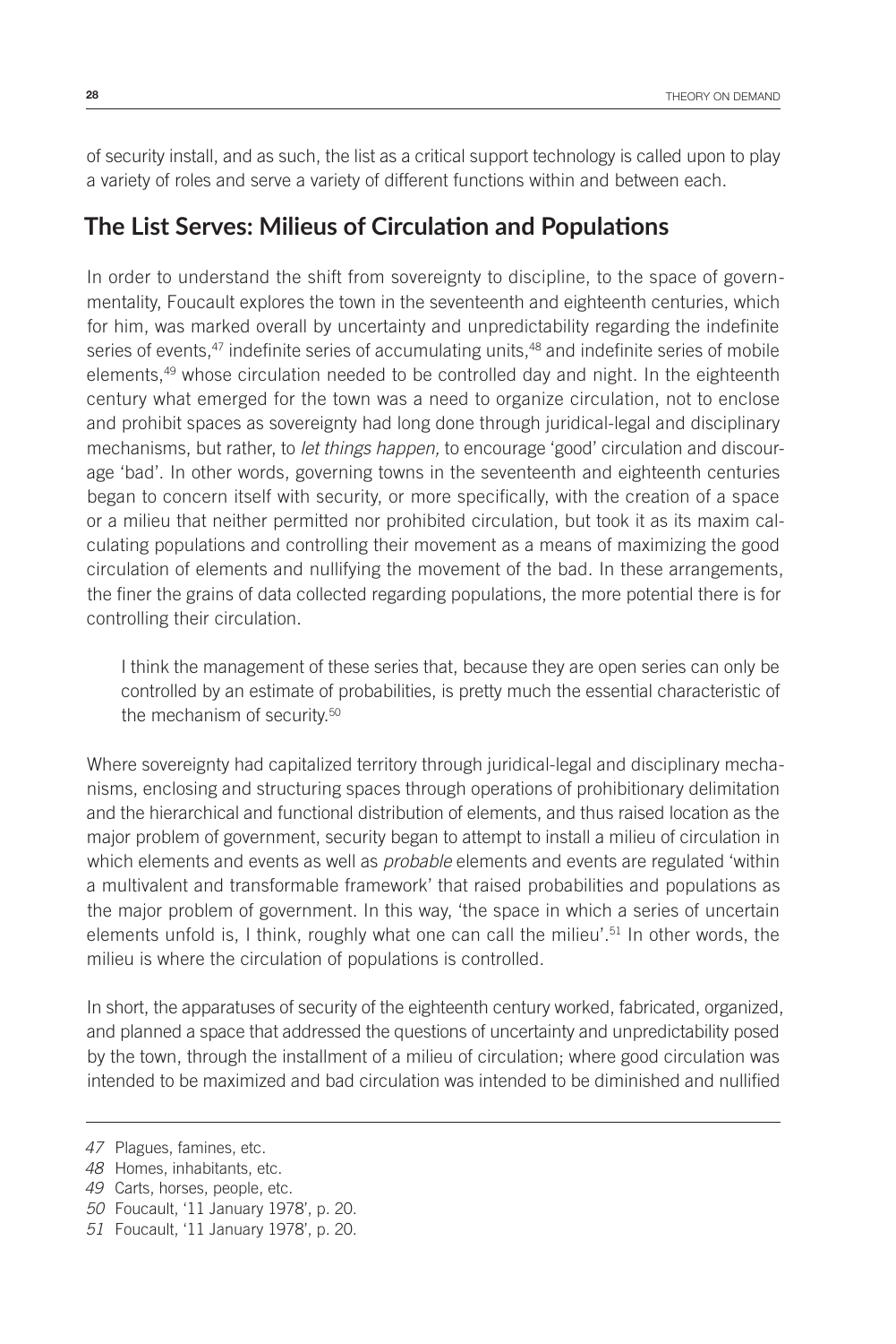of security install, and as such, the list as a critical support technology is called upon to play a variety of roles and serve a variety of different functions within and between each.

## The List Serves: Milieus of Circulation and Populations

In order to understand the shift from sovereignty to discipline, to the space of governmentality, Foucault explores the town in the seventeenth and eighteenth centuries, which for him, was marked overall by uncertainty and unpredictability regarding the indefinite series of events,[47] indefinite series of accumulating units,[48] and indefinite series of mobile elements,[49] whose circulation needed to be controlled day and night. In the eighteenth century what emerged for the town was a need to organize circulation, not to enclose and prohibit spaces as sovereignty had long done through juridical-legal and disciplinary mechanisms, but rather, to *let things happen,* to encourage 'good' circulation and discourage 'bad'. In other words, governing towns in the seventeenth and eighteenth centuries began to concern itself with security, or more specifically, with the creation of a space or a milieu that neither permitted nor prohibited circulation, but took it as its maxim calculating populations and controlling their movement as a means of maximizing the good circulation of elements and nullifying the movement of the bad. In these arrangements, the finer the grains of data collected regarding populations, the more potential there is for controlling their circulation.

> I think the management of these series that, because they are open series can only be controlled by an estimate of probabilities, is pretty much the essential characteristic of the mechanism of security.[50]

Where sovereignty had capitalized territory through juridical-legal and disciplinary mechanisms, enclosing and structuring spaces through operations of prohibitionary delimitation and the hierarchical and functional distribution of elements, and thus raised location as the major problem of government, security began to attempt to install a milieu of circulation in which elements and events as well as *probable* elements and events are regulated 'within a multivalent and transformable framework' that raised probabilities and populations as the major problem of government. In this way, 'the space in which a series of uncertain elements unfold is, I think, roughly what one can call the milieu'.[51] In other words, the milieu is where the circulation of populations is controlled.

In short, the apparatuses of security of the eighteenth century worked, fabricated, organized, and planned a space that addressed the questions of uncertainty and unpredictability posed by the town, through the installment of a milieu of circulation; where good circulation was intended to be maximized and bad circulation was intended to be diminished and nullified

---

47 Plagues, famines, etc.

48 Homes, inhabitants, etc.

49 Carts, horses, people, etc.

50 Foucault, '11 January 1978', p. 20.

51 Foucault, '11 January 1978', p. 20.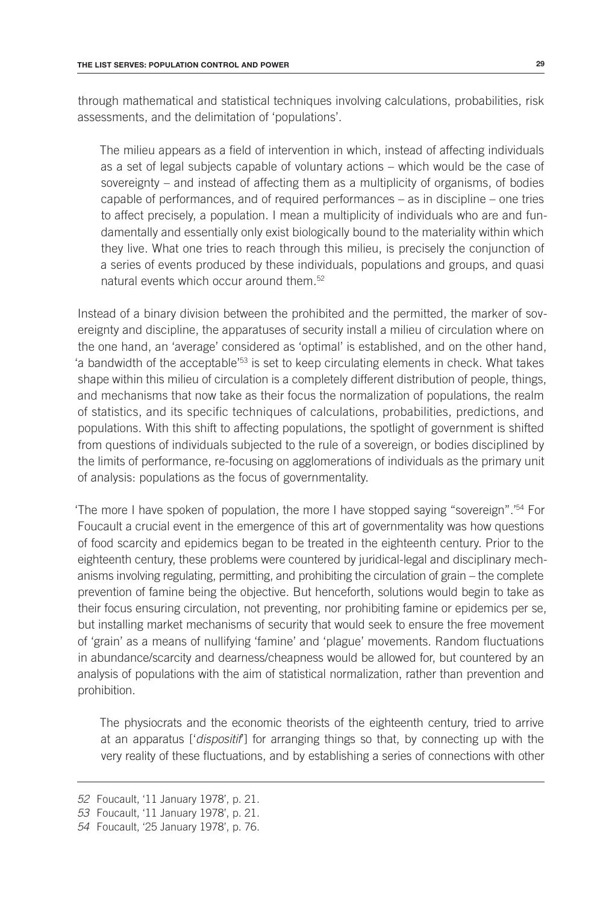through mathematical and statistical techniques involving calculations, probabilities, risk assessments, and the delimitation of 'populations'.

> The milieu appears as a field of intervention in which, instead of affecting individuals as a set of legal subjects capable of voluntary actions – which would be the case of sovereignty – and instead of affecting them as a multiplicity of organisms, of bodies capable of performances, and of required performances – as in discipline – one tries to affect precisely, a population. I mean a multiplicity of individuals who are and fundamentally and essentially only exist biologically bound to the materiality within which they live. What one tries to reach through this milieu, is precisely the conjunction of a series of events produced by these individuals, populations and groups, and quasi natural events which occur around them.[52]

Instead of a binary division between the prohibited and the permitted, the marker of sovereignty and discipline, the apparatuses of security install a milieu of circulation where on the one hand, an 'average' considered as 'optimal' is established, and on the other hand, 'a bandwidth of the acceptable'[53] is set to keep circulating elements in check. What takes shape within this milieu of circulation is a completely different distribution of people, things, and mechanisms that now take as their focus the normalization of populations, the realm of statistics, and its specific techniques of calculations, probabilities, predictions, and populations. With this shift to affecting populations, the spotlight of government is shifted from questions of individuals subjected to the rule of a sovereign, or bodies disciplined by the limits of performance, re-focusing on agglomerations of individuals as the primary unit of analysis: populations as the focus of governmentality.

'The more I have spoken of population, the more I have stopped saying "sovereign".'[54] For Foucault a crucial event in the emergence of this art of governmentality was how questions of food scarcity and epidemics began to be treated in the eighteenth century. Prior to the eighteenth century, these problems were countered by juridical-legal and disciplinary mechanisms involving regulating, permitting, and prohibiting the circulation of grain – the complete prevention of famine being the objective. But henceforth, solutions would begin to take as their focus ensuring circulation, not preventing, nor prohibiting famine or epidemics per se, but installing market mechanisms of security that would seek to ensure the free movement of 'grain' as a means of nullifying 'famine' and 'plague' movements. Random fluctuations in abundance/scarcity and dearness/cheapness would be allowed for, but countered by an analysis of populations with the aim of statistical normalization, rather than prevention and prohibition.

> The physiocrats and the economic theorists of the eighteenth century, tried to arrive at an apparatus ['*dispositif*'] for arranging things so that, by connecting up with the very reality of these fluctuations, and by establishing a series of connections with other

---

52 Foucault, '11 January 1978', p. 21.

53 Foucault, '11 January 1978', p. 21.

54 Foucault, '25 January 1978', p. 76.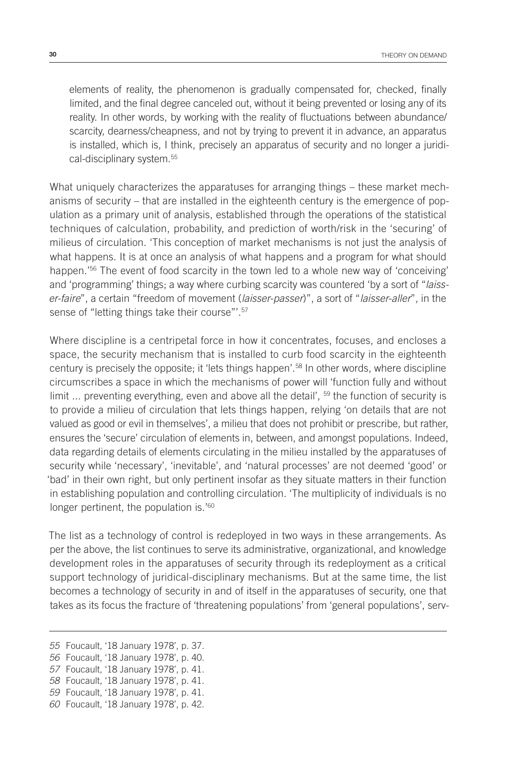> elements of reality, the phenomenon is gradually compensated for, checked, finally limited, and the final degree canceled out, without it being prevented or losing any of its reality. In other words, by working with the reality of fluctuations between abundance/scarcity, dearness/cheapness, and not by trying to prevent it in advance, an apparatus is installed, which is, I think, precisely an apparatus of security and no longer a juridical-disciplinary system.[55]

What uniquely characterizes the apparatuses for arranging things – these market mechanisms of security – that are installed in the eighteenth century is the emergence of population as a primary unit of analysis, established through the operations of the statistical techniques of calculation, probability, and prediction of worth/risk in the 'securing' of milieus of circulation. 'This conception of market mechanisms is not just the analysis of what happens. It is at once an analysis of what happens and a program for what should happen.'[56] The event of food scarcity in the town led to a whole new way of 'conceiving' and 'programming' things; a way where curbing scarcity was countered 'by a sort of "*laisser-faire*", a certain "freedom of movement (*laisser-passer*)", a sort of "*laisser-aller*", in the sense of "letting things take their course"'.[57]

Where discipline is a centripetal force in how it concentrates, focuses, and encloses a space, the security mechanism that is installed to curb food scarcity in the eighteenth century is precisely the opposite; it 'lets things happen'.[58] In other words, where discipline circumscribes a space in which the mechanisms of power will 'function fully and without limit ... preventing everything, even and above all the detail', [59] the function of security is to provide a milieu of circulation that lets things happen, relying 'on details that are not valued as good or evil in themselves', a milieu that does not prohibit or prescribe, but rather, ensures the 'secure' circulation of elements in, between, and amongst populations. Indeed, data regarding details of elements circulating in the milieu installed by the apparatuses of security while 'necessary', 'inevitable', and 'natural processes' are not deemed 'good' or 'bad' in their own right, but only pertinent insofar as they situate matters in their function in establishing population and controlling circulation. 'The multiplicity of individuals is no longer pertinent, the population is.'[60]

The list as a technology of control is redeployed in two ways in these arrangements. As per the above, the list continues to serve its administrative, organizational, and knowledge development roles in the apparatuses of security through its redeployment as a critical support technology of juridical-disciplinary mechanisms. But at the same time, the list becomes a technology of security in and of itself in the apparatuses of security, one that takes as its focus the fracture of 'threatening populations' from 'general populations', serv-

---

*55* Foucault, '18 January 1978', p. 37.

*56* Foucault, '18 January 1978', p. 40.

*57* Foucault, '18 January 1978', p. 41.

*58* Foucault, '18 January 1978', p. 41.

*59* Foucault, '18 January 1978', p. 41.

*60* Foucault, '18 January 1978', p. 42.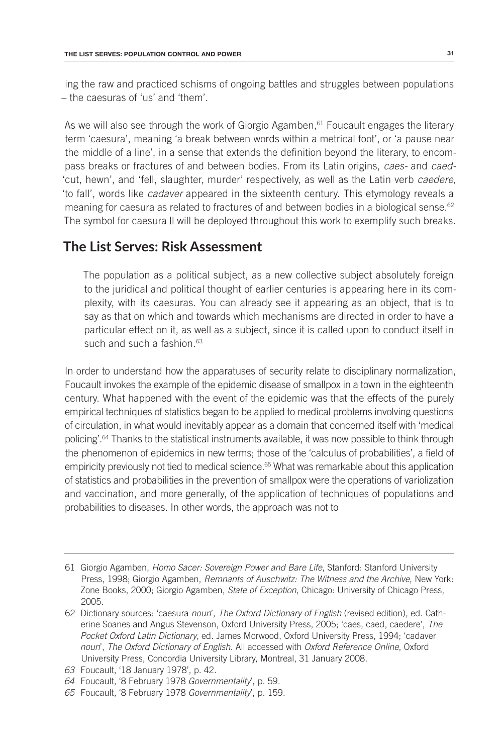ing the raw and practiced schisms of ongoing battles and struggles between populations – the caesuras of 'us' and 'them'.

As we will also see through the work of Giorgio Agamben,[61] Foucault engages the literary term 'caesura', meaning 'a break between words within a metrical foot', or 'a pause near the middle of a line', in a sense that extends the definition beyond the literary, to encompass breaks or fractures of and between bodies. From its Latin origins, *caes-* and *caed-* 'cut, hewn', and 'fell, slaughter, murder' respectively, as well as the Latin verb *caedere,* 'to fall', words like *cadaver* appeared in the sixteenth century. This etymology reveals a meaning for caesura as related to fractures of and between bodies in a biological sense.[62] The symbol for caesura || will be deployed throughout this work to exemplify such breaks.

## The List Serves: Risk Assessment

> The population as a political subject, as a new collective subject absolutely foreign to the juridical and political thought of earlier centuries is appearing here in its complexity, with its caesuras. You can already see it appearing as an object, that is to say as that on which and towards which mechanisms are directed in order to have a particular effect on it, as well as a subject, since it is called upon to conduct itself in such and such a fashion.[63]

In order to understand how the apparatuses of security relate to disciplinary normalization, Foucault invokes the example of the epidemic disease of smallpox in a town in the eighteenth century. What happened with the event of the epidemic was that the effects of the purely empirical techniques of statistics began to be applied to medical problems involving questions of circulation, in what would inevitably appear as a domain that concerned itself with 'medical policing'.[64] Thanks to the statistical instruments available, it was now possible to think through the phenomenon of epidemics in new terms; those of the 'calculus of probabilities', a field of empiricity previously not tied to medical science.[65] What was remarkable about this application of statistics and probabilities in the prevention of smallpox were the operations of variolization and vaccination, and more generally, of the application of techniques of populations and probabilities to diseases. In other words, the approach was not to

---

61 Giorgio Agamben, *Homo Sacer: Sovereign Power and Bare Life*, Stanford: Stanford University Press, 1998; Giorgio Agamben, *Remnants of Auschwitz: The Witness and the Archive*, New York: Zone Books, 2000; Giorgio Agamben, *State of Exception*, Chicago: University of Chicago Press, 2005.

62 Dictionary sources: 'caesura *noun*', *The Oxford Dictionary of English* (revised edition), ed. Catherine Soanes and Angus Stevenson, Oxford University Press, 2005; 'caes, caed, caedere', *The Pocket Oxford Latin Dictionary*, ed. James Morwood, Oxford University Press, 1994; 'cadaver *noun*', *The Oxford Dictionary of English*. All accessed with *Oxford Reference Online*, Oxford University Press, Concordia University Library, Montreal, 31 January 2008.

*63* Foucault, '18 January 1978', p. 42.

*64* Foucault, '8 February 1978 *Governmentality*', p. 59.

*65* Foucault, '8 February 1978 *Governmentality*', p. 159.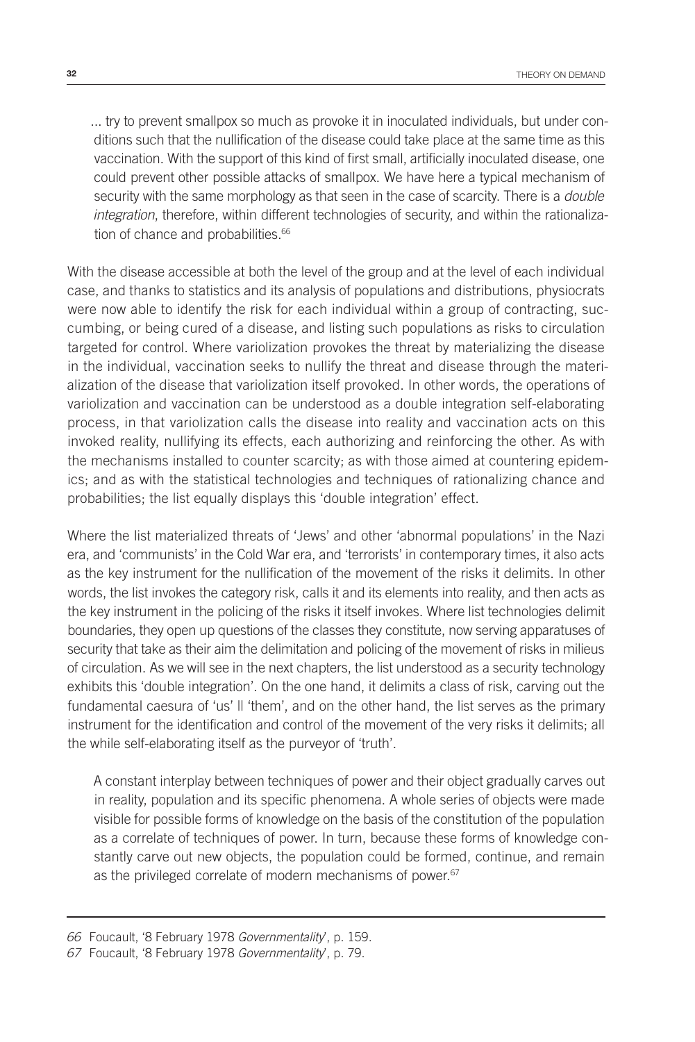> ... try to prevent smallpox so much as provoke it in inoculated individuals, but under conditions such that the nullification of the disease could take place at the same time as this vaccination. With the support of this kind of first small, artificially inoculated disease, one could prevent other possible attacks of smallpox. We have here a typical mechanism of security with the same morphology as that seen in the case of scarcity. There is a *double integration*, therefore, within different technologies of security, and within the rationalization of chance and probabilities.[66]

With the disease accessible at both the level of the group and at the level of each individual case, and thanks to statistics and its analysis of populations and distributions, physiocrats were now able to identify the risk for each individual within a group of contracting, succumbing, or being cured of a disease, and listing such populations as risks to circulation targeted for control. Where variolization provokes the threat by materializing the disease in the individual, vaccination seeks to nullify the threat and disease through the materialization of the disease that variolization itself provoked. In other words, the operations of variolization and vaccination can be understood as a double integration self-elaborating process, in that variolization calls the disease into reality and vaccination acts on this invoked reality, nullifying its effects, each authorizing and reinforcing the other. As with the mechanisms installed to counter scarcity; as with those aimed at countering epidemics; and as with the statistical technologies and techniques of rationalizing chance and probabilities; the list equally displays this 'double integration' effect.

Where the list materialized threats of 'Jews' and other 'abnormal populations' in the Nazi era, and 'communists' in the Cold War era, and 'terrorists' in contemporary times, it also acts as the key instrument for the nullification of the movement of the risks it delimits. In other words, the list invokes the category risk, calls it and its elements into reality, and then acts as the key instrument in the policing of the risks it itself invokes. Where list technologies delimit boundaries, they open up questions of the classes they constitute, now serving apparatuses of security that take as their aim the delimitation and policing of the movement of risks in milieus of circulation. As we will see in the next chapters, the list understood as a security technology exhibits this 'double integration'. On the one hand, it delimits a class of risk, carving out the fundamental caesura of 'us' ll 'them', and on the other hand, the list serves as the primary instrument for the identification and control of the movement of the very risks it delimits; all the while self-elaborating itself as the purveyor of 'truth'.

> A constant interplay between techniques of power and their object gradually carves out in reality, population and its specific phenomena. A whole series of objects were made visible for possible forms of knowledge on the basis of the constitution of the population as a correlate of techniques of power. In turn, because these forms of knowledge constantly carve out new objects, the population could be formed, continue, and remain as the privileged correlate of modern mechanisms of power.[67]

---

*66* Foucault, '8 February 1978 *Governmentality*', p. 159.

*67* Foucault, '8 February 1978 *Governmentality*', p. 79.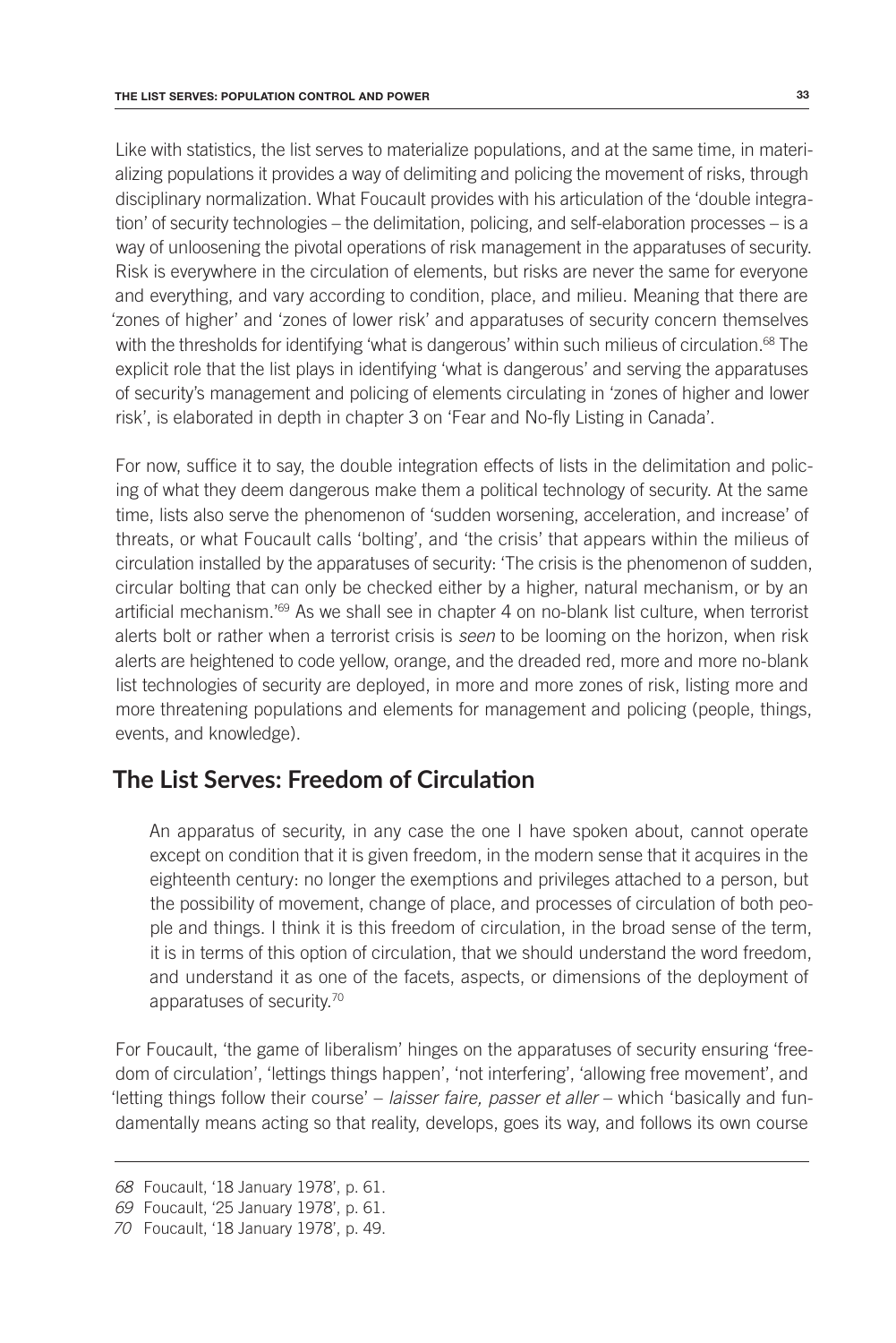Like with statistics, the list serves to materialize populations, and at the same time, in materializing populations it provides a way of delimiting and policing the movement of risks, through disciplinary normalization. What Foucault provides with his articulation of the 'double integration' of security technologies – the delimitation, policing, and self-elaboration processes – is a way of unloosening the pivotal operations of risk management in the apparatuses of security. Risk is everywhere in the circulation of elements, but risks are never the same for everyone and everything, and vary according to condition, place, and milieu. Meaning that there are 'zones of higher' and 'zones of lower risk' and apparatuses of security concern themselves with the thresholds for identifying 'what is dangerous' within such milieus of circulation.[68] The explicit role that the list plays in identifying 'what is dangerous' and serving the apparatuses of security's management and policing of elements circulating in 'zones of higher and lower risk', is elaborated in depth in chapter 3 on 'Fear and No-fly Listing in Canada'.

For now, suffice it to say, the double integration effects of lists in the delimitation and policing of what they deem dangerous make them a political technology of security. At the same time, lists also serve the phenomenon of 'sudden worsening, acceleration, and increase' of threats, or what Foucault calls 'bolting', and 'the crisis' that appears within the milieus of circulation installed by the apparatuses of security: 'The crisis is the phenomenon of sudden, circular bolting that can only be checked either by a higher, natural mechanism, or by an artificial mechanism.'[69] As we shall see in chapter 4 on no-blank list culture, when terrorist alerts bolt or rather when a terrorist crisis is *seen* to be looming on the horizon, when risk alerts are heightened to code yellow, orange, and the dreaded red, more and more no-blank list technologies of security are deployed, in more and more zones of risk, listing more and more threatening populations and elements for management and policing (people, things, events, and knowledge).

## The List Serves: Freedom of Circulation

> An apparatus of security, in any case the one I have spoken about, cannot operate except on condition that it is given freedom, in the modern sense that it acquires in the eighteenth century: no longer the exemptions and privileges attached to a person, but the possibility of movement, change of place, and processes of circulation of both people and things. I think it is this freedom of circulation, in the broad sense of the term, it is in terms of this option of circulation, that we should understand the word freedom, and understand it as one of the facets, aspects, or dimensions of the deployment of apparatuses of security.[70]

For Foucault, 'the game of liberalism' hinges on the apparatuses of security ensuring 'freedom of circulation', 'lettings things happen', 'not interfering', 'allowing free movement', and 'letting things follow their course' – *laisser faire, passer et aller* – which 'basically and fundamentally means acting so that reality, develops, goes its way, and follows its own course

---

*68* Foucault, '18 January 1978', p. 61.

*69* Foucault, '25 January 1978', p. 61.

*70* Foucault, '18 January 1978', p. 49.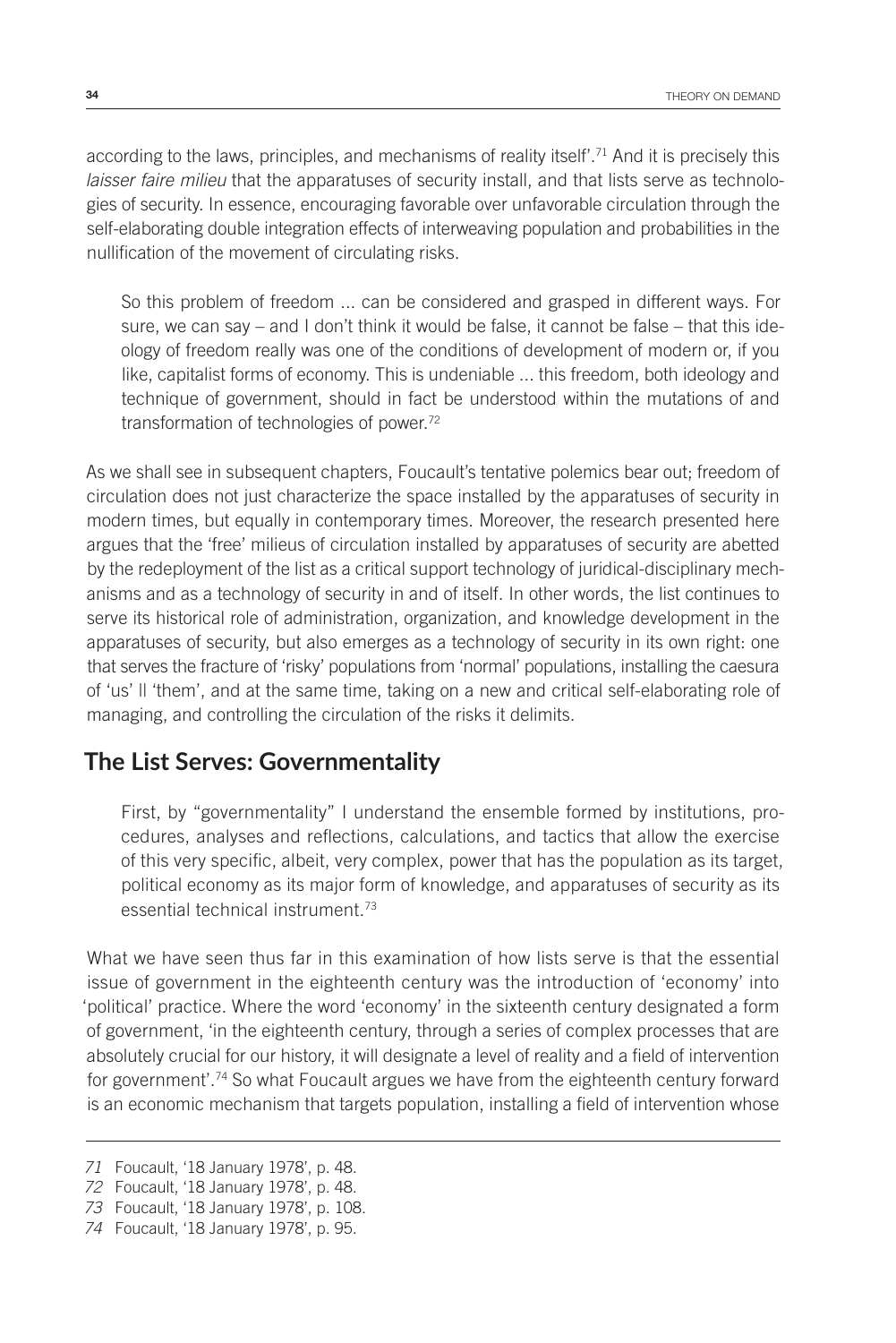according to the laws, principles, and mechanisms of reality itself'.[71] And it is precisely this *laisser faire milieu* that the apparatuses of security install, and that lists serve as technologies of security. In essence, encouraging favorable over unfavorable circulation through the self-elaborating double integration effects of interweaving population and probabilities in the nullification of the movement of circulating risks.

> So this problem of freedom ... can be considered and grasped in different ways. For sure, we can say – and I don't think it would be false, it cannot be false – that this ideology of freedom really was one of the conditions of development of modern or, if you like, capitalist forms of economy. This is undeniable ... this freedom, both ideology and technique of government, should in fact be understood within the mutations of and transformation of technologies of power.[72]

As we shall see in subsequent chapters, Foucault's tentative polemics bear out; freedom of circulation does not just characterize the space installed by the apparatuses of security in modern times, but equally in contemporary times. Moreover, the research presented here argues that the 'free' milieus of circulation installed by apparatuses of security are abetted by the redeployment of the list as a critical support technology of juridical-disciplinary mechanisms and as a technology of security in and of itself. In other words, the list continues to serve its historical role of administration, organization, and knowledge development in the apparatuses of security, but also emerges as a technology of security in its own right: one that serves the fracture of 'risky' populations from 'normal' populations, installing the caesura of 'us' || 'them', and at the same time, taking on a new and critical self-elaborating role of managing, and controlling the circulation of the risks it delimits.

## The List Serves: Governmentality

> First, by "governmentality" I understand the ensemble formed by institutions, procedures, analyses and reflections, calculations, and tactics that allow the exercise of this very specific, albeit, very complex, power that has the population as its target, political economy as its major form of knowledge, and apparatuses of security as its essential technical instrument.[73]

What we have seen thus far in this examination of how lists serve is that the essential issue of government in the eighteenth century was the introduction of 'economy' into 'political' practice. Where the word 'economy' in the sixteenth century designated a form of government, 'in the eighteenth century, through a series of complex processes that are absolutely crucial for our history, it will designate a level of reality and a field of intervention for government'.[74] So what Foucault argues we have from the eighteenth century forward is an economic mechanism that targets population, installing a field of intervention whose

---

*71* Foucault, '18 January 1978', p. 48.

*72* Foucault, '18 January 1978', p. 48.

*73* Foucault, '18 January 1978', p. 108.

*74* Foucault, '18 January 1978', p. 95.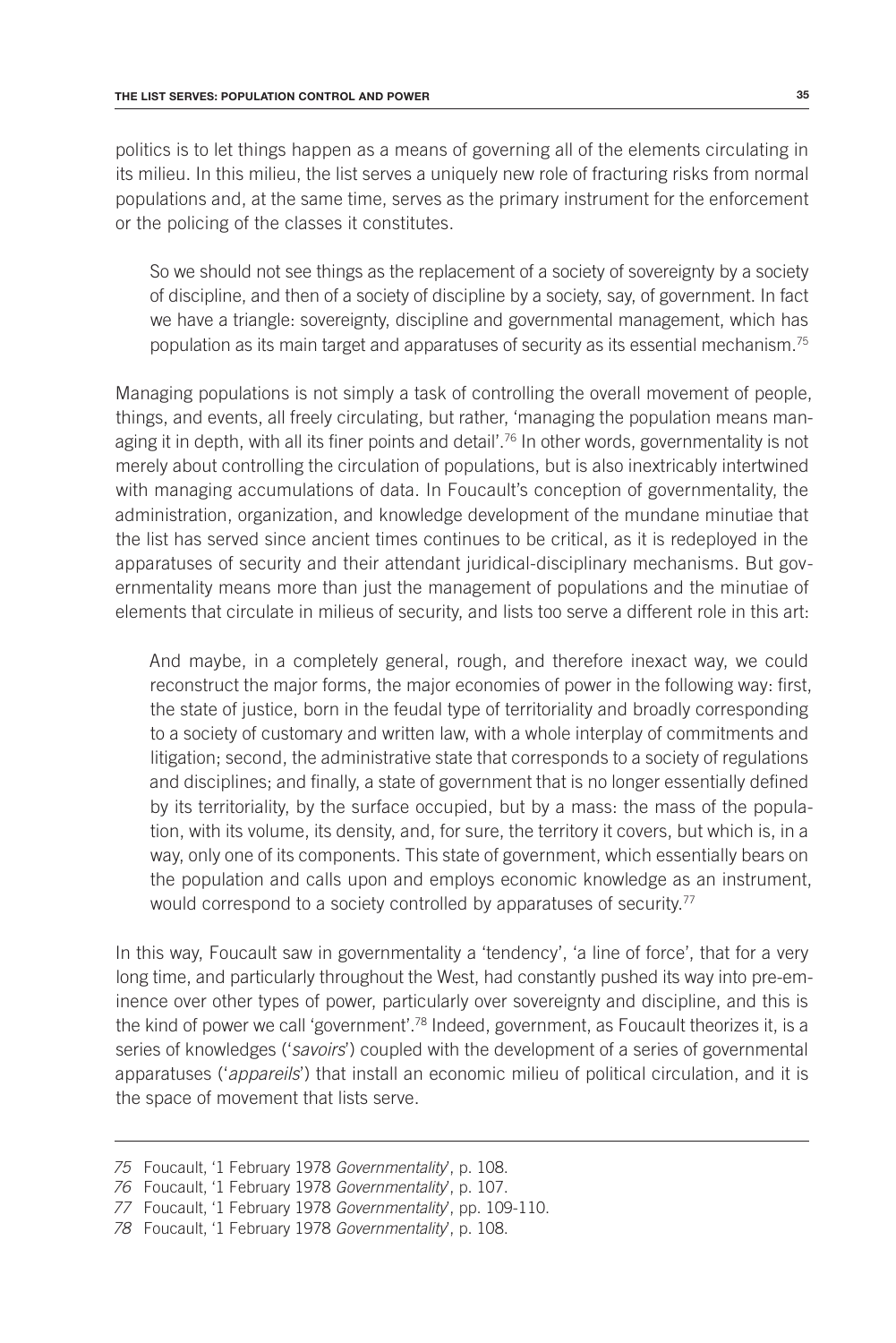politics is to let things happen as a means of governing all of the elements circulating in its milieu. In this milieu, the list serves a uniquely new role of fracturing risks from normal populations and, at the same time, serves as the primary instrument for the enforcement or the policing of the classes it constitutes.

> So we should not see things as the replacement of a society of sovereignty by a society of discipline, and then of a society of discipline by a society, say, of government. In fact we have a triangle: sovereignty, discipline and governmental management, which has population as its main target and apparatuses of security as its essential mechanism.[75]

Managing populations is not simply a task of controlling the overall movement of people, things, and events, all freely circulating, but rather, 'managing the population means managing it in depth, with all its finer points and detail'.[76] In other words, governmentality is not merely about controlling the circulation of populations, but is also inextricably intertwined with managing accumulations of data. In Foucault's conception of governmentality, the administration, organization, and knowledge development of the mundane minutiae that the list has served since ancient times continues to be critical, as it is redeployed in the apparatuses of security and their attendant juridical-disciplinary mechanisms. But governmentality means more than just the management of populations and the minutiae of elements that circulate in milieus of security, and lists too serve a different role in this art:

> And maybe, in a completely general, rough, and therefore inexact way, we could reconstruct the major forms, the major economies of power in the following way: first, the state of justice, born in the feudal type of territoriality and broadly corresponding to a society of customary and written law, with a whole interplay of commitments and litigation; second, the administrative state that corresponds to a society of regulations and disciplines; and finally, a state of government that is no longer essentially defined by its territoriality, by the surface occupied, but by a mass: the mass of the population, with its volume, its density, and, for sure, the territory it covers, but which is, in a way, only one of its components. This state of government, which essentially bears on the population and calls upon and employs economic knowledge as an instrument, would correspond to a society controlled by apparatuses of security.[77]

In this way, Foucault saw in governmentality a 'tendency', 'a line of force', that for a very long time, and particularly throughout the West, had constantly pushed its way into pre-eminence over other types of power, particularly over sovereignty and discipline, and this is the kind of power we call 'government'.[78] Indeed, government, as Foucault theorizes it, is a series of knowledges ('*savoirs*') coupled with the development of a series of governmental apparatuses ('*appareils*') that install an economic milieu of political circulation, and it is the space of movement that lists serve.

---

*75* Foucault, '1 February 1978 *Governmentality*', p. 108.

*76* Foucault, '1 February 1978 *Governmentality*', p. 107.

*77* Foucault, '1 February 1978 *Governmentality*', pp. 109-110.

*78* Foucault, '1 February 1978 *Governmentality*', p. 108.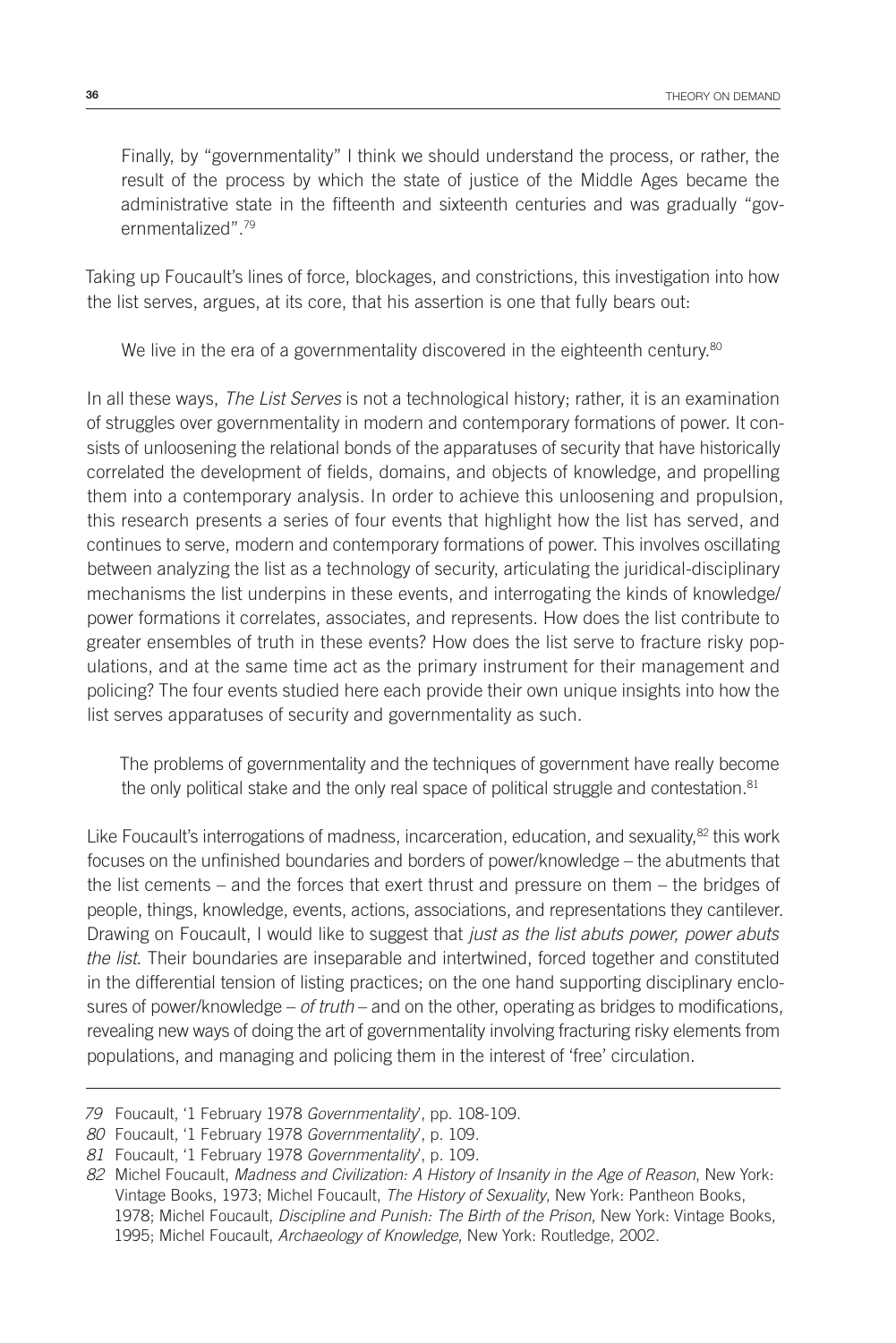> Finally, by "governmentality" I think we should understand the process, or rather, the result of the process by which the state of justice of the Middle Ages became the administrative state in the fifteenth and sixteenth centuries and was gradually "governmentalized".[79]

Taking up Foucault's lines of force, blockages, and constrictions, this investigation into how the list serves, argues, at its core, that his assertion is one that fully bears out:

> We live in the era of a governmentality discovered in the eighteenth century.[80]

In all these ways, *The List Serves* is not a technological history; rather, it is an examination of struggles over governmentality in modern and contemporary formations of power. It consists of unloosening the relational bonds of the apparatuses of security that have historically correlated the development of fields, domains, and objects of knowledge, and propelling them into a contemporary analysis. In order to achieve this unloosening and propulsion, this research presents a series of four events that highlight how the list has served, and continues to serve, modern and contemporary formations of power. This involves oscillating between analyzing the list as a technology of security, articulating the juridical-disciplinary mechanisms the list underpins in these events, and interrogating the kinds of knowledge/power formations it correlates, associates, and represents. How does the list contribute to greater ensembles of truth in these events? How does the list serve to fracture risky populations, and at the same time act as the primary instrument for their management and policing? The four events studied here each provide their own unique insights into how the list serves apparatuses of security and governmentality as such.

> The problems of governmentality and the techniques of government have really become the only political stake and the only real space of political struggle and contestation.[81]

Like Foucault's interrogations of madness, incarceration, education, and sexuality,[82] this work focuses on the unfinished boundaries and borders of power/knowledge – the abutments that the list cements – and the forces that exert thrust and pressure on them – the bridges of people, things, knowledge, events, actions, associations, and representations they cantilever. Drawing on Foucault, I would like to suggest that *just as the list abuts power, power abuts the list*. Their boundaries are inseparable and intertwined, forced together and constituted in the differential tension of listing practices; on the one hand supporting disciplinary enclosures of power/knowledge – *of truth* – and on the other, operating as bridges to modifications, revealing new ways of doing the art of governmentality involving fracturing risky elements from populations, and managing and policing them in the interest of 'free' circulation.

---

79 Foucault, '1 February 1978 *Governmentality*', pp. 108-109.

80 Foucault, '1 February 1978 *Governmentality*', p. 109.

81 Foucault, '1 February 1978 *Governmentality*', p. 109.

82 Michel Foucault, *Madness and Civilization: A History of Insanity in the Age of Reason*, New York: Vintage Books, 1973; Michel Foucault, *The History of Sexuality*, New York: Pantheon Books, 1978; Michel Foucault, *Discipline and Punish: The Birth of the Prison*, New York: Vintage Books, 1995; Michel Foucault, *Archaeology of Knowledge*, New York: Routledge, 2002.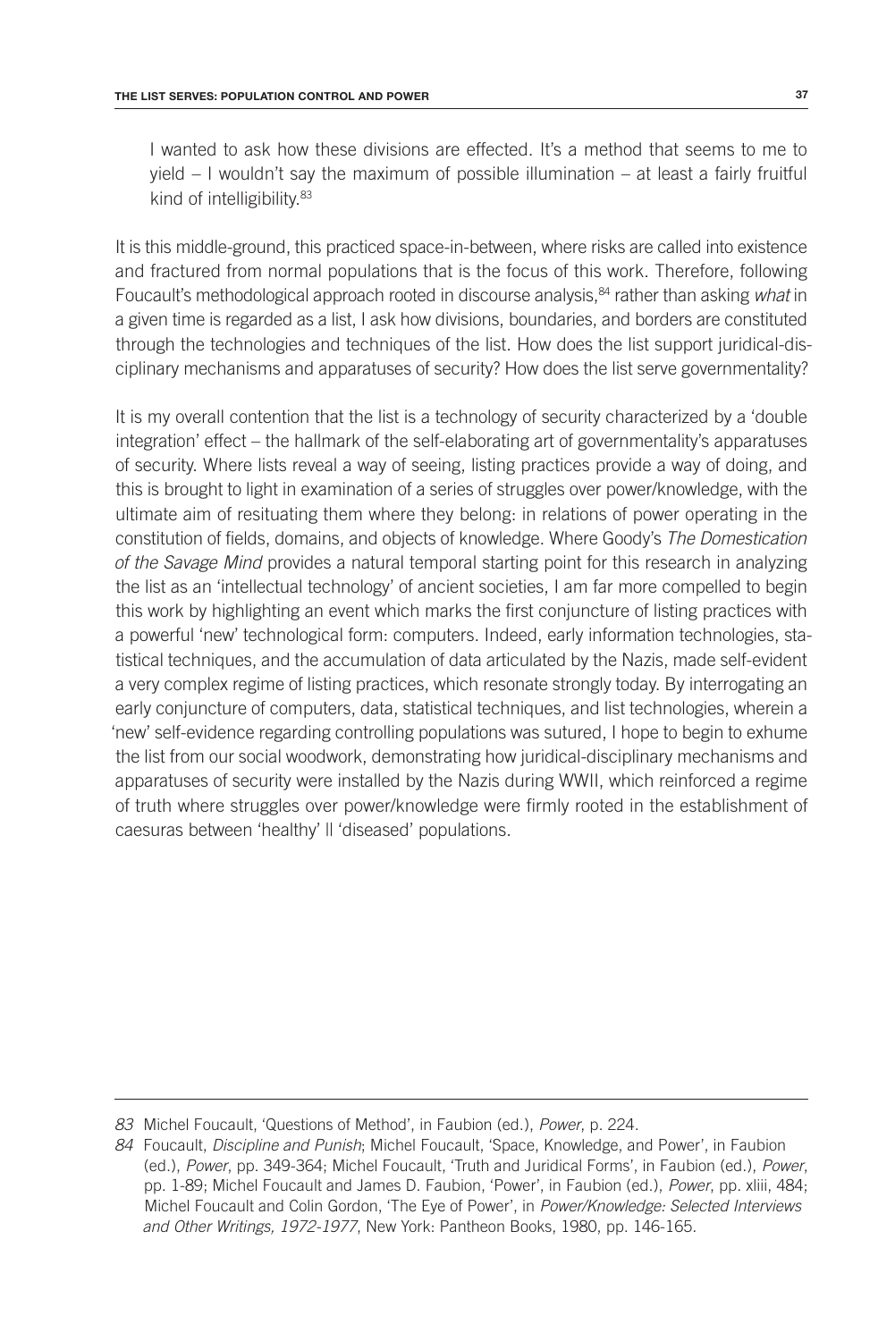> I wanted to ask how these divisions are effected. It's a method that seems to me to yield – I wouldn't say the maximum of possible illumination – at least a fairly fruitful kind of intelligibility.[83]

It is this middle-ground, this practiced space-in-between, where risks are called into existence and fractured from normal populations that is the focus of this work. Therefore, following Foucault's methodological approach rooted in discourse analysis,[84] rather than asking *what* in a given time is regarded as a list, I ask how divisions, boundaries, and borders are constituted through the technologies and techniques of the list. How does the list support juridical-disciplinary mechanisms and apparatuses of security? How does the list serve governmentality?

It is my overall contention that the list is a technology of security characterized by a 'double integration' effect – the hallmark of the self-elaborating art of governmentality's apparatuses of security. Where lists reveal a way of seeing, listing practices provide a way of doing, and this is brought to light in examination of a series of struggles over power/knowledge, with the ultimate aim of resituating them where they belong: in relations of power operating in the constitution of fields, domains, and objects of knowledge. Where Goody's *The Domestication of the Savage Mind* provides a natural temporal starting point for this research in analyzing the list as an 'intellectual technology' of ancient societies, I am far more compelled to begin this work by highlighting an event which marks the first conjuncture of listing practices with a powerful 'new' technological form: computers. Indeed, early information technologies, statistical techniques, and the accumulation of data articulated by the Nazis, made self-evident a very complex regime of listing practices, which resonate strongly today. By interrogating an early conjuncture of computers, data, statistical techniques, and list technologies, wherein a 'new' self-evidence regarding controlling populations was sutured, I hope to begin to exhume the list from our social woodwork, demonstrating how juridical-disciplinary mechanisms and apparatuses of security were installed by the Nazis during WWII, which reinforced a regime of truth where struggles over power/knowledge were firmly rooted in the establishment of caesuras between 'healthy' || 'diseased' populations.

---

83 Michel Foucault, 'Questions of Method', in Faubion (ed.), *Power*, p. 224.

84 Foucault, *Discipline and Punish*; Michel Foucault, 'Space, Knowledge, and Power', in Faubion (ed.), *Power*, pp. 349-364; Michel Foucault, 'Truth and Juridical Forms', in Faubion (ed.), *Power*, pp. 1-89; Michel Foucault and James D. Faubion, 'Power', in Faubion (ed.), *Power*, pp. xliii, 484; Michel Foucault and Colin Gordon, 'The Eye of Power', in *Power/Knowledge: Selected Interviews and Other Writings, 1972-1977*, New York: Pantheon Books, 1980, pp. 146-165.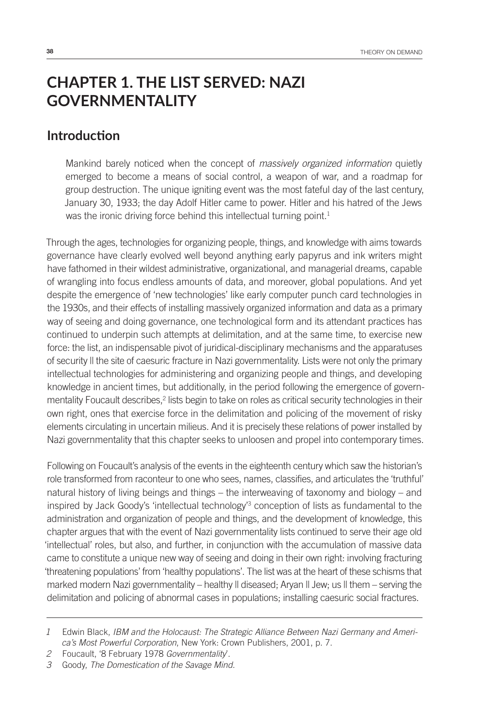# CHAPTER 1. THE LIST SERVED: NAZI GOVERNMENTALITY

## Introduction

> Mankind barely noticed when the concept of *massively organized information* quietly emerged to become a means of social control, a weapon of war, and a roadmap for group destruction. The unique igniting event was the most fateful day of the last century, January 30, 1933; the day Adolf Hitler came to power. Hitler and his hatred of the Jews was the ironic driving force behind this intellectual turning point.[1]

Through the ages, technologies for organizing people, things, and knowledge with aims towards governance have clearly evolved well beyond anything early papyrus and ink writers might have fathomed in their wildest administrative, organizational, and managerial dreams, capable of wrangling into focus endless amounts of data, and moreover, global populations. And yet despite the emergence of 'new technologies' like early computer punch card technologies in the 1930s, and their effects of installing massively organized information and data as a primary way of seeing and doing governance, one technological form and its attendant practices has continued to underpin such attempts at delimitation, and at the same time, to exercise new force: the list, an indispensable pivot of juridical-disciplinary mechanisms and the apparatuses of security || the site of caesuric fracture in Nazi governmentality. Lists were not only the primary intellectual technologies for administering and organizing people and things, and developing knowledge in ancient times, but additionally, in the period following the emergence of governmentality Foucault describes,[2] lists begin to take on roles as critical security technologies in their own right, ones that exercise force in the delimitation and policing of the movement of risky elements circulating in uncertain milieus. And it is precisely these relations of power installed by Nazi governmentality that this chapter seeks to unloosen and propel into contemporary times.

Following on Foucault's analysis of the events in the eighteenth century which saw the historian's role transformed from raconteur to one who sees, names, classifies, and articulates the 'truthful' natural history of living beings and things – the interweaving of taxonomy and biology – and inspired by Jack Goody's 'intellectual technology'[3] conception of lists as fundamental to the administration and organization of people and things, and the development of knowledge, this chapter argues that with the event of Nazi governmentality lists continued to serve their age old 'intellectual' roles, but also, and further, in conjunction with the accumulation of massive data came to constitute a unique new way of seeing and doing in their own right: involving fracturing 'threatening populations' from 'healthy populations'. The list was at the heart of these schisms that marked modern Nazi governmentality – healthy || diseased; Aryan || Jew; us || them – serving the delimitation and policing of abnormal cases in populations; installing caesuric social fractures.

---

*1* Edwin Black, *IBM and the Holocaust: The Strategic Alliance Between Nazi Germany and America's Most Powerful Corporation*, New York: Crown Publishers, 2001, p. 7.

*2* Foucault, '8 February 1978 *Governmentality*'.

*3* Goody, *The Domestication of the Savage Mind*.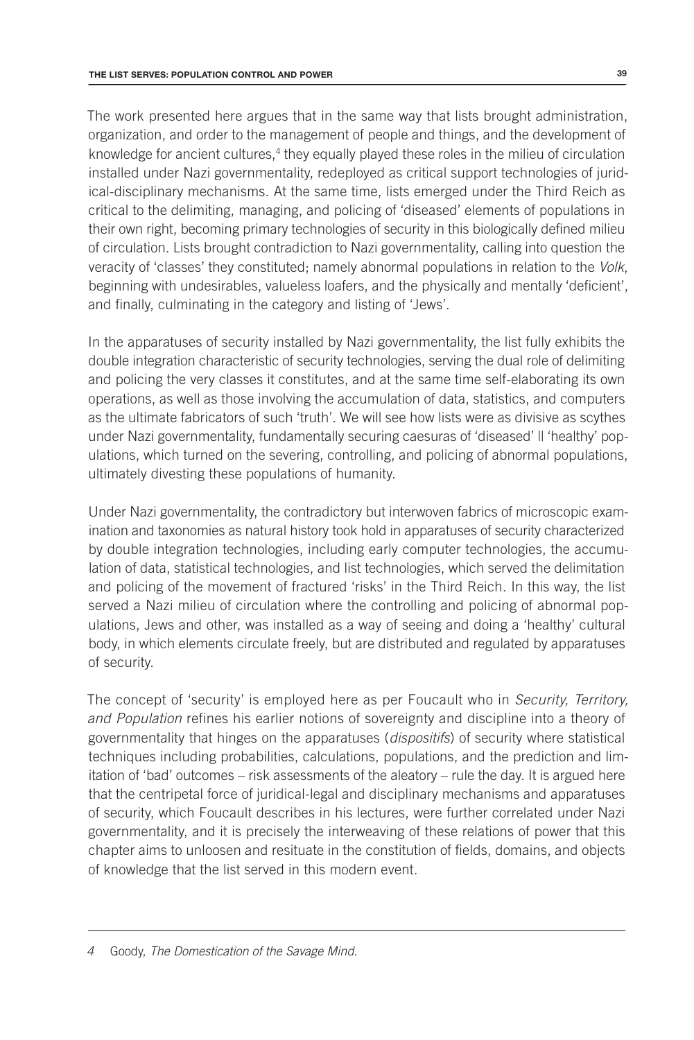The work presented here argues that in the same way that lists brought administration, organization, and order to the management of people and things, and the development of knowledge for ancient cultures,[4] they equally played these roles in the milieu of circulation installed under Nazi governmentality, redeployed as critical support technologies of juridical-disciplinary mechanisms. At the same time, lists emerged under the Third Reich as critical to the delimiting, managing, and policing of 'diseased' elements of populations in their own right, becoming primary technologies of security in this biologically defined milieu of circulation. Lists brought contradiction to Nazi governmentality, calling into question the veracity of 'classes' they constituted; namely abnormal populations in relation to the *Volk*, beginning with undesirables, valueless loafers, and the physically and mentally 'deficient', and finally, culminating in the category and listing of 'Jews'.

In the apparatuses of security installed by Nazi governmentality, the list fully exhibits the double integration characteristic of security technologies, serving the dual role of delimiting and policing the very classes it constitutes, and at the same time self-elaborating its own operations, as well as those involving the accumulation of data, statistics, and computers as the ultimate fabricators of such 'truth'. We will see how lists were as divisive as scythes under Nazi governmentality, fundamentally securing caesuras of 'diseased' || 'healthy' populations, which turned on the severing, controlling, and policing of abnormal populations, ultimately divesting these populations of humanity.

Under Nazi governmentality, the contradictory but interwoven fabrics of microscopic examination and taxonomies as natural history took hold in apparatuses of security characterized by double integration technologies, including early computer technologies, the accumulation of data, statistical technologies, and list technologies, which served the delimitation and policing of the movement of fractured 'risks' in the Third Reich. In this way, the list served a Nazi milieu of circulation where the controlling and policing of abnormal populations, Jews and other, was installed as a way of seeing and doing a 'healthy' cultural body, in which elements circulate freely, but are distributed and regulated by apparatuses of security.

The concept of 'security' is employed here as per Foucault who in *Security, Territory, and Population* refines his earlier notions of sovereignty and discipline into a theory of governmentality that hinges on the apparatuses (*dispositifs*) of security where statistical techniques including probabilities, calculations, populations, and the prediction and limitation of 'bad' outcomes – risk assessments of the aleatory – rule the day. It is argued here that the centripetal force of juridical-legal and disciplinary mechanisms and apparatuses of security, which Foucault describes in his lectures, were further correlated under Nazi governmentality, and it is precisely the interweaving of these relations of power that this chapter aims to unloosen and resituate in the constitution of fields, domains, and objects of knowledge that the list served in this modern event.

---

4 Goody, *The Domestication of the Savage Mind*.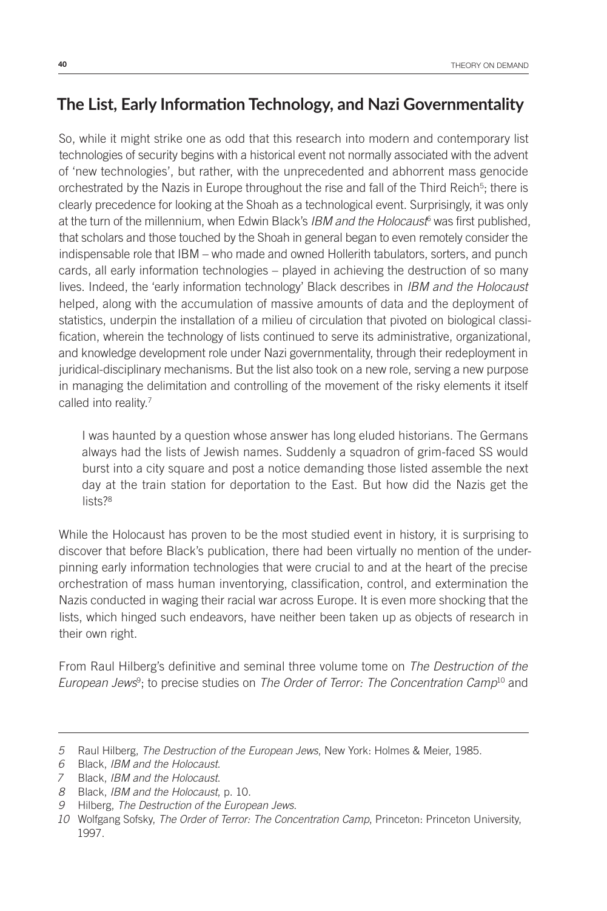## The List, Early Information Technology, and Nazi Governmentality

So, while it might strike one as odd that this research into modern and contemporary list technologies of security begins with a historical event not normally associated with the advent of 'new technologies', but rather, with the unprecedented and abhorrent mass genocide orchestrated by the Nazis in Europe throughout the rise and fall of the Third Reich[5]; there is clearly precedence for looking at the Shoah as a technological event. Surprisingly, it was only at the turn of the millennium, when Edwin Black's *IBM and the Holocaust*[6] was first published, that scholars and those touched by the Shoah in general began to even remotely consider the indispensable role that IBM – who made and owned Hollerith tabulators, sorters, and punch cards, all early information technologies – played in achieving the destruction of so many lives. Indeed, the 'early information technology' Black describes in *IBM and the Holocaust* helped, along with the accumulation of massive amounts of data and the deployment of statistics, underpin the installation of a milieu of circulation that pivoted on biological classification, wherein the technology of lists continued to serve its administrative, organizational, and knowledge development role under Nazi governmentality, through their redeployment in juridical-disciplinary mechanisms. But the list also took on a new role, serving a new purpose in managing the delimitation and controlling of the movement of the risky elements it itself called into reality.[7]

> I was haunted by a question whose answer has long eluded historians. The Germans always had the lists of Jewish names. Suddenly a squadron of grim-faced SS would burst into a city square and post a notice demanding those listed assemble the next day at the train station for deportation to the East. But how did the Nazis get the lists?[8]

While the Holocaust has proven to be the most studied event in history, it is surprising to discover that before Black's publication, there had been virtually no mention of the underpinning early information technologies that were crucial to and at the heart of the precise orchestration of mass human inventorying, classification, control, and extermination the Nazis conducted in waging their racial war across Europe. It is even more shocking that the lists, which hinged such endeavors, have neither been taken up as objects of research in their own right.

From Raul Hilberg's definitive and seminal three volume tome on *The Destruction of the European Jews*[9]; to precise studies on *The Order of Terror: The Concentration Camp*[10] and

---

5 Raul Hilberg, *The Destruction of the European Jews*, New York: Holmes & Meier, 1985.

6 Black, *IBM and the Holocaust*.

7 Black, *IBM and the Holocaust*.

8 Black, *IBM and the Holocaust*, p. 10.

9 Hilberg, *The Destruction of the European Jews*.

10 Wolfgang Sofsky, *The Order of Terror: The Concentration Camp*, Princeton: Princeton University, 1997.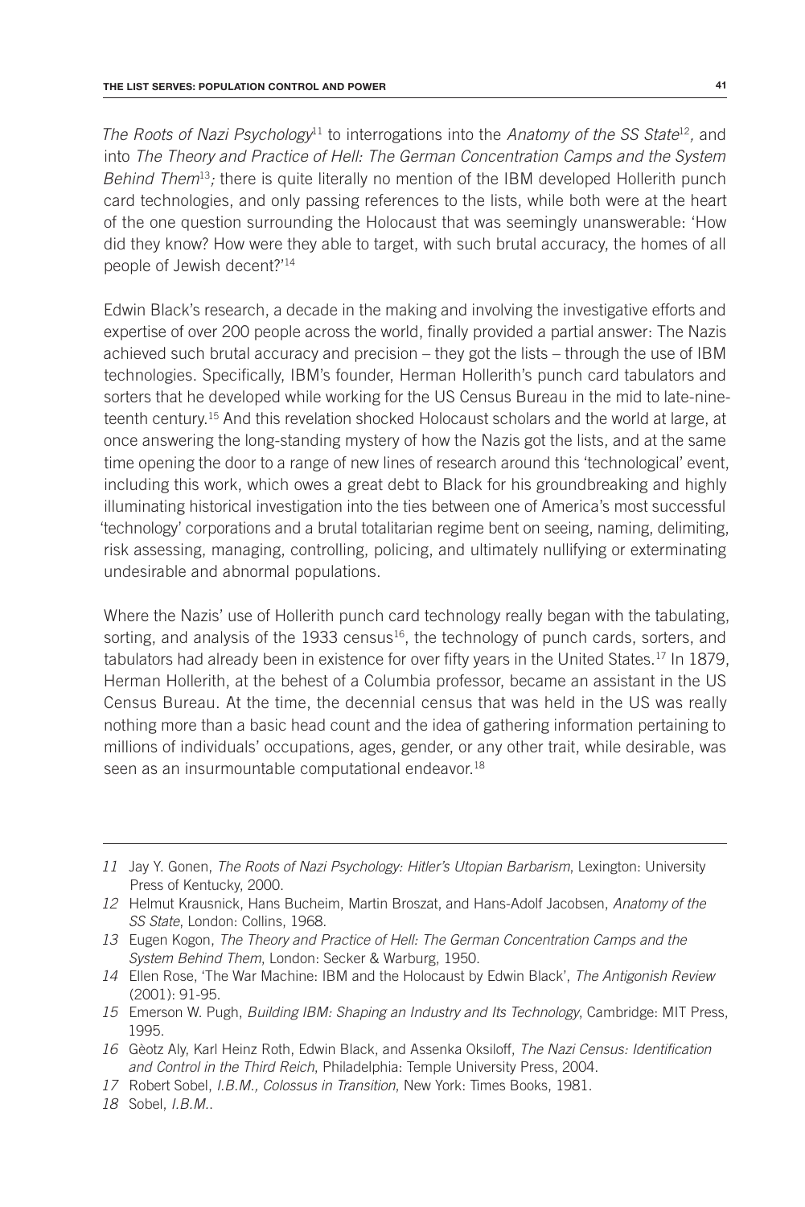*The Roots of Nazi Psychology*[11] to interrogations into the *Anatomy of the SS State*[12], and into *The Theory and Practice of Hell: The German Concentration Camps and the System Behind Them*[13]; there is quite literally no mention of the IBM developed Hollerith punch card technologies, and only passing references to the lists, while both were at the heart of the one question surrounding the Holocaust that was seemingly unanswerable: 'How did they know? How were they able to target, with such brutal accuracy, the homes of all people of Jewish decent?'[14]

Edwin Black's research, a decade in the making and involving the investigative efforts and expertise of over 200 people across the world, finally provided a partial answer: The Nazis achieved such brutal accuracy and precision – they got the lists – through the use of IBM technologies. Specifically, IBM's founder, Herman Hollerith's punch card tabulators and sorters that he developed while working for the US Census Bureau in the mid to late-nineteenth century.[15] And this revelation shocked Holocaust scholars and the world at large, at once answering the long-standing mystery of how the Nazis got the lists, and at the same time opening the door to a range of new lines of research around this 'technological' event, including this work, which owes a great debt to Black for his groundbreaking and highly illuminating historical investigation into the ties between one of America's most successful 'technology' corporations and a brutal totalitarian regime bent on seeing, naming, delimiting, risk assessing, managing, controlling, policing, and ultimately nullifying or exterminating undesirable and abnormal populations.

Where the Nazis' use of Hollerith punch card technology really began with the tabulating, sorting, and analysis of the 1933 census[16], the technology of punch cards, sorters, and tabulators had already been in existence for over fifty years in the United States.[17] In 1879, Herman Hollerith, at the behest of a Columbia professor, became an assistant in the US Census Bureau. At the time, the decennial census that was held in the US was really nothing more than a basic head count and the idea of gathering information pertaining to millions of individuals' occupations, ages, gender, or any other trait, while desirable, was seen as an insurmountable computational endeavor.[18]

---

*11* Jay Y. Gonen, *The Roots of Nazi Psychology: Hitler's Utopian Barbarism*, Lexington: University Press of Kentucky, 2000.

*12* Helmut Krausnick, Hans Bucheim, Martin Broszat, and Hans-Adolf Jacobsen, *Anatomy of the SS State*, London: Collins, 1968.

*13* Eugen Kogon, *The Theory and Practice of Hell: The German Concentration Camps and the System Behind Them*, London: Secker & Warburg, 1950.

*14* Ellen Rose, 'The War Machine: IBM and the Holocaust by Edwin Black', *The Antigonish Review* (2001): 91-95.

*15* Emerson W. Pugh, *Building IBM: Shaping an Industry and Its Technology*, Cambridge: MIT Press, 1995.

*16* Gèotz Aly, Karl Heinz Roth, Edwin Black, and Assenka Oksiloff, *The Nazi Census: Identification and Control in the Third Reich*, Philadelphia: Temple University Press, 2004.

*17* Robert Sobel, *I.B.M., Colossus in Transition*, New York: Times Books, 1981.

*18* Sobel, *I.B.M.*.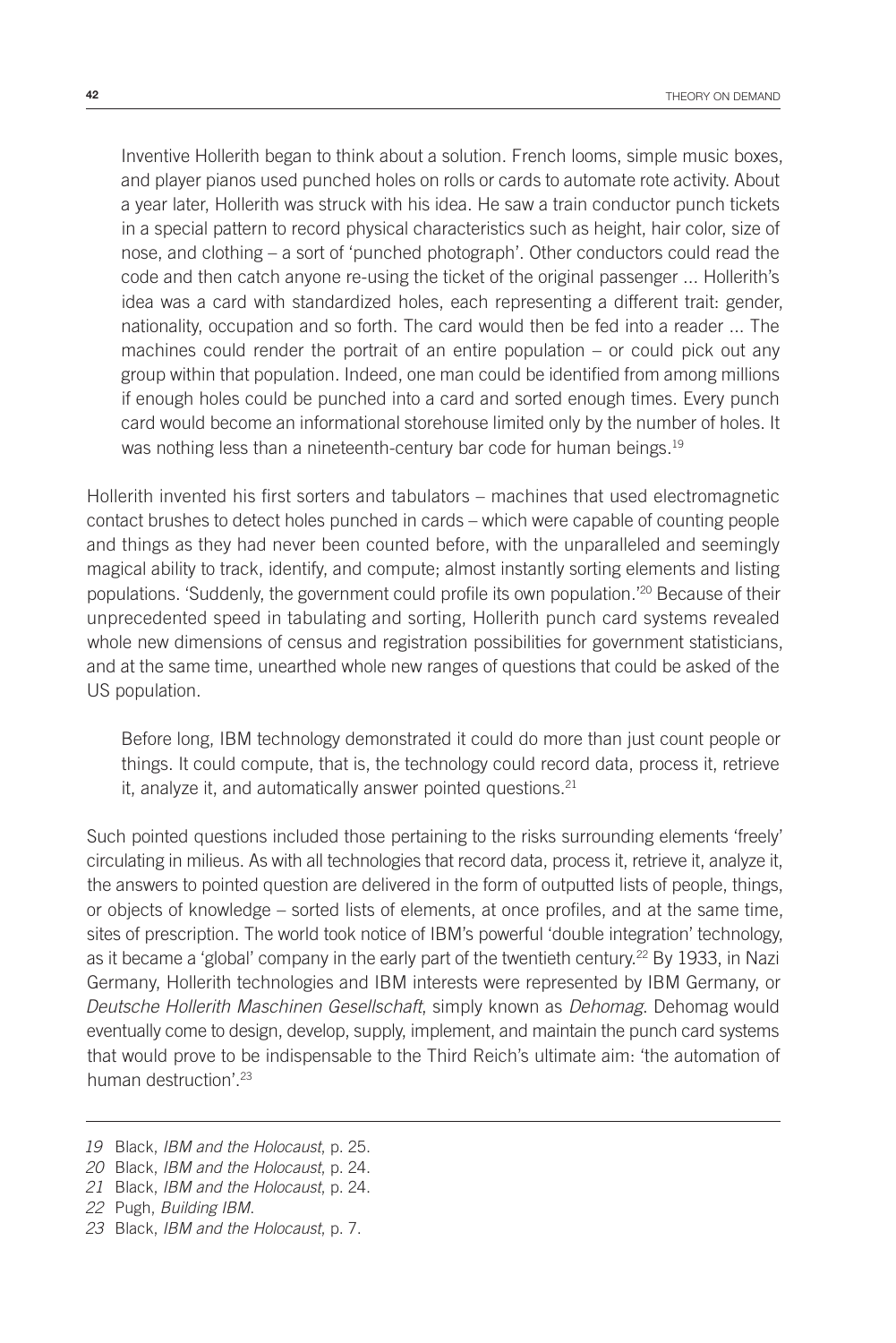> Inventive Hollerith began to think about a solution. French looms, simple music boxes, and player pianos used punched holes on rolls or cards to automate rote activity. About a year later, Hollerith was struck with his idea. He saw a train conductor punch tickets in a special pattern to record physical characteristics such as height, hair color, size of nose, and clothing – a sort of 'punched photograph'. Other conductors could read the code and then catch anyone re-using the ticket of the original passenger ... Hollerith's idea was a card with standardized holes, each representing a different trait: gender, nationality, occupation and so forth. The card would then be fed into a reader ... The machines could render the portrait of an entire population – or could pick out any group within that population. Indeed, one man could be identified from among millions if enough holes could be punched into a card and sorted enough times. Every punch card would become an informational storehouse limited only by the number of holes. It was nothing less than a nineteenth-century bar code for human beings.[19]

Hollerith invented his first sorters and tabulators – machines that used electromagnetic contact brushes to detect holes punched in cards – which were capable of counting people and things as they had never been counted before, with the unparalleled and seemingly magical ability to track, identify, and compute; almost instantly sorting elements and listing populations. 'Suddenly, the government could profile its own population.'[20] Because of their unprecedented speed in tabulating and sorting, Hollerith punch card systems revealed whole new dimensions of census and registration possibilities for government statisticians, and at the same time, unearthed whole new ranges of questions that could be asked of the US population.

> Before long, IBM technology demonstrated it could do more than just count people or things. It could compute, that is, the technology could record data, process it, retrieve it, analyze it, and automatically answer pointed questions.[21]

Such pointed questions included those pertaining to the risks surrounding elements 'freely' circulating in milieus. As with all technologies that record data, process it, retrieve it, analyze it, the answers to pointed question are delivered in the form of outputted lists of people, things, or objects of knowledge – sorted lists of elements, at once profiles, and at the same time, sites of prescription. The world took notice of IBM's powerful 'double integration' technology, as it became a 'global' company in the early part of the twentieth century.[22] By 1933, in Nazi Germany, Hollerith technologies and IBM interests were represented by IBM Germany, or *Deutsche Hollerith Maschinen Gesellschaft*, simply known as *Dehomag*. Dehomag would eventually come to design, develop, supply, implement, and maintain the punch card systems that would prove to be indispensable to the Third Reich's ultimate aim: 'the automation of human destruction'.[23]

---

*19* Black, *IBM and the Holocaust*, p. 25.

*20* Black, *IBM and the Holocaust*, p. 24.

*21* Black, *IBM and the Holocaust*, p. 24.

*22* Pugh, *Building IBM*.

*23* Black, *IBM and the Holocaust*, p. 7.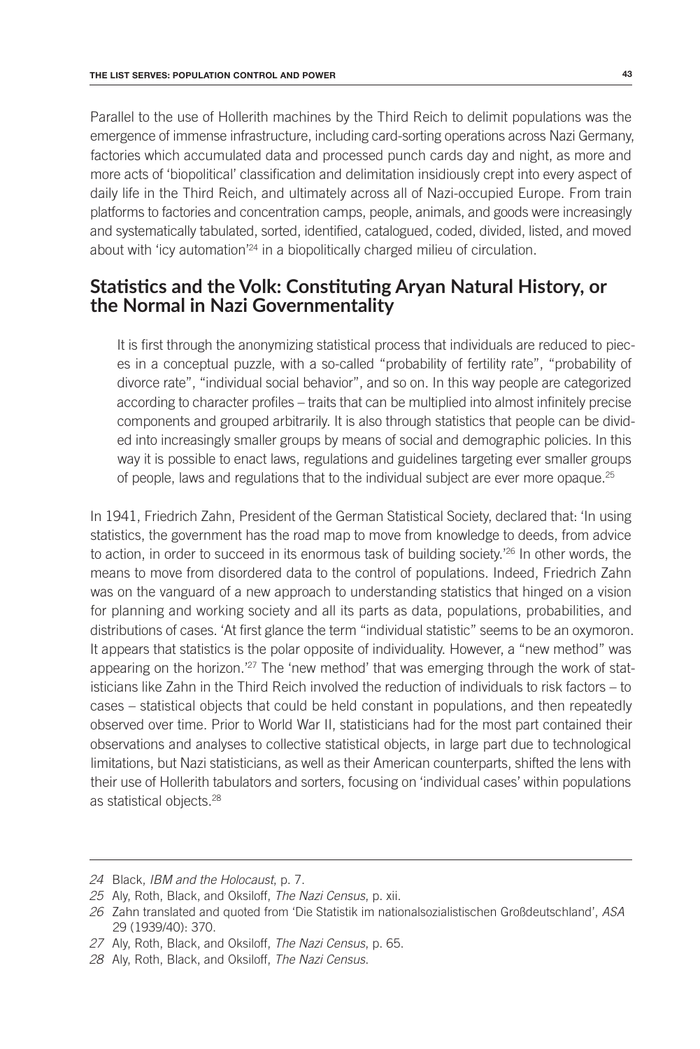Parallel to the use of Hollerith machines by the Third Reich to delimit populations was the emergence of immense infrastructure, including card-sorting operations across Nazi Germany, factories which accumulated data and processed punch cards day and night, as more and more acts of 'biopolitical' classification and delimitation insidiously crept into every aspect of daily life in the Third Reich, and ultimately across all of Nazi-occupied Europe. From train platforms to factories and concentration camps, people, animals, and goods were increasingly and systematically tabulated, sorted, identified, catalogued, coded, divided, listed, and moved about with 'icy automation'[24] in a biopolitically charged milieu of circulation.

## Statistics and the Volk: Constituting Aryan Natural History, or the Normal in Nazi Governmentality

> It is first through the anonymizing statistical process that individuals are reduced to pieces in a conceptual puzzle, with a so-called "probability of fertility rate", "probability of divorce rate", "individual social behavior", and so on. In this way people are categorized according to character profiles – traits that can be multiplied into almost infinitely precise components and grouped arbitrarily. It is also through statistics that people can be divided into increasingly smaller groups by means of social and demographic policies. In this way it is possible to enact laws, regulations and guidelines targeting ever smaller groups of people, laws and regulations that to the individual subject are ever more opaque.[25]

In 1941, Friedrich Zahn, President of the German Statistical Society, declared that: 'In using statistics, the government has the road map to move from knowledge to deeds, from advice to action, in order to succeed in its enormous task of building society.'[26] In other words, the means to move from disordered data to the control of populations. Indeed, Friedrich Zahn was on the vanguard of a new approach to understanding statistics that hinged on a vision for planning and working society and all its parts as data, populations, probabilities, and distributions of cases. 'At first glance the term "individual statistic" seems to be an oxymoron. It appears that statistics is the polar opposite of individuality. However, a "new method" was appearing on the horizon.'[27] The 'new method' that was emerging through the work of statisticians like Zahn in the Third Reich involved the reduction of individuals to risk factors – to cases – statistical objects that could be held constant in populations, and then repeatedly observed over time. Prior to World War II, statisticians had for the most part contained their observations and analyses to collective statistical objects, in large part due to technological limitations, but Nazi statisticians, as well as their American counterparts, shifted the lens with their use of Hollerith tabulators and sorters, focusing on 'individual cases' within populations as statistical objects.[28]

---

*24* Black, *IBM and the Holocaust*, p. 7.

*25* Aly, Roth, Black, and Oksiloff, *The Nazi Census*, p. xii.

*26* Zahn translated and quoted from 'Die Statistik im nationalsozialistischen Großdeutschland', *ASA* 29 (1939/40): 370.

*27* Aly, Roth, Black, and Oksiloff, *The Nazi Census*, p. 65.

*28* Aly, Roth, Black, and Oksiloff, *The Nazi Census*.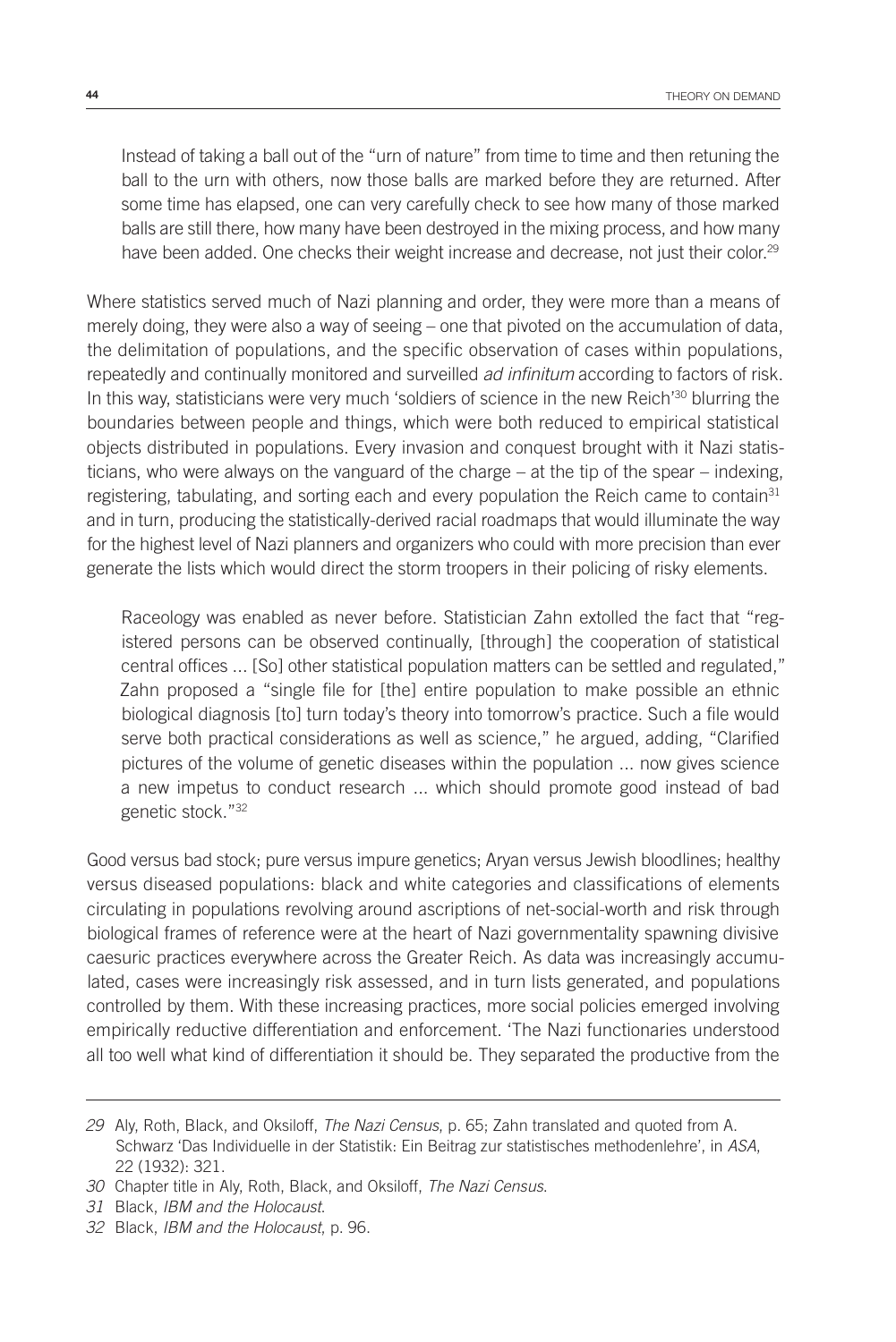> Instead of taking a ball out of the "urn of nature" from time to time and then retuning the ball to the urn with others, now those balls are marked before they are returned. After some time has elapsed, one can very carefully check to see how many of those marked balls are still there, how many have been destroyed in the mixing process, and how many have been added. One checks their weight increase and decrease, not just their color.[29]

Where statistics served much of Nazi planning and order, they were more than a means of merely doing, they were also a way of seeing – one that pivoted on the accumulation of data, the delimitation of populations, and the specific observation of cases within populations, repeatedly and continually monitored and surveilled *ad infinitum* according to factors of risk. In this way, statisticians were very much 'soldiers of science in the new Reich'[30] blurring the boundaries between people and things, which were both reduced to empirical statistical objects distributed in populations. Every invasion and conquest brought with it Nazi statisticians, who were always on the vanguard of the charge – at the tip of the spear – indexing, registering, tabulating, and sorting each and every population the Reich came to contain[31] and in turn, producing the statistically-derived racial roadmaps that would illuminate the way for the highest level of Nazi planners and organizers who could with more precision than ever generate the lists which would direct the storm troopers in their policing of risky elements.

> Raceology was enabled as never before. Statistician Zahn extolled the fact that "registered persons can be observed continually, [through] the cooperation of statistical central offices ... [So] other statistical population matters can be settled and regulated," Zahn proposed a "single file for [the] entire population to make possible an ethnic biological diagnosis [to] turn today's theory into tomorrow's practice. Such a file would serve both practical considerations as well as science," he argued, adding, "Clarified pictures of the volume of genetic diseases within the population ... now gives science a new impetus to conduct research ... which should promote good instead of bad genetic stock."[32]

Good versus bad stock; pure versus impure genetics; Aryan versus Jewish bloodlines; healthy versus diseased populations: black and white categories and classifications of elements circulating in populations revolving around ascriptions of net-social-worth and risk through biological frames of reference were at the heart of Nazi governmentality spawning divisive caesuric practices everywhere across the Greater Reich. As data was increasingly accumulated, cases were increasingly risk assessed, and in turn lists generated, and populations controlled by them. With these increasing practices, more social policies emerged involving empirically reductive differentiation and enforcement. 'The Nazi functionaries understood all too well what kind of differentiation it should be. They separated the productive from the

---

29 Aly, Roth, Black, and Oksiloff, *The Nazi Census*, p. 65; Zahn translated and quoted from A. Schwarz 'Das Individuelle in der Statistik: Ein Beitrag zur statistisches methodenlehre', in *ASA*, 22 (1932): 321.

30 Chapter title in Aly, Roth, Black, and Oksiloff, *The Nazi Census*.

31 Black, *IBM and the Holocaust*.

32 Black, *IBM and the Holocaust*, p. 96.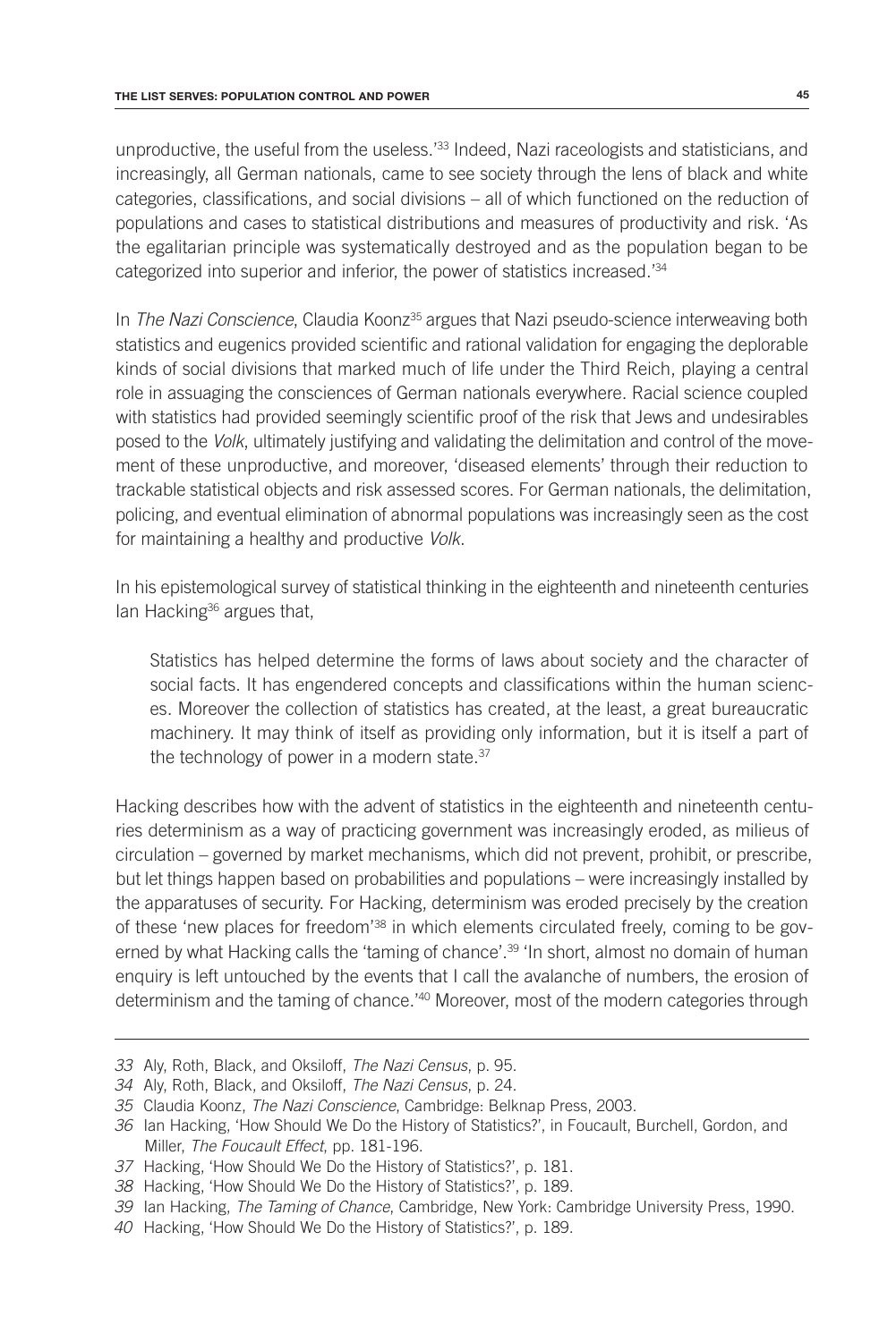unproductive, the useful from the useless.'[33] Indeed, Nazi raceologists and statisticians, and increasingly, all German nationals, came to see society through the lens of black and white categories, classifications, and social divisions – all of which functioned on the reduction of populations and cases to statistical distributions and measures of productivity and risk. 'As the egalitarian principle was systematically destroyed and as the population began to be categorized into superior and inferior, the power of statistics increased.'[34]

In *The Nazi Conscience*, Claudia Koonz[35] argues that Nazi pseudo-science interweaving both statistics and eugenics provided scientific and rational validation for engaging the deplorable kinds of social divisions that marked much of life under the Third Reich, playing a central role in assuaging the consciences of German nationals everywhere. Racial science coupled with statistics had provided seemingly scientific proof of the risk that Jews and undesirables posed to the *Volk*, ultimately justifying and validating the delimitation and control of the movement of these unproductive, and moreover, 'diseased elements' through their reduction to trackable statistical objects and risk assessed scores. For German nationals, the delimitation, policing, and eventual elimination of abnormal populations was increasingly seen as the cost for maintaining a healthy and productive *Volk*.

In his epistemological survey of statistical thinking in the eighteenth and nineteenth centuries Ian Hacking[36] argues that,

> Statistics has helped determine the forms of laws about society and the character of social facts. It has engendered concepts and classifications within the human sciences. Moreover the collection of statistics has created, at the least, a great bureaucratic machinery. It may think of itself as providing only information, but it is itself a part of the technology of power in a modern state.[37]

Hacking describes how with the advent of statistics in the eighteenth and nineteenth centuries determinism as a way of practicing government was increasingly eroded, as milieus of circulation – governed by market mechanisms, which did not prevent, prohibit, or prescribe, but let things happen based on probabilities and populations – were increasingly installed by the apparatuses of security. For Hacking, determinism was eroded precisely by the creation of these 'new places for freedom'[38] in which elements circulated freely, coming to be governed by what Hacking calls the 'taming of chance'.[39] 'In short, almost no domain of human enquiry is left untouched by the events that I call the avalanche of numbers, the erosion of determinism and the taming of chance.'[40] Moreover, most of the modern categories through

---

33 Aly, Roth, Black, and Oksiloff, *The Nazi Census*, p. 95.

34 Aly, Roth, Black, and Oksiloff, *The Nazi Census*, p. 24.

35 Claudia Koonz, *The Nazi Conscience*, Cambridge: Belknap Press, 2003.

36 Ian Hacking, 'How Should We Do the History of Statistics?', in Foucault, Burchell, Gordon, and Miller, *The Foucault Effect*, pp. 181-196.

37 Hacking, 'How Should We Do the History of Statistics?', p. 181.

38 Hacking, 'How Should We Do the History of Statistics?', p. 189.

39 Ian Hacking, *The Taming of Chance*, Cambridge, New York: Cambridge University Press, 1990.

40 Hacking, 'How Should We Do the History of Statistics?', p. 189.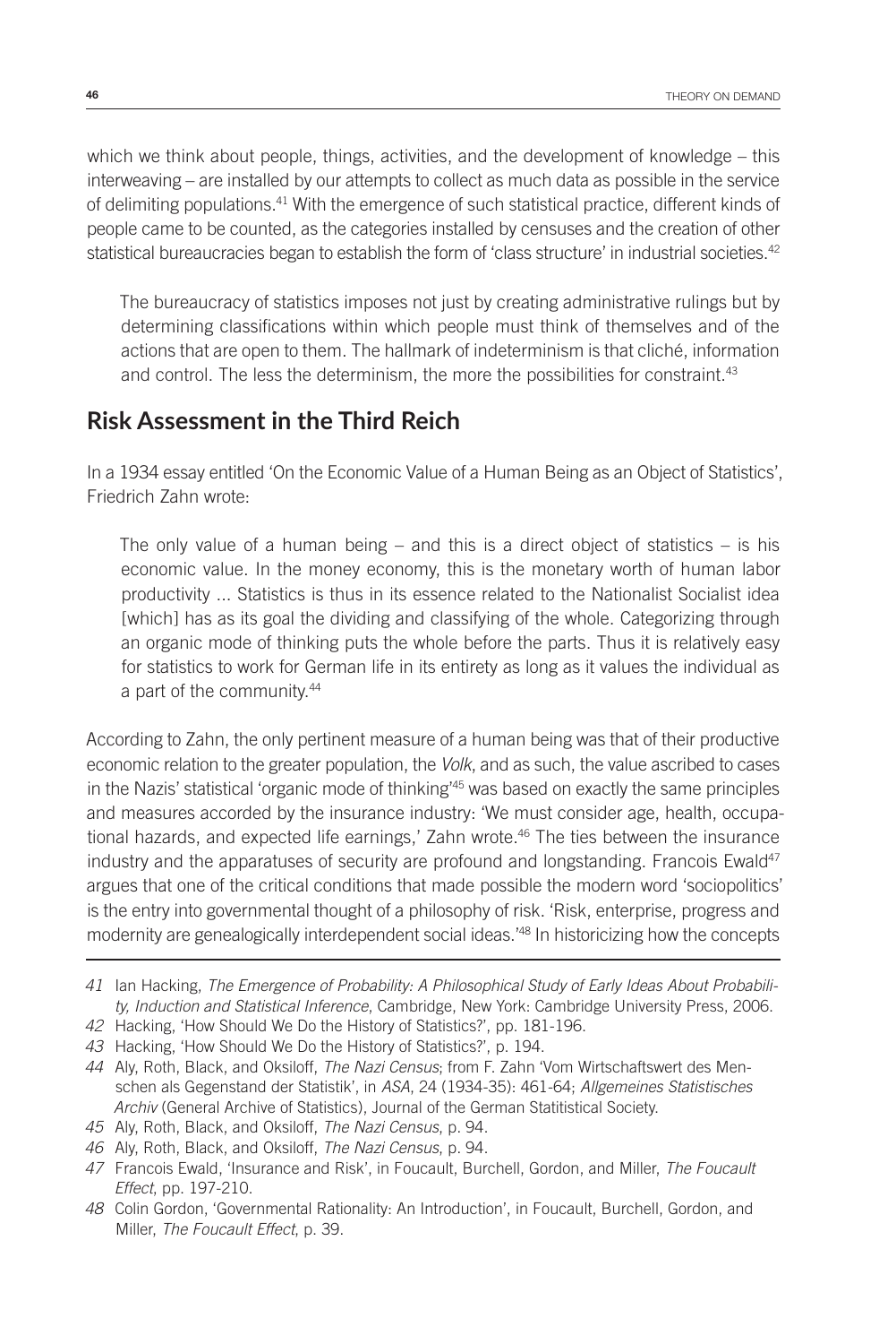which we think about people, things, activities, and the development of knowledge – this interweaving – are installed by our attempts to collect as much data as possible in the service of delimiting populations.[41] With the emergence of such statistical practice, different kinds of people came to be counted, as the categories installed by censuses and the creation of other statistical bureaucracies began to establish the form of 'class structure' in industrial societies.[42]

> The bureaucracy of statistics imposes not just by creating administrative rulings but by determining classifications within which people must think of themselves and of the actions that are open to them. The hallmark of indeterminism is that cliché, information and control. The less the determinism, the more the possibilities for constraint.[43]

## Risk Assessment in the Third Reich

In a 1934 essay entitled 'On the Economic Value of a Human Being as an Object of Statistics', Friedrich Zahn wrote:

> The only value of a human being – and this is a direct object of statistics – is his economic value. In the money economy, this is the monetary worth of human labor productivity ... Statistics is thus in its essence related to the Nationalist Socialist idea [which] has as its goal the dividing and classifying of the whole. Categorizing through an organic mode of thinking puts the whole before the parts. Thus it is relatively easy for statistics to work for German life in its entirety as long as it values the individual as a part of the community.[44]

According to Zahn, the only pertinent measure of a human being was that of their productive economic relation to the greater population, the *Volk*, and as such, the value ascribed to cases in the Nazis' statistical 'organic mode of thinking'[45] was based on exactly the same principles and measures accorded by the insurance industry: 'We must consider age, health, occupational hazards, and expected life earnings,' Zahn wrote.[46] The ties between the insurance industry and the apparatuses of security are profound and longstanding. Francois Ewald[47] argues that one of the critical conditions that made possible the modern word 'sociopolitics' is the entry into governmental thought of a philosophy of risk. 'Risk, enterprise, progress and modernity are genealogically interdependent social ideas.'[48] In historicizing how the concepts

---

*41* Ian Hacking, *The Emergence of Probability: A Philosophical Study of Early Ideas About Probability, Induction and Statistical Inference*, Cambridge, New York: Cambridge University Press, 2006.

*42* Hacking, 'How Should We Do the History of Statistics?', pp. 181-196.

*43* Hacking, 'How Should We Do the History of Statistics?', p. 194.

*44* Aly, Roth, Black, and Oksiloff, *The Nazi Census*; from F. Zahn 'Vom Wirtschaftswert des Menschen als Gegenstand der Statistik', in *ASA*, 24 (1934-35): 461-64; *Allgemeines Statistisches Archiv* (General Archive of Statistics), Journal of the German Statitistical Society.

*45* Aly, Roth, Black, and Oksiloff, *The Nazi Census*, p. 94.

*46* Aly, Roth, Black, and Oksiloff, *The Nazi Census*, p. 94.

*47* Francois Ewald, 'Insurance and Risk', in Foucault, Burchell, Gordon, and Miller, *The Foucault Effect*, pp. 197-210.

*48* Colin Gordon, 'Governmental Rationality: An Introduction', in Foucault, Burchell, Gordon, and Miller, *The Foucault Effect*, p. 39.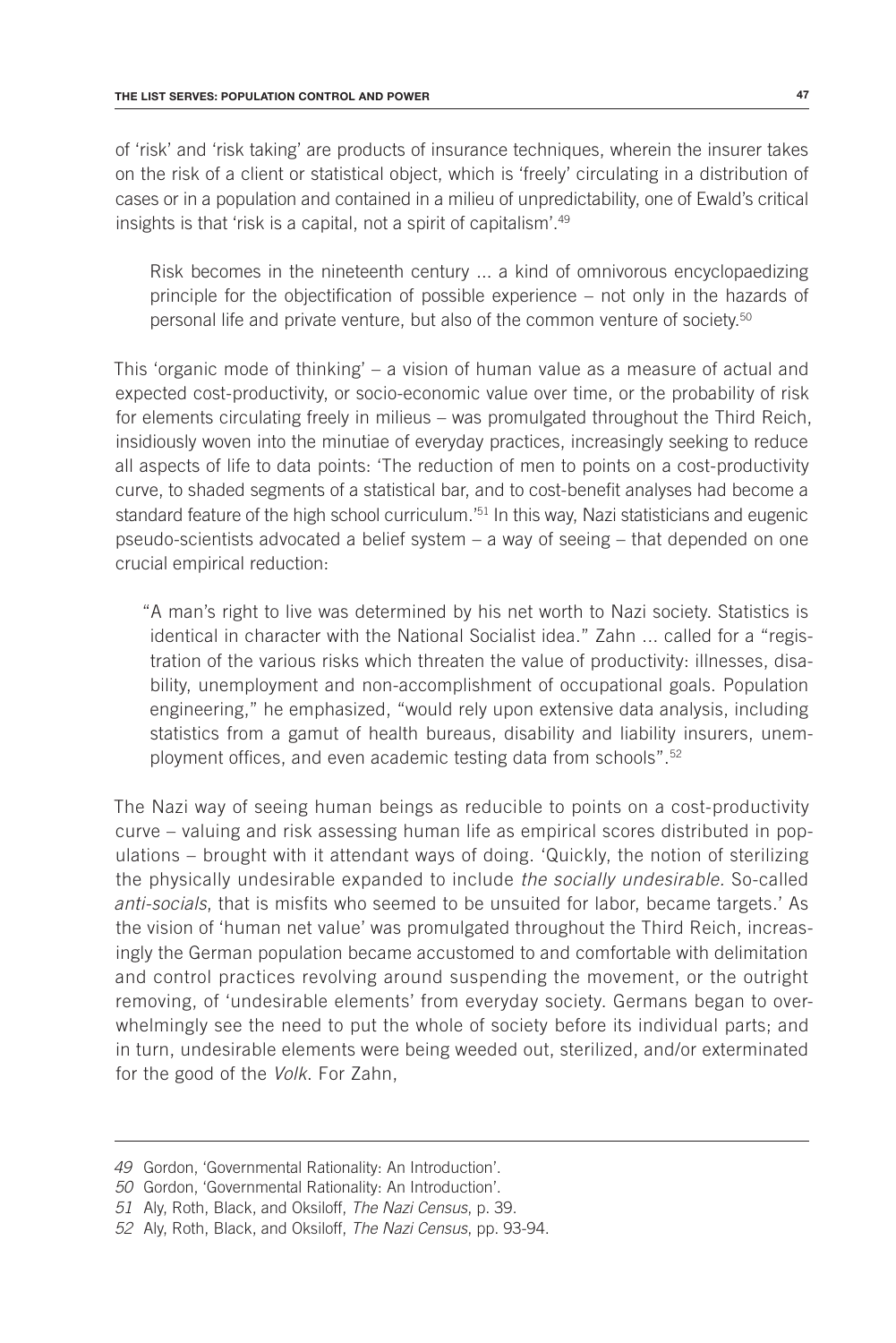of 'risk' and 'risk taking' are products of insurance techniques, wherein the insurer takes on the risk of a client or statistical object, which is 'freely' circulating in a distribution of cases or in a population and contained in a milieu of unpredictability, one of Ewald's critical insights is that 'risk is a capital, not a spirit of capitalism'.[49]

> Risk becomes in the nineteenth century ... a kind of omnivorous encyclopaedizing principle for the objectification of possible experience – not only in the hazards of personal life and private venture, but also of the common venture of society.[50]

This 'organic mode of thinking' – a vision of human value as a measure of actual and expected cost-productivity, or socio-economic value over time, or the probability of risk for elements circulating freely in milieus – was promulgated throughout the Third Reich, insidiously woven into the minutiae of everyday practices, increasingly seeking to reduce all aspects of life to data points: 'The reduction of men to points on a cost-productivity curve, to shaded segments of a statistical bar, and to cost-benefit analyses had become a standard feature of the high school curriculum.'[51] In this way, Nazi statisticians and eugenic pseudo-scientists advocated a belief system – a way of seeing – that depended on one crucial empirical reduction:

> "A man's right to live was determined by his net worth to Nazi society. Statistics is identical in character with the National Socialist idea." Zahn ... called for a "registration of the various risks which threaten the value of productivity: illnesses, disability, unemployment and non-accomplishment of occupational goals. Population engineering," he emphasized, "would rely upon extensive data analysis, including statistics from a gamut of health bureaus, disability and liability insurers, unemployment offices, and even academic testing data from schools".[52]

The Nazi way of seeing human beings as reducible to points on a cost-productivity curve – valuing and risk assessing human life as empirical scores distributed in populations – brought with it attendant ways of doing. 'Quickly, the notion of sterilizing the physically undesirable expanded to include *the socially undesirable*. So-called *anti-socials*, that is misfits who seemed to be unsuited for labor, became targets.' As the vision of 'human net value' was promulgated throughout the Third Reich, increasingly the German population became accustomed to and comfortable with delimitation and control practices revolving around suspending the movement, or the outright removing, of 'undesirable elements' from everyday society. Germans began to overwhelmingly see the need to put the whole of society before its individual parts; and in turn, undesirable elements were being weeded out, sterilized, and/or exterminated for the good of the *Volk*. For Zahn,

---

*49* Gordon, 'Governmental Rationality: An Introduction'.

*50* Gordon, 'Governmental Rationality: An Introduction'.

*51* Aly, Roth, Black, and Oksiloff, *The Nazi Census*, p. 39.

*52* Aly, Roth, Black, and Oksiloff, *The Nazi Census*, pp. 93-94.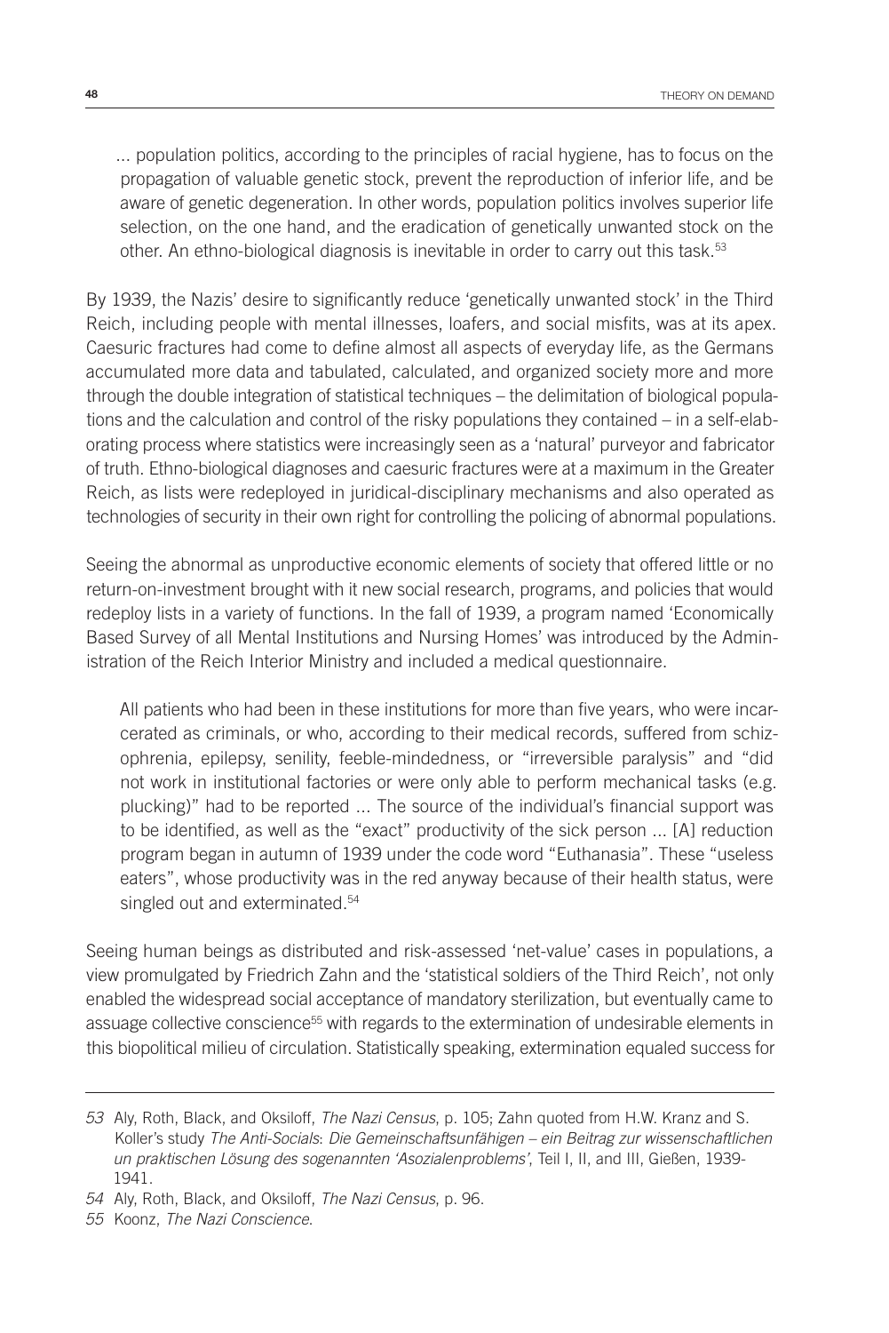> ... population politics, according to the principles of racial hygiene, has to focus on the propagation of valuable genetic stock, prevent the reproduction of inferior life, and be aware of genetic degeneration. In other words, population politics involves superior life selection, on the one hand, and the eradication of genetically unwanted stock on the other. An ethno-biological diagnosis is inevitable in order to carry out this task.[53]

By 1939, the Nazis' desire to significantly reduce 'genetically unwanted stock' in the Third Reich, including people with mental illnesses, loafers, and social misfits, was at its apex. Caesuric fractures had come to define almost all aspects of everyday life, as the Germans accumulated more data and tabulated, calculated, and organized society more and more through the double integration of statistical techniques – the delimitation of biological populations and the calculation and control of the risky populations they contained – in a self-elaborating process where statistics were increasingly seen as a 'natural' purveyor and fabricator of truth. Ethno-biological diagnoses and caesuric fractures were at a maximum in the Greater Reich, as lists were redeployed in juridical-disciplinary mechanisms and also operated as technologies of security in their own right for controlling the policing of abnormal populations.

Seeing the abnormal as unproductive economic elements of society that offered little or no return-on-investment brought with it new social research, programs, and policies that would redeploy lists in a variety of functions. In the fall of 1939, a program named 'Economically Based Survey of all Mental Institutions and Nursing Homes' was introduced by the Administration of the Reich Interior Ministry and included a medical questionnaire.

> All patients who had been in these institutions for more than five years, who were incarcerated as criminals, or who, according to their medical records, suffered from schizophrenia, epilepsy, senility, feeble-mindedness, or "irreversible paralysis" and "did not work in institutional factories or were only able to perform mechanical tasks (e.g. plucking)" had to be reported ... The source of the individual's financial support was to be identified, as well as the "exact" productivity of the sick person ... [A] reduction program began in autumn of 1939 under the code word "Euthanasia". These "useless eaters", whose productivity was in the red anyway because of their health status, were singled out and exterminated.[54]

Seeing human beings as distributed and risk-assessed 'net-value' cases in populations, a view promulgated by Friedrich Zahn and the 'statistical soldiers of the Third Reich', not only enabled the widespread social acceptance of mandatory sterilization, but eventually came to assuage collective conscience[55] with regards to the extermination of undesirable elements in this biopolitical milieu of circulation. Statistically speaking, extermination equaled success for

---

*53* Aly, Roth, Black, and Oksiloff, *The Nazi Census*, p. 105; Zahn quoted from H.W. Kranz and S. Koller's study *The Anti-Socials*: *Die Gemeinschaftsunfähigen – ein Beitrag zur wissenschaftlichen un praktischen Lösung des sogenannten 'Asozialenproblems'*, Teil I, II, and III, Gießen, 1939-1941.

*54* Aly, Roth, Black, and Oksiloff, *The Nazi Census*, p. 96.

*55* Koonz, *The Nazi Conscience*.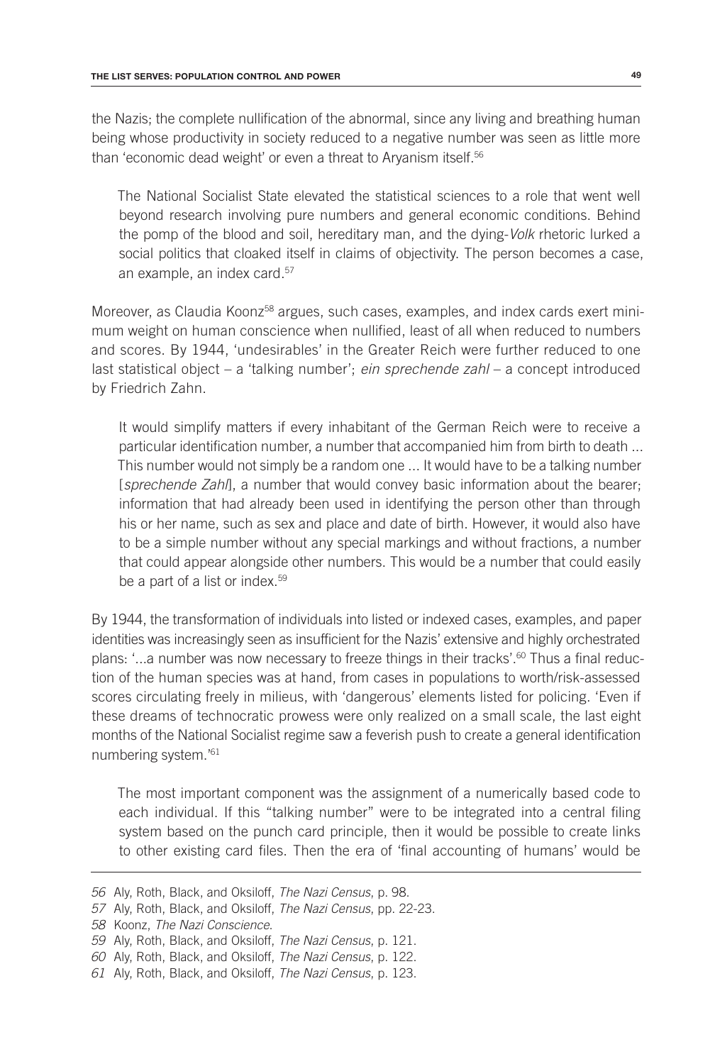the Nazis; the complete nullification of the abnormal, since any living and breathing human being whose productivity in society reduced to a negative number was seen as little more than 'economic dead weight' or even a threat to Aryanism itself.[56]

> The National Socialist State elevated the statistical sciences to a role that went well beyond research involving pure numbers and general economic conditions. Behind the pomp of the blood and soil, hereditary man, and the dying-*Volk* rhetoric lurked a social politics that cloaked itself in claims of objectivity. The person becomes a case, an example, an index card.[57]

Moreover, as Claudia Koonz[58] argues, such cases, examples, and index cards exert minimum weight on human conscience when nullified, least of all when reduced to numbers and scores. By 1944, 'undesirables' in the Greater Reich were further reduced to one last statistical object – a 'talking number'; *ein sprechende zahl* – a concept introduced by Friedrich Zahn.

> It would simplify matters if every inhabitant of the German Reich were to receive a particular identification number, a number that accompanied him from birth to death ... This number would not simply be a random one ... It would have to be a talking number [*sprechende Zahl*], a number that would convey basic information about the bearer; information that had already been used in identifying the person other than through his or her name, such as sex and place and date of birth. However, it would also have to be a simple number without any special markings and without fractions, a number that could appear alongside other numbers. This would be a number that could easily be a part of a list or index.[59]

By 1944, the transformation of individuals into listed or indexed cases, examples, and paper identities was increasingly seen as insufficient for the Nazis' extensive and highly orchestrated plans: '...a number was now necessary to freeze things in their tracks'.[60] Thus a final reduction of the human species was at hand, from cases in populations to worth/risk-assessed scores circulating freely in milieus, with 'dangerous' elements listed for policing. 'Even if these dreams of technocratic prowess were only realized on a small scale, the last eight months of the National Socialist regime saw a feverish push to create a general identification numbering system.'[61]

> The most important component was the assignment of a numerically based code to each individual. If this "talking number" were to be integrated into a central filing system based on the punch card principle, then it would be possible to create links to other existing card files. Then the era of 'final accounting of humans' would be

---

56 Aly, Roth, Black, and Oksiloff, *The Nazi Census*, p. 98.

57 Aly, Roth, Black, and Oksiloff, *The Nazi Census*, pp. 22-23.

58 Koonz, *The Nazi Conscience*.

59 Aly, Roth, Black, and Oksiloff, *The Nazi Census*, p. 121.

60 Aly, Roth, Black, and Oksiloff, *The Nazi Census*, p. 122.

61 Aly, Roth, Black, and Oksiloff, *The Nazi Census*, p. 123.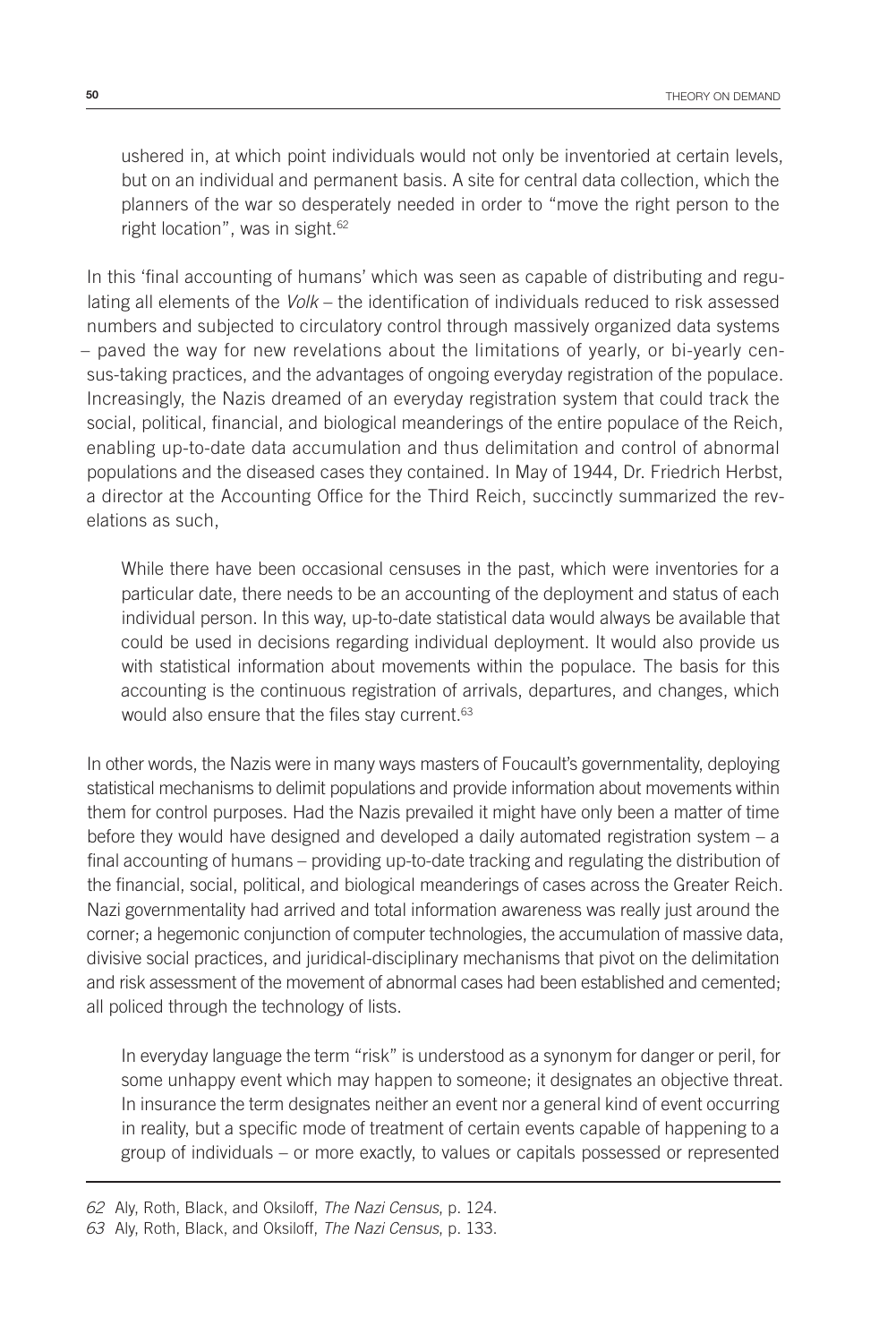ushered in, at which point individuals would not only be inventoried at certain levels, but on an individual and permanent basis. A site for central data collection, which the planners of the war so desperately needed in order to "move the right person to the right location", was in sight.[62]

In this 'final accounting of humans' which was seen as capable of distributing and regulating all elements of the *Volk* – the identification of individuals reduced to risk assessed numbers and subjected to circulatory control through massively organized data systems – paved the way for new revelations about the limitations of yearly, or bi-yearly census-taking practices, and the advantages of ongoing everyday registration of the populace. Increasingly, the Nazis dreamed of an everyday registration system that could track the social, political, financial, and biological meanderings of the entire populace of the Reich, enabling up-to-date data accumulation and thus delimitation and control of abnormal populations and the diseased cases they contained. In May of 1944, Dr. Friedrich Herbst, a director at the Accounting Office for the Third Reich, succinctly summarized the revelations as such,

> While there have been occasional censuses in the past, which were inventories for a particular date, there needs to be an accounting of the deployment and status of each individual person. In this way, up-to-date statistical data would always be available that could be used in decisions regarding individual deployment. It would also provide us with statistical information about movements within the populace. The basis for this accounting is the continuous registration of arrivals, departures, and changes, which would also ensure that the files stay current.[63]

In other words, the Nazis were in many ways masters of Foucault's governmentality, deploying statistical mechanisms to delimit populations and provide information about movements within them for control purposes. Had the Nazis prevailed it might have only been a matter of time before they would have designed and developed a daily automated registration system – a final accounting of humans – providing up-to-date tracking and regulating the distribution of the financial, social, political, and biological meanderings of cases across the Greater Reich. Nazi governmentality had arrived and total information awareness was really just around the corner; a hegemonic conjunction of computer technologies, the accumulation of massive data, divisive social practices, and juridical-disciplinary mechanisms that pivot on the delimitation and risk assessment of the movement of abnormal cases had been established and cemented; all policed through the technology of lists.

> In everyday language the term "risk" is understood as a synonym for danger or peril, for some unhappy event which may happen to someone; it designates an objective threat. In insurance the term designates neither an event nor a general kind of event occurring in reality, but a specific mode of treatment of certain events capable of happening to a group of individuals – or more exactly, to values or capitals possessed or represented

---

62 Aly, Roth, Black, and Oksiloff, *The Nazi Census*, p. 124.

63 Aly, Roth, Black, and Oksiloff, *The Nazi Census*, p. 133.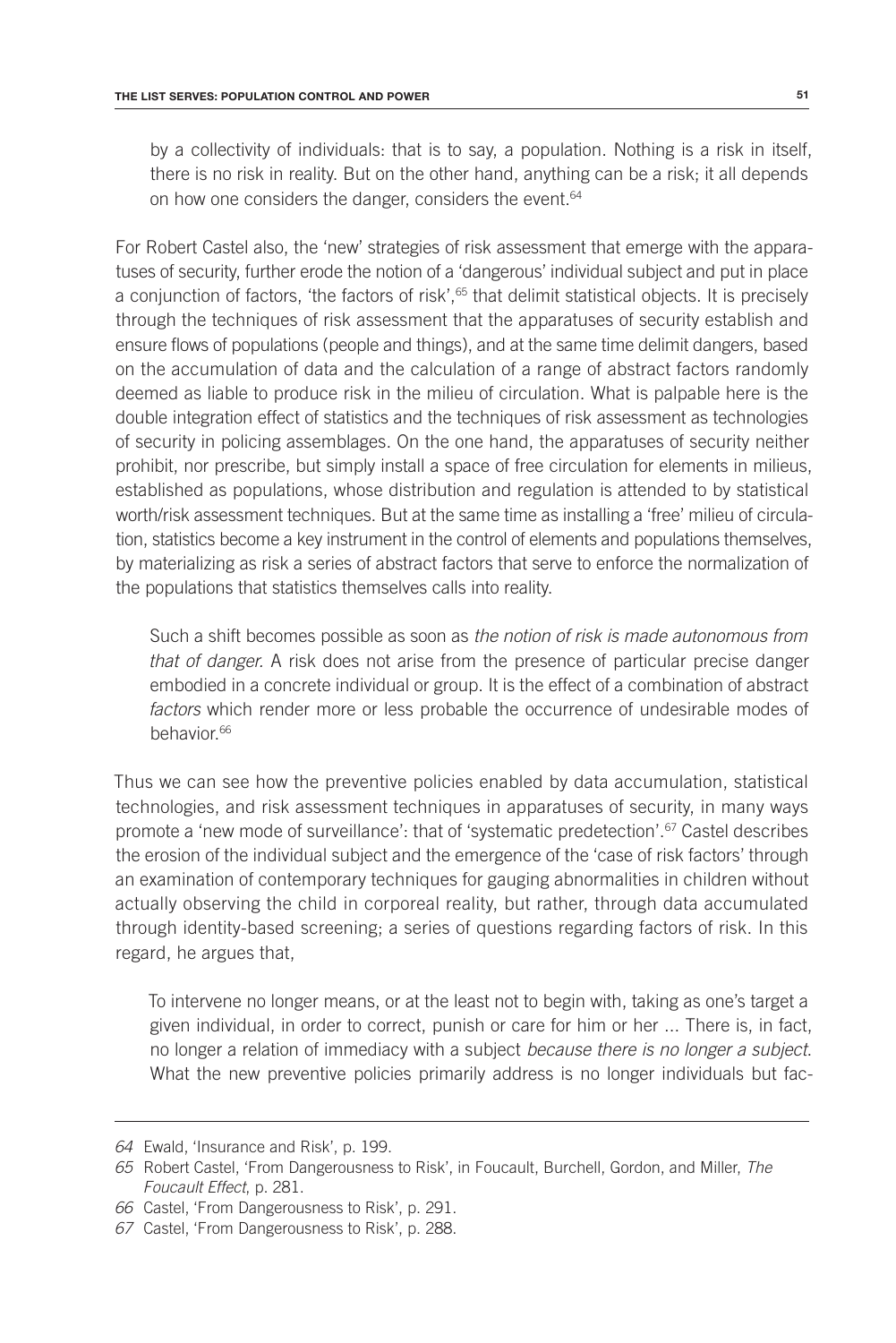> by a collectivity of individuals: that is to say, a population. Nothing is a risk in itself, there is no risk in reality. But on the other hand, anything can be a risk; it all depends on how one considers the danger, considers the event.[64]

For Robert Castel also, the 'new' strategies of risk assessment that emerge with the apparatuses of security, further erode the notion of a 'dangerous' individual subject and put in place a conjunction of factors, 'the factors of risk',[65] that delimit statistical objects. It is precisely through the techniques of risk assessment that the apparatuses of security establish and ensure flows of populations (people and things), and at the same time delimit dangers, based on the accumulation of data and the calculation of a range of abstract factors randomly deemed as liable to produce risk in the milieu of circulation. What is palpable here is the double integration effect of statistics and the techniques of risk assessment as technologies of security in policing assemblages. On the one hand, the apparatuses of security neither prohibit, nor prescribe, but simply install a space of free circulation for elements in milieus, established as populations, whose distribution and regulation is attended to by statistical worth/risk assessment techniques. But at the same time as installing a 'free' milieu of circulation, statistics become a key instrument in the control of elements and populations themselves, by materializing as risk a series of abstract factors that serve to enforce the normalization of the populations that statistics themselves calls into reality.

> Such a shift becomes possible as soon as *the notion of risk is made autonomous from that of danger*. A risk does not arise from the presence of particular precise danger embodied in a concrete individual or group. It is the effect of a combination of abstract *factors* which render more or less probable the occurrence of undesirable modes of behavior.[66]

Thus we can see how the preventive policies enabled by data accumulation, statistical technologies, and risk assessment techniques in apparatuses of security, in many ways promote a 'new mode of surveillance': that of 'systematic predetection'.[67] Castel describes the erosion of the individual subject and the emergence of the 'case of risk factors' through an examination of contemporary techniques for gauging abnormalities in children without actually observing the child in corporeal reality, but rather, through data accumulated through identity-based screening; a series of questions regarding factors of risk. In this regard, he argues that,

> To intervene no longer means, or at the least not to begin with, taking as one's target a given individual, in order to correct, punish or care for him or her ... There is, in fact, no longer a relation of immediacy with a subject *because there is no longer a subject*. What the new preventive policies primarily address is no longer individuals but fac-

---

*64* Ewald, 'Insurance and Risk', p. 199.

*65* Robert Castel, 'From Dangerousness to Risk', in Foucault, Burchell, Gordon, and Miller, *The Foucault Effect*, p. 281.

*66* Castel, 'From Dangerousness to Risk', p. 291.

*67* Castel, 'From Dangerousness to Risk', p. 288.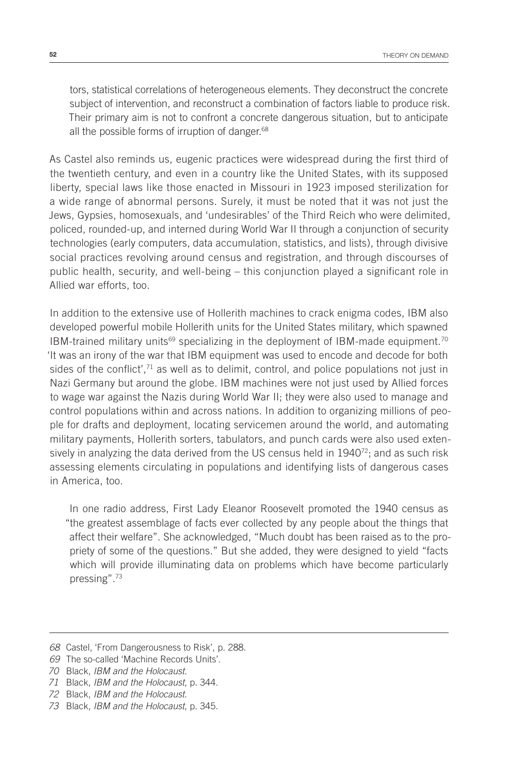> tors, statistical correlations of heterogeneous elements. They deconstruct the concrete subject of intervention, and reconstruct a combination of factors liable to produce risk. Their primary aim is not to confront a concrete dangerous situation, but to anticipate all the possible forms of irruption of danger.[68]

As Castel also reminds us, eugenic practices were widespread during the first third of the twentieth century, and even in a country like the United States, with its supposed liberty, special laws like those enacted in Missouri in 1923 imposed sterilization for a wide range of abnormal persons. Surely, it must be noted that it was not just the Jews, Gypsies, homosexuals, and 'undesirables' of the Third Reich who were delimited, policed, rounded-up, and interned during World War II through a conjunction of security technologies (early computers, data accumulation, statistics, and lists), through divisive social practices revolving around census and registration, and through discourses of public health, security, and well-being – this conjunction played a significant role in Allied war efforts, too.

In addition to the extensive use of Hollerith machines to crack enigma codes, IBM also developed powerful mobile Hollerith units for the United States military, which spawned IBM-trained military units[69] specializing in the deployment of IBM-made equipment.[70] 'It was an irony of the war that IBM equipment was used to encode and decode for both sides of the conflict',[71] as well as to delimit, control, and police populations not just in Nazi Germany but around the globe. IBM machines were not just used by Allied forces to wage war against the Nazis during World War II; they were also used to manage and control populations within and across nations. In addition to organizing millions of people for drafts and deployment, locating servicemen around the world, and automating military payments, Hollerith sorters, tabulators, and punch cards were also used extensively in analyzing the data derived from the US census held in 1940[72]; and as such risk assessing elements circulating in populations and identifying lists of dangerous cases in America, too.

> In one radio address, First Lady Eleanor Roosevelt promoted the 1940 census as "the greatest assemblage of facts ever collected by any people about the things that affect their welfare". She acknowledged, "Much doubt has been raised as to the propriety of some of the questions." But she added, they were designed to yield "facts which will provide illuminating data on problems which have become particularly pressing".[73]

---

68 Castel, 'From Dangerousness to Risk', p. 288.

69 The so-called 'Machine Records Units'.

70 Black, *IBM and the Holocaust*.

71 Black, *IBM and the Holocaust*, p. 344.

72 Black, *IBM and the Holocaust*.

73 Black, *IBM and the Holocaust*, p. 345.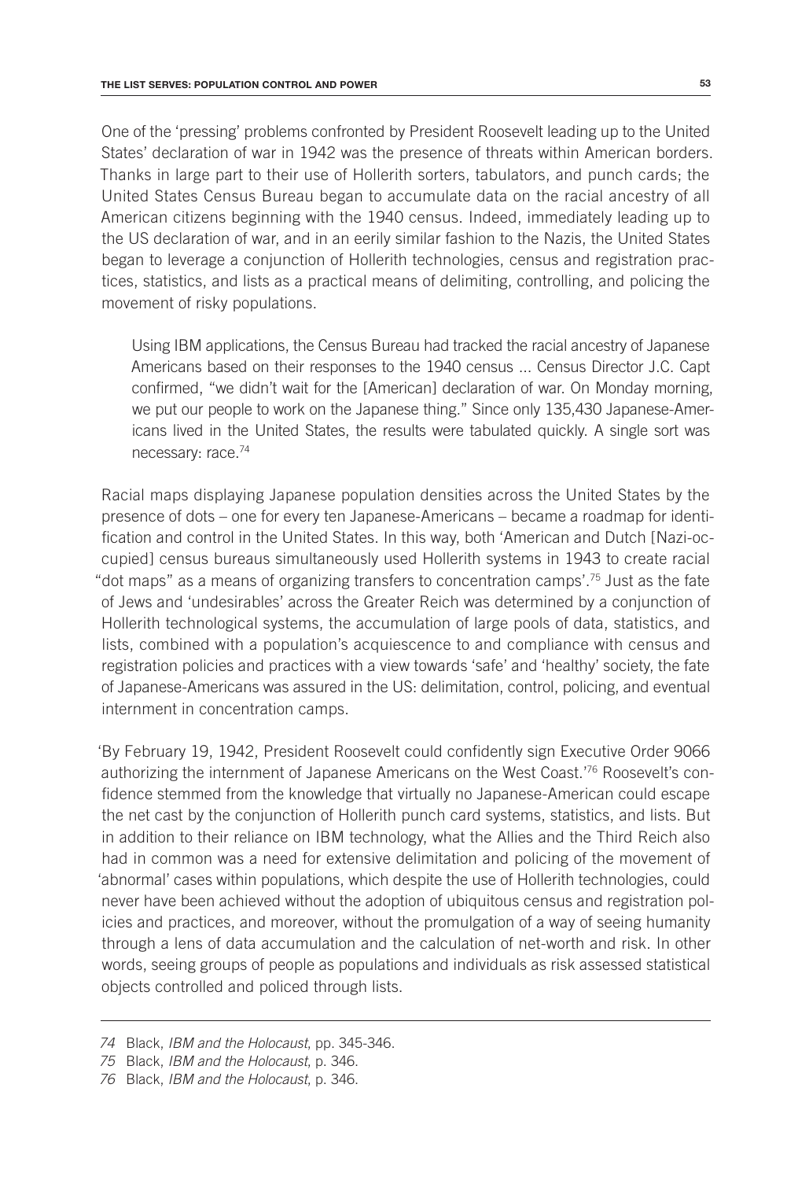One of the 'pressing' problems confronted by President Roosevelt leading up to the United States' declaration of war in 1942 was the presence of threats within American borders. Thanks in large part to their use of Hollerith sorters, tabulators, and punch cards; the United States Census Bureau began to accumulate data on the racial ancestry of all American citizens beginning with the 1940 census. Indeed, immediately leading up to the US declaration of war, and in an eerily similar fashion to the Nazis, the United States began to leverage a conjunction of Hollerith technologies, census and registration practices, statistics, and lists as a practical means of delimiting, controlling, and policing the movement of risky populations.

> Using IBM applications, the Census Bureau had tracked the racial ancestry of Japanese Americans based on their responses to the 1940 census ... Census Director J.C. Capt confirmed, "we didn't wait for the [American] declaration of war. On Monday morning, we put our people to work on the Japanese thing." Since only 135,430 Japanese-Americans lived in the United States, the results were tabulated quickly. A single sort was necessary: race.[74]

Racial maps displaying Japanese population densities across the United States by the presence of dots – one for every ten Japanese-Americans – became a roadmap for identification and control in the United States. In this way, both 'American and Dutch [Nazi-occupied] census bureaus simultaneously used Hollerith systems in 1943 to create racial "dot maps" as a means of organizing transfers to concentration camps'.[75] Just as the fate of Jews and 'undesirables' across the Greater Reich was determined by a conjunction of Hollerith technological systems, the accumulation of large pools of data, statistics, and lists, combined with a population's acquiescence to and compliance with census and registration policies and practices with a view towards 'safe' and 'healthy' society, the fate of Japanese-Americans was assured in the US: delimitation, control, policing, and eventual internment in concentration camps.

'By February 19, 1942, President Roosevelt could confidently sign Executive Order 9066 authorizing the internment of Japanese Americans on the West Coast.'[76] Roosevelt's confidence stemmed from the knowledge that virtually no Japanese-American could escape the net cast by the conjunction of Hollerith punch card systems, statistics, and lists. But in addition to their reliance on IBM technology, what the Allies and the Third Reich also had in common was a need for extensive delimitation and policing of the movement of 'abnormal' cases within populations, which despite the use of Hollerith technologies, could never have been achieved without the adoption of ubiquitous census and registration policies and practices, and moreover, without the promulgation of a way of seeing humanity through a lens of data accumulation and the calculation of net-worth and risk. In other words, seeing groups of people as populations and individuals as risk assessed statistical objects controlled and policed through lists.

---

74 Black, *IBM and the Holocaust*, pp. 345-346.

75 Black, *IBM and the Holocaust*, p. 346.

76 Black, *IBM and the Holocaust*, p. 346.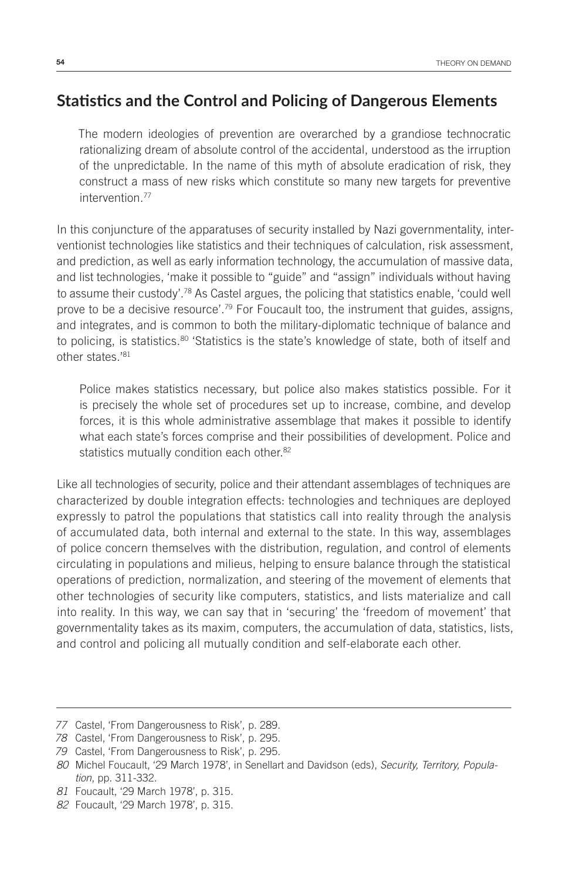## Statistics and the Control and Policing of Dangerous Elements

> The modern ideologies of prevention are overarched by a grandiose technocratic rationalizing dream of absolute control of the accidental, understood as the irruption of the unpredictable. In the name of this myth of absolute eradication of risk, they construct a mass of new risks which constitute so many new targets for preventive intervention.[77]

In this conjuncture of the apparatuses of security installed by Nazi governmentality, interventionist technologies like statistics and their techniques of calculation, risk assessment, and prediction, as well as early information technology, the accumulation of massive data, and list technologies, 'make it possible to "guide" and "assign" individuals without having to assume their custody'.[78] As Castel argues, the policing that statistics enable, 'could well prove to be a decisive resource'.[79] For Foucault too, the instrument that guides, assigns, and integrates, and is common to both the military-diplomatic technique of balance and to policing, is statistics.[80] 'Statistics is the state's knowledge of state, both of itself and other states.'[81]

> Police makes statistics necessary, but police also makes statistics possible. For it is precisely the whole set of procedures set up to increase, combine, and develop forces, it is this whole administrative assemblage that makes it possible to identify what each state's forces comprise and their possibilities of development. Police and statistics mutually condition each other.[82]

Like all technologies of security, police and their attendant assemblages of techniques are characterized by double integration effects: technologies and techniques are deployed expressly to patrol the populations that statistics call into reality through the analysis of accumulated data, both internal and external to the state. In this way, assemblages of police concern themselves with the distribution, regulation, and control of elements circulating in populations and milieus, helping to ensure balance through the statistical operations of prediction, normalization, and steering of the movement of elements that other technologies of security like computers, statistics, and lists materialize and call into reality. In this way, we can say that in 'securing' the 'freedom of movement' that governmentality takes as its maxim, computers, the accumulation of data, statistics, lists, and control and policing all mutually condition and self-elaborate each other.

---

77 Castel, 'From Dangerousness to Risk', p. 289.

78 Castel, 'From Dangerousness to Risk', p. 295.

79 Castel, 'From Dangerousness to Risk', p. 295.

80 Michel Foucault, '29 March 1978', in Senellart and Davidson (eds), *Security, Territory, Population*, pp. 311-332.

81 Foucault, '29 March 1978', p. 315.

82 Foucault, '29 March 1978', p. 315.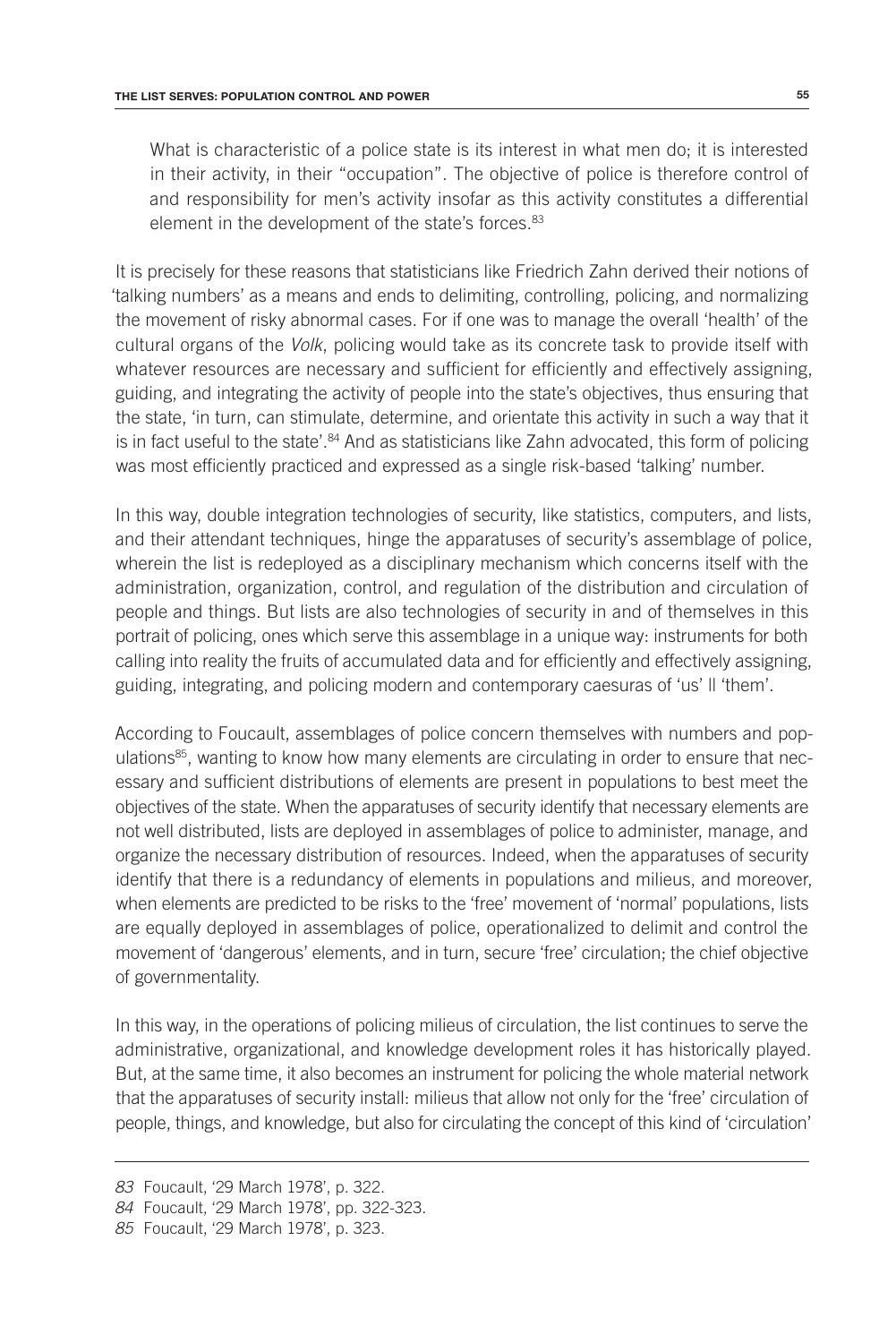> What is characteristic of a police state is its interest in what men do; it is interested in their activity, in their "occupation". The objective of police is therefore control of and responsibility for men's activity insofar as this activity constitutes a differential element in the development of the state's forces.[83]

It is precisely for these reasons that statisticians like Friedrich Zahn derived their notions of 'talking numbers' as a means and ends to delimiting, controlling, policing, and normalizing the movement of risky abnormal cases. For if one was to manage the overall 'health' of the cultural organs of the *Volk*, policing would take as its concrete task to provide itself with whatever resources are necessary and sufficient for efficiently and effectively assigning, guiding, and integrating the activity of people into the state's objectives, thus ensuring that the state, 'in turn, can stimulate, determine, and orientate this activity in such a way that it is in fact useful to the state'.[84] And as statisticians like Zahn advocated, this form of policing was most efficiently practiced and expressed as a single risk-based 'talking' number.

In this way, double integration technologies of security, like statistics, computers, and lists, and their attendant techniques, hinge the apparatuses of security's assemblage of police, wherein the list is redeployed as a disciplinary mechanism which concerns itself with the administration, organization, control, and regulation of the distribution and circulation of people and things. But lists are also technologies of security in and of themselves in this portrait of policing, ones which serve this assemblage in a unique way: instruments for both calling into reality the fruits of accumulated data and for efficiently and effectively assigning, guiding, integrating, and policing modern and contemporary caesuras of 'us' || 'them'.

According to Foucault, assemblages of police concern themselves with numbers and populations[85], wanting to know how many elements are circulating in order to ensure that necessary and sufficient distributions of elements are present in populations to best meet the objectives of the state. When the apparatuses of security identify that necessary elements are not well distributed, lists are deployed in assemblages of police to administer, manage, and organize the necessary distribution of resources. Indeed, when the apparatuses of security identify that there is a redundancy of elements in populations and milieus, and moreover, when elements are predicted to be risks to the 'free' movement of 'normal' populations, lists are equally deployed in assemblages of police, operationalized to delimit and control the movement of 'dangerous' elements, and in turn, secure 'free' circulation; the chief objective of governmentality.

In this way, in the operations of policing milieus of circulation, the list continues to serve the administrative, organizational, and knowledge development roles it has historically played. But, at the same time, it also becomes an instrument for policing the whole material network that the apparatuses of security install: milieus that allow not only for the 'free' circulation of people, things, and knowledge, but also for circulating the concept of this kind of 'circulation'

---

*83* Foucault, '29 March 1978', p. 322.

*84* Foucault, '29 March 1978', pp. 322-323.

*85* Foucault, '29 March 1978', p. 323.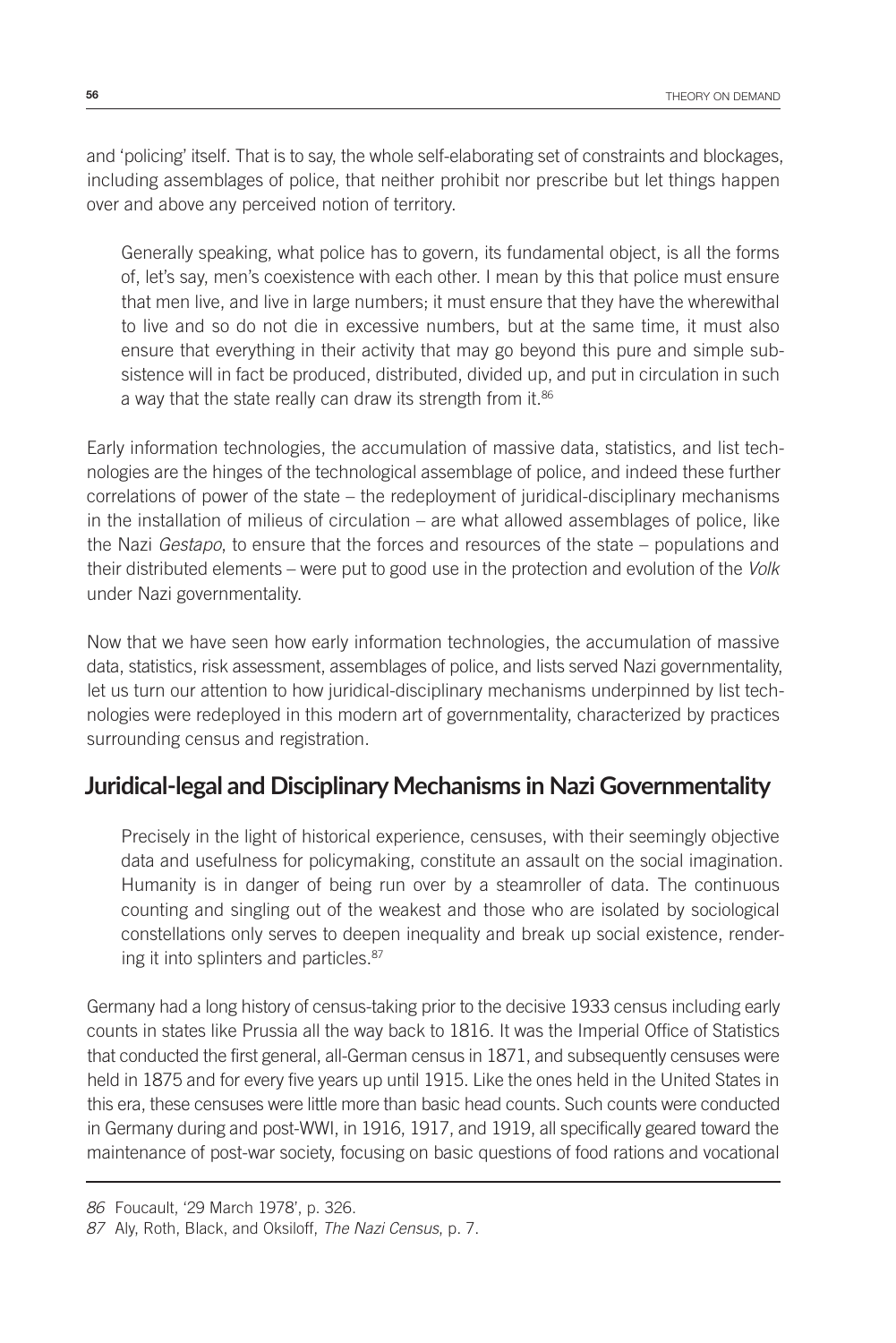and 'policing' itself. That is to say, the whole self-elaborating set of constraints and blockages, including assemblages of police, that neither prohibit nor prescribe but let things happen over and above any perceived notion of territory.

> Generally speaking, what police has to govern, its fundamental object, is all the forms of, let's say, men's coexistence with each other. I mean by this that police must ensure that men live, and live in large numbers; it must ensure that they have the wherewithal to live and so do not die in excessive numbers, but at the same time, it must also ensure that everything in their activity that may go beyond this pure and simple subsistence will in fact be produced, distributed, divided up, and put in circulation in such a way that the state really can draw its strength from it.[86]

Early information technologies, the accumulation of massive data, statistics, and list technologies are the hinges of the technological assemblage of police, and indeed these further correlations of power of the state – the redeployment of juridical-disciplinary mechanisms in the installation of milieus of circulation – are what allowed assemblages of police, like the Nazi *Gestapo*, to ensure that the forces and resources of the state – populations and their distributed elements – were put to good use in the protection and evolution of the *Volk* under Nazi governmentality.

Now that we have seen how early information technologies, the accumulation of massive data, statistics, risk assessment, assemblages of police, and lists served Nazi governmentality, let us turn our attention to how juridical-disciplinary mechanisms underpinned by list technologies were redeployed in this modern art of governmentality, characterized by practices surrounding census and registration.

## Juridical-legal and Disciplinary Mechanisms in Nazi Governmentality

> Precisely in the light of historical experience, censuses, with their seemingly objective data and usefulness for policymaking, constitute an assault on the social imagination. Humanity is in danger of being run over by a steamroller of data. The continuous counting and singling out of the weakest and those who are isolated by sociological constellations only serves to deepen inequality and break up social existence, rendering it into splinters and particles.[87]

Germany had a long history of census-taking prior to the decisive 1933 census including early counts in states like Prussia all the way back to 1816. It was the Imperial Office of Statistics that conducted the first general, all-German census in 1871, and subsequently censuses were held in 1875 and for every five years up until 1915. Like the ones held in the United States in this era, these censuses were little more than basic head counts. Such counts were conducted in Germany during and post-WWI, in 1916, 1917, and 1919, all specifically geared toward the maintenance of post-war society, focusing on basic questions of food rations and vocational

---

*86* Foucault, '29 March 1978', p. 326.

*87* Aly, Roth, Black, and Oksiloff, *The Nazi Census*, p. 7.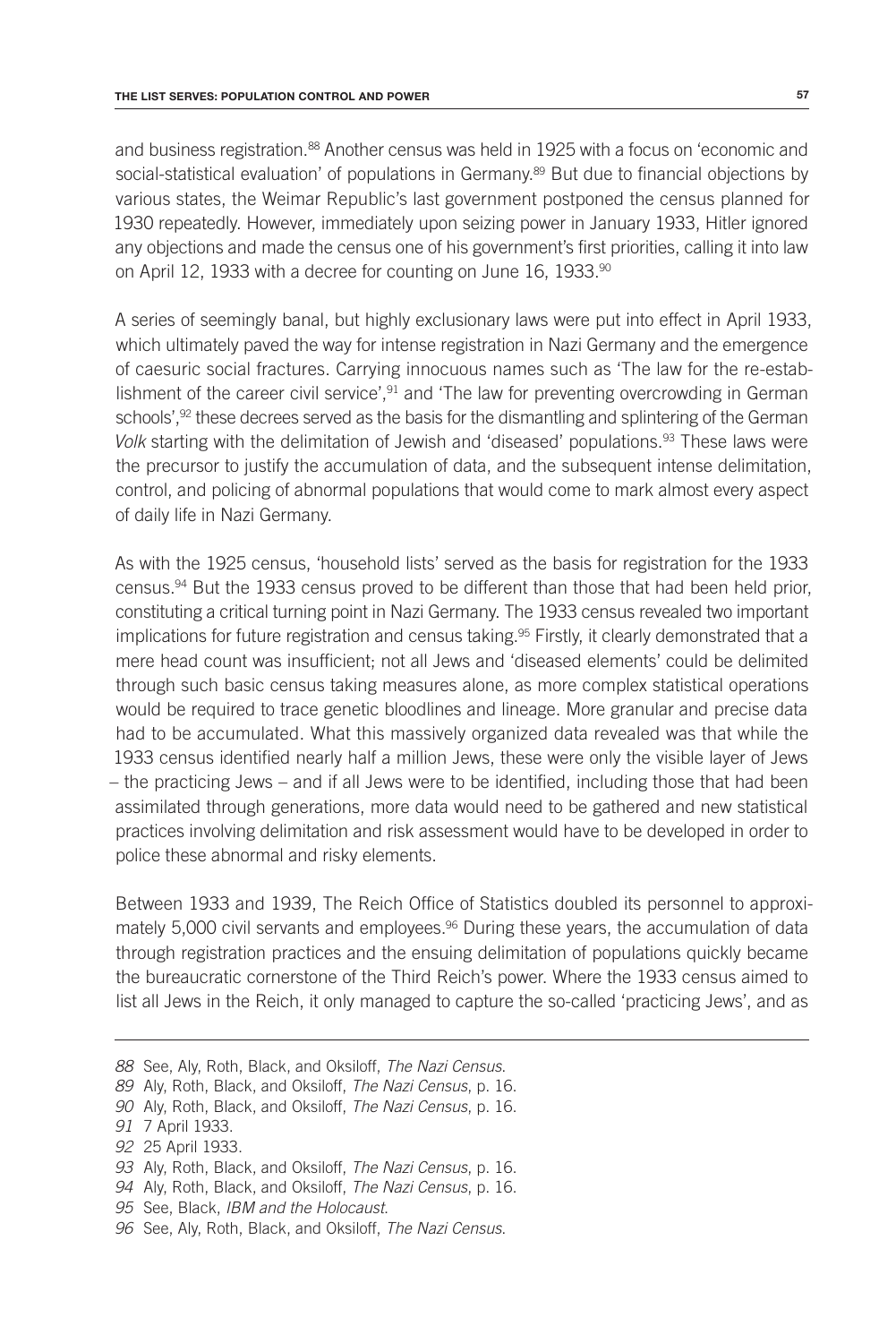and business registration.[88] Another census was held in 1925 with a focus on 'economic and social-statistical evaluation' of populations in Germany.[89] But due to financial objections by various states, the Weimar Republic's last government postponed the census planned for 1930 repeatedly. However, immediately upon seizing power in January 1933, Hitler ignored any objections and made the census one of his government's first priorities, calling it into law on April 12, 1933 with a decree for counting on June 16, 1933.[90]

A series of seemingly banal, but highly exclusionary laws were put into effect in April 1933, which ultimately paved the way for intense registration in Nazi Germany and the emergence of caesuric social fractures. Carrying innocuous names such as 'The law for the re-establishment of the career civil service',[91] and 'The law for preventing overcrowding in German schools',[92] these decrees served as the basis for the dismantling and splintering of the German *Volk* starting with the delimitation of Jewish and 'diseased' populations.[93] These laws were the precursor to justify the accumulation of data, and the subsequent intense delimitation, control, and policing of abnormal populations that would come to mark almost every aspect of daily life in Nazi Germany.

As with the 1925 census, 'household lists' served as the basis for registration for the 1933 census.[94] But the 1933 census proved to be different than those that had been held prior, constituting a critical turning point in Nazi Germany. The 1933 census revealed two important implications for future registration and census taking.[95] Firstly, it clearly demonstrated that a mere head count was insufficient; not all Jews and 'diseased elements' could be delimited through such basic census taking measures alone, as more complex statistical operations would be required to trace genetic bloodlines and lineage. More granular and precise data had to be accumulated. What this massively organized data revealed was that while the 1933 census identified nearly half a million Jews, these were only the visible layer of Jews – the practicing Jews – and if all Jews were to be identified, including those that had been assimilated through generations, more data would need to be gathered and new statistical practices involving delimitation and risk assessment would have to be developed in order to police these abnormal and risky elements.

Between 1933 and 1939, The Reich Office of Statistics doubled its personnel to approximately 5,000 civil servants and employees.[96] During these years, the accumulation of data through registration practices and the ensuing delimitation of populations quickly became the bureaucratic cornerstone of the Third Reich's power. Where the 1933 census aimed to list all Jews in the Reich, it only managed to capture the so-called 'practicing Jews', and as

---

*88* See, Aly, Roth, Black, and Oksiloff, *The Nazi Census*.

*89* Aly, Roth, Black, and Oksiloff, *The Nazi Census*, p. 16.

*90* Aly, Roth, Black, and Oksiloff, *The Nazi Census*, p. 16.

*91* 7 April 1933.

*92* 25 April 1933.

*93* Aly, Roth, Black, and Oksiloff, *The Nazi Census*, p. 16.

*94* Aly, Roth, Black, and Oksiloff, *The Nazi Census*, p. 16.

*95* See, Black, *IBM and the Holocaust*.

*96* See, Aly, Roth, Black, and Oksiloff, *The Nazi Census*.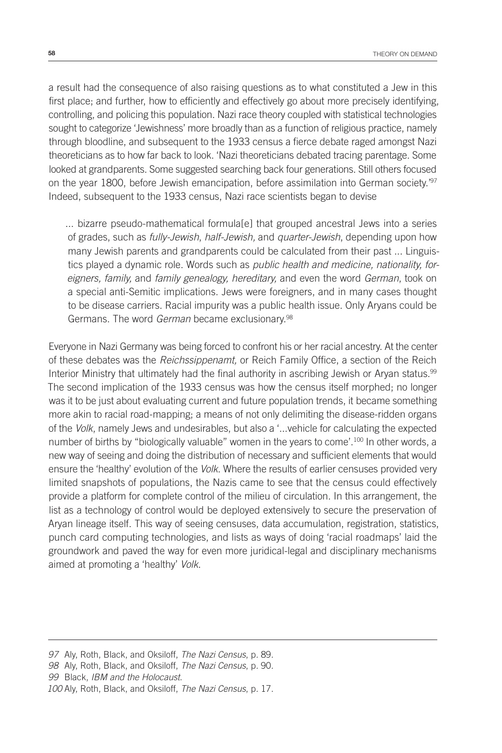a result had the consequence of also raising questions as to what constituted a Jew in this first place; and further, how to efficiently and effectively go about more precisely identifying, controlling, and policing this population. Nazi race theory coupled with statistical technologies sought to categorize 'Jewishness' more broadly than as a function of religious practice, namely through bloodline, and subsequent to the 1933 census a fierce debate raged amongst Nazi theoreticians as to how far back to look. 'Nazi theoreticians debated tracing parentage. Some looked at grandparents. Some suggested searching back four generations. Still others focused on the year 1800, before Jewish emancipation, before assimilation into German society.'[97] Indeed, subsequent to the 1933 census, Nazi race scientists began to devise

> ... bizarre pseudo-mathematical formula[e] that grouped ancestral Jews into a series of grades, such as *fully-Jewish*, *half-Jewish,* and *quarter-Jewish*, depending upon how many Jewish parents and grandparents could be calculated from their past ... Linguistics played a dynamic role. Words such as *public health and medicine, nationality, foreigners, family,* and *family genealogy, hereditary,* and even the word *German*, took on a special anti-Semitic implications. Jews were foreigners, and in many cases thought to be disease carriers. Racial impurity was a public health issue. Only Aryans could be Germans. The word *German* became exclusionary.[98]

Everyone in Nazi Germany was being forced to confront his or her racial ancestry. At the center of these debates was the *Reichssippenamt,* or Reich Family Office, a section of the Reich Interior Ministry that ultimately had the final authority in ascribing Jewish or Aryan status.[99] The second implication of the 1933 census was how the census itself morphed; no longer was it to be just about evaluating current and future population trends, it became something more akin to racial road-mapping; a means of not only delimiting the disease-ridden organs of the *Volk*, namely Jews and undesirables, but also a '...vehicle for calculating the expected number of births by "biologically valuable" women in the years to come'.[100] In other words, a new way of seeing and doing the distribution of necessary and sufficient elements that would ensure the 'healthy' evolution of the *Volk*. Where the results of earlier censuses provided very limited snapshots of populations, the Nazis came to see that the census could effectively provide a platform for complete control of the milieu of circulation. In this arrangement, the list as a technology of control would be deployed extensively to secure the preservation of Aryan lineage itself. This way of seeing censuses, data accumulation, registration, statistics, punch card computing technologies, and lists as ways of doing 'racial roadmaps' laid the groundwork and paved the way for even more juridical-legal and disciplinary mechanisms aimed at promoting a 'healthy' *Volk*.

---

*97* Aly, Roth, Black, and Oksiloff, *The Nazi Census*, p. 89.

*98* Aly, Roth, Black, and Oksiloff, *The Nazi Census*, p. 90.

*99* Black, *IBM and the Holocaust*.

*100* Aly, Roth, Black, and Oksiloff, *The Nazi Census*, p. 17.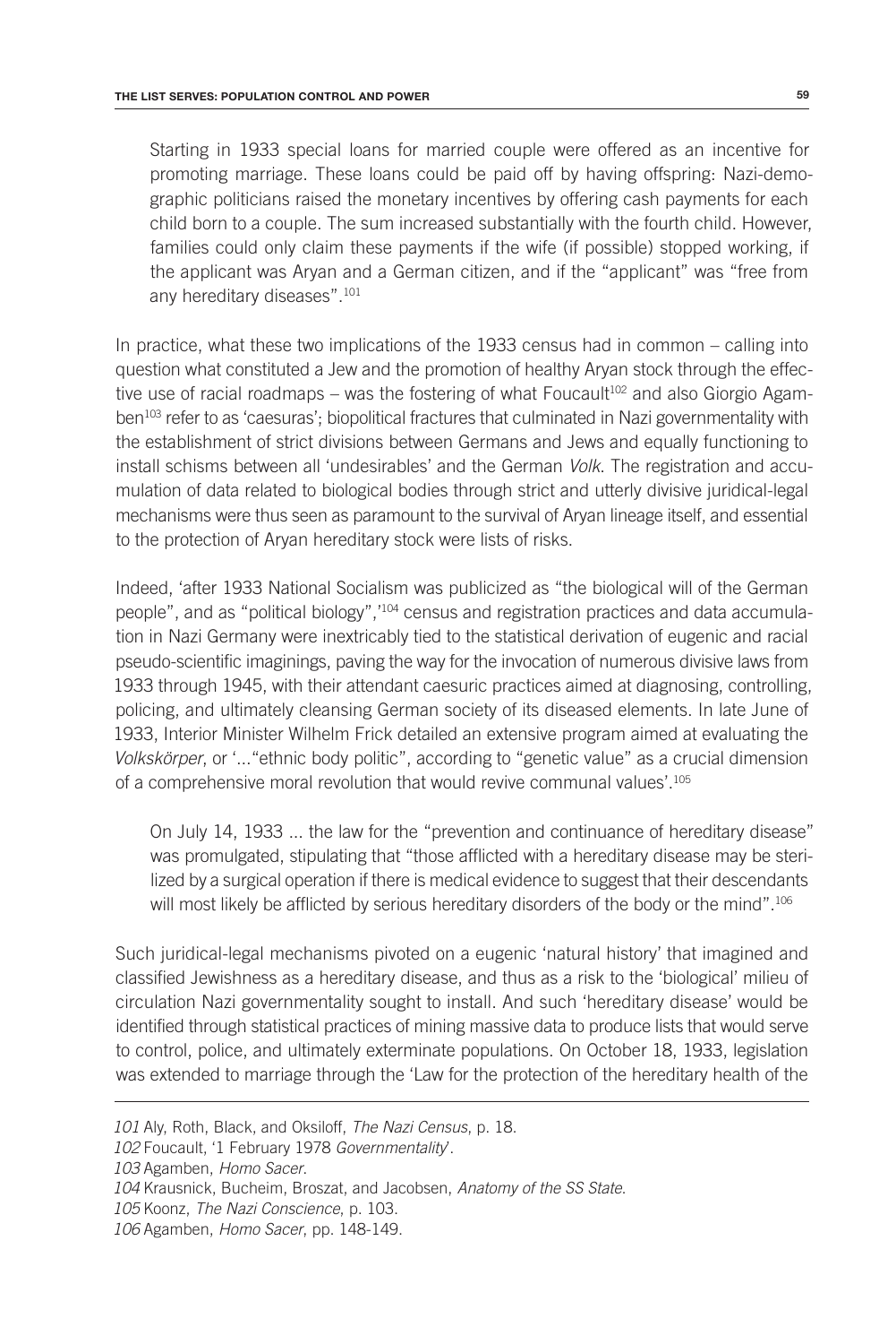> Starting in 1933 special loans for married couple were offered as an incentive for promoting marriage. These loans could be paid off by having offspring: Nazi-demographic politicians raised the monetary incentives by offering cash payments for each child born to a couple. The sum increased substantially with the fourth child. However, families could only claim these payments if the wife (if possible) stopped working, if the applicant was Aryan and a German citizen, and if the "applicant" was "free from any hereditary diseases".[101]

In practice, what these two implications of the 1933 census had in common – calling into question what constituted a Jew and the promotion of healthy Aryan stock through the effective use of racial roadmaps – was the fostering of what Foucault[102] and also Giorgio Agamben[103] refer to as 'caesuras'; biopolitical fractures that culminated in Nazi governmentality with the establishment of strict divisions between Germans and Jews and equally functioning to install schisms between all 'undesirables' and the German *Volk*. The registration and accumulation of data related to biological bodies through strict and utterly divisive juridical-legal mechanisms were thus seen as paramount to the survival of Aryan lineage itself, and essential to the protection of Aryan hereditary stock were lists of risks.

Indeed, 'after 1933 National Socialism was publicized as "the biological will of the German people", and as "political biology",'[104] census and registration practices and data accumulation in Nazi Germany were inextricably tied to the statistical derivation of eugenic and racial pseudo-scientific imaginings, paving the way for the invocation of numerous divisive laws from 1933 through 1945, with their attendant caesuric practices aimed at diagnosing, controlling, policing, and ultimately cleansing German society of its diseased elements. In late June of 1933, Interior Minister Wilhelm Frick detailed an extensive program aimed at evaluating the *Volkskörper*, or '…"ethnic body politic", according to "genetic value" as a crucial dimension of a comprehensive moral revolution that would revive communal values'.[105]

> On July 14, 1933 … the law for the "prevention and continuance of hereditary disease" was promulgated, stipulating that "those afflicted with a hereditary disease may be sterilized by a surgical operation if there is medical evidence to suggest that their descendants will most likely be afflicted by serious hereditary disorders of the body or the mind".[106]

Such juridical-legal mechanisms pivoted on a eugenic 'natural history' that imagined and classified Jewishness as a hereditary disease, and thus as a risk to the 'biological' milieu of circulation Nazi governmentality sought to install. And such 'hereditary disease' would be identified through statistical practices of mining massive data to produce lists that would serve to control, police, and ultimately exterminate populations. On October 18, 1933, legislation was extended to marriage through the 'Law for the protection of the hereditary health of the

---

*101* Aly, Roth, Black, and Oksiloff, *The Nazi Census*, p. 18.

*102* Foucault, '1 February 1978 *Governmentality*'.

*103* Agamben, *Homo Sacer*.

*104* Krausnick, Bucheim, Broszat, and Jacobsen, *Anatomy of the SS State*.

*105* Koonz, *The Nazi Conscience*, p. 103.

*106* Agamben, *Homo Sacer*, pp. 148-149.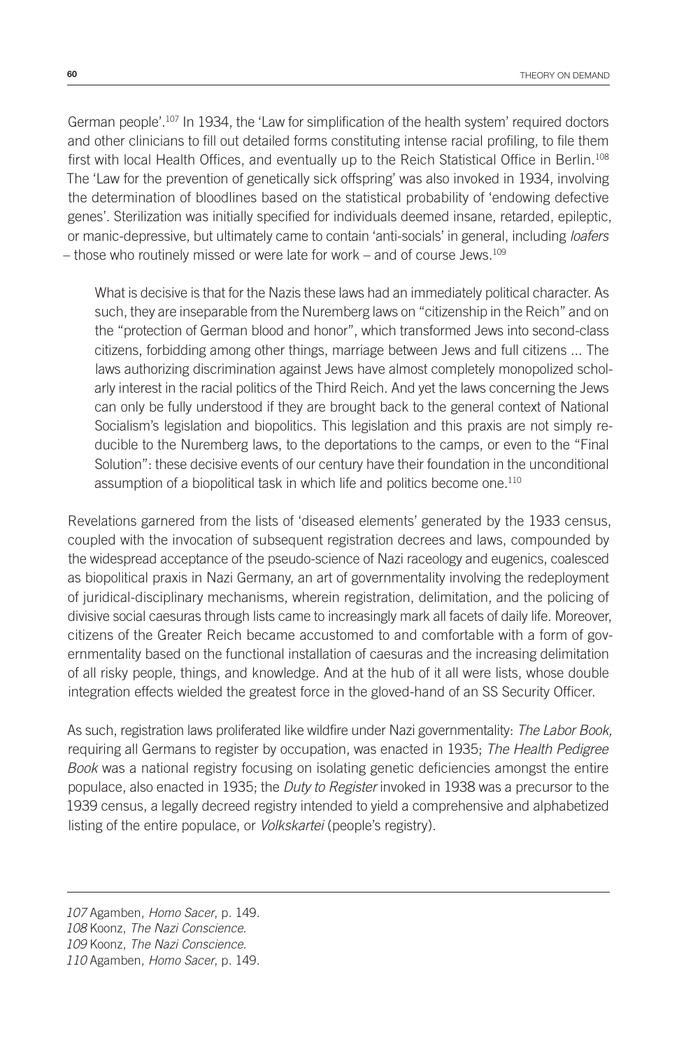German people'.[107] In 1934, the 'Law for simplification of the health system' required doctors and other clinicians to fill out detailed forms constituting intense racial profiling, to file them first with local Health Offices, and eventually up to the Reich Statistical Office in Berlin.[108] The 'Law for the prevention of genetically sick offspring' was also invoked in 1934, involving the determination of bloodlines based on the statistical probability of 'endowing defective genes'. Sterilization was initially specified for individuals deemed insane, retarded, epileptic, or manic-depressive, but ultimately came to contain 'anti-socials' in general, including *loafers* – those who routinely missed or were late for work – and of course Jews.[109]

> What is decisive is that for the Nazis these laws had an immediately political character. As such, they are inseparable from the Nuremberg laws on "citizenship in the Reich" and on the "protection of German blood and honor", which transformed Jews into second-class citizens, forbidding among other things, marriage between Jews and full citizens ... The laws authorizing discrimination against Jews have almost completely monopolized scholarly interest in the racial politics of the Third Reich. And yet the laws concerning the Jews can only be fully understood if they are brought back to the general context of National Socialism's legislation and biopolitics. This legislation and this praxis are not simply reducible to the Nuremberg laws, to the deportations to the camps, or even to the "Final Solution": these decisive events of our century have their foundation in the unconditional assumption of a biopolitical task in which life and politics become one.[110]

Revelations garnered from the lists of 'diseased elements' generated by the 1933 census, coupled with the invocation of subsequent registration decrees and laws, compounded by the widespread acceptance of the pseudo-science of Nazi raceology and eugenics, coalesced as biopolitical praxis in Nazi Germany, an art of governmentality involving the redeployment of juridical-disciplinary mechanisms, wherein registration, delimitation, and the policing of divisive social caesuras through lists came to increasingly mark all facets of daily life. Moreover, citizens of the Greater Reich became accustomed to and comfortable with a form of governmentality based on the functional installation of caesuras and the increasing delimitation of all risky people, things, and knowledge. And at the hub of it all were lists, whose double integration effects wielded the greatest force in the gloved-hand of an SS Security Officer.

As such, registration laws proliferated like wildfire under Nazi governmentality: *The Labor Book,* requiring all Germans to register by occupation, was enacted in 1935; *The Health Pedigree Book* was a national registry focusing on isolating genetic deficiencies amongst the entire populace, also enacted in 1935; the *Duty to Register* invoked in 1938 was a precursor to the 1939 census, a legally decreed registry intended to yield a comprehensive and alphabetized listing of the entire populace, or *Volkskartei* (people's registry).

---

*107* Agamben, *Homo Sacer*, p. 149.
*108* Koonz, *The Nazi Conscience*.
*109* Koonz, *The Nazi Conscience*.
*110* Agamben, *Homo Sacer*, p. 149.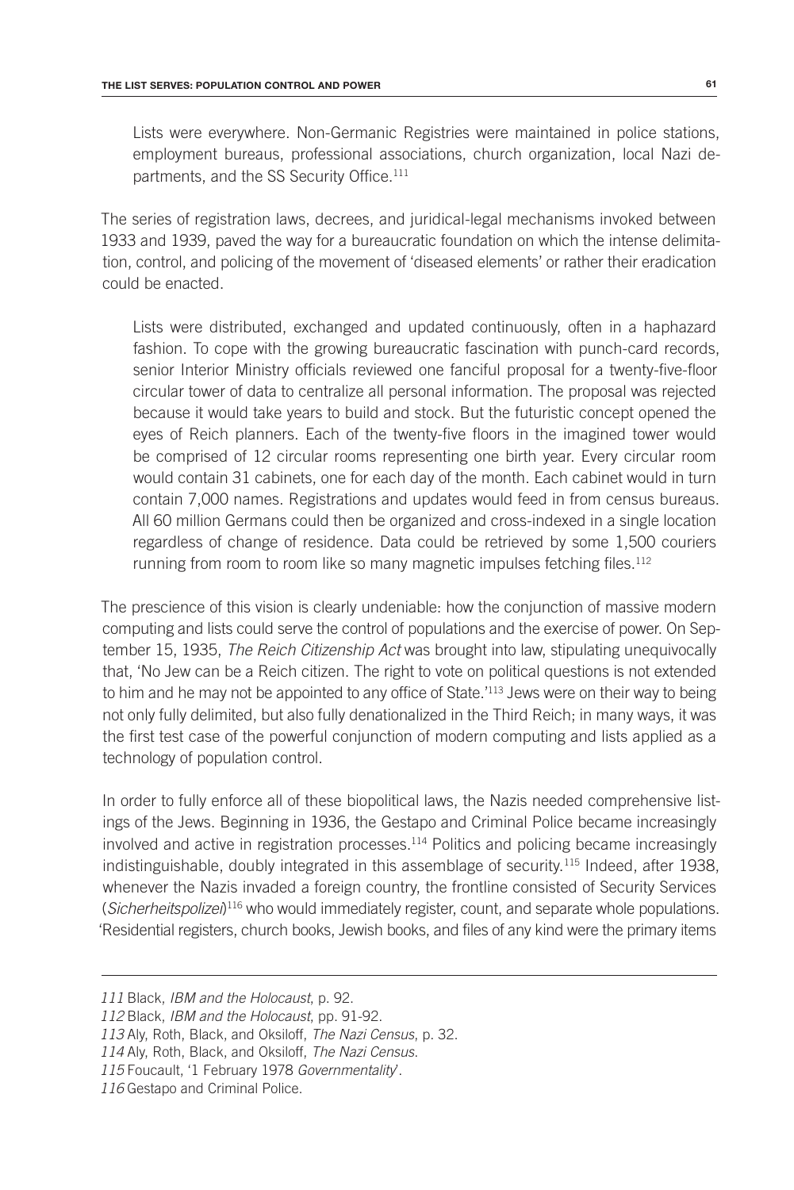> Lists were everywhere. Non-Germanic Registries were maintained in police stations, employment bureaus, professional associations, church organization, local Nazi departments, and the SS Security Office.[111]

The series of registration laws, decrees, and juridical-legal mechanisms invoked between 1933 and 1939, paved the way for a bureaucratic foundation on which the intense delimitation, control, and policing of the movement of 'diseased elements' or rather their eradication could be enacted.

> Lists were distributed, exchanged and updated continuously, often in a haphazard fashion. To cope with the growing bureaucratic fascination with punch-card records, senior Interior Ministry officials reviewed one fanciful proposal for a twenty-five-floor circular tower of data to centralize all personal information. The proposal was rejected because it would take years to build and stock. But the futuristic concept opened the eyes of Reich planners. Each of the twenty-five floors in the imagined tower would be comprised of 12 circular rooms representing one birth year. Every circular room would contain 31 cabinets, one for each day of the month. Each cabinet would in turn contain 7,000 names. Registrations and updates would feed in from census bureaus. All 60 million Germans could then be organized and cross-indexed in a single location regardless of change of residence. Data could be retrieved by some 1,500 couriers running from room to room like so many magnetic impulses fetching files.[112]

The prescience of this vision is clearly undeniable: how the conjunction of massive modern computing and lists could serve the control of populations and the exercise of power. On September 15, 1935, *The Reich Citizenship Act* was brought into law, stipulating unequivocally that, 'No Jew can be a Reich citizen. The right to vote on political questions is not extended to him and he may not be appointed to any office of State.'[113] Jews were on their way to being not only fully delimited, but also fully denationalized in the Third Reich; in many ways, it was the first test case of the powerful conjunction of modern computing and lists applied as a technology of population control.

In order to fully enforce all of these biopolitical laws, the Nazis needed comprehensive listings of the Jews. Beginning in 1936, the Gestapo and Criminal Police became increasingly involved and active in registration processes.[114] Politics and policing became increasingly indistinguishable, doubly integrated in this assemblage of security.[115] Indeed, after 1938, whenever the Nazis invaded a foreign country, the frontline consisted of Security Services (*Sicherheitspolizei*)[116] who would immediately register, count, and separate whole populations. 'Residential registers, church books, Jewish books, and files of any kind were the primary items

---

*111* Black, *IBM and the Holocaust*, p. 92.

*112* Black, *IBM and the Holocaust*, pp. 91-92.

*113* Aly, Roth, Black, and Oksiloff, *The Nazi Census*, p. 32.

*114* Aly, Roth, Black, and Oksiloff, *The Nazi Census*.

*115* Foucault, '1 February 1978 *Governmentality*'.

*116* Gestapo and Criminal Police.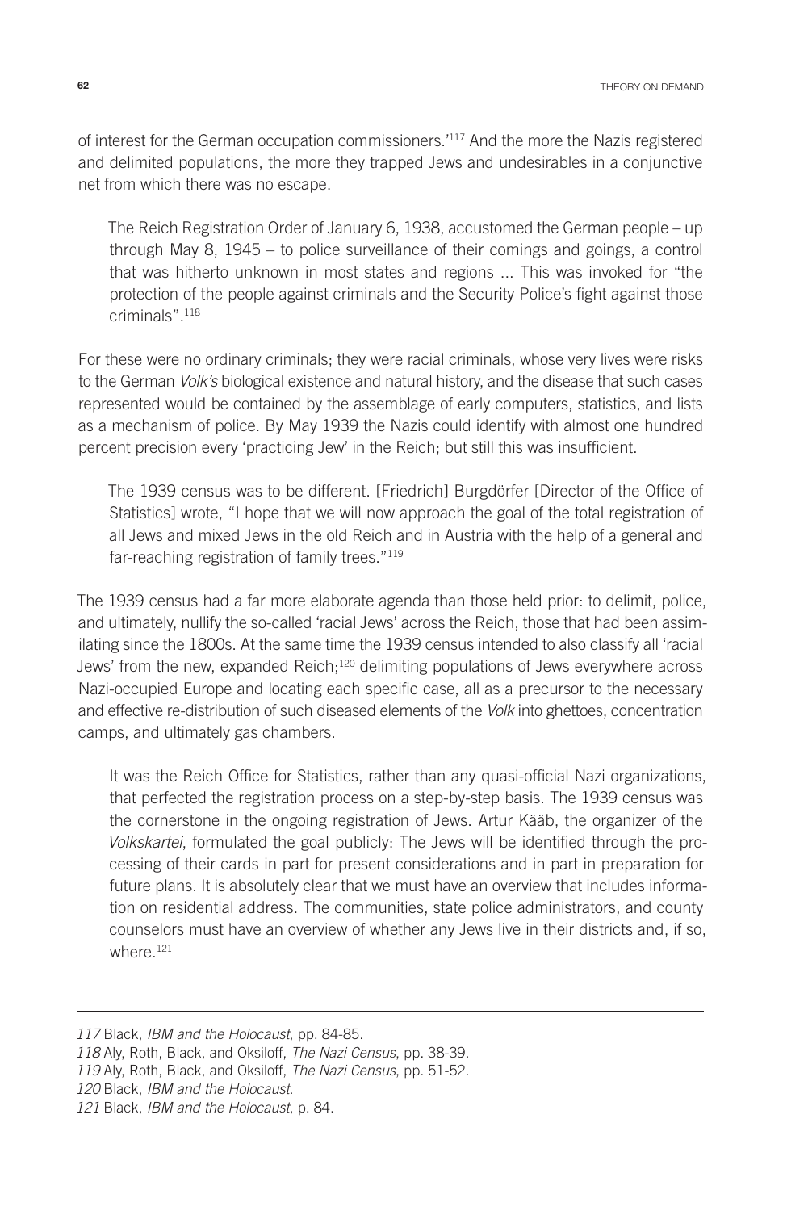of interest for the German occupation commissioners.'[117] And the more the Nazis registered and delimited populations, the more they trapped Jews and undesirables in a conjunctive net from which there was no escape.

> The Reich Registration Order of January 6, 1938, accustomed the German people – up through May 8, 1945 – to police surveillance of their comings and goings, a control that was hitherto unknown in most states and regions ... This was invoked for "the protection of the people against criminals and the Security Police's fight against those criminals".[118]

For these were no ordinary criminals; they were racial criminals, whose very lives were risks to the German *Volk's* biological existence and natural history, and the disease that such cases represented would be contained by the assemblage of early computers, statistics, and lists as a mechanism of police. By May 1939 the Nazis could identify with almost one hundred percent precision every 'practicing Jew' in the Reich; but still this was insufficient.

> The 1939 census was to be different. [Friedrich] Burgdörfer [Director of the Office of Statistics] wrote, "I hope that we will now approach the goal of the total registration of all Jews and mixed Jews in the old Reich and in Austria with the help of a general and far-reaching registration of family trees."[119]

The 1939 census had a far more elaborate agenda than those held prior: to delimit, police, and ultimately, nullify the so-called 'racial Jews' across the Reich, those that had been assimilating since the 1800s. At the same time the 1939 census intended to also classify all 'racial Jews' from the new, expanded Reich;[120] delimiting populations of Jews everywhere across Nazi-occupied Europe and locating each specific case, all as a precursor to the necessary and effective re-distribution of such diseased elements of the *Volk* into ghettoes, concentration camps, and ultimately gas chambers.

> It was the Reich Office for Statistics, rather than any quasi-official Nazi organizations, that perfected the registration process on a step-by-step basis. The 1939 census was the cornerstone in the ongoing registration of Jews. Artur Kääb, the organizer of the *Volkskartei*, formulated the goal publicly: The Jews will be identified through the processing of their cards in part for present considerations and in part in preparation for future plans. It is absolutely clear that we must have an overview that includes information on residential address. The communities, state police administrators, and county counselors must have an overview of whether any Jews live in their districts and, if so, where.[121]

---

*117* Black, *IBM and the Holocaust*, pp. 84-85.

*118* Aly, Roth, Black, and Oksiloff, *The Nazi Census*, pp. 38-39.

*119* Aly, Roth, Black, and Oksiloff, *The Nazi Census*, pp. 51-52.

*120* Black, *IBM and the Holocaust*.

*121* Black, *IBM and the Holocaust*, p. 84.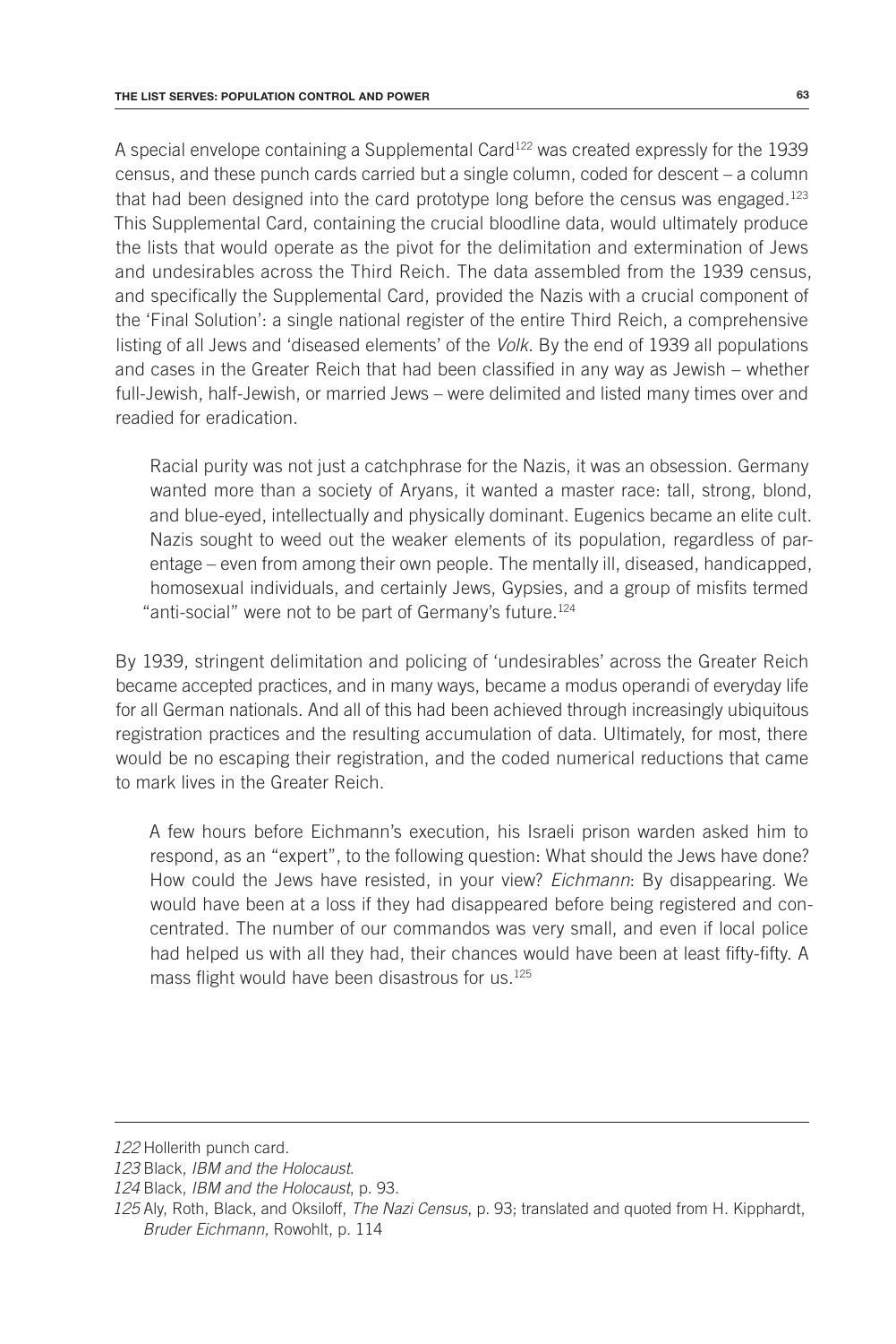A special envelope containing a Supplemental Card[122] was created expressly for the 1939 census, and these punch cards carried but a single column, coded for descent – a column that had been designed into the card prototype long before the census was engaged.[123] This Supplemental Card, containing the crucial bloodline data, would ultimately produce the lists that would operate as the pivot for the delimitation and extermination of Jews and undesirables across the Third Reich. The data assembled from the 1939 census, and specifically the Supplemental Card, provided the Nazis with a crucial component of the 'Final Solution': a single national register of the entire Third Reich, a comprehensive listing of all Jews and 'diseased elements' of the *Volk*. By the end of 1939 all populations and cases in the Greater Reich that had been classified in any way as Jewish – whether full-Jewish, half-Jewish, or married Jews – were delimited and listed many times over and readied for eradication.

> Racial purity was not just a catchphrase for the Nazis, it was an obsession. Germany wanted more than a society of Aryans, it wanted a master race: tall, strong, blond, and blue-eyed, intellectually and physically dominant. Eugenics became an elite cult. Nazis sought to weed out the weaker elements of its population, regardless of parentage – even from among their own people. The mentally ill, diseased, handicapped, homosexual individuals, and certainly Jews, Gypsies, and a group of misfits termed "anti-social" were not to be part of Germany's future.[124]

By 1939, stringent delimitation and policing of 'undesirables' across the Greater Reich became accepted practices, and in many ways, became a modus operandi of everyday life for all German nationals. And all of this had been achieved through increasingly ubiquitous registration practices and the resulting accumulation of data. Ultimately, for most, there would be no escaping their registration, and the coded numerical reductions that came to mark lives in the Greater Reich.

> A few hours before Eichmann's execution, his Israeli prison warden asked him to respond, as an "expert", to the following question: What should the Jews have done? How could the Jews have resisted, in your view? *Eichmann*: By disappearing. We would have been at a loss if they had disappeared before being registered and concentrated. The number of our commandos was very small, and even if local police had helped us with all they had, their chances would have been at least fifty-fifty. A mass flight would have been disastrous for us.[125]

---

*122* Hollerith punch card.

*123* Black, *IBM and the Holocaust*.

*124* Black, *IBM and the Holocaust*, p. 93.

*125* Aly, Roth, Black, and Oksiloff, *The Nazi Census*, p. 93; translated and quoted from H. Kipphardt, *Bruder Eichmann,* Rowohlt, p. 114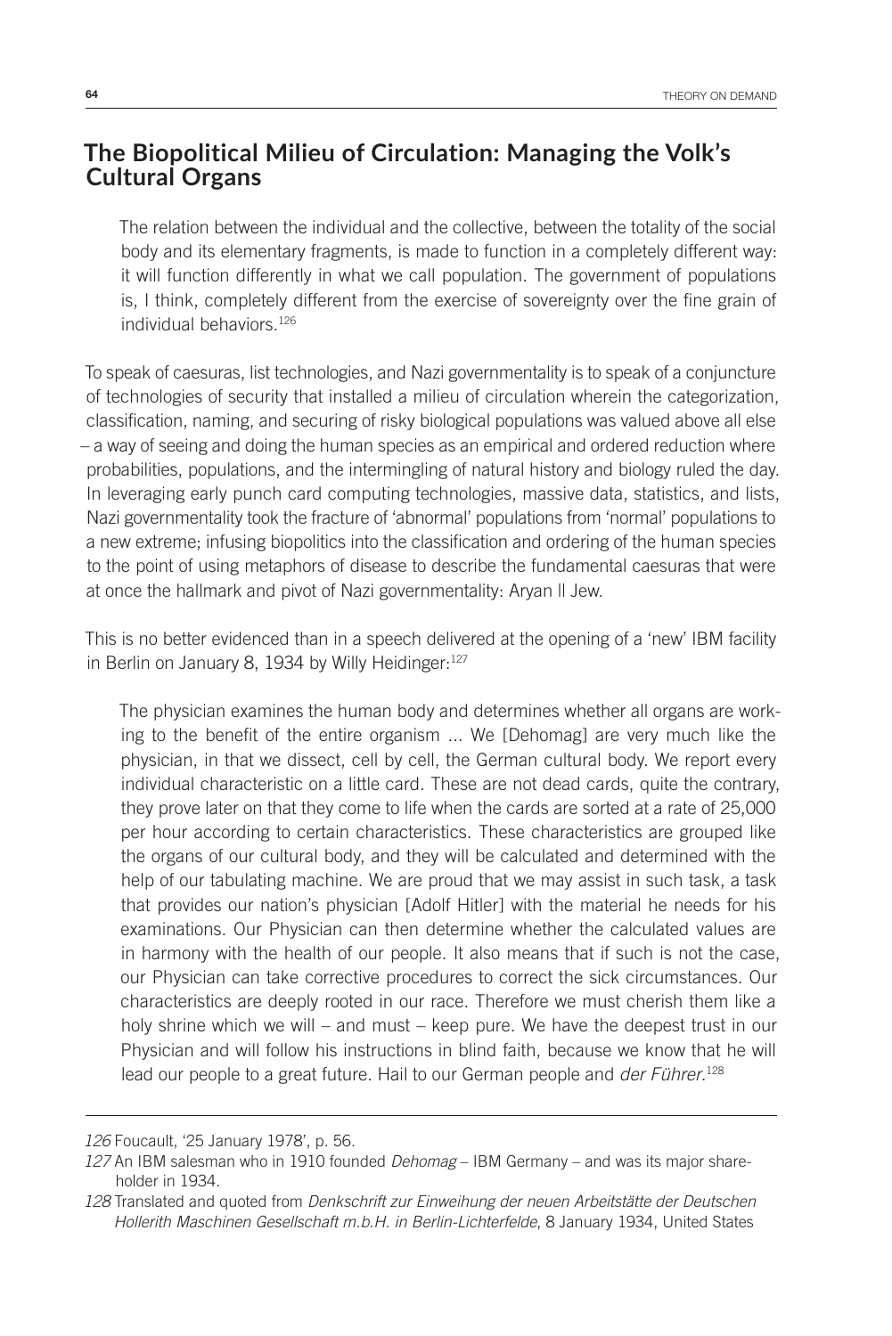## The Biopolitical Milieu of Circulation: Managing the Volk's Cultural Organs

> The relation between the individual and the collective, between the totality of the social body and its elementary fragments, is made to function in a completely different way: it will function differently in what we call population. The government of populations is, I think, completely different from the exercise of sovereignty over the fine grain of individual behaviors.[126]

To speak of caesuras, list technologies, and Nazi governmentality is to speak of a conjuncture of technologies of security that installed a milieu of circulation wherein the categorization, classification, naming, and securing of risky biological populations was valued above all else – a way of seeing and doing the human species as an empirical and ordered reduction where probabilities, populations, and the intermingling of natural history and biology ruled the day. In leveraging early punch card computing technologies, massive data, statistics, and lists, Nazi governmentality took the fracture of 'abnormal' populations from 'normal' populations to a new extreme; infusing biopolitics into the classification and ordering of the human species to the point of using metaphors of disease to describe the fundamental caesuras that were at once the hallmark and pivot of Nazi governmentality: Aryan || Jew.

This is no better evidenced than in a speech delivered at the opening of a 'new' IBM facility in Berlin on January 8, 1934 by Willy Heidinger:[127]

> The physician examines the human body and determines whether all organs are working to the benefit of the entire organism ... We [Dehomag] are very much like the physician, in that we dissect, cell by cell, the German cultural body. We report every individual characteristic on a little card. These are not dead cards, quite the contrary, they prove later on that they come to life when the cards are sorted at a rate of 25,000 per hour according to certain characteristics. These characteristics are grouped like the organs of our cultural body, and they will be calculated and determined with the help of our tabulating machine. We are proud that we may assist in such task, a task that provides our nation's physician [Adolf Hitler] with the material he needs for his examinations. Our Physician can then determine whether the calculated values are in harmony with the health of our people. It also means that if such is not the case, our Physician can take corrective procedures to correct the sick circumstances. Our characteristics are deeply rooted in our race. Therefore we must cherish them like a holy shrine which we will – and must – keep pure. We have the deepest trust in our Physician and will follow his instructions in blind faith, because we know that he will lead our people to a great future. Hail to our German people and *der Führer*.[128]

---

*126* Foucault, '25 January 1978', p. 56.

*127* An IBM salesman who in 1910 founded *Dehomag* – IBM Germany – and was its major shareholder in 1934.

*128* Translated and quoted from *Denkschrift zur Einweihung der neuen Arbeitstätte der Deutschen Hollerith Maschinen Gesellschaft m.b.H. in Berlin-Lichterfelde*, 8 January 1934, United States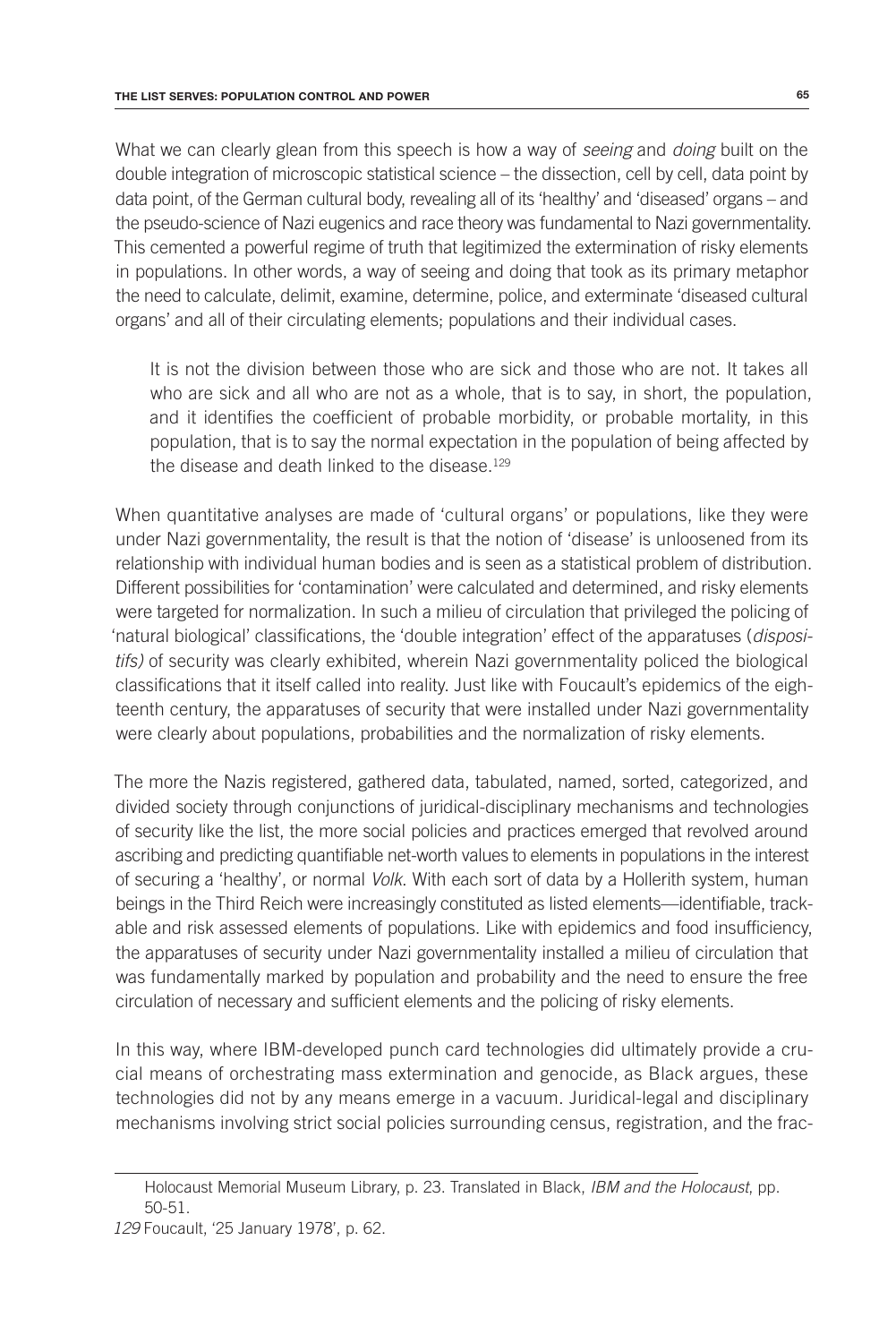What we can clearly glean from this speech is how a way of *seeing* and *doing* built on the double integration of microscopic statistical science – the dissection, cell by cell, data point by data point, of the German cultural body, revealing all of its 'healthy' and 'diseased' organs – and the pseudo-science of Nazi eugenics and race theory was fundamental to Nazi governmentality. This cemented a powerful regime of truth that legitimized the extermination of risky elements in populations. In other words, a way of seeing and doing that took as its primary metaphor the need to calculate, delimit, examine, determine, police, and exterminate 'diseased cultural organs' and all of their circulating elements; populations and their individual cases.

> It is not the division between those who are sick and those who are not. It takes all who are sick and all who are not as a whole, that is to say, in short, the population, and it identifies the coefficient of probable morbidity, or probable mortality, in this population, that is to say the normal expectation in the population of being affected by the disease and death linked to the disease.[129]

When quantitative analyses are made of 'cultural organs' or populations, like they were under Nazi governmentality, the result is that the notion of 'disease' is unloosened from its relationship with individual human bodies and is seen as a statistical problem of distribution. Different possibilities for 'contamination' were calculated and determined, and risky elements were targeted for normalization. In such a milieu of circulation that privileged the policing of 'natural biological' classifications, the 'double integration' effect of the apparatuses (*dispositifs)* of security was clearly exhibited, wherein Nazi governmentality policed the biological classifications that it itself called into reality. Just like with Foucault's epidemics of the eighteenth century, the apparatuses of security that were installed under Nazi governmentality were clearly about populations, probabilities and the normalization of risky elements.

The more the Nazis registered, gathered data, tabulated, named, sorted, categorized, and divided society through conjunctions of juridical-disciplinary mechanisms and technologies of security like the list, the more social policies and practices emerged that revolved around ascribing and predicting quantifiable net-worth values to elements in populations in the interest of securing a 'healthy', or normal *Volk*. With each sort of data by a Hollerith system, human beings in the Third Reich were increasingly constituted as listed elements—identifiable, trackable and risk assessed elements of populations. Like with epidemics and food insufficiency, the apparatuses of security under Nazi governmentality installed a milieu of circulation that was fundamentally marked by population and probability and the need to ensure the free circulation of necessary and sufficient elements and the policing of risky elements.

In this way, where IBM-developed punch card technologies did ultimately provide a crucial means of orchestrating mass extermination and genocide, as Black argues, these technologies did not by any means emerge in a vacuum. Juridical-legal and disciplinary mechanisms involving strict social policies surrounding census, registration, and the frac-

---

Holocaust Memorial Museum Library, p. 23. Translated in Black, *IBM and the Holocaust*, pp. 50-51.

*129* Foucault, '25 January 1978', p. 62.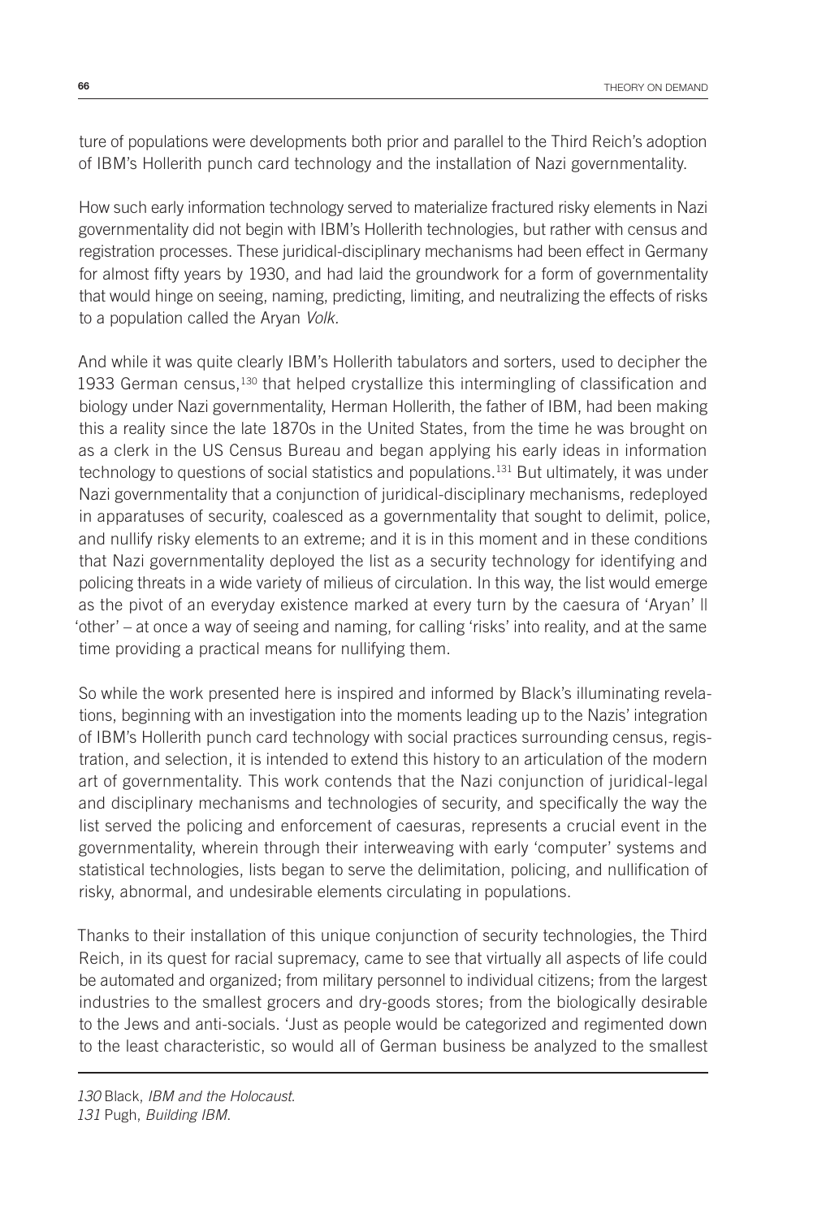ture of populations were developments both prior and parallel to the Third Reich's adoption of IBM's Hollerith punch card technology and the installation of Nazi governmentality.

How such early information technology served to materialize fractured risky elements in Nazi governmentality did not begin with IBM's Hollerith technologies, but rather with census and registration processes. These juridical-disciplinary mechanisms had been effect in Germany for almost fifty years by 1930, and had laid the groundwork for a form of governmentality that would hinge on seeing, naming, predicting, limiting, and neutralizing the effects of risks to a population called the Aryan *Volk*.

And while it was quite clearly IBM's Hollerith tabulators and sorters, used to decipher the 1933 German census,[130] that helped crystallize this intermingling of classification and biology under Nazi governmentality, Herman Hollerith, the father of IBM, had been making this a reality since the late 1870s in the United States, from the time he was brought on as a clerk in the US Census Bureau and began applying his early ideas in information technology to questions of social statistics and populations.[131] But ultimately, it was under Nazi governmentality that a conjunction of juridical-disciplinary mechanisms, redeployed in apparatuses of security, coalesced as a governmentality that sought to delimit, police, and nullify risky elements to an extreme; and it is in this moment and in these conditions that Nazi governmentality deployed the list as a security technology for identifying and policing threats in a wide variety of milieus of circulation. In this way, the list would emerge as the pivot of an everyday existence marked at every turn by the caesura of 'Aryan' || 'other' – at once a way of seeing and naming, for calling 'risks' into reality, and at the same time providing a practical means for nullifying them.

So while the work presented here is inspired and informed by Black's illuminating revelations, beginning with an investigation into the moments leading up to the Nazis' integration of IBM's Hollerith punch card technology with social practices surrounding census, registration, and selection, it is intended to extend this history to an articulation of the modern art of governmentality. This work contends that the Nazi conjunction of juridical-legal and disciplinary mechanisms and technologies of security, and specifically the way the list served the policing and enforcement of caesuras, represents a crucial event in the governmentality, wherein through their interweaving with early 'computer' systems and statistical technologies, lists began to serve the delimitation, policing, and nullification of risky, abnormal, and undesirable elements circulating in populations.

Thanks to their installation of this unique conjunction of security technologies, the Third Reich, in its quest for racial supremacy, came to see that virtually all aspects of life could be automated and organized; from military personnel to individual citizens; from the largest industries to the smallest grocers and dry-goods stores; from the biologically desirable to the Jews and anti-socials. 'Just as people would be categorized and regimented down to the least characteristic, so would all of German business be analyzed to the smallest

*130* Black, *IBM and the Holocaust*.
*131* Pugh, *Building IBM*.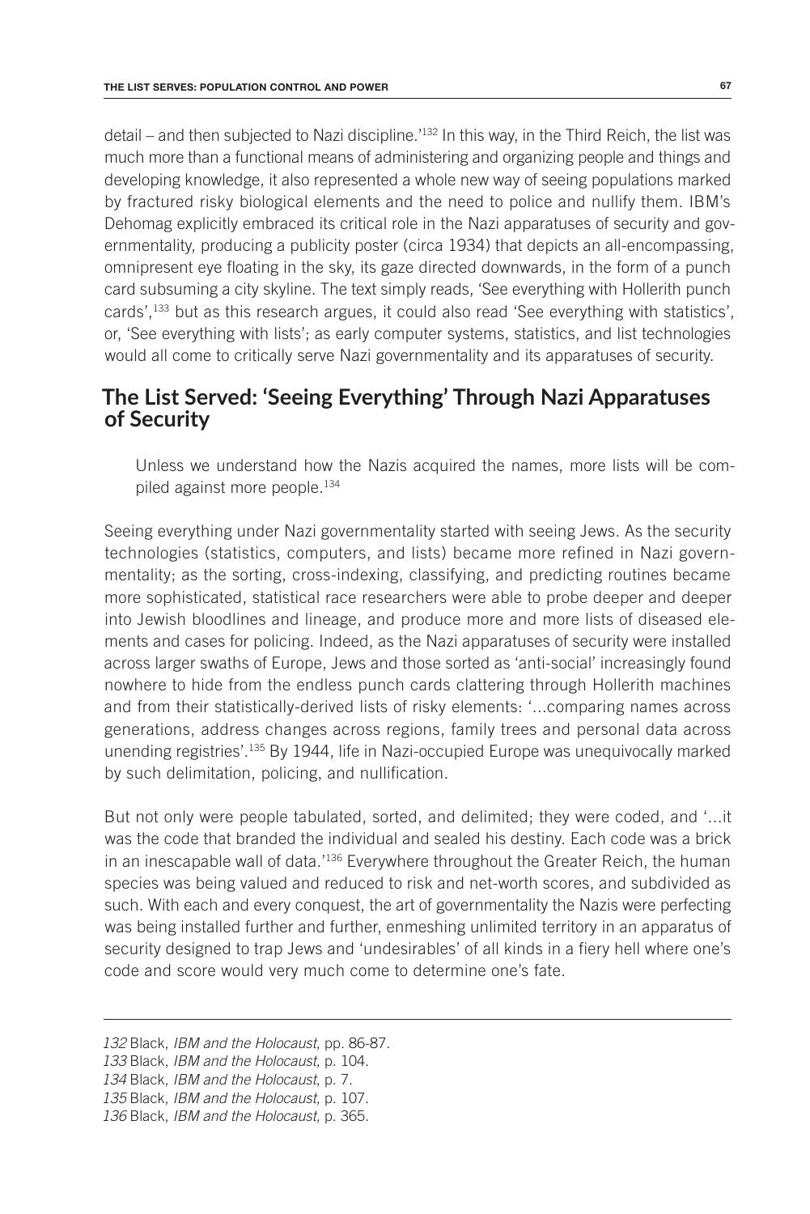detail – and then subjected to Nazi discipline.'[132] In this way, in the Third Reich, the list was much more than a functional means of administering and organizing people and things and developing knowledge, it also represented a whole new way of seeing populations marked by fractured risky biological elements and the need to police and nullify them. IBM's Dehomag explicitly embraced its critical role in the Nazi apparatuses of security and governmentality, producing a publicity poster (circa 1934) that depicts an all-encompassing, omnipresent eye floating in the sky, its gaze directed downwards, in the form of a punch card subsuming a city skyline. The text simply reads, 'See everything with Hollerith punch cards',[133] but as this research argues, it could also read 'See everything with statistics', or, 'See everything with lists'; as early computer systems, statistics, and list technologies would all come to critically serve Nazi governmentality and its apparatuses of security.

## The List Served: 'Seeing Everything' Through Nazi Apparatuses of Security

> Unless we understand how the Nazis acquired the names, more lists will be compiled against more people.[134]

Seeing everything under Nazi governmentality started with seeing Jews. As the security technologies (statistics, computers, and lists) became more refined in Nazi governmentality; as the sorting, cross-indexing, classifying, and predicting routines became more sophisticated, statistical race researchers were able to probe deeper and deeper into Jewish bloodlines and lineage, and produce more and more lists of diseased elements and cases for policing. Indeed, as the Nazi apparatuses of security were installed across larger swaths of Europe, Jews and those sorted as 'anti-social' increasingly found nowhere to hide from the endless punch cards clattering through Hollerith machines and from their statistically-derived lists of risky elements: '...comparing names across generations, address changes across regions, family trees and personal data across unending registries'.[135] By 1944, life in Nazi-occupied Europe was unequivocally marked by such delimitation, policing, and nullification.

But not only were people tabulated, sorted, and delimited; they were coded, and '...it was the code that branded the individual and sealed his destiny. Each code was a brick in an inescapable wall of data.'[136] Everywhere throughout the Greater Reich, the human species was being valued and reduced to risk and net-worth scores, and subdivided as such. With each and every conquest, the art of governmentality the Nazis were perfecting was being installed further and further, enmeshing unlimited territory in an apparatus of security designed to trap Jews and 'undesirables' of all kinds in a fiery hell where one's code and score would very much come to determine one's fate.

---

*132* Black, *IBM and the Holocaust*, pp. 86-87.
*133* Black, *IBM and the Holocaust*, p. 104.
*134* Black, *IBM and the Holocaust*, p. 7.
*135* Black, *IBM and the Holocaust*, p. 107.
*136* Black, *IBM and the Holocaust*, p. 365.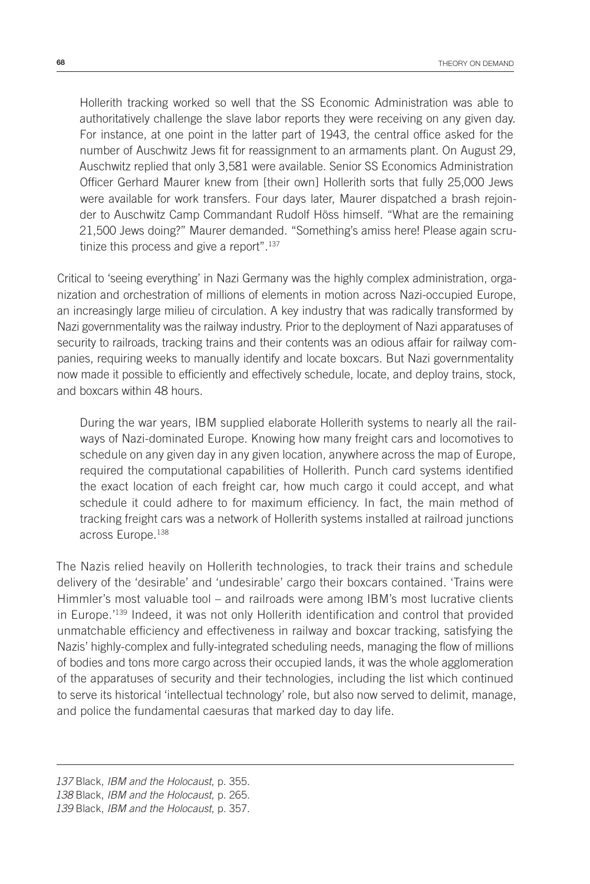> Hollerith tracking worked so well that the SS Economic Administration was able to authoritatively challenge the slave labor reports they were receiving on any given day. For instance, at one point in the latter part of 1943, the central office asked for the number of Auschwitz Jews fit for reassignment to an armaments plant. On August 29, Auschwitz replied that only 3,581 were available. Senior SS Economics Administration Officer Gerhard Maurer knew from [their own] Hollerith sorts that fully 25,000 Jews were available for work transfers. Four days later, Maurer dispatched a brash rejoinder to Auschwitz Camp Commandant Rudolf Höss himself. "What are the remaining 21,500 Jews doing?" Maurer demanded. "Something's amiss here! Please again scrutinize this process and give a report".[137]

Critical to 'seeing everything' in Nazi Germany was the highly complex administration, organization and orchestration of millions of elements in motion across Nazi-occupied Europe, an increasingly large milieu of circulation. A key industry that was radically transformed by Nazi governmentality was the railway industry. Prior to the deployment of Nazi apparatuses of security to railroads, tracking trains and their contents was an odious affair for railway companies, requiring weeks to manually identify and locate boxcars. But Nazi governmentality now made it possible to efficiently and effectively schedule, locate, and deploy trains, stock, and boxcars within 48 hours.

> During the war years, IBM supplied elaborate Hollerith systems to nearly all the railways of Nazi-dominated Europe. Knowing how many freight cars and locomotives to schedule on any given day in any given location, anywhere across the map of Europe, required the computational capabilities of Hollerith. Punch card systems identified the exact location of each freight car, how much cargo it could accept, and what schedule it could adhere to for maximum efficiency. In fact, the main method of tracking freight cars was a network of Hollerith systems installed at railroad junctions across Europe.[138]

The Nazis relied heavily on Hollerith technologies, to track their trains and schedule delivery of the 'desirable' and 'undesirable' cargo their boxcars contained. 'Trains were Himmler's most valuable tool – and railroads were among IBM's most lucrative clients in Europe.'[139] Indeed, it was not only Hollerith identification and control that provided unmatchable efficiency and effectiveness in railway and boxcar tracking, satisfying the Nazis' highly-complex and fully-integrated scheduling needs, managing the flow of millions of bodies and tons more cargo across their occupied lands, it was the whole agglomeration of the apparatuses of security and their technologies, including the list which continued to serve its historical 'intellectual technology' role, but also now served to delimit, manage, and police the fundamental caesuras that marked day to day life.

---

*137* Black, *IBM and the Holocaust*, p. 355.

*138* Black, *IBM and the Holocaust*, p. 265.

*139* Black, *IBM and the Holocaust*, p. 357.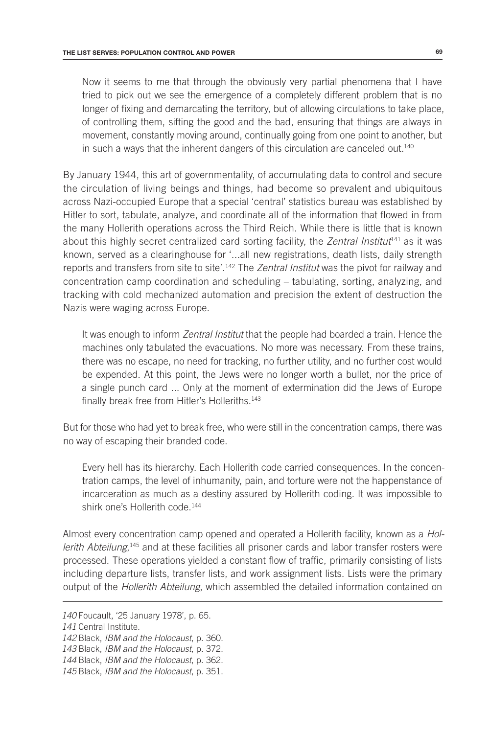> Now it seems to me that through the obviously very partial phenomena that I have tried to pick out we see the emergence of a completely different problem that is no longer of fixing and demarcating the territory, but of allowing circulations to take place, of controlling them, sifting the good and the bad, ensuring that things are always in movement, constantly moving around, continually going from one point to another, but in such a ways that the inherent dangers of this circulation are canceled out.[140]

By January 1944, this art of governmentality, of accumulating data to control and secure the circulation of living beings and things, had become so prevalent and ubiquitous across Nazi-occupied Europe that a special 'central' statistics bureau was established by Hitler to sort, tabulate, analyze, and coordinate all of the information that flowed in from the many Hollerith operations across the Third Reich. While there is little that is known about this highly secret centralized card sorting facility, the *Zentral Institut*[141] as it was known, served as a clearinghouse for '...all new registrations, death lists, daily strength reports and transfers from site to site'.[142] The *Zentral Institut* was the pivot for railway and concentration camp coordination and scheduling – tabulating, sorting, analyzing, and tracking with cold mechanized automation and precision the extent of destruction the Nazis were waging across Europe.

> It was enough to inform *Zentral Institut* that the people had boarded a train. Hence the machines only tabulated the evacuations. No more was necessary. From these trains, there was no escape, no need for tracking, no further utility, and no further cost would be expended. At this point, the Jews were no longer worth a bullet, nor the price of a single punch card ... Only at the moment of extermination did the Jews of Europe finally break free from Hitler's Holleriths.[143]

But for those who had yet to break free, who were still in the concentration camps, there was no way of escaping their branded code.

> Every hell has its hierarchy. Each Hollerith code carried consequences. In the concentration camps, the level of inhumanity, pain, and torture were not the happenstance of incarceration as much as a destiny assured by Hollerith coding. It was impossible to shirk one's Hollerith code.[144]

Almost every concentration camp opened and operated a Hollerith facility, known as a *Hollerith Abteilung*,[145] and at these facilities all prisoner cards and labor transfer rosters were processed. These operations yielded a constant flow of traffic, primarily consisting of lists including departure lists, transfer lists, and work assignment lists. Lists were the primary output of the *Hollerith Abteilung*, which assembled the detailed information contained on

---

*140* Foucault, '25 January 1978', p. 65.

*141* Central Institute.

*142* Black, *IBM and the Holocaust*, p. 360.

*143* Black, *IBM and the Holocaust*, p. 372.

*144* Black, *IBM and the Holocaust*, p. 362.

*145* Black, *IBM and the Holocaust*, p. 351.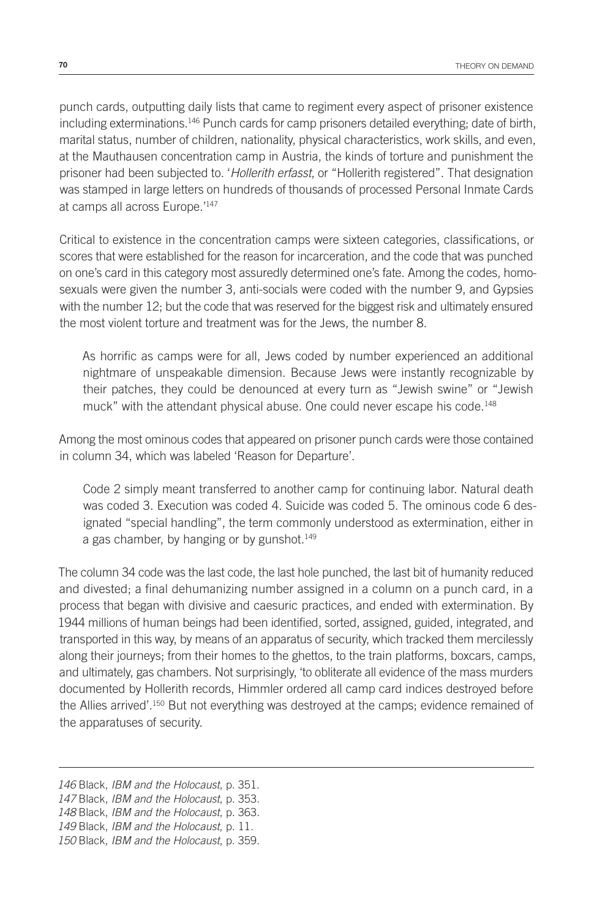punch cards, outputting daily lists that came to regiment every aspect of prisoner existence including exterminations.[146] Punch cards for camp prisoners detailed everything; date of birth, marital status, number of children, nationality, physical characteristics, work skills, and even, at the Mauthausen concentration camp in Austria, the kinds of torture and punishment the prisoner had been subjected to. '*Hollerith erfasst*, or "Hollerith registered". That designation was stamped in large letters on hundreds of thousands of processed Personal Inmate Cards at camps all across Europe.'[147]

Critical to existence in the concentration camps were sixteen categories, classifications, or scores that were established for the reason for incarceration, and the code that was punched on one's card in this category most assuredly determined one's fate. Among the codes, homosexuals were given the number 3, anti-socials were coded with the number 9, and Gypsies with the number 12; but the code that was reserved for the biggest risk and ultimately ensured the most violent torture and treatment was for the Jews, the number 8.

> As horrific as camps were for all, Jews coded by number experienced an additional nightmare of unspeakable dimension. Because Jews were instantly recognizable by their patches, they could be denounced at every turn as "Jewish swine" or "Jewish muck" with the attendant physical abuse. One could never escape his code.[148]

Among the most ominous codes that appeared on prisoner punch cards were those contained in column 34, which was labeled 'Reason for Departure'.

> Code 2 simply meant transferred to another camp for continuing labor. Natural death was coded 3. Execution was coded 4. Suicide was coded 5. The ominous code 6 designated "special handling", the term commonly understood as extermination, either in a gas chamber, by hanging or by gunshot.[149]

The column 34 code was the last code, the last hole punched, the last bit of humanity reduced and divested; a final dehumanizing number assigned in a column on a punch card, in a process that began with divisive and caesuric practices, and ended with extermination. By 1944 millions of human beings had been identified, sorted, assigned, guided, integrated, and transported in this way, by means of an apparatus of security, which tracked them mercilessly along their journeys; from their homes to the ghettos, to the train platforms, boxcars, camps, and ultimately, gas chambers. Not surprisingly, 'to obliterate all evidence of the mass murders documented by Hollerith records, Himmler ordered all camp card indices destroyed before the Allies arrived'.[150] But not everything was destroyed at the camps; evidence remained of the apparatuses of security.

---

*146* Black, *IBM and the Holocaust*, p. 351.
*147* Black, *IBM and the Holocaust*, p. 353.
*148* Black, *IBM and the Holocaust*, p. 363.
*149* Black, *IBM and the Holocaust*, p. 11.
*150* Black, *IBM and the Holocaust*, p. 359.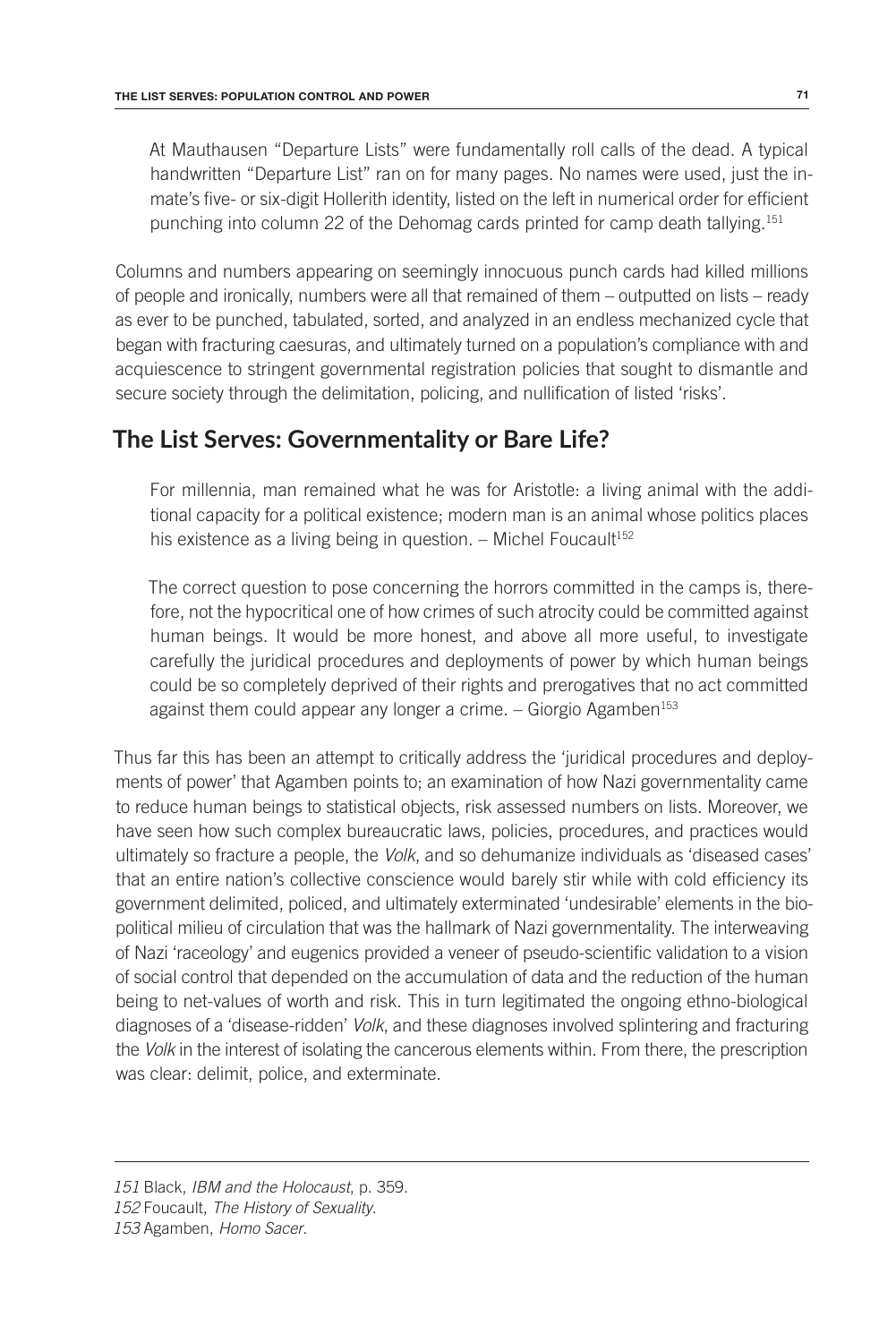> At Mauthausen "Departure Lists" were fundamentally roll calls of the dead. A typical handwritten "Departure List" ran on for many pages. No names were used, just the inmate's five- or six-digit Hollerith identity, listed on the left in numerical order for efficient punching into column 22 of the Dehomag cards printed for camp death tallying.[151]

Columns and numbers appearing on seemingly innocuous punch cards had killed millions of people and ironically, numbers were all that remained of them – outputted on lists – ready as ever to be punched, tabulated, sorted, and analyzed in an endless mechanized cycle that began with fracturing caesuras, and ultimately turned on a population's compliance with and acquiescence to stringent governmental registration policies that sought to dismantle and secure society through the delimitation, policing, and nullification of listed 'risks'.

## The List Serves: Governmentality or Bare Life?

> For millennia, man remained what he was for Aristotle: a living animal with the additional capacity for a political existence; modern man is an animal whose politics places his existence as a living being in question. – Michel Foucault[152]

> The correct question to pose concerning the horrors committed in the camps is, therefore, not the hypocritical one of how crimes of such atrocity could be committed against human beings. It would be more honest, and above all more useful, to investigate carefully the juridical procedures and deployments of power by which human beings could be so completely deprived of their rights and prerogatives that no act committed against them could appear any longer a crime. – Giorgio Agamben[153]

Thus far this has been an attempt to critically address the 'juridical procedures and deployments of power' that Agamben points to; an examination of how Nazi governmentality came to reduce human beings to statistical objects, risk assessed numbers on lists. Moreover, we have seen how such complex bureaucratic laws, policies, procedures, and practices would ultimately so fracture a people, the *Volk*, and so dehumanize individuals as 'diseased cases' that an entire nation's collective conscience would barely stir while with cold efficiency its government delimited, policed, and ultimately exterminated 'undesirable' elements in the biopolitical milieu of circulation that was the hallmark of Nazi governmentality. The interweaving of Nazi 'raceology' and eugenics provided a veneer of pseudo-scientific validation to a vision of social control that depended on the accumulation of data and the reduction of the human being to net-values of worth and risk. This in turn legitimated the ongoing ethno-biological diagnoses of a 'disease-ridden' *Volk*, and these diagnoses involved splintering and fracturing the *Volk* in the interest of isolating the cancerous elements within. From there, the prescription was clear: delimit, police, and exterminate.

---

*151* Black, *IBM and the Holocaust*, p. 359.
*152* Foucault, *The History of Sexuality*.
*153* Agamben, *Homo Sacer*.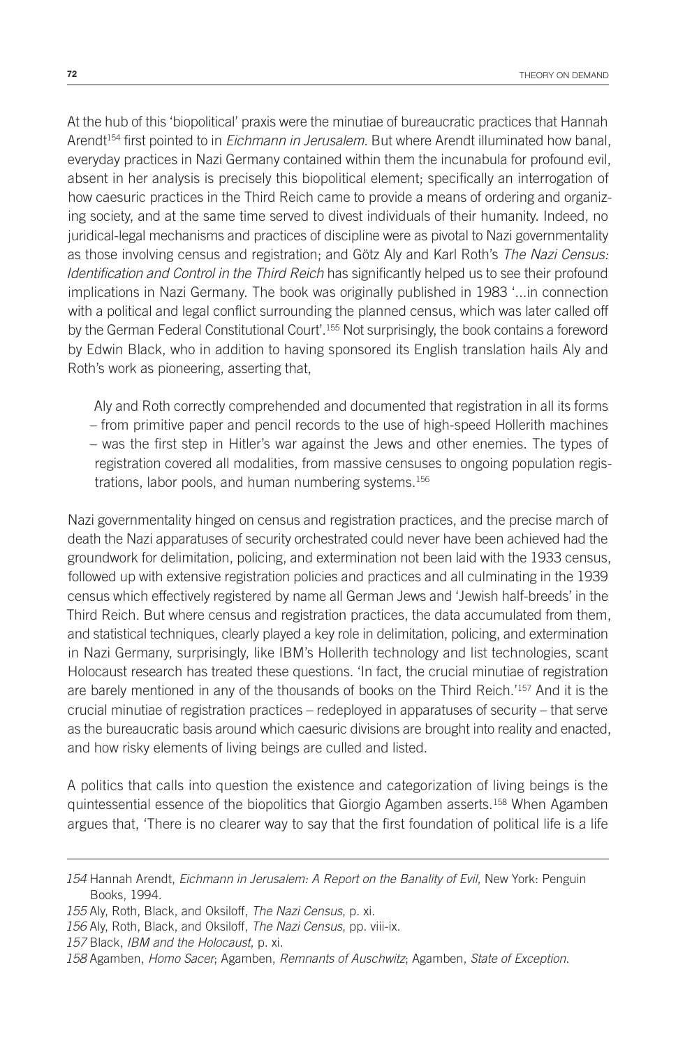At the hub of this 'biopolitical' praxis were the minutiae of bureaucratic practices that Hannah Arendt[154] first pointed to in *Eichmann in Jerusalem*. But where Arendt illuminated how banal, everyday practices in Nazi Germany contained within them the incunabula for profound evil, absent in her analysis is precisely this biopolitical element; specifically an interrogation of how caesuric practices in the Third Reich came to provide a means of ordering and organizing society, and at the same time served to divest individuals of their humanity. Indeed, no juridical-legal mechanisms and practices of discipline were as pivotal to Nazi governmentality as those involving census and registration; and Götz Aly and Karl Roth's *The Nazi Census: Identification and Control in the Third Reich* has significantly helped us to see their profound implications in Nazi Germany. The book was originally published in 1983 '...in connection with a political and legal conflict surrounding the planned census, which was later called off by the German Federal Constitutional Court'.[155] Not surprisingly, the book contains a foreword by Edwin Black, who in addition to having sponsored its English translation hails Aly and Roth's work as pioneering, asserting that,

> Aly and Roth correctly comprehended and documented that registration in all its forms – from primitive paper and pencil records to the use of high-speed Hollerith machines – was the first step in Hitler's war against the Jews and other enemies. The types of registration covered all modalities, from massive censuses to ongoing population registrations, labor pools, and human numbering systems.[156]

Nazi governmentality hinged on census and registration practices, and the precise march of death the Nazi apparatuses of security orchestrated could never have been achieved had the groundwork for delimitation, policing, and extermination not been laid with the 1933 census, followed up with extensive registration policies and practices and all culminating in the 1939 census which effectively registered by name all German Jews and 'Jewish half-breeds' in the Third Reich. But where census and registration practices, the data accumulated from them, and statistical techniques, clearly played a key role in delimitation, policing, and extermination in Nazi Germany, surprisingly, like IBM's Hollerith technology and list technologies, scant Holocaust research has treated these questions. 'In fact, the crucial minutiae of registration are barely mentioned in any of the thousands of books on the Third Reich.'[157] And it is the crucial minutiae of registration practices – redeployed in apparatuses of security – that serve as the bureaucratic basis around which caesuric divisions are brought into reality and enacted, and how risky elements of living beings are culled and listed.

A politics that calls into question the existence and categorization of living beings is the quintessential essence of the biopolitics that Giorgio Agamben asserts.[158] When Agamben argues that, 'There is no clearer way to say that the first foundation of political life is a life

---

*154* Hannah Arendt, *Eichmann in Jerusalem: A Report on the Banality of Evil,* New York: Penguin Books, 1994.

*155* Aly, Roth, Black, and Oksiloff, *The Nazi Census*, p. xi.

*156* Aly, Roth, Black, and Oksiloff, *The Nazi Census*, pp. viii-ix.

*157* Black, *IBM and the Holocaust*, p. xi.

*158* Agamben, *Homo Sacer*; Agamben, *Remnants of Auschwitz*; Agamben, *State of Exception*.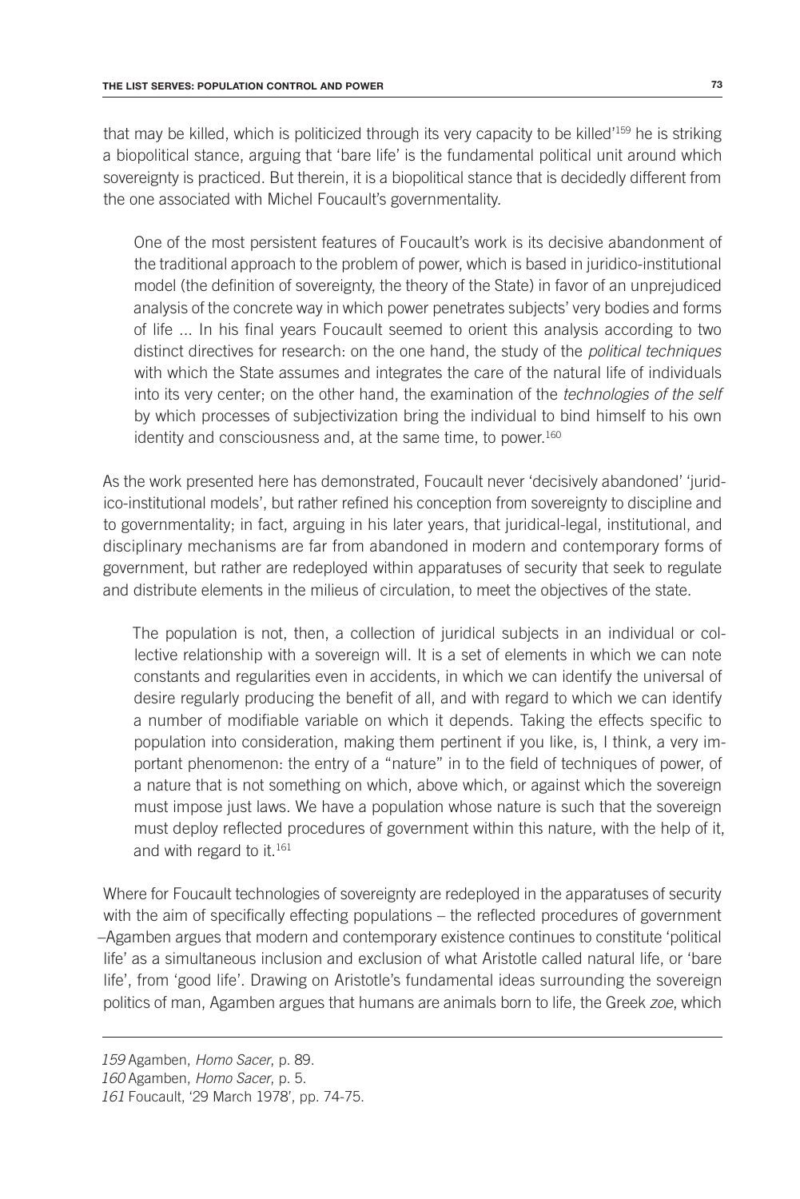that may be killed, which is politicized through its very capacity to be killed'[159] he is striking a biopolitical stance, arguing that 'bare life' is the fundamental political unit around which sovereignty is practiced. But therein, it is a biopolitical stance that is decidedly different from the one associated with Michel Foucault's governmentality.

> One of the most persistent features of Foucault's work is its decisive abandonment of the traditional approach to the problem of power, which is based in juridico-institutional model (the definition of sovereignty, the theory of the State) in favor of an unprejudiced analysis of the concrete way in which power penetrates subjects' very bodies and forms of life ... In his final years Foucault seemed to orient this analysis according to two distinct directives for research: on the one hand, the study of the *political techniques* with which the State assumes and integrates the care of the natural life of individuals into its very center; on the other hand, the examination of the *technologies of the self* by which processes of subjectivization bring the individual to bind himself to his own identity and consciousness and, at the same time, to power.[160]

As the work presented here has demonstrated, Foucault never 'decisively abandoned' 'juridico-institutional models', but rather refined his conception from sovereignty to discipline and to governmentality; in fact, arguing in his later years, that juridical-legal, institutional, and disciplinary mechanisms are far from abandoned in modern and contemporary forms of government, but rather are redeployed within apparatuses of security that seek to regulate and distribute elements in the milieus of circulation, to meet the objectives of the state.

> The population is not, then, a collection of juridical subjects in an individual or collective relationship with a sovereign will. It is a set of elements in which we can note constants and regularities even in accidents, in which we can identify the universal of desire regularly producing the benefit of all, and with regard to which we can identify a number of modifiable variable on which it depends. Taking the effects specific to population into consideration, making them pertinent if you like, is, I think, a very important phenomenon: the entry of a "nature" in to the field of techniques of power, of a nature that is not something on which, above which, or against which the sovereign must impose just laws. We have a population whose nature is such that the sovereign must deploy reflected procedures of government within this nature, with the help of it, and with regard to it.[161]

Where for Foucault technologies of sovereignty are redeployed in the apparatuses of security with the aim of specifically effecting populations – the reflected procedures of government –Agamben argues that modern and contemporary existence continues to constitute 'political life' as a simultaneous inclusion and exclusion of what Aristotle called natural life, or 'bare life', from 'good life'. Drawing on Aristotle's fundamental ideas surrounding the sovereign politics of man, Agamben argues that humans are animals born to life, the Greek *zoe*, which

---

*159* Agamben, *Homo Sacer*, p. 89.
*160* Agamben, *Homo Sacer*, p. 5.
*161* Foucault, '29 March 1978', pp. 74-75.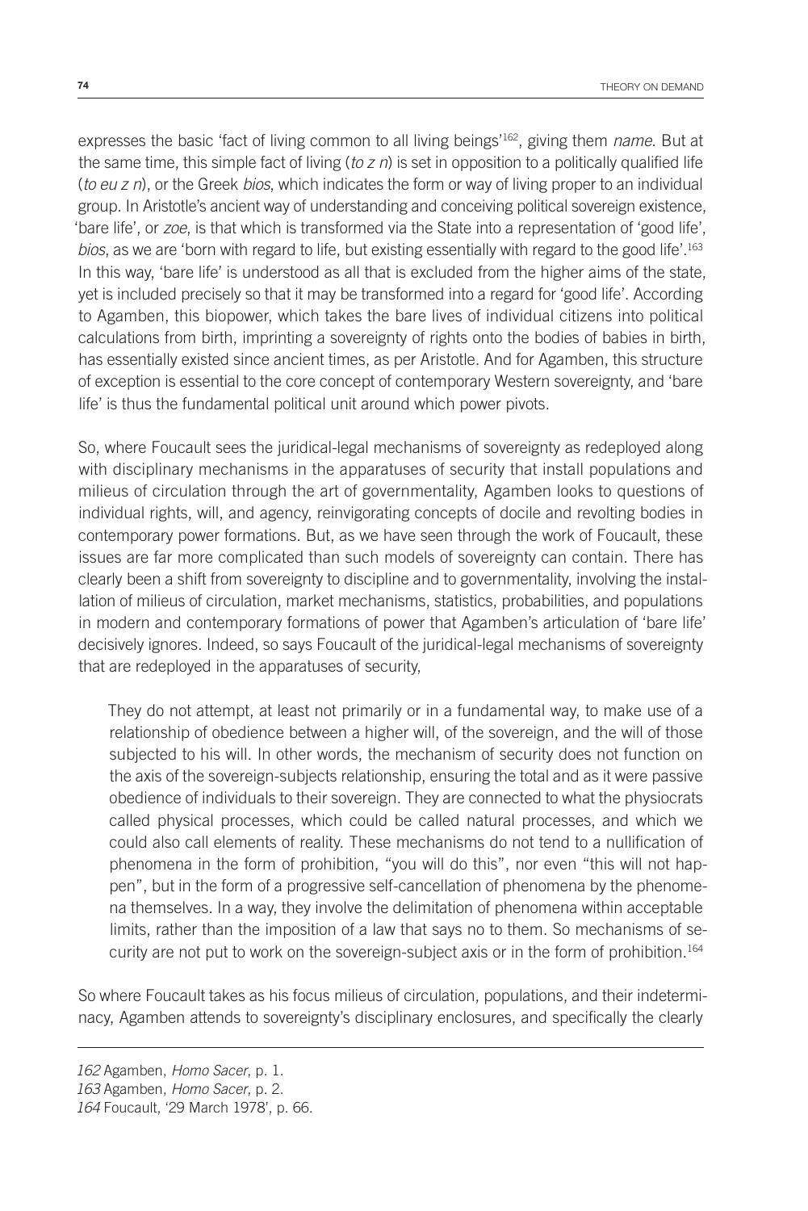expresses the basic 'fact of living common to all living beings'[162], giving them *name*. But at the same time, this simple fact of living (*to z n*) is set in opposition to a politically qualified life (*to eu z n*), or the Greek *bios*, which indicates the form or way of living proper to an individual group. In Aristotle's ancient way of understanding and conceiving political sovereign existence, 'bare life', or *zoe*, is that which is transformed via the State into a representation of 'good life', *bios*, as we are 'born with regard to life, but existing essentially with regard to the good life'.[163] In this way, 'bare life' is understood as all that is excluded from the higher aims of the state, yet is included precisely so that it may be transformed into a regard for 'good life'. According to Agamben, this biopower, which takes the bare lives of individual citizens into political calculations from birth, imprinting a sovereignty of rights onto the bodies of babies in birth, has essentially existed since ancient times, as per Aristotle. And for Agamben, this structure of exception is essential to the core concept of contemporary Western sovereignty, and 'bare life' is thus the fundamental political unit around which power pivots.

So, where Foucault sees the juridical-legal mechanisms of sovereignty as redeployed along with disciplinary mechanisms in the apparatuses of security that install populations and milieus of circulation through the art of governmentality, Agamben looks to questions of individual rights, will, and agency, reinvigorating concepts of docile and revolting bodies in contemporary power formations. But, as we have seen through the work of Foucault, these issues are far more complicated than such models of sovereignty can contain. There has clearly been a shift from sovereignty to discipline and to governmentality, involving the installation of milieus of circulation, market mechanisms, statistics, probabilities, and populations in modern and contemporary formations of power that Agamben's articulation of 'bare life' decisively ignores. Indeed, so says Foucault of the juridical-legal mechanisms of sovereignty that are redeployed in the apparatuses of security,

> They do not attempt, at least not primarily or in a fundamental way, to make use of a relationship of obedience between a higher will, of the sovereign, and the will of those subjected to his will. In other words, the mechanism of security does not function on the axis of the sovereign-subjects relationship, ensuring the total and as it were passive obedience of individuals to their sovereign. They are connected to what the physiocrats called physical processes, which could be called natural processes, and which we could also call elements of reality. These mechanisms do not tend to a nullification of phenomena in the form of prohibition, "you will do this", nor even "this will not happen", but in the form of a progressive self-cancellation of phenomena by the phenomena themselves. In a way, they involve the delimitation of phenomena within acceptable limits, rather than the imposition of a law that says no to them. So mechanisms of security are not put to work on the sovereign-subject axis or in the form of prohibition.[164]

So where Foucault takes as his focus milieus of circulation, populations, and their indeterminacy, Agamben attends to sovereignty's disciplinary enclosures, and specifically the clearly

---

*162* Agamben, *Homo Sacer*, p. 1.
*163* Agamben, *Homo Sacer*, p. 2.
*164* Foucault, '29 March 1978', p. 66.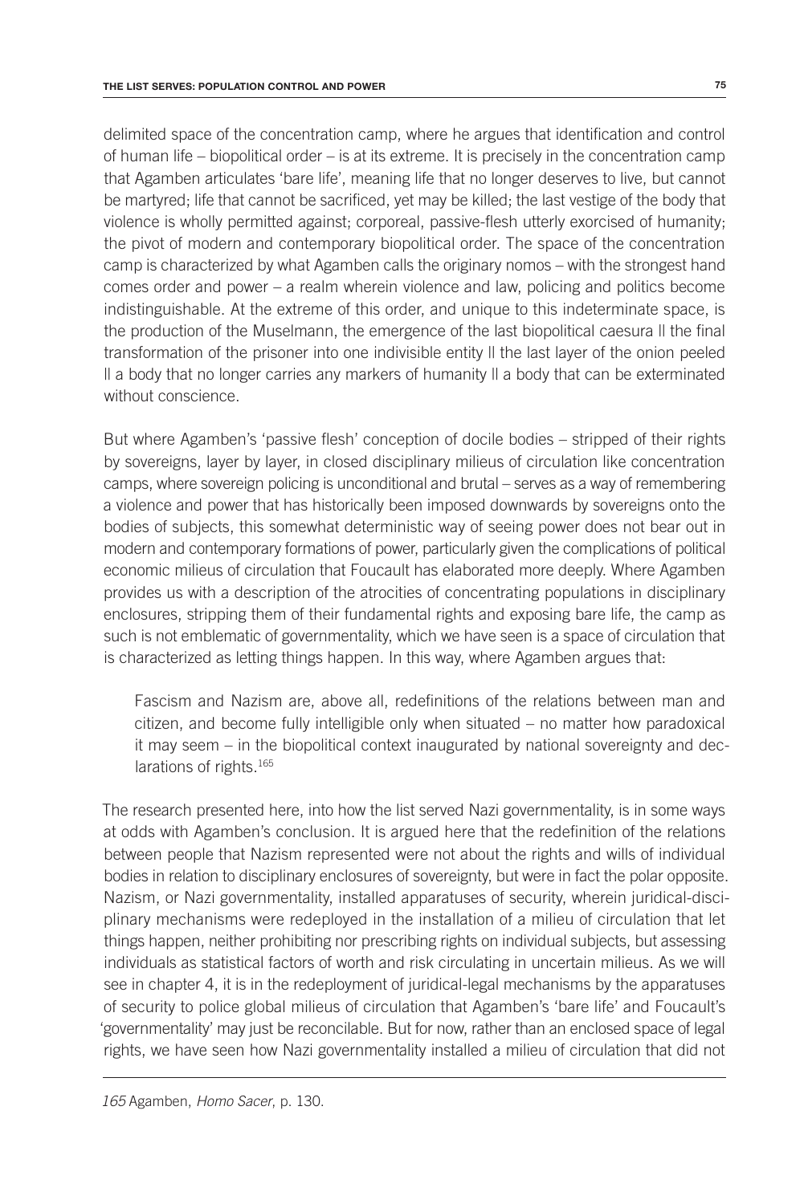delimited space of the concentration camp, where he argues that identification and control of human life – biopolitical order – is at its extreme. It is precisely in the concentration camp that Agamben articulates 'bare life', meaning life that no longer deserves to live, but cannot be martyred; life that cannot be sacrificed, yet may be killed; the last vestige of the body that violence is wholly permitted against; corporeal, passive-flesh utterly exorcised of humanity; the pivot of modern and contemporary biopolitical order. The space of the concentration camp is characterized by what Agamben calls the originary nomos – with the strongest hand comes order and power – a realm wherein violence and law, policing and politics become indistinguishable. At the extreme of this order, and unique to this indeterminate space, is the production of the Muselmann, the emergence of the last biopolitical caesura || the final transformation of the prisoner into one indivisible entity || the last layer of the onion peeled || a body that no longer carries any markers of humanity || a body that can be exterminated without conscience.

But where Agamben's 'passive flesh' conception of docile bodies – stripped of their rights by sovereigns, layer by layer, in closed disciplinary milieus of circulation like concentration camps, where sovereign policing is unconditional and brutal – serves as a way of remembering a violence and power that has historically been imposed downwards by sovereigns onto the bodies of subjects, this somewhat deterministic way of seeing power does not bear out in modern and contemporary formations of power, particularly given the complications of political economic milieus of circulation that Foucault has elaborated more deeply. Where Agamben provides us with a description of the atrocities of concentrating populations in disciplinary enclosures, stripping them of their fundamental rights and exposing bare life, the camp as such is not emblematic of governmentality, which we have seen is a space of circulation that is characterized as letting things happen. In this way, where Agamben argues that:

> Fascism and Nazism are, above all, redefinitions of the relations between man and citizen, and become fully intelligible only when situated – no matter how paradoxical it may seem – in the biopolitical context inaugurated by national sovereignty and declarations of rights.[165]

The research presented here, into how the list served Nazi governmentality, is in some ways at odds with Agamben's conclusion. It is argued here that the redefinition of the relations between people that Nazism represented were not about the rights and wills of individual bodies in relation to disciplinary enclosures of sovereignty, but were in fact the polar opposite. Nazism, or Nazi governmentality, installed apparatuses of security, wherein juridical-disciplinary mechanisms were redeployed in the installation of a milieu of circulation that let things happen, neither prohibiting nor prescribing rights on individual subjects, but assessing individuals as statistical factors of worth and risk circulating in uncertain milieus. As we will see in chapter 4, it is in the redeployment of juridical-legal mechanisms by the apparatuses of security to police global milieus of circulation that Agamben's 'bare life' and Foucault's 'governmentality' may just be reconcilable. But for now, rather than an enclosed space of legal rights, we have seen how Nazi governmentality installed a milieu of circulation that did not

---

*165* Agamben, *Homo Sacer*, p. 130.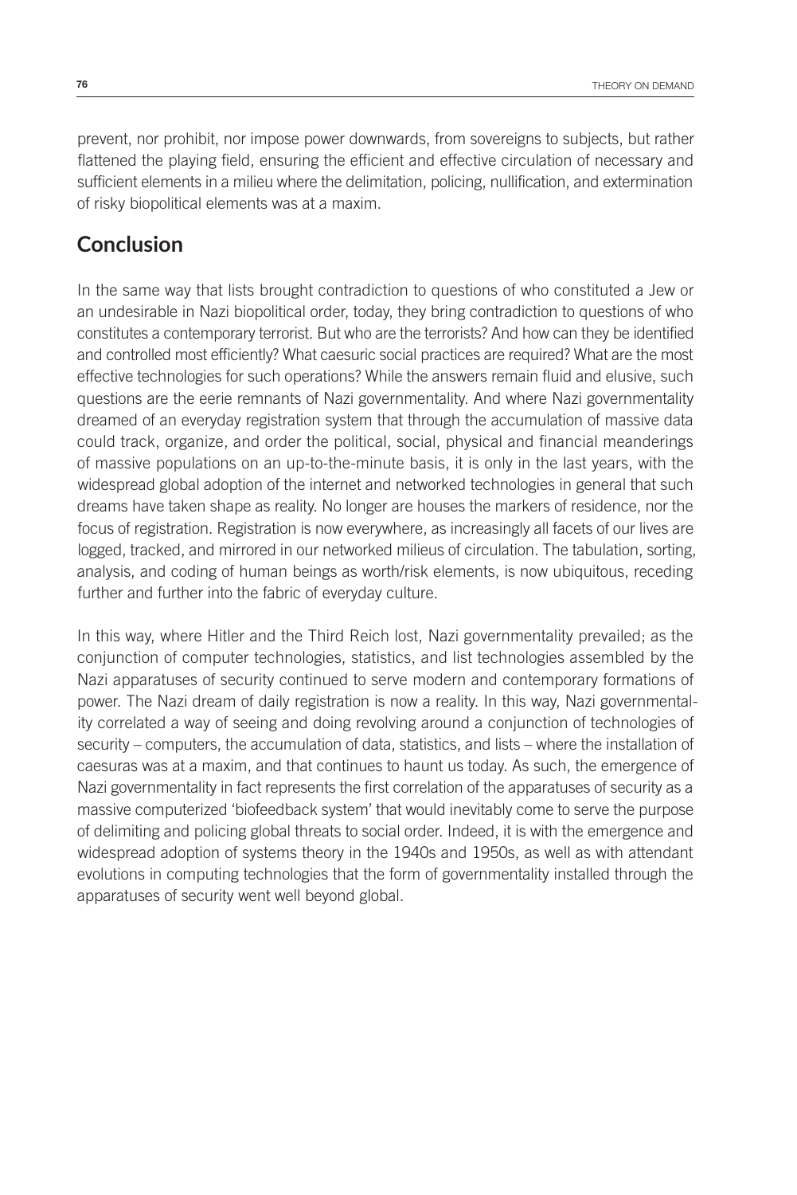prevent, nor prohibit, nor impose power downwards, from sovereigns to subjects, but rather flattened the playing field, ensuring the efficient and effective circulation of necessary and sufficient elements in a milieu where the delimitation, policing, nullification, and extermination of risky biopolitical elements was at a maxim.

## Conclusion

In the same way that lists brought contradiction to questions of who constituted a Jew or an undesirable in Nazi biopolitical order, today, they bring contradiction to questions of who constitutes a contemporary terrorist. But who are the terrorists? And how can they be identified and controlled most efficiently? What caesuric social practices are required? What are the most effective technologies for such operations? While the answers remain fluid and elusive, such questions are the eerie remnants of Nazi governmentality. And where Nazi governmentality dreamed of an everyday registration system that through the accumulation of massive data could track, organize, and order the political, social, physical and financial meanderings of massive populations on an up-to-the-minute basis, it is only in the last years, with the widespread global adoption of the internet and networked technologies in general that such dreams have taken shape as reality. No longer are houses the markers of residence, nor the focus of registration. Registration is now everywhere, as increasingly all facets of our lives are logged, tracked, and mirrored in our networked milieus of circulation. The tabulation, sorting, analysis, and coding of human beings as worth/risk elements, is now ubiquitous, receding further and further into the fabric of everyday culture.

In this way, where Hitler and the Third Reich lost, Nazi governmentality prevailed; as the conjunction of computer technologies, statistics, and list technologies assembled by the Nazi apparatuses of security continued to serve modern and contemporary formations of power. The Nazi dream of daily registration is now a reality. In this way, Nazi governmentality correlated a way of seeing and doing revolving around a conjunction of technologies of security – computers, the accumulation of data, statistics, and lists – where the installation of caesuras was at a maxim, and that continues to haunt us today. As such, the emergence of Nazi governmentality in fact represents the first correlation of the apparatuses of security as a massive computerized 'biofeedback system' that would inevitably come to serve the purpose of delimiting and policing global threats to social order. Indeed, it is with the emergence and widespread adoption of systems theory in the 1940s and 1950s, as well as with attendant evolutions in computing technologies that the form of governmentality installed through the apparatuses of security went well beyond global.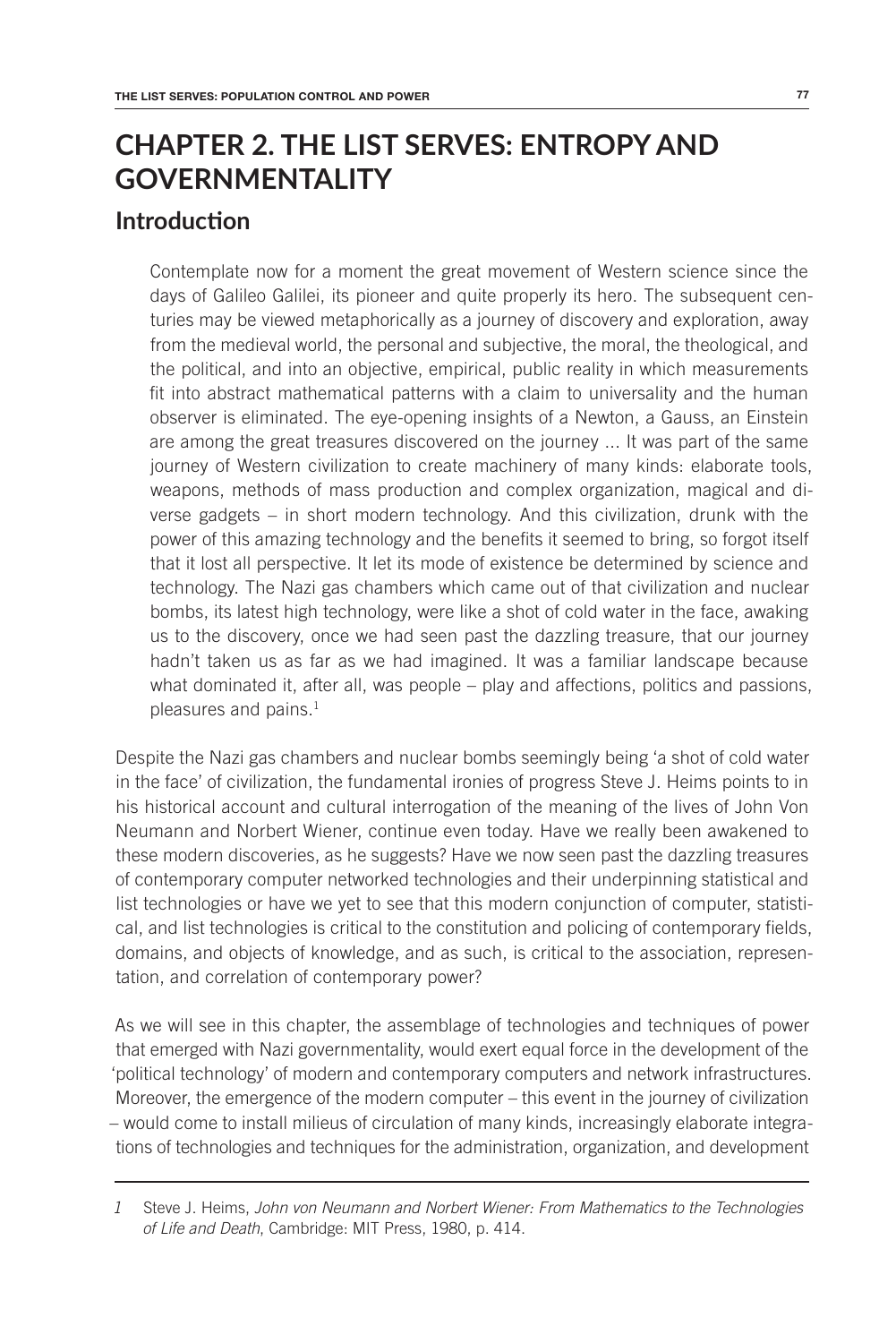# CHAPTER 2. THE LIST SERVES: ENTROPY AND GOVERNMENTALITY

## Introduction

> Contemplate now for a moment the great movement of Western science since the days of Galileo Galilei, its pioneer and quite properly its hero. The subsequent centuries may be viewed metaphorically as a journey of discovery and exploration, away from the medieval world, the personal and subjective, the moral, the theological, and the political, and into an objective, empirical, public reality in which measurements fit into abstract mathematical patterns with a claim to universality and the human observer is eliminated. The eye-opening insights of a Newton, a Gauss, an Einstein are among the great treasures discovered on the journey ... It was part of the same journey of Western civilization to create machinery of many kinds: elaborate tools, weapons, methods of mass production and complex organization, magical and diverse gadgets – in short modern technology. And this civilization, drunk with the power of this amazing technology and the benefits it seemed to bring, so forgot itself that it lost all perspective. It let its mode of existence be determined by science and technology. The Nazi gas chambers which came out of that civilization and nuclear bombs, its latest high technology, were like a shot of cold water in the face, awaking us to the discovery, once we had seen past the dazzling treasure, that our journey hadn't taken us as far as we had imagined. It was a familiar landscape because what dominated it, after all, was people – play and affections, politics and passions, pleasures and pains.[1]

Despite the Nazi gas chambers and nuclear bombs seemingly being 'a shot of cold water in the face' of civilization, the fundamental ironies of progress Steve J. Heims points to in his historical account and cultural interrogation of the meaning of the lives of John Von Neumann and Norbert Wiener, continue even today. Have we really been awakened to these modern discoveries, as he suggests? Have we now seen past the dazzling treasures of contemporary computer networked technologies and their underpinning statistical and list technologies or have we yet to see that this modern conjunction of computer, statistical, and list technologies is critical to the constitution and policing of contemporary fields, domains, and objects of knowledge, and as such, is critical to the association, representation, and correlation of contemporary power?

As we will see in this chapter, the assemblage of technologies and techniques of power that emerged with Nazi governmentality, would exert equal force in the development of the 'political technology' of modern and contemporary computers and network infrastructures. Moreover, the emergence of the modern computer – this event in the journey of civilization – would come to install milieus of circulation of many kinds, increasingly elaborate integrations of technologies and techniques for the administration, organization, and development

1 Steve J. Heims, *John von Neumann and Norbert Wiener: From Mathematics to the Technologies of Life and Death*, Cambridge: MIT Press, 1980, p. 414.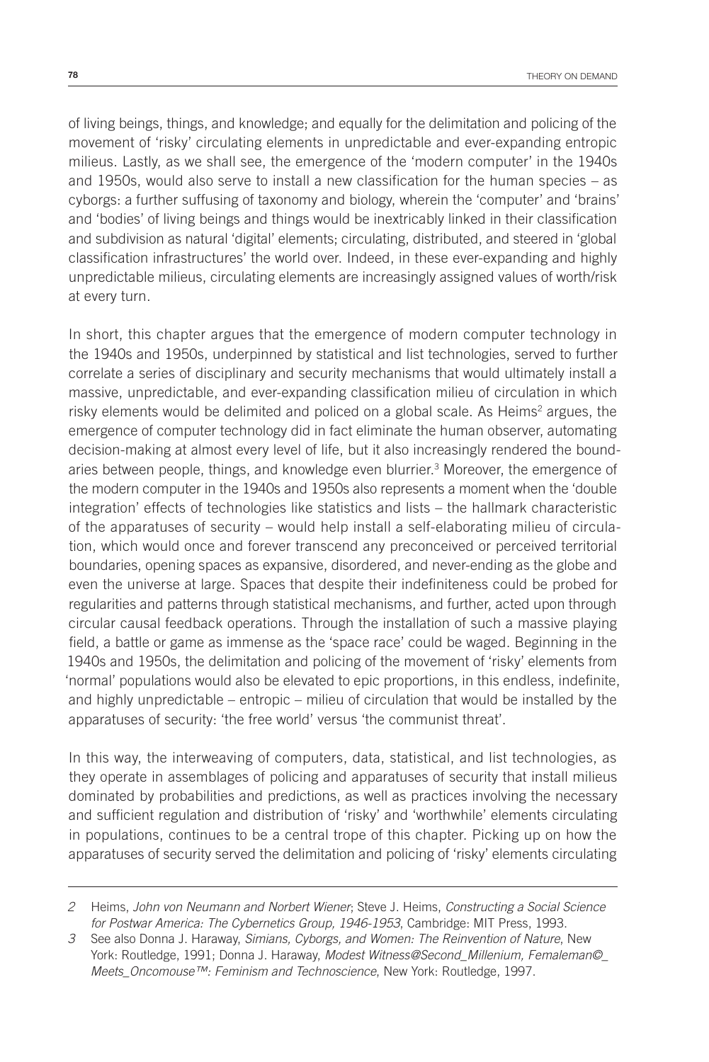of living beings, things, and knowledge; and equally for the delimitation and policing of the movement of 'risky' circulating elements in unpredictable and ever-expanding entropic milieus. Lastly, as we shall see, the emergence of the 'modern computer' in the 1940s and 1950s, would also serve to install a new classification for the human species – as cyborgs: a further suffusing of taxonomy and biology, wherein the 'computer' and 'brains' and 'bodies' of living beings and things would be inextricably linked in their classification and subdivision as natural 'digital' elements; circulating, distributed, and steered in 'global classification infrastructures' the world over. Indeed, in these ever-expanding and highly unpredictable milieus, circulating elements are increasingly assigned values of worth/risk at every turn.

In short, this chapter argues that the emergence of modern computer technology in the 1940s and 1950s, underpinned by statistical and list technologies, served to further correlate a series of disciplinary and security mechanisms that would ultimately install a massive, unpredictable, and ever-expanding classification milieu of circulation in which risky elements would be delimited and policed on a global scale. As Heims[2] argues, the emergence of computer technology did in fact eliminate the human observer, automating decision-making at almost every level of life, but it also increasingly rendered the boundaries between people, things, and knowledge even blurrier.[3] Moreover, the emergence of the modern computer in the 1940s and 1950s also represents a moment when the 'double integration' effects of technologies like statistics and lists – the hallmark characteristic of the apparatuses of security – would help install a self-elaborating milieu of circulation, which would once and forever transcend any preconceived or perceived territorial boundaries, opening spaces as expansive, disordered, and never-ending as the globe and even the universe at large. Spaces that despite their indefiniteness could be probed for regularities and patterns through statistical mechanisms, and further, acted upon through circular causal feedback operations. Through the installation of such a massive playing field, a battle or game as immense as the 'space race' could be waged. Beginning in the 1940s and 1950s, the delimitation and policing of the movement of 'risky' elements from 'normal' populations would also be elevated to epic proportions, in this endless, indefinite, and highly unpredictable – entropic – milieu of circulation that would be installed by the apparatuses of security: 'the free world' versus 'the communist threat'.

In this way, the interweaving of computers, data, statistical, and list technologies, as they operate in assemblages of policing and apparatuses of security that install milieus dominated by probabilities and predictions, as well as practices involving the necessary and sufficient regulation and distribution of 'risky' and 'worthwhile' elements circulating in populations, continues to be a central trope of this chapter. Picking up on how the apparatuses of security served the delimitation and policing of 'risky' elements circulating

---

2 Heims, *John von Neumann and Norbert Wiener*; Steve J. Heims, *Constructing a Social Science for Postwar America: The Cybernetics Group, 1946-1953*, Cambridge: MIT Press, 1993.

3 See also Donna J. Haraway, *Simians, Cyborgs, and Women: The Reinvention of Nature*, New York: Routledge, 1991; Donna J. Haraway, *Modest Witness@Second_Millenium, Femaleman©_Meets_Oncomouse™: Feminism and Technoscience*, New York: Routledge, 1997.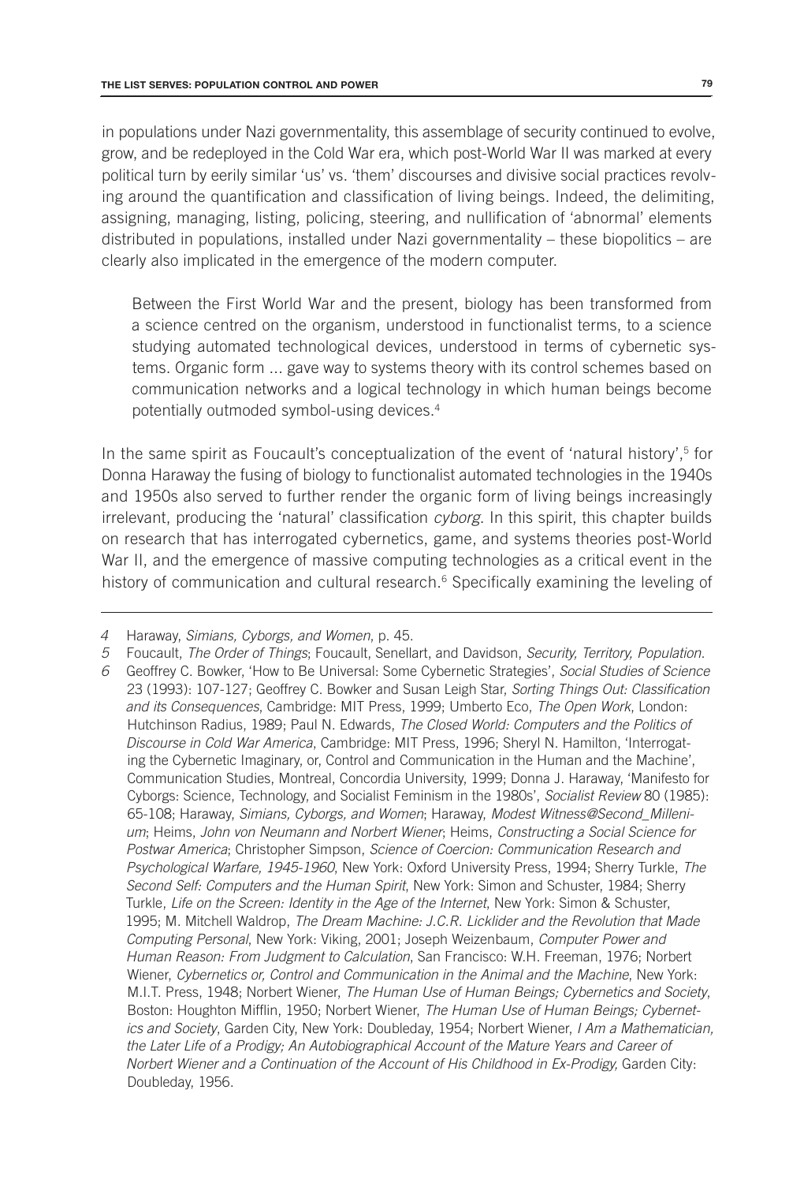in populations under Nazi governmentality, this assemblage of security continued to evolve, grow, and be redeployed in the Cold War era, which post-World War II was marked at every political turn by eerily similar 'us' vs. 'them' discourses and divisive social practices revolving around the quantification and classification of living beings. Indeed, the delimiting, assigning, managing, listing, policing, steering, and nullification of 'abnormal' elements distributed in populations, installed under Nazi governmentality – these biopolitics – are clearly also implicated in the emergence of the modern computer.

> Between the First World War and the present, biology has been transformed from a science centred on the organism, understood in functionalist terms, to a science studying automated technological devices, understood in terms of cybernetic systems. Organic form ... gave way to systems theory with its control schemes based on communication networks and a logical technology in which human beings become potentially outmoded symbol-using devices.[4]

In the same spirit as Foucault's conceptualization of the event of 'natural history',[5] for Donna Haraway the fusing of biology to functionalist automated technologies in the 1940s and 1950s also served to further render the organic form of living beings increasingly irrelevant, producing the 'natural' classification *cyborg*. In this spirit, this chapter builds on research that has interrogated cybernetics, game, and systems theories post-World War II, and the emergence of massive computing technologies as a critical event in the history of communication and cultural research.[6] Specifically examining the leveling of

---

4 Haraway, *Simians, Cyborgs, and Women*, p. 45.

5 Foucault, *The Order of Things*; Foucault, Senellart, and Davidson, *Security, Territory, Population*.

6 Geoffrey C. Bowker, 'How to Be Universal: Some Cybernetic Strategies', *Social Studies of Science* 23 (1993): 107-127; Geoffrey C. Bowker and Susan Leigh Star, *Sorting Things Out: Classification and its Consequences*, Cambridge: MIT Press, 1999; Umberto Eco, *The Open Work*, London: Hutchinson Radius, 1989; Paul N. Edwards, *The Closed World: Computers and the Politics of Discourse in Cold War America*, Cambridge: MIT Press, 1996; Sheryl N. Hamilton, 'Interrogating the Cybernetic Imaginary, or, Control and Communication in the Human and the Machine', Communication Studies, Montreal, Concordia University, 1999; Donna J. Haraway, 'Manifesto for Cyborgs: Science, Technology, and Socialist Feminism in the 1980s', *Socialist Review* 80 (1985): 65-108; Haraway, *Simians, Cyborgs, and Women*; Haraway, *Modest Witness@Second_Millenium*; Heims, *John von Neumann and Norbert Wiener*; Heims, *Constructing a Social Science for Postwar America*; Christopher Simpson, *Science of Coercion: Communication Research and Psychological Warfare, 1945-1960*, New York: Oxford University Press, 1994; Sherry Turkle, *The Second Self: Computers and the Human Spirit*, New York: Simon and Schuster, 1984; Sherry Turkle, *Life on the Screen: Identity in the Age of the Internet*, New York: Simon & Schuster, 1995; M. Mitchell Waldrop, *The Dream Machine: J.C.R. Licklider and the Revolution that Made Computing Personal*, New York: Viking, 2001; Joseph Weizenbaum, *Computer Power and Human Reason: From Judgment to Calculation*, San Francisco: W.H. Freeman, 1976; Norbert Wiener, *Cybernetics or, Control and Communication in the Animal and the Machine*, New York: M.I.T. Press, 1948; Norbert Wiener, *The Human Use of Human Beings; Cybernetics and Society*, Boston: Houghton Mifflin, 1950; Norbert Wiener, *The Human Use of Human Beings; Cybernetics and Society*, Garden City, New York: Doubleday, 1954; Norbert Wiener, *I Am a Mathematician, the Later Life of a Prodigy; An Autobiographical Account of the Mature Years and Career of Norbert Wiener and a Continuation of the Account of His Childhood in Ex-Prodigy,* Garden City: Doubleday, 1956.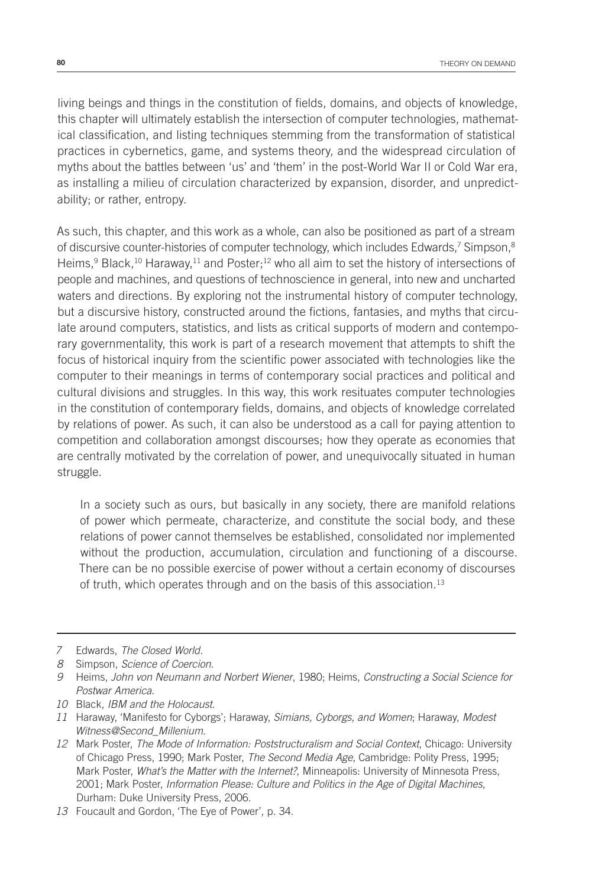living beings and things in the constitution of fields, domains, and objects of knowledge, this chapter will ultimately establish the intersection of computer technologies, mathematical classification, and listing techniques stemming from the transformation of statistical practices in cybernetics, game, and systems theory, and the widespread circulation of myths about the battles between 'us' and 'them' in the post-World War II or Cold War era, as installing a milieu of circulation characterized by expansion, disorder, and unpredictability; or rather, entropy.

As such, this chapter, and this work as a whole, can also be positioned as part of a stream of discursive counter-histories of computer technology, which includes Edwards,[7] Simpson,[8] Heims,[9] Black,[10] Haraway,[11] and Poster;[12] who all aim to set the history of intersections of people and machines, and questions of technoscience in general, into new and uncharted waters and directions. By exploring not the instrumental history of computer technology, but a discursive history, constructed around the fictions, fantasies, and myths that circulate around computers, statistics, and lists as critical supports of modern and contemporary governmentality, this work is part of a research movement that attempts to shift the focus of historical inquiry from the scientific power associated with technologies like the computer to their meanings in terms of contemporary social practices and political and cultural divisions and struggles. In this way, this work resituates computer technologies in the constitution of contemporary fields, domains, and objects of knowledge correlated by relations of power. As such, it can also be understood as a call for paying attention to competition and collaboration amongst discourses; how they operate as economies that are centrally motivated by the correlation of power, and unequivocally situated in human struggle.

> In a society such as ours, but basically in any society, there are manifold relations of power which permeate, characterize, and constitute the social body, and these relations of power cannot themselves be established, consolidated nor implemented without the production, accumulation, circulation and functioning of a discourse. There can be no possible exercise of power without a certain economy of discourses of truth, which operates through and on the basis of this association.[13]

---

7 Edwards, *The Closed World*.

8 Simpson, *Science of Coercion*.

9 Heims, *John von Neumann and Norbert Wiener*, 1980; Heims, *Constructing a Social Science for Postwar America*.

10 Black, *IBM and the Holocaust*.

11 Haraway, 'Manifesto for Cyborgs'; Haraway, *Simians, Cyborgs, and Women*; Haraway, *Modest Witness@Second_Millenium*.

12 Mark Poster, *The Mode of Information: Poststructuralism and Social Context*, Chicago: University of Chicago Press, 1990; Mark Poster, *The Second Media Age*, Cambridge: Polity Press, 1995; Mark Poster, *What's the Matter with the Internet?*, Minneapolis: University of Minnesota Press, 2001; Mark Poster, *Information Please: Culture and Politics in the Age of Digital Machines*, Durham: Duke University Press, 2006.

13 Foucault and Gordon, 'The Eye of Power', p. 34.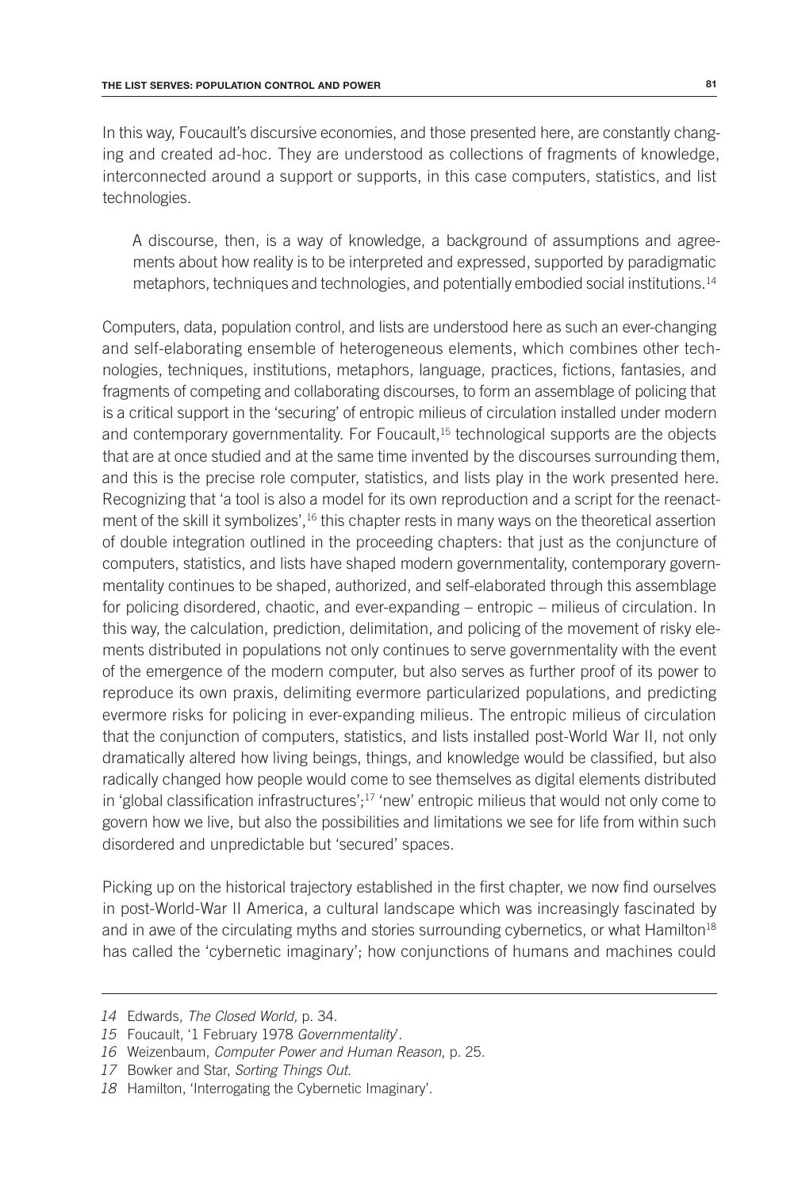In this way, Foucault's discursive economies, and those presented here, are constantly changing and created ad-hoc. They are understood as collections of fragments of knowledge, interconnected around a support or supports, in this case computers, statistics, and list technologies.

> A discourse, then, is a way of knowledge, a background of assumptions and agreements about how reality is to be interpreted and expressed, supported by paradigmatic metaphors, techniques and technologies, and potentially embodied social institutions.[14]

Computers, data, population control, and lists are understood here as such an ever-changing and self-elaborating ensemble of heterogeneous elements, which combines other technologies, techniques, institutions, metaphors, language, practices, fictions, fantasies, and fragments of competing and collaborating discourses, to form an assemblage of policing that is a critical support in the 'securing' of entropic milieus of circulation installed under modern and contemporary governmentality. For Foucault,[15] technological supports are the objects that are at once studied and at the same time invented by the discourses surrounding them, and this is the precise role computer, statistics, and lists play in the work presented here. Recognizing that 'a tool is also a model for its own reproduction and a script for the reenactment of the skill it symbolizes',[16] this chapter rests in many ways on the theoretical assertion of double integration outlined in the proceeding chapters: that just as the conjuncture of computers, statistics, and lists have shaped modern governmentality, contemporary governmentality continues to be shaped, authorized, and self-elaborated through this assemblage for policing disordered, chaotic, and ever-expanding – entropic – milieus of circulation. In this way, the calculation, prediction, delimitation, and policing of the movement of risky elements distributed in populations not only continues to serve governmentality with the event of the emergence of the modern computer, but also serves as further proof of its power to reproduce its own praxis, delimiting evermore particularized populations, and predicting evermore risks for policing in ever-expanding milieus. The entropic milieus of circulation that the conjunction of computers, statistics, and lists installed post-World War II, not only dramatically altered how living beings, things, and knowledge would be classified, but also radically changed how people would come to see themselves as digital elements distributed in 'global classification infrastructures';[17] 'new' entropic milieus that would not only come to govern how we live, but also the possibilities and limitations we see for life from within such disordered and unpredictable but 'secured' spaces.

Picking up on the historical trajectory established in the first chapter, we now find ourselves in post-World-War II America, a cultural landscape which was increasingly fascinated by and in awe of the circulating myths and stories surrounding cybernetics, or what Hamilton[18] has called the 'cybernetic imaginary'; how conjunctions of humans and machines could

---

14 Edwards, *The Closed World,* p. 34.

15 Foucault, '1 February 1978 *Governmentality*'.

16 Weizenbaum, *Computer Power and Human Reason*, p. 25.

17 Bowker and Star, *Sorting Things Out*.

18 Hamilton, 'Interrogating the Cybernetic Imaginary'.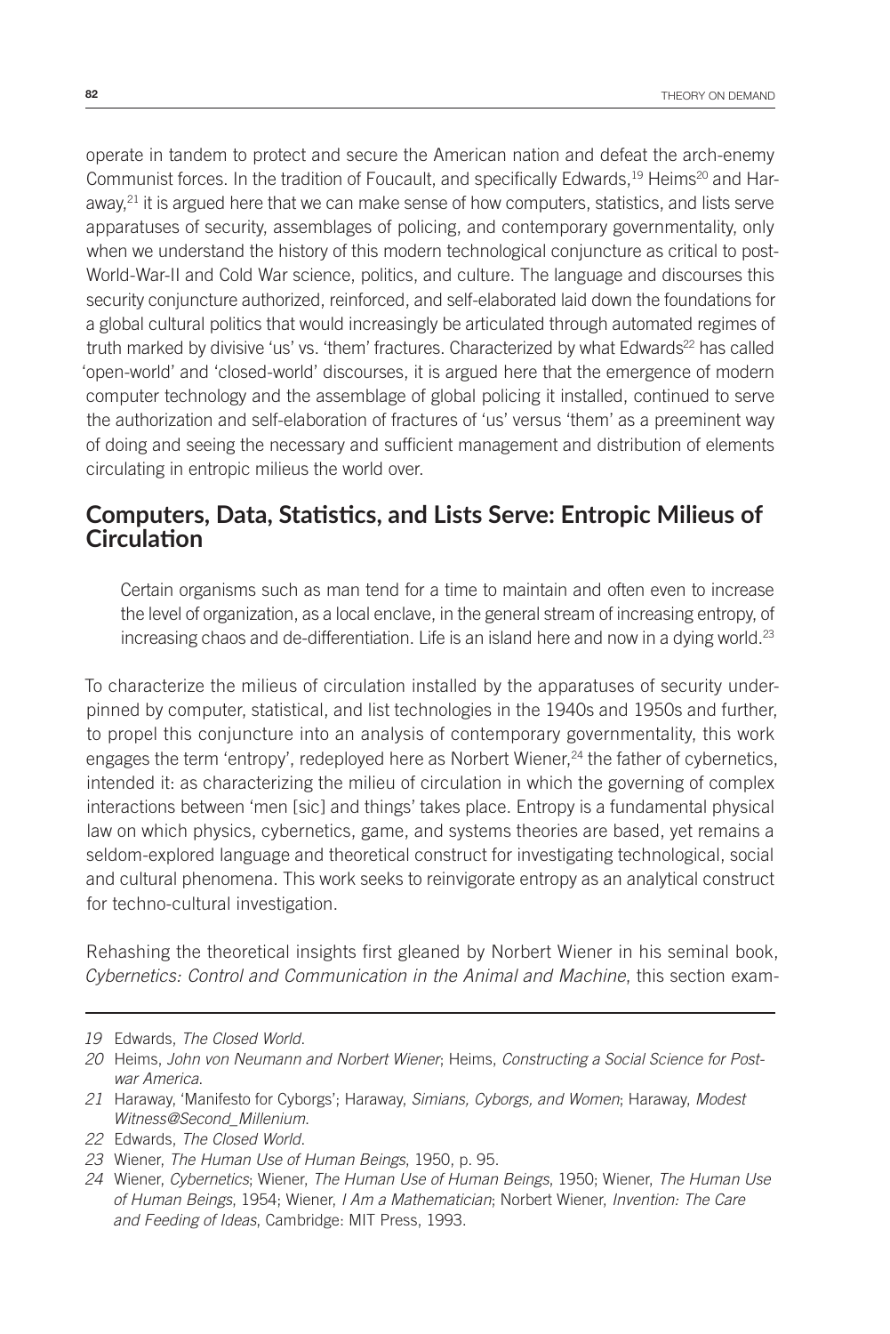operate in tandem to protect and secure the American nation and defeat the arch-enemy Communist forces. In the tradition of Foucault, and specifically Edwards,[19] Heims[20] and Haraway,[21] it is argued here that we can make sense of how computers, statistics, and lists serve apparatuses of security, assemblages of policing, and contemporary governmentality, only when we understand the history of this modern technological conjuncture as critical to post-World-War-II and Cold War science, politics, and culture. The language and discourses this security conjuncture authorized, reinforced, and self-elaborated laid down the foundations for a global cultural politics that would increasingly be articulated through automated regimes of truth marked by divisive 'us' vs. 'them' fractures. Characterized by what Edwards[22] has called 'open-world' and 'closed-world' discourses, it is argued here that the emergence of modern computer technology and the assemblage of global policing it installed, continued to serve the authorization and self-elaboration of fractures of 'us' versus 'them' as a preeminent way of doing and seeing the necessary and sufficient management and distribution of elements circulating in entropic milieus the world over.

## Computers, Data, Statistics, and Lists Serve: Entropic Milieus of Circulation

> Certain organisms such as man tend for a time to maintain and often even to increase the level of organization, as a local enclave, in the general stream of increasing entropy, of increasing chaos and de-differentiation. Life is an island here and now in a dying world.[23]

To characterize the milieus of circulation installed by the apparatuses of security underpinned by computer, statistical, and list technologies in the 1940s and 1950s and further, to propel this conjuncture into an analysis of contemporary governmentality, this work engages the term 'entropy', redeployed here as Norbert Wiener,[24] the father of cybernetics, intended it: as characterizing the milieu of circulation in which the governing of complex interactions between 'men [sic] and things' takes place. Entropy is a fundamental physical law on which physics, cybernetics, game, and systems theories are based, yet remains a seldom-explored language and theoretical construct for investigating technological, social and cultural phenomena. This work seeks to reinvigorate entropy as an analytical construct for techno-cultural investigation.

Rehashing the theoretical insights first gleaned by Norbert Wiener in his seminal book, *Cybernetics: Control and Communication in the Animal and Machine*, this section exam-

---

*19* Edwards, *The Closed World*.

*20* Heims, *John von Neumann and Norbert Wiener*; Heims, *Constructing a Social Science for Postwar America*.

*21* Haraway, 'Manifesto for Cyborgs'; Haraway, *Simians, Cyborgs, and Women*; Haraway, *Modest Witness@Second_Millenium*.

*22* Edwards, *The Closed World*.

*23* Wiener, *The Human Use of Human Beings*, 1950, p. 95.

*24* Wiener, *Cybernetics*; Wiener, *The Human Use of Human Beings*, 1950; Wiener, *The Human Use of Human Beings*, 1954; Wiener, *I Am a Mathematician*; Norbert Wiener, *Invention: The Care and Feeding of Ideas*, Cambridge: MIT Press, 1993.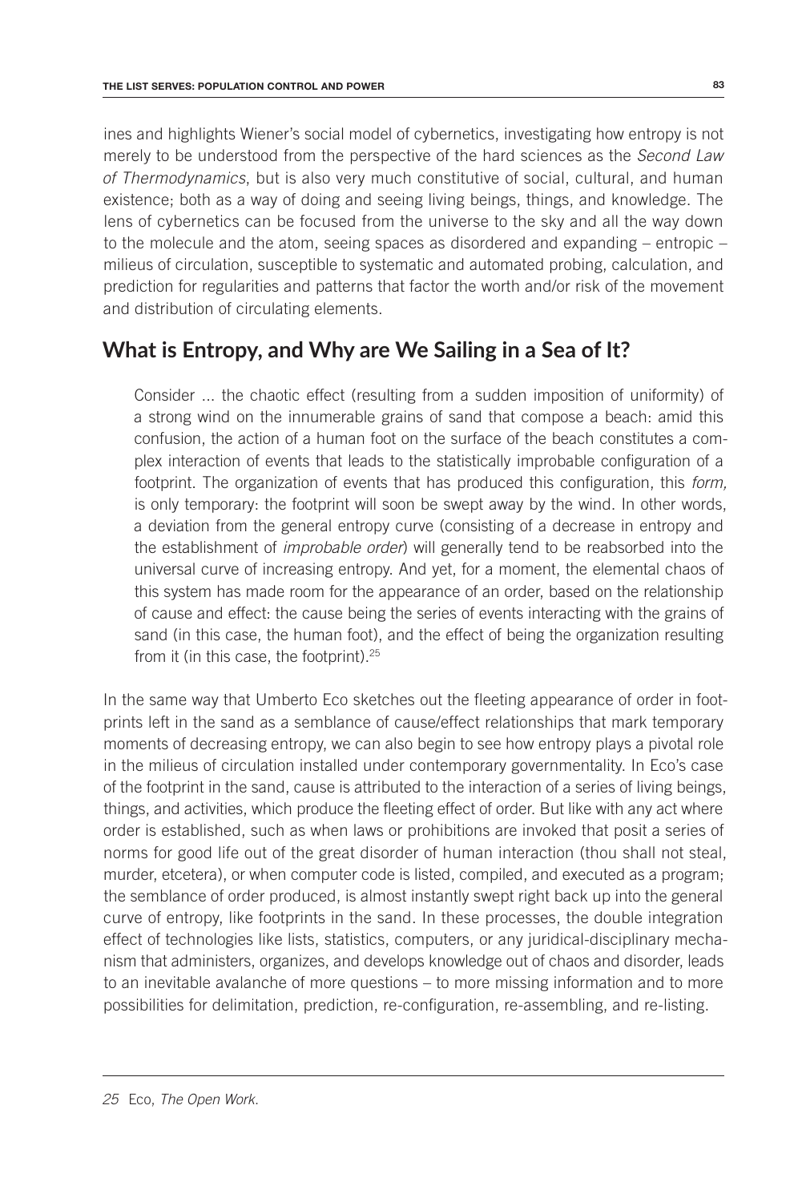ines and highlights Wiener's social model of cybernetics, investigating how entropy is not merely to be understood from the perspective of the hard sciences as the *Second Law of Thermodynamics*, but is also very much constitutive of social, cultural, and human existence; both as a way of doing and seeing living beings, things, and knowledge. The lens of cybernetics can be focused from the universe to the sky and all the way down to the molecule and the atom, seeing spaces as disordered and expanding – entropic – milieus of circulation, susceptible to systematic and automated probing, calculation, and prediction for regularities and patterns that factor the worth and/or risk of the movement and distribution of circulating elements.

## What is Entropy, and Why are We Sailing in a Sea of It?

> Consider ... the chaotic effect (resulting from a sudden imposition of uniformity) of a strong wind on the innumerable grains of sand that compose a beach: amid this confusion, the action of a human foot on the surface of the beach constitutes a complex interaction of events that leads to the statistically improbable configuration of a footprint. The organization of events that has produced this configuration, this *form,* is only temporary: the footprint will soon be swept away by the wind. In other words, a deviation from the general entropy curve (consisting of a decrease in entropy and the establishment of *improbable order*) will generally tend to be reabsorbed into the universal curve of increasing entropy. And yet, for a moment, the elemental chaos of this system has made room for the appearance of an order, based on the relationship of cause and effect: the cause being the series of events interacting with the grains of sand (in this case, the human foot), and the effect of being the organization resulting from it (in this case, the footprint).[25]

In the same way that Umberto Eco sketches out the fleeting appearance of order in footprints left in the sand as a semblance of cause/effect relationships that mark temporary moments of decreasing entropy, we can also begin to see how entropy plays a pivotal role in the milieus of circulation installed under contemporary governmentality. In Eco's case of the footprint in the sand, cause is attributed to the interaction of a series of living beings, things, and activities, which produce the fleeting effect of order. But like with any act where order is established, such as when laws or prohibitions are invoked that posit a series of norms for good life out of the great disorder of human interaction (thou shall not steal, murder, etcetera), or when computer code is listed, compiled, and executed as a program; the semblance of order produced, is almost instantly swept right back up into the general curve of entropy, like footprints in the sand. In these processes, the double integration effect of technologies like lists, statistics, computers, or any juridical-disciplinary mechanism that administers, organizes, and develops knowledge out of chaos and disorder, leads to an inevitable avalanche of more questions – to more missing information and to more possibilities for delimitation, prediction, re-configuration, re-assembling, and re-listing.

---

25 Eco, *The Open Work*.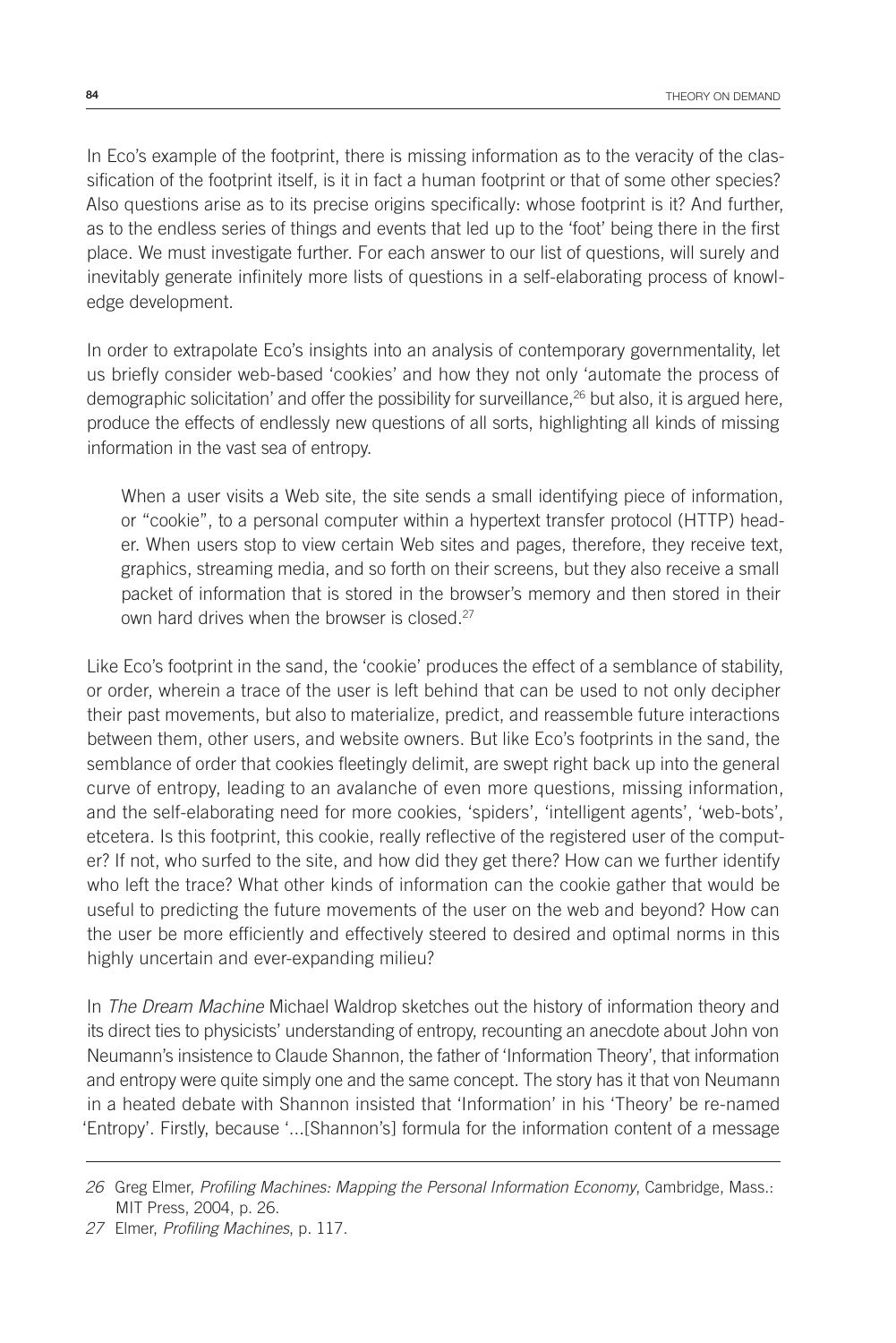In Eco's example of the footprint, there is missing information as to the veracity of the classification of the footprint itself, is it in fact a human footprint or that of some other species? Also questions arise as to its precise origins specifically: whose footprint is it? And further, as to the endless series of things and events that led up to the 'foot' being there in the first place. We must investigate further. For each answer to our list of questions, will surely and inevitably generate infinitely more lists of questions in a self-elaborating process of knowledge development.

In order to extrapolate Eco's insights into an analysis of contemporary governmentality, let us briefly consider web-based 'cookies' and how they not only 'automate the process of demographic solicitation' and offer the possibility for surveillance,[26] but also, it is argued here, produce the effects of endlessly new questions of all sorts, highlighting all kinds of missing information in the vast sea of entropy.

> When a user visits a Web site, the site sends a small identifying piece of information, or "cookie", to a personal computer within a hypertext transfer protocol (HTTP) header. When users stop to view certain Web sites and pages, therefore, they receive text, graphics, streaming media, and so forth on their screens, but they also receive a small packet of information that is stored in the browser's memory and then stored in their own hard drives when the browser is closed.[27]

Like Eco's footprint in the sand, the 'cookie' produces the effect of a semblance of stability, or order, wherein a trace of the user is left behind that can be used to not only decipher their past movements, but also to materialize, predict, and reassemble future interactions between them, other users, and website owners. But like Eco's footprints in the sand, the semblance of order that cookies fleetingly delimit, are swept right back up into the general curve of entropy, leading to an avalanche of even more questions, missing information, and the self-elaborating need for more cookies, 'spiders', 'intelligent agents', 'web-bots', etcetera. Is this footprint, this cookie, really reflective of the registered user of the computer? If not, who surfed to the site, and how did they get there? How can we further identify who left the trace? What other kinds of information can the cookie gather that would be useful to predicting the future movements of the user on the web and beyond? How can the user be more efficiently and effectively steered to desired and optimal norms in this highly uncertain and ever-expanding milieu?

In *The Dream Machine* Michael Waldrop sketches out the history of information theory and its direct ties to physicists' understanding of entropy, recounting an anecdote about John von Neumann's insistence to Claude Shannon, the father of 'Information Theory', that information and entropy were quite simply one and the same concept. The story has it that von Neumann in a heated debate with Shannon insisted that 'Information' in his 'Theory' be re-named 'Entropy'. Firstly, because '...[Shannon's] formula for the information content of a message

26 Greg Elmer, *Profiling Machines: Mapping the Personal Information Economy*, Cambridge, Mass.: MIT Press, 2004, p. 26.

27 Elmer, *Profiling Machines*, p. 117.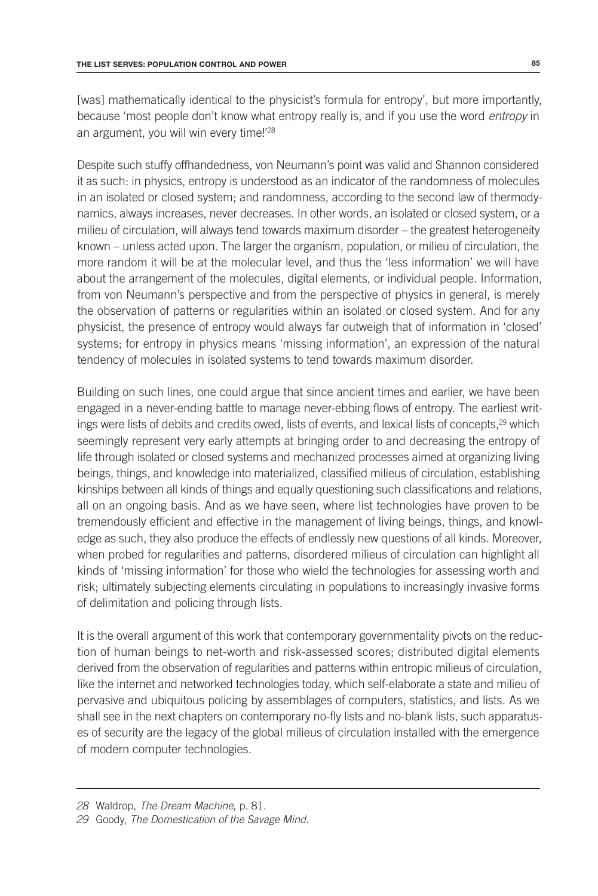[was] mathematically identical to the physicist's formula for entropy', but more importantly, because 'most people don't know what entropy really is, and if you use the word *entropy* in an argument, you will win every time!'[28]

Despite such stuffy offhandedness, von Neumann's point was valid and Shannon considered it as such: in physics, entropy is understood as an indicator of the randomness of molecules in an isolated or closed system; and randomness, according to the second law of thermodynamics, always increases, never decreases. In other words, an isolated or closed system, or a milieu of circulation, will always tend towards maximum disorder – the greatest heterogeneity known – unless acted upon. The larger the organism, population, or milieu of circulation, the more random it will be at the molecular level, and thus the 'less information' we will have about the arrangement of the molecules, digital elements, or individual people. Information, from von Neumann's perspective and from the perspective of physics in general, is merely the observation of patterns or regularities within an isolated or closed system. And for any physicist, the presence of entropy would always far outweigh that of information in 'closed' systems; for entropy in physics means 'missing information', an expression of the natural tendency of molecules in isolated systems to tend towards maximum disorder.

Building on such lines, one could argue that since ancient times and earlier, we have been engaged in a never-ending battle to manage never-ebbing flows of entropy. The earliest writings were lists of debits and credits owed, lists of events, and lexical lists of concepts,[29] which seemingly represent very early attempts at bringing order to and decreasing the entropy of life through isolated or closed systems and mechanized processes aimed at organizing living beings, things, and knowledge into materialized, classified milieus of circulation, establishing kinships between all kinds of things and equally questioning such classifications and relations, all on an ongoing basis. And as we have seen, where list technologies have proven to be tremendously efficient and effective in the management of living beings, things, and knowledge as such, they also produce the effects of endlessly new questions of all kinds. Moreover, when probed for regularities and patterns, disordered milieus of circulation can highlight all kinds of 'missing information' for those who wield the technologies for assessing worth and risk; ultimately subjecting elements circulating in populations to increasingly invasive forms of delimitation and policing through lists.

It is the overall argument of this work that contemporary governmentality pivots on the reduction of human beings to net-worth and risk-assessed scores; distributed digital elements derived from the observation of regularities and patterns within entropic milieus of circulation, like the internet and networked technologies today, which self-elaborate a state and milieu of pervasive and ubiquitous policing by assemblages of computers, statistics, and lists. As we shall see in the next chapters on contemporary no-fly lists and no-blank lists, such apparatuses of security are the legacy of the global milieus of circulation installed with the emergence of modern computer technologies.

---

*28* Waldrop, *The Dream Machine*, p. 81.

*29* Goody, *The Domestication of the Savage Mind*.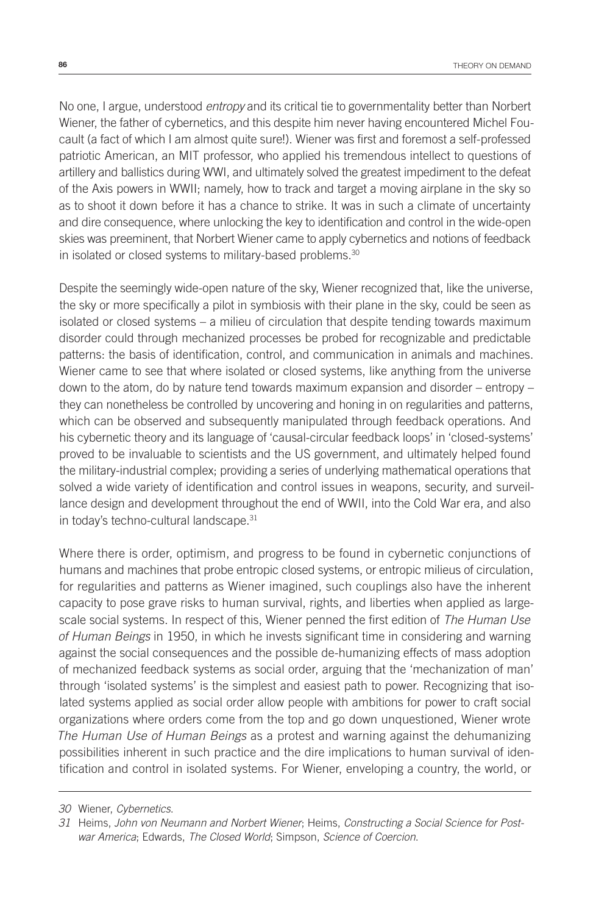No one, I argue, understood *entropy* and its critical tie to governmentality better than Norbert Wiener, the father of cybernetics, and this despite him never having encountered Michel Foucault (a fact of which I am almost quite sure!). Wiener was first and foremost a self-professed patriotic American, an MIT professor, who applied his tremendous intellect to questions of artillery and ballistics during WWI, and ultimately solved the greatest impediment to the defeat of the Axis powers in WWII; namely, how to track and target a moving airplane in the sky so as to shoot it down before it has a chance to strike. It was in such a climate of uncertainty and dire consequence, where unlocking the key to identification and control in the wide-open skies was preeminent, that Norbert Wiener came to apply cybernetics and notions of feedback in isolated or closed systems to military-based problems.[30]

Despite the seemingly wide-open nature of the sky, Wiener recognized that, like the universe, the sky or more specifically a pilot in symbiosis with their plane in the sky, could be seen as isolated or closed systems – a milieu of circulation that despite tending towards maximum disorder could through mechanized processes be probed for recognizable and predictable patterns: the basis of identification, control, and communication in animals and machines. Wiener came to see that where isolated or closed systems, like anything from the universe down to the atom, do by nature tend towards maximum expansion and disorder – entropy – they can nonetheless be controlled by uncovering and honing in on regularities and patterns, which can be observed and subsequently manipulated through feedback operations. And his cybernetic theory and its language of 'causal-circular feedback loops' in 'closed-systems' proved to be invaluable to scientists and the US government, and ultimately helped found the military-industrial complex; providing a series of underlying mathematical operations that solved a wide variety of identification and control issues in weapons, security, and surveillance design and development throughout the end of WWII, into the Cold War era, and also in today's techno-cultural landscape.[31]

Where there is order, optimism, and progress to be found in cybernetic conjunctions of humans and machines that probe entropic closed systems, or entropic milieus of circulation, for regularities and patterns as Wiener imagined, such couplings also have the inherent capacity to pose grave risks to human survival, rights, and liberties when applied as large-scale social systems. In respect of this, Wiener penned the first edition of *The Human Use of Human Beings* in 1950, in which he invests significant time in considering and warning against the social consequences and the possible de-humanizing effects of mass adoption of mechanized feedback systems as social order, arguing that the 'mechanization of man' through 'isolated systems' is the simplest and easiest path to power. Recognizing that isolated systems applied as social order allow people with ambitions for power to craft social organizations where orders come from the top and go down unquestioned, Wiener wrote *The Human Use of Human Beings* as a protest and warning against the dehumanizing possibilities inherent in such practice and the dire implications to human survival of identification and control in isolated systems. For Wiener, enveloping a country, the world, or

---

30 Wiener, *Cybernetics*.

31 Heims, *John von Neumann and Norbert Wiener*; Heims, *Constructing a Social Science for Postwar America*; Edwards, *The Closed World*; Simpson, *Science of Coercion*.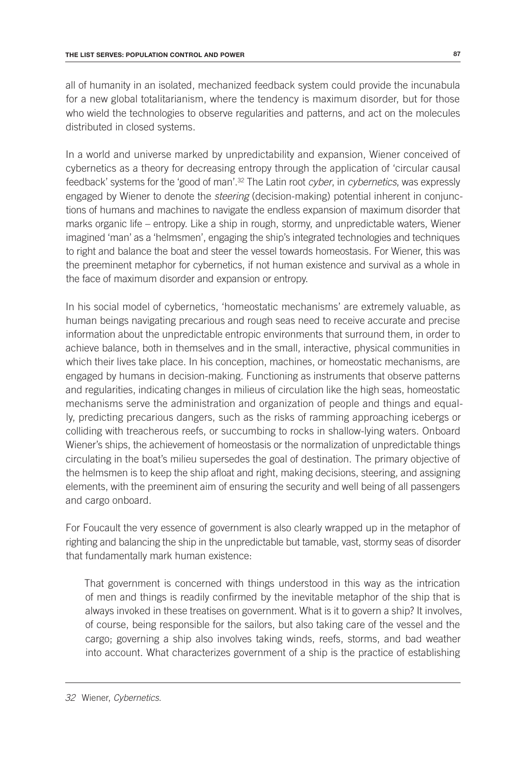all of humanity in an isolated, mechanized feedback system could provide the incunabula for a new global totalitarianism, where the tendency is maximum disorder, but for those who wield the technologies to observe regularities and patterns, and act on the molecules distributed in closed systems.

In a world and universe marked by unpredictability and expansion, Wiener conceived of cybernetics as a theory for decreasing entropy through the application of 'circular causal feedback' systems for the 'good of man'.[32] The Latin root *cyber*, in *cybernetics*, was expressly engaged by Wiener to denote the *steering* (decision-making) potential inherent in conjunctions of humans and machines to navigate the endless expansion of maximum disorder that marks organic life – entropy. Like a ship in rough, stormy, and unpredictable waters, Wiener imagined 'man' as a 'helmsmen', engaging the ship's integrated technologies and techniques to right and balance the boat and steer the vessel towards homeostasis. For Wiener, this was the preeminent metaphor for cybernetics, if not human existence and survival as a whole in the face of maximum disorder and expansion or entropy.

In his social model of cybernetics, 'homeostatic mechanisms' are extremely valuable, as human beings navigating precarious and rough seas need to receive accurate and precise information about the unpredictable entropic environments that surround them, in order to achieve balance, both in themselves and in the small, interactive, physical communities in which their lives take place. In his conception, machines, or homeostatic mechanisms, are engaged by humans in decision-making. Functioning as instruments that observe patterns and regularities, indicating changes in milieus of circulation like the high seas, homeostatic mechanisms serve the administration and organization of people and things and equally, predicting precarious dangers, such as the risks of ramming approaching icebergs or colliding with treacherous reefs, or succumbing to rocks in shallow-lying waters. Onboard Wiener's ships, the achievement of homeostasis or the normalization of unpredictable things circulating in the boat's milieu supersedes the goal of destination. The primary objective of the helmsmen is to keep the ship afloat and right, making decisions, steering, and assigning elements, with the preeminent aim of ensuring the security and well being of all passengers and cargo onboard.

For Foucault the very essence of government is also clearly wrapped up in the metaphor of righting and balancing the ship in the unpredictable but tamable, vast, stormy seas of disorder that fundamentally mark human existence:

> That government is concerned with things understood in this way as the intrication of men and things is readily confirmed by the inevitable metaphor of the ship that is always invoked in these treatises on government. What is it to govern a ship? It involves, of course, being responsible for the sailors, but also taking care of the vessel and the cargo; governing a ship also involves taking winds, reefs, storms, and bad weather into account. What characterizes government of a ship is the practice of establishing

---

32 Wiener, *Cybernetics*.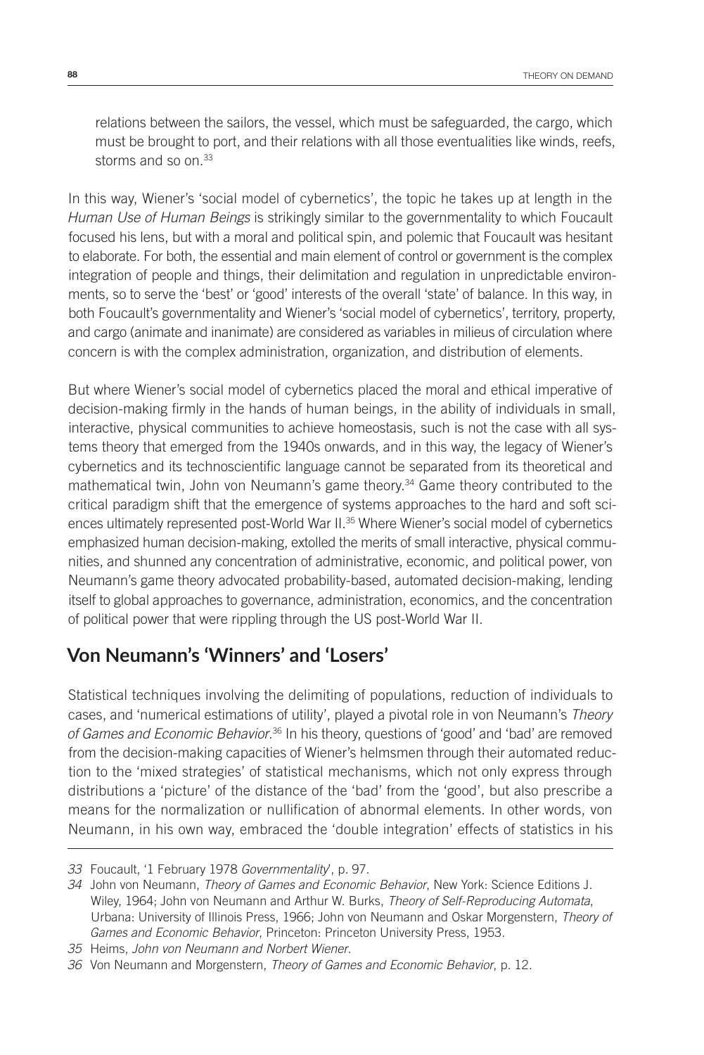relations between the sailors, the vessel, which must be safeguarded, the cargo, which must be brought to port, and their relations with all those eventualities like winds, reefs, storms and so on.[33]

In this way, Wiener's 'social model of cybernetics', the topic he takes up at length in the *Human Use of Human Beings* is strikingly similar to the governmentality to which Foucault focused his lens, but with a moral and political spin, and polemic that Foucault was hesitant to elaborate. For both, the essential and main element of control or government is the complex integration of people and things, their delimitation and regulation in unpredictable environments, so to serve the 'best' or 'good' interests of the overall 'state' of balance. In this way, in both Foucault's governmentality and Wiener's 'social model of cybernetics', territory, property, and cargo (animate and inanimate) are considered as variables in milieus of circulation where concern is with the complex administration, organization, and distribution of elements.

But where Wiener's social model of cybernetics placed the moral and ethical imperative of decision-making firmly in the hands of human beings, in the ability of individuals in small, interactive, physical communities to achieve homeostasis, such is not the case with all systems theory that emerged from the 1940s onwards, and in this way, the legacy of Wiener's cybernetics and its technoscientific language cannot be separated from its theoretical and mathematical twin, John von Neumann's game theory.[34] Game theory contributed to the critical paradigm shift that the emergence of systems approaches to the hard and soft sciences ultimately represented post-World War II.[35] Where Wiener's social model of cybernetics emphasized human decision-making, extolled the merits of small interactive, physical communities, and shunned any concentration of administrative, economic, and political power, von Neumann's game theory advocated probability-based, automated decision-making, lending itself to global approaches to governance, administration, economics, and the concentration of political power that were rippling through the US post-World War II.

## Von Neumann's 'Winners' and 'Losers'

Statistical techniques involving the delimiting of populations, reduction of individuals to cases, and 'numerical estimations of utility', played a pivotal role in von Neumann's *Theory of Games and Economic Behavior*.[36] In his theory, questions of 'good' and 'bad' are removed from the decision-making capacities of Wiener's helmsmen through their automated reduction to the 'mixed strategies' of statistical mechanisms, which not only express through distributions a 'picture' of the distance of the 'bad' from the 'good', but also prescribe a means for the normalization or nullification of abnormal elements. In other words, von Neumann, in his own way, embraced the 'double integration' effects of statistics in his

33 Foucault, '1 February 1978 *Governmentality*', p. 97.

34 John von Neumann, *Theory of Games and Economic Behavior*, New York: Science Editions J. Wiley, 1964; John von Neumann and Arthur W. Burks, *Theory of Self-Reproducing Automata*, Urbana: University of Illinois Press, 1966; John von Neumann and Oskar Morgenstern, *Theory of Games and Economic Behavior*, Princeton: Princeton University Press, 1953.

35 Heims, *John von Neumann and Norbert Wiener*.

36 Von Neumann and Morgenstern, *Theory of Games and Economic Behavior*, p. 12.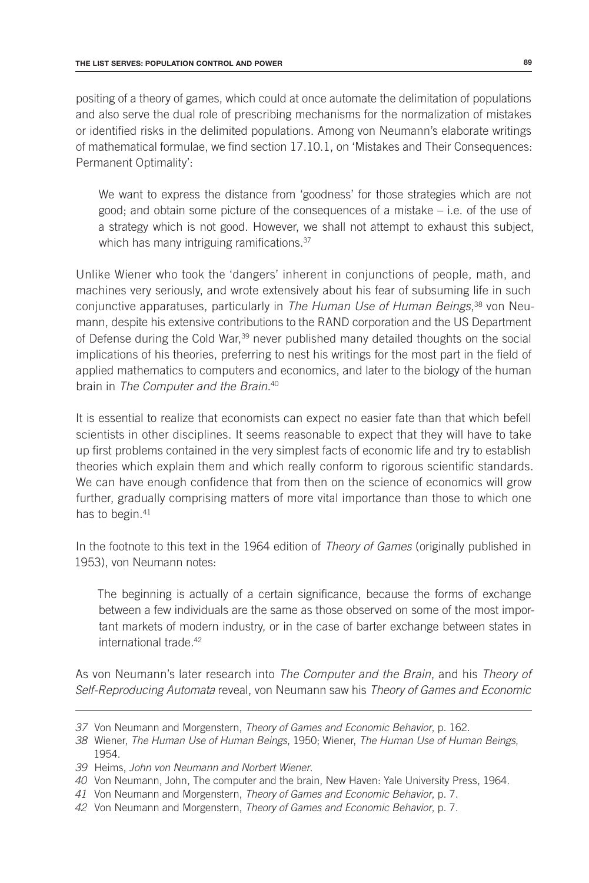positing of a theory of games, which could at once automate the delimitation of populations and also serve the dual role of prescribing mechanisms for the normalization of mistakes or identified risks in the delimited populations. Among von Neumann's elaborate writings of mathematical formulae, we find section 17.10.1, on 'Mistakes and Their Consequences: Permanent Optimality':

> We want to express the distance from 'goodness' for those strategies which are not good; and obtain some picture of the consequences of a mistake – i.e. of the use of a strategy which is not good. However, we shall not attempt to exhaust this subject, which has many intriguing ramifications.[37]

Unlike Wiener who took the 'dangers' inherent in conjunctions of people, math, and machines very seriously, and wrote extensively about his fear of subsuming life in such conjunctive apparatuses, particularly in *The Human Use of Human Beings*,[38] von Neumann, despite his extensive contributions to the RAND corporation and the US Department of Defense during the Cold War,[39] never published many detailed thoughts on the social implications of his theories, preferring to nest his writings for the most part in the field of applied mathematics to computers and economics, and later to the biology of the human brain in *The Computer and the Brain*.[40]

It is essential to realize that economists can expect no easier fate than that which befell scientists in other disciplines. It seems reasonable to expect that they will have to take up first problems contained in the very simplest facts of economic life and try to establish theories which explain them and which really conform to rigorous scientific standards. We can have enough confidence that from then on the science of economics will grow further, gradually comprising matters of more vital importance than those to which one has to begin.[41]

In the footnote to this text in the 1964 edition of *Theory of Games* (originally published in 1953), von Neumann notes:

> The beginning is actually of a certain significance, because the forms of exchange between a few individuals are the same as those observed on some of the most important markets of modern industry, or in the case of barter exchange between states in international trade.[42]

As von Neumann's later research into *The Computer and the Brain*, and his *Theory of Self-Reproducing Automata* reveal, von Neumann saw his *Theory of Games and Economic*

---

37 Von Neumann and Morgenstern, *Theory of Games and Economic Behavior*, p. 162.

38 Wiener, *The Human Use of Human Beings*, 1950; Wiener, *The Human Use of Human Beings*, 1954.

39 Heims, *John von Neumann and Norbert Wiener*.

40 Von Neumann, John, The computer and the brain, New Haven: Yale University Press, 1964.

41 Von Neumann and Morgenstern, *Theory of Games and Economic Behavior*, p. 7.

42 Von Neumann and Morgenstern, *Theory of Games and Economic Behavior*, p. 7.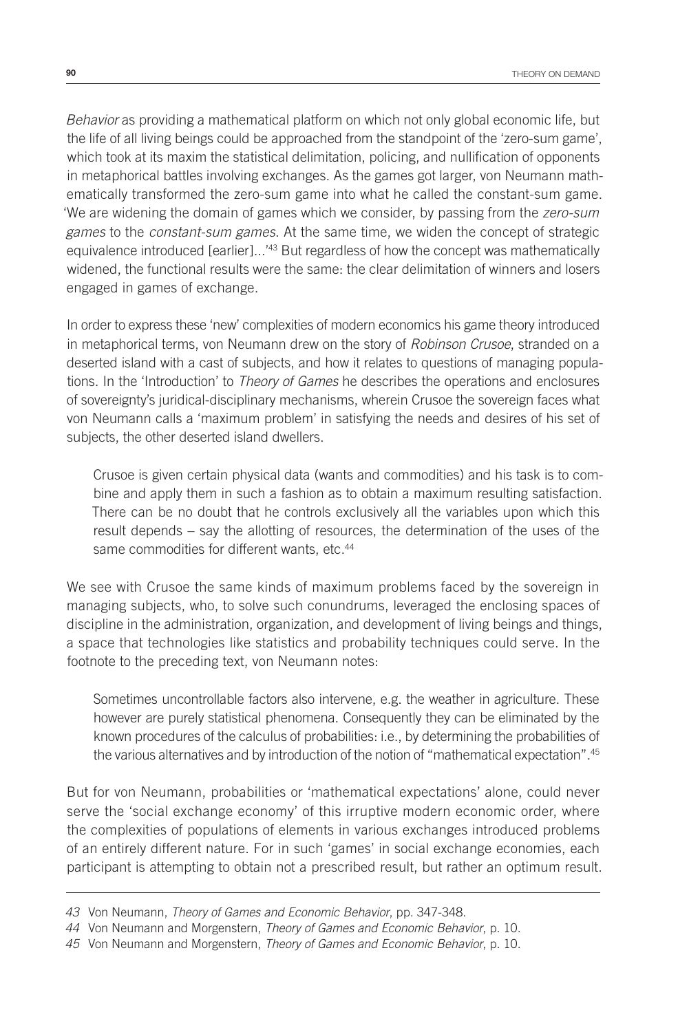*Behavior* as providing a mathematical platform on which not only global economic life, but the life of all living beings could be approached from the standpoint of the 'zero-sum game', which took at its maxim the statistical delimitation, policing, and nullification of opponents in metaphorical battles involving exchanges. As the games got larger, von Neumann mathematically transformed the zero-sum game into what he called the constant-sum game. 'We are widening the domain of games which we consider, by passing from the *zero-sum games* to the *constant-sum games*. At the same time, we widen the concept of strategic equivalence introduced [earlier]...'[43] But regardless of how the concept was mathematically widened, the functional results were the same: the clear delimitation of winners and losers engaged in games of exchange.

In order to express these 'new' complexities of modern economics his game theory introduced in metaphorical terms, von Neumann drew on the story of *Robinson Crusoe*, stranded on a deserted island with a cast of subjects, and how it relates to questions of managing populations. In the 'Introduction' to *Theory of Games* he describes the operations and enclosures of sovereignty's juridical-disciplinary mechanisms, wherein Crusoe the sovereign faces what von Neumann calls a 'maximum problem' in satisfying the needs and desires of his set of subjects, the other deserted island dwellers.

> Crusoe is given certain physical data (wants and commodities) and his task is to combine and apply them in such a fashion as to obtain a maximum resulting satisfaction. There can be no doubt that he controls exclusively all the variables upon which this result depends – say the allotting of resources, the determination of the uses of the same commodities for different wants, etc.[44]

We see with Crusoe the same kinds of maximum problems faced by the sovereign in managing subjects, who, to solve such conundrums, leveraged the enclosing spaces of discipline in the administration, organization, and development of living beings and things, a space that technologies like statistics and probability techniques could serve. In the footnote to the preceding text, von Neumann notes:

> Sometimes uncontrollable factors also intervene, e.g. the weather in agriculture. These however are purely statistical phenomena. Consequently they can be eliminated by the known procedures of the calculus of probabilities: i.e., by determining the probabilities of the various alternatives and by introduction of the notion of "mathematical expectation".[45]

But for von Neumann, probabilities or 'mathematical expectations' alone, could never serve the 'social exchange economy' of this irruptive modern economic order, where the complexities of populations of elements in various exchanges introduced problems of an entirely different nature. For in such 'games' in social exchange economies, each participant is attempting to obtain not a prescribed result, but rather an optimum result.

---

*43* Von Neumann, *Theory of Games and Economic Behavior*, pp. 347-348.

*44* Von Neumann and Morgenstern, *Theory of Games and Economic Behavior*, p. 10.

*45* Von Neumann and Morgenstern, *Theory of Games and Economic Behavior*, p. 10.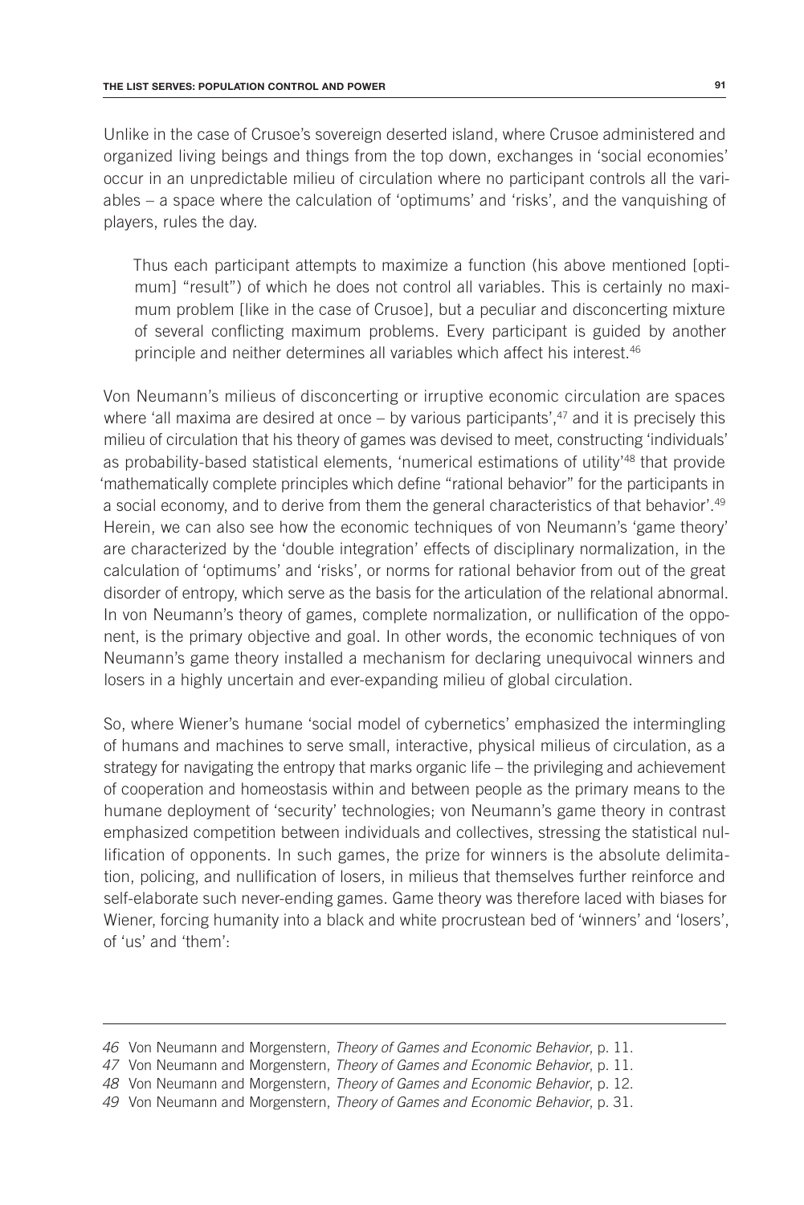Unlike in the case of Crusoe's sovereign deserted island, where Crusoe administered and organized living beings and things from the top down, exchanges in 'social economies' occur in an unpredictable milieu of circulation where no participant controls all the variables – a space where the calculation of 'optimums' and 'risks', and the vanquishing of players, rules the day.

> Thus each participant attempts to maximize a function (his above mentioned [optimum] "result") of which he does not control all variables. This is certainly no maximum problem [like in the case of Crusoe], but a peculiar and disconcerting mixture of several conflicting maximum problems. Every participant is guided by another principle and neither determines all variables which affect his interest.[46]

Von Neumann's milieus of disconcerting or irruptive economic circulation are spaces where 'all maxima are desired at once – by various participants',[47] and it is precisely this milieu of circulation that his theory of games was devised to meet, constructing 'individuals' as probability-based statistical elements, 'numerical estimations of utility'[48] that provide 'mathematically complete principles which define "rational behavior" for the participants in a social economy, and to derive from them the general characteristics of that behavior'.[49] Herein, we can also see how the economic techniques of von Neumann's 'game theory' are characterized by the 'double integration' effects of disciplinary normalization, in the calculation of 'optimums' and 'risks', or norms for rational behavior from out of the great disorder of entropy, which serve as the basis for the articulation of the relational abnormal. In von Neumann's theory of games, complete normalization, or nullification of the opponent, is the primary objective and goal. In other words, the economic techniques of von Neumann's game theory installed a mechanism for declaring unequivocal winners and losers in a highly uncertain and ever-expanding milieu of global circulation.

So, where Wiener's humane 'social model of cybernetics' emphasized the intermingling of humans and machines to serve small, interactive, physical milieus of circulation, as a strategy for navigating the entropy that marks organic life – the privileging and achievement of cooperation and homeostasis within and between people as the primary means to the humane deployment of 'security' technologies; von Neumann's game theory in contrast emphasized competition between individuals and collectives, stressing the statistical nullification of opponents. In such games, the prize for winners is the absolute delimitation, policing, and nullification of losers, in milieus that themselves further reinforce and self-elaborate such never-ending games. Game theory was therefore laced with biases for Wiener, forcing humanity into a black and white procrustean bed of 'winners' and 'losers', of 'us' and 'them':

---

*46* Von Neumann and Morgenstern, *Theory of Games and Economic Behavior*, p. 11.

*47* Von Neumann and Morgenstern, *Theory of Games and Economic Behavior*, p. 11.

*48* Von Neumann and Morgenstern, *Theory of Games and Economic Behavior*, p. 12.

*49* Von Neumann and Morgenstern, *Theory of Games and Economic Behavior*, p. 31.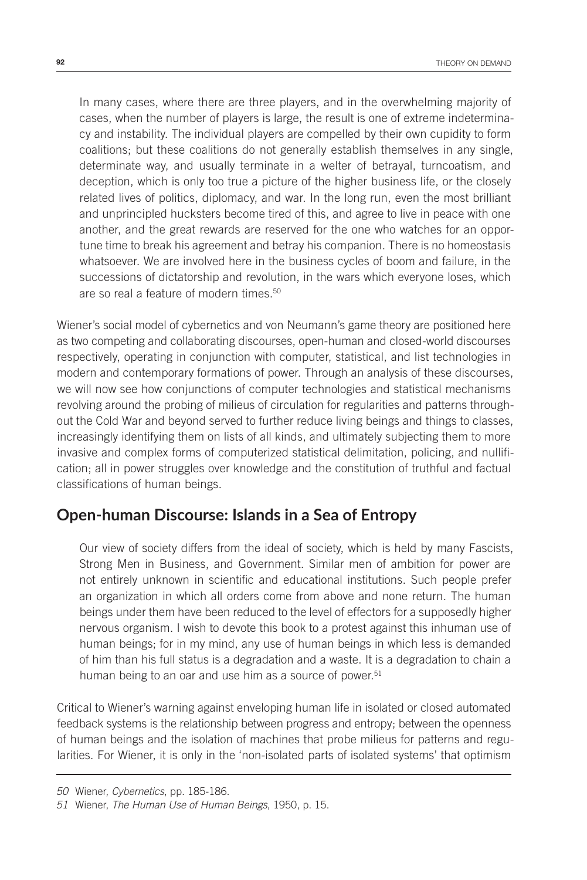> In many cases, where there are three players, and in the overwhelming majority of cases, when the number of players is large, the result is one of extreme indeterminacy and instability. The individual players are compelled by their own cupidity to form coalitions; but these coalitions do not generally establish themselves in any single, determinate way, and usually terminate in a welter of betrayal, turncoatism, and deception, which is only too true a picture of the higher business life, or the closely related lives of politics, diplomacy, and war. In the long run, even the most brilliant and unprincipled hucksters become tired of this, and agree to live in peace with one another, and the great rewards are reserved for the one who watches for an opportune time to break his agreement and betray his companion. There is no homeostasis whatsoever. We are involved here in the business cycles of boom and failure, in the successions of dictatorship and revolution, in the wars which everyone loses, which are so real a feature of modern times.[50]

Wiener's social model of cybernetics and von Neumann's game theory are positioned here as two competing and collaborating discourses, open-human and closed-world discourses respectively, operating in conjunction with computer, statistical, and list technologies in modern and contemporary formations of power. Through an analysis of these discourses, we will now see how conjunctions of computer technologies and statistical mechanisms revolving around the probing of milieus of circulation for regularities and patterns throughout the Cold War and beyond served to further reduce living beings and things to classes, increasingly identifying them on lists of all kinds, and ultimately subjecting them to more invasive and complex forms of computerized statistical delimitation, policing, and nullification; all in power struggles over knowledge and the constitution of truthful and factual classifications of human beings.

## Open-human Discourse: Islands in a Sea of Entropy

> Our view of society differs from the ideal of society, which is held by many Fascists, Strong Men in Business, and Government. Similar men of ambition for power are not entirely unknown in scientific and educational institutions. Such people prefer an organization in which all orders come from above and none return. The human beings under them have been reduced to the level of effectors for a supposedly higher nervous organism. I wish to devote this book to a protest against this inhuman use of human beings; for in my mind, any use of human beings in which less is demanded of him than his full status is a degradation and a waste. It is a degradation to chain a human being to an oar and use him as a source of power.[51]

Critical to Wiener's warning against enveloping human life in isolated or closed automated feedback systems is the relationship between progress and entropy; between the openness of human beings and the isolation of machines that probe milieus for patterns and regularities. For Wiener, it is only in the 'non-isolated parts of isolated systems' that optimism

---

*50* Wiener, *Cybernetics*, pp. 185-186.

*51* Wiener, *The Human Use of Human Beings*, 1950, p. 15.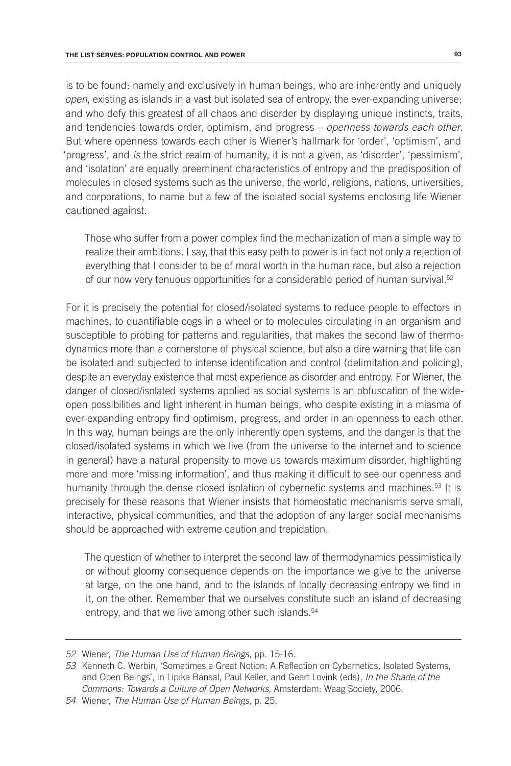is to be found: namely and exclusively in human beings, who are inherently and uniquely *open*, existing as islands in a vast but isolated sea of entropy, the ever-expanding universe; and who defy this greatest of all chaos and disorder by displaying unique instincts, traits, and tendencies towards order, optimism, and progress – *openness towards each other*. But where openness towards each other is Wiener's hallmark for 'order', 'optimism', and 'progress', and *is* the strict realm of humanity, it is not a given, as 'disorder', 'pessimism', and 'isolation' are equally preeminent characteristics of entropy and the predisposition of molecules in closed systems such as the universe, the world, religions, nations, universities, and corporations, to name but a few of the isolated social systems enclosing life Wiener cautioned against.

> Those who suffer from a power complex find the mechanization of man a simple way to realize their ambitions. I say, that this easy path to power is in fact not only a rejection of everything that I consider to be of moral worth in the human race, but also a rejection of our now very tenuous opportunities for a considerable period of human survival.[52]

For it is precisely the potential for closed/isolated systems to reduce people to effectors in machines, to quantifiable cogs in a wheel or to molecules circulating in an organism and susceptible to probing for patterns and regularities, that makes the second law of thermodynamics more than a cornerstone of physical science, but also a dire warning that life can be isolated and subjected to intense identification and control (delimitation and policing), despite an everyday existence that most experience as disorder and entropy. For Wiener, the danger of closed/isolated systems applied as social systems is an obfuscation of the wide-open possibilities and light inherent in human beings, who despite existing in a miasma of ever-expanding entropy find optimism, progress, and order in an openness to each other. In this way, human beings are the only inherently open systems, and the danger is that the closed/isolated systems in which we live (from the universe to the internet and to science in general) have a natural propensity to move us towards maximum disorder, highlighting more and more 'missing information', and thus making it difficult to see our openness and humanity through the dense closed isolation of cybernetic systems and machines.[53] It is precisely for these reasons that Wiener insists that homeostatic mechanisms serve small, interactive, physical communities, and that the adoption of any larger social mechanisms should be approached with extreme caution and trepidation.

> The question of whether to interpret the second law of thermodynamics pessimistically or without gloomy consequence depends on the importance we give to the universe at large, on the one hand, and to the islands of locally decreasing entropy we find in it, on the other. Remember that we ourselves constitute such an island of decreasing entropy, and that we live among other such islands.[54]

---

52 Wiener, *The Human Use of Human Beings*, pp. 15-16.

53 Kenneth C. Werbin, 'Sometimes a Great Notion: A Reflection on Cybernetics, Isolated Systems, and Open Beings', in Lipika Bansal, Paul Keller, and Geert Lovink (eds), *In the Shade of the Commons: Towards a Culture of Open Networks*, Amsterdam: Waag Society, 2006.

54 Wiener, *The Human Use of Human Beings*, p. 25.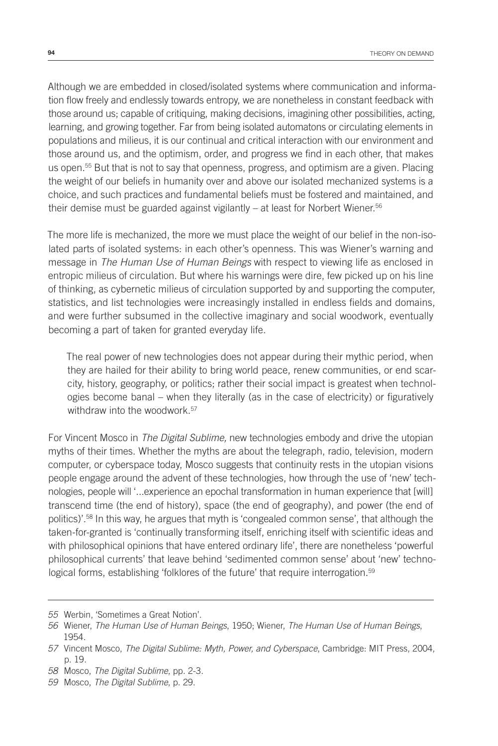Although we are embedded in closed/isolated systems where communication and information flow freely and endlessly towards entropy, we are nonetheless in constant feedback with those around us; capable of critiquing, making decisions, imagining other possibilities, acting, learning, and growing together. Far from being isolated automatons or circulating elements in populations and milieus, it is our continual and critical interaction with our environment and those around us, and the optimism, order, and progress we find in each other, that makes us open.[55] But that is not to say that openness, progress, and optimism are a given. Placing the weight of our beliefs in humanity over and above our isolated mechanized systems is a choice, and such practices and fundamental beliefs must be fostered and maintained, and their demise must be guarded against vigilantly – at least for Norbert Wiener.[56]

The more life is mechanized, the more we must place the weight of our belief in the non-isolated parts of isolated systems: in each other's openness. This was Wiener's warning and message in *The Human Use of Human Beings* with respect to viewing life as enclosed in entropic milieus of circulation. But where his warnings were dire, few picked up on his line of thinking, as cybernetic milieus of circulation supported by and supporting the computer, statistics, and list technologies were increasingly installed in endless fields and domains, and were further subsumed in the collective imaginary and social woodwork, eventually becoming a part of taken for granted everyday life.

> The real power of new technologies does not appear during their mythic period, when they are hailed for their ability to bring world peace, renew communities, or end scarcity, history, geography, or politics; rather their social impact is greatest when technologies become banal – when they literally (as in the case of electricity) or figuratively withdraw into the woodwork.[57]

For Vincent Mosco in *The Digital Sublime,* new technologies embody and drive the utopian myths of their times. Whether the myths are about the telegraph, radio, television, modern computer, or cyberspace today, Mosco suggests that continuity rests in the utopian visions people engage around the advent of these technologies, how through the use of 'new' technologies, people will '...experience an epochal transformation in human experience that [will] transcend time (the end of history), space (the end of geography), and power (the end of politics)'.[58] In this way, he argues that myth is 'congealed common sense', that although the taken-for-granted is 'continually transforming itself, enriching itself with scientific ideas and with philosophical opinions that have entered ordinary life', there are nonetheless 'powerful philosophical currents' that leave behind 'sedimented common sense' about 'new' technological forms, establishing 'folklores of the future' that require interrogation.[59]

---

*55* Werbin, 'Sometimes a Great Notion'.

*56* Wiener, *The Human Use of Human Beings*, 1950; Wiener, *The Human Use of Human Beings*, 1954.

*57* Vincent Mosco, *The Digital Sublime: Myth, Power, and Cyberspace*, Cambridge: MIT Press, 2004, p. 19.

*58* Mosco, *The Digital Sublime*, pp. 2-3.

*59* Mosco, *The Digital Sublime*, p. 29.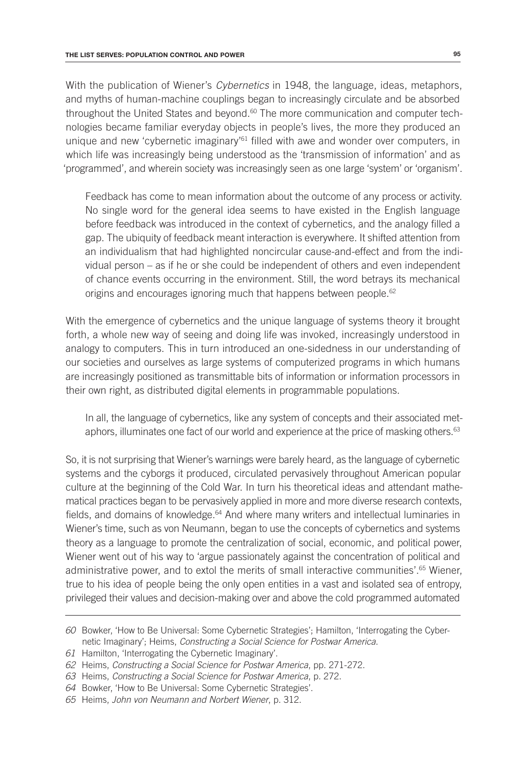With the publication of Wiener's *Cybernetics* in 1948, the language, ideas, metaphors, and myths of human-machine couplings began to increasingly circulate and be absorbed throughout the United States and beyond.[60] The more communication and computer technologies became familiar everyday objects in people's lives, the more they produced an unique and new 'cybernetic imaginary'[61] filled with awe and wonder over computers, in which life was increasingly being understood as the 'transmission of information' and as 'programmed', and wherein society was increasingly seen as one large 'system' or 'organism'.

> Feedback has come to mean information about the outcome of any process or activity. No single word for the general idea seems to have existed in the English language before feedback was introduced in the context of cybernetics, and the analogy filled a gap. The ubiquity of feedback meant interaction is everywhere. It shifted attention from an individualism that had highlighted noncircular cause-and-effect and from the individual person – as if he or she could be independent of others and even independent of chance events occurring in the environment. Still, the word betrays its mechanical origins and encourages ignoring much that happens between people.[62]

With the emergence of cybernetics and the unique language of systems theory it brought forth, a whole new way of seeing and doing life was invoked, increasingly understood in analogy to computers. This in turn introduced an one-sidedness in our understanding of our societies and ourselves as large systems of computerized programs in which humans are increasingly positioned as transmittable bits of information or information processors in their own right, as distributed digital elements in programmable populations.

> In all, the language of cybernetics, like any system of concepts and their associated metaphors, illuminates one fact of our world and experience at the price of masking others.[63]

So, it is not surprising that Wiener's warnings were barely heard, as the language of cybernetic systems and the cyborgs it produced, circulated pervasively throughout American popular culture at the beginning of the Cold War. In turn his theoretical ideas and attendant mathematical practices began to be pervasively applied in more and more diverse research contexts, fields, and domains of knowledge.[64] And where many writers and intellectual luminaries in Wiener's time, such as von Neumann, began to use the concepts of cybernetics and systems theory as a language to promote the centralization of social, economic, and political power, Wiener went out of his way to 'argue passionately against the concentration of political and administrative power, and to extol the merits of small interactive communities'.[65] Wiener, true to his idea of people being the only open entities in a vast and isolated sea of entropy, privileged their values and decision-making over and above the cold programmed automated

---

*60* Bowker, 'How to Be Universal: Some Cybernetic Strategies'; Hamilton, 'Interrogating the Cybernetic Imaginary'; Heims, *Constructing a Social Science for Postwar America*.

*61* Hamilton, 'Interrogating the Cybernetic Imaginary'.

*62* Heims, *Constructing a Social Science for Postwar America*, pp. 271-272.

*63* Heims, *Constructing a Social Science for Postwar America*, p. 272.

*64* Bowker, 'How to Be Universal: Some Cybernetic Strategies'.

*65* Heims, *John von Neumann and Norbert Wiener*, p. 312.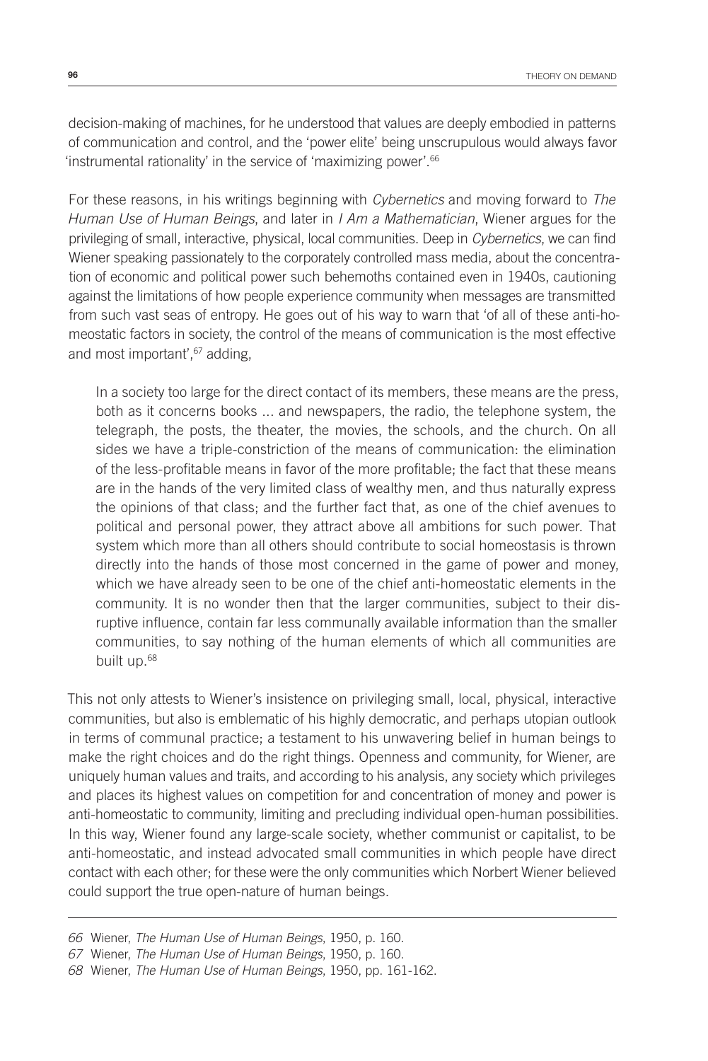decision-making of machines, for he understood that values are deeply embodied in patterns of communication and control, and the 'power elite' being unscrupulous would always favor 'instrumental rationality' in the service of 'maximizing power'.[66]

For these reasons, in his writings beginning with *Cybernetics* and moving forward to *The Human Use of Human Beings*, and later in *I Am a Mathematician*, Wiener argues for the privileging of small, interactive, physical, local communities. Deep in *Cybernetics*, we can find Wiener speaking passionately to the corporately controlled mass media, about the concentration of economic and political power such behemoths contained even in 1940s, cautioning against the limitations of how people experience community when messages are transmitted from such vast seas of entropy. He goes out of his way to warn that 'of all of these anti-homeostatic factors in society, the control of the means of communication is the most effective and most important',[67] adding,

> In a society too large for the direct contact of its members, these means are the press, both as it concerns books ... and newspapers, the radio, the telephone system, the telegraph, the posts, the theater, the movies, the schools, and the church. On all sides we have a triple-constriction of the means of communication: the elimination of the less-profitable means in favor of the more profitable; the fact that these means are in the hands of the very limited class of wealthy men, and thus naturally express the opinions of that class; and the further fact that, as one of the chief avenues to political and personal power, they attract above all ambitions for such power. That system which more than all others should contribute to social homeostasis is thrown directly into the hands of those most concerned in the game of power and money, which we have already seen to be one of the chief anti-homeostatic elements in the community. It is no wonder then that the larger communities, subject to their disruptive influence, contain far less communally available information than the smaller communities, to say nothing of the human elements of which all communities are built up.[68]

This not only attests to Wiener's insistence on privileging small, local, physical, interactive communities, but also is emblematic of his highly democratic, and perhaps utopian outlook in terms of communal practice; a testament to his unwavering belief in human beings to make the right choices and do the right things. Openness and community, for Wiener, are uniquely human values and traits, and according to his analysis, any society which privileges and places its highest values on competition for and concentration of money and power is anti-homeostatic to community, limiting and precluding individual open-human possibilities. In this way, Wiener found any large-scale society, whether communist or capitalist, to be anti-homeostatic, and instead advocated small communities in which people have direct contact with each other; for these were the only communities which Norbert Wiener believed could support the true open-nature of human beings.

---

66 Wiener, *The Human Use of Human Beings*, 1950, p. 160.

67 Wiener, *The Human Use of Human Beings*, 1950, p. 160.

68 Wiener, *The Human Use of Human Beings*, 1950, pp. 161-162.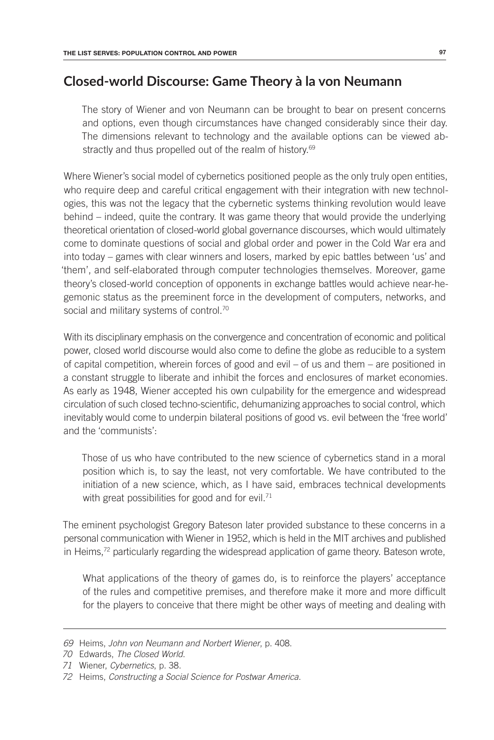## Closed-world Discourse: Game Theory à la von Neumann

> The story of Wiener and von Neumann can be brought to bear on present concerns and options, even though circumstances have changed considerably since their day. The dimensions relevant to technology and the available options can be viewed abstractly and thus propelled out of the realm of history.[69]

Where Wiener's social model of cybernetics positioned people as the only truly open entities, who require deep and careful critical engagement with their integration with new technologies, this was not the legacy that the cybernetic systems thinking revolution would leave behind – indeed, quite the contrary. It was game theory that would provide the underlying theoretical orientation of closed-world global governance discourses, which would ultimately come to dominate questions of social and global order and power in the Cold War era and into today – games with clear winners and losers, marked by epic battles between 'us' and 'them', and self-elaborated through computer technologies themselves. Moreover, game theory's closed-world conception of opponents in exchange battles would achieve near-hegemonic status as the preeminent force in the development of computers, networks, and social and military systems of control.[70]

With its disciplinary emphasis on the convergence and concentration of economic and political power, closed world discourse would also come to define the globe as reducible to a system of capital competition, wherein forces of good and evil – of us and them – are positioned in a constant struggle to liberate and inhibit the forces and enclosures of market economies. As early as 1948, Wiener accepted his own culpability for the emergence and widespread circulation of such closed techno-scientific, dehumanizing approaches to social control, which inevitably would come to underpin bilateral positions of good vs. evil between the 'free world' and the 'communists':

> Those of us who have contributed to the new science of cybernetics stand in a moral position which is, to say the least, not very comfortable. We have contributed to the initiation of a new science, which, as I have said, embraces technical developments with great possibilities for good and for evil.[71]

The eminent psychologist Gregory Bateson later provided substance to these concerns in a personal communication with Wiener in 1952, which is held in the MIT archives and published in Heims,[72] particularly regarding the widespread application of game theory. Bateson wrote,

> What applications of the theory of games do, is to reinforce the players' acceptance of the rules and competitive premises, and therefore make it more and more difficult for the players to conceive that there might be other ways of meeting and dealing with

---

69 Heims, *John von Neumann and Norbert Wiener*, p. 408.

70 Edwards, *The Closed World*.

71 Wiener, *Cybernetics*, p. 38.

72 Heims, *Constructing a Social Science for Postwar America*.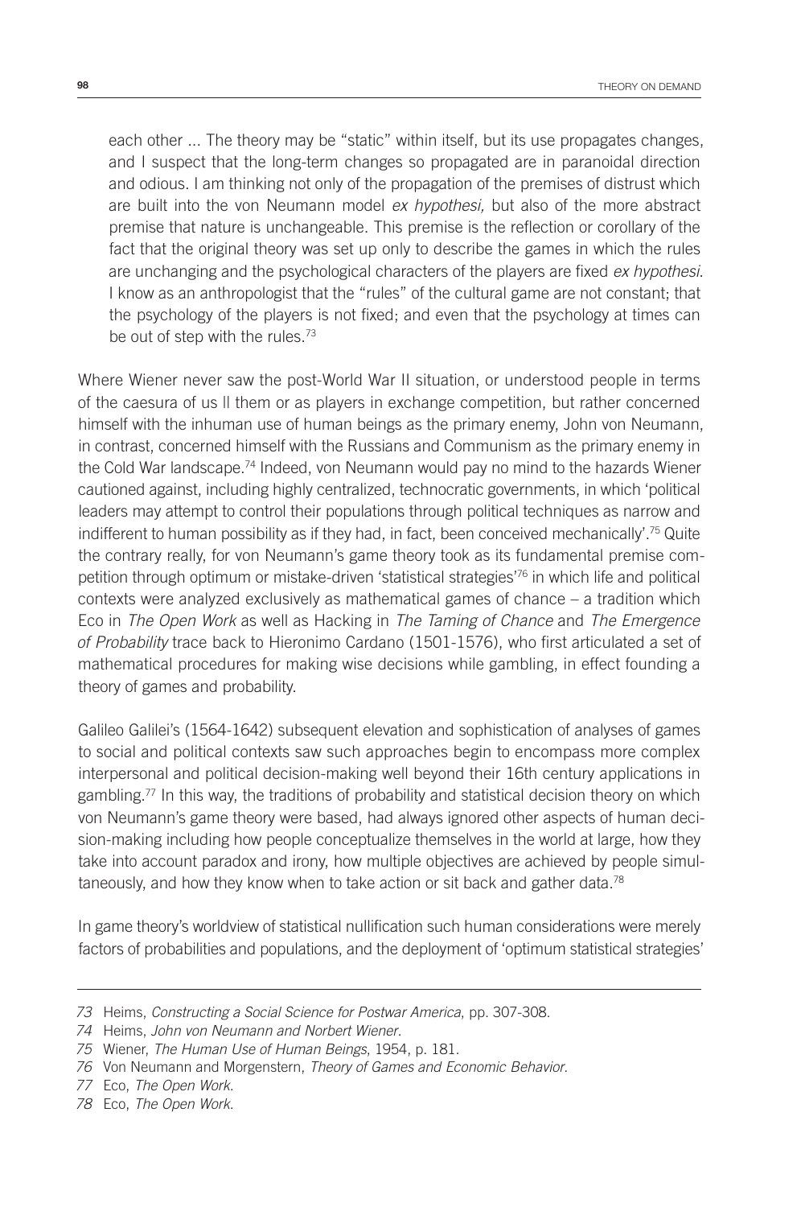> each other ... The theory may be "static" within itself, but its use propagates changes, and I suspect that the long-term changes so propagated are in paranoidal direction and odious. I am thinking not only of the propagation of the premises of distrust which are built into the von Neumann model *ex hypothesi,* but also of the more abstract premise that nature is unchangeable. This premise is the reflection or corollary of the fact that the original theory was set up only to describe the games in which the rules are unchanging and the psychological characters of the players are fixed *ex hypothesi*. I know as an anthropologist that the "rules" of the cultural game are not constant; that the psychology of the players is not fixed; and even that the psychology at times can be out of step with the rules.[73]

Where Wiener never saw the post-World War II situation, or understood people in terms of the caesura of us || them or as players in exchange competition, but rather concerned himself with the inhuman use of human beings as the primary enemy, John von Neumann, in contrast, concerned himself with the Russians and Communism as the primary enemy in the Cold War landscape.[74] Indeed, von Neumann would pay no mind to the hazards Wiener cautioned against, including highly centralized, technocratic governments, in which 'political leaders may attempt to control their populations through political techniques as narrow and indifferent to human possibility as if they had, in fact, been conceived mechanically'.[75] Quite the contrary really, for von Neumann's game theory took as its fundamental premise competition through optimum or mistake-driven 'statistical strategies'[76] in which life and political contexts were analyzed exclusively as mathematical games of chance – a tradition which Eco in *The Open Work* as well as Hacking in *The Taming of Chance* and *The Emergence of Probability* trace back to Hieronimo Cardano (1501-1576), who first articulated a set of mathematical procedures for making wise decisions while gambling, in effect founding a theory of games and probability.

Galileo Galilei's (1564-1642) subsequent elevation and sophistication of analyses of games to social and political contexts saw such approaches begin to encompass more complex interpersonal and political decision-making well beyond their 16th century applications in gambling.[77] In this way, the traditions of probability and statistical decision theory on which von Neumann's game theory were based, had always ignored other aspects of human decision-making including how people conceptualize themselves in the world at large, how they take into account paradox and irony, how multiple objectives are achieved by people simultaneously, and how they know when to take action or sit back and gather data.[78]

In game theory's worldview of statistical nullification such human considerations were merely factors of probabilities and populations, and the deployment of 'optimum statistical strategies'

---

*73* Heims, *Constructing a Social Science for Postwar America*, pp. 307-308.

*74* Heims, *John von Neumann and Norbert Wiener*.

*75* Wiener, *The Human Use of Human Beings*, 1954, p. 181.

*76* Von Neumann and Morgenstern, *Theory of Games and Economic Behavior*.

*77* Eco, *The Open Work*.

*78* Eco, *The Open Work*.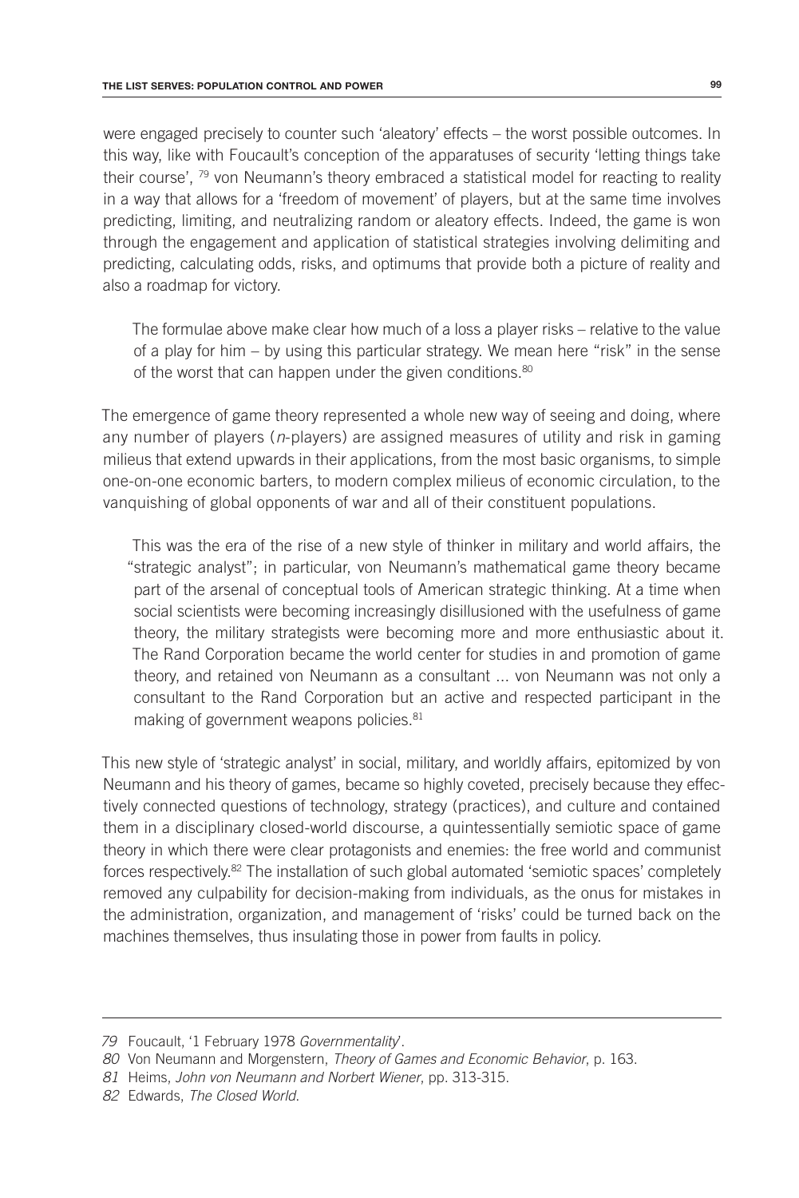were engaged precisely to counter such 'aleatory' effects – the worst possible outcomes. In this way, like with Foucault's conception of the apparatuses of security 'letting things take their course', [79] von Neumann's theory embraced a statistical model for reacting to reality in a way that allows for a 'freedom of movement' of players, but at the same time involves predicting, limiting, and neutralizing random or aleatory effects. Indeed, the game is won through the engagement and application of statistical strategies involving delimiting and predicting, calculating odds, risks, and optimums that provide both a picture of reality and also a roadmap for victory.

> The formulae above make clear how much of a loss a player risks – relative to the value of a play for him – by using this particular strategy. We mean here "risk" in the sense of the worst that can happen under the given conditions.[80]

The emergence of game theory represented a whole new way of seeing and doing, where any number of players (*n*-players) are assigned measures of utility and risk in gaming milieus that extend upwards in their applications, from the most basic organisms, to simple one-on-one economic barters, to modern complex milieus of economic circulation, to the vanquishing of global opponents of war and all of their constituent populations.

> This was the era of the rise of a new style of thinker in military and world affairs, the "strategic analyst"; in particular, von Neumann's mathematical game theory became part of the arsenal of conceptual tools of American strategic thinking. At a time when social scientists were becoming increasingly disillusioned with the usefulness of game theory, the military strategists were becoming more and more enthusiastic about it. The Rand Corporation became the world center for studies in and promotion of game theory, and retained von Neumann as a consultant ... von Neumann was not only a consultant to the Rand Corporation but an active and respected participant in the making of government weapons policies.[81]

This new style of 'strategic analyst' in social, military, and worldly affairs, epitomized by von Neumann and his theory of games, became so highly coveted, precisely because they effectively connected questions of technology, strategy (practices), and culture and contained them in a disciplinary closed-world discourse, a quintessentially semiotic space of game theory in which there were clear protagonists and enemies: the free world and communist forces respectively.[82] The installation of such global automated 'semiotic spaces' completely removed any culpability for decision-making from individuals, as the onus for mistakes in the administration, organization, and management of 'risks' could be turned back on the machines themselves, thus insulating those in power from faults in policy.

---

*79* Foucault, '1 February 1978 *Governmentality*'.

*80* Von Neumann and Morgenstern, *Theory of Games and Economic Behavior*, p. 163.

*81* Heims, *John von Neumann and Norbert Wiener*, pp. 313-315.

*82* Edwards, *The Closed World*.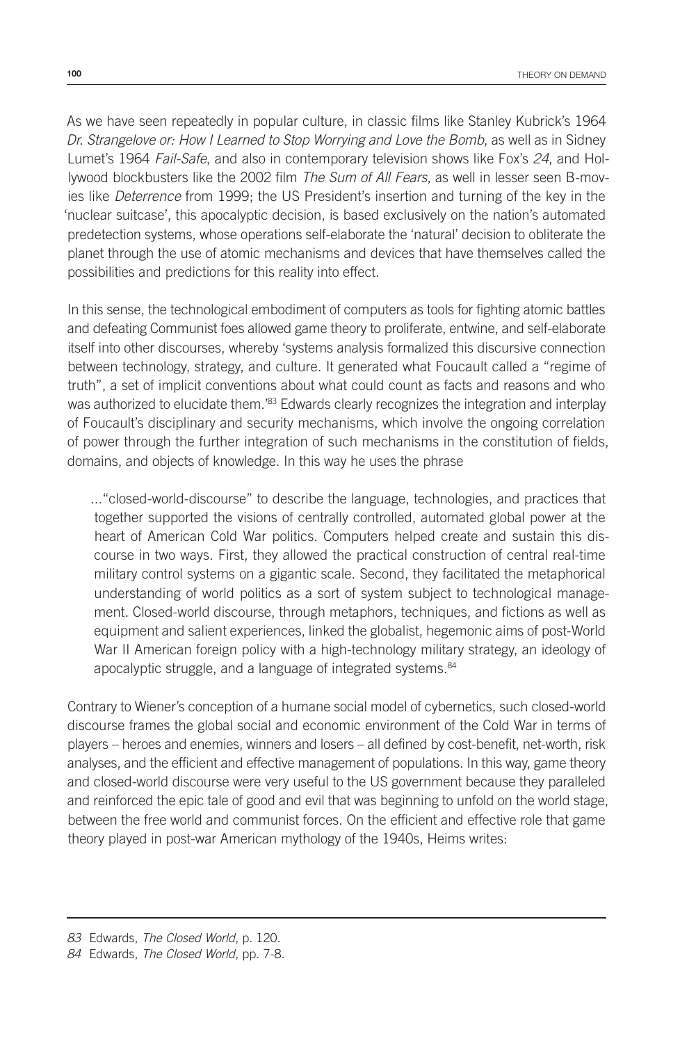As we have seen repeatedly in popular culture, in classic films like Stanley Kubrick's 1964 *Dr. Strangelove or: How I Learned to Stop Worrying and Love the Bomb*, as well as in Sidney Lumet's 1964 *Fail-Safe*, and also in contemporary television shows like Fox's *24*, and Hollywood blockbusters like the 2002 film *The Sum of All Fears*, as well in lesser seen B-movies like *Deterrence* from 1999; the US President's insertion and turning of the key in the 'nuclear suitcase', this apocalyptic decision, is based exclusively on the nation's automated predetection systems, whose operations self-elaborate the 'natural' decision to obliterate the planet through the use of atomic mechanisms and devices that have themselves called the possibilities and predictions for this reality into effect.

In this sense, the technological embodiment of computers as tools for fighting atomic battles and defeating Communist foes allowed game theory to proliferate, entwine, and self-elaborate itself into other discourses, whereby 'systems analysis formalized this discursive connection between technology, strategy, and culture. It generated what Foucault called a "regime of truth", a set of implicit conventions about what could count as facts and reasons and who was authorized to elucidate them.'[83] Edwards clearly recognizes the integration and interplay of Foucault's disciplinary and security mechanisms, which involve the ongoing correlation of power through the further integration of such mechanisms in the constitution of fields, domains, and objects of knowledge. In this way he uses the phrase

> ..."closed-world-discourse" to describe the language, technologies, and practices that together supported the visions of centrally controlled, automated global power at the heart of American Cold War politics. Computers helped create and sustain this discourse in two ways. First, they allowed the practical construction of central real-time military control systems on a gigantic scale. Second, they facilitated the metaphorical understanding of world politics as a sort of system subject to technological management. Closed-world discourse, through metaphors, techniques, and fictions as well as equipment and salient experiences, linked the globalist, hegemonic aims of post-World War II American foreign policy with a high-technology military strategy, an ideology of apocalyptic struggle, and a language of integrated systems.[84]

Contrary to Wiener's conception of a humane social model of cybernetics, such closed-world discourse frames the global social and economic environment of the Cold War in terms of players – heroes and enemies, winners and losers – all defined by cost-benefit, net-worth, risk analyses, and the efficient and effective management of populations. In this way, game theory and closed-world discourse were very useful to the US government because they paralleled and reinforced the epic tale of good and evil that was beginning to unfold on the world stage, between the free world and communist forces. On the efficient and effective role that game theory played in post-war American mythology of the 1940s, Heims writes:

---

*83* Edwards, *The Closed World*, p. 120.

*84* Edwards, *The Closed World*, pp. 7-8.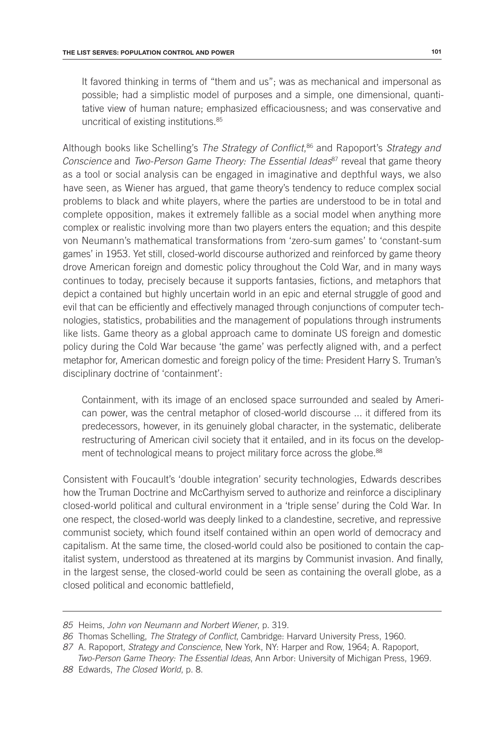> It favored thinking in terms of "them and us"; was as mechanical and impersonal as possible; had a simplistic model of purposes and a simple, one dimensional, quantitative view of human nature; emphasized efficaciousness; and was conservative and uncritical of existing institutions.[85]

Although books like Schelling's *The Strategy of Conflict*,[86] and Rapoport's *Strategy and Conscience* and *Two-Person Game Theory: The Essential Ideas*[87] reveal that game theory as a tool or social analysis can be engaged in imaginative and depthful ways, we also have seen, as Wiener has argued, that game theory's tendency to reduce complex social problems to black and white players, where the parties are understood to be in total and complete opposition, makes it extremely fallible as a social model when anything more complex or realistic involving more than two players enters the equation; and this despite von Neumann's mathematical transformations from 'zero-sum games' to 'constant-sum games' in 1953. Yet still, closed-world discourse authorized and reinforced by game theory drove American foreign and domestic policy throughout the Cold War, and in many ways continues to today, precisely because it supports fantasies, fictions, and metaphors that depict a contained but highly uncertain world in an epic and eternal struggle of good and evil that can be efficiently and effectively managed through conjunctions of computer technologies, statistics, probabilities and the management of populations through instruments like lists. Game theory as a global approach came to dominate US foreign and domestic policy during the Cold War because 'the game' was perfectly aligned with, and a perfect metaphor for, American domestic and foreign policy of the time: President Harry S. Truman's disciplinary doctrine of 'containment':

> Containment, with its image of an enclosed space surrounded and sealed by American power, was the central metaphor of closed-world discourse ... it differed from its predecessors, however, in its genuinely global character, in the systematic, deliberate restructuring of American civil society that it entailed, and in its focus on the development of technological means to project military force across the globe.[88]

Consistent with Foucault's 'double integration' security technologies, Edwards describes how the Truman Doctrine and McCarthyism served to authorize and reinforce a disciplinary closed-world political and cultural environment in a 'triple sense' during the Cold War. In one respect, the closed-world was deeply linked to a clandestine, secretive, and repressive communist society, which found itself contained within an open world of democracy and capitalism. At the same time, the closed-world could also be positioned to contain the capitalist system, understood as threatened at its margins by Communist invasion. And finally, in the largest sense, the closed-world could be seen as containing the overall globe, as a closed political and economic battlefield,

---

*85* Heims, *John von Neumann and Norbert Wiener*, p. 319.

*86* Thomas Schelling, *The Strategy of Conflict*, Cambridge: Harvard University Press, 1960.

*87* A. Rapoport, *Strategy and Conscience*, New York, NY: Harper and Row, 1964; A. Rapoport, *Two-Person Game Theory: The Essential Ideas*, Ann Arbor: University of Michigan Press, 1969.

*88* Edwards, *The Closed World*, p. 8.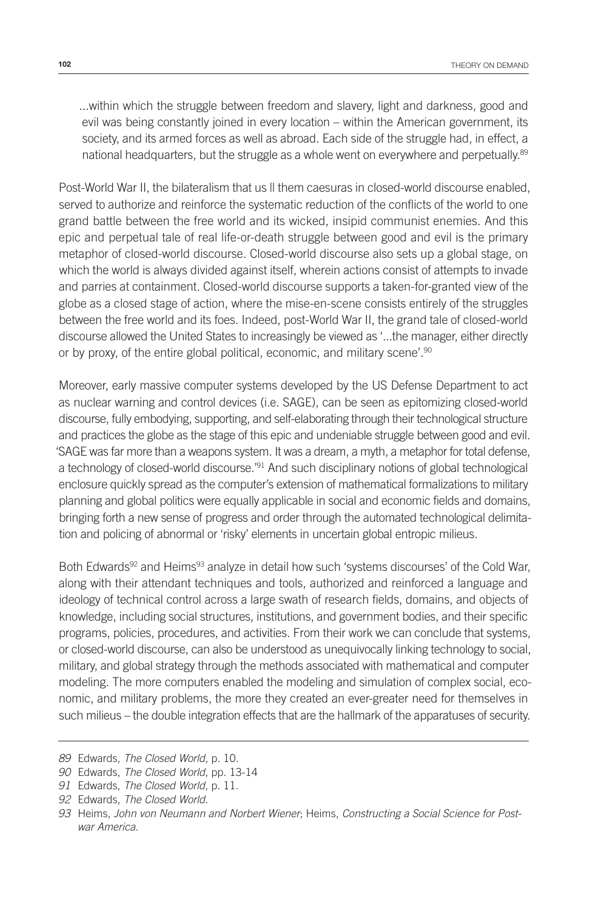> ...within which the struggle between freedom and slavery, light and darkness, good and evil was being constantly joined in every location – within the American government, its society, and its armed forces as well as abroad. Each side of the struggle had, in effect, a national headquarters, but the struggle as a whole went on everywhere and perpetually.[89]

Post-World War II, the bilateralism that us || them caesuras in closed-world discourse enabled, served to authorize and reinforce the systematic reduction of the conflicts of the world to one grand battle between the free world and its wicked, insipid communist enemies. And this epic and perpetual tale of real life-or-death struggle between good and evil is the primary metaphor of closed-world discourse. Closed-world discourse also sets up a global stage, on which the world is always divided against itself, wherein actions consist of attempts to invade and parries at containment. Closed-world discourse supports a taken-for-granted view of the globe as a closed stage of action, where the mise-en-scene consists entirely of the struggles between the free world and its foes. Indeed, post-World War II, the grand tale of closed-world discourse allowed the United States to increasingly be viewed as '...the manager, either directly or by proxy, of the entire global political, economic, and military scene'.[90]

Moreover, early massive computer systems developed by the US Defense Department to act as nuclear warning and control devices (i.e. SAGE), can be seen as epitomizing closed-world discourse, fully embodying, supporting, and self-elaborating through their technological structure and practices the globe as the stage of this epic and undeniable struggle between good and evil. 'SAGE was far more than a weapons system. It was a dream, a myth, a metaphor for total defense, a technology of closed-world discourse.'[91] And such disciplinary notions of global technological enclosure quickly spread as the computer's extension of mathematical formalizations to military planning and global politics were equally applicable in social and economic fields and domains, bringing forth a new sense of progress and order through the automated technological delimitation and policing of abnormal or 'risky' elements in uncertain global entropic milieus.

Both Edwards[92] and Heims[93] analyze in detail how such 'systems discourses' of the Cold War, along with their attendant techniques and tools, authorized and reinforced a language and ideology of technical control across a large swath of research fields, domains, and objects of knowledge, including social structures, institutions, and government bodies, and their specific programs, policies, procedures, and activities. From their work we can conclude that systems, or closed-world discourse, can also be understood as unequivocally linking technology to social, military, and global strategy through the methods associated with mathematical and computer modeling. The more computers enabled the modeling and simulation of complex social, economic, and military problems, the more they created an ever-greater need for themselves in such milieus – the double integration effects that are the hallmark of the apparatuses of security.

---

89 Edwards, *The Closed World*, p. 10.

90 Edwards, *The Closed World*, pp. 13-14

91 Edwards, *The Closed World*, p. 11.

92 Edwards, *The Closed World*.

93 Heims, *John von Neumann and Norbert Wiener*; Heims, *Constructing a Social Science for Postwar America.*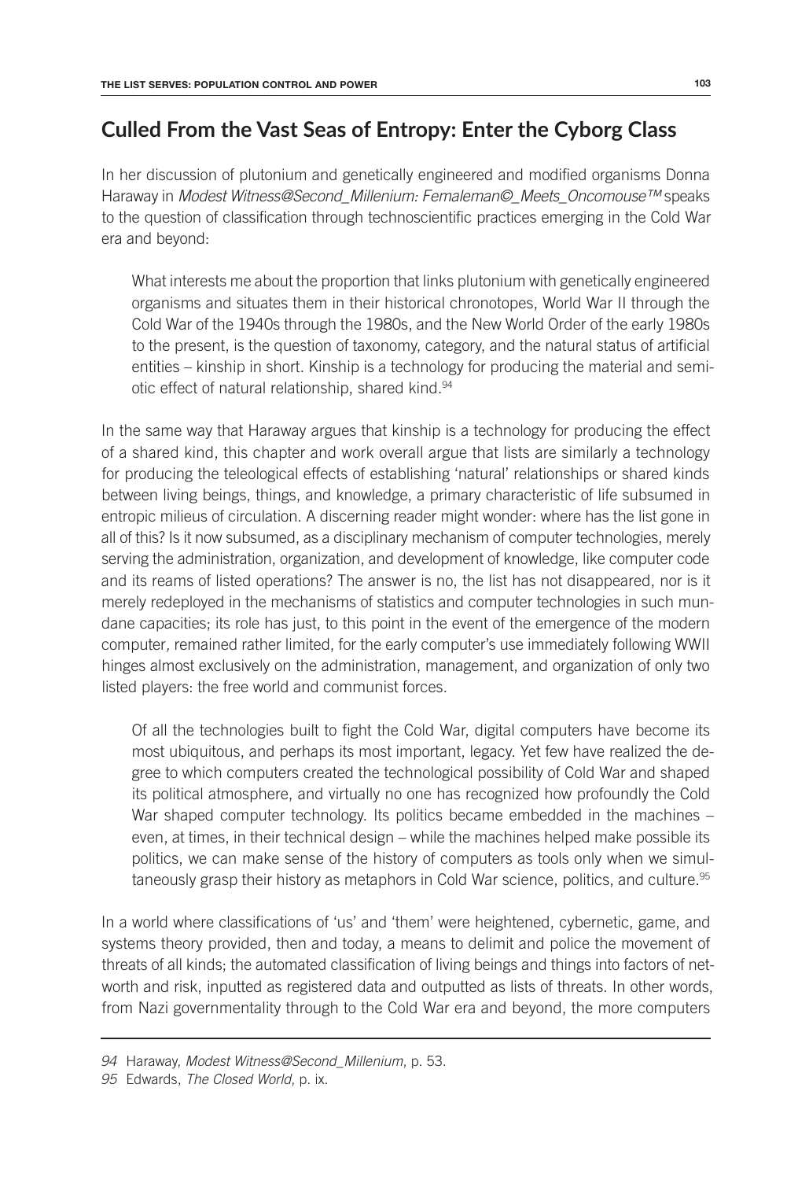## Culled From the Vast Seas of Entropy: Enter the Cyborg Class

In her discussion of plutonium and genetically engineered and modified organisms Donna Haraway in *Modest Witness@Second_Millenium: Femaleman©_Meets_Oncomouse™* speaks to the question of classification through technoscientific practices emerging in the Cold War era and beyond:

> What interests me about the proportion that links plutonium with genetically engineered organisms and situates them in their historical chronotopes, World War II through the Cold War of the 1940s through the 1980s, and the New World Order of the early 1980s to the present, is the question of taxonomy, category, and the natural status of artificial entities – kinship in short. Kinship is a technology for producing the material and semiotic effect of natural relationship, shared kind.[94]

In the same way that Haraway argues that kinship is a technology for producing the effect of a shared kind, this chapter and work overall argue that lists are similarly a technology for producing the teleological effects of establishing 'natural' relationships or shared kinds between living beings, things, and knowledge, a primary characteristic of life subsumed in entropic milieus of circulation. A discerning reader might wonder: where has the list gone in all of this? Is it now subsumed, as a disciplinary mechanism of computer technologies, merely serving the administration, organization, and development of knowledge, like computer code and its reams of listed operations? The answer is no, the list has not disappeared, nor is it merely redeployed in the mechanisms of statistics and computer technologies in such mundane capacities; its role has just, to this point in the event of the emergence of the modern computer, remained rather limited, for the early computer's use immediately following WWII hinges almost exclusively on the administration, management, and organization of only two listed players: the free world and communist forces.

> Of all the technologies built to fight the Cold War, digital computers have become its most ubiquitous, and perhaps its most important, legacy. Yet few have realized the degree to which computers created the technological possibility of Cold War and shaped its political atmosphere, and virtually no one has recognized how profoundly the Cold War shaped computer technology. Its politics became embedded in the machines – even, at times, in their technical design – while the machines helped make possible its politics, we can make sense of the history of computers as tools only when we simultaneously grasp their history as metaphors in Cold War science, politics, and culture.[95]

In a world where classifications of 'us' and 'them' were heightened, cybernetic, game, and systems theory provided, then and today, a means to delimit and police the movement of threats of all kinds; the automated classification of living beings and things into factors of net-worth and risk, inputted as registered data and outputted as lists of threats. In other words, from Nazi governmentality through to the Cold War era and beyond, the more computers

*94* Haraway, *Modest Witness@Second_Millenium*, p. 53.

*95* Edwards, *The Closed World*, p. ix.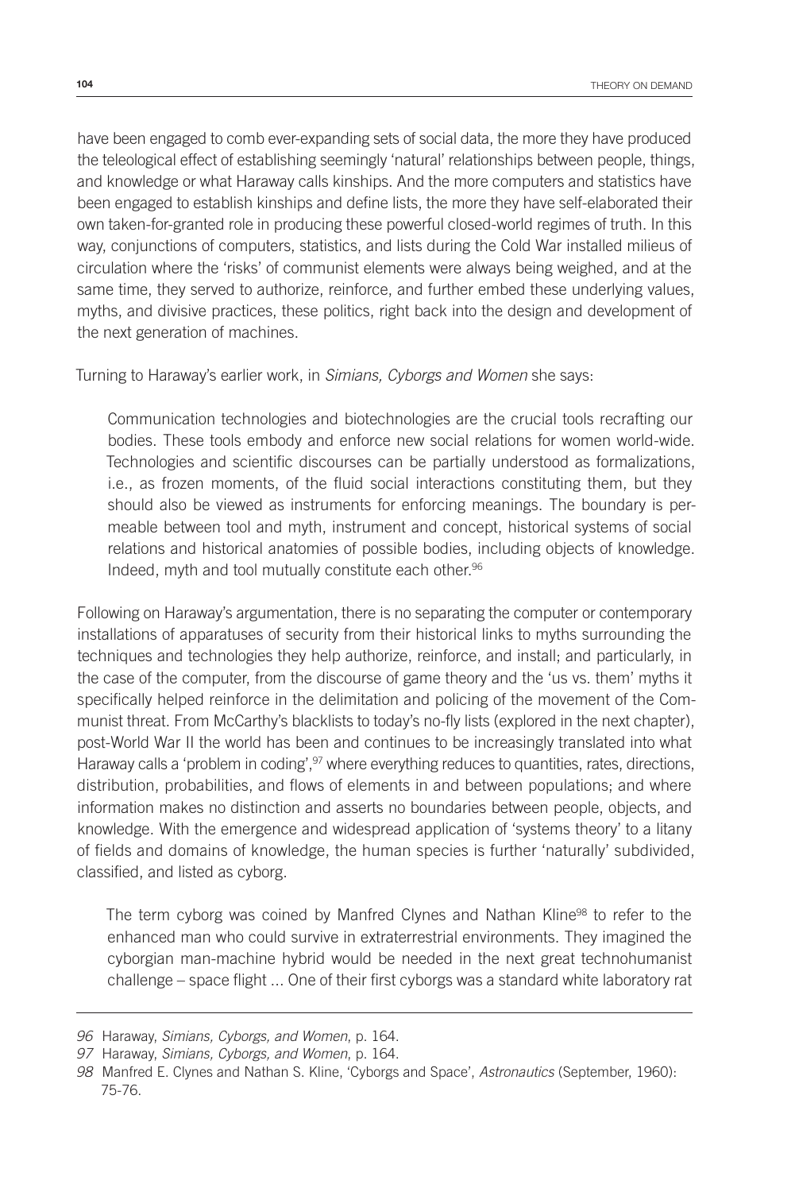have been engaged to comb ever-expanding sets of social data, the more they have produced the teleological effect of establishing seemingly 'natural' relationships between people, things, and knowledge or what Haraway calls kinships. And the more computers and statistics have been engaged to establish kinships and define lists, the more they have self-elaborated their own taken-for-granted role in producing these powerful closed-world regimes of truth. In this way, conjunctions of computers, statistics, and lists during the Cold War installed milieus of circulation where the 'risks' of communist elements were always being weighed, and at the same time, they served to authorize, reinforce, and further embed these underlying values, myths, and divisive practices, these politics, right back into the design and development of the next generation of machines.

Turning to Haraway's earlier work, in *Simians, Cyborgs and Women* she says:

> Communication technologies and biotechnologies are the crucial tools recrafting our bodies. These tools embody and enforce new social relations for women world-wide. Technologies and scientific discourses can be partially understood as formalizations, i.e., as frozen moments, of the fluid social interactions constituting them, but they should also be viewed as instruments for enforcing meanings. The boundary is permeable between tool and myth, instrument and concept, historical systems of social relations and historical anatomies of possible bodies, including objects of knowledge. Indeed, myth and tool mutually constitute each other.[96]

Following on Haraway's argumentation, there is no separating the computer or contemporary installations of apparatuses of security from their historical links to myths surrounding the techniques and technologies they help authorize, reinforce, and install; and particularly, in the case of the computer, from the discourse of game theory and the 'us vs. them' myths it specifically helped reinforce in the delimitation and policing of the movement of the Communist threat. From McCarthy's blacklists to today's no-fly lists (explored in the next chapter), post-World War II the world has been and continues to be increasingly translated into what Haraway calls a 'problem in coding',[97] where everything reduces to quantities, rates, directions, distribution, probabilities, and flows of elements in and between populations; and where information makes no distinction and asserts no boundaries between people, objects, and knowledge. With the emergence and widespread application of 'systems theory' to a litany of fields and domains of knowledge, the human species is further 'naturally' subdivided, classified, and listed as cyborg.

> The term cyborg was coined by Manfred Clynes and Nathan Kline[98] to refer to the enhanced man who could survive in extraterrestrial environments. They imagined the cyborgian man-machine hybrid would be needed in the next great technohumanist challenge – space flight ... One of their first cyborgs was a standard white laboratory rat

---

96 Haraway, *Simians, Cyborgs, and Women*, p. 164.

97 Haraway, *Simians, Cyborgs, and Women*, p. 164.

98 Manfred E. Clynes and Nathan S. Kline, 'Cyborgs and Space', *Astronautics* (September, 1960): 75-76.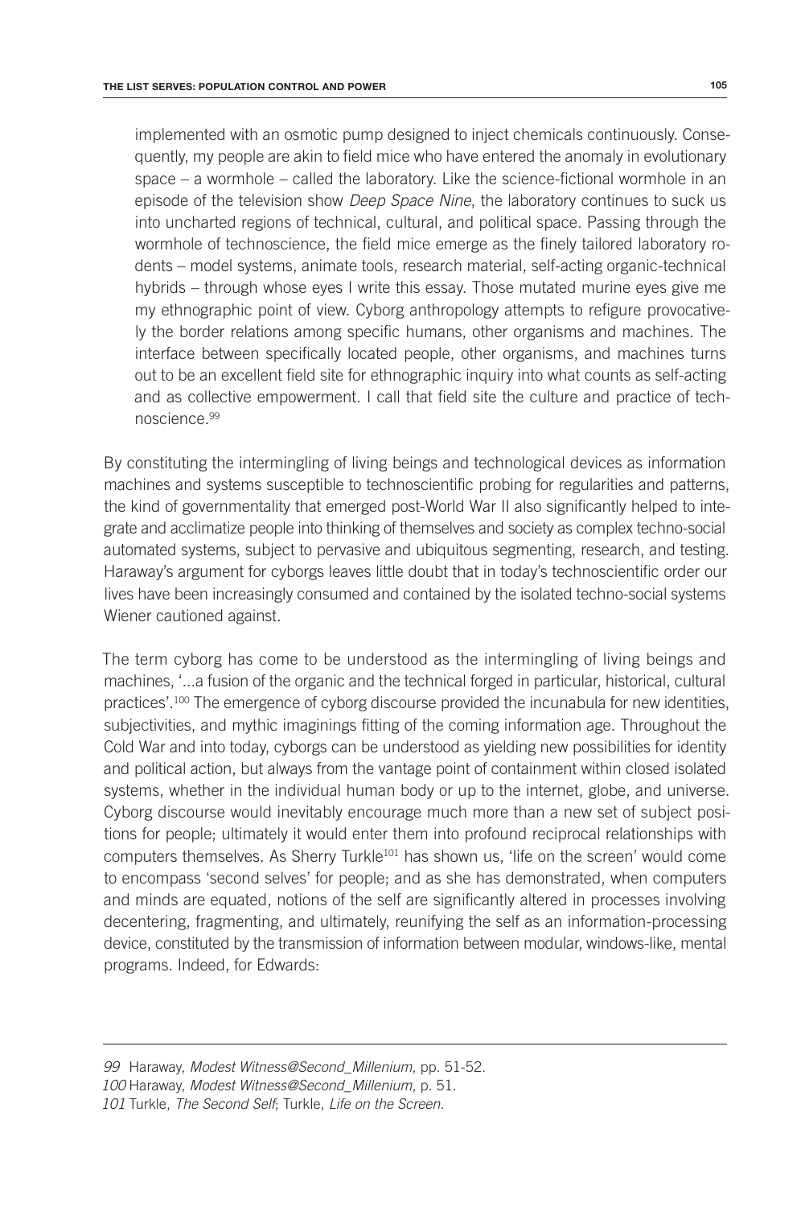> implemented with an osmotic pump designed to inject chemicals continuously. Consequently, my people are akin to field mice who have entered the anomaly in evolutionary space – a wormhole – called the laboratory. Like the science-fictional wormhole in an episode of the television show *Deep Space Nine*, the laboratory continues to suck us into uncharted regions of technical, cultural, and political space. Passing through the wormhole of technoscience, the field mice emerge as the finely tailored laboratory rodents – model systems, animate tools, research material, self-acting organic-technical hybrids – through whose eyes I write this essay. Those mutated murine eyes give me my ethnographic point of view. Cyborg anthropology attempts to refigure provocatively the border relations among specific humans, other organisms and machines. The interface between specifically located people, other organisms, and machines turns out to be an excellent field site for ethnographic inquiry into what counts as self-acting and as collective empowerment. I call that field site the culture and practice of technoscience.[99]

By constituting the intermingling of living beings and technological devices as information machines and systems susceptible to technoscientific probing for regularities and patterns, the kind of governmentality that emerged post-World War II also significantly helped to integrate and acclimatize people into thinking of themselves and society as complex techno-social automated systems, subject to pervasive and ubiquitous segmenting, research, and testing. Haraway's argument for cyborgs leaves little doubt that in today's technoscientific order our lives have been increasingly consumed and contained by the isolated techno-social systems Wiener cautioned against.

The term cyborg has come to be understood as the intermingling of living beings and machines, '...a fusion of the organic and the technical forged in particular, historical, cultural practices'.[100] The emergence of cyborg discourse provided the incunabula for new identities, subjectivities, and mythic imaginings fitting of the coming information age. Throughout the Cold War and into today, cyborgs can be understood as yielding new possibilities for identity and political action, but always from the vantage point of containment within closed isolated systems, whether in the individual human body or up to the internet, globe, and universe. Cyborg discourse would inevitably encourage much more than a new set of subject positions for people; ultimately it would enter them into profound reciprocal relationships with computers themselves. As Sherry Turkle[101] has shown us, 'life on the screen' would come to encompass 'second selves' for people; and as she has demonstrated, when computers and minds are equated, notions of the self are significantly altered in processes involving decentering, fragmenting, and ultimately, reunifying the self as an information-processing device, constituted by the transmission of information between modular, windows-like, mental programs. Indeed, for Edwards:

---

*99* Haraway, *Modest Witness@Second_Millenium*, pp. 51-52.

*100* Haraway, *Modest Witness@Second_Millenium*, p. 51.

*101* Turkle, *The Second Self*; Turkle, *Life on the Screen.*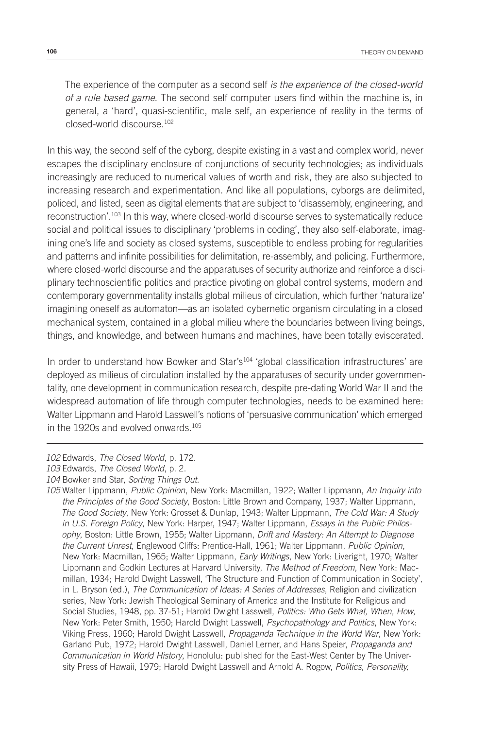The experience of the computer as a second self *is the experience of the closed-world of a rule based game*. The second self computer users find within the machine is, in general, a 'hard', quasi-scientific, male self, an experience of reality in the terms of closed-world discourse.[102]

In this way, the second self of the cyborg, despite existing in a vast and complex world, never escapes the disciplinary enclosure of conjunctions of security technologies; as individuals increasingly are reduced to numerical values of worth and risk, they are also subjected to increasing research and experimentation. And like all populations, cyborgs are delimited, policed, and listed, seen as digital elements that are subject to 'disassembly, engineering, and reconstruction'.[103] In this way, where closed-world discourse serves to systematically reduce social and political issues to disciplinary 'problems in coding', they also self-elaborate, imagining one's life and society as closed systems, susceptible to endless probing for regularities and patterns and infinite possibilities for delimitation, re-assembly, and policing. Furthermore, where closed-world discourse and the apparatuses of security authorize and reinforce a disciplinary technoscientific politics and practice pivoting on global control systems, modern and contemporary governmentality installs global milieus of circulation, which further 'naturalize' imagining oneself as automaton—as an isolated cybernetic organism circulating in a closed mechanical system, contained in a global milieu where the boundaries between living beings, things, and knowledge, and between humans and machines, have been totally eviscerated.

In order to understand how Bowker and Star's[104] 'global classification infrastructures' are deployed as milieus of circulation installed by the apparatuses of security under governmentality, one development in communication research, despite pre-dating World War II and the widespread automation of life through computer technologies, needs to be examined here: Walter Lippmann and Harold Lasswell's notions of 'persuasive communication' which emerged in the 1920s and evolved onwards.[105]

---

*102* Edwards, *The Closed World*, p. 172.

*103* Edwards, *The Closed World*, p. 2.

*104* Bowker and Star, *Sorting Things Out*.

*105* Walter Lippmann, *Public Opinion*, New York: Macmillan, 1922; Walter Lippmann, *An Inquiry into the Principles of the Good Society*, Boston: Little Brown and Company, 1937; Walter Lippmann, *The Good Society*, New York: Grosset & Dunlap, 1943; Walter Lippmann, *The Cold War: A Study in U.S. Foreign Policy*, New York: Harper, 1947; Walter Lippmann, *Essays in the Public Philosophy*, Boston: Little Brown, 1955; Walter Lippmann, *Drift and Mastery: An Attempt to Diagnose the Current Unrest*, Englewood Cliffs: Prentice-Hall, 1961; Walter Lippmann, *Public Opinion*, New York: Macmillan, 1965; Walter Lippmann, *Early Writings*, New York: Liveright, 1970; Walter Lippmann and Godkin Lectures at Harvard University, *The Method of Freedom*, New York: Macmillan, 1934; Harold Dwight Lasswell, 'The Structure and Function of Communication in Society', in L. Bryson (ed.), *The Communication of Ideas: A Series of Addresses*, Religion and civilization series, New York: Jewish Theological Seminary of America and the Institute for Religious and Social Studies, 1948, pp. 37-51; Harold Dwight Lasswell, *Politics: Who Gets What, When, How*, New York: Peter Smith, 1950; Harold Dwight Lasswell, *Psychopathology and Politics*, New York: Viking Press, 1960; Harold Dwight Lasswell, *Propaganda Technique in the World War*, New York: Garland Pub, 1972; Harold Dwight Lasswell, Daniel Lerner, and Hans Speier, *Propaganda and Communication in World History*, Honolulu: published for the East-West Center by The University Press of Hawaii, 1979; Harold Dwight Lasswell and Arnold A. Rogow, *Politics, Personality,*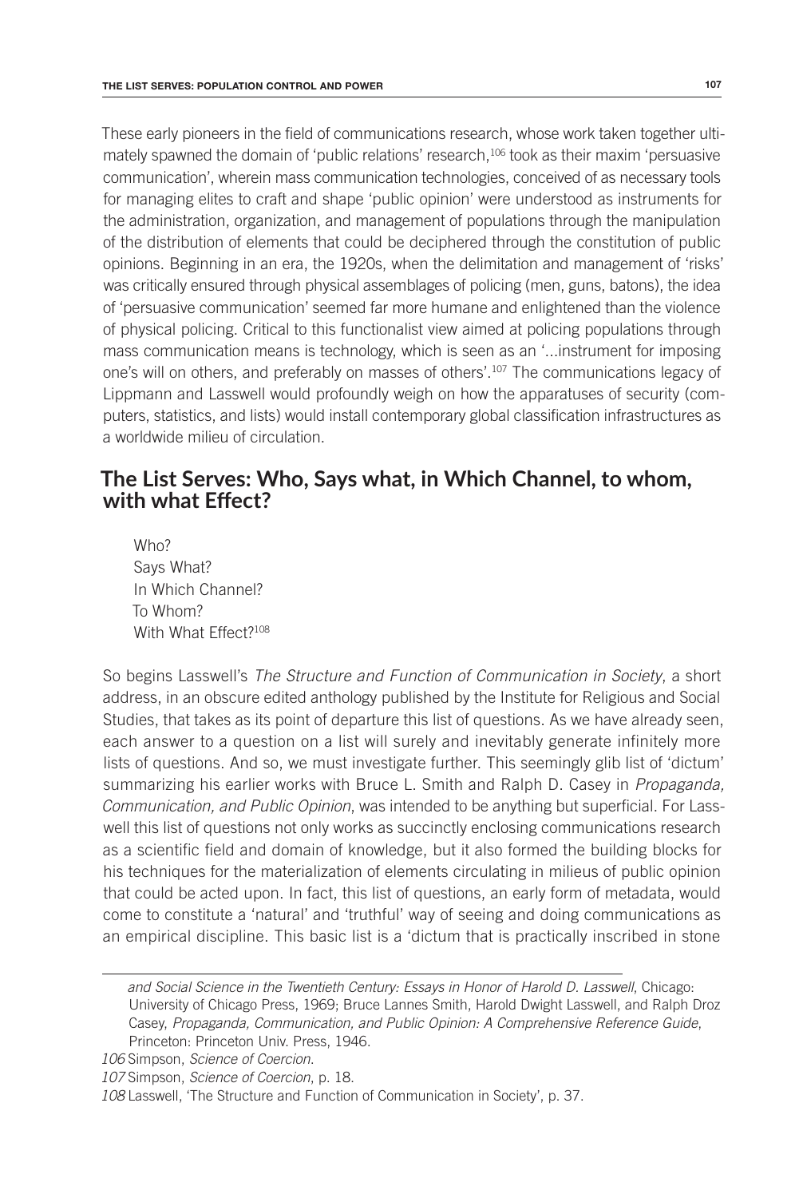These early pioneers in the field of communications research, whose work taken together ultimately spawned the domain of 'public relations' research,[106] took as their maxim 'persuasive communication', wherein mass communication technologies, conceived of as necessary tools for managing elites to craft and shape 'public opinion' were understood as instruments for the administration, organization, and management of populations through the manipulation of the distribution of elements that could be deciphered through the constitution of public opinions. Beginning in an era, the 1920s, when the delimitation and management of 'risks' was critically ensured through physical assemblages of policing (men, guns, batons), the idea of 'persuasive communication' seemed far more humane and enlightened than the violence of physical policing. Critical to this functionalist view aimed at policing populations through mass communication means is technology, which is seen as an '...instrument for imposing one's will on others, and preferably on masses of others'.[107] The communications legacy of Lippmann and Lasswell would profoundly weigh on how the apparatuses of security (computers, statistics, and lists) would install contemporary global classification infrastructures as a worldwide milieu of circulation.

## The List Serves: Who, Says what, in Which Channel, to whom, with what Effect?

> Who?
> Says What?
> In Which Channel?
> To Whom?
> With What Effect?[108]

So begins Lasswell's *The Structure and Function of Communication in Society*, a short address, in an obscure edited anthology published by the Institute for Religious and Social Studies, that takes as its point of departure this list of questions. As we have already seen, each answer to a question on a list will surely and inevitably generate infinitely more lists of questions. And so, we must investigate further. This seemingly glib list of 'dictum' summarizing his earlier works with Bruce L. Smith and Ralph D. Casey in *Propaganda, Communication, and Public Opinion*, was intended to be anything but superficial. For Lasswell this list of questions not only works as succinctly enclosing communications research as a scientific field and domain of knowledge, but it also formed the building blocks for his techniques for the materialization of elements circulating in milieus of public opinion that could be acted upon. In fact, this list of questions, an early form of metadata, would come to constitute a 'natural' and 'truthful' way of seeing and doing communications as an empirical discipline. This basic list is a 'dictum that is practically inscribed in stone

---

*and Social Science in the Twentieth Century: Essays in Honor of Harold D. Lasswell*, Chicago: University of Chicago Press, 1969; Bruce Lannes Smith, Harold Dwight Lasswell, and Ralph Droz Casey, *Propaganda, Communication, and Public Opinion: A Comprehensive Reference Guide*, Princeton: Princeton Univ. Press, 1946.

*106* Simpson, *Science of Coercion*.

*107* Simpson, *Science of Coercion*, p. 18.

*108* Lasswell, 'The Structure and Function of Communication in Society', p. 37.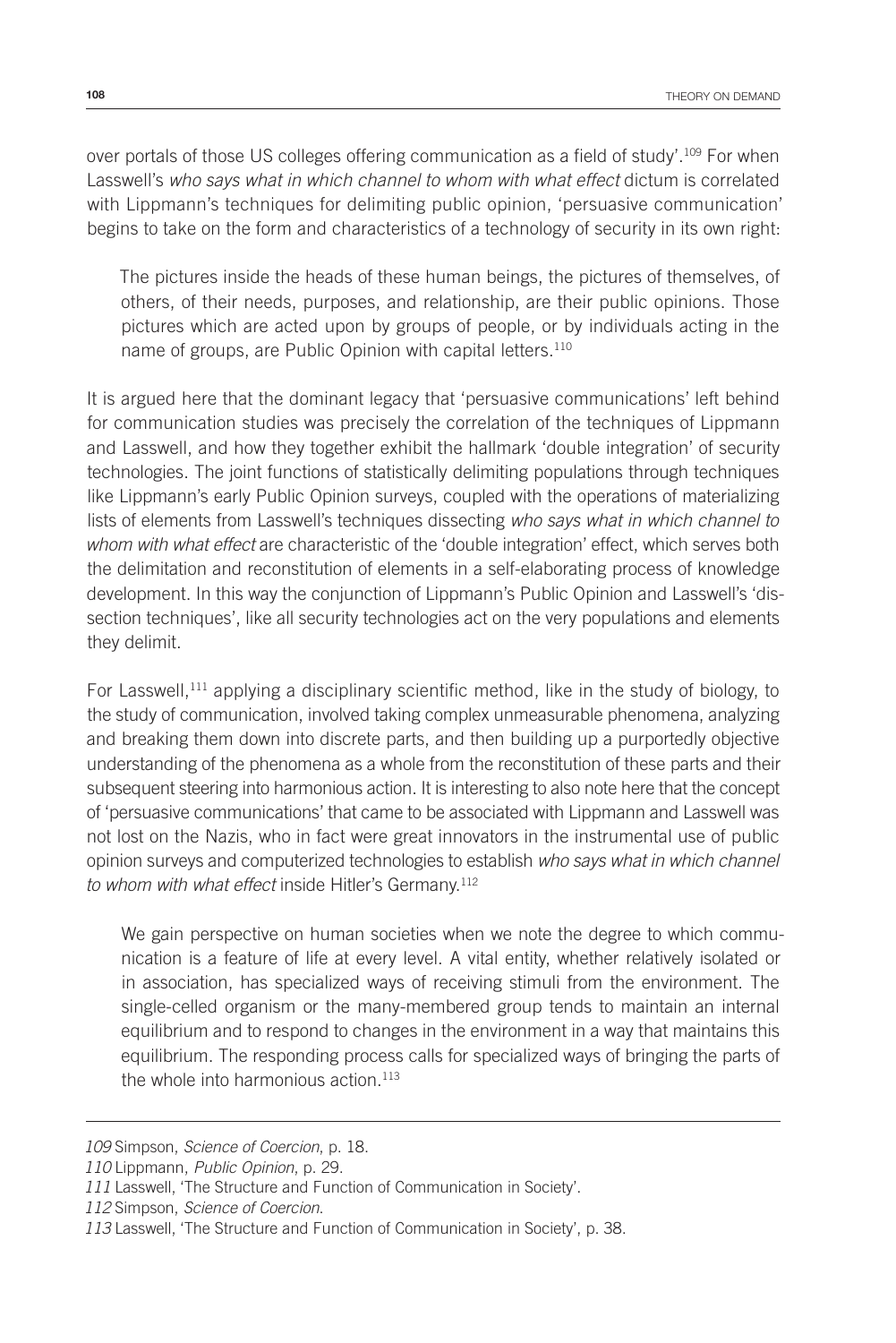over portals of those US colleges offering communication as a field of study'.[109] For when Lasswell's *who says what in which channel to whom with what effect* dictum is correlated with Lippmann's techniques for delimiting public opinion, 'persuasive communication' begins to take on the form and characteristics of a technology of security in its own right:

> The pictures inside the heads of these human beings, the pictures of themselves, of others, of their needs, purposes, and relationship, are their public opinions. Those pictures which are acted upon by groups of people, or by individuals acting in the name of groups, are Public Opinion with capital letters.[110]

It is argued here that the dominant legacy that 'persuasive communications' left behind for communication studies was precisely the correlation of the techniques of Lippmann and Lasswell, and how they together exhibit the hallmark 'double integration' of security technologies. The joint functions of statistically delimiting populations through techniques like Lippmann's early Public Opinion surveys, coupled with the operations of materializing lists of elements from Lasswell's techniques dissecting *who says what in which channel to whom with what effect* are characteristic of the 'double integration' effect, which serves both the delimitation and reconstitution of elements in a self-elaborating process of knowledge development. In this way the conjunction of Lippmann's Public Opinion and Lasswell's 'dissection techniques', like all security technologies act on the very populations and elements they delimit.

For Lasswell,[111] applying a disciplinary scientific method, like in the study of biology, to the study of communication, involved taking complex unmeasurable phenomena, analyzing and breaking them down into discrete parts, and then building up a purportedly objective understanding of the phenomena as a whole from the reconstitution of these parts and their subsequent steering into harmonious action. It is interesting to also note here that the concept of 'persuasive communications' that came to be associated with Lippmann and Lasswell was not lost on the Nazis, who in fact were great innovators in the instrumental use of public opinion surveys and computerized technologies to establish *who says what in which channel to whom with what effect* inside Hitler's Germany.[112]

> We gain perspective on human societies when we note the degree to which communication is a feature of life at every level. A vital entity, whether relatively isolated or in association, has specialized ways of receiving stimuli from the environment. The single-celled organism or the many-membered group tends to maintain an internal equilibrium and to respond to changes in the environment in a way that maintains this equilibrium. The responding process calls for specialized ways of bringing the parts of the whole into harmonious action.[113]

---

*109* Simpson, *Science of Coercion*, p. 18.

*110* Lippmann, *Public Opinion*, p. 29.

*111* Lasswell, 'The Structure and Function of Communication in Society'.

*112* Simpson, *Science of Coercion.*

*113* Lasswell, 'The Structure and Function of Communication in Society', p. 38.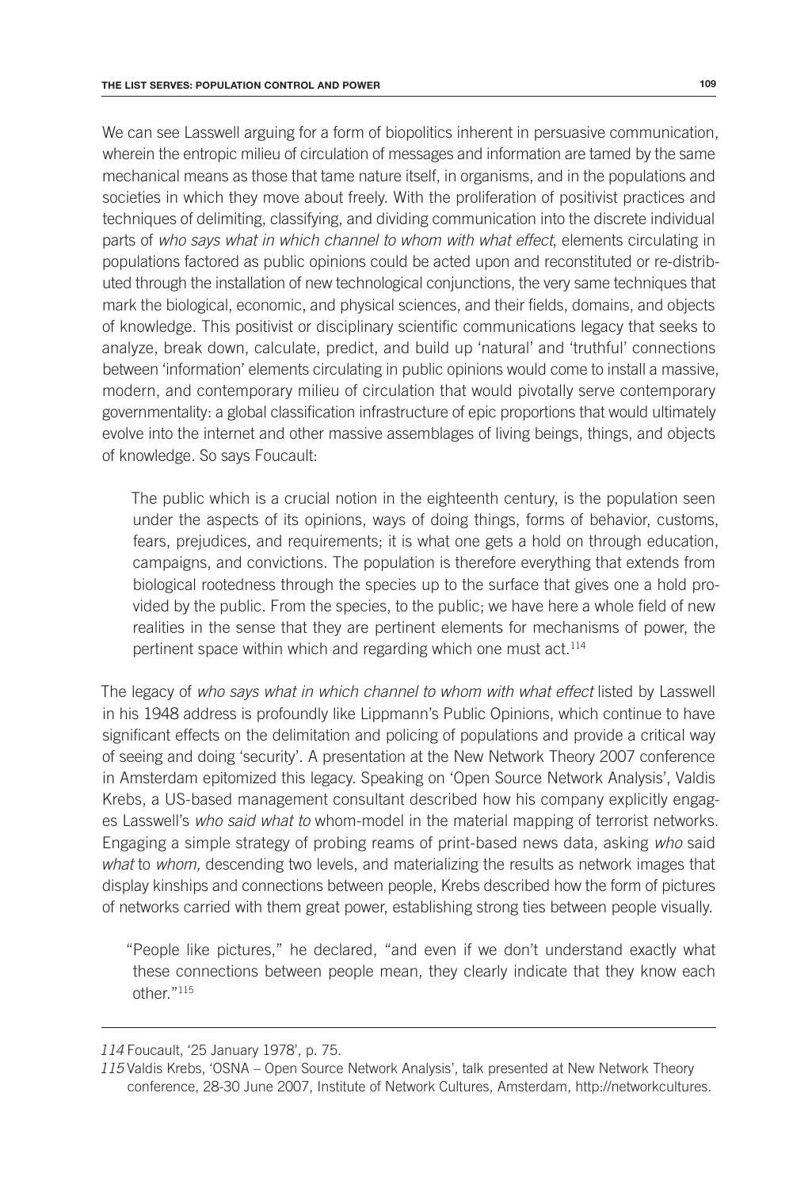We can see Lasswell arguing for a form of biopolitics inherent in persuasive communication, wherein the entropic milieu of circulation of messages and information are tamed by the same mechanical means as those that tame nature itself, in organisms, and in the populations and societies in which they move about freely. With the proliferation of positivist practices and techniques of delimiting, classifying, and dividing communication into the discrete individual parts of *who says what in which channel to whom with what effect*, elements circulating in populations factored as public opinions could be acted upon and reconstituted or re-distributed through the installation of new technological conjunctions, the very same techniques that mark the biological, economic, and physical sciences, and their fields, domains, and objects of knowledge. This positivist or disciplinary scientific communications legacy that seeks to analyze, break down, calculate, predict, and build up 'natural' and 'truthful' connections between 'information' elements circulating in public opinions would come to install a massive, modern, and contemporary milieu of circulation that would pivotally serve contemporary governmentality: a global classification infrastructure of epic proportions that would ultimately evolve into the internet and other massive assemblages of living beings, things, and objects of knowledge. So says Foucault:

> The public which is a crucial notion in the eighteenth century, is the population seen under the aspects of its opinions, ways of doing things, forms of behavior, customs, fears, prejudices, and requirements; it is what one gets a hold on through education, campaigns, and convictions. The population is therefore everything that extends from biological rootedness through the species up to the surface that gives one a hold provided by the public. From the species, to the public; we have here a whole field of new realities in the sense that they are pertinent elements for mechanisms of power, the pertinent space within which and regarding which one must act.[114]

The legacy of *who says what in which channel to whom with what effect* listed by Lasswell in his 1948 address is profoundly like Lippmann's Public Opinions, which continue to have significant effects on the delimitation and policing of populations and provide a critical way of seeing and doing 'security'. A presentation at the New Network Theory 2007 conference in Amsterdam epitomized this legacy. Speaking on 'Open Source Network Analysis', Valdis Krebs, a US-based management consultant described how his company explicitly engages Lasswell's *who said what to* whom-model in the material mapping of terrorist networks. Engaging a simple strategy of probing reams of print-based news data, asking *who* said *what* to *whom,* descending two levels, and materializing the results as network images that display kinships and connections between people, Krebs described how the form of pictures of networks carried with them great power, establishing strong ties between people visually.

> "People like pictures," he declared, "and even if we don't understand exactly what these connections between people mean, they clearly indicate that they know each other."[115]

---

*114* Foucault, '25 January 1978', p. 75.

*115* Valdis Krebs, 'OSNA – Open Source Network Analysis', talk presented at New Network Theory conference, 28-30 June 2007, Institute of Network Cultures, Amsterdam, http://networkcultures.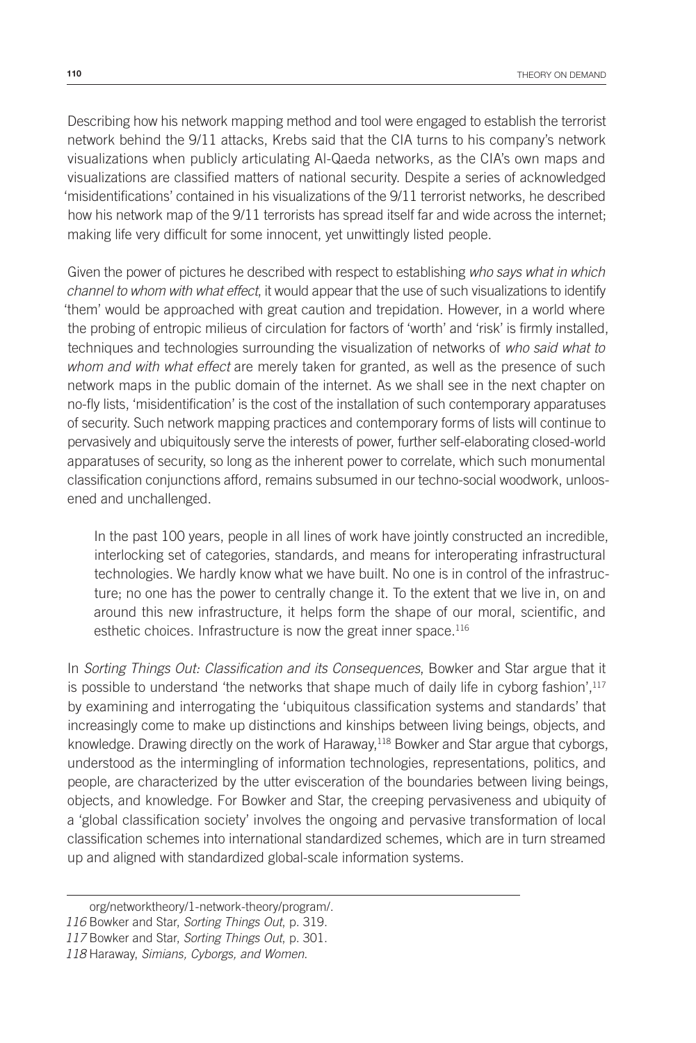Describing how his network mapping method and tool were engaged to establish the terrorist network behind the 9/11 attacks, Krebs said that the CIA turns to his company's network visualizations when publicly articulating Al-Qaeda networks, as the CIA's own maps and visualizations are classified matters of national security. Despite a series of acknowledged 'misidentifications' contained in his visualizations of the 9/11 terrorist networks, he described how his network map of the 9/11 terrorists has spread itself far and wide across the internet; making life very difficult for some innocent, yet unwittingly listed people.

Given the power of pictures he described with respect to establishing *who says what in which channel to whom with what effect*, it would appear that the use of such visualizations to identify 'them' would be approached with great caution and trepidation. However, in a world where the probing of entropic milieus of circulation for factors of 'worth' and 'risk' is firmly installed, techniques and technologies surrounding the visualization of networks of *who said what to whom and with what effect* are merely taken for granted, as well as the presence of such network maps in the public domain of the internet. As we shall see in the next chapter on no-fly lists, 'misidentification' is the cost of the installation of such contemporary apparatuses of security. Such network mapping practices and contemporary forms of lists will continue to pervasively and ubiquitously serve the interests of power, further self-elaborating closed-world apparatuses of security, so long as the inherent power to correlate, which such monumental classification conjunctions afford, remains subsumed in our techno-social woodwork, unloosened and unchallenged.

> In the past 100 years, people in all lines of work have jointly constructed an incredible, interlocking set of categories, standards, and means for interoperating infrastructural technologies. We hardly know what we have built. No one is in control of the infrastructure; no one has the power to centrally change it. To the extent that we live in, on and around this new infrastructure, it helps form the shape of our moral, scientific, and esthetic choices. Infrastructure is now the great inner space.[116]

In *Sorting Things Out: Classification and its Consequences*, Bowker and Star argue that it is possible to understand 'the networks that shape much of daily life in cyborg fashion',[117] by examining and interrogating the 'ubiquitous classification systems and standards' that increasingly come to make up distinctions and kinships between living beings, objects, and knowledge. Drawing directly on the work of Haraway,[118] Bowker and Star argue that cyborgs, understood as the intermingling of information technologies, representations, politics, and people, are characterized by the utter evisceration of the boundaries between living beings, objects, and knowledge. For Bowker and Star, the creeping pervasiveness and ubiquity of a 'global classification society' involves the ongoing and pervasive transformation of local classification schemes into international standardized schemes, which are in turn streamed up and aligned with standardized global-scale information systems.

---

org/networktheory/1-network-theory/program/.

*116* Bowker and Star, *Sorting Things Out*, p. 319.

*117* Bowker and Star, *Sorting Things Out*, p. 301.

*118* Haraway, *Simians, Cyborgs, and Women*.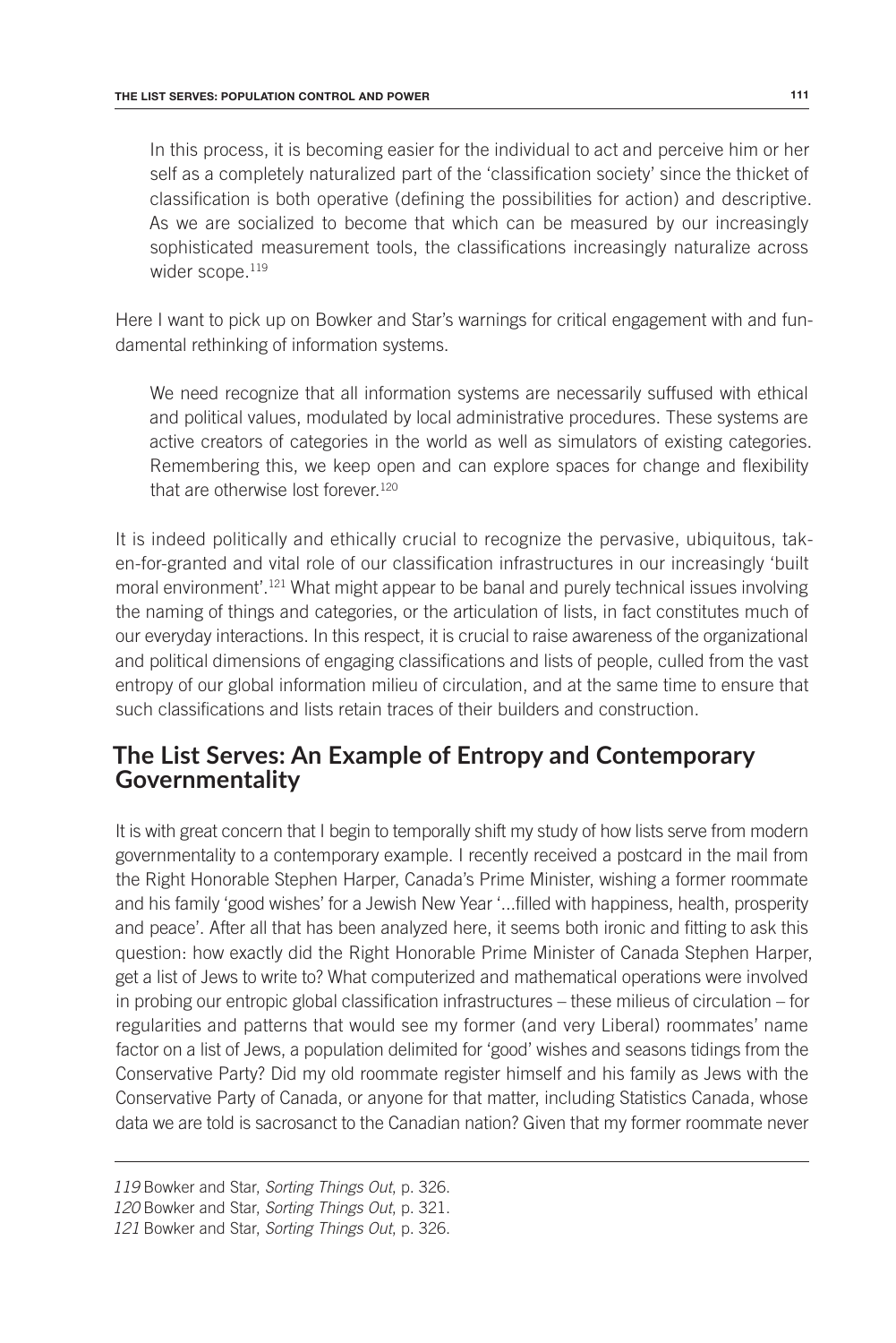> In this process, it is becoming easier for the individual to act and perceive him or her self as a completely naturalized part of the 'classification society' since the thicket of classification is both operative (defining the possibilities for action) and descriptive. As we are socialized to become that which can be measured by our increasingly sophisticated measurement tools, the classifications increasingly naturalize across wider scope.[119]

Here I want to pick up on Bowker and Star's warnings for critical engagement with and fundamental rethinking of information systems.

> We need recognize that all information systems are necessarily suffused with ethical and political values, modulated by local administrative procedures. These systems are active creators of categories in the world as well as simulators of existing categories. Remembering this, we keep open and can explore spaces for change and flexibility that are otherwise lost forever.[120]

It is indeed politically and ethically crucial to recognize the pervasive, ubiquitous, taken-for-granted and vital role of our classification infrastructures in our increasingly 'built moral environment'.[121] What might appear to be banal and purely technical issues involving the naming of things and categories, or the articulation of lists, in fact constitutes much of our everyday interactions. In this respect, it is crucial to raise awareness of the organizational and political dimensions of engaging classifications and lists of people, culled from the vast entropy of our global information milieu of circulation, and at the same time to ensure that such classifications and lists retain traces of their builders and construction.

## The List Serves: An Example of Entropy and Contemporary Governmentality

It is with great concern that I begin to temporally shift my study of how lists serve from modern governmentality to a contemporary example. I recently received a postcard in the mail from the Right Honorable Stephen Harper, Canada's Prime Minister, wishing a former roommate and his family 'good wishes' for a Jewish New Year '...filled with happiness, health, prosperity and peace'. After all that has been analyzed here, it seems both ironic and fitting to ask this question: how exactly did the Right Honorable Prime Minister of Canada Stephen Harper, get a list of Jews to write to? What computerized and mathematical operations were involved in probing our entropic global classification infrastructures – these milieus of circulation – for regularities and patterns that would see my former (and very Liberal) roommates' name factor on a list of Jews, a population delimited for 'good' wishes and seasons tidings from the Conservative Party? Did my old roommate register himself and his family as Jews with the Conservative Party of Canada, or anyone for that matter, including Statistics Canada, whose data we are told is sacrosanct to the Canadian nation? Given that my former roommate never

---

*119* Bowker and Star, *Sorting Things Out*, p. 326.

*120* Bowker and Star, *Sorting Things Out*, p. 321.

*121* Bowker and Star, *Sorting Things Out*, p. 326.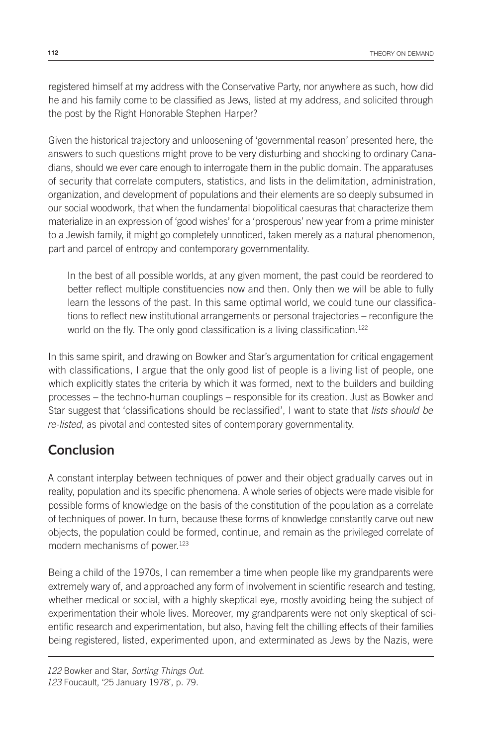registered himself at my address with the Conservative Party, nor anywhere as such, how did he and his family come to be classified as Jews, listed at my address, and solicited through the post by the Right Honorable Stephen Harper?

Given the historical trajectory and unloosening of 'governmental reason' presented here, the answers to such questions might prove to be very disturbing and shocking to ordinary Canadians, should we ever care enough to interrogate them in the public domain. The apparatuses of security that correlate computers, statistics, and lists in the delimitation, administration, organization, and development of populations and their elements are so deeply subsumed in our social woodwork, that when the fundamental biopolitical caesuras that characterize them materialize in an expression of 'good wishes' for a 'prosperous' new year from a prime minister to a Jewish family, it might go completely unnoticed, taken merely as a natural phenomenon, part and parcel of entropy and contemporary governmentality.

> In the best of all possible worlds, at any given moment, the past could be reordered to better reflect multiple constituencies now and then. Only then we will be able to fully learn the lessons of the past. In this same optimal world, we could tune our classifications to reflect new institutional arrangements or personal trajectories – reconfigure the world on the fly. The only good classification is a living classification.[122]

In this same spirit, and drawing on Bowker and Star's argumentation for critical engagement with classifications, I argue that the only good list of people is a living list of people, one which explicitly states the criteria by which it was formed, next to the builders and building processes – the techno-human couplings – responsible for its creation. Just as Bowker and Star suggest that 'classifications should be reclassified', I want to state that *lists should be re-listed*, as pivotal and contested sites of contemporary governmentality.

## Conclusion

A constant interplay between techniques of power and their object gradually carves out in reality, population and its specific phenomena. A whole series of objects were made visible for possible forms of knowledge on the basis of the constitution of the population as a correlate of techniques of power. In turn, because these forms of knowledge constantly carve out new objects, the population could be formed, continue, and remain as the privileged correlate of modern mechanisms of power.[123]

Being a child of the 1970s, I can remember a time when people like my grandparents were extremely wary of, and approached any form of involvement in scientific research and testing, whether medical or social, with a highly skeptical eye, mostly avoiding being the subject of experimentation their whole lives. Moreover, my grandparents were not only skeptical of scientific research and experimentation, but also, having felt the chilling effects of their families being registered, listed, experimented upon, and exterminated as Jews by the Nazis, were

---

*122* Bowker and Star, *Sorting Things Out.*

*123* Foucault, '25 January 1978', p. 79.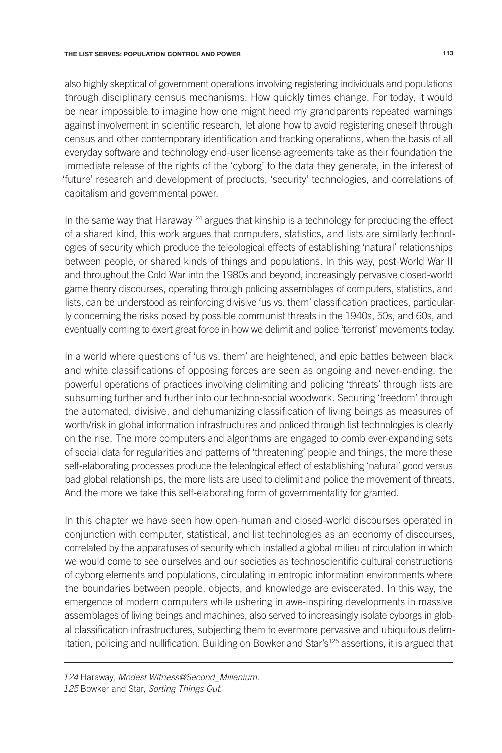also highly skeptical of government operations involving registering individuals and populations through disciplinary census mechanisms. How quickly times change. For today, it would be near impossible to imagine how one might heed my grandparents repeated warnings against involvement in scientific research, let alone how to avoid registering oneself through census and other contemporary identification and tracking operations, when the basis of all everyday software and technology end-user license agreements take as their foundation the immediate release of the rights of the 'cyborg' to the data they generate, in the interest of 'future' research and development of products, 'security' technologies, and correlations of capitalism and governmental power.

In the same way that Haraway[124] argues that kinship is a technology for producing the effect of a shared kind, this work argues that computers, statistics, and lists are similarly technologies of security which produce the teleological effects of establishing 'natural' relationships between people, or shared kinds of things and populations. In this way, post-World War II and throughout the Cold War into the 1980s and beyond, increasingly pervasive closed-world game theory discourses, operating through policing assemblages of computers, statistics, and lists, can be understood as reinforcing divisive 'us vs. them' classification practices, particularly concerning the risks posed by possible communist threats in the 1940s, 50s, and 60s, and eventually coming to exert great force in how we delimit and police 'terrorist' movements today.

In a world where questions of 'us vs. them' are heightened, and epic battles between black and white classifications of opposing forces are seen as ongoing and never-ending, the powerful operations of practices involving delimiting and policing 'threats' through lists are subsuming further and further into our techno-social woodwork. Securing 'freedom' through the automated, divisive, and dehumanizing classification of living beings as measures of worth/risk in global information infrastructures and policed through list technologies is clearly on the rise. The more computers and algorithms are engaged to comb ever-expanding sets of social data for regularities and patterns of 'threatening' people and things, the more these self-elaborating processes produce the teleological effect of establishing 'natural' good versus bad global relationships, the more lists are used to delimit and police the movement of threats. And the more we take this self-elaborating form of governmentality for granted.

In this chapter we have seen how open-human and closed-world discourses operated in conjunction with computer, statistical, and list technologies as an economy of discourses, correlated by the apparatuses of security which installed a global milieu of circulation in which we would come to see ourselves and our societies as technoscientific cultural constructions of cyborg elements and populations, circulating in entropic information environments where the boundaries between people, objects, and knowledge are eviscerated. In this way, the emergence of modern computers while ushering in awe-inspiring developments in massive assemblages of living beings and machines, also served to increasingly isolate cyborgs in global classification infrastructures, subjecting them to evermore pervasive and ubiquitous delimitation, policing and nullification. Building on Bowker and Star's[125] assertions, it is argued that

*124* Haraway, *Modest Witness@Second_Millenium*.
*125* Bowker and Star, *Sorting Things Out*.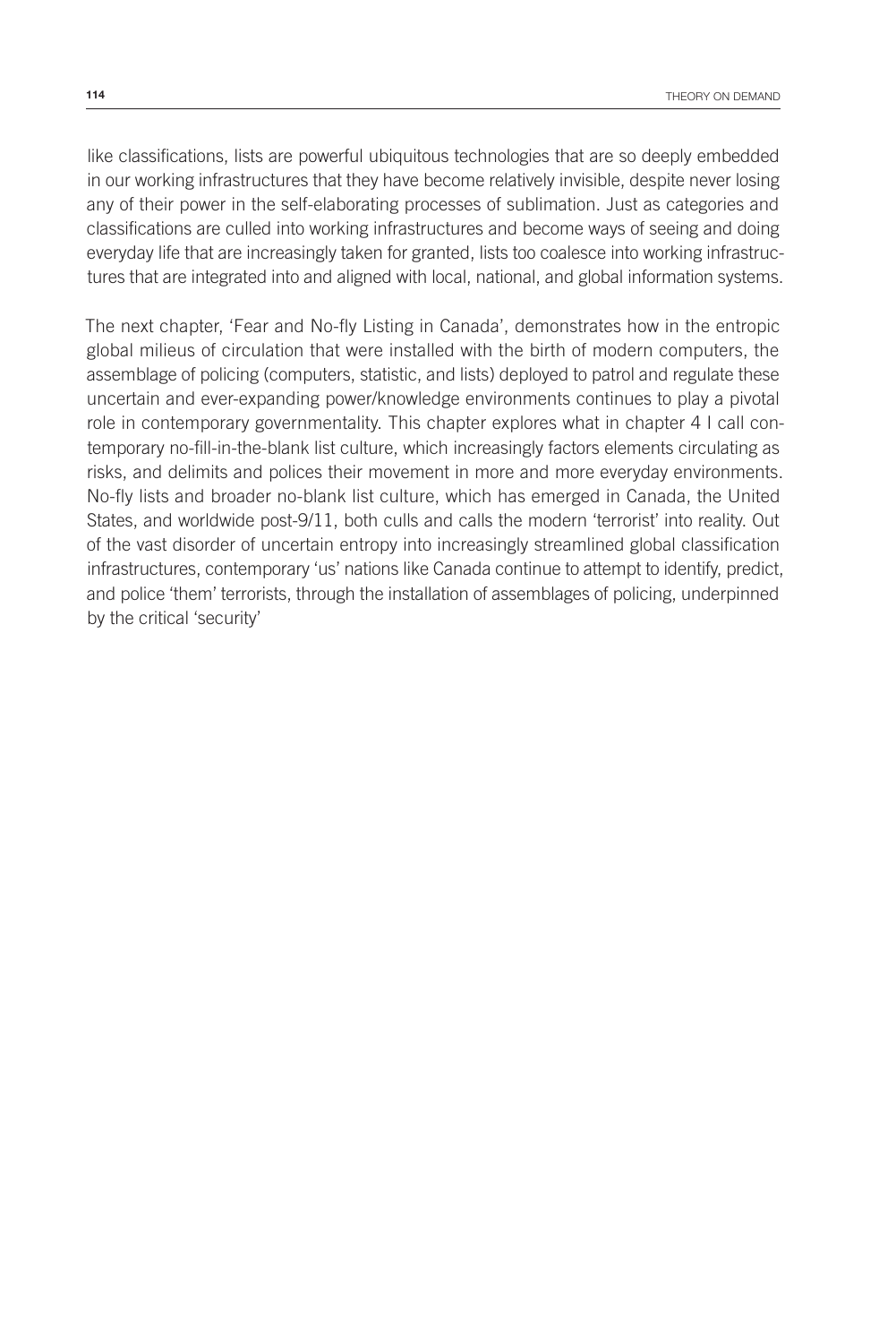like classifications, lists are powerful ubiquitous technologies that are so deeply embedded in our working infrastructures that they have become relatively invisible, despite never losing any of their power in the self-elaborating processes of sublimation. Just as categories and classifications are culled into working infrastructures and become ways of seeing and doing everyday life that are increasingly taken for granted, lists too coalesce into working infrastructures that are integrated into and aligned with local, national, and global information systems.

The next chapter, 'Fear and No-fly Listing in Canada', demonstrates how in the entropic global milieus of circulation that were installed with the birth of modern computers, the assemblage of policing (computers, statistic, and lists) deployed to patrol and regulate these uncertain and ever-expanding power/knowledge environments continues to play a pivotal role in contemporary governmentality. This chapter explores what in chapter 4 I call contemporary no-fill-in-the-blank list culture, which increasingly factors elements circulating as risks, and delimits and polices their movement in more and more everyday environments. No-fly lists and broader no-blank list culture, which has emerged in Canada, the United States, and worldwide post-9/11, both culls and calls the modern 'terrorist' into reality. Out of the vast disorder of uncertain entropy into increasingly streamlined global classification infrastructures, contemporary 'us' nations like Canada continue to attempt to identify, predict, and police 'them' terrorists, through the installation of assemblages of policing, underpinned by the critical 'security'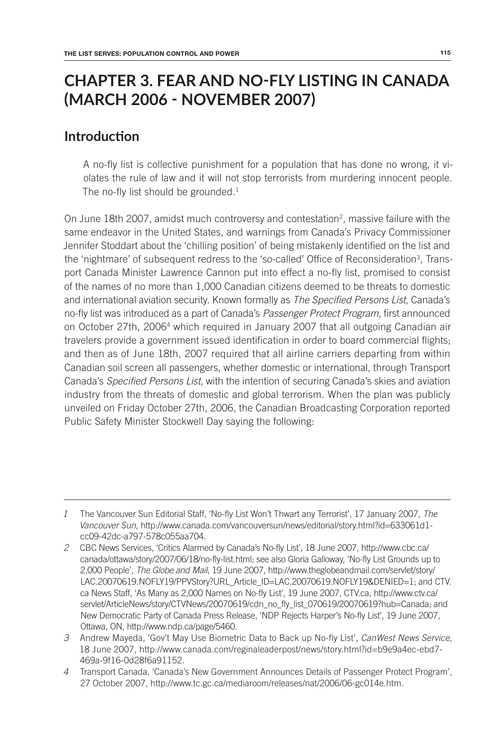# CHAPTER 3. FEAR AND NO-FLY LISTING IN CANADA (MARCH 2006 - NOVEMBER 2007)

## Introduction

> A no-fly list is collective punishment for a population that has done no wrong, it violates the rule of law and it will not stop terrorists from murdering innocent people. The no-fly list should be grounded.[1]

On June 18th 2007, amidst much controversy and contestation[2], massive failure with the same endeavor in the United States, and warnings from Canada's Privacy Commissioner Jennifer Stoddart about the 'chilling position' of being mistakenly identified on the list and the 'nightmare' of subsequent redress to the 'so-called' Office of Reconsideration[3], Transport Canada Minister Lawrence Cannon put into effect a no-fly list, promised to consist of the names of no more than 1,000 Canadian citizens deemed to be threats to domestic and international aviation security. Known formally as *The Specified Persons List*, Canada's no-fly list was introduced as a part of Canada's *Passenger Protect Program,* first announced on October 27th, 2006[4] which required in January 2007 that all outgoing Canadian air travelers provide a government issued identification in order to board commercial flights; and then as of June 18th, 2007 required that all airline carriers departing from within Canadian soil screen all passengers, whether domestic or international, through Transport Canada's *Specified Persons List,* with the intention of securing Canada's skies and aviation industry from the threats of domestic and global terrorism. When the plan was publicly unveiled on Friday October 27th, 2006, the Canadian Broadcasting Corporation reported Public Safety Minister Stockwell Day saying the following:

---

1 The Vancouver Sun Editorial Staff, 'No-fly List Won't Thwart any Terrorist', 17 January 2007, *The Vancouver Sun*, http://www.canada.com/vancouversun/news/editorial/story.html?id=633061d1-cc09-42dc-a797-578c055aa704.

2 CBC News Services, 'Critics Alarmed by Canada's No-fly List', 18 June 2007, http://www.cbc.ca/canada/ottawa/story/2007/06/18/no-fly-list.html; see also Gloria Galloway, 'No-fly List Grounds up to 2,000 People', *The Globe and Mail*, 19 June 2007, http://www.theglobeandmail.com/servlet/story/LAC.20070619.NOFLY19/PPVStory?URL_Article_ID=LAC.20070619.NOFLY19&DENIED=1; and CTV.ca News Staff, 'As Many as 2,000 Names on No-fly List', 19 June 2007, CTV.ca, http://www.ctv.ca/servlet/ArticleNews/story/CTVNews/20070619/cdn_no_fly_list_070619/20070619?hub=Canada; and New Democratic Party of Canada Press Release, 'NDP Rejects Harper's No-fly List', 19 June 2007, Ottawa, ON, http://www.ndp.ca/page/5460.

3 Andrew Mayeda, 'Gov't May Use Biometric Data to Back up No-fly List', *CanWest News Service*, 18 June 2007, http://www.canada.com/reginaleaderpost/news/story.html?id=b9e9a4ec-ebd7-469a-9f16-0d28f6a91152.

4 Transport Canada, 'Canada's New Government Announces Details of Passenger Protect Program', 27 October 2007, http://www.tc.gc.ca/mediaroom/releases/nat/2006/06-gc014e.htm.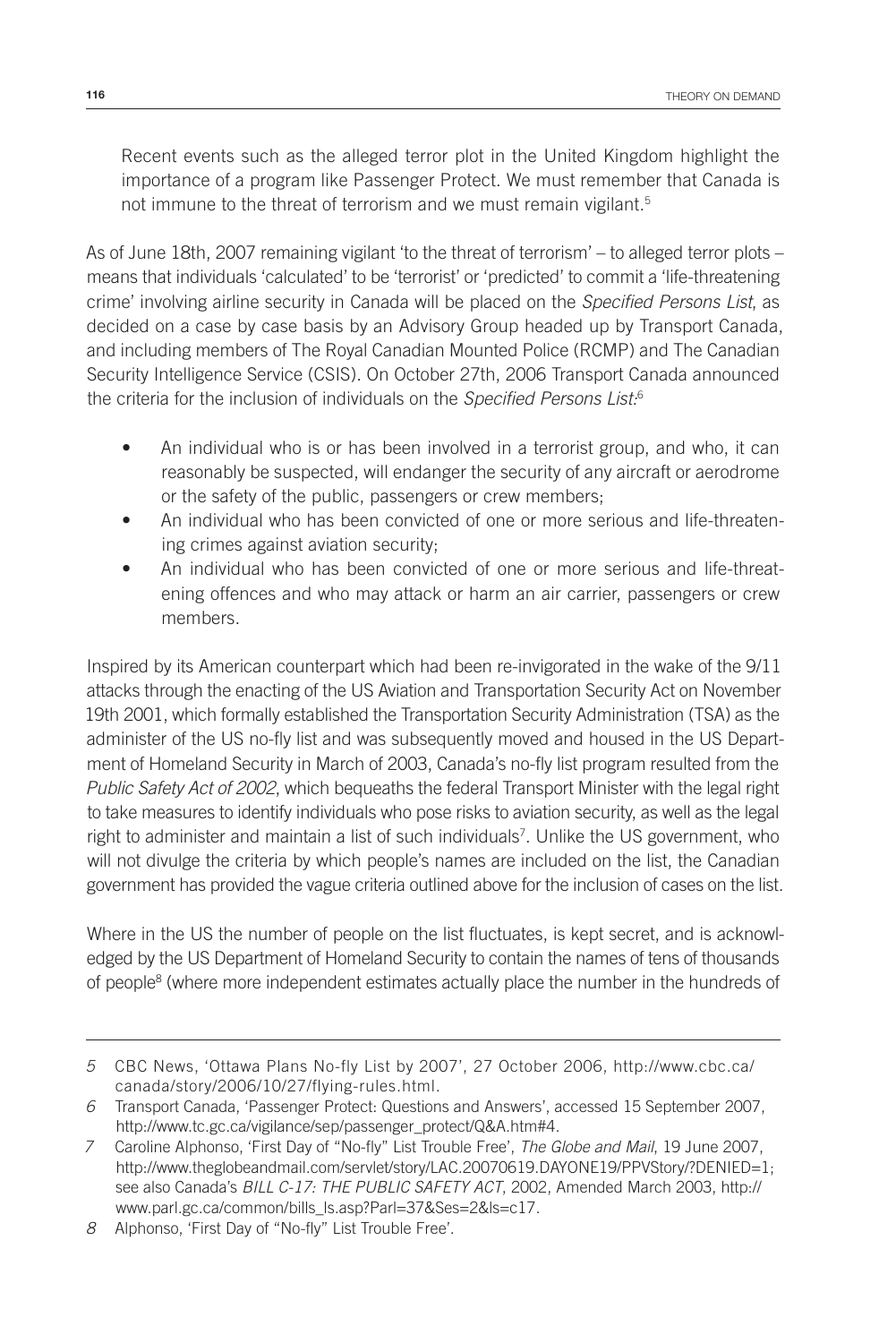> Recent events such as the alleged terror plot in the United Kingdom highlight the importance of a program like Passenger Protect. We must remember that Canada is not immune to the threat of terrorism and we must remain vigilant.[5]

As of June 18th, 2007 remaining vigilant 'to the threat of terrorism' – to alleged terror plots – means that individuals 'calculated' to be 'terrorist' or 'predicted' to commit a 'life-threatening crime' involving airline security in Canada will be placed on the *Specified Persons List*, as decided on a case by case basis by an Advisory Group headed up by Transport Canada, and including members of The Royal Canadian Mounted Police (RCMP) and The Canadian Security Intelligence Service (CSIS). On October 27th, 2006 Transport Canada announced the criteria for the inclusion of individuals on the *Specified Persons List*:[6]

- An individual who is or has been involved in a terrorist group, and who, it can reasonably be suspected, will endanger the security of any aircraft or aerodrome or the safety of the public, passengers or crew members;
- An individual who has been convicted of one or more serious and life-threatening crimes against aviation security;
- An individual who has been convicted of one or more serious and life-threatening offences and who may attack or harm an air carrier, passengers or crew members.

Inspired by its American counterpart which had been re-invigorated in the wake of the 9/11 attacks through the enacting of the US Aviation and Transportation Security Act on November 19th 2001, which formally established the Transportation Security Administration (TSA) as the administer of the US no-fly list and was subsequently moved and housed in the US Department of Homeland Security in March of 2003, Canada's no-fly list program resulted from the *Public Safety Act of 2002*, which bequeaths the federal Transport Minister with the legal right to take measures to identify individuals who pose risks to aviation security, as well as the legal right to administer and maintain a list of such individuals[7]. Unlike the US government, who will not divulge the criteria by which people's names are included on the list, the Canadian government has provided the vague criteria outlined above for the inclusion of cases on the list.

Where in the US the number of people on the list fluctuates, is kept secret, and is acknowledged by the US Department of Homeland Security to contain the names of tens of thousands of people[8] (where more independent estimates actually place the number in the hundreds of

---

5 CBC News, 'Ottawa Plans No-fly List by 2007', 27 October 2006, http://www.cbc.ca/canada/story/2006/10/27/flying-rules.html.

6 Transport Canada, 'Passenger Protect: Questions and Answers', accessed 15 September 2007, http://www.tc.gc.ca/vigilance/sep/passenger_protect/Q&A.htm#4.

7 Caroline Alphonso, 'First Day of "No-fly" List Trouble Free', *The Globe and Mail*, 19 June 2007, http://www.theglobeandmail.com/servlet/story/LAC.20070619.DAYONE19/PPVStory/?DENIED=1; see also Canada's *BILL C-17: THE PUBLIC SAFETY ACT*, 2002, Amended March 2003, http://www.parl.gc.ca/common/bills_ls.asp?Parl=37&Ses=2&ls=c17.

8 Alphonso, 'First Day of "No-fly" List Trouble Free'.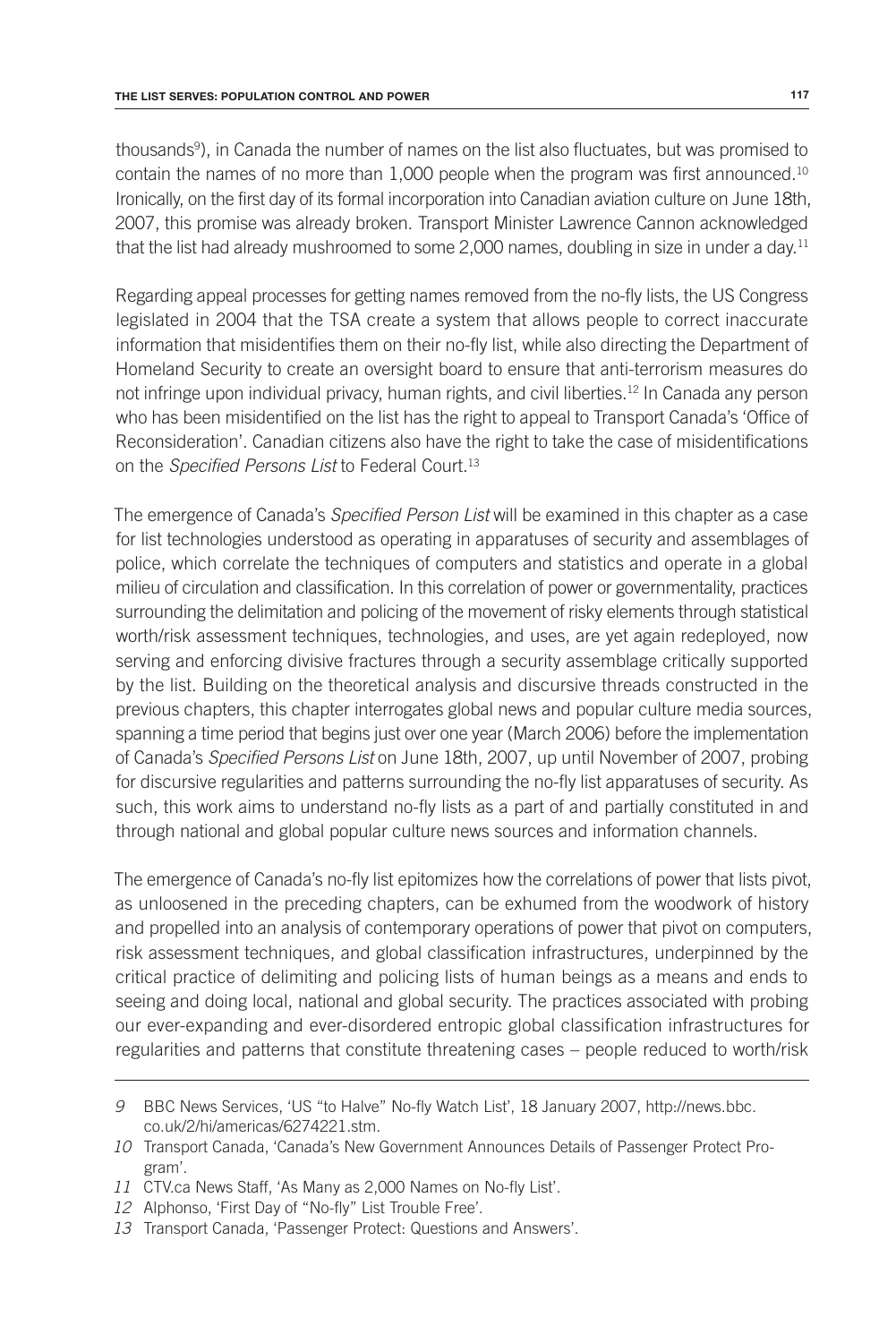thousands[9]), in Canada the number of names on the list also fluctuates, but was promised to contain the names of no more than 1,000 people when the program was first announced.[10] Ironically, on the first day of its formal incorporation into Canadian aviation culture on June 18th, 2007, this promise was already broken. Transport Minister Lawrence Cannon acknowledged that the list had already mushroomed to some 2,000 names, doubling in size in under a day.[11]

Regarding appeal processes for getting names removed from the no-fly lists, the US Congress legislated in 2004 that the TSA create a system that allows people to correct inaccurate information that misidentifies them on their no-fly list, while also directing the Department of Homeland Security to create an oversight board to ensure that anti-terrorism measures do not infringe upon individual privacy, human rights, and civil liberties.[12] In Canada any person who has been misidentified on the list has the right to appeal to Transport Canada's 'Office of Reconsideration'. Canadian citizens also have the right to take the case of misidentifications on the *Specified Persons List* to Federal Court.[13]

The emergence of Canada's *Specified Person List* will be examined in this chapter as a case for list technologies understood as operating in apparatuses of security and assemblages of police, which correlate the techniques of computers and statistics and operate in a global milieu of circulation and classification. In this correlation of power or governmentality, practices surrounding the delimitation and policing of the movement of risky elements through statistical worth/risk assessment techniques, technologies, and uses, are yet again redeployed, now serving and enforcing divisive fractures through a security assemblage critically supported by the list. Building on the theoretical analysis and discursive threads constructed in the previous chapters, this chapter interrogates global news and popular culture media sources, spanning a time period that begins just over one year (March 2006) before the implementation of Canada's *Specified Persons List* on June 18th, 2007, up until November of 2007, probing for discursive regularities and patterns surrounding the no-fly list apparatuses of security. As such, this work aims to understand no-fly lists as a part of and partially constituted in and through national and global popular culture news sources and information channels.

The emergence of Canada's no-fly list epitomizes how the correlations of power that lists pivot, as unloosened in the preceding chapters, can be exhumed from the woodwork of history and propelled into an analysis of contemporary operations of power that pivot on computers, risk assessment techniques, and global classification infrastructures, underpinned by the critical practice of delimiting and policing lists of human beings as a means and ends to seeing and doing local, national and global security. The practices associated with probing our ever-expanding and ever-disordered entropic global classification infrastructures for regularities and patterns that constitute threatening cases – people reduced to worth/risk

---

*9* BBC News Services, 'US "to Halve" No-fly Watch List', 18 January 2007, http://news.bbc.co.uk/2/hi/americas/6274221.stm.

*10* Transport Canada, 'Canada's New Government Announces Details of Passenger Protect Program'.

*11* CTV.ca News Staff, 'As Many as 2,000 Names on No-fly List'.

*12* Alphonso, 'First Day of "No-fly" List Trouble Free'.

*13* Transport Canada, 'Passenger Protect: Questions and Answers'.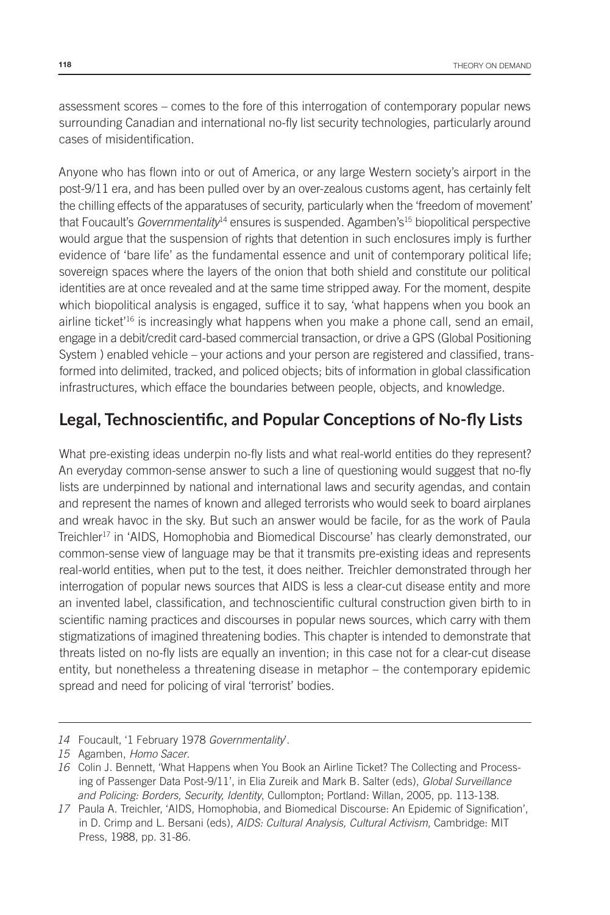assessment scores – comes to the fore of this interrogation of contemporary popular news surrounding Canadian and international no-fly list security technologies, particularly around cases of misidentification.

Anyone who has flown into or out of America, or any large Western society's airport in the post-9/11 era, and has been pulled over by an over-zealous customs agent, has certainly felt the chilling effects of the apparatuses of security, particularly when the 'freedom of movement' that Foucault's *Governmentality*[14] ensures is suspended. Agamben's[15] biopolitical perspective would argue that the suspension of rights that detention in such enclosures imply is further evidence of 'bare life' as the fundamental essence and unit of contemporary political life; sovereign spaces where the layers of the onion that both shield and constitute our political identities are at once revealed and at the same time stripped away. For the moment, despite which biopolitical analysis is engaged, suffice it to say, 'what happens when you book an airline ticket'[16] is increasingly what happens when you make a phone call, send an email, engage in a debit/credit card-based commercial transaction, or drive a GPS (Global Positioning System ) enabled vehicle – your actions and your person are registered and classified, transformed into delimited, tracked, and policed objects; bits of information in global classification infrastructures, which efface the boundaries between people, objects, and knowledge.

## Legal, Technoscientific, and Popular Conceptions of No-fly Lists

What pre-existing ideas underpin no-fly lists and what real-world entities do they represent? An everyday common-sense answer to such a line of questioning would suggest that no-fly lists are underpinned by national and international laws and security agendas, and contain and represent the names of known and alleged terrorists who would seek to board airplanes and wreak havoc in the sky. But such an answer would be facile, for as the work of Paula Treichler[17] in 'AIDS, Homophobia and Biomedical Discourse' has clearly demonstrated, our common-sense view of language may be that it transmits pre-existing ideas and represents real-world entities, when put to the test, it does neither. Treichler demonstrated through her interrogation of popular news sources that AIDS is less a clear-cut disease entity and more an invented label, classification, and technoscientific cultural construction given birth to in scientific naming practices and discourses in popular news sources, which carry with them stigmatizations of imagined threatening bodies. This chapter is intended to demonstrate that threats listed on no-fly lists are equally an invention; in this case not for a clear-cut disease entity, but nonetheless a threatening disease in metaphor – the contemporary epidemic spread and need for policing of viral 'terrorist' bodies.

---

*14* Foucault, '1 February 1978 *Governmentality*'.

*15* Agamben, *Homo Sacer*.

*16* Colin J. Bennett, 'What Happens when You Book an Airline Ticket? The Collecting and Processing of Passenger Data Post-9/11', in Elia Zureik and Mark B. Salter (eds), *Global Surveillance and Policing: Borders, Security, Identity*, Cullompton; Portland: Willan, 2005, pp. 113-138.

*17* Paula A. Treichler, 'AIDS, Homophobia, and Biomedical Discourse: An Epidemic of Signification', in D. Crimp and L. Bersani (eds), *AIDS: Cultural Analysis, Cultural Activism*, Cambridge: MIT Press, 1988, pp. 31-86.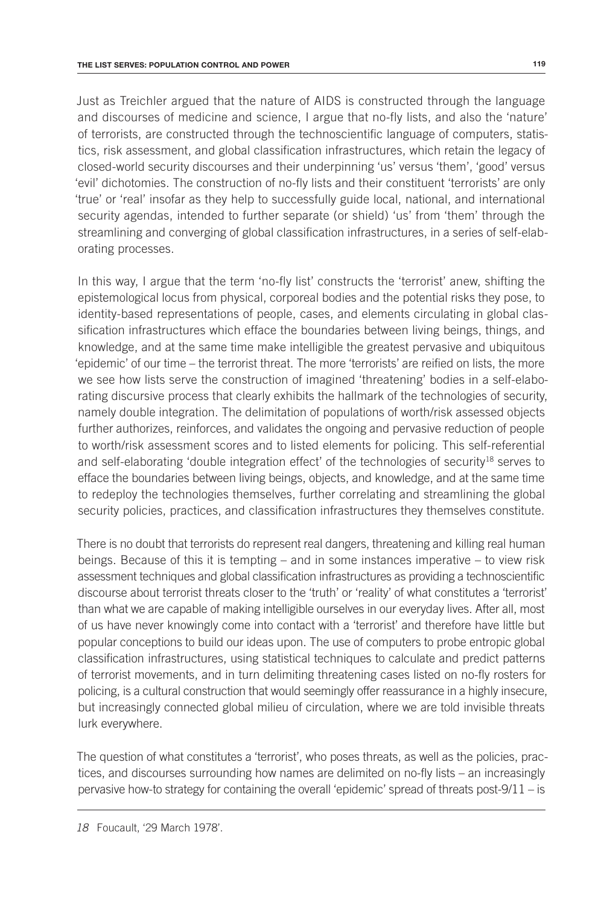Just as Treichler argued that the nature of AIDS is constructed through the language and discourses of medicine and science, I argue that no-fly lists, and also the 'nature' of terrorists, are constructed through the technoscientific language of computers, statistics, risk assessment, and global classification infrastructures, which retain the legacy of closed-world security discourses and their underpinning 'us' versus 'them', 'good' versus 'evil' dichotomies. The construction of no-fly lists and their constituent 'terrorists' are only 'true' or 'real' insofar as they help to successfully guide local, national, and international security agendas, intended to further separate (or shield) 'us' from 'them' through the streamlining and converging of global classification infrastructures, in a series of self-elaborating processes.

In this way, I argue that the term 'no-fly list' constructs the 'terrorist' anew, shifting the epistemological locus from physical, corporeal bodies and the potential risks they pose, to identity-based representations of people, cases, and elements circulating in global classification infrastructures which efface the boundaries between living beings, things, and knowledge, and at the same time make intelligible the greatest pervasive and ubiquitous 'epidemic' of our time – the terrorist threat. The more 'terrorists' are reified on lists, the more we see how lists serve the construction of imagined 'threatening' bodies in a self-elaborating discursive process that clearly exhibits the hallmark of the technologies of security, namely double integration. The delimitation of populations of worth/risk assessed objects further authorizes, reinforces, and validates the ongoing and pervasive reduction of people to worth/risk assessment scores and to listed elements for policing. This self-referential and self-elaborating 'double integration effect' of the technologies of security[18] serves to efface the boundaries between living beings, objects, and knowledge, and at the same time to redeploy the technologies themselves, further correlating and streamlining the global security policies, practices, and classification infrastructures they themselves constitute.

There is no doubt that terrorists do represent real dangers, threatening and killing real human beings. Because of this it is tempting – and in some instances imperative – to view risk assessment techniques and global classification infrastructures as providing a technoscientific discourse about terrorist threats closer to the 'truth' or 'reality' of what constitutes a 'terrorist' than what we are capable of making intelligible ourselves in our everyday lives. After all, most of us have never knowingly come into contact with a 'terrorist' and therefore have little but popular conceptions to build our ideas upon. The use of computers to probe entropic global classification infrastructures, using statistical techniques to calculate and predict patterns of terrorist movements, and in turn delimiting threatening cases listed on no-fly rosters for policing, is a cultural construction that would seemingly offer reassurance in a highly insecure, but increasingly connected global milieu of circulation, where we are told invisible threats lurk everywhere.

The question of what constitutes a 'terrorist', who poses threats, as well as the policies, practices, and discourses surrounding how names are delimited on no-fly lists – an increasingly pervasive how-to strategy for containing the overall 'epidemic' spread of threats post-9/11 – is

*18* Foucault, '29 March 1978'.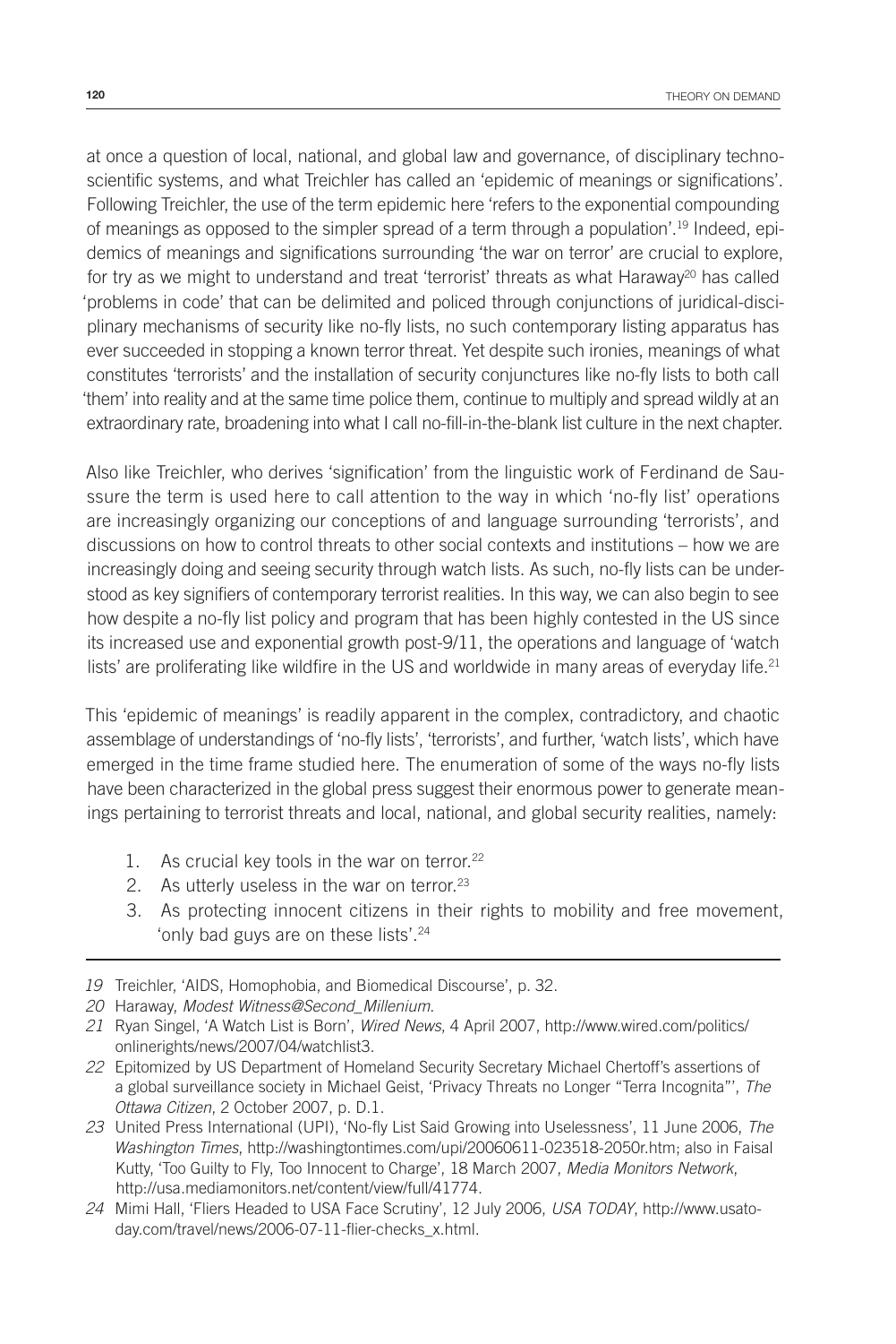at once a question of local, national, and global law and governance, of disciplinary techno-scientific systems, and what Treichler has called an 'epidemic of meanings or significations'. Following Treichler, the use of the term epidemic here 'refers to the exponential compounding of meanings as opposed to the simpler spread of a term through a population'.[19] Indeed, epidemics of meanings and significations surrounding 'the war on terror' are crucial to explore, for try as we might to understand and treat 'terrorist' threats as what Haraway[20] has called 'problems in code' that can be delimited and policed through conjunctions of juridical-disciplinary mechanisms of security like no-fly lists, no such contemporary listing apparatus has ever succeeded in stopping a known terror threat. Yet despite such ironies, meanings of what constitutes 'terrorists' and the installation of security conjunctures like no-fly lists to both call 'them' into reality and at the same time police them, continue to multiply and spread wildly at an extraordinary rate, broadening into what I call no-fill-in-the-blank list culture in the next chapter.

Also like Treichler, who derives 'signification' from the linguistic work of Ferdinand de Saussure the term is used here to call attention to the way in which 'no-fly list' operations are increasingly organizing our conceptions of and language surrounding 'terrorists', and discussions on how to control threats to other social contexts and institutions – how we are increasingly doing and seeing security through watch lists. As such, no-fly lists can be understood as key signifiers of contemporary terrorist realities. In this way, we can also begin to see how despite a no-fly list policy and program that has been highly contested in the US since its increased use and exponential growth post-9/11, the operations and language of 'watch lists' are proliferating like wildfire in the US and worldwide in many areas of everyday life.[21]

This 'epidemic of meanings' is readily apparent in the complex, contradictory, and chaotic assemblage of understandings of 'no-fly lists', 'terrorists', and further, 'watch lists', which have emerged in the time frame studied here. The enumeration of some of the ways no-fly lists have been characterized in the global press suggest their enormous power to generate meanings pertaining to terrorist threats and local, national, and global security realities, namely:

1. As crucial key tools in the war on terror.[22]
2. As utterly useless in the war on terror.[23]
3. As protecting innocent citizens in their rights to mobility and free movement, 'only bad guys are on these lists'.[24]

---

*19* Treichler, 'AIDS, Homophobia, and Biomedical Discourse', p. 32.

*20* Haraway, *Modest Witness@Second_Millenium.*

*21* Ryan Singel, 'A Watch List is Born', *Wired News*, 4 April 2007, http://www.wired.com/politics/onlinerights/news/2007/04/watchlist3.

*22* Epitomized by US Department of Homeland Security Secretary Michael Chertoff's assertions of a global surveillance society in Michael Geist, 'Privacy Threats no Longer "Terra Incognita"', *The Ottawa Citizen*, 2 October 2007, p. D.1.

*23* United Press International (UPI), 'No-fly List Said Growing into Uselessness', 11 June 2006, *The Washington Times*, http://washingtontimes.com/upi/20060611-023518-2050r.htm; also in Faisal Kutty, 'Too Guilty to Fly, Too Innocent to Charge', 18 March 2007, *Media Monitors Network*, http://usa.mediamonitors.net/content/view/full/41774.

*24* Mimi Hall, 'Fliers Headed to USA Face Scrutiny', 12 July 2006, *USA TODAY*, http://www.usatoday.com/travel/news/2006-07-11-flier-checks_x.html.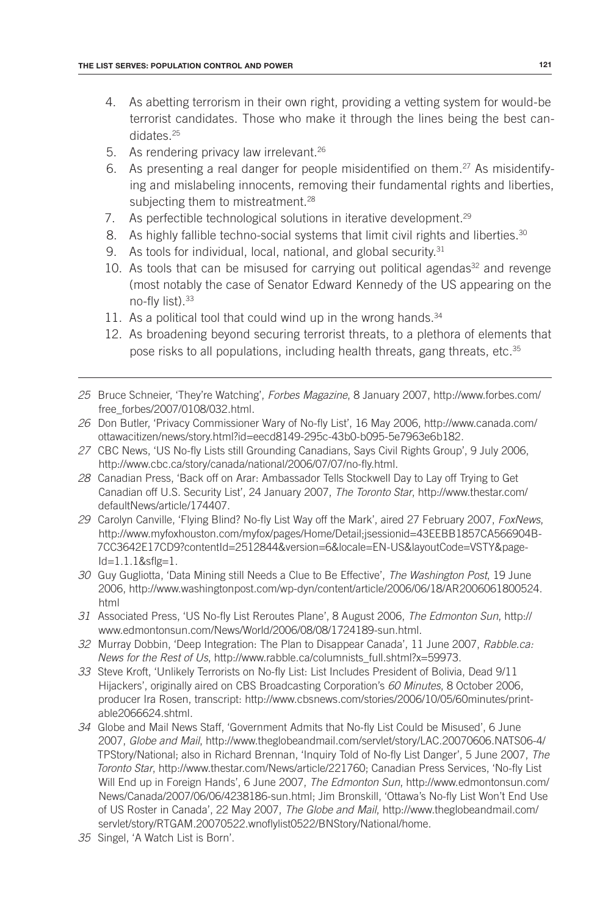4. As abetting terrorism in their own right, providing a vetting system for would-be terrorist candidates. Those who make it through the lines being the best candidates.[25]
5. As rendering privacy law irrelevant.[26]
6. As presenting a real danger for people misidentified on them.[27] As misidentifying and mislabeling innocents, removing their fundamental rights and liberties, subjecting them to mistreatment.[28]
7. As perfectible technological solutions in iterative development.[29]
8. As highly fallible techno-social systems that limit civil rights and liberties.[30]
9. As tools for individual, local, national, and global security.[31]
10. As tools that can be misused for carrying out political agendas[32] and revenge (most notably the case of Senator Edward Kennedy of the US appearing on the no-fly list).[33]
11. As a political tool that could wind up in the wrong hands.[34]
12. As broadening beyond securing terrorist threats, to a plethora of elements that pose risks to all populations, including health threats, gang threats, etc.[35]

---

*25* Bruce Schneier, 'They're Watching', *Forbes Magazine*, 8 January 2007, http://www.forbes.com/free_forbes/2007/0108/032.html.

*26* Don Butler, 'Privacy Commissioner Wary of No-fly List', 16 May 2006, http://www.canada.com/ottawacitizen/news/story.html?id=eecd8149-295c-43b0-b095-5e7963e6b182.

*27* CBC News, 'US No-fly Lists still Grounding Canadians, Says Civil Rights Group', 9 July 2006, http://www.cbc.ca/story/canada/national/2006/07/07/no-fly.html.

*28* Canadian Press, 'Back off on Arar: Ambassador Tells Stockwell Day to Lay off Trying to Get Canadian off U.S. Security List', 24 January 2007, *The Toronto Star*, http://www.thestar.com/defaultNews/article/174407.

*29* Carolyn Canville, 'Flying Blind? No-fly List Way off the Mark', aired 27 February 2007, *FoxNews*, http://www.myfoxhouston.com/myfox/pages/Home/Detail;jsessionid=43EEBB1857CA566904B-7CC3642E17CD9?contentId=2512844&version=6&locale=EN-US&layoutCode=VSTY&pageId=1.1.1&sflg=1.

*30* Guy Gugliotta, 'Data Mining still Needs a Clue to Be Effective', *The Washington Post*, 19 June 2006, http://www.washingtonpost.com/wp-dyn/content/article/2006/06/18/AR2006061800524.html

*31* Associated Press, 'US No-fly List Reroutes Plane', 8 August 2006, *The Edmonton Sun*, http://www.edmontonsun.com/News/World/2006/08/08/1724189-sun.html.

*32* Murray Dobbin, 'Deep Integration: The Plan to Disappear Canada', 11 June 2007, *Rabble.ca: News for the Rest of Us*, http://www.rabble.ca/columnists_full.shtml?x=59973.

*33* Steve Kroft, 'Unlikely Terrorists on No-fly List: List Includes President of Bolivia, Dead 9/11 Hijackers', originally aired on CBS Broadcasting Corporation's *60 Minutes*, 8 October 2006, producer Ira Rosen, transcript: http://www.cbsnews.com/stories/2006/10/05/60minutes/printable2066624.shtml.

*34* Globe and Mail News Staff, 'Government Admits that No-fly List Could be Misused', 6 June 2007, *Globe and Mail*, http://www.theglobeandmail.com/servlet/story/LAC.20070606.NATS06-4/TPStory/National; also in Richard Brennan, 'Inquiry Told of No-fly List Danger', 5 June 2007, *The Toronto Star*, http://www.thestar.com/News/article/221760; Canadian Press Services, 'No-fly List Will End up in Foreign Hands', 6 June 2007, *The Edmonton Sun*, http://www.edmontonsun.com/News/Canada/2007/06/06/4238186-sun.html; Jim Bronskill, 'Ottawa's No-fly List Won't End Use of US Roster in Canada', 22 May 2007, *The Globe and Mail*, http://www.theglobeandmail.com/servlet/story/RTGAM.20070522.wnoflylist0522/BNStory/National/home.

*35* Singel, 'A Watch List is Born'.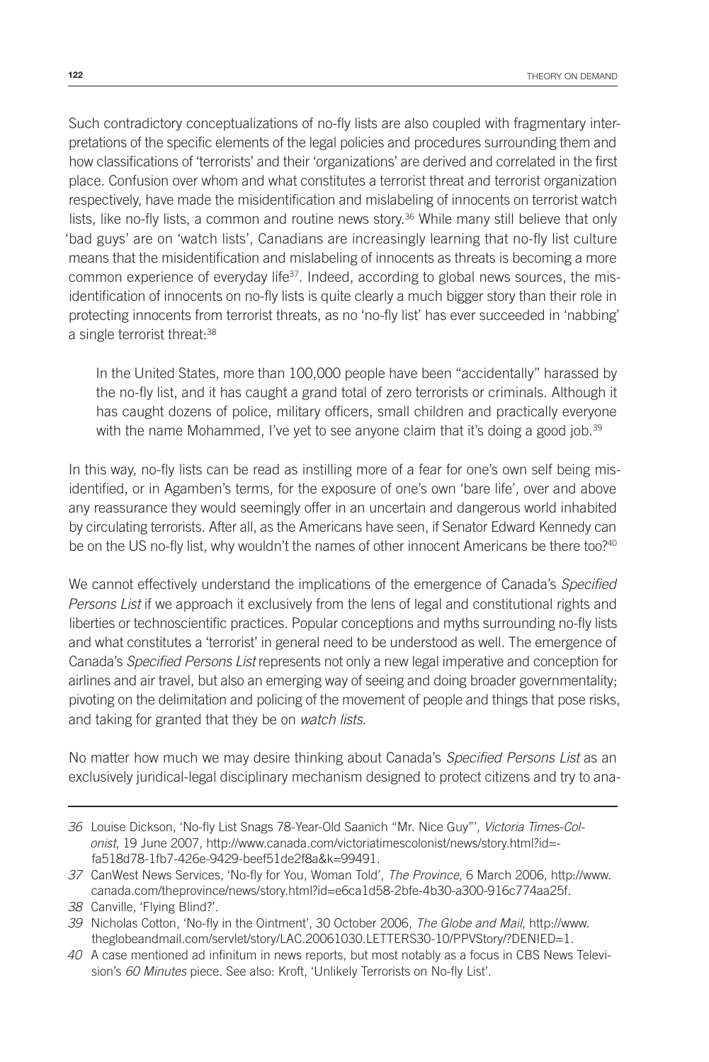Such contradictory conceptualizations of no-fly lists are also coupled with fragmentary interpretations of the specific elements of the legal policies and procedures surrounding them and how classifications of 'terrorists' and their 'organizations' are derived and correlated in the first place. Confusion over whom and what constitutes a terrorist threat and terrorist organization respectively, have made the misidentification and mislabeling of innocents on terrorist watch lists, like no-fly lists, a common and routine news story.[36] While many still believe that only 'bad guys' are on 'watch lists', Canadians are increasingly learning that no-fly list culture means that the misidentification and mislabeling of innocents as threats is becoming a more common experience of everyday life[37]. Indeed, according to global news sources, the misidentification of innocents on no-fly lists is quite clearly a much bigger story than their role in protecting innocents from terrorist threats, as no 'no-fly list' has ever succeeded in 'nabbing' a single terrorist threat:[38]

> In the United States, more than 100,000 people have been "accidentally" harassed by the no-fly list, and it has caught a grand total of zero terrorists or criminals. Although it has caught dozens of police, military officers, small children and practically everyone with the name Mohammed, I've yet to see anyone claim that it's doing a good job.[39]

In this way, no-fly lists can be read as instilling more of a fear for one's own self being misidentified, or in Agamben's terms, for the exposure of one's own 'bare life', over and above any reassurance they would seemingly offer in an uncertain and dangerous world inhabited by circulating terrorists. After all, as the Americans have seen, if Senator Edward Kennedy can be on the US no-fly list, why wouldn't the names of other innocent Americans be there too?[40]

We cannot effectively understand the implications of the emergence of Canada's *Specified Persons List* if we approach it exclusively from the lens of legal and constitutional rights and liberties or technoscientific practices. Popular conceptions and myths surrounding no-fly lists and what constitutes a 'terrorist' in general need to be understood as well. The emergence of Canada's *Specified Persons List* represents not only a new legal imperative and conception for airlines and air travel, but also an emerging way of seeing and doing broader governmentality; pivoting on the delimitation and policing of the movement of people and things that pose risks, and taking for granted that they be on *watch lists*.

No matter how much we may desire thinking about Canada's *Specified Persons List* as an exclusively juridical-legal disciplinary mechanism designed to protect citizens and try to ana-

---

*36* Louise Dickson, 'No-fly List Snags 78-Year-Old Saanich "Mr. Nice Guy"', *Victoria Times-Colonist*, 19 June 2007, http://www.canada.com/victoriatimescolonist/news/story.html?id=-fa518d78-1fb7-426e-9429-beef51de2f8a&k=99491.

*37* CanWest News Services, 'No-fly for You, Woman Told', *The Province*, 6 March 2006, http://www.canada.com/theprovince/news/story.html?id=e6ca1d58-2bfe-4b30-a300-916c774aa25f.

*38* Canville, 'Flying Blind?'.

*39* Nicholas Cotton, 'No-fly in the Ointment', 30 October 2006, *The Globe and Mail*, http://www.theglobeandmail.com/servlet/story/LAC.20061030.LETTERS30-10/PPVStory/?DENIED=1.

*40* A case mentioned ad infinitum in news reports, but most notably as a focus in CBS News Television's *60 Minutes* piece. See also: Kroft, 'Unlikely Terrorists on No-fly List'.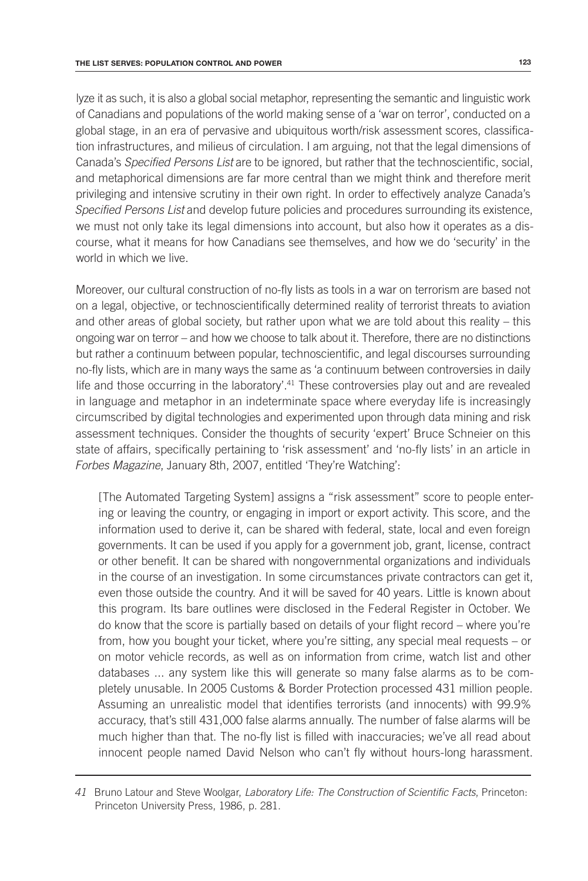lyze it as such, it is also a global social metaphor, representing the semantic and linguistic work of Canadians and populations of the world making sense of a 'war on terror', conducted on a global stage, in an era of pervasive and ubiquitous worth/risk assessment scores, classification infrastructures, and milieus of circulation. I am arguing, not that the legal dimensions of Canada's *Specified Persons List* are to be ignored, but rather that the technoscientific, social, and metaphorical dimensions are far more central than we might think and therefore merit privileging and intensive scrutiny in their own right. In order to effectively analyze Canada's *Specified Persons List* and develop future policies and procedures surrounding its existence, we must not only take its legal dimensions into account, but also how it operates as a discourse, what it means for how Canadians see themselves, and how we do 'security' in the world in which we live.

Moreover, our cultural construction of no-fly lists as tools in a war on terrorism are based not on a legal, objective, or technoscientifically determined reality of terrorist threats to aviation and other areas of global society, but rather upon what we are told about this reality – this ongoing war on terror – and how we choose to talk about it. Therefore, there are no distinctions but rather a continuum between popular, technoscientific, and legal discourses surrounding no-fly lists, which are in many ways the same as 'a continuum between controversies in daily life and those occurring in the laboratory'.[41] These controversies play out and are revealed in language and metaphor in an indeterminate space where everyday life is increasingly circumscribed by digital technologies and experimented upon through data mining and risk assessment techniques. Consider the thoughts of security 'expert' Bruce Schneier on this state of affairs, specifically pertaining to 'risk assessment' and 'no-fly lists' in an article in *Forbes Magazine*, January 8th, 2007, entitled 'They're Watching':

> [The Automated Targeting System] assigns a "risk assessment" score to people entering or leaving the country, or engaging in import or export activity. This score, and the information used to derive it, can be shared with federal, state, local and even foreign governments. It can be used if you apply for a government job, grant, license, contract or other benefit. It can be shared with nongovernmental organizations and individuals in the course of an investigation. In some circumstances private contractors can get it, even those outside the country. And it will be saved for 40 years. Little is known about this program. Its bare outlines were disclosed in the Federal Register in October. We do know that the score is partially based on details of your flight record – where you're from, how you bought your ticket, where you're sitting, any special meal requests – or on motor vehicle records, as well as on information from crime, watch list and other databases ... any system like this will generate so many false alarms as to be completely unusable. In 2005 Customs & Border Protection processed 431 million people. Assuming an unrealistic model that identifies terrorists (and innocents) with 99.9% accuracy, that's still 431,000 false alarms annually. The number of false alarms will be much higher than that. The no-fly list is filled with inaccuracies; we've all read about innocent people named David Nelson who can't fly without hours-long harassment.

---

*41* Bruno Latour and Steve Woolgar, *Laboratory Life: The Construction of Scientific Facts*, Princeton: Princeton University Press, 1986, p. 281.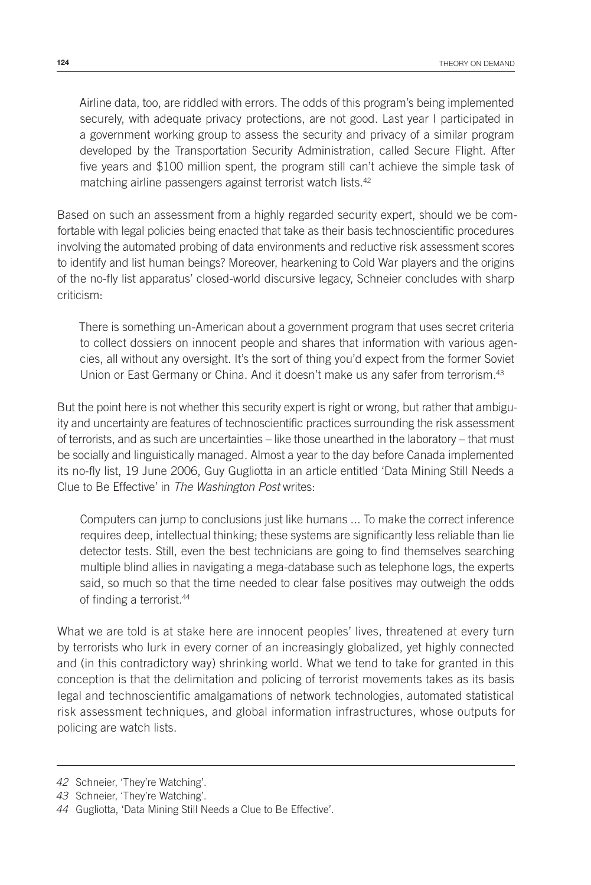> Airline data, too, are riddled with errors. The odds of this program's being implemented securely, with adequate privacy protections, are not good. Last year I participated in a government working group to assess the security and privacy of a similar program developed by the Transportation Security Administration, called Secure Flight. After five years and $100 million spent, the program still can't achieve the simple task of matching airline passengers against terrorist watch lists.[42]

Based on such an assessment from a highly regarded security expert, should we be comfortable with legal policies being enacted that take as their basis technoscientific procedures involving the automated probing of data environments and reductive risk assessment scores to identify and list human beings? Moreover, hearkening to Cold War players and the origins of the no-fly list apparatus' closed-world discursive legacy, Schneier concludes with sharp criticism:

> There is something un-American about a government program that uses secret criteria to collect dossiers on innocent people and shares that information with various agencies, all without any oversight. It's the sort of thing you'd expect from the former Soviet Union or East Germany or China. And it doesn't make us any safer from terrorism.[43]

But the point here is not whether this security expert is right or wrong, but rather that ambiguity and uncertainty are features of technoscientific practices surrounding the risk assessment of terrorists, and as such are uncertainties – like those unearthed in the laboratory – that must be socially and linguistically managed. Almost a year to the day before Canada implemented its no-fly list, 19 June 2006, Guy Gugliotta in an article entitled 'Data Mining Still Needs a Clue to Be Effective' in *The Washington Post* writes:

> Computers can jump to conclusions just like humans ... To make the correct inference requires deep, intellectual thinking; these systems are significantly less reliable than lie detector tests. Still, even the best technicians are going to find themselves searching multiple blind allies in navigating a mega-database such as telephone logs, the experts said, so much so that the time needed to clear false positives may outweigh the odds of finding a terrorist.[44]

What we are told is at stake here are innocent peoples' lives, threatened at every turn by terrorists who lurk in every corner of an increasingly globalized, yet highly connected and (in this contradictory way) shrinking world. What we tend to take for granted in this conception is that the delimitation and policing of terrorist movements takes as its basis legal and technoscientific amalgamations of network technologies, automated statistical risk assessment techniques, and global information infrastructures, whose outputs for policing are watch lists.

---

*42* Schneier, 'They're Watching'.

*43* Schneier, 'They're Watching'.

*44* Gugliotta, 'Data Mining Still Needs a Clue to Be Effective'.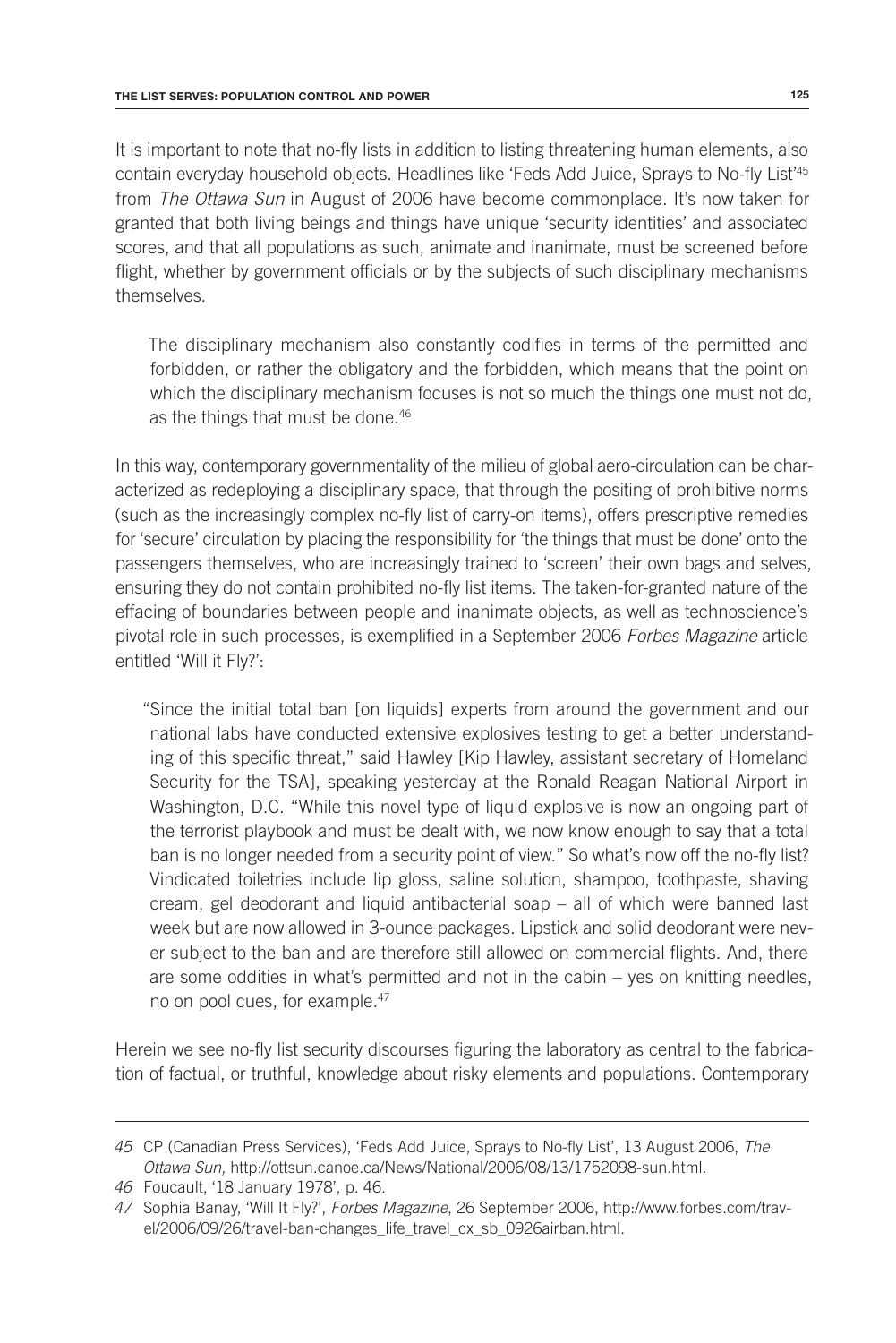It is important to note that no-fly lists in addition to listing threatening human elements, also contain everyday household objects. Headlines like 'Feds Add Juice, Sprays to No-fly List'[45] from *The Ottawa Sun* in August of 2006 have become commonplace. It's now taken for granted that both living beings and things have unique 'security identities' and associated scores, and that all populations as such, animate and inanimate, must be screened before flight, whether by government officials or by the subjects of such disciplinary mechanisms themselves.

> The disciplinary mechanism also constantly codifies in terms of the permitted and forbidden, or rather the obligatory and the forbidden, which means that the point on which the disciplinary mechanism focuses is not so much the things one must not do, as the things that must be done.[46]

In this way, contemporary governmentality of the milieu of global aero-circulation can be characterized as redeploying a disciplinary space, that through the positing of prohibitive norms (such as the increasingly complex no-fly list of carry-on items), offers prescriptive remedies for 'secure' circulation by placing the responsibility for 'the things that must be done' onto the passengers themselves, who are increasingly trained to 'screen' their own bags and selves, ensuring they do not contain prohibited no-fly list items. The taken-for-granted nature of the effacing of boundaries between people and inanimate objects, as well as technoscience's pivotal role in such processes, is exemplified in a September 2006 *Forbes Magazine* article entitled 'Will it Fly?':

> "Since the initial total ban [on liquids] experts from around the government and our national labs have conducted extensive explosives testing to get a better understanding of this specific threat," said Hawley [Kip Hawley, assistant secretary of Homeland Security for the TSA], speaking yesterday at the Ronald Reagan National Airport in Washington, D.C. "While this novel type of liquid explosive is now an ongoing part of the terrorist playbook and must be dealt with, we now know enough to say that a total ban is no longer needed from a security point of view." So what's now off the no-fly list? Vindicated toiletries include lip gloss, saline solution, shampoo, toothpaste, shaving cream, gel deodorant and liquid antibacterial soap – all of which were banned last week but are now allowed in 3-ounce packages. Lipstick and solid deodorant were never subject to the ban and are therefore still allowed on commercial flights. And, there are some oddities in what's permitted and not in the cabin – yes on knitting needles, no on pool cues, for example.[47]

Herein we see no-fly list security discourses figuring the laboratory as central to the fabrication of factual, or truthful, knowledge about risky elements and populations. Contemporary

---

*45* CP (Canadian Press Services), 'Feds Add Juice, Sprays to No-fly List', 13 August 2006, *The Ottawa Sun,* http://ottsun.canoe.ca/News/National/2006/08/13/1752098-sun.html.

*46* Foucault, '18 January 1978', p. 46.

*47* Sophia Banay, 'Will It Fly?', *Forbes Magazine*, 26 September 2006, http://www.forbes.com/travel/2006/09/26/travel-ban-changes_life_travel_cx_sb_0926airban.html.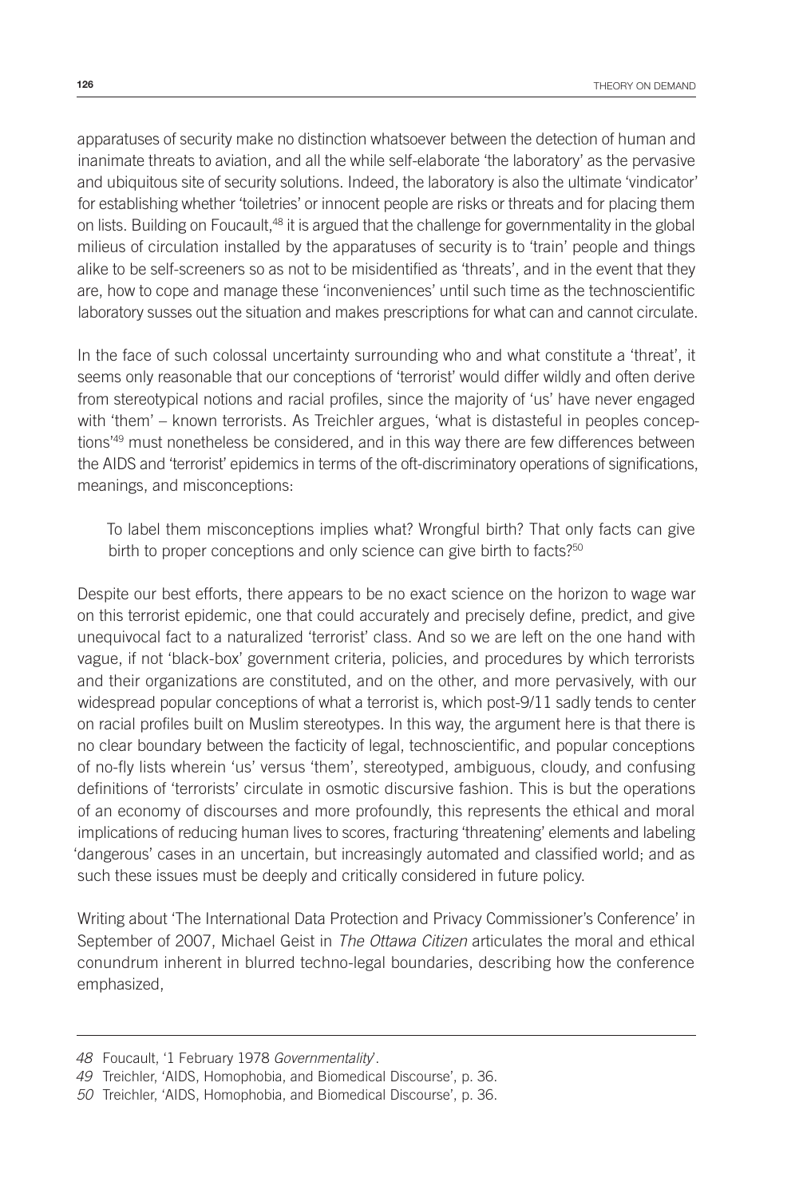apparatuses of security make no distinction whatsoever between the detection of human and inanimate threats to aviation, and all the while self-elaborate 'the laboratory' as the pervasive and ubiquitous site of security solutions. Indeed, the laboratory is also the ultimate 'vindicator' for establishing whether 'toiletries' or innocent people are risks or threats and for placing them on lists. Building on Foucault,[48] it is argued that the challenge for governmentality in the global milieus of circulation installed by the apparatuses of security is to 'train' people and things alike to be self-screeners so as not to be misidentified as 'threats', and in the event that they are, how to cope and manage these 'inconveniences' until such time as the technoscientific laboratory susses out the situation and makes prescriptions for what can and cannot circulate.

In the face of such colossal uncertainty surrounding who and what constitute a 'threat', it seems only reasonable that our conceptions of 'terrorist' would differ wildly and often derive from stereotypical notions and racial profiles, since the majority of 'us' have never engaged with 'them' – known terrorists. As Treichler argues, 'what is distasteful in peoples conceptions'[49] must nonetheless be considered, and in this way there are few differences between the AIDS and 'terrorist' epidemics in terms of the oft-discriminatory operations of significations, meanings, and misconceptions:

> To label them misconceptions implies what? Wrongful birth? That only facts can give birth to proper conceptions and only science can give birth to facts?[50]

Despite our best efforts, there appears to be no exact science on the horizon to wage war on this terrorist epidemic, one that could accurately and precisely define, predict, and give unequivocal fact to a naturalized 'terrorist' class. And so we are left on the one hand with vague, if not 'black-box' government criteria, policies, and procedures by which terrorists and their organizations are constituted, and on the other, and more pervasively, with our widespread popular conceptions of what a terrorist is, which post-9/11 sadly tends to center on racial profiles built on Muslim stereotypes. In this way, the argument here is that there is no clear boundary between the facticity of legal, technoscientific, and popular conceptions of no-fly lists wherein 'us' versus 'them', stereotyped, ambiguous, cloudy, and confusing definitions of 'terrorists' circulate in osmotic discursive fashion. This is but the operations of an economy of discourses and more profoundly, this represents the ethical and moral implications of reducing human lives to scores, fracturing 'threatening' elements and labeling 'dangerous' cases in an uncertain, but increasingly automated and classified world; and as such these issues must be deeply and critically considered in future policy.

Writing about 'The International Data Protection and Privacy Commissioner's Conference' in September of 2007, Michael Geist in *The Ottawa Citizen* articulates the moral and ethical conundrum inherent in blurred techno-legal boundaries, describing how the conference emphasized,

---

*48* Foucault, '1 February 1978 *Governmentality*'.

*49* Treichler, 'AIDS, Homophobia, and Biomedical Discourse', p. 36.

*50* Treichler, 'AIDS, Homophobia, and Biomedical Discourse', p. 36.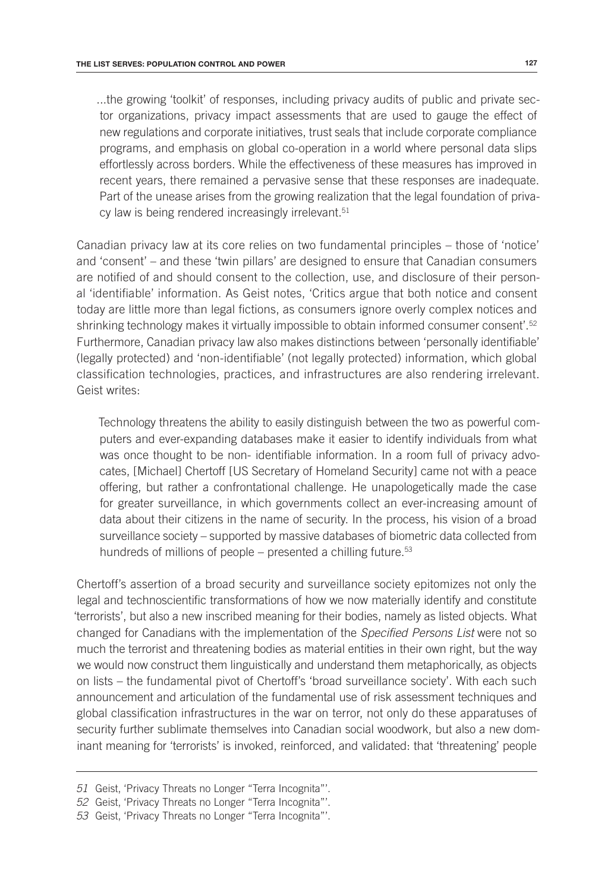> ...the growing 'toolkit' of responses, including privacy audits of public and private sector organizations, privacy impact assessments that are used to gauge the effect of new regulations and corporate initiatives, trust seals that include corporate compliance programs, and emphasis on global co-operation in a world where personal data slips effortlessly across borders. While the effectiveness of these measures has improved in recent years, there remained a pervasive sense that these responses are inadequate. Part of the unease arises from the growing realization that the legal foundation of privacy law is being rendered increasingly irrelevant.[51]

Canadian privacy law at its core relies on two fundamental principles – those of 'notice' and 'consent' – and these 'twin pillars' are designed to ensure that Canadian consumers are notified of and should consent to the collection, use, and disclosure of their personal 'identifiable' information. As Geist notes, 'Critics argue that both notice and consent today are little more than legal fictions, as consumers ignore overly complex notices and shrinking technology makes it virtually impossible to obtain informed consumer consent'.[52] Furthermore, Canadian privacy law also makes distinctions between 'personally identifiable' (legally protected) and 'non-identifiable' (not legally protected) information, which global classification technologies, practices, and infrastructures are also rendering irrelevant. Geist writes:

> Technology threatens the ability to easily distinguish between the two as powerful computers and ever-expanding databases make it easier to identify individuals from what was once thought to be non- identifiable information. In a room full of privacy advocates, [Michael] Chertoff [US Secretary of Homeland Security] came not with a peace offering, but rather a confrontational challenge. He unapologetically made the case for greater surveillance, in which governments collect an ever-increasing amount of data about their citizens in the name of security. In the process, his vision of a broad surveillance society – supported by massive databases of biometric data collected from hundreds of millions of people – presented a chilling future.[53]

Chertoff's assertion of a broad security and surveillance society epitomizes not only the legal and technoscientific transformations of how we now materially identify and constitute 'terrorists', but also a new inscribed meaning for their bodies, namely as listed objects. What changed for Canadians with the implementation of the *Specified Persons List* were not so much the terrorist and threatening bodies as material entities in their own right, but the way we would now construct them linguistically and understand them metaphorically, as objects on lists – the fundamental pivot of Chertoff's 'broad surveillance society'. With each such announcement and articulation of the fundamental use of risk assessment techniques and global classification infrastructures in the war on terror, not only do these apparatuses of security further sublimate themselves into Canadian social woodwork, but also a new dominant meaning for 'terrorists' is invoked, reinforced, and validated: that 'threatening' people

---

*51* Geist, 'Privacy Threats no Longer "Terra Incognita"'.

*52* Geist, 'Privacy Threats no Longer "Terra Incognita"'.

*53* Geist, 'Privacy Threats no Longer "Terra Incognita"'.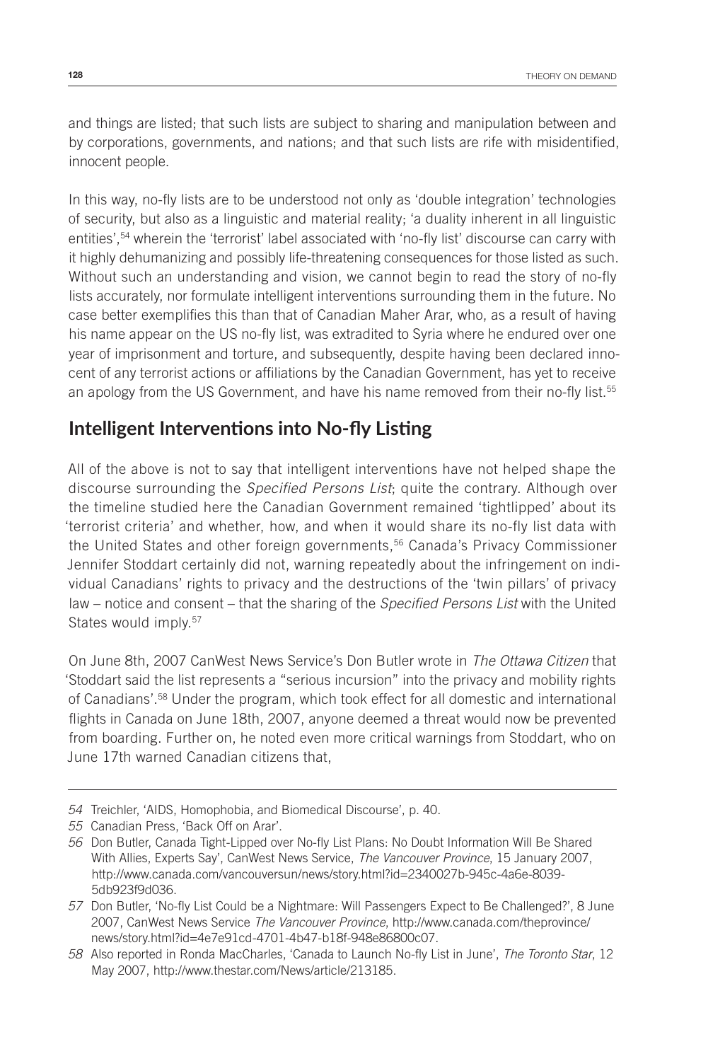and things are listed; that such lists are subject to sharing and manipulation between and by corporations, governments, and nations; and that such lists are rife with misidentified, innocent people.

In this way, no-fly lists are to be understood not only as 'double integration' technologies of security, but also as a linguistic and material reality; 'a duality inherent in all linguistic entities',[54] wherein the 'terrorist' label associated with 'no-fly list' discourse can carry with it highly dehumanizing and possibly life-threatening consequences for those listed as such. Without such an understanding and vision, we cannot begin to read the story of no-fly lists accurately, nor formulate intelligent interventions surrounding them in the future. No case better exemplifies this than that of Canadian Maher Arar, who, as a result of having his name appear on the US no-fly list, was extradited to Syria where he endured over one year of imprisonment and torture, and subsequently, despite having been declared innocent of any terrorist actions or affiliations by the Canadian Government, has yet to receive an apology from the US Government, and have his name removed from their no-fly list.[55]

## Intelligent Interventions into No-fly Listing

All of the above is not to say that intelligent interventions have not helped shape the discourse surrounding the *Specified Persons List*; quite the contrary. Although over the timeline studied here the Canadian Government remained 'tightlipped' about its 'terrorist criteria' and whether, how, and when it would share its no-fly list data with the United States and other foreign governments,[56] Canada's Privacy Commissioner Jennifer Stoddart certainly did not, warning repeatedly about the infringement on individual Canadians' rights to privacy and the destructions of the 'twin pillars' of privacy law – notice and consent – that the sharing of the *Specified Persons List* with the United States would imply.[57]

On June 8th, 2007 CanWest News Service's Don Butler wrote in *The Ottawa Citizen* that 'Stoddart said the list represents a "serious incursion" into the privacy and mobility rights of Canadians'.[58] Under the program, which took effect for all domestic and international flights in Canada on June 18th, 2007, anyone deemed a threat would now be prevented from boarding. Further on, he noted even more critical warnings from Stoddart, who on June 17th warned Canadian citizens that,

---

*54* Treichler, 'AIDS, Homophobia, and Biomedical Discourse', p. 40.

*55* Canadian Press, 'Back Off on Arar'.

*56* Don Butler, Canada Tight-Lipped over No-fly List Plans: No Doubt Information Will Be Shared With Allies, Experts Say', CanWest News Service, *The Vancouver Province*, 15 January 2007, http://www.canada.com/vancouversun/news/story.html?id=2340027b-945c-4a6e-8039-5db923f9d036.

*57* Don Butler, 'No-fly List Could be a Nightmare: Will Passengers Expect to Be Challenged?', 8 June 2007, CanWest News Service *The Vancouver Province*, http://www.canada.com/theprovince/news/story.html?id=4e7e91cd-4701-4b47-b18f-948e86800c07.

*58* Also reported in Ronda MacCharles, 'Canada to Launch No-fly List in June', *The Toronto Star*, 12 May 2007, http://www.thestar.com/News/article/213185.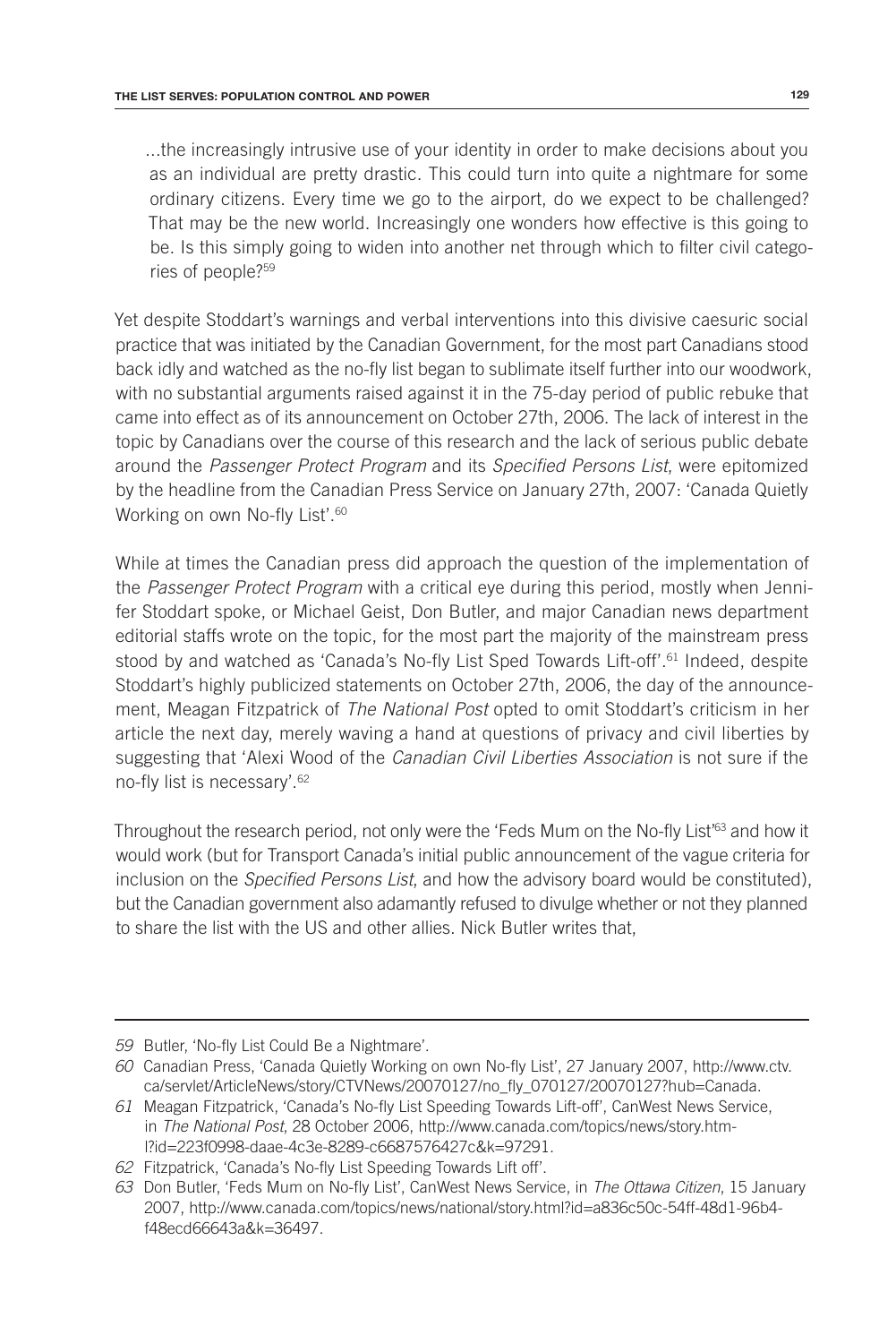> ...the increasingly intrusive use of your identity in order to make decisions about you as an individual are pretty drastic. This could turn into quite a nightmare for some ordinary citizens. Every time we go to the airport, do we expect to be challenged? That may be the new world. Increasingly one wonders how effective is this going to be. Is this simply going to widen into another net through which to filter civil categories of people?[59]

Yet despite Stoddart's warnings and verbal interventions into this divisive caesuric social practice that was initiated by the Canadian Government, for the most part Canadians stood back idly and watched as the no-fly list began to sublimate itself further into our woodwork, with no substantial arguments raised against it in the 75-day period of public rebuke that came into effect as of its announcement on October 27th, 2006. The lack of interest in the topic by Canadians over the course of this research and the lack of serious public debate around the *Passenger Protect Program* and its *Specified Persons List*, were epitomized by the headline from the Canadian Press Service on January 27th, 2007: 'Canada Quietly Working on own No-fly List'.[60]

While at times the Canadian press did approach the question of the implementation of the *Passenger Protect Program* with a critical eye during this period, mostly when Jennifer Stoddart spoke, or Michael Geist, Don Butler, and major Canadian news department editorial staffs wrote on the topic, for the most part the majority of the mainstream press stood by and watched as 'Canada's No-fly List Sped Towards Lift-off'.[61] Indeed, despite Stoddart's highly publicized statements on October 27th, 2006, the day of the announcement, Meagan Fitzpatrick of *The National Post* opted to omit Stoddart's criticism in her article the next day, merely waving a hand at questions of privacy and civil liberties by suggesting that 'Alexi Wood of the *Canadian Civil Liberties Association* is not sure if the no-fly list is necessary'.[62]

Throughout the research period, not only were the 'Feds Mum on the No-fly List'[63] and how it would work (but for Transport Canada's initial public announcement of the vague criteria for inclusion on the *Specified Persons List*, and how the advisory board would be constituted), but the Canadian government also adamantly refused to divulge whether or not they planned to share the list with the US and other allies. Nick Butler writes that,

---

*59* Butler, 'No-fly List Could Be a Nightmare'.

*60* Canadian Press, 'Canada Quietly Working on own No-fly List', 27 January 2007, http://www.ctv.ca/servlet/ArticleNews/story/CTVNews/20070127/no_fly_070127/20070127?hub=Canada.

*61* Meagan Fitzpatrick, 'Canada's No-fly List Speeding Towards Lift-off', CanWest News Service, in *The National Post*, 28 October 2006, http://www.canada.com/topics/news/story.html?id=223f0998-daae-4c3e-8289-c6687576427c&k=97291.

*62* Fitzpatrick, 'Canada's No-fly List Speeding Towards Lift off'.

*63* Don Butler, 'Feds Mum on No-fly List', CanWest News Service, in *The Ottawa Citizen*, 15 January 2007, http://www.canada.com/topics/news/national/story.html?id=a836c50c-54ff-48d1-96b4-f48ecd66643a&k=36497.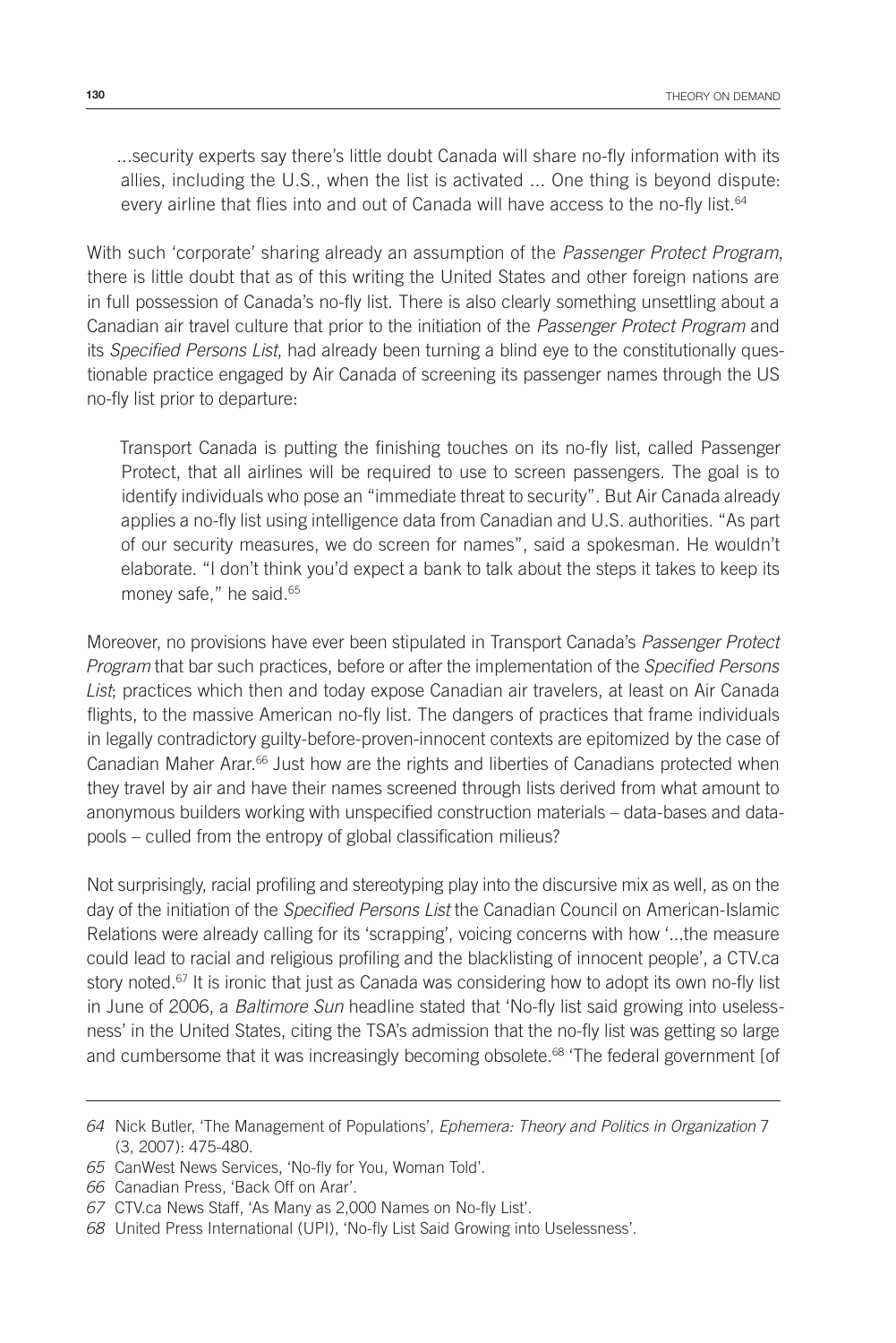> ...security experts say there's little doubt Canada will share no-fly information with its allies, including the U.S., when the list is activated ... One thing is beyond dispute: every airline that flies into and out of Canada will have access to the no-fly list.[64]

With such 'corporate' sharing already an assumption of the *Passenger Protect Program*, there is little doubt that as of this writing the United States and other foreign nations are in full possession of Canada's no-fly list. There is also clearly something unsettling about a Canadian air travel culture that prior to the initiation of the *Passenger Protect Program* and its *Specified Persons List*, had already been turning a blind eye to the constitutionally questionable practice engaged by Air Canada of screening its passenger names through the US no-fly list prior to departure:

> Transport Canada is putting the finishing touches on its no-fly list, called Passenger Protect, that all airlines will be required to use to screen passengers. The goal is to identify individuals who pose an "immediate threat to security". But Air Canada already applies a no-fly list using intelligence data from Canadian and U.S. authorities. "As part of our security measures, we do screen for names", said a spokesman. He wouldn't elaborate. "I don't think you'd expect a bank to talk about the steps it takes to keep its money safe," he said.[65]

Moreover, no provisions have ever been stipulated in Transport Canada's *Passenger Protect Program* that bar such practices, before or after the implementation of the *Specified Persons List*; practices which then and today expose Canadian air travelers, at least on Air Canada flights, to the massive American no-fly list. The dangers of practices that frame individuals in legally contradictory guilty-before-proven-innocent contexts are epitomized by the case of Canadian Maher Arar.[66] Just how are the rights and liberties of Canadians protected when they travel by air and have their names screened through lists derived from what amount to anonymous builders working with unspecified construction materials – data-bases and data-pools – culled from the entropy of global classification milieus?

Not surprisingly, racial profiling and stereotyping play into the discursive mix as well, as on the day of the initiation of the *Specified Persons List* the Canadian Council on American-Islamic Relations were already calling for its 'scrapping', voicing concerns with how '...the measure could lead to racial and religious profiling and the blacklisting of innocent people', a CTV.ca story noted.[67] It is ironic that just as Canada was considering how to adopt its own no-fly list in June of 2006, a *Baltimore Sun* headline stated that 'No-fly list said growing into uselessness' in the United States, citing the TSA's admission that the no-fly list was getting so large and cumbersome that it was increasingly becoming obsolete.[68] 'The federal government [of

---

64 Nick Butler, 'The Management of Populations', *Ephemera: Theory and Politics in Organization* 7 (3, 2007): 475-480.

65 CanWest News Services, 'No-fly for You, Woman Told'.

66 Canadian Press, 'Back Off on Arar'.

67 CTV.ca News Staff, 'As Many as 2,000 Names on No-fly List'.

68 United Press International (UPI), 'No-fly List Said Growing into Uselessness'.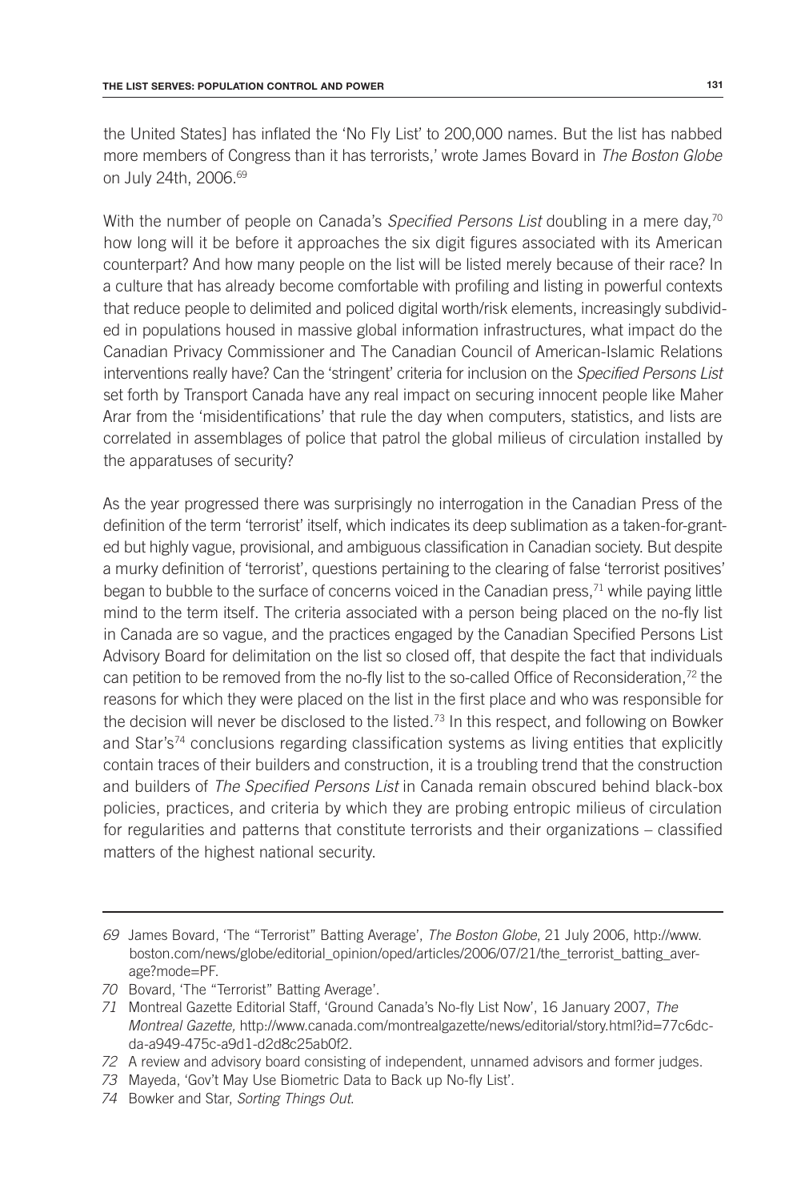the United States] has inflated the 'No Fly List' to 200,000 names. But the list has nabbed more members of Congress than it has terrorists,' wrote James Bovard in *The Boston Globe* on July 24th, 2006.[69]

With the number of people on Canada's *Specified Persons List* doubling in a mere day,[70] how long will it be before it approaches the six digit figures associated with its American counterpart? And how many people on the list will be listed merely because of their race? In a culture that has already become comfortable with profiling and listing in powerful contexts that reduce people to delimited and policed digital worth/risk elements, increasingly subdivided in populations housed in massive global information infrastructures, what impact do the Canadian Privacy Commissioner and The Canadian Council of American-Islamic Relations interventions really have? Can the 'stringent' criteria for inclusion on the *Specified Persons List* set forth by Transport Canada have any real impact on securing innocent people like Maher Arar from the 'misidentifications' that rule the day when computers, statistics, and lists are correlated in assemblages of police that patrol the global milieus of circulation installed by the apparatuses of security?

As the year progressed there was surprisingly no interrogation in the Canadian Press of the definition of the term 'terrorist' itself, which indicates its deep sublimation as a taken-for-granted but highly vague, provisional, and ambiguous classification in Canadian society. But despite a murky definition of 'terrorist', questions pertaining to the clearing of false 'terrorist positives' began to bubble to the surface of concerns voiced in the Canadian press,[71] while paying little mind to the term itself. The criteria associated with a person being placed on the no-fly list in Canada are so vague, and the practices engaged by the Canadian Specified Persons List Advisory Board for delimitation on the list so closed off, that despite the fact that individuals can petition to be removed from the no-fly list to the so-called Office of Reconsideration,[72] the reasons for which they were placed on the list in the first place and who was responsible for the decision will never be disclosed to the listed.[73] In this respect, and following on Bowker and Star's[74] conclusions regarding classification systems as living entities that explicitly contain traces of their builders and construction, it is a troubling trend that the construction and builders of *The Specified Persons List* in Canada remain obscured behind black-box policies, practices, and criteria by which they are probing entropic milieus of circulation for regularities and patterns that constitute terrorists and their organizations – classified matters of the highest national security.

---

69 James Bovard, 'The "Terrorist" Batting Average', *The Boston Globe*, 21 July 2006, http://www.boston.com/news/globe/editorial_opinion/oped/articles/2006/07/21/the_terrorist_batting_average?mode=PF.

70 Bovard, 'The "Terrorist" Batting Average'.

71 Montreal Gazette Editorial Staff, 'Ground Canada's No-fly List Now', 16 January 2007, *The Montreal Gazette*, http://www.canada.com/montrealgazette/news/editorial/story.html?id=77c6dcda-a949-475c-a9d1-d2d8c25ab0f2.

72 A review and advisory board consisting of independent, unnamed advisors and former judges.

73 Mayeda, 'Gov't May Use Biometric Data to Back up No-fly List'.

74 Bowker and Star, *Sorting Things Out*.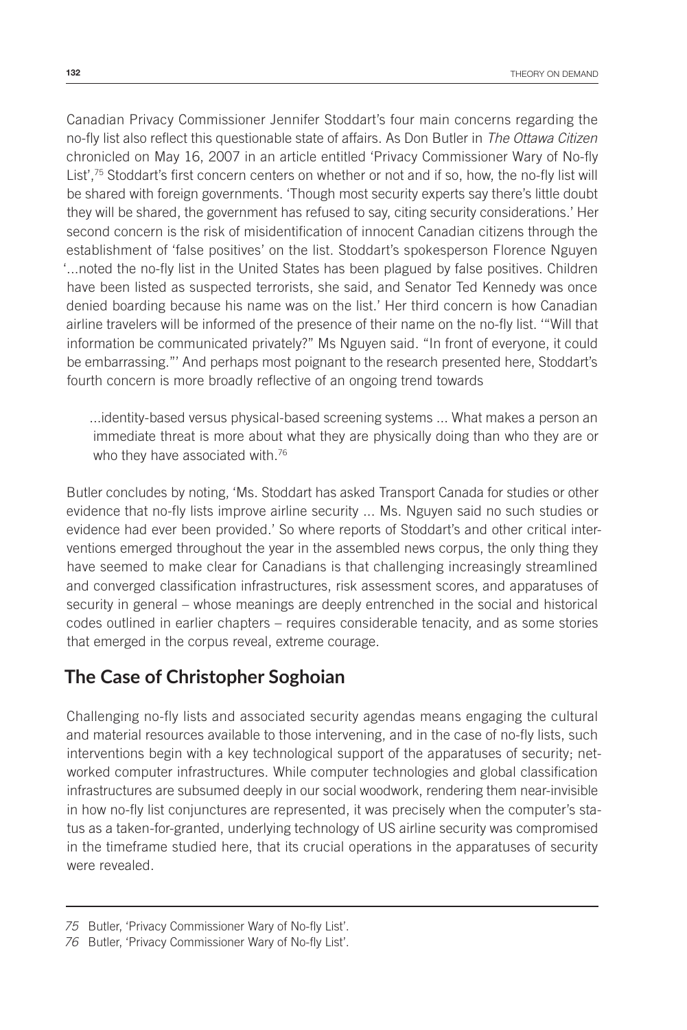Canadian Privacy Commissioner Jennifer Stoddart's four main concerns regarding the no-fly list also reflect this questionable state of affairs. As Don Butler in *The Ottawa Citizen* chronicled on May 16, 2007 in an article entitled 'Privacy Commissioner Wary of No-fly List',[75] Stoddart's first concern centers on whether or not and if so, how, the no-fly list will be shared with foreign governments. 'Though most security experts say there's little doubt they will be shared, the government has refused to say, citing security considerations.' Her second concern is the risk of misidentification of innocent Canadian citizens through the establishment of 'false positives' on the list. Stoddart's spokesperson Florence Nguyen '...noted the no-fly list in the United States has been plagued by false positives. Children have been listed as suspected terrorists, she said, and Senator Ted Kennedy was once denied boarding because his name was on the list.' Her third concern is how Canadian airline travelers will be informed of the presence of their name on the no-fly list. '"Will that information be communicated privately?" Ms Nguyen said. "In front of everyone, it could be embarrassing."' And perhaps most poignant to the research presented here, Stoddart's fourth concern is more broadly reflective of an ongoing trend towards

> ...identity-based versus physical-based screening systems ... What makes a person an immediate threat is more about what they are physically doing than who they are or who they have associated with.[76]

Butler concludes by noting, 'Ms. Stoddart has asked Transport Canada for studies or other evidence that no-fly lists improve airline security ... Ms. Nguyen said no such studies or evidence had ever been provided.' So where reports of Stoddart's and other critical interventions emerged throughout the year in the assembled news corpus, the only thing they have seemed to make clear for Canadians is that challenging increasingly streamlined and converged classification infrastructures, risk assessment scores, and apparatuses of security in general – whose meanings are deeply entrenched in the social and historical codes outlined in earlier chapters – requires considerable tenacity, and as some stories that emerged in the corpus reveal, extreme courage.

## The Case of Christopher Soghoian

Challenging no-fly lists and associated security agendas means engaging the cultural and material resources available to those intervening, and in the case of no-fly lists, such interventions begin with a key technological support of the apparatuses of security; networked computer infrastructures. While computer technologies and global classification infrastructures are subsumed deeply in our social woodwork, rendering them near-invisible in how no-fly list conjunctures are represented, it was precisely when the computer's status as a taken-for-granted, underlying technology of US airline security was compromised in the timeframe studied here, that its crucial operations in the apparatuses of security were revealed.

---

75 Butler, 'Privacy Commissioner Wary of No-fly List'.

76 Butler, 'Privacy Commissioner Wary of No-fly List'.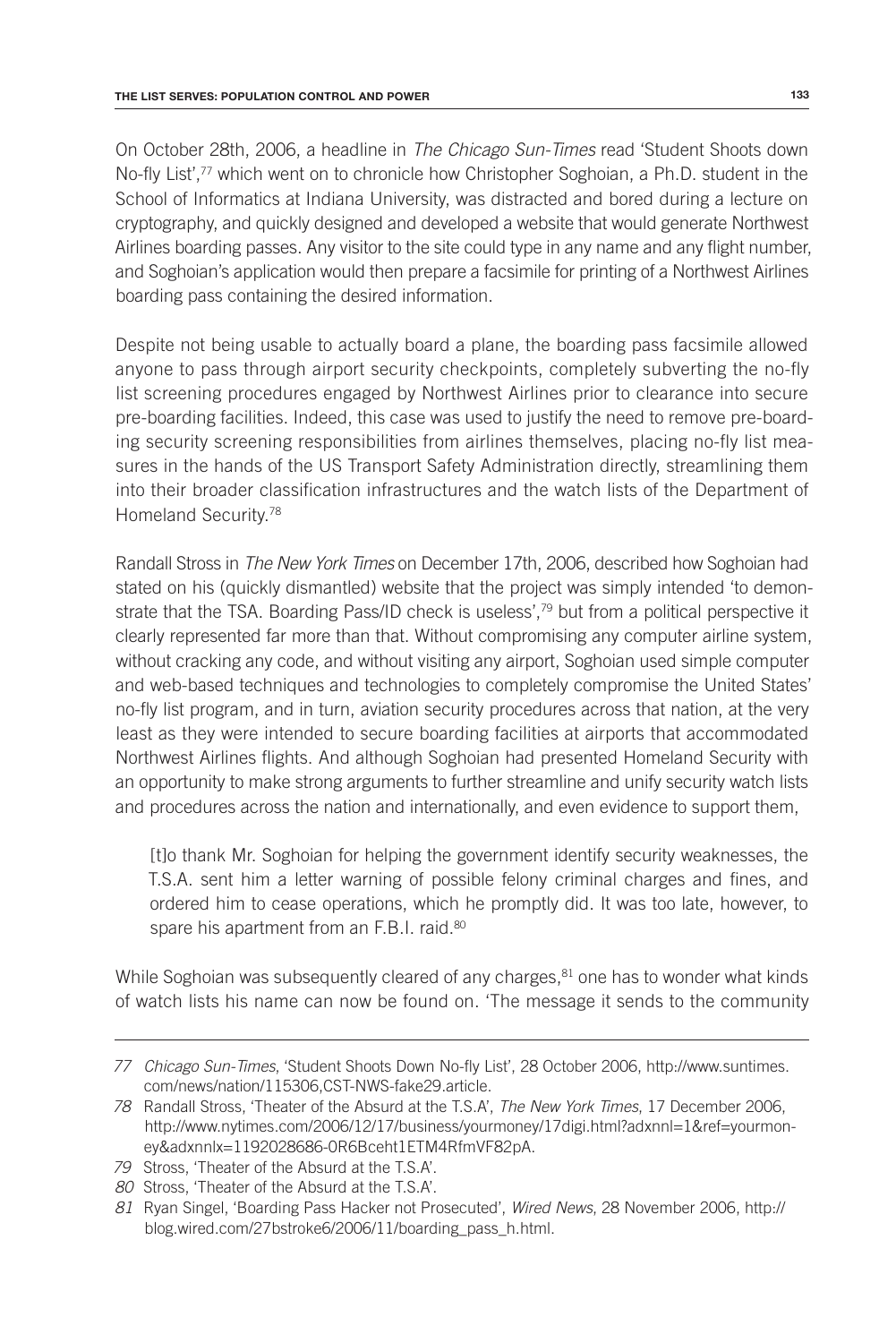On October 28th, 2006, a headline in *The Chicago Sun-Times* read 'Student Shoots down No-fly List',[77] which went on to chronicle how Christopher Soghoian, a Ph.D. student in the School of Informatics at Indiana University, was distracted and bored during a lecture on cryptography, and quickly designed and developed a website that would generate Northwest Airlines boarding passes. Any visitor to the site could type in any name and any flight number, and Soghoian's application would then prepare a facsimile for printing of a Northwest Airlines boarding pass containing the desired information.

Despite not being usable to actually board a plane, the boarding pass facsimile allowed anyone to pass through airport security checkpoints, completely subverting the no-fly list screening procedures engaged by Northwest Airlines prior to clearance into secure pre-boarding facilities. Indeed, this case was used to justify the need to remove pre-boarding security screening responsibilities from airlines themselves, placing no-fly list measures in the hands of the US Transport Safety Administration directly, streamlining them into their broader classification infrastructures and the watch lists of the Department of Homeland Security.[78]

Randall Stross in *The New York Times* on December 17th, 2006, described how Soghoian had stated on his (quickly dismantled) website that the project was simply intended 'to demonstrate that the TSA. Boarding Pass/ID check is useless',[79] but from a political perspective it clearly represented far more than that. Without compromising any computer airline system, without cracking any code, and without visiting any airport, Soghoian used simple computer and web-based techniques and technologies to completely compromise the United States' no-fly list program, and in turn, aviation security procedures across that nation, at the very least as they were intended to secure boarding facilities at airports that accommodated Northwest Airlines flights. And although Soghoian had presented Homeland Security with an opportunity to make strong arguments to further streamline and unify security watch lists and procedures across the nation and internationally, and even evidence to support them,

> [t]o thank Mr. Soghoian for helping the government identify security weaknesses, the T.S.A. sent him a letter warning of possible felony criminal charges and fines, and ordered him to cease operations, which he promptly did. It was too late, however, to spare his apartment from an F.B.I. raid.[80]

While Soghoian was subsequently cleared of any charges,[81] one has to wonder what kinds of watch lists his name can now be found on. 'The message it sends to the community

---

77 *Chicago Sun-Times*, 'Student Shoots Down No-fly List', 28 October 2006, http://www.suntimes.com/news/nation/115306,CST-NWS-fake29.article.

78 Randall Stross, 'Theater of the Absurd at the T.S.A', *The New York Times*, 17 December 2006, http://www.nytimes.com/2006/12/17/business/yourmoney/17digi.html?adxnnl=1&ref=yourmoney&adxnnlx=1192028686-0R6Bceht1ETM4RfmVF82pA.

79 Stross, 'Theater of the Absurd at the T.S.A'.

80 Stross, 'Theater of the Absurd at the T.S.A'.

81 Ryan Singel, 'Boarding Pass Hacker not Prosecuted', *Wired News*, 28 November 2006, http://blog.wired.com/27bstroke6/2006/11/boarding_pass_h.html.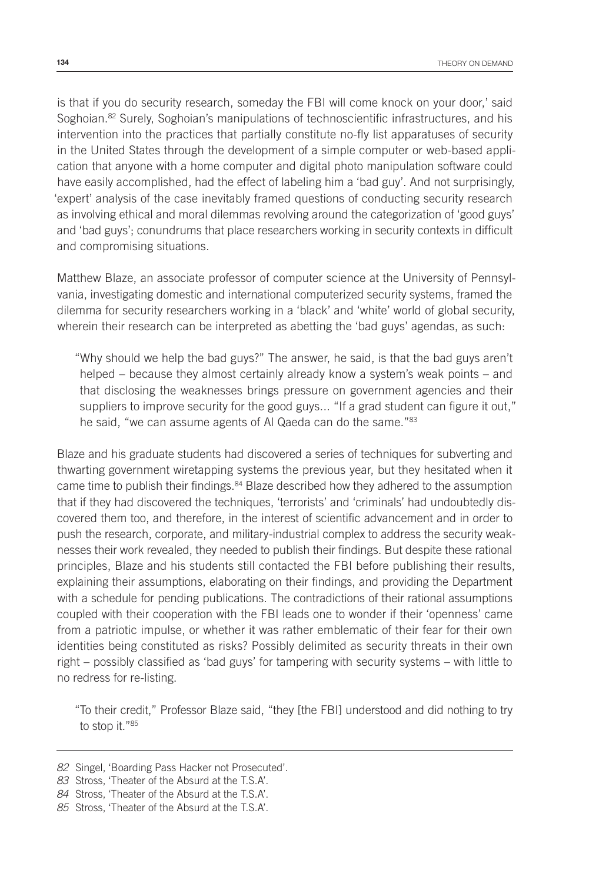is that if you do security research, someday the FBI will come knock on your door,' said Soghoian.[82] Surely, Soghoian's manipulations of technoscientific infrastructures, and his intervention into the practices that partially constitute no-fly list apparatuses of security in the United States through the development of a simple computer or web-based application that anyone with a home computer and digital photo manipulation software could have easily accomplished, had the effect of labeling him a 'bad guy'. And not surprisingly, 'expert' analysis of the case inevitably framed questions of conducting security research as involving ethical and moral dilemmas revolving around the categorization of 'good guys' and 'bad guys'; conundrums that place researchers working in security contexts in difficult and compromising situations.

Matthew Blaze, an associate professor of computer science at the University of Pennsylvania, investigating domestic and international computerized security systems, framed the dilemma for security researchers working in a 'black' and 'white' world of global security, wherein their research can be interpreted as abetting the 'bad guys' agendas, as such:

> "Why should we help the bad guys?" The answer, he said, is that the bad guys aren't helped – because they almost certainly already know a system's weak points – and that disclosing the weaknesses brings pressure on government agencies and their suppliers to improve security for the good guys... "If a grad student can figure it out," he said, "we can assume agents of Al Qaeda can do the same."[83]

Blaze and his graduate students had discovered a series of techniques for subverting and thwarting government wiretapping systems the previous year, but they hesitated when it came time to publish their findings.[84] Blaze described how they adhered to the assumption that if they had discovered the techniques, 'terrorists' and 'criminals' had undoubtedly discovered them too, and therefore, in the interest of scientific advancement and in order to push the research, corporate, and military-industrial complex to address the security weaknesses their work revealed, they needed to publish their findings. But despite these rational principles, Blaze and his students still contacted the FBI before publishing their results, explaining their assumptions, elaborating on their findings, and providing the Department with a schedule for pending publications. The contradictions of their rational assumptions coupled with their cooperation with the FBI leads one to wonder if their 'openness' came from a patriotic impulse, or whether it was rather emblematic of their fear for their own identities being constituted as risks? Possibly delimited as security threats in their own right – possibly classified as 'bad guys' for tampering with security systems – with little to no redress for re-listing.

> "To their credit," Professor Blaze said, "they [the FBI] understood and did nothing to try to stop it."[85]

---

*82* Singel, 'Boarding Pass Hacker not Prosecuted'.

*83* Stross, 'Theater of the Absurd at the T.S.A'.

*84* Stross, 'Theater of the Absurd at the T.S.A'.

*85* Stross, 'Theater of the Absurd at the T.S.A'.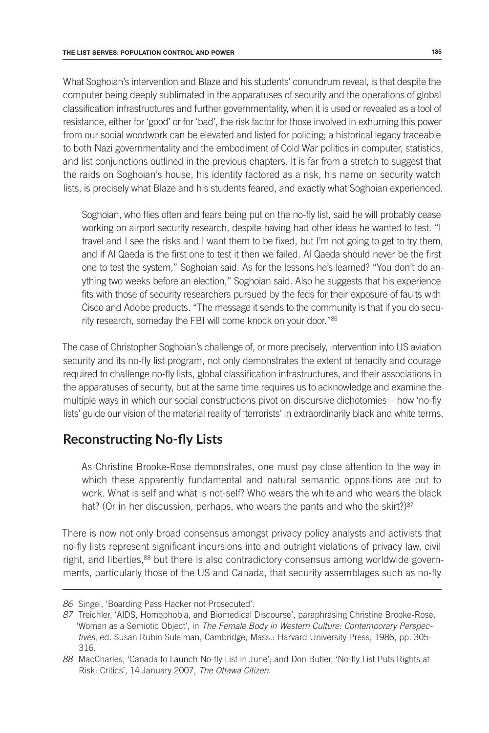What Soghoian's intervention and Blaze and his students' conundrum reveal, is that despite the computer being deeply sublimated in the apparatuses of security and the operations of global classification infrastructures and further governmentality, when it is used or revealed as a tool of resistance, either for 'good' or for 'bad', the risk factor for those involved in exhuming this power from our social woodwork can be elevated and listed for policing; a historical legacy traceable to both Nazi governmentality and the embodiment of Cold War politics in computer, statistics, and list conjunctions outlined in the previous chapters. It is far from a stretch to suggest that the raids on Soghoian's house, his identity factored as a risk, his name on security watch lists, is precisely what Blaze and his students feared, and exactly what Soghoian experienced.

> Soghoian, who flies often and fears being put on the no-fly list, said he will probably cease working on airport security research, despite having had other ideas he wanted to test. "I travel and I see the risks and I want them to be fixed, but I'm not going to get to try them, and if Al Qaeda is the first one to test it then we failed. Al Qaeda should never be the first one to test the system," Soghoian said. As for the lessons he's learned? "You don't do anything two weeks before an election," Soghoian said. Also he suggests that his experience fits with those of security researchers pursued by the feds for their exposure of faults with Cisco and Adobe products. "The message it sends to the community is that if you do security research, someday the FBI will come knock on your door."[86]

The case of Christopher Soghoian's challenge of, or more precisely, intervention into US aviation security and its no-fly list program, not only demonstrates the extent of tenacity and courage required to challenge no-fly lists, global classification infrastructures, and their associations in the apparatuses of security, but at the same time requires us to acknowledge and examine the multiple ways in which our social constructions pivot on discursive dichotomies – how 'no-fly lists' guide our vision of the material reality of 'terrorists' in extraordinarily black and white terms.

## Reconstructing No-fly Lists

> As Christine Brooke-Rose demonstrates, one must pay close attention to the way in which these apparently fundamental and natural semantic oppositions are put to work. What is self and what is not-self? Who wears the white and who wears the black hat? (Or in her discussion, perhaps, who wears the pants and who the skirt?)[87]

There is now not only broad consensus amongst privacy policy analysts and activists that no-fly lists represent significant incursions into and outright violations of privacy law, civil right, and liberties,[88] but there is also contradictory consensus among worldwide governments, particularly those of the US and Canada, that security assemblages such as no-fly

---

*86* Singel, 'Boarding Pass Hacker not Prosecuted'.

*87* Treichler, 'AIDS, Homophobia, and Biomedical Discourse', paraphrasing Christine Brooke-Rose, 'Woman as a Semiotic Object', in *The Female Body in Western Culture: Contemporary Perspectives*, ed. Susan Rubin Suleiman, Cambridge, Mass.: Harvard University Press, 1986, pp. 305-316.

*88* MacCharles, 'Canada to Launch No-fly List in June'; and Don Butler, 'No-fly List Puts Rights at Risk: Critics', 14 January 2007, *The Ottawa Citizen*.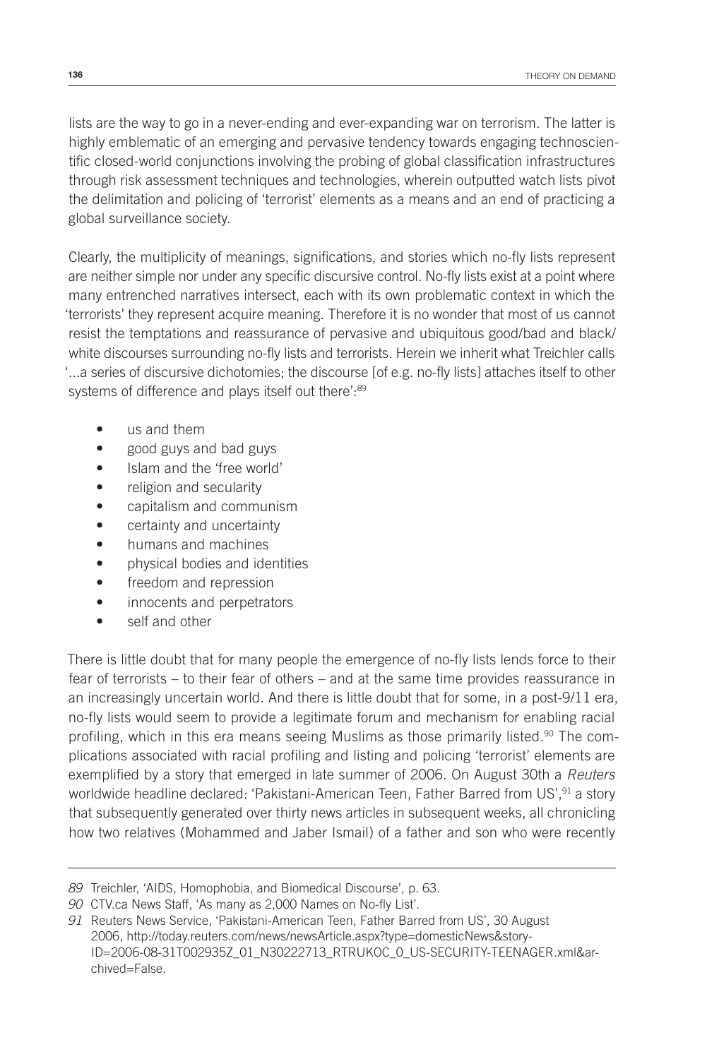lists are the way to go in a never-ending and ever-expanding war on terrorism. The latter is highly emblematic of an emerging and pervasive tendency towards engaging technoscientific closed-world conjunctions involving the probing of global classification infrastructures through risk assessment techniques and technologies, wherein outputted watch lists pivot the delimitation and policing of 'terrorist' elements as a means and an end of practicing a global surveillance society.

Clearly, the multiplicity of meanings, significations, and stories which no-fly lists represent are neither simple nor under any specific discursive control. No-fly lists exist at a point where many entrenched narratives intersect, each with its own problematic context in which the 'terrorists' they represent acquire meaning. Therefore it is no wonder that most of us cannot resist the temptations and reassurance of pervasive and ubiquitous good/bad and black/white discourses surrounding no-fly lists and terrorists. Herein we inherit what Treichler calls '...a series of discursive dichotomies; the discourse [of e.g. no-fly lists] attaches itself to other systems of difference and plays itself out there':[89]

- us and them
- good guys and bad guys
- Islam and the 'free world'
- religion and secularity
- capitalism and communism
- certainty and uncertainty
- humans and machines
- physical bodies and identities
- freedom and repression
- innocents and perpetrators
- self and other

There is little doubt that for many people the emergence of no-fly lists lends force to their fear of terrorists – to their fear of others – and at the same time provides reassurance in an increasingly uncertain world. And there is little doubt that for some, in a post-9/11 era, no-fly lists would seem to provide a legitimate forum and mechanism for enabling racial profiling, which in this era means seeing Muslims as those primarily listed.[90] The complications associated with racial profiling and listing and policing 'terrorist' elements are exemplified by a story that emerged in late summer of 2006. On August 30th a *Reuters* worldwide headline declared: 'Pakistani-American Teen, Father Barred from US',[91] a story that subsequently generated over thirty news articles in subsequent weeks, all chronicling how two relatives (Mohammed and Jaber Ismail) of a father and son who were recently

---

*89* Treichler, 'AIDS, Homophobia, and Biomedical Discourse', p. 63.

*90* CTV.ca News Staff, 'As many as 2,000 Names on No-fly List'.

*91* Reuters News Service, 'Pakistani-American Teen, Father Barred from US', 30 August 2006, http://today.reuters.com/news/newsArticle.aspx?type=domesticNews&storyID=2006-08-31T002935Z_01_N30222713_RTRUKOC_0_US-SECURITY-TEENAGER.xml&archived=False.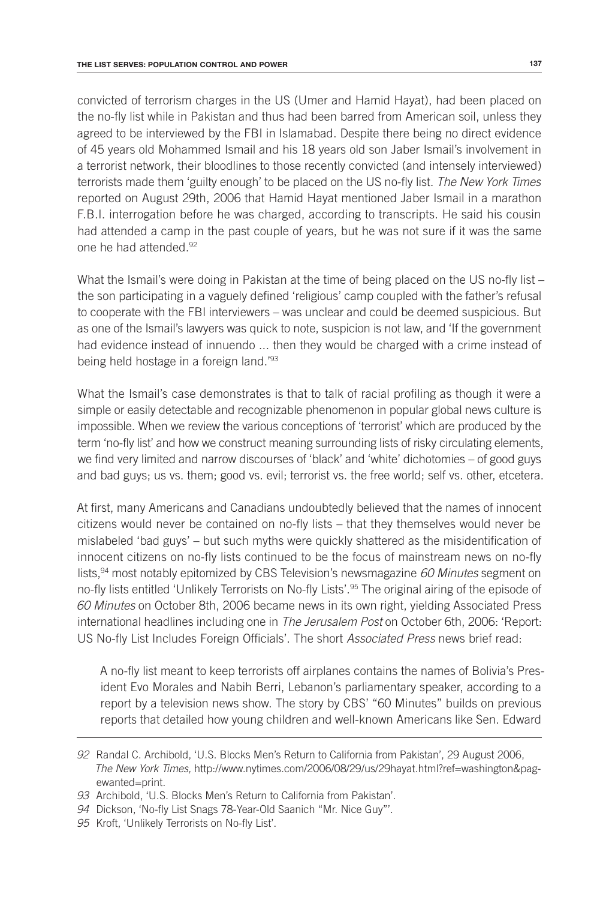convicted of terrorism charges in the US (Umer and Hamid Hayat), had been placed on the no-fly list while in Pakistan and thus had been barred from American soil, unless they agreed to be interviewed by the FBI in Islamabad. Despite there being no direct evidence of 45 years old Mohammed Ismail and his 18 years old son Jaber Ismail's involvement in a terrorist network, their bloodlines to those recently convicted (and intensely interviewed) terrorists made them 'guilty enough' to be placed on the US no-fly list. *The New York Times* reported on August 29th, 2006 that Hamid Hayat mentioned Jaber Ismail in a marathon F.B.I. interrogation before he was charged, according to transcripts. He said his cousin had attended a camp in the past couple of years, but he was not sure if it was the same one he had attended.[92]

What the Ismail's were doing in Pakistan at the time of being placed on the US no-fly list – the son participating in a vaguely defined 'religious' camp coupled with the father's refusal to cooperate with the FBI interviewers – was unclear and could be deemed suspicious. But as one of the Ismail's lawyers was quick to note, suspicion is not law, and 'If the government had evidence instead of innuendo ... then they would be charged with a crime instead of being held hostage in a foreign land.'[93]

What the Ismail's case demonstrates is that to talk of racial profiling as though it were a simple or easily detectable and recognizable phenomenon in popular global news culture is impossible. When we review the various conceptions of 'terrorist' which are produced by the term 'no-fly list' and how we construct meaning surrounding lists of risky circulating elements, we find very limited and narrow discourses of 'black' and 'white' dichotomies – of good guys and bad guys; us vs. them; good vs. evil; terrorist vs. the free world; self vs. other, etcetera.

At first, many Americans and Canadians undoubtedly believed that the names of innocent citizens would never be contained on no-fly lists – that they themselves would never be mislabeled 'bad guys' – but such myths were quickly shattered as the misidentification of innocent citizens on no-fly lists continued to be the focus of mainstream news on no-fly lists,[94] most notably epitomized by CBS Television's newsmagazine *60 Minutes* segment on no-fly lists entitled 'Unlikely Terrorists on No-fly Lists'.[95] The original airing of the episode of *60 Minutes* on October 8th, 2006 became news in its own right, yielding Associated Press international headlines including one in *The Jerusalem Post* on October 6th, 2006: 'Report: US No-fly List Includes Foreign Officials'. The short *Associated Press* news brief read:

> A no-fly list meant to keep terrorists off airplanes contains the names of Bolivia's President Evo Morales and Nabih Berri, Lebanon's parliamentary speaker, according to a report by a television news show. The story by CBS' "60 Minutes" builds on previous reports that detailed how young children and well-known Americans like Sen. Edward

---

*92* Randal C. Archibold, 'U.S. Blocks Men's Return to California from Pakistan', 29 August 2006, *The New York Times,* http://www.nytimes.com/2006/08/29/us/29hayat.html?ref=washington&pagewanted=print.

*93* Archibold, 'U.S. Blocks Men's Return to California from Pakistan'.

*94* Dickson, 'No-fly List Snags 78-Year-Old Saanich "Mr. Nice Guy"'.

*95* Kroft, 'Unlikely Terrorists on No-fly List'.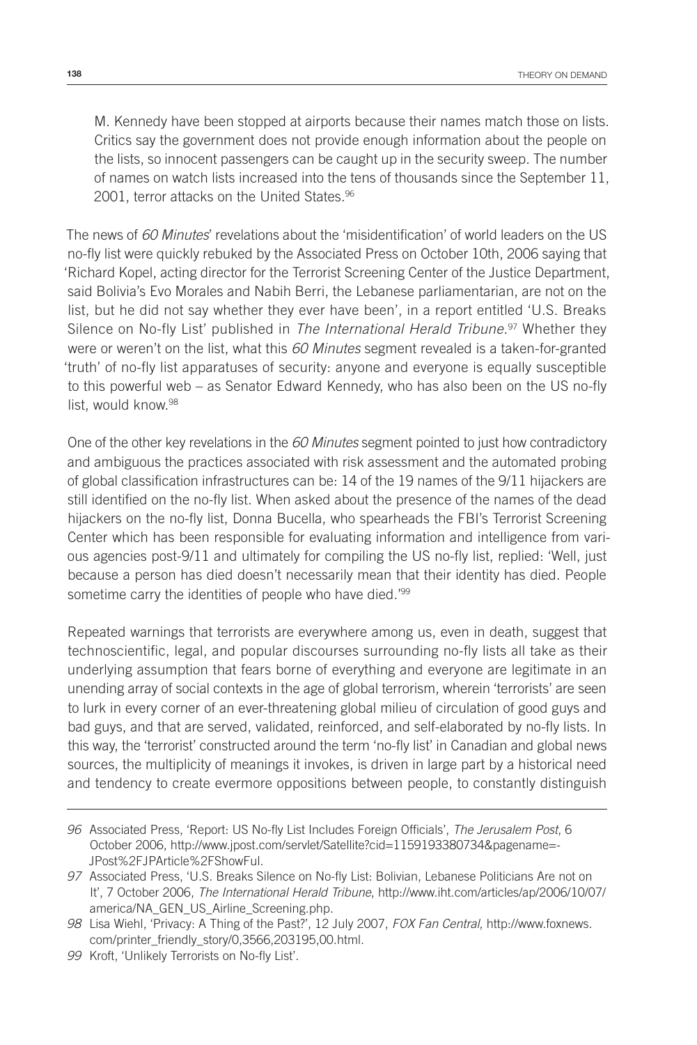M. Kennedy have been stopped at airports because their names match those on lists. Critics say the government does not provide enough information about the people on the lists, so innocent passengers can be caught up in the security sweep. The number of names on watch lists increased into the tens of thousands since the September 11, 2001, terror attacks on the United States.[96]

The news of *60 Minutes*' revelations about the 'misidentification' of world leaders on the US no-fly list were quickly rebuked by the Associated Press on October 10th, 2006 saying that 'Richard Kopel, acting director for the Terrorist Screening Center of the Justice Department, said Bolivia's Evo Morales and Nabih Berri, the Lebanese parliamentarian, are not on the list, but he did not say whether they ever have been', in a report entitled 'U.S. Breaks Silence on No-fly List' published in *The International Herald Tribune*.[97] Whether they were or weren't on the list, what this *60 Minutes* segment revealed is a taken-for-granted 'truth' of no-fly list apparatuses of security: anyone and everyone is equally susceptible to this powerful web – as Senator Edward Kennedy, who has also been on the US no-fly list, would know.[98]

One of the other key revelations in the *60 Minutes* segment pointed to just how contradictory and ambiguous the practices associated with risk assessment and the automated probing of global classification infrastructures can be: 14 of the 19 names of the 9/11 hijackers are still identified on the no-fly list. When asked about the presence of the names of the dead hijackers on the no-fly list, Donna Bucella, who spearheads the FBI's Terrorist Screening Center which has been responsible for evaluating information and intelligence from various agencies post-9/11 and ultimately for compiling the US no-fly list, replied: 'Well, just because a person has died doesn't necessarily mean that their identity has died. People sometime carry the identities of people who have died.'[99]

Repeated warnings that terrorists are everywhere among us, even in death, suggest that technoscientific, legal, and popular discourses surrounding no-fly lists all take as their underlying assumption that fears borne of everything and everyone are legitimate in an unending array of social contexts in the age of global terrorism, wherein 'terrorists' are seen to lurk in every corner of an ever-threatening global milieu of circulation of good guys and bad guys, and that are served, validated, reinforced, and self-elaborated by no-fly lists. In this way, the 'terrorist' constructed around the term 'no-fly list' in Canadian and global news sources, the multiplicity of meanings it invokes, is driven in large part by a historical need and tendency to create evermore oppositions between people, to constantly distinguish

---

*96* Associated Press, 'Report: US No-fly List Includes Foreign Officials', *The Jerusalem Post*, 6 October 2006, http://www.jpost.com/servlet/Satellite?cid=1159193380734&pagename=-JPost%2FJPArticle%2FShowFul.

*97* Associated Press, 'U.S. Breaks Silence on No-fly List: Bolivian, Lebanese Politicians Are not on It', 7 October 2006, *The International Herald Tribune*, http://www.iht.com/articles/ap/2006/10/07/america/NA_GEN_US_Airline_Screening.php.

*98* Lisa Wiehl, 'Privacy: A Thing of the Past?', 12 July 2007, *FOX Fan Central*, http://www.foxnews.com/printer_friendly_story/0,3566,203195,00.html.

*99* Kroft, 'Unlikely Terrorists on No-fly List'.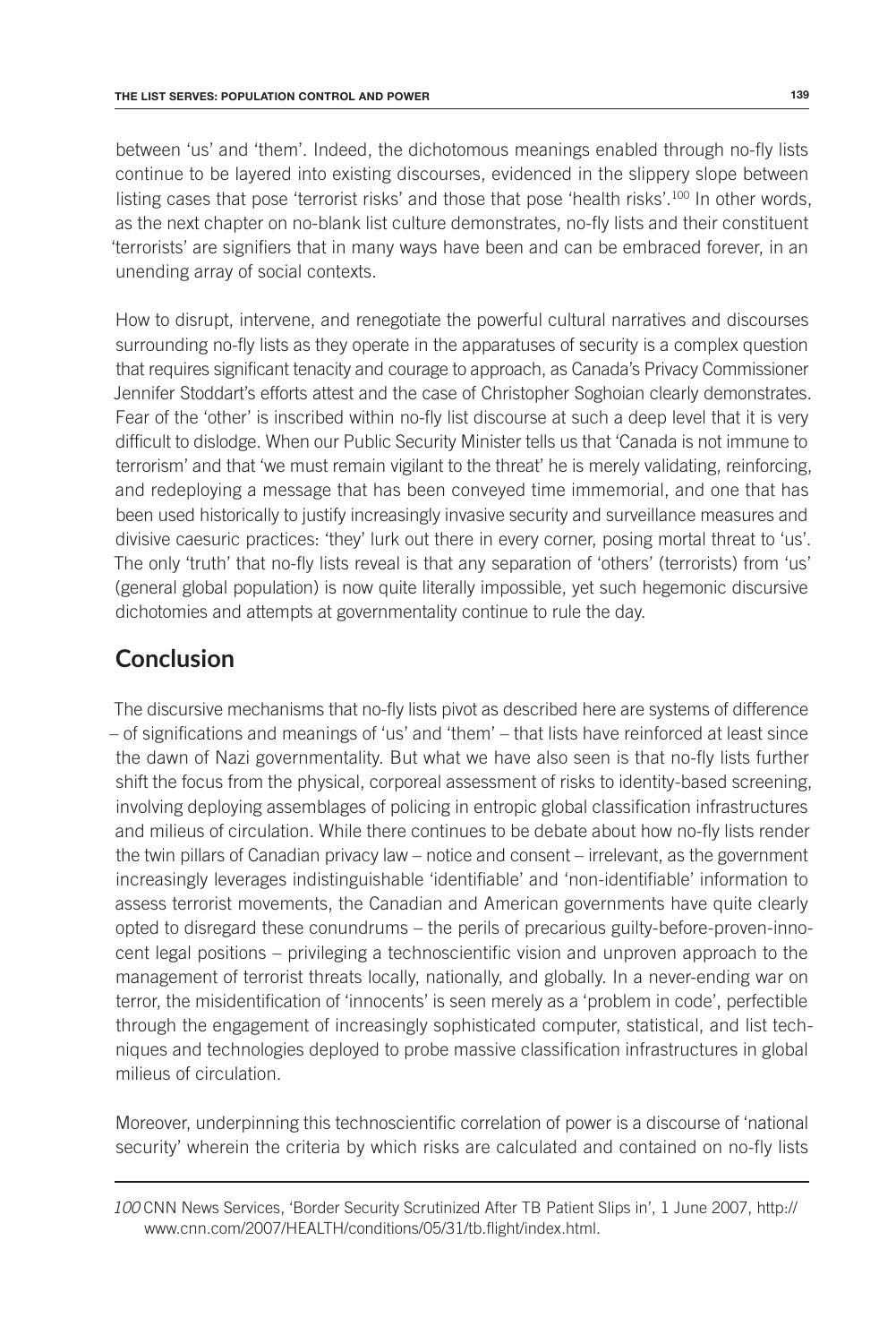between 'us' and 'them'. Indeed, the dichotomous meanings enabled through no-fly lists continue to be layered into existing discourses, evidenced in the slippery slope between listing cases that pose 'terrorist risks' and those that pose 'health risks'.[100] In other words, as the next chapter on no-blank list culture demonstrates, no-fly lists and their constituent 'terrorists' are signifiers that in many ways have been and can be embraced forever, in an unending array of social contexts.

How to disrupt, intervene, and renegotiate the powerful cultural narratives and discourses surrounding no-fly lists as they operate in the apparatuses of security is a complex question that requires significant tenacity and courage to approach, as Canada's Privacy Commissioner Jennifer Stoddart's efforts attest and the case of Christopher Soghoian clearly demonstrates. Fear of the 'other' is inscribed within no-fly list discourse at such a deep level that it is very difficult to dislodge. When our Public Security Minister tells us that 'Canada is not immune to terrorism' and that 'we must remain vigilant to the threat' he is merely validating, reinforcing, and redeploying a message that has been conveyed time immemorial, and one that has been used historically to justify increasingly invasive security and surveillance measures and divisive caesuric practices: 'they' lurk out there in every corner, posing mortal threat to 'us'. The only 'truth' that no-fly lists reveal is that any separation of 'others' (terrorists) from 'us' (general global population) is now quite literally impossible, yet such hegemonic discursive dichotomies and attempts at governmentality continue to rule the day.

## Conclusion

The discursive mechanisms that no-fly lists pivot as described here are systems of difference – of significations and meanings of 'us' and 'them' – that lists have reinforced at least since the dawn of Nazi governmentality. But what we have also seen is that no-fly lists further shift the focus from the physical, corporeal assessment of risks to identity-based screening, involving deploying assemblages of policing in entropic global classification infrastructures and milieus of circulation. While there continues to be debate about how no-fly lists render the twin pillars of Canadian privacy law – notice and consent – irrelevant, as the government increasingly leverages indistinguishable 'identifiable' and 'non-identifiable' information to assess terrorist movements, the Canadian and American governments have quite clearly opted to disregard these conundrums – the perils of precarious guilty-before-proven-innocent legal positions – privileging a technoscientific vision and unproven approach to the management of terrorist threats locally, nationally, and globally. In a never-ending war on terror, the misidentification of 'innocents' is seen merely as a 'problem in code', perfectible through the engagement of increasingly sophisticated computer, statistical, and list techniques and technologies deployed to probe massive classification infrastructures in global milieus of circulation.

Moreover, underpinning this technoscientific correlation of power is a discourse of 'national security' wherein the criteria by which risks are calculated and contained on no-fly lists

---

*100* CNN News Services, 'Border Security Scrutinized After TB Patient Slips in', 1 June 2007, http://www.cnn.com/2007/HEALTH/conditions/05/31/tb.flight/index.html.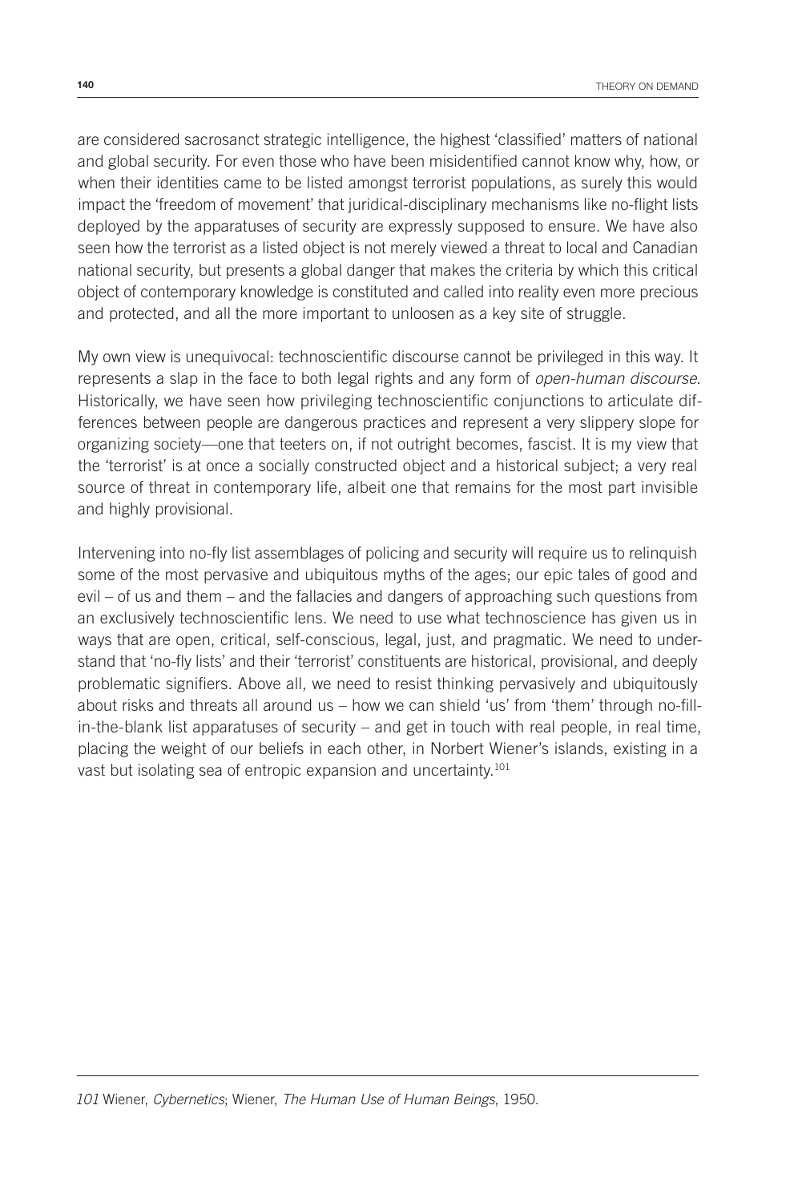are considered sacrosanct strategic intelligence, the highest 'classified' matters of national and global security. For even those who have been misidentified cannot know why, how, or when their identities came to be listed amongst terrorist populations, as surely this would impact the 'freedom of movement' that juridical-disciplinary mechanisms like no-flight lists deployed by the apparatuses of security are expressly supposed to ensure. We have also seen how the terrorist as a listed object is not merely viewed a threat to local and Canadian national security, but presents a global danger that makes the criteria by which this critical object of contemporary knowledge is constituted and called into reality even more precious and protected, and all the more important to unloosen as a key site of struggle.

My own view is unequivocal: technoscientific discourse cannot be privileged in this way. It represents a slap in the face to both legal rights and any form of *open-human discourse*. Historically, we have seen how privileging technoscientific conjunctions to articulate differences between people are dangerous practices and represent a very slippery slope for organizing society—one that teeters on, if not outright becomes, fascist. It is my view that the 'terrorist' is at once a socially constructed object and a historical subject; a very real source of threat in contemporary life, albeit one that remains for the most part invisible and highly provisional.

Intervening into no-fly list assemblages of policing and security will require us to relinquish some of the most pervasive and ubiquitous myths of the ages; our epic tales of good and evil – of us and them – and the fallacies and dangers of approaching such questions from an exclusively technoscientific lens. We need to use what technoscience has given us in ways that are open, critical, self-conscious, legal, just, and pragmatic. We need to understand that 'no-fly lists' and their 'terrorist' constituents are historical, provisional, and deeply problematic signifiers. Above all, we need to resist thinking pervasively and ubiquitously about risks and threats all around us – how we can shield 'us' from 'them' through no-fill-in-the-blank list apparatuses of security – and get in touch with real people, in real time, placing the weight of our beliefs in each other, in Norbert Wiener's islands, existing in a vast but isolating sea of entropic expansion and uncertainty.[101]

---

*101* Wiener, *Cybernetics*; Wiener, *The Human Use of Human Beings*, 1950.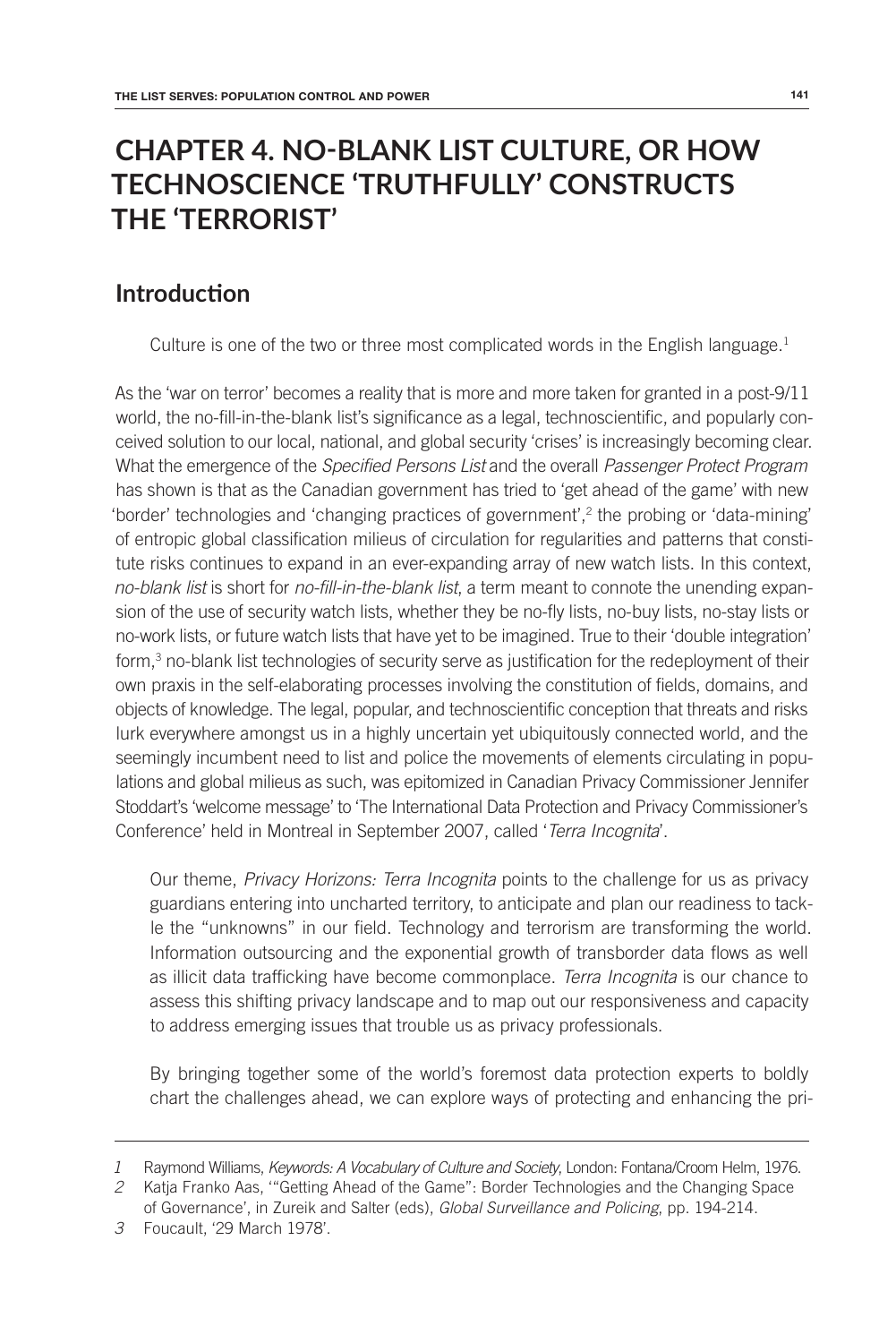# CHAPTER 4. NO-BLANK LIST CULTURE, OR HOW TECHNOSCIENCE 'TRUTHFULLY' CONSTRUCTS THE 'TERRORIST'

## Introduction

Culture is one of the two or three most complicated words in the English language.[1]

As the 'war on terror' becomes a reality that is more and more taken for granted in a post-9/11 world, the no-fill-in-the-blank list's significance as a legal, technoscientific, and popularly conceived solution to our local, national, and global security 'crises' is increasingly becoming clear. What the emergence of the *Specified Persons List* and the overall *Passenger Protect Program* has shown is that as the Canadian government has tried to 'get ahead of the game' with new 'border' technologies and 'changing practices of government',[2] the probing or 'data-mining' of entropic global classification milieus of circulation for regularities and patterns that constitute risks continues to expand in an ever-expanding array of new watch lists. In this context, *no-blank list* is short for *no-fill-in-the-blank list*, a term meant to connote the unending expansion of the use of security watch lists, whether they be no-fly lists, no-buy lists, no-stay lists or no-work lists, or future watch lists that have yet to be imagined. True to their 'double integration' form,[3] no-blank list technologies of security serve as justification for the redeployment of their own praxis in the self-elaborating processes involving the constitution of fields, domains, and objects of knowledge. The legal, popular, and technoscientific conception that threats and risks lurk everywhere amongst us in a highly uncertain yet ubiquitously connected world, and the seemingly incumbent need to list and police the movements of elements circulating in populations and global milieus as such, was epitomized in Canadian Privacy Commissioner Jennifer Stoddart's 'welcome message' to 'The International Data Protection and Privacy Commissioner's Conference' held in Montreal in September 2007, called '*Terra Incognita*'.

> Our theme, *Privacy Horizons: Terra Incognita* points to the challenge for us as privacy guardians entering into uncharted territory, to anticipate and plan our readiness to tackle the "unknowns" in our field. Technology and terrorism are transforming the world. Information outsourcing and the exponential growth of transborder data flows as well as illicit data trafficking have become commonplace. *Terra Incognita* is our chance to assess this shifting privacy landscape and to map out our responsiveness and capacity to address emerging issues that trouble us as privacy professionals.
>
> By bringing together some of the world's foremost data protection experts to boldly chart the challenges ahead, we can explore ways of protecting and enhancing the pri-

---

*1* Raymond Williams, *Keywords: A Vocabulary of Culture and Society*, London: Fontana/Croom Helm, 1976.

*2* Katja Franko Aas, '"Getting Ahead of the Game": Border Technologies and the Changing Space of Governance', in Zureik and Salter (eds), *Global Surveillance and Policing*, pp. 194-214.

*3* Foucault, '29 March 1978'.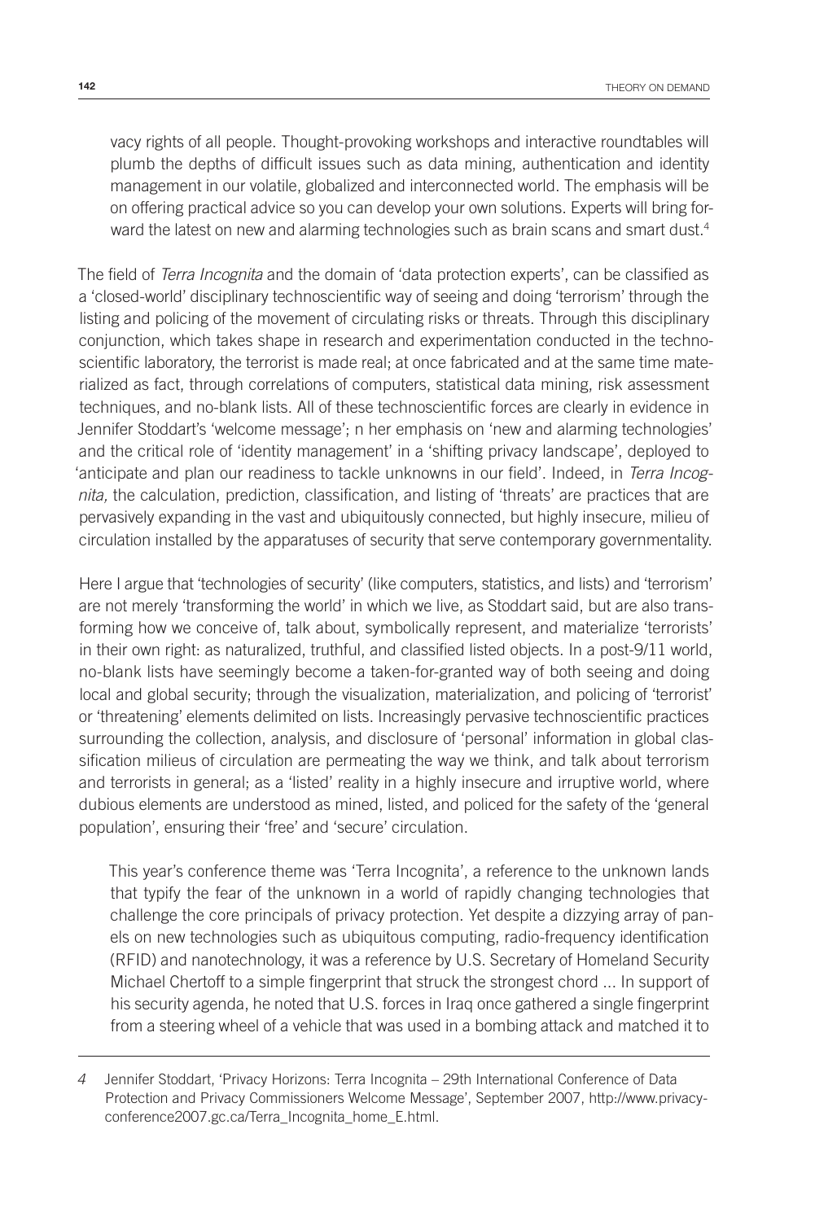> vacy rights of all people. Thought-provoking workshops and interactive roundtables will plumb the depths of difficult issues such as data mining, authentication and identity management in our volatile, globalized and interconnected world. The emphasis will be on offering practical advice so you can develop your own solutions. Experts will bring forward the latest on new and alarming technologies such as brain scans and smart dust.[4]

The field of *Terra Incognita* and the domain of 'data protection experts', can be classified as a 'closed-world' disciplinary technoscientific way of seeing and doing 'terrorism' through the listing and policing of the movement of circulating risks or threats. Through this disciplinary conjunction, which takes shape in research and experimentation conducted in the technoscientific laboratory, the terrorist is made real; at once fabricated and at the same time materialized as fact, through correlations of computers, statistical data mining, risk assessment techniques, and no-blank lists. All of these technoscientific forces are clearly in evidence in Jennifer Stoddart's 'welcome message'; n her emphasis on 'new and alarming technologies' and the critical role of 'identity management' in a 'shifting privacy landscape', deployed to 'anticipate and plan our readiness to tackle unknowns in our field'. Indeed, in *Terra Incognita,* the calculation, prediction, classification, and listing of 'threats' are practices that are pervasively expanding in the vast and ubiquitously connected, but highly insecure, milieu of circulation installed by the apparatuses of security that serve contemporary governmentality.

Here I argue that 'technologies of security' (like computers, statistics, and lists) and 'terrorism' are not merely 'transforming the world' in which we live, as Stoddart said, but are also transforming how we conceive of, talk about, symbolically represent, and materialize 'terrorists' in their own right: as naturalized, truthful, and classified listed objects. In a post-9/11 world, no-blank lists have seemingly become a taken-for-granted way of both seeing and doing local and global security; through the visualization, materialization, and policing of 'terrorist' or 'threatening' elements delimited on lists. Increasingly pervasive technoscientific practices surrounding the collection, analysis, and disclosure of 'personal' information in global classification milieus of circulation are permeating the way we think, and talk about terrorism and terrorists in general; as a 'listed' reality in a highly insecure and irruptive world, where dubious elements are understood as mined, listed, and policed for the safety of the 'general population', ensuring their 'free' and 'secure' circulation.

> This year's conference theme was 'Terra Incognita', a reference to the unknown lands that typify the fear of the unknown in a world of rapidly changing technologies that challenge the core principals of privacy protection. Yet despite a dizzying array of panels on new technologies such as ubiquitous computing, radio-frequency identification (RFID) and nanotechnology, it was a reference by U.S. Secretary of Homeland Security Michael Chertoff to a simple fingerprint that struck the strongest chord ... In support of his security agenda, he noted that U.S. forces in Iraq once gathered a single fingerprint from a steering wheel of a vehicle that was used in a bombing attack and matched it to

4 Jennifer Stoddart, 'Privacy Horizons: Terra Incognita – 29th International Conference of Data Protection and Privacy Commissioners Welcome Message', September 2007, http://www.privacyconference2007.gc.ca/Terra_Incognita_home_E.html.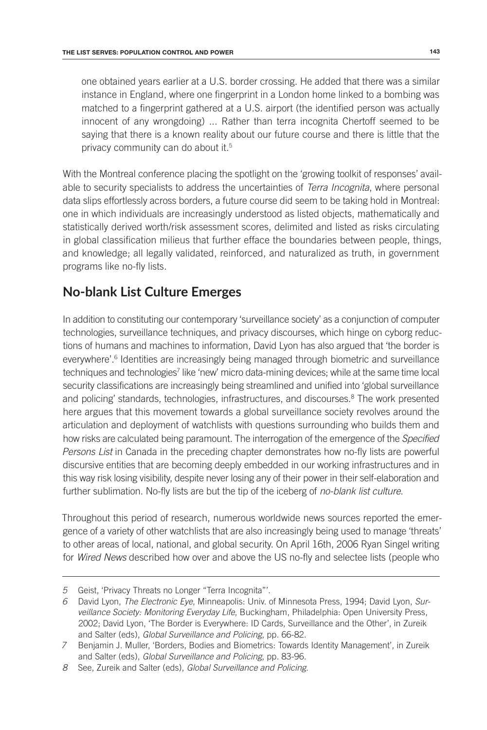> one obtained years earlier at a U.S. border crossing. He added that there was a similar instance in England, where one fingerprint in a London home linked to a bombing was matched to a fingerprint gathered at a U.S. airport (the identified person was actually innocent of any wrongdoing) ... Rather than terra incognita Chertoff seemed to be saying that there is a known reality about our future course and there is little that the privacy community can do about it.[5]

With the Montreal conference placing the spotlight on the 'growing toolkit of responses' available to security specialists to address the uncertainties of *Terra Incognita*, where personal data slips effortlessly across borders, a future course did seem to be taking hold in Montreal: one in which individuals are increasingly understood as listed objects, mathematically and statistically derived worth/risk assessment scores, delimited and listed as risks circulating in global classification milieus that further efface the boundaries between people, things, and knowledge; all legally validated, reinforced, and naturalized as truth, in government programs like no-fly lists.

## No-blank List Culture Emerges

In addition to constituting our contemporary 'surveillance society' as a conjunction of computer technologies, surveillance techniques, and privacy discourses, which hinge on cyborg reductions of humans and machines to information, David Lyon has also argued that 'the border is everywhere'.[6] Identities are increasingly being managed through biometric and surveillance techniques and technologies[7] like 'new' micro data-mining devices; while at the same time local security classifications are increasingly being streamlined and unified into 'global surveillance and policing' standards, technologies, infrastructures, and discourses.[8] The work presented here argues that this movement towards a global surveillance society revolves around the articulation and deployment of watchlists with questions surrounding who builds them and how risks are calculated being paramount. The interrogation of the emergence of the *Specified Persons List* in Canada in the preceding chapter demonstrates how no-fly lists are powerful discursive entities that are becoming deeply embedded in our working infrastructures and in this way risk losing visibility, despite never losing any of their power in their self-elaboration and further sublimation. No-fly lists are but the tip of the iceberg of *no-blank list culture*.

Throughout this period of research, numerous worldwide news sources reported the emergence of a variety of other watchlists that are also increasingly being used to manage 'threats' to other areas of local, national, and global security. On April 16th, 2006 Ryan Singel writing for *Wired News* described how over and above the US no-fly and selectee lists (people who

---

5 Geist, 'Privacy Threats no Longer "Terra Incognita"'.

6 David Lyon, *The Electronic Eye*, Minneapolis: Univ. of Minnesota Press, 1994; David Lyon, *Surveillance Society: Monitoring Everyday Life*, Buckingham, Philadelphia: Open University Press, 2002; David Lyon, 'The Border is Everywhere: ID Cards, Surveillance and the Other', in Zureik and Salter (eds), *Global Surveillance and Policing*, pp. 66-82.

7 Benjamin J. Muller, 'Borders, Bodies and Biometrics: Towards Identity Management', in Zureik and Salter (eds), *Global Surveillance and Policing*, pp. 83-96.

8 See, Zureik and Salter (eds), *Global Surveillance and Policing*.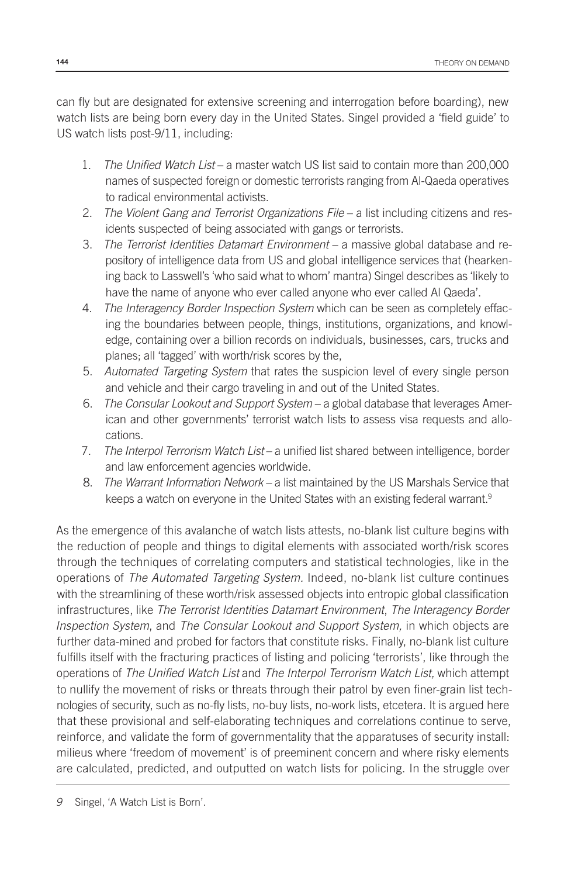can fly but are designated for extensive screening and interrogation before boarding), new watch lists are being born every day in the United States. Singel provided a 'field guide' to US watch lists post-9/11, including:

1. *The Unified Watch List* – a master watch US list said to contain more than 200,000 names of suspected foreign or domestic terrorists ranging from Al-Qaeda operatives to radical environmental activists.
2. *The Violent Gang and Terrorist Organizations File* – a list including citizens and residents suspected of being associated with gangs or terrorists.
3. *The Terrorist Identities Datamart Environment* – a massive global database and repository of intelligence data from US and global intelligence services that (hearkening back to Lasswell's 'who said what to whom' mantra) Singel describes as 'likely to have the name of anyone who ever called anyone who ever called Al Qaeda'.
4. *The Interagency Border Inspection System* which can be seen as completely effacing the boundaries between people, things, institutions, organizations, and knowledge, containing over a billion records on individuals, businesses, cars, trucks and planes; all 'tagged' with worth/risk scores by the,
5. *Automated Targeting System* that rates the suspicion level of every single person and vehicle and their cargo traveling in and out of the United States.
6. *The Consular Lookout and Support System* – a global database that leverages American and other governments' terrorist watch lists to assess visa requests and allocations.
7. *The Interpol Terrorism Watch List* – a unified list shared between intelligence, border and law enforcement agencies worldwide.
8. *The Warrant Information Network* – a list maintained by the US Marshals Service that keeps a watch on everyone in the United States with an existing federal warrant.[9]

As the emergence of this avalanche of watch lists attests, no-blank list culture begins with the reduction of people and things to digital elements with associated worth/risk scores through the techniques of correlating computers and statistical technologies, like in the operations of *The Automated Targeting System*. Indeed, no-blank list culture continues with the streamlining of these worth/risk assessed objects into entropic global classification infrastructures, like *The Terrorist Identities Datamart Environment*, *The Interagency Border Inspection System*, and *The Consular Lookout and Support System,* in which objects are further data-mined and probed for factors that constitute risks. Finally, no-blank list culture fulfills itself with the fracturing practices of listing and policing 'terrorists', like through the operations of *The Unified Watch List* and *The Interpol Terrorism Watch List,* which attempt to nullify the movement of risks or threats through their patrol by even finer-grain list technologies of security, such as no-fly lists, no-buy lists, no-work lists, etcetera. It is argued here that these provisional and self-elaborating techniques and correlations continue to serve, reinforce, and validate the form of governmentality that the apparatuses of security install: milieus where 'freedom of movement' is of preeminent concern and where risky elements are calculated, predicted, and outputted on watch lists for policing. In the struggle over

9 Singel, 'A Watch List is Born'.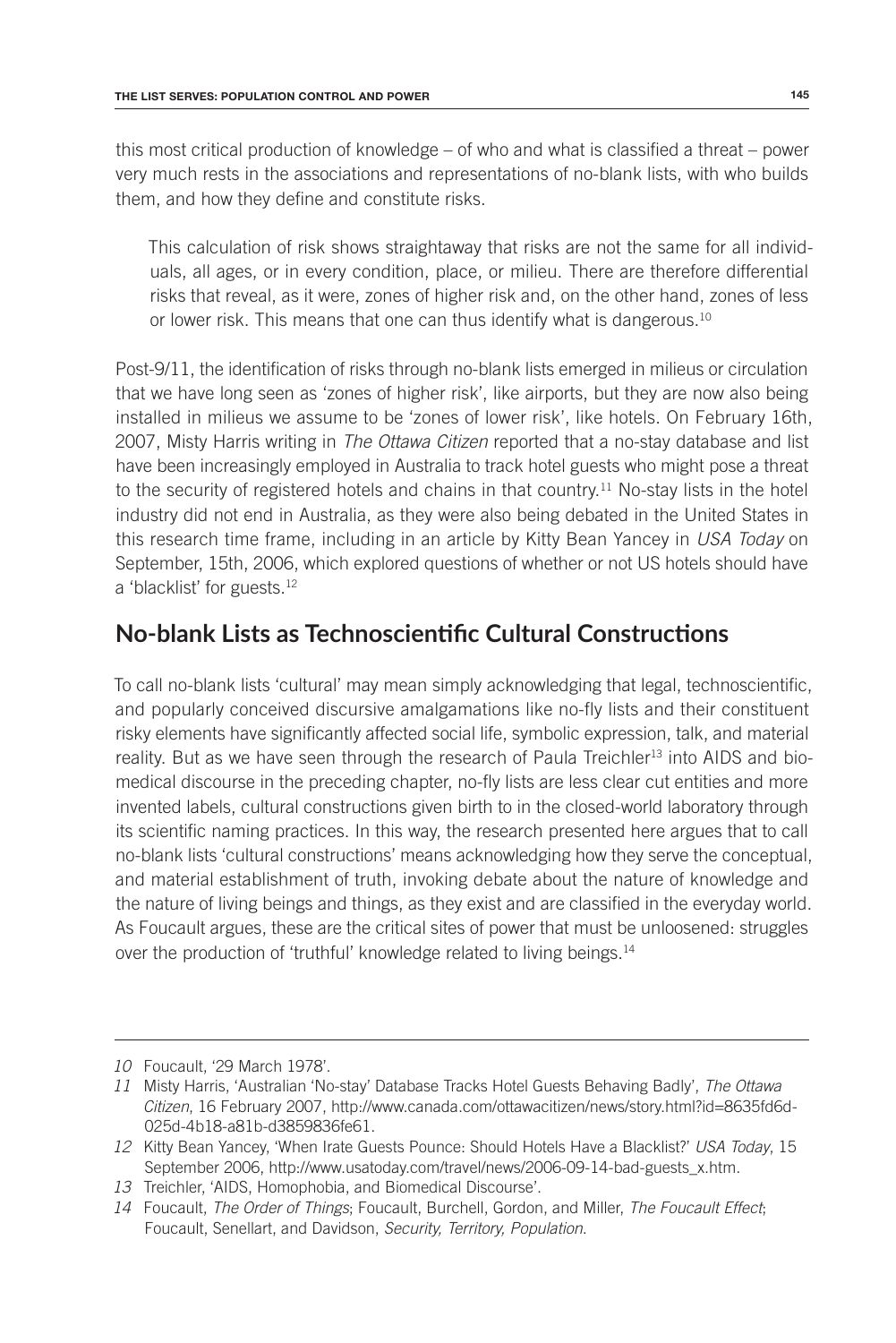this most critical production of knowledge – of who and what is classified a threat – power very much rests in the associations and representations of no-blank lists, with who builds them, and how they define and constitute risks.

> This calculation of risk shows straightaway that risks are not the same for all individuals, all ages, or in every condition, place, or milieu. There are therefore differential risks that reveal, as it were, zones of higher risk and, on the other hand, zones of less or lower risk. This means that one can thus identify what is dangerous.[10]

Post-9/11, the identification of risks through no-blank lists emerged in milieus or circulation that we have long seen as 'zones of higher risk', like airports, but they are now also being installed in milieus we assume to be 'zones of lower risk', like hotels. On February 16th, 2007, Misty Harris writing in *The Ottawa Citizen* reported that a no-stay database and list have been increasingly employed in Australia to track hotel guests who might pose a threat to the security of registered hotels and chains in that country.[11] No-stay lists in the hotel industry did not end in Australia, as they were also being debated in the United States in this research time frame, including in an article by Kitty Bean Yancey in *USA Today* on September, 15th, 2006, which explored questions of whether or not US hotels should have a 'blacklist' for guests.[12]

## No-blank Lists as Technoscientific Cultural Constructions

To call no-blank lists 'cultural' may mean simply acknowledging that legal, technoscientific, and popularly conceived discursive amalgamations like no-fly lists and their constituent risky elements have significantly affected social life, symbolic expression, talk, and material reality. But as we have seen through the research of Paula Treichler[13] into AIDS and biomedical discourse in the preceding chapter, no-fly lists are less clear cut entities and more invented labels, cultural constructions given birth to in the closed-world laboratory through its scientific naming practices. In this way, the research presented here argues that to call no-blank lists 'cultural constructions' means acknowledging how they serve the conceptual, and material establishment of truth, invoking debate about the nature of knowledge and the nature of living beings and things, as they exist and are classified in the everyday world. As Foucault argues, these are the critical sites of power that must be unloosened: struggles over the production of 'truthful' knowledge related to living beings.[14]

---

*10* Foucault, '29 March 1978'.

*11* Misty Harris, 'Australian 'No-stay' Database Tracks Hotel Guests Behaving Badly', *The Ottawa Citizen*, 16 February 2007, http://www.canada.com/ottawacitizen/news/story.html?id=8635fd6d-025d-4b18-a81b-d3859836fe61.

*12* Kitty Bean Yancey, 'When Irate Guests Pounce: Should Hotels Have a Blacklist?' *USA Today*, 15 September 2006, http://www.usatoday.com/travel/news/2006-09-14-bad-guests_x.htm.

*13* Treichler, 'AIDS, Homophobia, and Biomedical Discourse'.

*14* Foucault, *The Order of Things*; Foucault, Burchell, Gordon, and Miller, *The Foucault Effect*; Foucault, Senellart, and Davidson, *Security, Territory, Population*.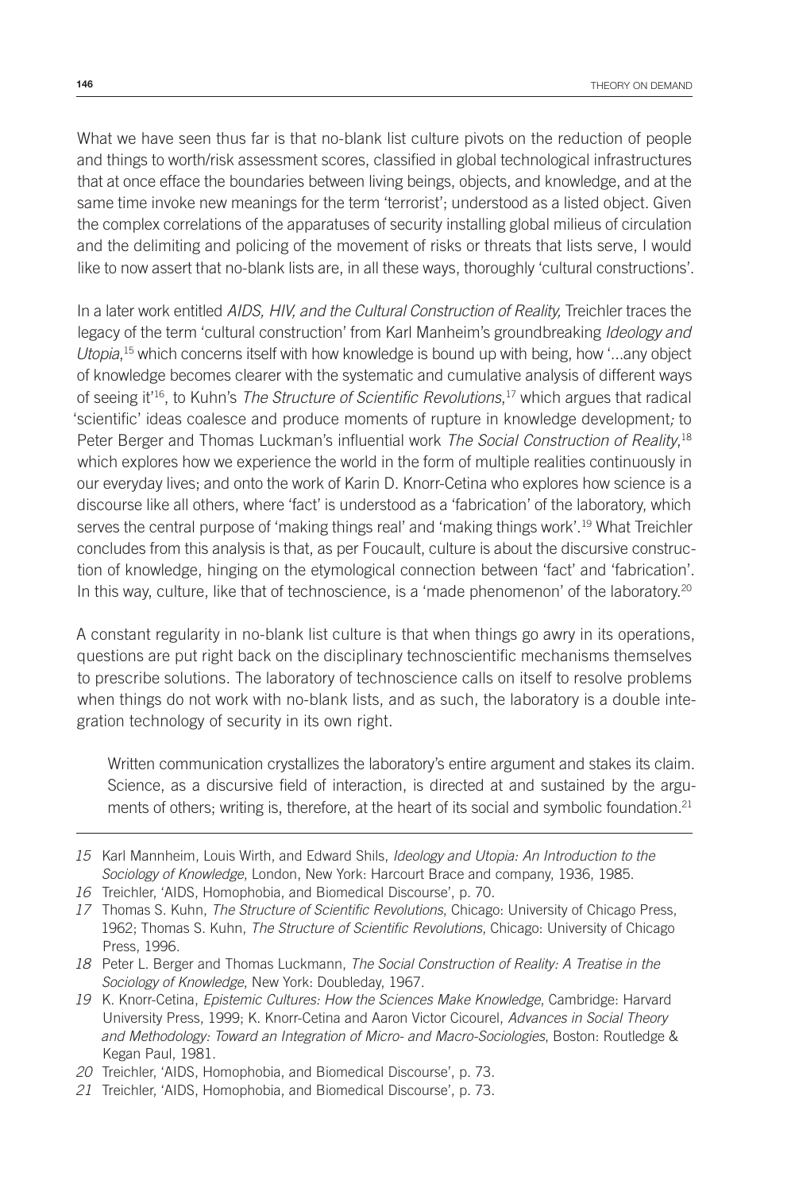What we have seen thus far is that no-blank list culture pivots on the reduction of people and things to worth/risk assessment scores, classified in global technological infrastructures that at once efface the boundaries between living beings, objects, and knowledge, and at the same time invoke new meanings for the term 'terrorist'; understood as a listed object. Given the complex correlations of the apparatuses of security installing global milieus of circulation and the delimiting and policing of the movement of risks or threats that lists serve, I would like to now assert that no-blank lists are, in all these ways, thoroughly 'cultural constructions'.

In a later work entitled *AIDS, HIV, and the Cultural Construction of Reality,* Treichler traces the legacy of the term 'cultural construction' from Karl Manheim's groundbreaking *Ideology and Utopia*,[15] which concerns itself with how knowledge is bound up with being, how '...any object of knowledge becomes clearer with the systematic and cumulative analysis of different ways of seeing it'[16], to Kuhn's *The Structure of Scientific Revolutions*,[17] which argues that radical 'scientific' ideas coalesce and produce moments of rupture in knowledge development; to Peter Berger and Thomas Luckman's influential work *The Social Construction of Reality*,[18] which explores how we experience the world in the form of multiple realities continuously in our everyday lives; and onto the work of Karin D. Knorr-Cetina who explores how science is a discourse like all others, where 'fact' is understood as a 'fabrication' of the laboratory, which serves the central purpose of 'making things real' and 'making things work'.[19] What Treichler concludes from this analysis is that, as per Foucault, culture is about the discursive construction of knowledge, hinging on the etymological connection between 'fact' and 'fabrication'. In this way, culture, like that of technoscience, is a 'made phenomenon' of the laboratory.[20]

A constant regularity in no-blank list culture is that when things go awry in its operations, questions are put right back on the disciplinary technoscientific mechanisms themselves to prescribe solutions. The laboratory of technoscience calls on itself to resolve problems when things do not work with no-blank lists, and as such, the laboratory is a double integration technology of security in its own right.

> Written communication crystallizes the laboratory's entire argument and stakes its claim. Science, as a discursive field of interaction, is directed at and sustained by the arguments of others; writing is, therefore, at the heart of its social and symbolic foundation.[21]

---

*15* Karl Mannheim, Louis Wirth, and Edward Shils, *Ideology and Utopia: An Introduction to the Sociology of Knowledge*, London, New York: Harcourt Brace and company, 1936, 1985.

*16* Treichler, 'AIDS, Homophobia, and Biomedical Discourse', p. 70.

*17* Thomas S. Kuhn, *The Structure of Scientific Revolutions*, Chicago: University of Chicago Press, 1962; Thomas S. Kuhn, *The Structure of Scientific Revolutions*, Chicago: University of Chicago Press, 1996.

*18* Peter L. Berger and Thomas Luckmann, *The Social Construction of Reality: A Treatise in the Sociology of Knowledge*, New York: Doubleday, 1967.

*19* K. Knorr-Cetina, *Epistemic Cultures: How the Sciences Make Knowledge*, Cambridge: Harvard University Press, 1999; K. Knorr-Cetina and Aaron Victor Cicourel, *Advances in Social Theory and Methodology: Toward an Integration of Micro- and Macro-Sociologies*, Boston: Routledge & Kegan Paul, 1981.

*20* Treichler, 'AIDS, Homophobia, and Biomedical Discourse', p. 73.

*21* Treichler, 'AIDS, Homophobia, and Biomedical Discourse', p. 73.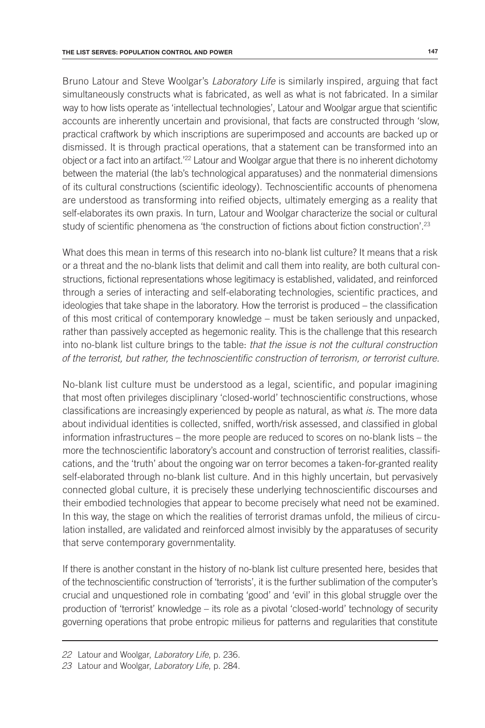Bruno Latour and Steve Woolgar's *Laboratory Life* is similarly inspired, arguing that fact simultaneously constructs what is fabricated, as well as what is not fabricated. In a similar way to how lists operate as 'intellectual technologies', Latour and Woolgar argue that scientific accounts are inherently uncertain and provisional, that facts are constructed through 'slow, practical craftwork by which inscriptions are superimposed and accounts are backed up or dismissed. It is through practical operations, that a statement can be transformed into an object or a fact into an artifact.'[22] Latour and Woolgar argue that there is no inherent dichotomy between the material (the lab's technological apparatuses) and the nonmaterial dimensions of its cultural constructions (scientific ideology). Technoscientific accounts of phenomena are understood as transforming into reified objects, ultimately emerging as a reality that self-elaborates its own praxis. In turn, Latour and Woolgar characterize the social or cultural study of scientific phenomena as 'the construction of fictions about fiction construction'.[23]

What does this mean in terms of this research into no-blank list culture? It means that a risk or a threat and the no-blank lists that delimit and call them into reality, are both cultural constructions, fictional representations whose legitimacy is established, validated, and reinforced through a series of interacting and self-elaborating technologies, scientific practices, and ideologies that take shape in the laboratory. How the terrorist is produced – the classification of this most critical of contemporary knowledge – must be taken seriously and unpacked, rather than passively accepted as hegemonic reality. This is the challenge that this research into no-blank list culture brings to the table: *that the issue is not the cultural construction of the terrorist, but rather, the technoscientific construction of terrorism, or terrorist culture.*

No-blank list culture must be understood as a legal, scientific, and popular imagining that most often privileges disciplinary 'closed-world' technoscientific constructions, whose classifications are increasingly experienced by people as natural, as what *is*. The more data about individual identities is collected, sniffed, worth/risk assessed, and classified in global information infrastructures – the more people are reduced to scores on no-blank lists – the more the technoscientific laboratory's account and construction of terrorist realities, classifications, and the 'truth' about the ongoing war on terror becomes a taken-for-granted reality self-elaborated through no-blank list culture. And in this highly uncertain, but pervasively connected global culture, it is precisely these underlying technoscientific discourses and their embodied technologies that appear to become precisely what need not be examined. In this way, the stage on which the realities of terrorist dramas unfold, the milieus of circulation installed, are validated and reinforced almost invisibly by the apparatuses of security that serve contemporary governmentality.

If there is another constant in the history of no-blank list culture presented here, besides that of the technoscientific construction of 'terrorists', it is the further sublimation of the computer's crucial and unquestioned role in combating 'good' and 'evil' in this global struggle over the production of 'terrorist' knowledge – its role as a pivotal 'closed-world' technology of security governing operations that probe entropic milieus for patterns and regularities that constitute

---

22 Latour and Woolgar, *Laboratory Life*, p. 236.

23 Latour and Woolgar, *Laboratory Life*, p. 284.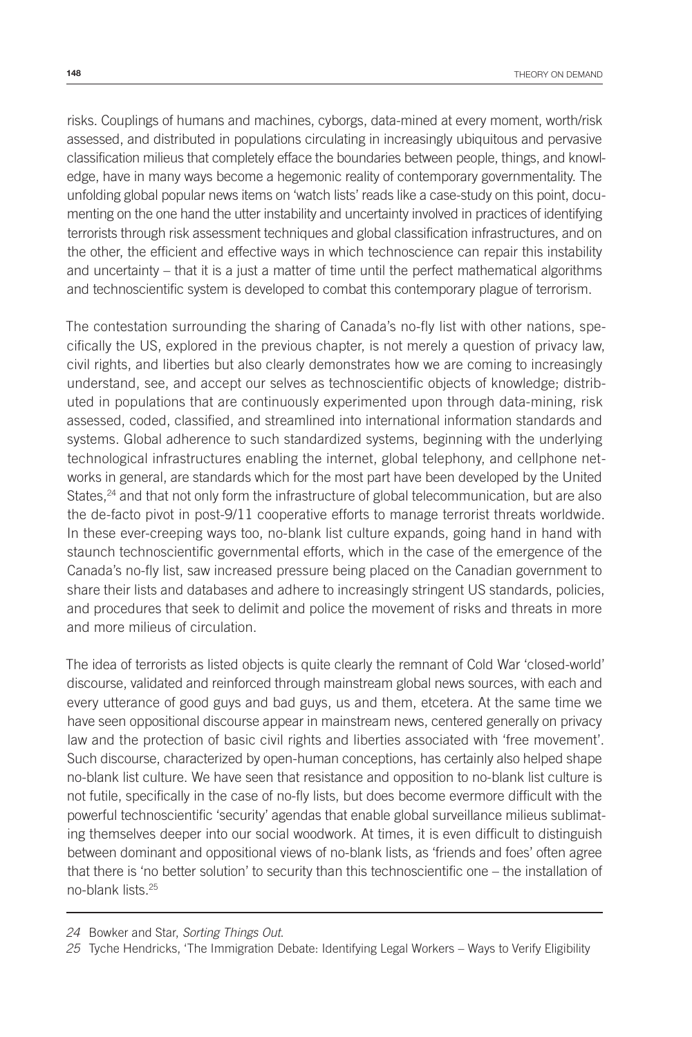risks. Couplings of humans and machines, cyborgs, data-mined at every moment, worth/risk assessed, and distributed in populations circulating in increasingly ubiquitous and pervasive classification milieus that completely efface the boundaries between people, things, and knowledge, have in many ways become a hegemonic reality of contemporary governmentality. The unfolding global popular news items on 'watch lists' reads like a case-study on this point, documenting on the one hand the utter instability and uncertainty involved in practices of identifying terrorists through risk assessment techniques and global classification infrastructures, and on the other, the efficient and effective ways in which technoscience can repair this instability and uncertainty – that it is a just a matter of time until the perfect mathematical algorithms and technoscientific system is developed to combat this contemporary plague of terrorism.

The contestation surrounding the sharing of Canada's no-fly list with other nations, specifically the US, explored in the previous chapter, is not merely a question of privacy law, civil rights, and liberties but also clearly demonstrates how we are coming to increasingly understand, see, and accept our selves as technoscientific objects of knowledge; distributed in populations that are continuously experimented upon through data-mining, risk assessed, coded, classified, and streamlined into international information standards and systems. Global adherence to such standardized systems, beginning with the underlying technological infrastructures enabling the internet, global telephony, and cellphone networks in general, are standards which for the most part have been developed by the United States,[24] and that not only form the infrastructure of global telecommunication, but are also the de-facto pivot in post-9/11 cooperative efforts to manage terrorist threats worldwide. In these ever-creeping ways too, no-blank list culture expands, going hand in hand with staunch technoscientific governmental efforts, which in the case of the emergence of the Canada's no-fly list, saw increased pressure being placed on the Canadian government to share their lists and databases and adhere to increasingly stringent US standards, policies, and procedures that seek to delimit and police the movement of risks and threats in more and more milieus of circulation.

The idea of terrorists as listed objects is quite clearly the remnant of Cold War 'closed-world' discourse, validated and reinforced through mainstream global news sources, with each and every utterance of good guys and bad guys, us and them, etcetera. At the same time we have seen oppositional discourse appear in mainstream news, centered generally on privacy law and the protection of basic civil rights and liberties associated with 'free movement'. Such discourse, characterized by open-human conceptions, has certainly also helped shape no-blank list culture. We have seen that resistance and opposition to no-blank list culture is not futile, specifically in the case of no-fly lists, but does become evermore difficult with the powerful technoscientific 'security' agendas that enable global surveillance milieus sublimating themselves deeper into our social woodwork. At times, it is even difficult to distinguish between dominant and oppositional views of no-blank lists, as 'friends and foes' often agree that there is 'no better solution' to security than this technoscientific one – the installation of no-blank lists.[25]

---

*24* Bowker and Star, *Sorting Things Out.*

*25* Tyche Hendricks, 'The Immigration Debate: Identifying Legal Workers – Ways to Verify Eligibility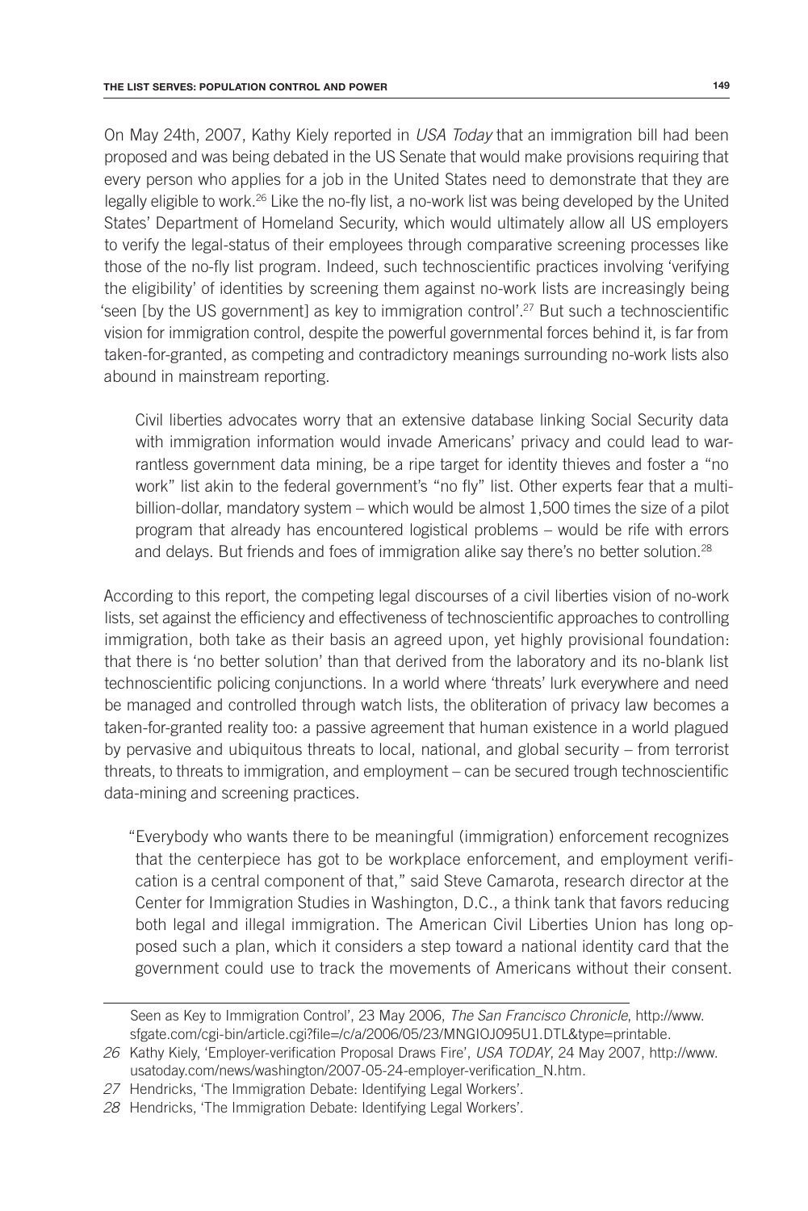On May 24th, 2007, Kathy Kiely reported in *USA Today* that an immigration bill had been proposed and was being debated in the US Senate that would make provisions requiring that every person who applies for a job in the United States need to demonstrate that they are legally eligible to work.[26] Like the no-fly list, a no-work list was being developed by the United States' Department of Homeland Security, which would ultimately allow all US employers to verify the legal-status of their employees through comparative screening processes like those of the no-fly list program. Indeed, such technoscientific practices involving 'verifying the eligibility' of identities by screening them against no-work lists are increasingly being 'seen [by the US government] as key to immigration control'.[27] But such a technoscientific vision for immigration control, despite the powerful governmental forces behind it, is far from taken-for-granted, as competing and contradictory meanings surrounding no-work lists also abound in mainstream reporting.

> Civil liberties advocates worry that an extensive database linking Social Security data with immigration information would invade Americans' privacy and could lead to warrantless government data mining, be a ripe target for identity thieves and foster a "no work" list akin to the federal government's "no fly" list. Other experts fear that a multi-billion-dollar, mandatory system – which would be almost 1,500 times the size of a pilot program that already has encountered logistical problems – would be rife with errors and delays. But friends and foes of immigration alike say there's no better solution.[28]

According to this report, the competing legal discourses of a civil liberties vision of no-work lists, set against the efficiency and effectiveness of technoscientific approaches to controlling immigration, both take as their basis an agreed upon, yet highly provisional foundation: that there is 'no better solution' than that derived from the laboratory and its no-blank list technoscientific policing conjunctions. In a world where 'threats' lurk everywhere and need be managed and controlled through watch lists, the obliteration of privacy law becomes a taken-for-granted reality too: a passive agreement that human existence in a world plagued by pervasive and ubiquitous threats to local, national, and global security – from terrorist threats, to threats to immigration, and employment – can be secured trough technoscientific data-mining and screening practices.

> "Everybody who wants there to be meaningful (immigration) enforcement recognizes that the centerpiece has got to be workplace enforcement, and employment verification is a central component of that," said Steve Camarota, research director at the Center for Immigration Studies in Washington, D.C., a think tank that favors reducing both legal and illegal immigration. The American Civil Liberties Union has long opposed such a plan, which it considers a step toward a national identity card that the government could use to track the movements of Americans without their consent.

Seen as Key to Immigration Control', 23 May 2006, *The San Francisco Chronicle*, http://www.sfgate.com/cgi-bin/article.cgi?file=/c/a/2006/05/23/MNGIOJ095U1.DTL&type=printable.

26 Kathy Kiely, 'Employer-verification Proposal Draws Fire', *USA TODAY*, 24 May 2007, http://www.usatoday.com/news/washington/2007-05-24-employer-verification_N.htm.

27 Hendricks, 'The Immigration Debate: Identifying Legal Workers'.

28 Hendricks, 'The Immigration Debate: Identifying Legal Workers'.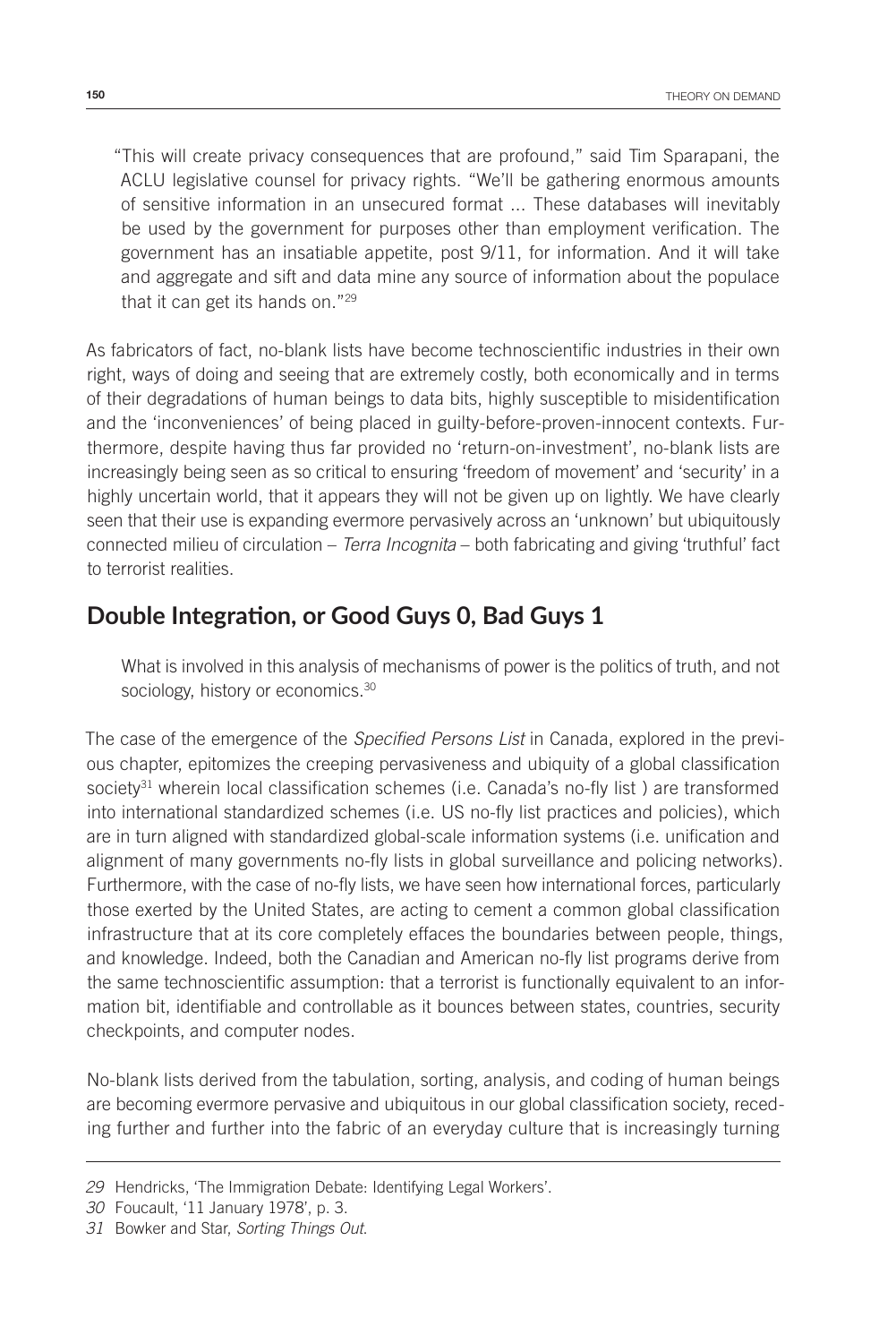> "This will create privacy consequences that are profound," said Tim Sparapani, the ACLU legislative counsel for privacy rights. "We'll be gathering enormous amounts of sensitive information in an unsecured format ... These databases will inevitably be used by the government for purposes other than employment verification. The government has an insatiable appetite, post 9/11, for information. And it will take and aggregate and sift and data mine any source of information about the populace that it can get its hands on."[29]

As fabricators of fact, no-blank lists have become technoscientific industries in their own right, ways of doing and seeing that are extremely costly, both economically and in terms of their degradations of human beings to data bits, highly susceptible to misidentification and the 'inconveniences' of being placed in guilty-before-proven-innocent contexts. Furthermore, despite having thus far provided no 'return-on-investment', no-blank lists are increasingly being seen as so critical to ensuring 'freedom of movement' and 'security' in a highly uncertain world, that it appears they will not be given up on lightly. We have clearly seen that their use is expanding evermore pervasively across an 'unknown' but ubiquitously connected milieu of circulation – *Terra Incognita* – both fabricating and giving 'truthful' fact to terrorist realities.

## Double Integration, or Good Guys 0, Bad Guys 1

> What is involved in this analysis of mechanisms of power is the politics of truth, and not sociology, history or economics.[30]

The case of the emergence of the *Specified Persons List* in Canada, explored in the previous chapter, epitomizes the creeping pervasiveness and ubiquity of a global classification society[31] wherein local classification schemes (i.e. Canada's no-fly list ) are transformed into international standardized schemes (i.e. US no-fly list practices and policies), which are in turn aligned with standardized global-scale information systems (i.e. unification and alignment of many governments no-fly lists in global surveillance and policing networks). Furthermore, with the case of no-fly lists, we have seen how international forces, particularly those exerted by the United States, are acting to cement a common global classification infrastructure that at its core completely effaces the boundaries between people, things, and knowledge. Indeed, both the Canadian and American no-fly list programs derive from the same technoscientific assumption: that a terrorist is functionally equivalent to an information bit, identifiable and controllable as it bounces between states, countries, security checkpoints, and computer nodes.

No-blank lists derived from the tabulation, sorting, analysis, and coding of human beings are becoming evermore pervasive and ubiquitous in our global classification society, receding further and further into the fabric of an everyday culture that is increasingly turning

---

*29* Hendricks, 'The Immigration Debate: Identifying Legal Workers'.

*30* Foucault, '11 January 1978', p. 3.

*31* Bowker and Star, *Sorting Things Out*.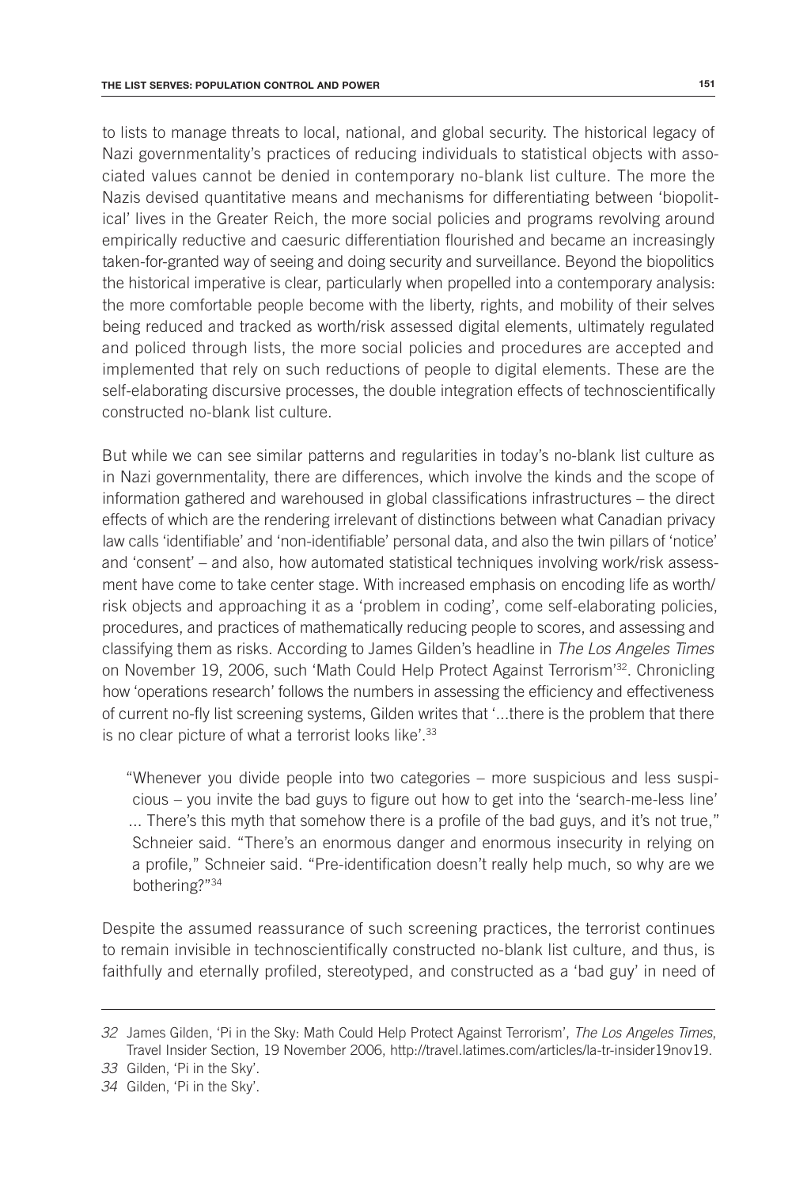to lists to manage threats to local, national, and global security. The historical legacy of Nazi governmentality's practices of reducing individuals to statistical objects with associated values cannot be denied in contemporary no-blank list culture. The more the Nazis devised quantitative means and mechanisms for differentiating between 'biopolitical' lives in the Greater Reich, the more social policies and programs revolving around empirically reductive and caesuric differentiation flourished and became an increasingly taken-for-granted way of seeing and doing security and surveillance. Beyond the biopolitics the historical imperative is clear, particularly when propelled into a contemporary analysis: the more comfortable people become with the liberty, rights, and mobility of their selves being reduced and tracked as worth/risk assessed digital elements, ultimately regulated and policed through lists, the more social policies and procedures are accepted and implemented that rely on such reductions of people to digital elements. These are the self-elaborating discursive processes, the double integration effects of technoscientifically constructed no-blank list culture.

But while we can see similar patterns and regularities in today's no-blank list culture as in Nazi governmentality, there are differences, which involve the kinds and the scope of information gathered and warehoused in global classifications infrastructures – the direct effects of which are the rendering irrelevant of distinctions between what Canadian privacy law calls 'identifiable' and 'non-identifiable' personal data, and also the twin pillars of 'notice' and 'consent' – and also, how automated statistical techniques involving work/risk assessment have come to take center stage. With increased emphasis on encoding life as worth/risk objects and approaching it as a 'problem in coding', come self-elaborating policies, procedures, and practices of mathematically reducing people to scores, and assessing and classifying them as risks. According to James Gilden's headline in *The Los Angeles Times* on November 19, 2006, such 'Math Could Help Protect Against Terrorism'[32]. Chronicling how 'operations research' follows the numbers in assessing the efficiency and effectiveness of current no-fly list screening systems, Gilden writes that '...there is the problem that there is no clear picture of what a terrorist looks like'.[33]

> "Whenever you divide people into two categories – more suspicious and less suspicious – you invite the bad guys to figure out how to get into the 'search-me-less line' ... There's this myth that somehow there is a profile of the bad guys, and it's not true," Schneier said. "There's an enormous danger and enormous insecurity in relying on a profile," Schneier said. "Pre-identification doesn't really help much, so why are we bothering?"[34]

Despite the assumed reassurance of such screening practices, the terrorist continues to remain invisible in technoscientifically constructed no-blank list culture, and thus, is faithfully and eternally profiled, stereotyped, and constructed as a 'bad guy' in need of

---

*32* James Gilden, 'Pi in the Sky: Math Could Help Protect Against Terrorism', *The Los Angeles Times*, Travel Insider Section, 19 November 2006, http://travel.latimes.com/articles/la-tr-insider19nov19.

*33* Gilden, 'Pi in the Sky'.

*34* Gilden, 'Pi in the Sky'.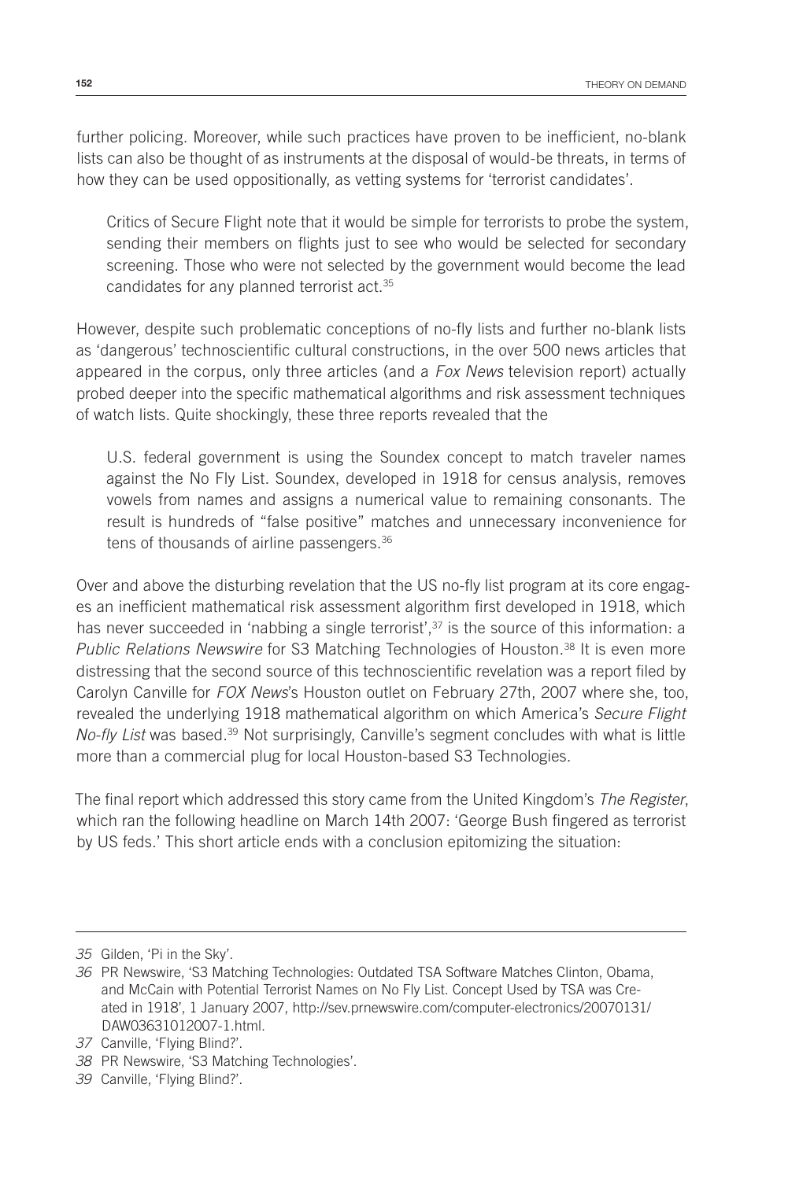further policing. Moreover, while such practices have proven to be inefficient, no-blank lists can also be thought of as instruments at the disposal of would-be threats, in terms of how they can be used oppositionally, as vetting systems for 'terrorist candidates'.

> Critics of Secure Flight note that it would be simple for terrorists to probe the system, sending their members on flights just to see who would be selected for secondary screening. Those who were not selected by the government would become the lead candidates for any planned terrorist act.[35]

However, despite such problematic conceptions of no-fly lists and further no-blank lists as 'dangerous' technoscientific cultural constructions, in the over 500 news articles that appeared in the corpus, only three articles (and a *Fox News* television report) actually probed deeper into the specific mathematical algorithms and risk assessment techniques of watch lists. Quite shockingly, these three reports revealed that the

> U.S. federal government is using the Soundex concept to match traveler names against the No Fly List. Soundex, developed in 1918 for census analysis, removes vowels from names and assigns a numerical value to remaining consonants. The result is hundreds of "false positive" matches and unnecessary inconvenience for tens of thousands of airline passengers.[36]

Over and above the disturbing revelation that the US no-fly list program at its core engages an inefficient mathematical risk assessment algorithm first developed in 1918, which has never succeeded in 'nabbing a single terrorist',[37] is the source of this information: a *Public Relations Newswire* for S3 Matching Technologies of Houston.[38] It is even more distressing that the second source of this technoscientific revelation was a report filed by Carolyn Canville for *FOX News*'s Houston outlet on February 27th, 2007 where she, too, revealed the underlying 1918 mathematical algorithm on which America's *Secure Flight No-fly List* was based.[39] Not surprisingly, Canville's segment concludes with what is little more than a commercial plug for local Houston-based S3 Technologies.

The final report which addressed this story came from the United Kingdom's *The Register*, which ran the following headline on March 14th 2007: 'George Bush fingered as terrorist by US feds.' This short article ends with a conclusion epitomizing the situation:

---

*35* Gilden, 'Pi in the Sky'.

*36* PR Newswire, 'S3 Matching Technologies: Outdated TSA Software Matches Clinton, Obama, and McCain with Potential Terrorist Names on No Fly List. Concept Used by TSA was Created in 1918', 1 January 2007, http://sev.prnewswire.com/computer-electronics/20070131/DAW03631012007-1.html.

*37* Canville, 'Flying Blind?'.

*38* PR Newswire, 'S3 Matching Technologies'.

*39* Canville, 'Flying Blind?'.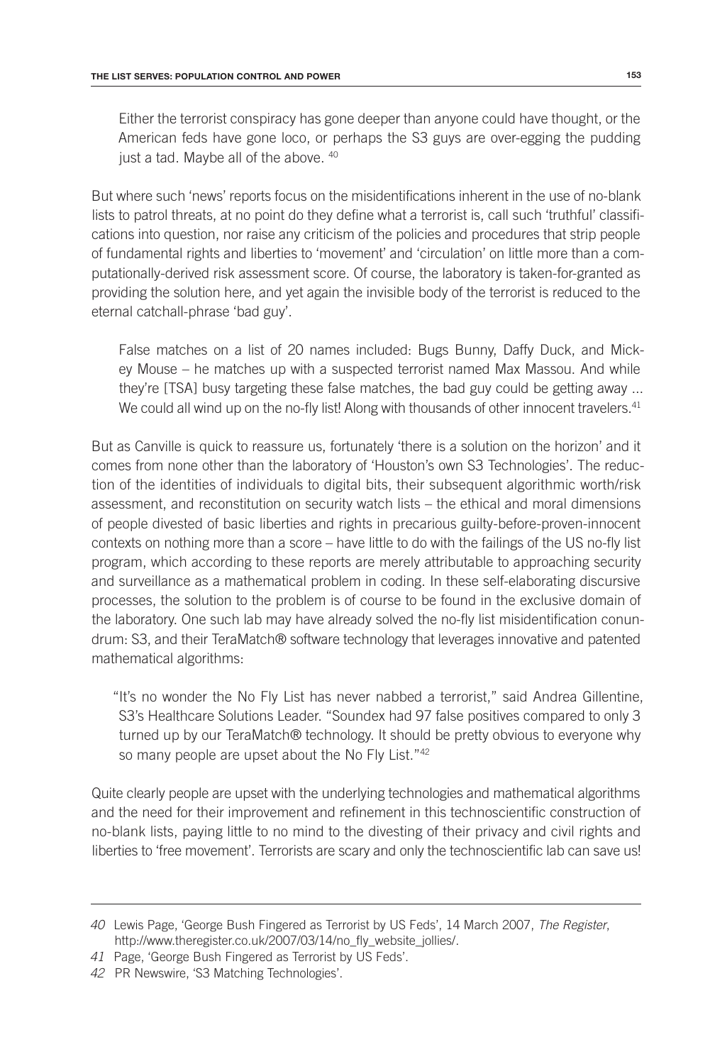> Either the terrorist conspiracy has gone deeper than anyone could have thought, or the American feds have gone loco, or perhaps the S3 guys are over-egging the pudding just a tad. Maybe all of the above. [40]

But where such 'news' reports focus on the misidentifications inherent in the use of no-blank lists to patrol threats, at no point do they define what a terrorist is, call such 'truthful' classifications into question, nor raise any criticism of the policies and procedures that strip people of fundamental rights and liberties to 'movement' and 'circulation' on little more than a computationally-derived risk assessment score. Of course, the laboratory is taken-for-granted as providing the solution here, and yet again the invisible body of the terrorist is reduced to the eternal catchall-phrase 'bad guy'.

> False matches on a list of 20 names included: Bugs Bunny, Daffy Duck, and Mickey Mouse – he matches up with a suspected terrorist named Max Massou. And while they're [TSA] busy targeting these false matches, the bad guy could be getting away ... We could all wind up on the no-fly list! Along with thousands of other innocent travelers.[41]

But as Canville is quick to reassure us, fortunately 'there is a solution on the horizon' and it comes from none other than the laboratory of 'Houston's own S3 Technologies'. The reduction of the identities of individuals to digital bits, their subsequent algorithmic worth/risk assessment, and reconstitution on security watch lists – the ethical and moral dimensions of people divested of basic liberties and rights in precarious guilty-before-proven-innocent contexts on nothing more than a score – have little to do with the failings of the US no-fly list program, which according to these reports are merely attributable to approaching security and surveillance as a mathematical problem in coding. In these self-elaborating discursive processes, the solution to the problem is of course to be found in the exclusive domain of the laboratory. One such lab may have already solved the no-fly list misidentification conundrum: S3, and their TeraMatch® software technology that leverages innovative and patented mathematical algorithms:

> "It's no wonder the No Fly List has never nabbed a terrorist," said Andrea Gillentine, S3's Healthcare Solutions Leader. "Soundex had 97 false positives compared to only 3 turned up by our TeraMatch® technology. It should be pretty obvious to everyone why so many people are upset about the No Fly List."[42]

Quite clearly people are upset with the underlying technologies and mathematical algorithms and the need for their improvement and refinement in this technoscientific construction of no-blank lists, paying little to no mind to the divesting of their privacy and civil rights and liberties to 'free movement'. Terrorists are scary and only the technoscientific lab can save us!

---

*40* Lewis Page, 'George Bush Fingered as Terrorist by US Feds', 14 March 2007, *The Register*, http://www.theregister.co.uk/2007/03/14/no_fly_website_jollies/.

*41* Page, 'George Bush Fingered as Terrorist by US Feds'.

*42* PR Newswire, 'S3 Matching Technologies'.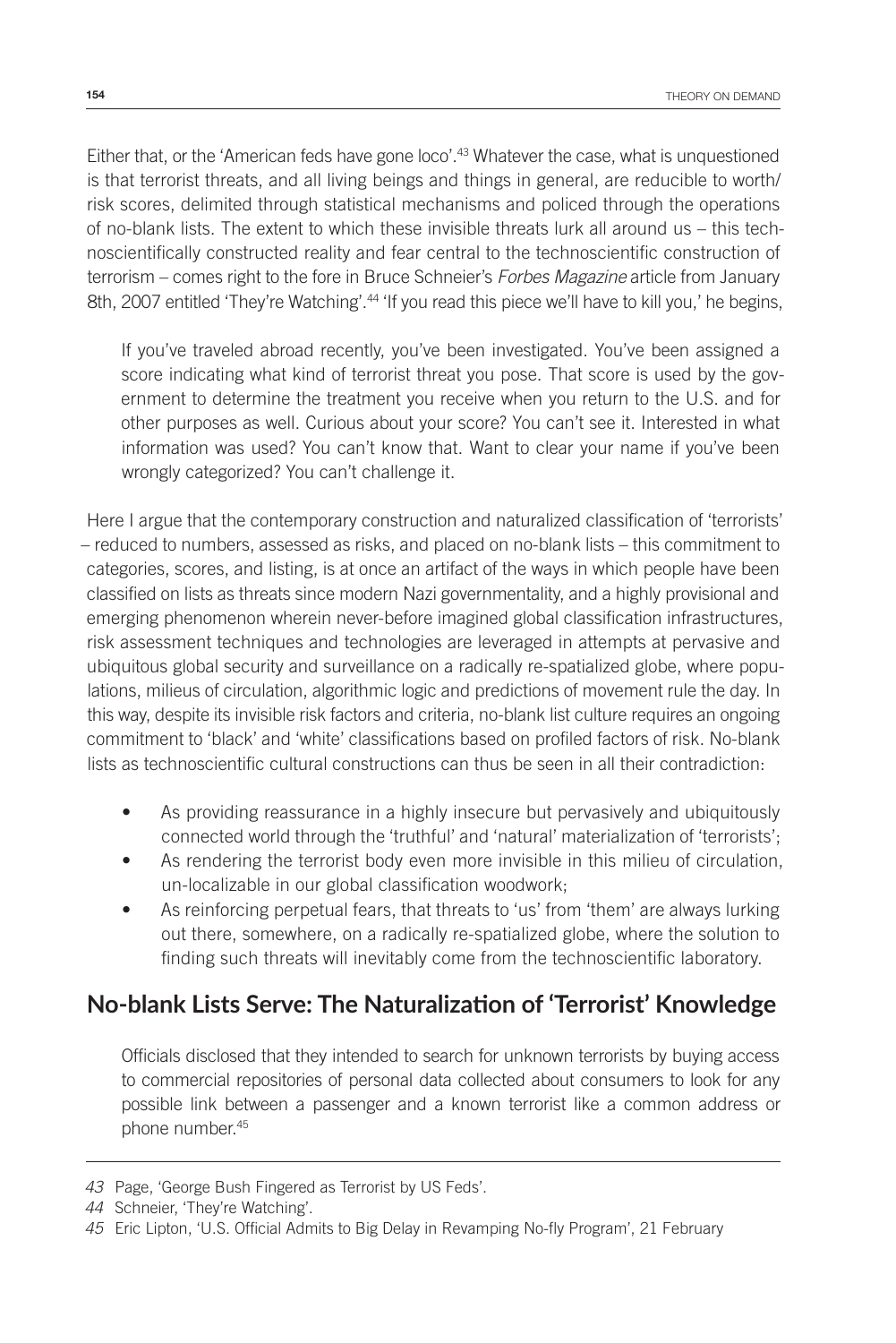Either that, or the 'American feds have gone loco'.[43] Whatever the case, what is unquestioned is that terrorist threats, and all living beings and things in general, are reducible to worth/risk scores, delimited through statistical mechanisms and policed through the operations of no-blank lists. The extent to which these invisible threats lurk all around us – this technoscientifically constructed reality and fear central to the technoscientific construction of terrorism – comes right to the fore in Bruce Schneier's *Forbes Magazine* article from January 8th, 2007 entitled 'They're Watching'.[44] 'If you read this piece we'll have to kill you,' he begins,

> If you've traveled abroad recently, you've been investigated. You've been assigned a score indicating what kind of terrorist threat you pose. That score is used by the government to determine the treatment you receive when you return to the U.S. and for other purposes as well. Curious about your score? You can't see it. Interested in what information was used? You can't know that. Want to clear your name if you've been wrongly categorized? You can't challenge it.

Here I argue that the contemporary construction and naturalized classification of 'terrorists' – reduced to numbers, assessed as risks, and placed on no-blank lists – this commitment to categories, scores, and listing, is at once an artifact of the ways in which people have been classified on lists as threats since modern Nazi governmentality, and a highly provisional and emerging phenomenon wherein never-before imagined global classification infrastructures, risk assessment techniques and technologies are leveraged in attempts at pervasive and ubiquitous global security and surveillance on a radically re-spatialized globe, where populations, milieus of circulation, algorithmic logic and predictions of movement rule the day. In this way, despite its invisible risk factors and criteria, no-blank list culture requires an ongoing commitment to 'black' and 'white' classifications based on profiled factors of risk. No-blank lists as technoscientific cultural constructions can thus be seen in all their contradiction:

- As providing reassurance in a highly insecure but pervasively and ubiquitously connected world through the 'truthful' and 'natural' materialization of 'terrorists';
- As rendering the terrorist body even more invisible in this milieu of circulation, un-localizable in our global classification woodwork;
- As reinforcing perpetual fears, that threats to 'us' from 'them' are always lurking out there, somewhere, on a radically re-spatialized globe, where the solution to finding such threats will inevitably come from the technoscientific laboratory.

## No-blank Lists Serve: The Naturalization of 'Terrorist' Knowledge

> Officials disclosed that they intended to search for unknown terrorists by buying access to commercial repositories of personal data collected about consumers to look for any possible link between a passenger and a known terrorist like a common address or phone number.[45]

---

*43* Page, 'George Bush Fingered as Terrorist by US Feds'.

*44* Schneier, 'They're Watching'.

*45* Eric Lipton, 'U.S. Official Admits to Big Delay in Revamping No-fly Program', 21 February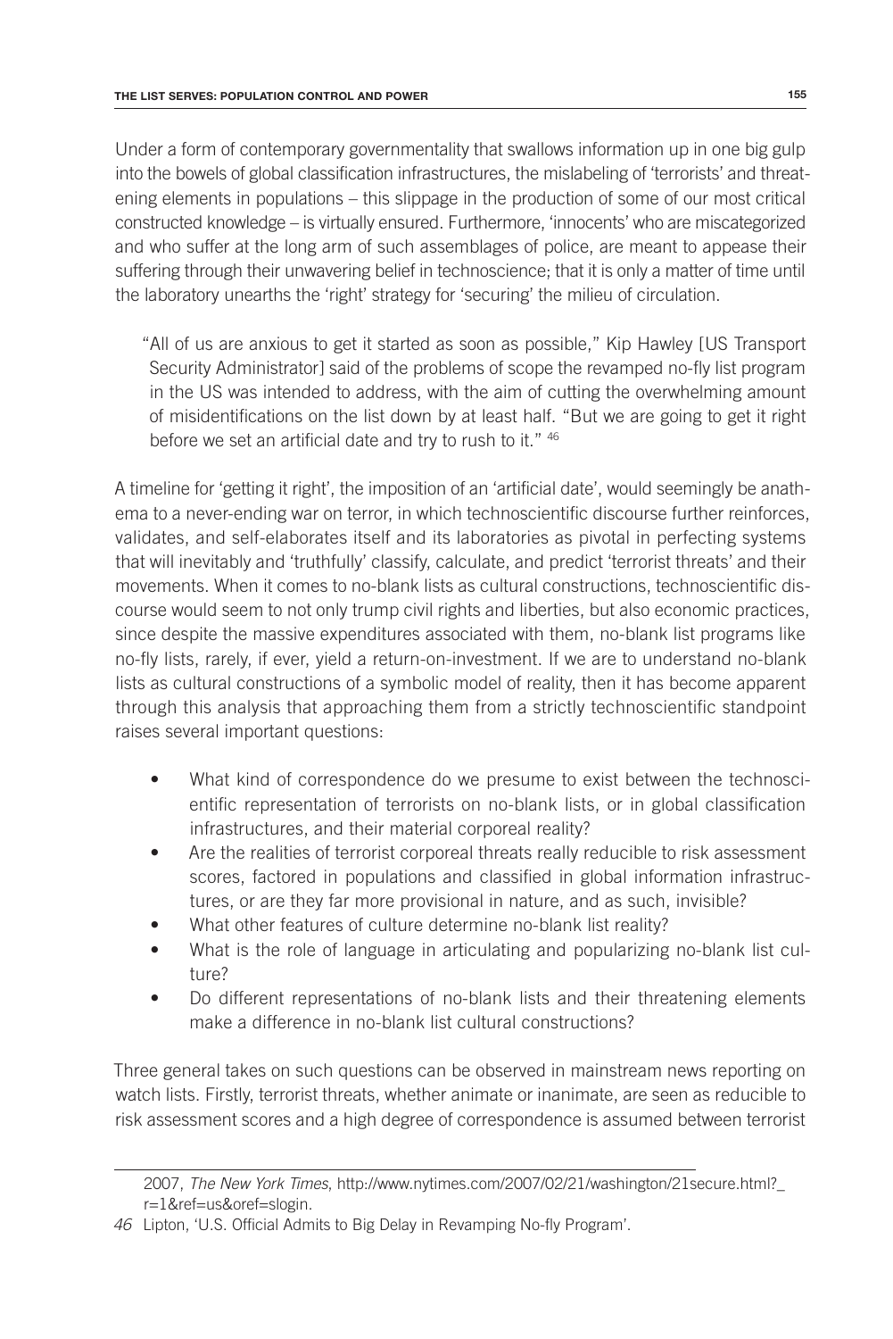Under a form of contemporary governmentality that swallows information up in one big gulp into the bowels of global classification infrastructures, the mislabeling of 'terrorists' and threatening elements in populations – this slippage in the production of some of our most critical constructed knowledge – is virtually ensured. Furthermore, 'innocents' who are miscategorized and who suffer at the long arm of such assemblages of police, are meant to appease their suffering through their unwavering belief in technoscience; that it is only a matter of time until the laboratory unearths the 'right' strategy for 'securing' the milieu of circulation.

> "All of us are anxious to get it started as soon as possible," Kip Hawley [US Transport Security Administrator] said of the problems of scope the revamped no-fly list program in the US was intended to address, with the aim of cutting the overwhelming amount of misidentifications on the list down by at least half. "But we are going to get it right before we set an artificial date and try to rush to it." [46]

A timeline for 'getting it right', the imposition of an 'artificial date', would seemingly be anathema to a never-ending war on terror, in which technoscientific discourse further reinforces, validates, and self-elaborates itself and its laboratories as pivotal in perfecting systems that will inevitably and 'truthfully' classify, calculate, and predict 'terrorist threats' and their movements. When it comes to no-blank lists as cultural constructions, technoscientific discourse would seem to not only trump civil rights and liberties, but also economic practices, since despite the massive expenditures associated with them, no-blank list programs like no-fly lists, rarely, if ever, yield a return-on-investment. If we are to understand no-blank lists as cultural constructions of a symbolic model of reality, then it has become apparent through this analysis that approaching them from a strictly technoscientific standpoint raises several important questions:

- What kind of correspondence do we presume to exist between the technoscientific representation of terrorists on no-blank lists, or in global classification infrastructures, and their material corporeal reality?
- Are the realities of terrorist corporeal threats really reducible to risk assessment scores, factored in populations and classified in global information infrastructures, or are they far more provisional in nature, and as such, invisible?
- What other features of culture determine no-blank list reality?
- What is the role of language in articulating and popularizing no-blank list culture?
- Do different representations of no-blank lists and their threatening elements make a difference in no-blank list cultural constructions?

Three general takes on such questions can be observed in mainstream news reporting on watch lists. Firstly, terrorist threats, whether animate or inanimate, are seen as reducible to risk assessment scores and a high degree of correspondence is assumed between terrorist

2007, *The New York Times*, http://www.nytimes.com/2007/02/21/washington/21secure.html?_r=1&ref=us&oref=slogin.

*46* Lipton, 'U.S. Official Admits to Big Delay in Revamping No-fly Program'.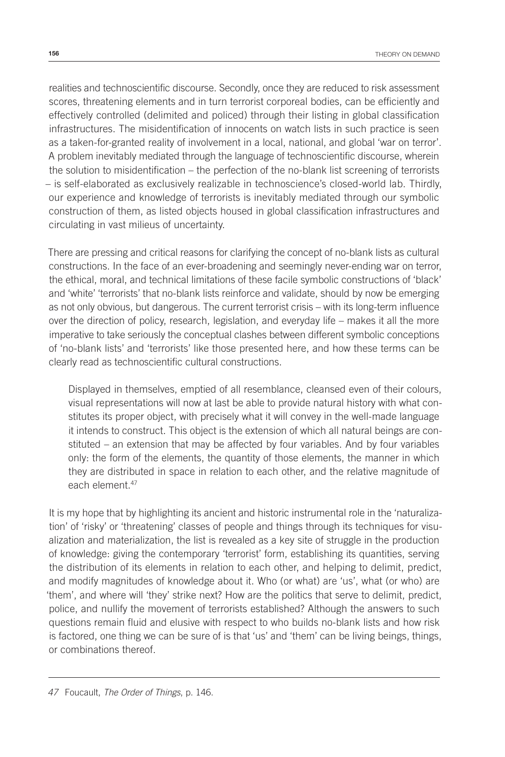realities and technoscientific discourse. Secondly, once they are reduced to risk assessment scores, threatening elements and in turn terrorist corporeal bodies, can be efficiently and effectively controlled (delimited and policed) through their listing in global classification infrastructures. The misidentification of innocents on watch lists in such practice is seen as a taken-for-granted reality of involvement in a local, national, and global 'war on terror'. A problem inevitably mediated through the language of technoscientific discourse, wherein the solution to misidentification – the perfection of the no-blank list screening of terrorists – is self-elaborated as exclusively realizable in technoscience's closed-world lab. Thirdly, our experience and knowledge of terrorists is inevitably mediated through our symbolic construction of them, as listed objects housed in global classification infrastructures and circulating in vast milieus of uncertainty.

There are pressing and critical reasons for clarifying the concept of no-blank lists as cultural constructions. In the face of an ever-broadening and seemingly never-ending war on terror, the ethical, moral, and technical limitations of these facile symbolic constructions of 'black' and 'white' 'terrorists' that no-blank lists reinforce and validate, should by now be emerging as not only obvious, but dangerous. The current terrorist crisis – with its long-term influence over the direction of policy, research, legislation, and everyday life – makes it all the more imperative to take seriously the conceptual clashes between different symbolic conceptions of 'no-blank lists' and 'terrorists' like those presented here, and how these terms can be clearly read as technoscientific cultural constructions.

> Displayed in themselves, emptied of all resemblance, cleansed even of their colours, visual representations will now at last be able to provide natural history with what constitutes its proper object, with precisely what it will convey in the well-made language it intends to construct. This object is the extension of which all natural beings are constituted – an extension that may be affected by four variables. And by four variables only: the form of the elements, the quantity of those elements, the manner in which they are distributed in space in relation to each other, and the relative magnitude of each element.[47]

It is my hope that by highlighting its ancient and historic instrumental role in the 'naturalization' of 'risky' or 'threatening' classes of people and things through its techniques for visualization and materialization, the list is revealed as a key site of struggle in the production of knowledge: giving the contemporary 'terrorist' form, establishing its quantities, serving the distribution of its elements in relation to each other, and helping to delimit, predict, and modify magnitudes of knowledge about it. Who (or what) are 'us', what (or who) are 'them', and where will 'they' strike next? How are the politics that serve to delimit, predict, police, and nullify the movement of terrorists established? Although the answers to such questions remain fluid and elusive with respect to who builds no-blank lists and how risk is factored, one thing we can be sure of is that 'us' and 'them' can be living beings, things, or combinations thereof.

---

*47* Foucault, *The Order of Things*, p. 146.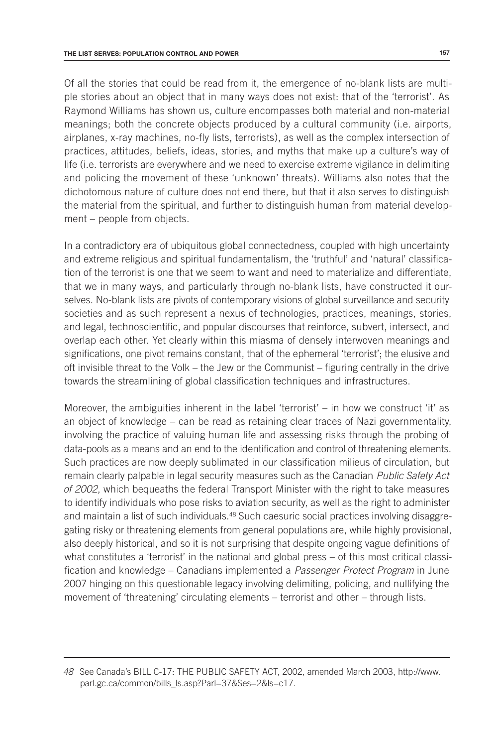Of all the stories that could be read from it, the emergence of no-blank lists are multiple stories about an object that in many ways does not exist: that of the 'terrorist'. As Raymond Williams has shown us, culture encompasses both material and non-material meanings; both the concrete objects produced by a cultural community (i.e. airports, airplanes, x-ray machines, no-fly lists, terrorists), as well as the complex intersection of practices, attitudes, beliefs, ideas, stories, and myths that make up a culture's way of life (i.e. terrorists are everywhere and we need to exercise extreme vigilance in delimiting and policing the movement of these 'unknown' threats). Williams also notes that the dichotomous nature of culture does not end there, but that it also serves to distinguish the material from the spiritual, and further to distinguish human from material development – people from objects.

In a contradictory era of ubiquitous global connectedness, coupled with high uncertainty and extreme religious and spiritual fundamentalism, the 'truthful' and 'natural' classification of the terrorist is one that we seem to want and need to materialize and differentiate, that we in many ways, and particularly through no-blank lists, have constructed it ourselves. No-blank lists are pivots of contemporary visions of global surveillance and security societies and as such represent a nexus of technologies, practices, meanings, stories, and legal, technoscientific, and popular discourses that reinforce, subvert, intersect, and overlap each other. Yet clearly within this miasma of densely interwoven meanings and significations, one pivot remains constant, that of the ephemeral 'terrorist'; the elusive and oft invisible threat to the Volk – the Jew or the Communist – figuring centrally in the drive towards the streamlining of global classification techniques and infrastructures.

Moreover, the ambiguities inherent in the label 'terrorist' – in how we construct 'it' as an object of knowledge – can be read as retaining clear traces of Nazi governmentality, involving the practice of valuing human life and assessing risks through the probing of data-pools as a means and an end to the identification and control of threatening elements. Such practices are now deeply sublimated in our classification milieus of circulation, but remain clearly palpable in legal security measures such as the Canadian *Public Safety Act of 2002*, which bequeaths the federal Transport Minister with the right to take measures to identify individuals who pose risks to aviation security, as well as the right to administer and maintain a list of such individuals.[48] Such caesuric social practices involving disaggregating risky or threatening elements from general populations are, while highly provisional, also deeply historical, and so it is not surprising that despite ongoing vague definitions of what constitutes a 'terrorist' in the national and global press – of this most critical classification and knowledge – Canadians implemented a *Passenger Protect Program* in June 2007 hinging on this questionable legacy involving delimiting, policing, and nullifying the movement of 'threatening' circulating elements – terrorist and other – through lists.

---

48 See Canada's BILL C-17: THE PUBLIC SAFETY ACT, 2002, amended March 2003, http://www.parl.gc.ca/common/bills_ls.asp?Parl=37&Ses=2&ls=c17.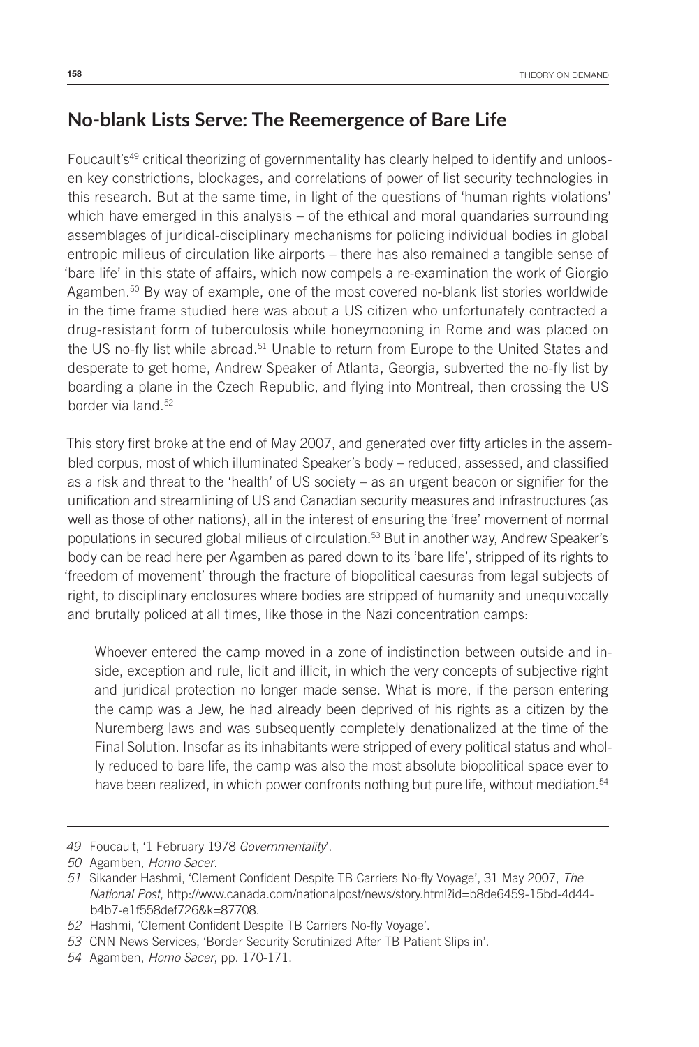## No-blank Lists Serve: The Reemergence of Bare Life

Foucault's[49] critical theorizing of governmentality has clearly helped to identify and unloosen key constrictions, blockages, and correlations of power of list security technologies in this research. But at the same time, in light of the questions of 'human rights violations' which have emerged in this analysis – of the ethical and moral quandaries surrounding assemblages of juridical-disciplinary mechanisms for policing individual bodies in global entropic milieus of circulation like airports – there has also remained a tangible sense of 'bare life' in this state of affairs, which now compels a re-examination the work of Giorgio Agamben.[50] By way of example, one of the most covered no-blank list stories worldwide in the time frame studied here was about a US citizen who unfortunately contracted a drug-resistant form of tuberculosis while honeymooning in Rome and was placed on the US no-fly list while abroad.[51] Unable to return from Europe to the United States and desperate to get home, Andrew Speaker of Atlanta, Georgia, subverted the no-fly list by boarding a plane in the Czech Republic, and flying into Montreal, then crossing the US border via land.[52]

This story first broke at the end of May 2007, and generated over fifty articles in the assembled corpus, most of which illuminated Speaker's body – reduced, assessed, and classified as a risk and threat to the 'health' of US society – as an urgent beacon or signifier for the unification and streamlining of US and Canadian security measures and infrastructures (as well as those of other nations), all in the interest of ensuring the 'free' movement of normal populations in secured global milieus of circulation.[53] But in another way, Andrew Speaker's body can be read here per Agamben as pared down to its 'bare life', stripped of its rights to 'freedom of movement' through the fracture of biopolitical caesuras from legal subjects of right, to disciplinary enclosures where bodies are stripped of humanity and unequivocally and brutally policed at all times, like those in the Nazi concentration camps:

> Whoever entered the camp moved in a zone of indistinction between outside and inside, exception and rule, licit and illicit, in which the very concepts of subjective right and juridical protection no longer made sense. What is more, if the person entering the camp was a Jew, he had already been deprived of his rights as a citizen by the Nuremberg laws and was subsequently completely denationalized at the time of the Final Solution. Insofar as its inhabitants were stripped of every political status and wholly reduced to bare life, the camp was also the most absolute biopolitical space ever to have been realized, in which power confronts nothing but pure life, without mediation.[54]

---

49 Foucault, '1 February 1978 *Governmentality*'.

50 Agamben, *Homo Sacer*.

51 Sikander Hashmi, 'Clement Confident Despite TB Carriers No-fly Voyage', 31 May 2007, *The National Post*, http://www.canada.com/nationalpost/news/story.html?id=b8de6459-15bd-4d44-b4b7-e1f558def726&k=87708.

52 Hashmi, 'Clement Confident Despite TB Carriers No-fly Voyage'.

53 CNN News Services, 'Border Security Scrutinized After TB Patient Slips in'.

54 Agamben, *Homo Sacer*, pp. 170-171.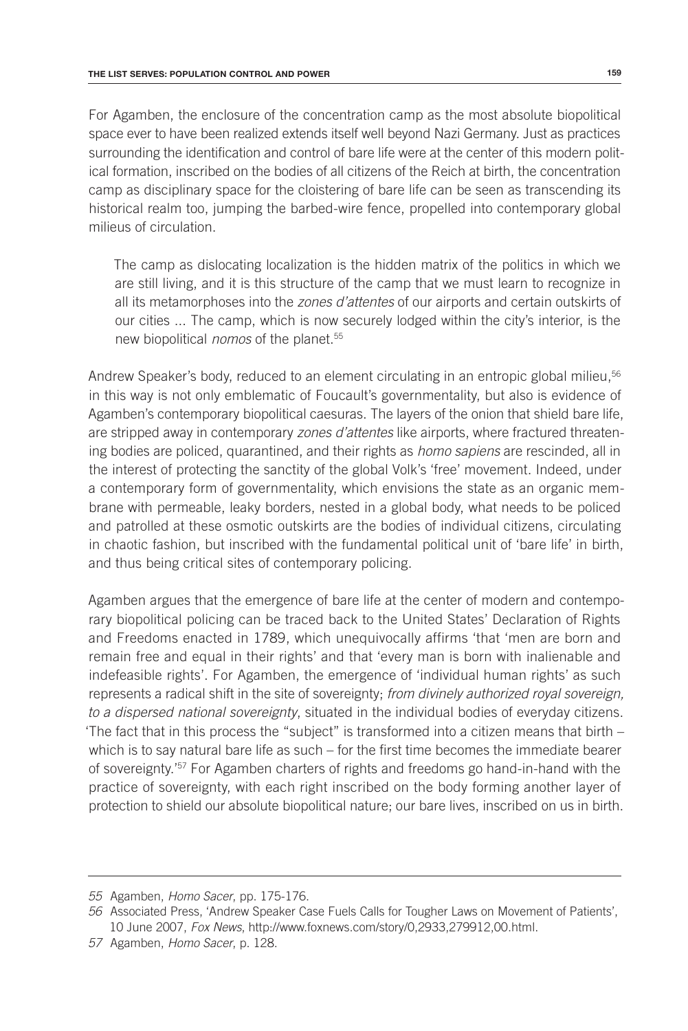For Agamben, the enclosure of the concentration camp as the most absolute biopolitical space ever to have been realized extends itself well beyond Nazi Germany. Just as practices surrounding the identification and control of bare life were at the center of this modern political formation, inscribed on the bodies of all citizens of the Reich at birth, the concentration camp as disciplinary space for the cloistering of bare life can be seen as transcending its historical realm too, jumping the barbed-wire fence, propelled into contemporary global milieus of circulation.

> The camp as dislocating localization is the hidden matrix of the politics in which we are still living, and it is this structure of the camp that we must learn to recognize in all its metamorphoses into the *zones d'attentes* of our airports and certain outskirts of our cities ... The camp, which is now securely lodged within the city's interior, is the new biopolitical *nomos* of the planet.[55]

Andrew Speaker's body, reduced to an element circulating in an entropic global milieu,[56] in this way is not only emblematic of Foucault's governmentality, but also is evidence of Agamben's contemporary biopolitical caesuras. The layers of the onion that shield bare life, are stripped away in contemporary *zones d'attentes* like airports, where fractured threatening bodies are policed, quarantined, and their rights as *homo sapiens* are rescinded, all in the interest of protecting the sanctity of the global Volk's 'free' movement. Indeed, under a contemporary form of governmentality, which envisions the state as an organic membrane with permeable, leaky borders, nested in a global body, what needs to be policed and patrolled at these osmotic outskirts are the bodies of individual citizens, circulating in chaotic fashion, but inscribed with the fundamental political unit of 'bare life' in birth, and thus being critical sites of contemporary policing.

Agamben argues that the emergence of bare life at the center of modern and contemporary biopolitical policing can be traced back to the United States' Declaration of Rights and Freedoms enacted in 1789, which unequivocally affirms 'that 'men are born and remain free and equal in their rights' and that 'every man is born with inalienable and indefeasible rights'. For Agamben, the emergence of 'individual human rights' as such represents a radical shift in the site of sovereignty; *from divinely authorized royal sovereign, to a dispersed national sovereignty*, situated in the individual bodies of everyday citizens. 'The fact that in this process the "subject" is transformed into a citizen means that birth – which is to say natural bare life as such – for the first time becomes the immediate bearer of sovereignty.'[57] For Agamben charters of rights and freedoms go hand-in-hand with the practice of sovereignty, with each right inscribed on the body forming another layer of protection to shield our absolute biopolitical nature; our bare lives, inscribed on us in birth.

---

*55* Agamben, *Homo Sacer*, pp. 175-176.

*56* Associated Press, 'Andrew Speaker Case Fuels Calls for Tougher Laws on Movement of Patients', 10 June 2007, *Fox News*, http://www.foxnews.com/story/0,2933,279912,00.html.

*57* Agamben, *Homo Sacer*, p. 128.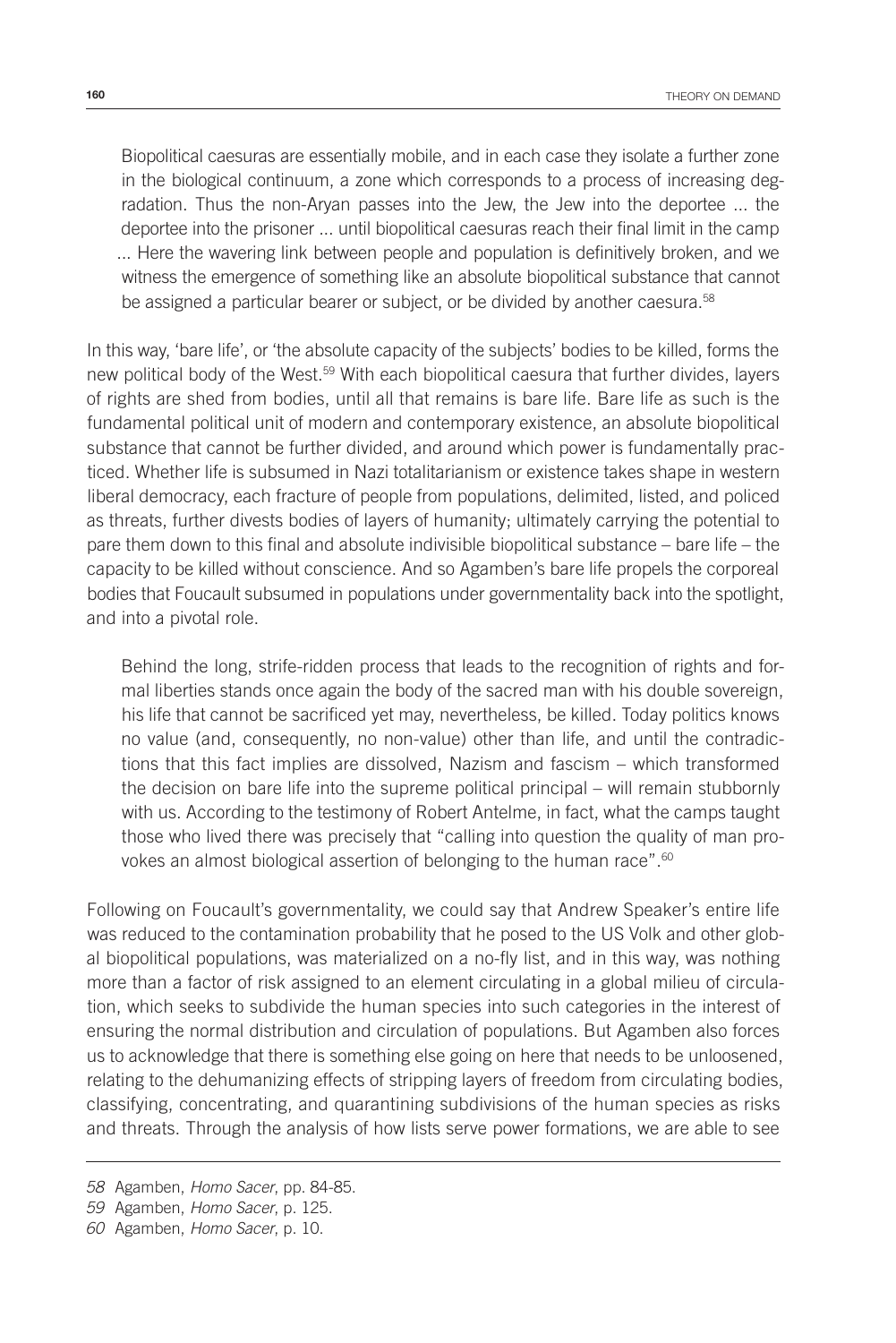> Biopolitical caesuras are essentially mobile, and in each case they isolate a further zone in the biological continuum, a zone which corresponds to a process of increasing degradation. Thus the non-Aryan passes into the Jew, the Jew into the deportee ... the deportee into the prisoner ... until biopolitical caesuras reach their final limit in the camp ... Here the wavering link between people and population is definitively broken, and we witness the emergence of something like an absolute biopolitical substance that cannot be assigned a particular bearer or subject, or be divided by another caesura.[58]

In this way, 'bare life', or 'the absolute capacity of the subjects' bodies to be killed, forms the new political body of the West.[59] With each biopolitical caesura that further divides, layers of rights are shed from bodies, until all that remains is bare life. Bare life as such is the fundamental political unit of modern and contemporary existence, an absolute biopolitical substance that cannot be further divided, and around which power is fundamentally practiced. Whether life is subsumed in Nazi totalitarianism or existence takes shape in western liberal democracy, each fracture of people from populations, delimited, listed, and policed as threats, further divests bodies of layers of humanity; ultimately carrying the potential to pare them down to this final and absolute indivisible biopolitical substance – bare life – the capacity to be killed without conscience. And so Agamben's bare life propels the corporeal bodies that Foucault subsumed in populations under governmentality back into the spotlight, and into a pivotal role.

> Behind the long, strife-ridden process that leads to the recognition of rights and formal liberties stands once again the body of the sacred man with his double sovereign, his life that cannot be sacrificed yet may, nevertheless, be killed. Today politics knows no value (and, consequently, no non-value) other than life, and until the contradictions that this fact implies are dissolved, Nazism and fascism – which transformed the decision on bare life into the supreme political principal – will remain stubbornly with us. According to the testimony of Robert Antelme, in fact, what the camps taught those who lived there was precisely that "calling into question the quality of man provokes an almost biological assertion of belonging to the human race".[60]

Following on Foucault's governmentality, we could say that Andrew Speaker's entire life was reduced to the contamination probability that he posed to the US Volk and other global biopolitical populations, was materialized on a no-fly list, and in this way, was nothing more than a factor of risk assigned to an element circulating in a global milieu of circulation, which seeks to subdivide the human species into such categories in the interest of ensuring the normal distribution and circulation of populations. But Agamben also forces us to acknowledge that there is something else going on here that needs to be unloosened, relating to the dehumanizing effects of stripping layers of freedom from circulating bodies, classifying, concentrating, and quarantining subdivisions of the human species as risks and threats. Through the analysis of how lists serve power formations, we are able to see

58 Agamben, *Homo Sacer*, pp. 84-85.

59 Agamben, *Homo Sacer*, p. 125.

60 Agamben, *Homo Sacer*, p. 10.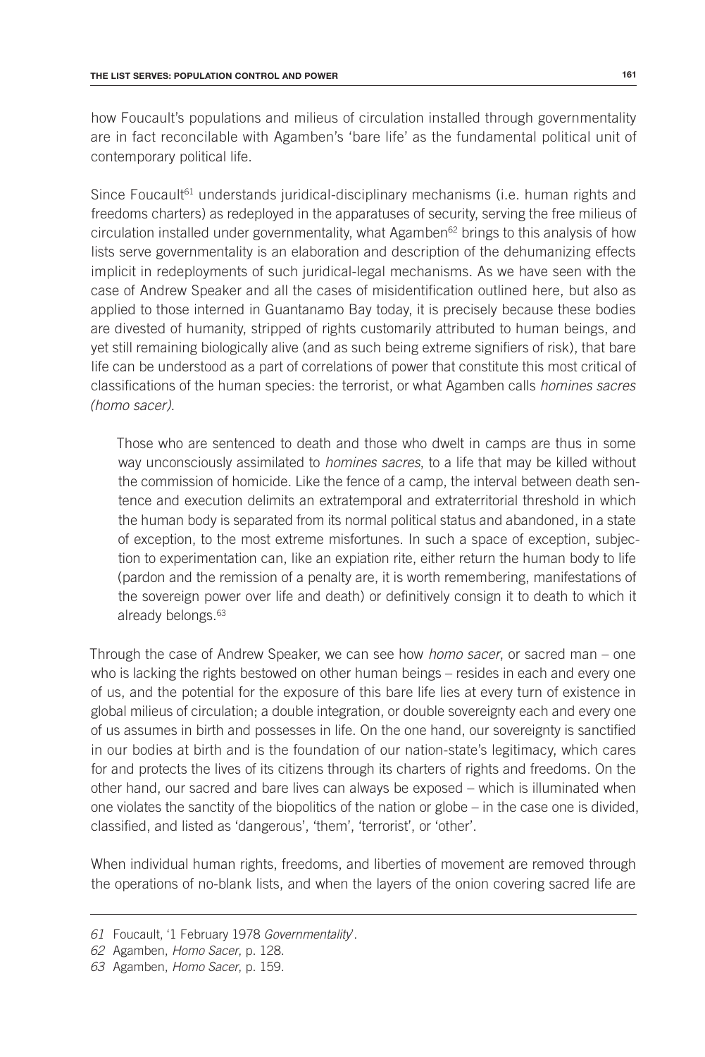how Foucault's populations and milieus of circulation installed through governmentality are in fact reconcilable with Agamben's 'bare life' as the fundamental political unit of contemporary political life.

Since Foucault[61] understands juridical-disciplinary mechanisms (i.e. human rights and freedoms charters) as redeployed in the apparatuses of security, serving the free milieus of circulation installed under governmentality, what Agamben[62] brings to this analysis of how lists serve governmentality is an elaboration and description of the dehumanizing effects implicit in redeployments of such juridical-legal mechanisms. As we have seen with the case of Andrew Speaker and all the cases of misidentification outlined here, but also as applied to those interned in Guantanamo Bay today, it is precisely because these bodies are divested of humanity, stripped of rights customarily attributed to human beings, and yet still remaining biologically alive (and as such being extreme signifiers of risk), that bare life can be understood as a part of correlations of power that constitute this most critical of classifications of the human species: the terrorist, or what Agamben calls *homines sacres (homo sacer)*.

> Those who are sentenced to death and those who dwelt in camps are thus in some way unconsciously assimilated to *homines sacres*, to a life that may be killed without the commission of homicide. Like the fence of a camp, the interval between death sentence and execution delimits an extratemporal and extraterritorial threshold in which the human body is separated from its normal political status and abandoned, in a state of exception, to the most extreme misfortunes. In such a space of exception, subjection to experimentation can, like an expiation rite, either return the human body to life (pardon and the remission of a penalty are, it is worth remembering, manifestations of the sovereign power over life and death) or definitively consign it to death to which it already belongs.[63]

Through the case of Andrew Speaker, we can see how *homo sacer*, or sacred man – one who is lacking the rights bestowed on other human beings – resides in each and every one of us, and the potential for the exposure of this bare life lies at every turn of existence in global milieus of circulation; a double integration, or double sovereignty each and every one of us assumes in birth and possesses in life. On the one hand, our sovereignty is sanctified in our bodies at birth and is the foundation of our nation-state's legitimacy, which cares for and protects the lives of its citizens through its charters of rights and freedoms. On the other hand, our sacred and bare lives can always be exposed – which is illuminated when one violates the sanctity of the biopolitics of the nation or globe – in the case one is divided, classified, and listed as 'dangerous', 'them', 'terrorist', or 'other'.

When individual human rights, freedoms, and liberties of movement are removed through the operations of no-blank lists, and when the layers of the onion covering sacred life are

*61* Foucault, '1 February 1978 *Governmentality*'.

*62* Agamben, *Homo Sacer*, p. 128.

*63* Agamben, *Homo Sacer*, p. 159.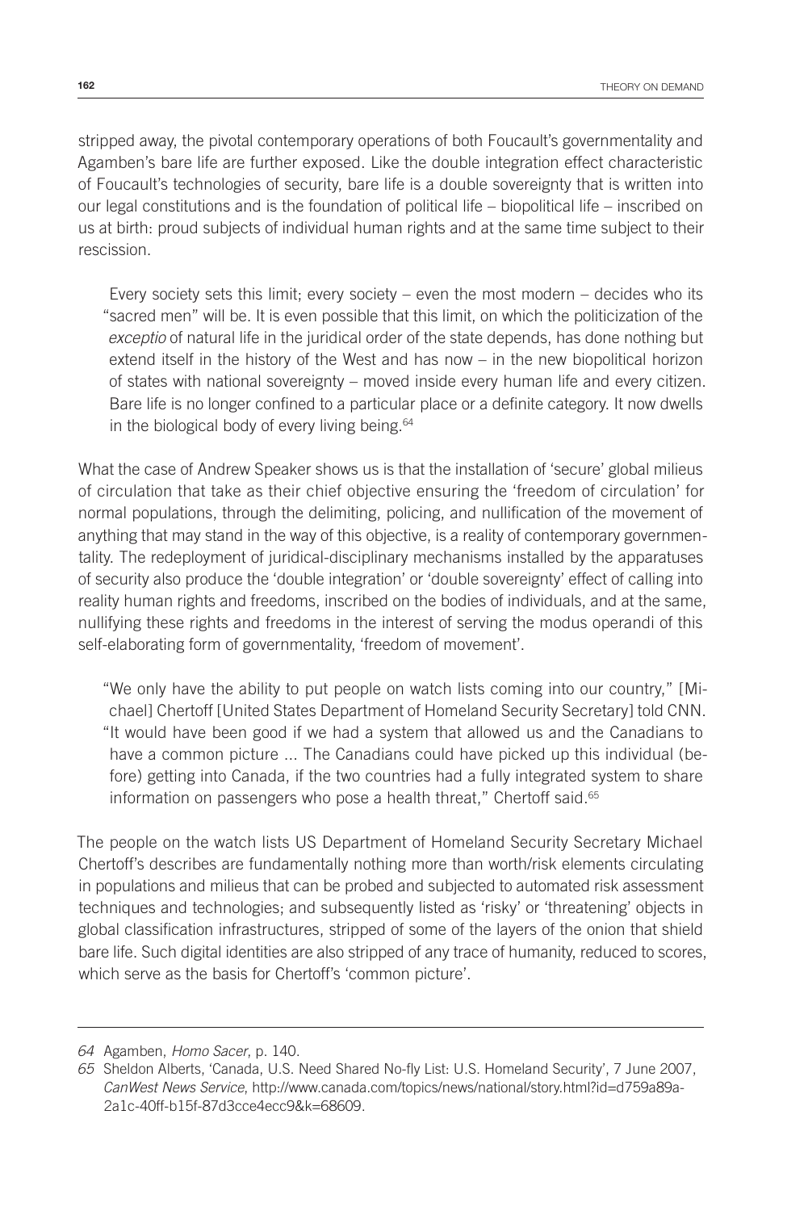stripped away, the pivotal contemporary operations of both Foucault's governmentality and Agamben's bare life are further exposed. Like the double integration effect characteristic of Foucault's technologies of security, bare life is a double sovereignty that is written into our legal constitutions and is the foundation of political life – biopolitical life – inscribed on us at birth: proud subjects of individual human rights and at the same time subject to their rescission.

> Every society sets this limit; every society – even the most modern – decides who its "sacred men" will be. It is even possible that this limit, on which the politicization of the *exceptio* of natural life in the juridical order of the state depends, has done nothing but extend itself in the history of the West and has now – in the new biopolitical horizon of states with national sovereignty – moved inside every human life and every citizen. Bare life is no longer confined to a particular place or a definite category. It now dwells in the biological body of every living being.[64]

What the case of Andrew Speaker shows us is that the installation of 'secure' global milieus of circulation that take as their chief objective ensuring the 'freedom of circulation' for normal populations, through the delimiting, policing, and nullification of the movement of anything that may stand in the way of this objective, is a reality of contemporary governmentality. The redeployment of juridical-disciplinary mechanisms installed by the apparatuses of security also produce the 'double integration' or 'double sovereignty' effect of calling into reality human rights and freedoms, inscribed on the bodies of individuals, and at the same, nullifying these rights and freedoms in the interest of serving the modus operandi of this self-elaborating form of governmentality, 'freedom of movement'.

> "We only have the ability to put people on watch lists coming into our country," [Michael] Chertoff [United States Department of Homeland Security Secretary] told CNN. "It would have been good if we had a system that allowed us and the Canadians to have a common picture ... The Canadians could have picked up this individual (before) getting into Canada, if the two countries had a fully integrated system to share information on passengers who pose a health threat," Chertoff said.[65]

The people on the watch lists US Department of Homeland Security Secretary Michael Chertoff's describes are fundamentally nothing more than worth/risk elements circulating in populations and milieus that can be probed and subjected to automated risk assessment techniques and technologies; and subsequently listed as 'risky' or 'threatening' objects in global classification infrastructures, stripped of some of the layers of the onion that shield bare life. Such digital identities are also stripped of any trace of humanity, reduced to scores, which serve as the basis for Chertoff's 'common picture'.

---

*64* Agamben, *Homo Sacer*, p. 140.

*65* Sheldon Alberts, 'Canada, U.S. Need Shared No-fly List: U.S. Homeland Security', 7 June 2007, *CanWest News Service*, http://www.canada.com/topics/news/national/story.html?id=d759a89a-2a1c-40ff-b15f-87d3cce4ecc9&k=68609.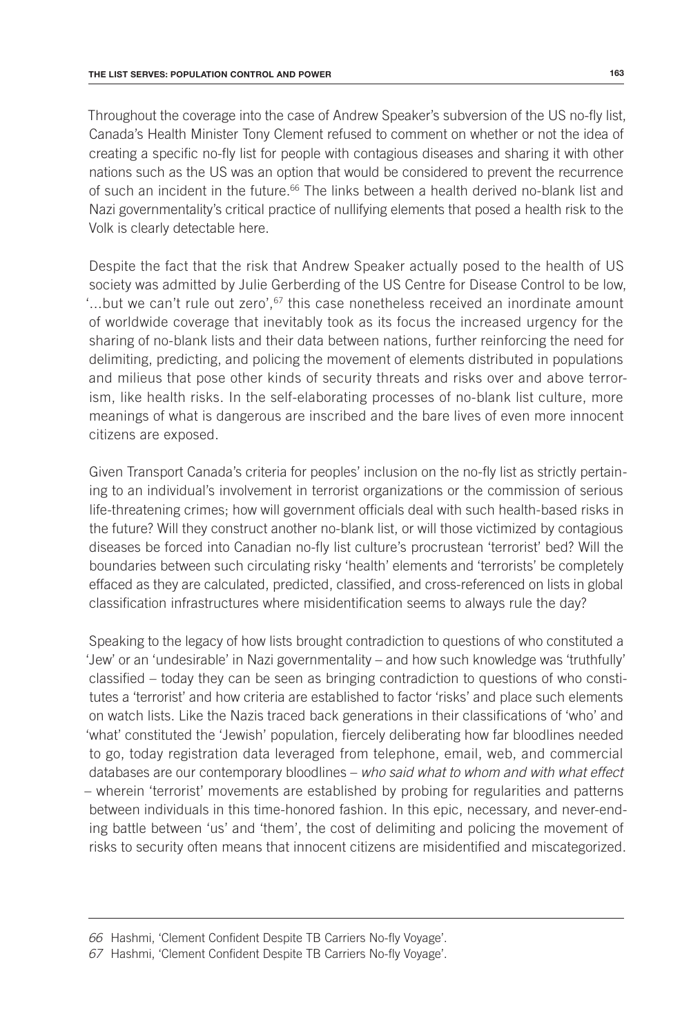Throughout the coverage into the case of Andrew Speaker's subversion of the US no-fly list, Canada's Health Minister Tony Clement refused to comment on whether or not the idea of creating a specific no-fly list for people with contagious diseases and sharing it with other nations such as the US was an option that would be considered to prevent the recurrence of such an incident in the future.[66] The links between a health derived no-blank list and Nazi governmentality's critical practice of nullifying elements that posed a health risk to the Volk is clearly detectable here.

Despite the fact that the risk that Andrew Speaker actually posed to the health of US society was admitted by Julie Gerberding of the US Centre for Disease Control to be low, '...but we can't rule out zero',[67] this case nonetheless received an inordinate amount of worldwide coverage that inevitably took as its focus the increased urgency for the sharing of no-blank lists and their data between nations, further reinforcing the need for delimiting, predicting, and policing the movement of elements distributed in populations and milieus that pose other kinds of security threats and risks over and above terrorism, like health risks. In the self-elaborating processes of no-blank list culture, more meanings of what is dangerous are inscribed and the bare lives of even more innocent citizens are exposed.

Given Transport Canada's criteria for peoples' inclusion on the no-fly list as strictly pertaining to an individual's involvement in terrorist organizations or the commission of serious life-threatening crimes; how will government officials deal with such health-based risks in the future? Will they construct another no-blank list, or will those victimized by contagious diseases be forced into Canadian no-fly list culture's procrustean 'terrorist' bed? Will the boundaries between such circulating risky 'health' elements and 'terrorists' be completely effaced as they are calculated, predicted, classified, and cross-referenced on lists in global classification infrastructures where misidentification seems to always rule the day?

Speaking to the legacy of how lists brought contradiction to questions of who constituted a 'Jew' or an 'undesirable' in Nazi governmentality – and how such knowledge was 'truthfully' classified – today they can be seen as bringing contradiction to questions of who constitutes a 'terrorist' and how criteria are established to factor 'risks' and place such elements on watch lists. Like the Nazis traced back generations in their classifications of 'who' and 'what' constituted the 'Jewish' population, fiercely deliberating how far bloodlines needed to go, today registration data leveraged from telephone, email, web, and commercial databases are our contemporary bloodlines – *who said what to whom and with what effect* – wherein 'terrorist' movements are established by probing for regularities and patterns between individuals in this time-honored fashion. In this epic, necessary, and never-ending battle between 'us' and 'them', the cost of delimiting and policing the movement of risks to security often means that innocent citizens are misidentified and miscategorized.

---

*66* Hashmi, 'Clement Confident Despite TB Carriers No-fly Voyage'.

*67* Hashmi, 'Clement Confident Despite TB Carriers No-fly Voyage'.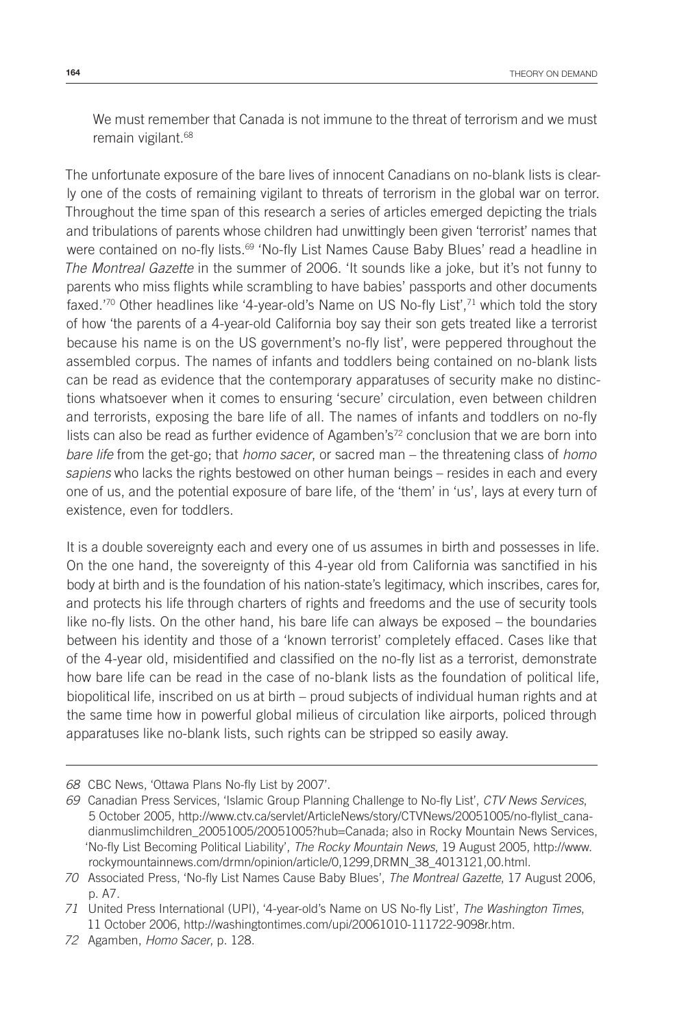We must remember that Canada is not immune to the threat of terrorism and we must remain vigilant.[68]

The unfortunate exposure of the bare lives of innocent Canadians on no-blank lists is clearly one of the costs of remaining vigilant to threats of terrorism in the global war on terror. Throughout the time span of this research a series of articles emerged depicting the trials and tribulations of parents whose children had unwittingly been given 'terrorist' names that were contained on no-fly lists.[69] 'No-fly List Names Cause Baby Blues' read a headline in *The Montreal Gazette* in the summer of 2006. 'It sounds like a joke, but it's not funny to parents who miss flights while scrambling to have babies' passports and other documents faxed.'[70] Other headlines like '4-year-old's Name on US No-fly List',[71] which told the story of how 'the parents of a 4-year-old California boy say their son gets treated like a terrorist because his name is on the US government's no-fly list', were peppered throughout the assembled corpus. The names of infants and toddlers being contained on no-blank lists can be read as evidence that the contemporary apparatuses of security make no distinctions whatsoever when it comes to ensuring 'secure' circulation, even between children and terrorists, exposing the bare life of all. The names of infants and toddlers on no-fly lists can also be read as further evidence of Agamben's[72] conclusion that we are born into *bare life* from the get-go; that *homo sacer*, or sacred man – the threatening class of *homo sapiens* who lacks the rights bestowed on other human beings – resides in each and every one of us, and the potential exposure of bare life, of the 'them' in 'us', lays at every turn of existence, even for toddlers.

It is a double sovereignty each and every one of us assumes in birth and possesses in life. On the one hand, the sovereignty of this 4-year old from California was sanctified in his body at birth and is the foundation of his nation-state's legitimacy, which inscribes, cares for, and protects his life through charters of rights and freedoms and the use of security tools like no-fly lists. On the other hand, his bare life can always be exposed – the boundaries between his identity and those of a 'known terrorist' completely effaced. Cases like that of the 4-year old, misidentified and classified on the no-fly list as a terrorist, demonstrate how bare life can be read in the case of no-blank lists as the foundation of political life, biopolitical life, inscribed on us at birth – proud subjects of individual human rights and at the same time how in powerful global milieus of circulation like airports, policed through apparatuses like no-blank lists, such rights can be stripped so easily away.

---

*68* CBC News, 'Ottawa Plans No-fly List by 2007'.

*69* Canadian Press Services, 'Islamic Group Planning Challenge to No-fly List', *CTV News Services*, 5 October 2005, http://www.ctv.ca/servlet/ArticleNews/story/CTVNews/20051005/no-flylist_canadianmuslimchildren_20051005/20051005?hub=Canada; also in Rocky Mountain News Services, 'No-fly List Becoming Political Liability', *The Rocky Mountain News*, 19 August 2005, http://www.rockymountainnews.com/drmn/opinion/article/0,1299,DRMN_38_4013121,00.html.

*70* Associated Press, 'No-fly List Names Cause Baby Blues', *The Montreal Gazette*, 17 August 2006, p. A7.

*71* United Press International (UPI), '4-year-old's Name on US No-fly List', *The Washington Times*, 11 October 2006, http://washingtontimes.com/upi/20061010-111722-9098r.htm.

*72* Agamben, *Homo Sacer*, p. 128.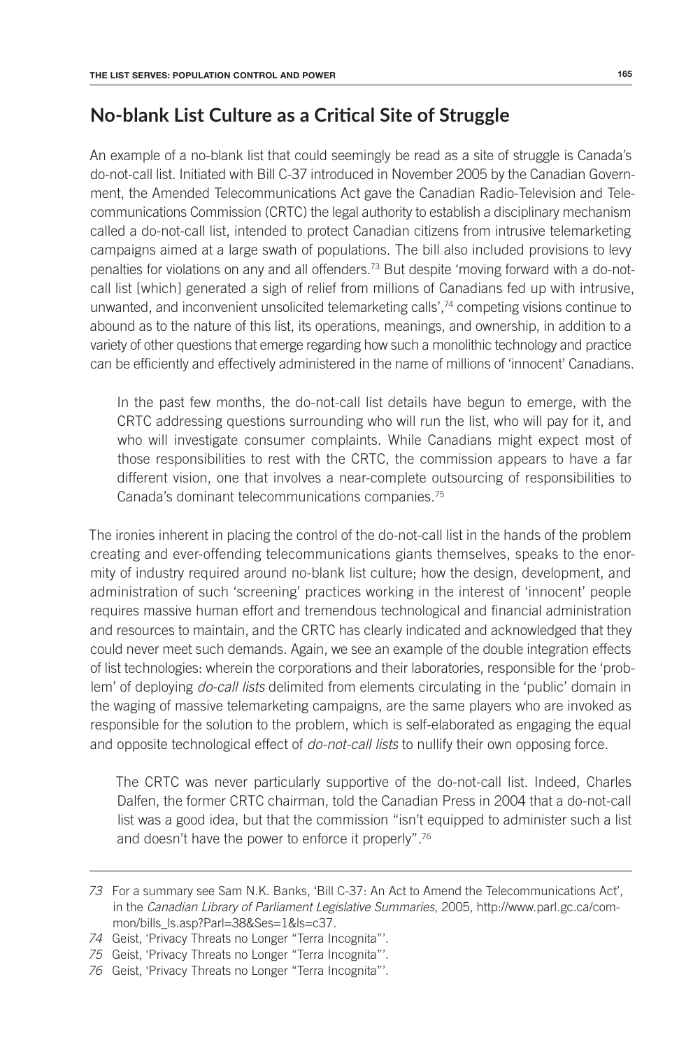## No-blank List Culture as a Critical Site of Struggle

An example of a no-blank list that could seemingly be read as a site of struggle is Canada's do-not-call list. Initiated with Bill C-37 introduced in November 2005 by the Canadian Government, the Amended Telecommunications Act gave the Canadian Radio-Television and Telecommunications Commission (CRTC) the legal authority to establish a disciplinary mechanism called a do-not-call list, intended to protect Canadian citizens from intrusive telemarketing campaigns aimed at a large swath of populations. The bill also included provisions to levy penalties for violations on any and all offenders.[73] But despite 'moving forward with a do-not-call list [which] generated a sigh of relief from millions of Canadians fed up with intrusive, unwanted, and inconvenient unsolicited telemarketing calls',[74] competing visions continue to abound as to the nature of this list, its operations, meanings, and ownership, in addition to a variety of other questions that emerge regarding how such a monolithic technology and practice can be efficiently and effectively administered in the name of millions of 'innocent' Canadians.

> In the past few months, the do-not-call list details have begun to emerge, with the CRTC addressing questions surrounding who will run the list, who will pay for it, and who will investigate consumer complaints. While Canadians might expect most of those responsibilities to rest with the CRTC, the commission appears to have a far different vision, one that involves a near-complete outsourcing of responsibilities to Canada's dominant telecommunications companies.[75]

The ironies inherent in placing the control of the do-not-call list in the hands of the problem creating and ever-offending telecommunications giants themselves, speaks to the enormity of industry required around no-blank list culture; how the design, development, and administration of such 'screening' practices working in the interest of 'innocent' people requires massive human effort and tremendous technological and financial administration and resources to maintain, and the CRTC has clearly indicated and acknowledged that they could never meet such demands. Again, we see an example of the double integration effects of list technologies: wherein the corporations and their laboratories, responsible for the 'problem' of deploying *do-call lists* delimited from elements circulating in the 'public' domain in the waging of massive telemarketing campaigns, are the same players who are invoked as responsible for the solution to the problem, which is self-elaborated as engaging the equal and opposite technological effect of *do-not-call lists* to nullify their own opposing force.

> The CRTC was never particularly supportive of the do-not-call list. Indeed, Charles Dalfen, the former CRTC chairman, told the Canadian Press in 2004 that a do-not-call list was a good idea, but that the commission "isn't equipped to administer such a list and doesn't have the power to enforce it properly".[76]

---

73 For a summary see Sam N.K. Banks, 'Bill C-37: An Act to Amend the Telecommunications Act', in the *Canadian Library of Parliament Legislative Summaries*, 2005, http://www.parl.gc.ca/common/bills_ls.asp?Parl=38&Ses=1&ls=c37.

74 Geist, 'Privacy Threats no Longer "Terra Incognita"'.

75 Geist, 'Privacy Threats no Longer "Terra Incognita"'.

76 Geist, 'Privacy Threats no Longer "Terra Incognita"'.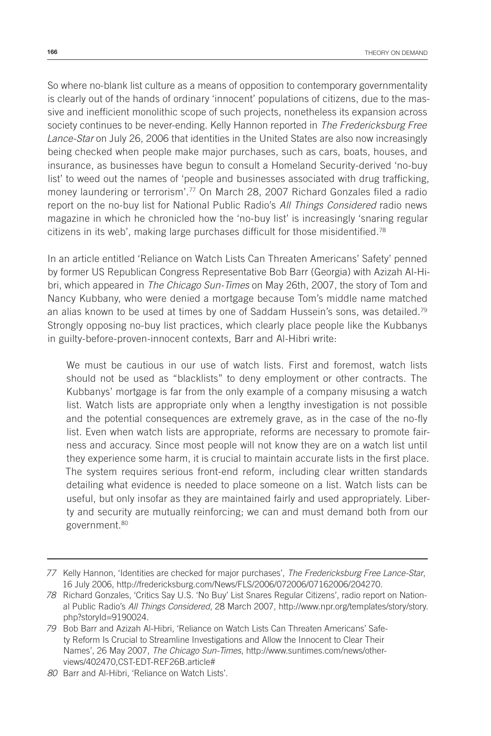So where no-blank list culture as a means of opposition to contemporary governmentality is clearly out of the hands of ordinary 'innocent' populations of citizens, due to the massive and inefficient monolithic scope of such projects, nonetheless its expansion across society continues to be never-ending. Kelly Hannon reported in *The Fredericksburg Free Lance-Star* on July 26, 2006 that identities in the United States are also now increasingly being checked when people make major purchases, such as cars, boats, houses, and insurance, as businesses have begun to consult a Homeland Security-derived 'no-buy list' to weed out the names of 'people and businesses associated with drug trafficking, money laundering or terrorism'.[77] On March 28, 2007 Richard Gonzales filed a radio report on the no-buy list for National Public Radio's *All Things Considered* radio news magazine in which he chronicled how the 'no-buy list' is increasingly 'snaring regular citizens in its web', making large purchases difficult for those misidentified.[78]

In an article entitled 'Reliance on Watch Lists Can Threaten Americans' Safety' penned by former US Republican Congress Representative Bob Barr (Georgia) with Azizah Al-Hibri, which appeared in *The Chicago Sun-Times* on May 26th, 2007, the story of Tom and Nancy Kubbany, who were denied a mortgage because Tom's middle name matched an alias known to be used at times by one of Saddam Hussein's sons, was detailed.[79] Strongly opposing no-buy list practices, which clearly place people like the Kubbanys in guilty-before-proven-innocent contexts, Barr and Al-Hibri write:

> We must be cautious in our use of watch lists. First and foremost, watch lists should not be used as "blacklists" to deny employment or other contracts. The Kubbanys' mortgage is far from the only example of a company misusing a watch list. Watch lists are appropriate only when a lengthy investigation is not possible and the potential consequences are extremely grave, as in the case of the no-fly list. Even when watch lists are appropriate, reforms are necessary to promote fairness and accuracy. Since most people will not know they are on a watch list until they experience some harm, it is crucial to maintain accurate lists in the first place. The system requires serious front-end reform, including clear written standards detailing what evidence is needed to place someone on a list. Watch lists can be useful, but only insofar as they are maintained fairly and used appropriately. Liberty and security are mutually reinforcing; we can and must demand both from our government.[80]

---

77 Kelly Hannon, 'Identities are checked for major purchases', *The Fredericksburg Free Lance-Star*, 16 July 2006, http://fredericksburg.com/News/FLS/2006/072006/07162006/204270.

78 Richard Gonzales, 'Critics Say U.S. 'No Buy' List Snares Regular Citizens', radio report on National Public Radio's *All Things Considered*, 28 March 2007, http://www.npr.org/templates/story/story.php?storyId=9190024.

79 Bob Barr and Azizah Al-Hibri, 'Reliance on Watch Lists Can Threaten Americans' Safety Reform Is Crucial to Streamline Investigations and Allow the Innocent to Clear Their Names', 26 May 2007, *The Chicago Sun-Times*, http://www.suntimes.com/news/otherviews/402470,CST-EDT-REF26B.article#

80 Barr and Al-Hibri, 'Reliance on Watch Lists'.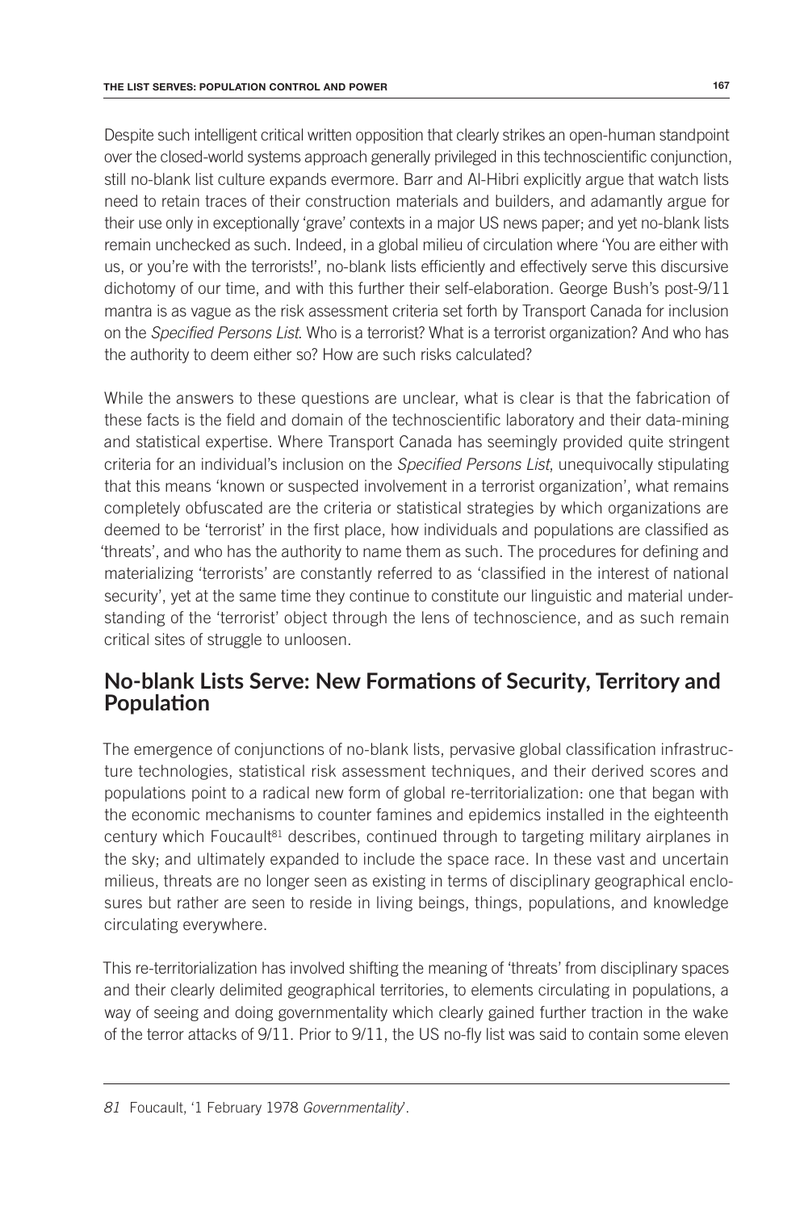Despite such intelligent critical written opposition that clearly strikes an open-human standpoint over the closed-world systems approach generally privileged in this technoscientific conjunction, still no-blank list culture expands evermore. Barr and Al-Hibri explicitly argue that watch lists need to retain traces of their construction materials and builders, and adamantly argue for their use only in exceptionally 'grave' contexts in a major US news paper; and yet no-blank lists remain unchecked as such. Indeed, in a global milieu of circulation where 'You are either with us, or you're with the terrorists!', no-blank lists efficiently and effectively serve this discursive dichotomy of our time, and with this further their self-elaboration. George Bush's post-9/11 mantra is as vague as the risk assessment criteria set forth by Transport Canada for inclusion on the *Specified Persons List*. Who is a terrorist? What is a terrorist organization? And who has the authority to deem either so? How are such risks calculated?

While the answers to these questions are unclear, what is clear is that the fabrication of these facts is the field and domain of the technoscientific laboratory and their data-mining and statistical expertise. Where Transport Canada has seemingly provided quite stringent criteria for an individual's inclusion on the *Specified Persons List*, unequivocally stipulating that this means 'known or suspected involvement in a terrorist organization', what remains completely obfuscated are the criteria or statistical strategies by which organizations are deemed to be 'terrorist' in the first place, how individuals and populations are classified as 'threats', and who has the authority to name them as such. The procedures for defining and materializing 'terrorists' are constantly referred to as 'classified in the interest of national security', yet at the same time they continue to constitute our linguistic and material understanding of the 'terrorist' object through the lens of technoscience, and as such remain critical sites of struggle to unloosen.

## No-blank Lists Serve: New Formations of Security, Territory and Population

The emergence of conjunctions of no-blank lists, pervasive global classification infrastructure technologies, statistical risk assessment techniques, and their derived scores and populations point to a radical new form of global re-territorialization: one that began with the economic mechanisms to counter famines and epidemics installed in the eighteenth century which Foucault[81] describes, continued through to targeting military airplanes in the sky; and ultimately expanded to include the space race. In these vast and uncertain milieus, threats are no longer seen as existing in terms of disciplinary geographical enclosures but rather are seen to reside in living beings, things, populations, and knowledge circulating everywhere.

This re-territorialization has involved shifting the meaning of 'threats' from disciplinary spaces and their clearly delimited geographical territories, to elements circulating in populations, a way of seeing and doing governmentality which clearly gained further traction in the wake of the terror attacks of 9/11. Prior to 9/11, the US no-fly list was said to contain some eleven

81 Foucault, '1 February 1978 *Governmentality*'.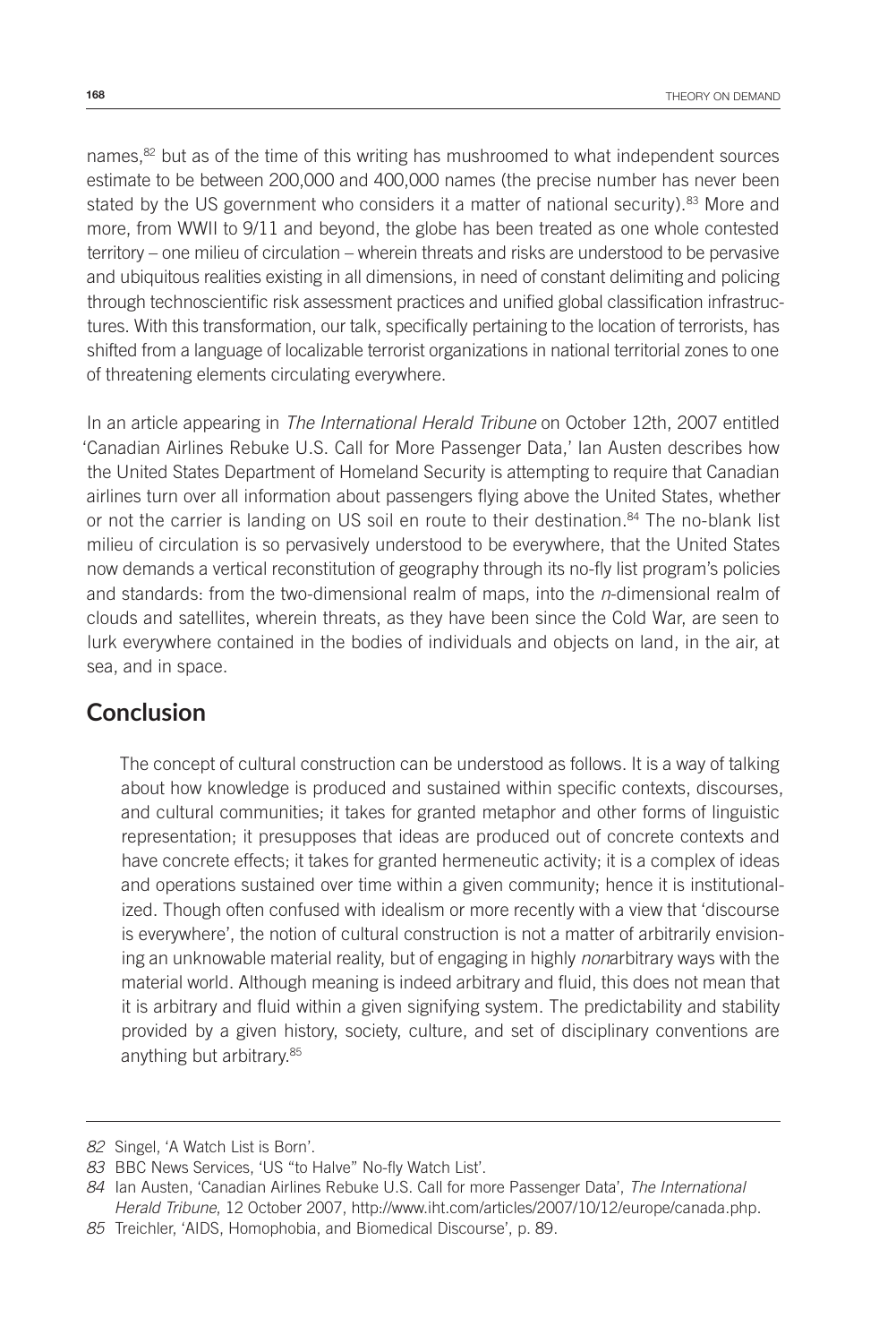names,[82] but as of the time of this writing has mushroomed to what independent sources estimate to be between 200,000 and 400,000 names (the precise number has never been stated by the US government who considers it a matter of national security).[83] More and more, from WWII to 9/11 and beyond, the globe has been treated as one whole contested territory – one milieu of circulation – wherein threats and risks are understood to be pervasive and ubiquitous realities existing in all dimensions, in need of constant delimiting and policing through technoscientific risk assessment practices and unified global classification infrastructures. With this transformation, our talk, specifically pertaining to the location of terrorists, has shifted from a language of localizable terrorist organizations in national territorial zones to one of threatening elements circulating everywhere.

In an article appearing in *The International Herald Tribune* on October 12th, 2007 entitled 'Canadian Airlines Rebuke U.S. Call for More Passenger Data,' Ian Austen describes how the United States Department of Homeland Security is attempting to require that Canadian airlines turn over all information about passengers flying above the United States, whether or not the carrier is landing on US soil en route to their destination.[84] The no-blank list milieu of circulation is so pervasively understood to be everywhere, that the United States now demands a vertical reconstitution of geography through its no-fly list program's policies and standards: from the two-dimensional realm of maps, into the *n*-dimensional realm of clouds and satellites, wherein threats, as they have been since the Cold War, are seen to lurk everywhere contained in the bodies of individuals and objects on land, in the air, at sea, and in space.

## Conclusion

> The concept of cultural construction can be understood as follows. It is a way of talking about how knowledge is produced and sustained within specific contexts, discourses, and cultural communities; it takes for granted metaphor and other forms of linguistic representation; it presupposes that ideas are produced out of concrete contexts and have concrete effects; it takes for granted hermeneutic activity; it is a complex of ideas and operations sustained over time within a given community; hence it is institutionalized. Though often confused with idealism or more recently with a view that 'discourse is everywhere', the notion of cultural construction is not a matter of arbitrarily envisioning an unknowable material reality, but of engaging in highly *non*arbitrary ways with the material world. Although meaning is indeed arbitrary and fluid, this does not mean that it is arbitrary and fluid within a given signifying system. The predictability and stability provided by a given history, society, culture, and set of disciplinary conventions are anything but arbitrary.[85]

---

*82* Singel, 'A Watch List is Born'.

*83* BBC News Services, 'US "to Halve" No-fly Watch List'.

*84* Ian Austen, 'Canadian Airlines Rebuke U.S. Call for more Passenger Data', *The International Herald Tribune*, 12 October 2007, http://www.iht.com/articles/2007/10/12/europe/canada.php.

*85* Treichler, 'AIDS, Homophobia, and Biomedical Discourse', p. 89.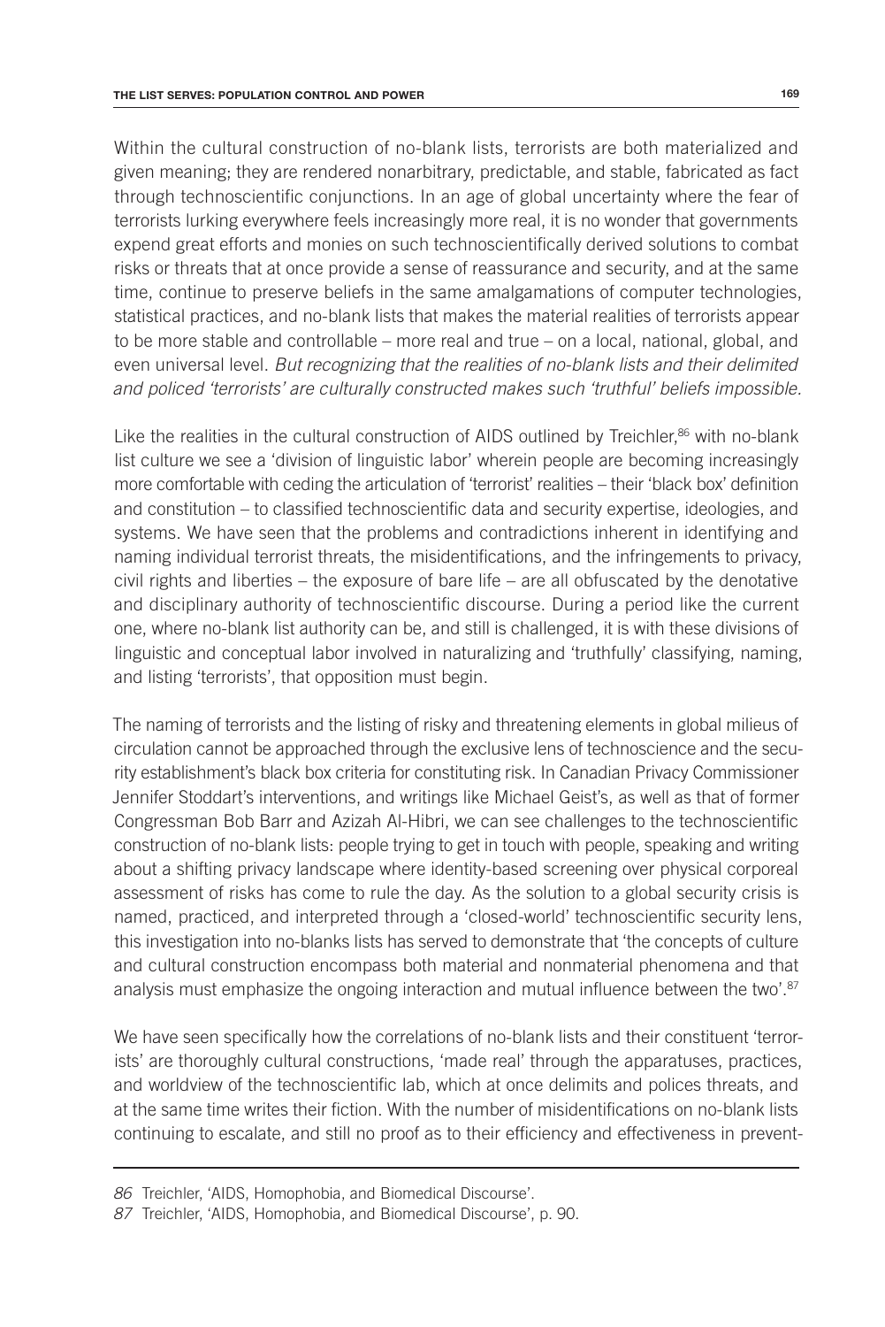Within the cultural construction of no-blank lists, terrorists are both materialized and given meaning; they are rendered nonarbitrary, predictable, and stable, fabricated as fact through technoscientific conjunctions. In an age of global uncertainty where the fear of terrorists lurking everywhere feels increasingly more real, it is no wonder that governments expend great efforts and monies on such technoscientifically derived solutions to combat risks or threats that at once provide a sense of reassurance and security, and at the same time, continue to preserve beliefs in the same amalgamations of computer technologies, statistical practices, and no-blank lists that makes the material realities of terrorists appear to be more stable and controllable – more real and true – on a local, national, global, and even universal level. *But recognizing that the realities of no-blank lists and their delimited and policed 'terrorists' are culturally constructed makes such 'truthful' beliefs impossible.*

Like the realities in the cultural construction of AIDS outlined by Treichler,[86] with no-blank list culture we see a 'division of linguistic labor' wherein people are becoming increasingly more comfortable with ceding the articulation of 'terrorist' realities – their 'black box' definition and constitution – to classified technoscientific data and security expertise, ideologies, and systems. We have seen that the problems and contradictions inherent in identifying and naming individual terrorist threats, the misidentifications, and the infringements to privacy, civil rights and liberties – the exposure of bare life – are all obfuscated by the denotative and disciplinary authority of technoscientific discourse. During a period like the current one, where no-blank list authority can be, and still is challenged, it is with these divisions of linguistic and conceptual labor involved in naturalizing and 'truthfully' classifying, naming, and listing 'terrorists', that opposition must begin.

The naming of terrorists and the listing of risky and threatening elements in global milieus of circulation cannot be approached through the exclusive lens of technoscience and the security establishment's black box criteria for constituting risk. In Canadian Privacy Commissioner Jennifer Stoddart's interventions, and writings like Michael Geist's, as well as that of former Congressman Bob Barr and Azizah Al-Hibri, we can see challenges to the technoscientific construction of no-blank lists: people trying to get in touch with people, speaking and writing about a shifting privacy landscape where identity-based screening over physical corporeal assessment of risks has come to rule the day. As the solution to a global security crisis is named, practiced, and interpreted through a 'closed-world' technoscientific security lens, this investigation into no-blanks lists has served to demonstrate that 'the concepts of culture and cultural construction encompass both material and nonmaterial phenomena and that analysis must emphasize the ongoing interaction and mutual influence between the two'.[87]

We have seen specifically how the correlations of no-blank lists and their constituent 'terrorists' are thoroughly cultural constructions, 'made real' through the apparatuses, practices, and worldview of the technoscientific lab, which at once delimits and polices threats, and at the same time writes their fiction. With the number of misidentifications on no-blank lists continuing to escalate, and still no proof as to their efficiency and effectiveness in prevent-

---

*86* Treichler, 'AIDS, Homophobia, and Biomedical Discourse'.

*87* Treichler, 'AIDS, Homophobia, and Biomedical Discourse', p. 90.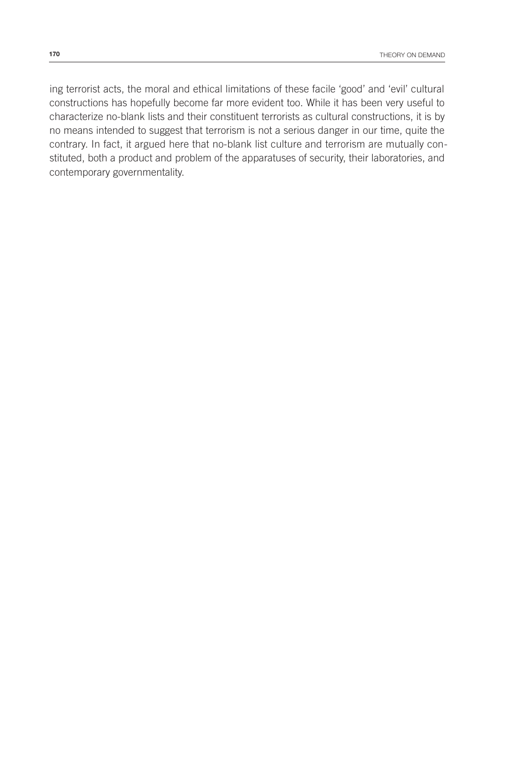ing terrorist acts, the moral and ethical limitations of these facile 'good' and 'evil' cultural constructions has hopefully become far more evident too. While it has been very useful to characterize no-blank lists and their constituent terrorists as cultural constructions, it is by no means intended to suggest that terrorism is not a serious danger in our time, quite the contrary. In fact, it argued here that no-blank list culture and terrorism are mutually constituted, both a product and problem of the apparatuses of security, their laboratories, and contemporary governmentality.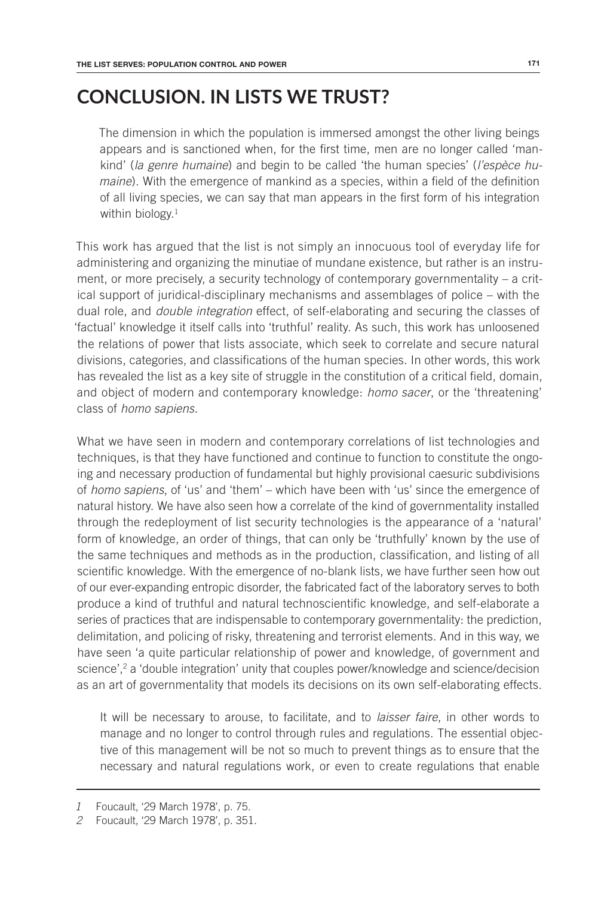# CONCLUSION. IN LISTS WE TRUST?

> The dimension in which the population is immersed amongst the other living beings appears and is sanctioned when, for the first time, men are no longer called 'mankind' (*la genre humaine*) and begin to be called 'the human species' (*l'espèce humaine*). With the emergence of mankind as a species, within a field of the definition of all living species, we can say that man appears in the first form of his integration within biology.[1]

This work has argued that the list is not simply an innocuous tool of everyday life for administering and organizing the minutiae of mundane existence, but rather is an instrument, or more precisely, a security technology of contemporary governmentality – a critical support of juridical-disciplinary mechanisms and assemblages of police – with the dual role, and *double integration* effect, of self-elaborating and securing the classes of 'factual' knowledge it itself calls into 'truthful' reality. As such, this work has unloosened the relations of power that lists associate, which seek to correlate and secure natural divisions, categories, and classifications of the human species. In other words, this work has revealed the list as a key site of struggle in the constitution of a critical field, domain, and object of modern and contemporary knowledge: *homo sacer*, or the 'threatening' class of *homo sapiens*.

What we have seen in modern and contemporary correlations of list technologies and techniques, is that they have functioned and continue to function to constitute the ongoing and necessary production of fundamental but highly provisional caesuric subdivisions of *homo sapiens*, of 'us' and 'them' – which have been with 'us' since the emergence of natural history. We have also seen how a correlate of the kind of governmentality installed through the redeployment of list security technologies is the appearance of a 'natural' form of knowledge, an order of things, that can only be 'truthfully' known by the use of the same techniques and methods as in the production, classification, and listing of all scientific knowledge. With the emergence of no-blank lists, we have further seen how out of our ever-expanding entropic disorder, the fabricated fact of the laboratory serves to both produce a kind of truthful and natural technoscientific knowledge, and self-elaborate a series of practices that are indispensable to contemporary governmentality: the prediction, delimitation, and policing of risky, threatening and terrorist elements. And in this way, we have seen 'a quite particular relationship of power and knowledge, of government and science',[2] a 'double integration' unity that couples power/knowledge and science/decision as an art of governmentality that models its decisions on its own self-elaborating effects.

> It will be necessary to arouse, to facilitate, and to *laisser faire*, in other words to manage and no longer to control through rules and regulations. The essential objective of this management will be not so much to prevent things as to ensure that the necessary and natural regulations work, or even to create regulations that enable

---

*1* Foucault, '29 March 1978', p. 75.

*2* Foucault, '29 March 1978', p. 351.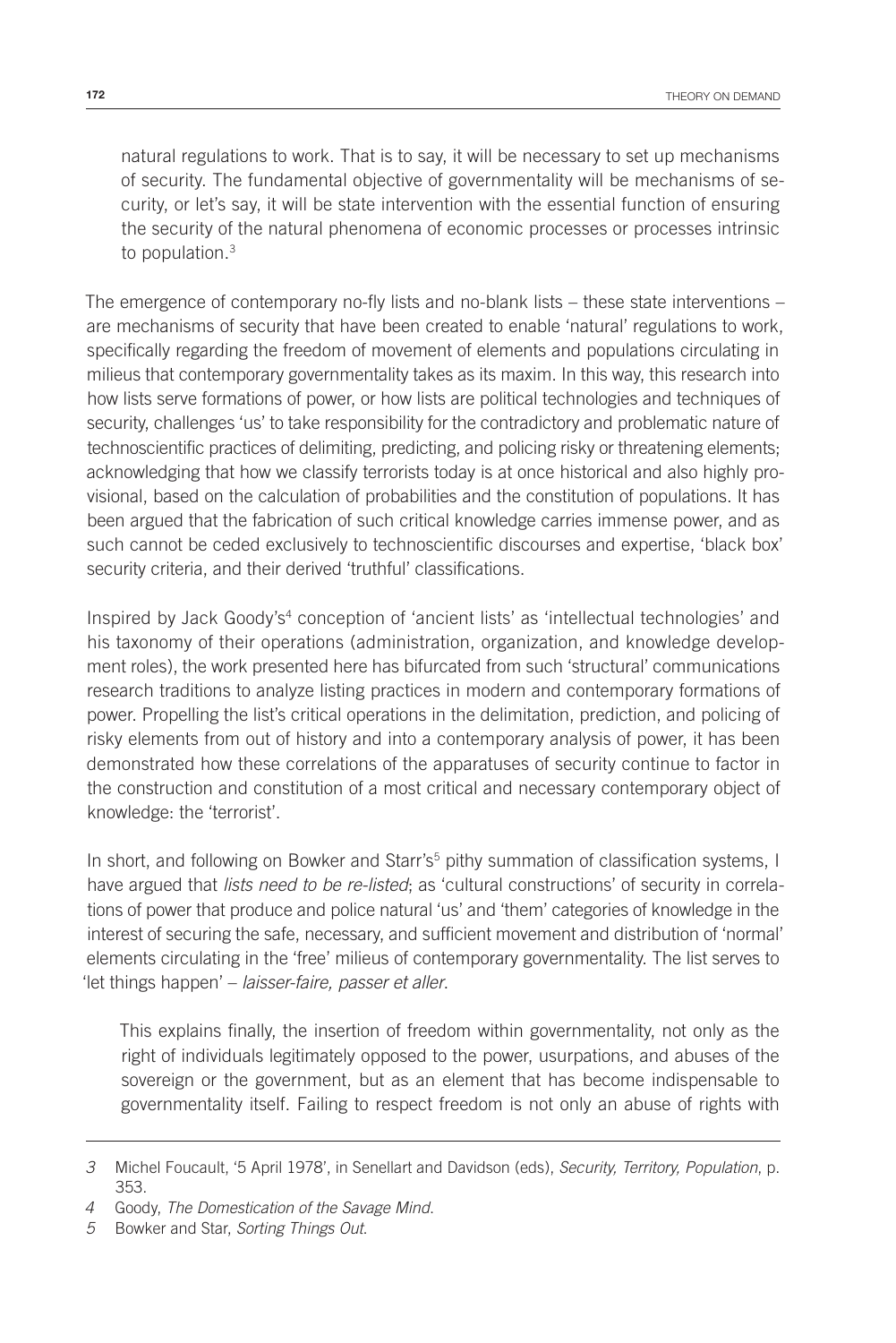> natural regulations to work. That is to say, it will be necessary to set up mechanisms of security. The fundamental objective of governmentality will be mechanisms of security, or let's say, it will be state intervention with the essential function of ensuring the security of the natural phenomena of economic processes or processes intrinsic to population.[3]

The emergence of contemporary no-fly lists and no-blank lists – these state interventions – are mechanisms of security that have been created to enable 'natural' regulations to work, specifically regarding the freedom of movement of elements and populations circulating in milieus that contemporary governmentality takes as its maxim. In this way, this research into how lists serve formations of power, or how lists are political technologies and techniques of security, challenges 'us' to take responsibility for the contradictory and problematic nature of technoscientific practices of delimiting, predicting, and policing risky or threatening elements; acknowledging that how we classify terrorists today is at once historical and also highly provisional, based on the calculation of probabilities and the constitution of populations. It has been argued that the fabrication of such critical knowledge carries immense power, and as such cannot be ceded exclusively to technoscientific discourses and expertise, 'black box' security criteria, and their derived 'truthful' classifications.

Inspired by Jack Goody's[4] conception of 'ancient lists' as 'intellectual technologies' and his taxonomy of their operations (administration, organization, and knowledge development roles), the work presented here has bifurcated from such 'structural' communications research traditions to analyze listing practices in modern and contemporary formations of power. Propelling the list's critical operations in the delimitation, prediction, and policing of risky elements from out of history and into a contemporary analysis of power, it has been demonstrated how these correlations of the apparatuses of security continue to factor in the construction and constitution of a most critical and necessary contemporary object of knowledge: the 'terrorist'.

In short, and following on Bowker and Starr's[5] pithy summation of classification systems, I have argued that *lists need to be re-listed*; as 'cultural constructions' of security in correlations of power that produce and police natural 'us' and 'them' categories of knowledge in the interest of securing the safe, necessary, and sufficient movement and distribution of 'normal' elements circulating in the 'free' milieus of contemporary governmentality. The list serves to 'let things happen' – *laisser-faire, passer et aller*.

> This explains finally, the insertion of freedom within governmentality, not only as the right of individuals legitimately opposed to the power, usurpations, and abuses of the sovereign or the government, but as an element that has become indispensable to governmentality itself. Failing to respect freedom is not only an abuse of rights with

---

3 Michel Foucault, '5 April 1978', in Senellart and Davidson (eds), *Security, Territory, Population*, p. 353.

4 Goody, *The Domestication of the Savage Mind*.

5 Bowker and Star, *Sorting Things Out*.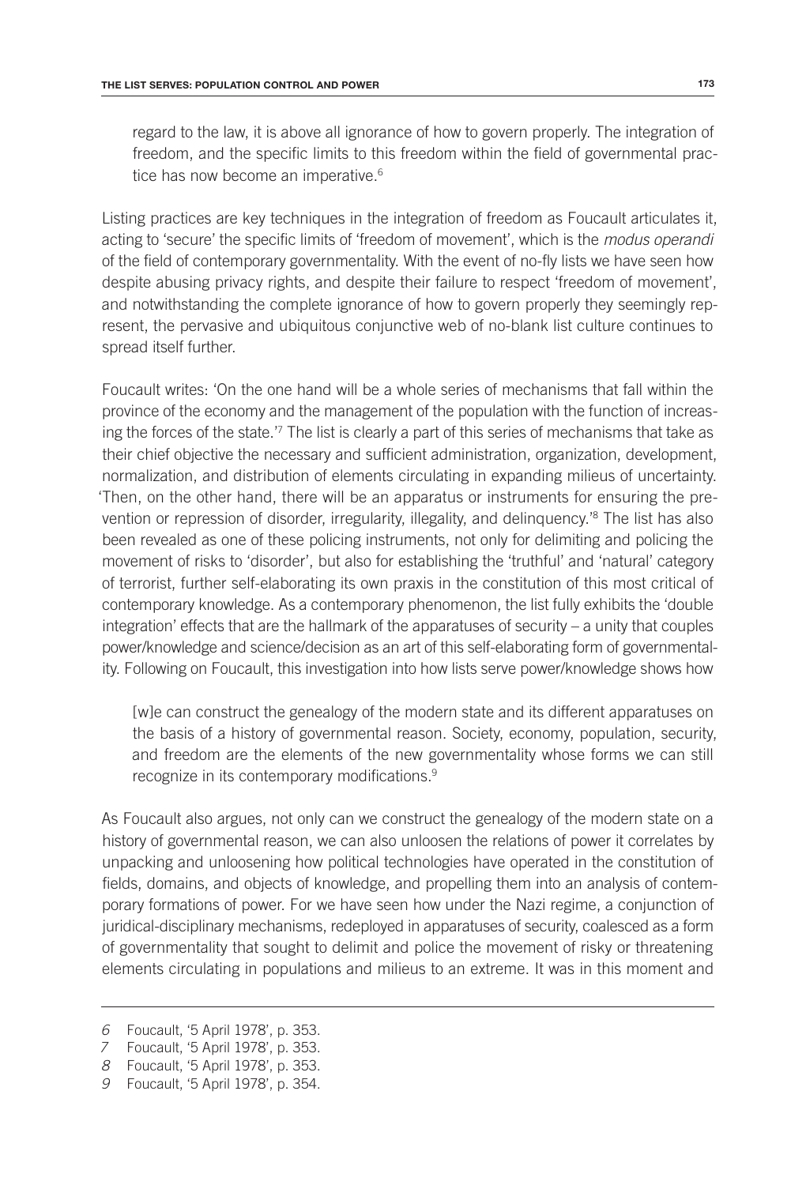regard to the law, it is above all ignorance of how to govern properly. The integration of freedom, and the specific limits to this freedom within the field of governmental practice has now become an imperative.[6]

Listing practices are key techniques in the integration of freedom as Foucault articulates it, acting to 'secure' the specific limits of 'freedom of movement', which is the *modus operandi* of the field of contemporary governmentality. With the event of no-fly lists we have seen how despite abusing privacy rights, and despite their failure to respect 'freedom of movement', and notwithstanding the complete ignorance of how to govern properly they seemingly represent, the pervasive and ubiquitous conjunctive web of no-blank list culture continues to spread itself further.

Foucault writes: 'On the one hand will be a whole series of mechanisms that fall within the province of the economy and the management of the population with the function of increasing the forces of the state.'[7] The list is clearly a part of this series of mechanisms that take as their chief objective the necessary and sufficient administration, organization, development, normalization, and distribution of elements circulating in expanding milieus of uncertainty. 'Then, on the other hand, there will be an apparatus or instruments for ensuring the prevention or repression of disorder, irregularity, illegality, and delinquency.'[8] The list has also been revealed as one of these policing instruments, not only for delimiting and policing the movement of risks to 'disorder', but also for establishing the 'truthful' and 'natural' category of terrorist, further self-elaborating its own praxis in the constitution of this most critical of contemporary knowledge. As a contemporary phenomenon, the list fully exhibits the 'double integration' effects that are the hallmark of the apparatuses of security – a unity that couples power/knowledge and science/decision as an art of this self-elaborating form of governmentality. Following on Foucault, this investigation into how lists serve power/knowledge shows how

[w]e can construct the genealogy of the modern state and its different apparatuses on the basis of a history of governmental reason. Society, economy, population, security, and freedom are the elements of the new governmentality whose forms we can still recognize in its contemporary modifications.[9]

As Foucault also argues, not only can we construct the genealogy of the modern state on a history of governmental reason, we can also unloosen the relations of power it correlates by unpacking and unloosening how political technologies have operated in the constitution of fields, domains, and objects of knowledge, and propelling them into an analysis of contemporary formations of power. For we have seen how under the Nazi regime, a conjunction of juridical-disciplinary mechanisms, redeployed in apparatuses of security, coalesced as a form of governmentality that sought to delimit and police the movement of risky or threatening elements circulating in populations and milieus to an extreme. It was in this moment and

---

*6* Foucault, '5 April 1978', p. 353.

*7* Foucault, '5 April 1978', p. 353.

*8* Foucault, '5 April 1978', p. 353.

*9* Foucault, '5 April 1978', p. 354.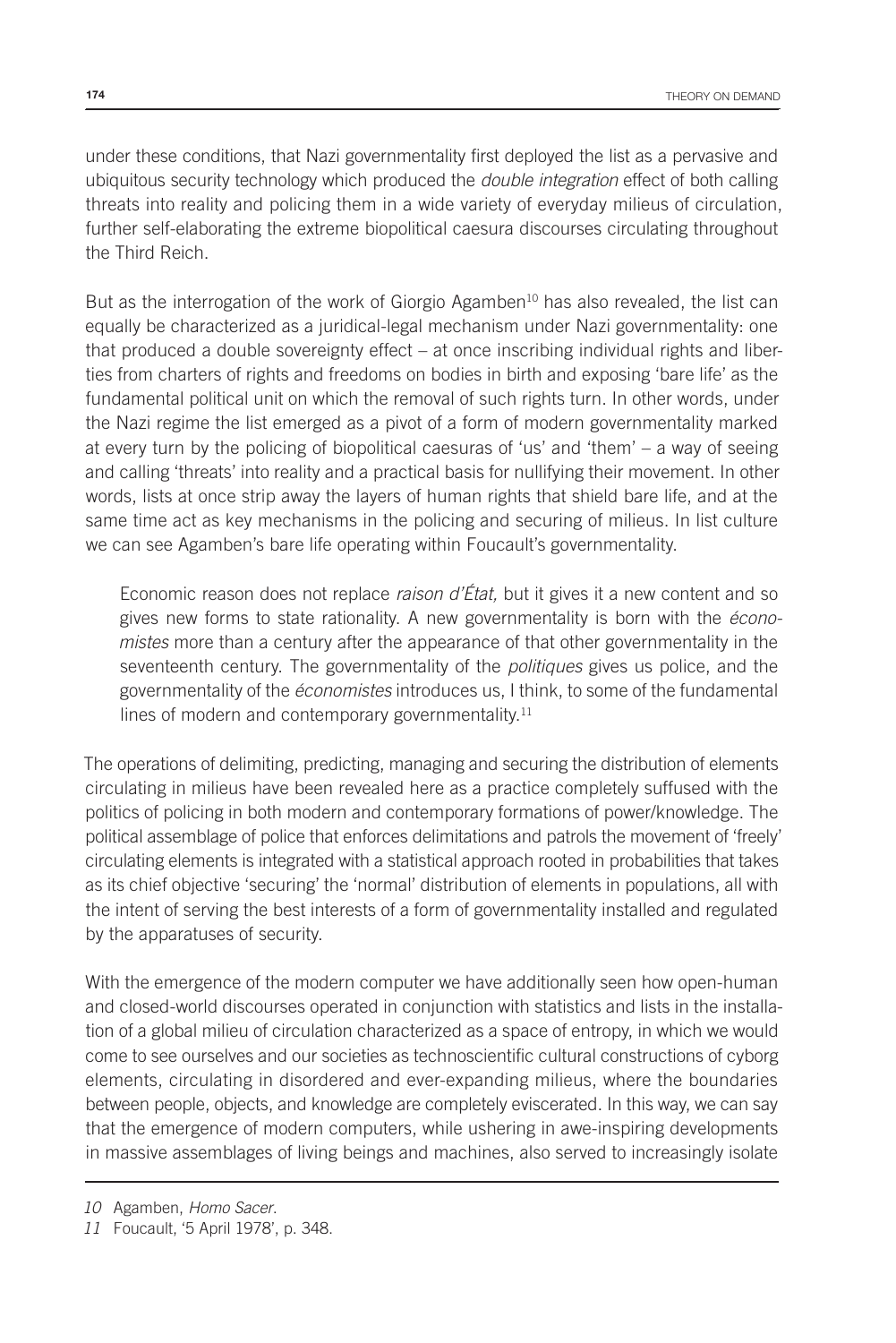under these conditions, that Nazi governmentality first deployed the list as a pervasive and ubiquitous security technology which produced the *double integration* effect of both calling threats into reality and policing them in a wide variety of everyday milieus of circulation, further self-elaborating the extreme biopolitical caesura discourses circulating throughout the Third Reich.

But as the interrogation of the work of Giorgio Agamben[10] has also revealed, the list can equally be characterized as a juridical-legal mechanism under Nazi governmentality: one that produced a double sovereignty effect – at once inscribing individual rights and liberties from charters of rights and freedoms on bodies in birth and exposing 'bare life' as the fundamental political unit on which the removal of such rights turn. In other words, under the Nazi regime the list emerged as a pivot of a form of modern governmentality marked at every turn by the policing of biopolitical caesuras of 'us' and 'them' – a way of seeing and calling 'threats' into reality and a practical basis for nullifying their movement. In other words, lists at once strip away the layers of human rights that shield bare life, and at the same time act as key mechanisms in the policing and securing of milieus. In list culture we can see Agamben's bare life operating within Foucault's governmentality.

> Economic reason does not replace *raison d'État,* but it gives it a new content and so gives new forms to state rationality. A new governmentality is born with the *économistes* more than a century after the appearance of that other governmentality in the seventeenth century. The governmentality of the *politiques* gives us police, and the governmentality of the *économistes* introduces us, I think, to some of the fundamental lines of modern and contemporary governmentality.[11]

The operations of delimiting, predicting, managing and securing the distribution of elements circulating in milieus have been revealed here as a practice completely suffused with the politics of policing in both modern and contemporary formations of power/knowledge. The political assemblage of police that enforces delimitations and patrols the movement of 'freely' circulating elements is integrated with a statistical approach rooted in probabilities that takes as its chief objective 'securing' the 'normal' distribution of elements in populations, all with the intent of serving the best interests of a form of governmentality installed and regulated by the apparatuses of security.

With the emergence of the modern computer we have additionally seen how open-human and closed-world discourses operated in conjunction with statistics and lists in the installation of a global milieu of circulation characterized as a space of entropy, in which we would come to see ourselves and our societies as technoscientific cultural constructions of cyborg elements, circulating in disordered and ever-expanding milieus, where the boundaries between people, objects, and knowledge are completely eviscerated. In this way, we can say that the emergence of modern computers, while ushering in awe-inspiring developments in massive assemblages of living beings and machines, also served to increasingly isolate

*10* Agamben, *Homo Sacer*.

*11* Foucault, '5 April 1978', p. 348.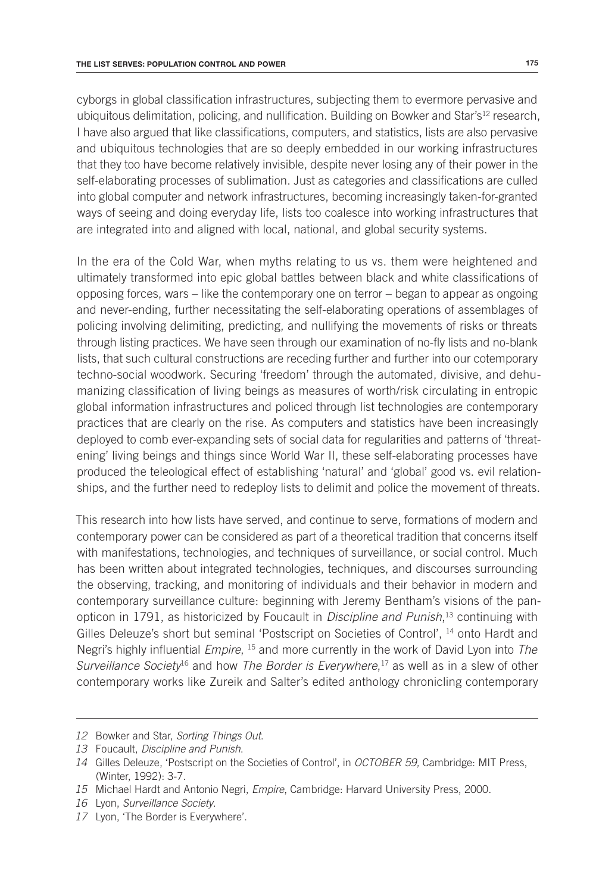cyborgs in global classification infrastructures, subjecting them to evermore pervasive and ubiquitous delimitation, policing, and nullification. Building on Bowker and Star's[12] research, I have also argued that like classifications, computers, and statistics, lists are also pervasive and ubiquitous technologies that are so deeply embedded in our working infrastructures that they too have become relatively invisible, despite never losing any of their power in the self-elaborating processes of sublimation. Just as categories and classifications are culled into global computer and network infrastructures, becoming increasingly taken-for-granted ways of seeing and doing everyday life, lists too coalesce into working infrastructures that are integrated into and aligned with local, national, and global security systems.

In the era of the Cold War, when myths relating to us vs. them were heightened and ultimately transformed into epic global battles between black and white classifications of opposing forces, wars – like the contemporary one on terror – began to appear as ongoing and never-ending, further necessitating the self-elaborating operations of assemblages of policing involving delimiting, predicting, and nullifying the movements of risks or threats through listing practices. We have seen through our examination of no-fly lists and no-blank lists, that such cultural constructions are receding further and further into our cotemporary techno-social woodwork. Securing 'freedom' through the automated, divisive, and dehumanizing classification of living beings as measures of worth/risk circulating in entropic global information infrastructures and policed through list technologies are contemporary practices that are clearly on the rise. As computers and statistics have been increasingly deployed to comb ever-expanding sets of social data for regularities and patterns of 'threatening' living beings and things since World War II, these self-elaborating processes have produced the teleological effect of establishing 'natural' and 'global' good vs. evil relationships, and the further need to redeploy lists to delimit and police the movement of threats.

This research into how lists have served, and continue to serve, formations of modern and contemporary power can be considered as part of a theoretical tradition that concerns itself with manifestations, technologies, and techniques of surveillance, or social control. Much has been written about integrated technologies, techniques, and discourses surrounding the observing, tracking, and monitoring of individuals and their behavior in modern and contemporary surveillance culture: beginning with Jeremy Bentham's visions of the panopticon in 1791, as historicized by Foucault in *Discipline and Punish*,[13] continuing with Gilles Deleuze's short but seminal 'Postscript on Societies of Control', [14] onto Hardt and Negri's highly influential *Empire*, [15] and more currently in the work of David Lyon into *The Surveillance Society*[16] and how *The Border is Everywhere*,[17] as well as in a slew of other contemporary works like Zureik and Salter's edited anthology chronicling contemporary

---

*12* Bowker and Star, *Sorting Things Out*.

*13* Foucault, *Discipline and Punish*.

*14* Gilles Deleuze, 'Postscript on the Societies of Control', in *OCTOBER 59,* Cambridge: MIT Press, (Winter, 1992): 3-7.

*15* Michael Hardt and Antonio Negri, *Empire*, Cambridge: Harvard University Press, 2000.

*16* Lyon, *Surveillance Society*.

*17* Lyon, 'The Border is Everywhere'.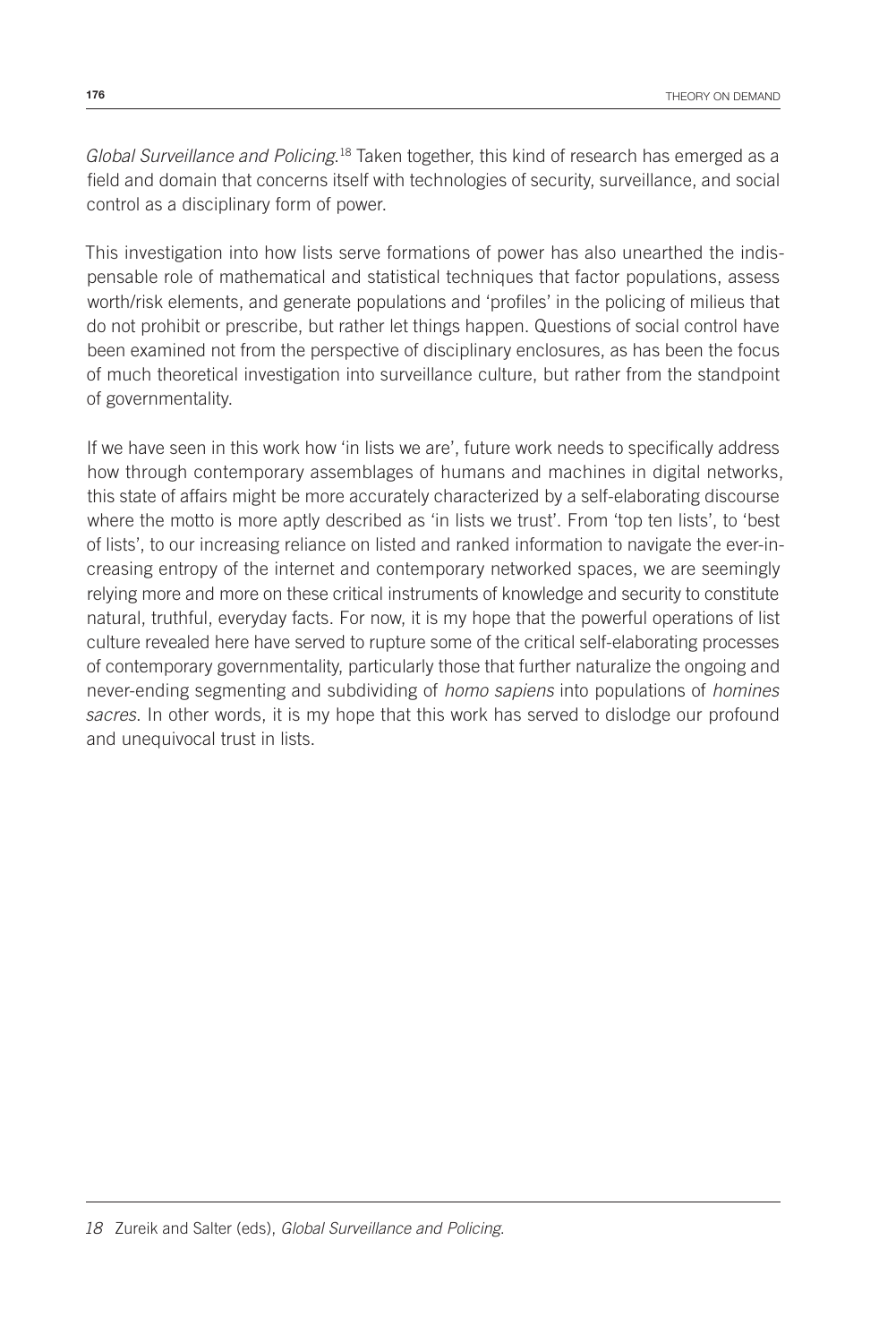*Global Surveillance and Policing*.[18] Taken together, this kind of research has emerged as a field and domain that concerns itself with technologies of security, surveillance, and social control as a disciplinary form of power.

This investigation into how lists serve formations of power has also unearthed the indispensable role of mathematical and statistical techniques that factor populations, assess worth/risk elements, and generate populations and 'profiles' in the policing of milieus that do not prohibit or prescribe, but rather let things happen. Questions of social control have been examined not from the perspective of disciplinary enclosures, as has been the focus of much theoretical investigation into surveillance culture, but rather from the standpoint of governmentality.

If we have seen in this work how 'in lists we are', future work needs to specifically address how through contemporary assemblages of humans and machines in digital networks, this state of affairs might be more accurately characterized by a self-elaborating discourse where the motto is more aptly described as 'in lists we trust'. From 'top ten lists', to 'best of lists', to our increasing reliance on listed and ranked information to navigate the ever-increasing entropy of the internet and contemporary networked spaces, we are seemingly relying more and more on these critical instruments of knowledge and security to constitute natural, truthful, everyday facts. For now, it is my hope that the powerful operations of list culture revealed here have served to rupture some of the critical self-elaborating processes of contemporary governmentality, particularly those that further naturalize the ongoing and never-ending segmenting and subdividing of *homo sapiens* into populations of *homines sacres*. In other words, it is my hope that this work has served to dislodge our profound and unequivocal trust in lists.

18 Zureik and Salter (eds), *Global Surveillance and Policing*.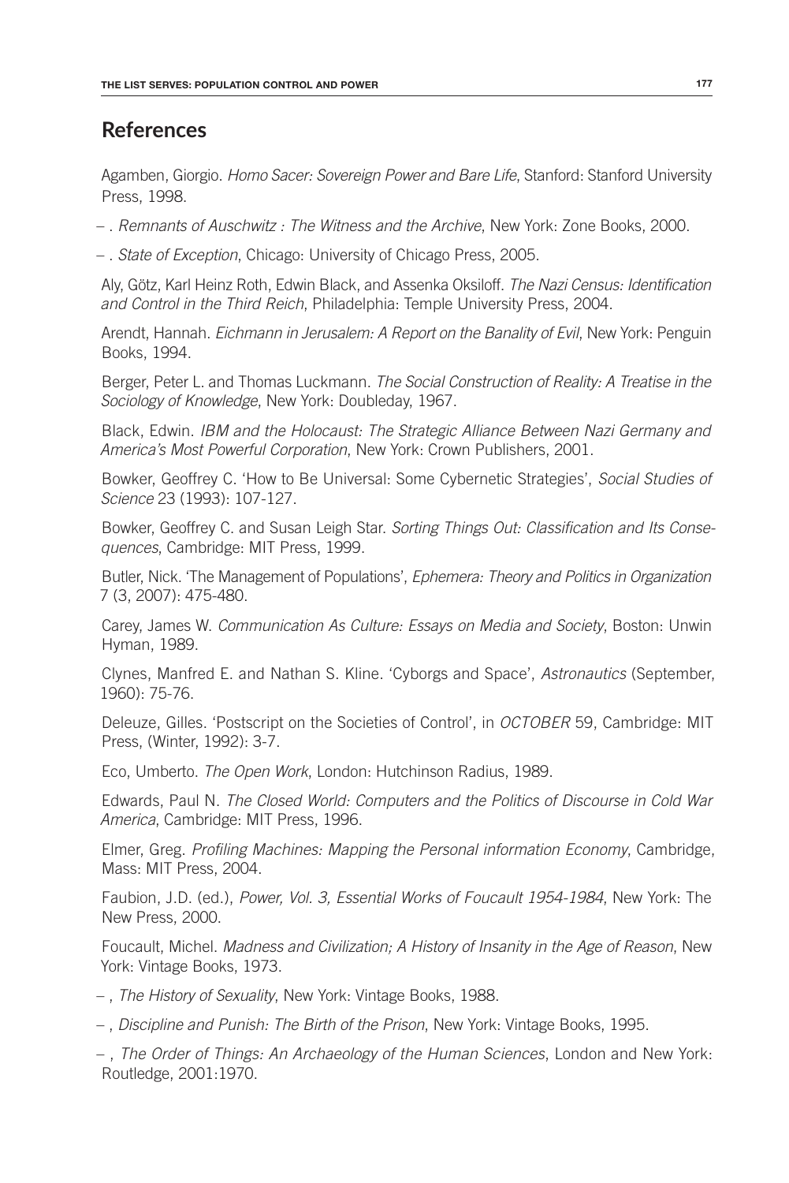## References

Agamben, Giorgio. *Homo Sacer: Sovereign Power and Bare Life*, Stanford: Stanford University Press, 1998.

– . *Remnants of Auschwitz : The Witness and the Archive*, New York: Zone Books, 2000.

– . *State of Exception*, Chicago: University of Chicago Press, 2005.

Aly, Götz, Karl Heinz Roth, Edwin Black, and Assenka Oksiloff. *The Nazi Census: Identification and Control in the Third Reich*, Philadelphia: Temple University Press, 2004.

Arendt, Hannah. *Eichmann in Jerusalem: A Report on the Banality of Evil*, New York: Penguin Books, 1994.

Berger, Peter L. and Thomas Luckmann. *The Social Construction of Reality: A Treatise in the Sociology of Knowledge*, New York: Doubleday, 1967.

Black, Edwin. *IBM and the Holocaust: The Strategic Alliance Between Nazi Germany and America's Most Powerful Corporation*, New York: Crown Publishers, 2001.

Bowker, Geoffrey C. 'How to Be Universal: Some Cybernetic Strategies', *Social Studies of Science* 23 (1993): 107-127.

Bowker, Geoffrey C. and Susan Leigh Star. *Sorting Things Out: Classification and Its Consequences*, Cambridge: MIT Press, 1999.

Butler, Nick. 'The Management of Populations', *Ephemera: Theory and Politics in Organization* 7 (3, 2007): 475-480.

Carey, James W. *Communication As Culture: Essays on Media and Society*, Boston: Unwin Hyman, 1989.

Clynes, Manfred E. and Nathan S. Kline. 'Cyborgs and Space', *Astronautics* (September, 1960): 75-76.

Deleuze, Gilles. 'Postscript on the Societies of Control', in *OCTOBER* 59, Cambridge: MIT Press, (Winter, 1992): 3-7.

Eco, Umberto. *The Open Work*, London: Hutchinson Radius, 1989.

Edwards, Paul N. *The Closed World: Computers and the Politics of Discourse in Cold War America*, Cambridge: MIT Press, 1996.

Elmer, Greg. *Profiling Machines: Mapping the Personal information Economy*, Cambridge, Mass: MIT Press, 2004.

Faubion, J.D. (ed.), *Power, Vol. 3, Essential Works of Foucault 1954-1984*, New York: The New Press, 2000.

Foucault, Michel. *Madness and Civilization; A History of Insanity in the Age of Reason*, New York: Vintage Books, 1973.

– , *The History of Sexuality*, New York: Vintage Books, 1988.

– , *Discipline and Punish: The Birth of the Prison*, New York: Vintage Books, 1995.

– , *The Order of Things: An Archaeology of the Human Sciences*, London and New York: Routledge, 2001:1970.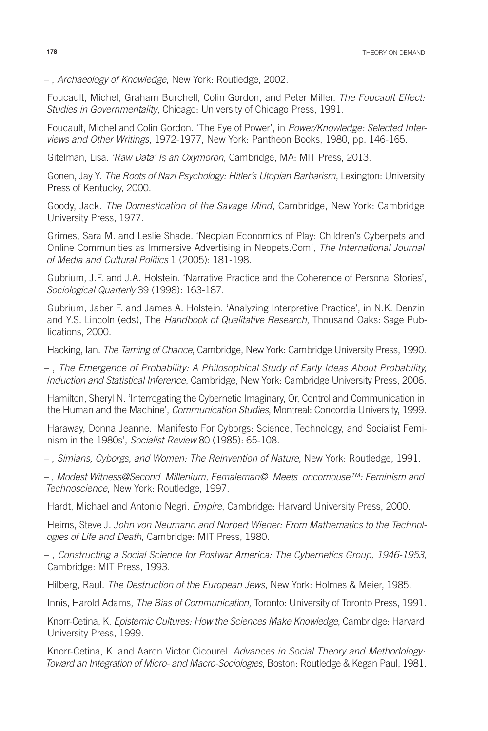– , *Archaeology of Knowledge*, New York: Routledge, 2002.

Foucault, Michel, Graham Burchell, Colin Gordon, and Peter Miller. *The Foucault Effect: Studies in Governmentality*, Chicago: University of Chicago Press, 1991.

Foucault, Michel and Colin Gordon. 'The Eye of Power', in *Power/Knowledge: Selected Interviews and Other Writings*, 1972-1977, New York: Pantheon Books, 1980, pp. 146-165.

Gitelman, Lisa. *'Raw Data' Is an Oxymoron*, Cambridge, MA: MIT Press, 2013.

Gonen, Jay Y. *The Roots of Nazi Psychology: Hitler's Utopian Barbarism*, Lexington: University Press of Kentucky, 2000.

Goody, Jack. *The Domestication of the Savage Mind*, Cambridge, New York: Cambridge University Press, 1977.

Grimes, Sara M. and Leslie Shade. 'Neopian Economics of Play: Children's Cyberpets and Online Communities as Immersive Advertising in Neopets.Com', *The International Journal of Media and Cultural Politics* 1 (2005): 181-198.

Gubrium, J.F. and J.A. Holstein. 'Narrative Practice and the Coherence of Personal Stories', *Sociological Quarterly* 39 (1998): 163-187.

Gubrium, Jaber F. and James A. Holstein. 'Analyzing Interpretive Practice', in N.K. Denzin and Y.S. Lincoln (eds), The *Handbook of Qualitative Research*, Thousand Oaks: Sage Publications, 2000.

Hacking, Ian. *The Taming of Chance*, Cambridge, New York: Cambridge University Press, 1990.

– , *The Emergence of Probability: A Philosophical Study of Early Ideas About Probability, Induction and Statistical Inference*, Cambridge, New York: Cambridge University Press, 2006.

Hamilton, Sheryl N. 'Interrogating the Cybernetic Imaginary, Or, Control and Communication in the Human and the Machine', *Communication Studies*, Montreal: Concordia University, 1999.

Haraway, Donna Jeanne. 'Manifesto For Cyborgs: Science, Technology, and Socialist Feminism in the 1980s', *Socialist Review* 80 (1985): 65-108.

– , *Simians, Cyborgs, and Women: The Reinvention of Nature*, New York: Routledge, 1991.

– , *Modest Witness@Second_Millenium, Femaleman©_Meets_oncomouse™: Feminism and Technoscience*, New York: Routledge, 1997.

Hardt, Michael and Antonio Negri. *Empire*, Cambridge: Harvard University Press, 2000.

Heims, Steve J. *John von Neumann and Norbert Wiener: From Mathematics to the Technologies of Life and Death*, Cambridge: MIT Press, 1980.

– , *Constructing a Social Science for Postwar America: The Cybernetics Group, 1946-1953*, Cambridge: MIT Press, 1993.

Hilberg, Raul. *The Destruction of the European Jews*, New York: Holmes & Meier, 1985.

Innis, Harold Adams, *The Bias of Communication*, Toronto: University of Toronto Press, 1991.

Knorr-Cetina, K. *Epistemic Cultures: How the Sciences Make Knowledge*, Cambridge: Harvard University Press, 1999.

Knorr-Cetina, K. and Aaron Victor Cicourel. *Advances in Social Theory and Methodology: Toward an Integration of Micro- and Macro-Sociologies*, Boston: Routledge & Kegan Paul, 1981.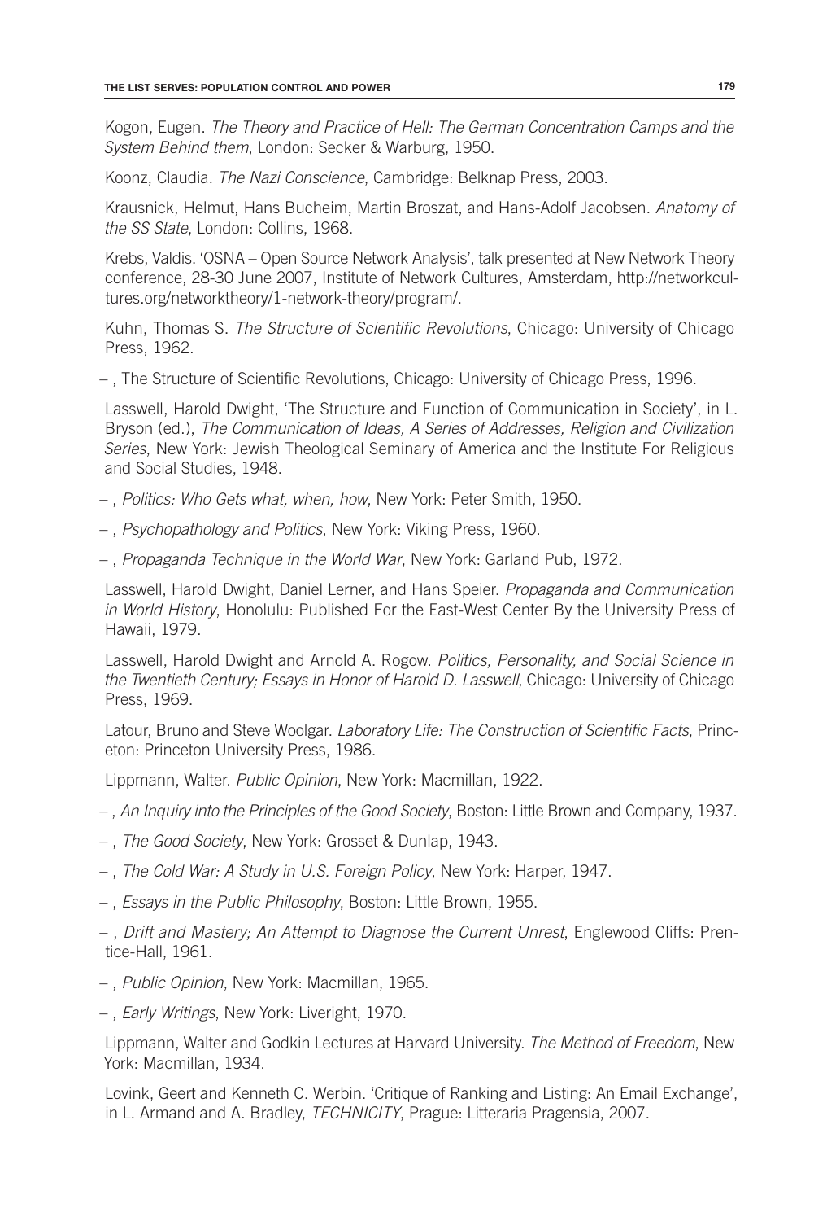Kogon, Eugen. *The Theory and Practice of Hell: The German Concentration Camps and the System Behind them*, London: Secker & Warburg, 1950.

Koonz, Claudia. *The Nazi Conscience*, Cambridge: Belknap Press, 2003.

Krausnick, Helmut, Hans Bucheim, Martin Broszat, and Hans-Adolf Jacobsen. *Anatomy of the SS State*, London: Collins, 1968.

Krebs, Valdis. 'OSNA – Open Source Network Analysis', talk presented at New Network Theory conference, 28-30 June 2007, Institute of Network Cultures, Amsterdam, http://networkcultures.org/networktheory/1-network-theory/program/.

Kuhn, Thomas S. *The Structure of Scientific Revolutions*, Chicago: University of Chicago Press, 1962.

– , The Structure of Scientific Revolutions, Chicago: University of Chicago Press, 1996.

Lasswell, Harold Dwight, 'The Structure and Function of Communication in Society', in L. Bryson (ed.), *The Communication of Ideas, A Series of Addresses, Religion and Civilization Series*, New York: Jewish Theological Seminary of America and the Institute For Religious and Social Studies, 1948.

– , *Politics: Who Gets what, when, how*, New York: Peter Smith, 1950.

– , *Psychopathology and Politics*, New York: Viking Press, 1960.

– , *Propaganda Technique in the World War*, New York: Garland Pub, 1972.

Lasswell, Harold Dwight, Daniel Lerner, and Hans Speier. *Propaganda and Communication in World History*, Honolulu: Published For the East-West Center By the University Press of Hawaii, 1979.

Lasswell, Harold Dwight and Arnold A. Rogow. *Politics, Personality, and Social Science in the Twentieth Century; Essays in Honor of Harold D. Lasswell*, Chicago: University of Chicago Press, 1969.

Latour, Bruno and Steve Woolgar. *Laboratory Life: The Construction of Scientific Facts*, Princeton: Princeton University Press, 1986.

Lippmann, Walter. *Public Opinion*, New York: Macmillan, 1922.

– , *An Inquiry into the Principles of the Good Society*, Boston: Little Brown and Company, 1937.

– , *The Good Society*, New York: Grosset & Dunlap, 1943.

– , *The Cold War: A Study in U.S. Foreign Policy*, New York: Harper, 1947.

– , *Essays in the Public Philosophy*, Boston: Little Brown, 1955.

– , *Drift and Mastery; An Attempt to Diagnose the Current Unrest*, Englewood Cliffs: Prentice-Hall, 1961.

– , *Public Opinion*, New York: Macmillan, 1965.

– , *Early Writings*, New York: Liveright, 1970.

Lippmann, Walter and Godkin Lectures at Harvard University. *The Method of Freedom*, New York: Macmillan, 1934.

Lovink, Geert and Kenneth C. Werbin. 'Critique of Ranking and Listing: An Email Exchange', in L. Armand and A. Bradley, *TECHNICITY*, Prague: Litteraria Pragensia, 2007.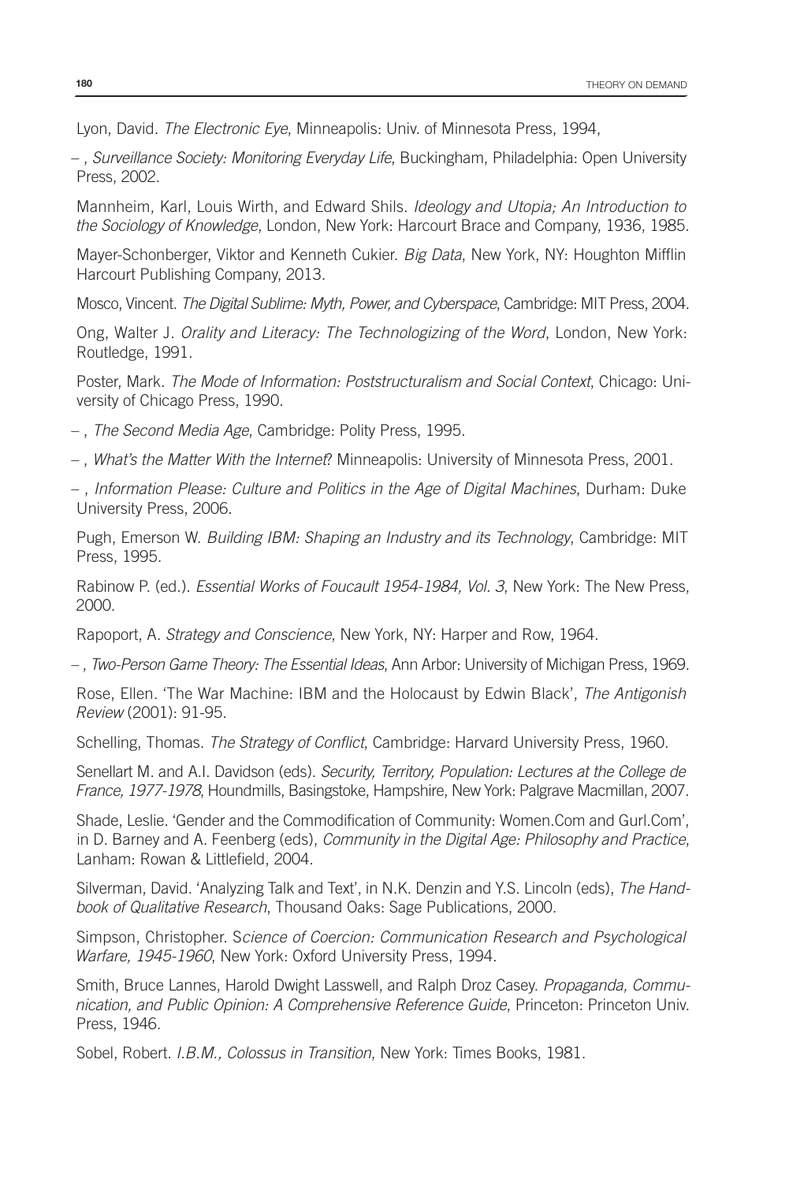Lyon, David. *The Electronic Eye*, Minneapolis: Univ. of Minnesota Press, 1994,

– , *Surveillance Society: Monitoring Everyday Life*, Buckingham, Philadelphia: Open University Press, 2002.

Mannheim, Karl, Louis Wirth, and Edward Shils. *Ideology and Utopia; An Introduction to the Sociology of Knowledge*, London, New York: Harcourt Brace and Company, 1936, 1985.

Mayer-Schonberger, Viktor and Kenneth Cukier. *Big Data*, New York, NY: Houghton Mifflin Harcourt Publishing Company, 2013.

Mosco, Vincent. *The Digital Sublime: Myth, Power, and Cyberspace*, Cambridge: MIT Press, 2004.

Ong, Walter J. *Orality and Literacy: The Technologizing of the Word*, London, New York: Routledge, 1991.

Poster, Mark. *The Mode of Information: Poststructuralism and Social Context*, Chicago: University of Chicago Press, 1990.

– , *The Second Media Age*, Cambridge: Polity Press, 1995.

– , *What's the Matter With the Internet*? Minneapolis: University of Minnesota Press, 2001.

– , *Information Please: Culture and Politics in the Age of Digital Machines*, Durham: Duke University Press, 2006.

Pugh, Emerson W. *Building IBM: Shaping an Industry and its Technology*, Cambridge: MIT Press, 1995.

Rabinow P. (ed.). *Essential Works of Foucault 1954-1984, Vol. 3*, New York: The New Press, 2000.

Rapoport, A. *Strategy and Conscience*, New York, NY: Harper and Row, 1964.

– , *Two-Person Game Theory: The Essential Ideas*, Ann Arbor: University of Michigan Press, 1969.

Rose, Ellen. 'The War Machine: IBM and the Holocaust by Edwin Black', *The Antigonish Review* (2001): 91-95.

Schelling, Thomas. *The Strategy of Conflict*, Cambridge: Harvard University Press, 1960.

Senellart M. and A.I. Davidson (eds). *Security, Territory, Population: Lectures at the College de France, 1977-1978*, Houndmills, Basingstoke, Hampshire, New York: Palgrave Macmillan, 2007.

Shade, Leslie. 'Gender and the Commodification of Community: Women.Com and Gurl.Com', in D. Barney and A. Feenberg (eds), *Community in the Digital Age: Philosophy and Practice*, Lanham: Rowan & Littlefield, 2004.

Silverman, David. 'Analyzing Talk and Text', in N.K. Denzin and Y.S. Lincoln (eds), *The Handbook of Qualitative Research*, Thousand Oaks: Sage Publications, 2000.

Simpson, Christopher. S*cience of Coercion: Communication Research and Psychological Warfare, 1945-1960*, New York: Oxford University Press, 1994.

Smith, Bruce Lannes, Harold Dwight Lasswell, and Ralph Droz Casey. *Propaganda, Communication, and Public Opinion: A Comprehensive Reference Guide*, Princeton: Princeton Univ. Press, 1946.

Sobel, Robert. *I.B.M., Colossus in Transition*, New York: Times Books, 1981.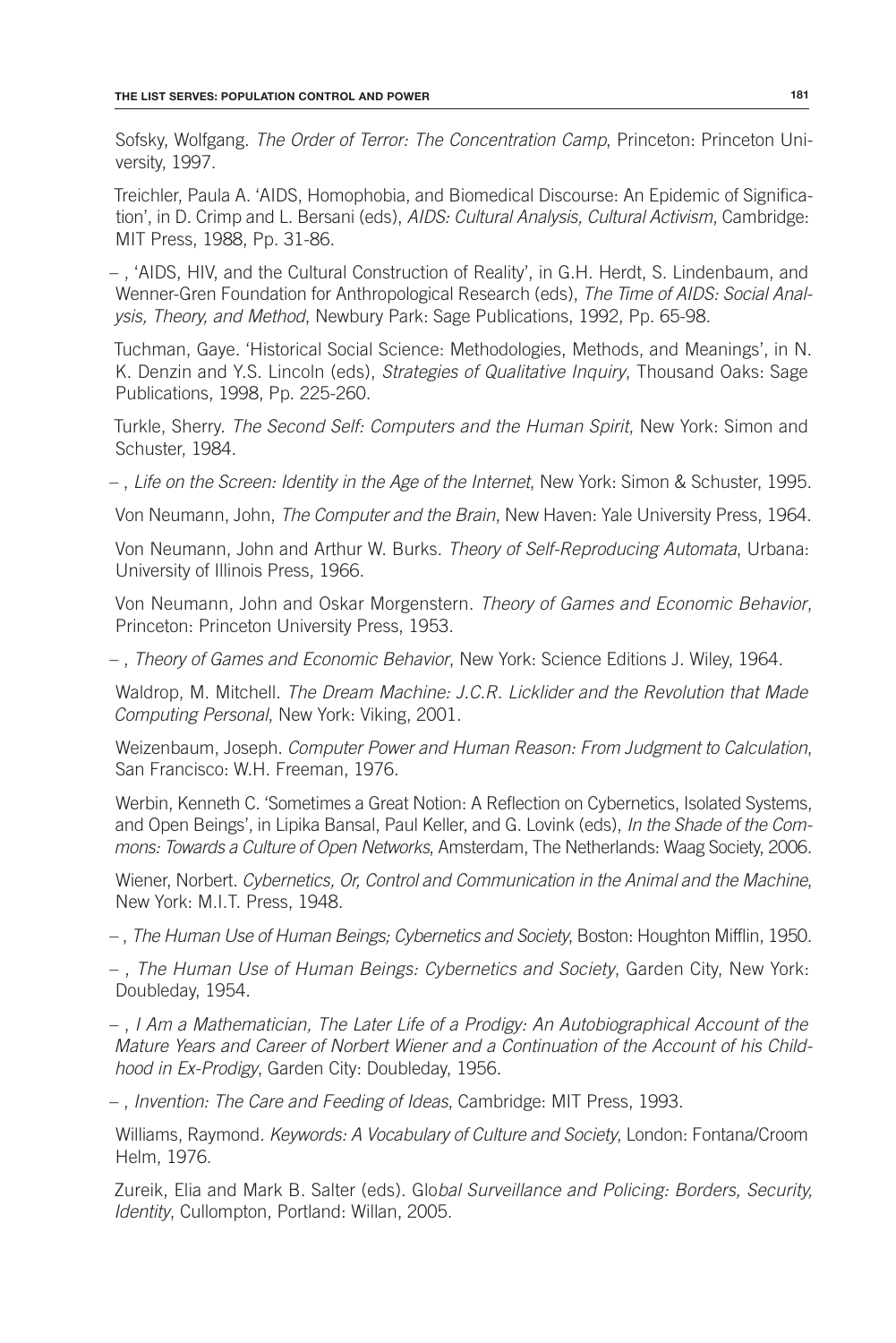Sofsky, Wolfgang. *The Order of Terror: The Concentration Camp*, Princeton: Princeton University, 1997.

Treichler, Paula A. 'AIDS, Homophobia, and Biomedical Discourse: An Epidemic of Signification', in D. Crimp and L. Bersani (eds), *AIDS: Cultural Analysis, Cultural Activism*, Cambridge: MIT Press, 1988, Pp. 31-86.

– , 'AIDS, HIV, and the Cultural Construction of Reality', in G.H. Herdt, S. Lindenbaum, and Wenner-Gren Foundation for Anthropological Research (eds), *The Time of AIDS: Social Analysis, Theory, and Method*, Newbury Park: Sage Publications, 1992, Pp. 65-98.

Tuchman, Gaye. 'Historical Social Science: Methodologies, Methods, and Meanings', in N. K. Denzin and Y.S. Lincoln (eds), *Strategies of Qualitative Inquiry*, Thousand Oaks: Sage Publications, 1998, Pp. 225-260.

Turkle, Sherry. *The Second Self: Computers and the Human Spirit*, New York: Simon and Schuster, 1984.

– , *Life on the Screen: Identity in the Age of the Internet*, New York: Simon & Schuster, 1995.

Von Neumann, John, *The Computer and the Brain*, New Haven: Yale University Press, 1964.

Von Neumann, John and Arthur W. Burks. *Theory of Self-Reproducing Automata*, Urbana: University of Illinois Press, 1966.

Von Neumann, John and Oskar Morgenstern. *Theory of Games and Economic Behavior*, Princeton: Princeton University Press, 1953.

– , *Theory of Games and Economic Behavior*, New York: Science Editions J. Wiley, 1964.

Waldrop, M. Mitchell. *The Dream Machine: J.C.R. Licklider and the Revolution that Made Computing Personal*, New York: Viking, 2001.

Weizenbaum, Joseph. *Computer Power and Human Reason: From Judgment to Calculation*, San Francisco: W.H. Freeman, 1976.

Werbin, Kenneth C. 'Sometimes a Great Notion: A Reflection on Cybernetics, Isolated Systems, and Open Beings', in Lipika Bansal, Paul Keller, and G. Lovink (eds), *In the Shade of the Commons: Towards a Culture of Open Networks*, Amsterdam, The Netherlands: Waag Society, 2006.

Wiener, Norbert. *Cybernetics, Or, Control and Communication in the Animal and the Machine*, New York: M.I.T. Press, 1948.

– , *The Human Use of Human Beings; Cybernetics and Society*, Boston: Houghton Mifflin, 1950.

– , *The Human Use of Human Beings: Cybernetics and Society*, Garden City, New York: Doubleday, 1954.

– , *I Am a Mathematician, The Later Life of a Prodigy: An Autobiographical Account of the Mature Years and Career of Norbert Wiener and a Continuation of the Account of his Childhood in Ex-Prodigy*, Garden City: Doubleday, 1956.

– , *Invention: The Care and Feeding of Ideas*, Cambridge: MIT Press, 1993.

Williams, Raymond. *Keywords: A Vocabulary of Culture and Society*, London: Fontana/Croom Helm, 1976.

Zureik, Elia and Mark B. Salter (eds). Glo*bal Surveillance and Policing: Borders, Security, Identity*, Cullompton, Portland: Willan, 2005.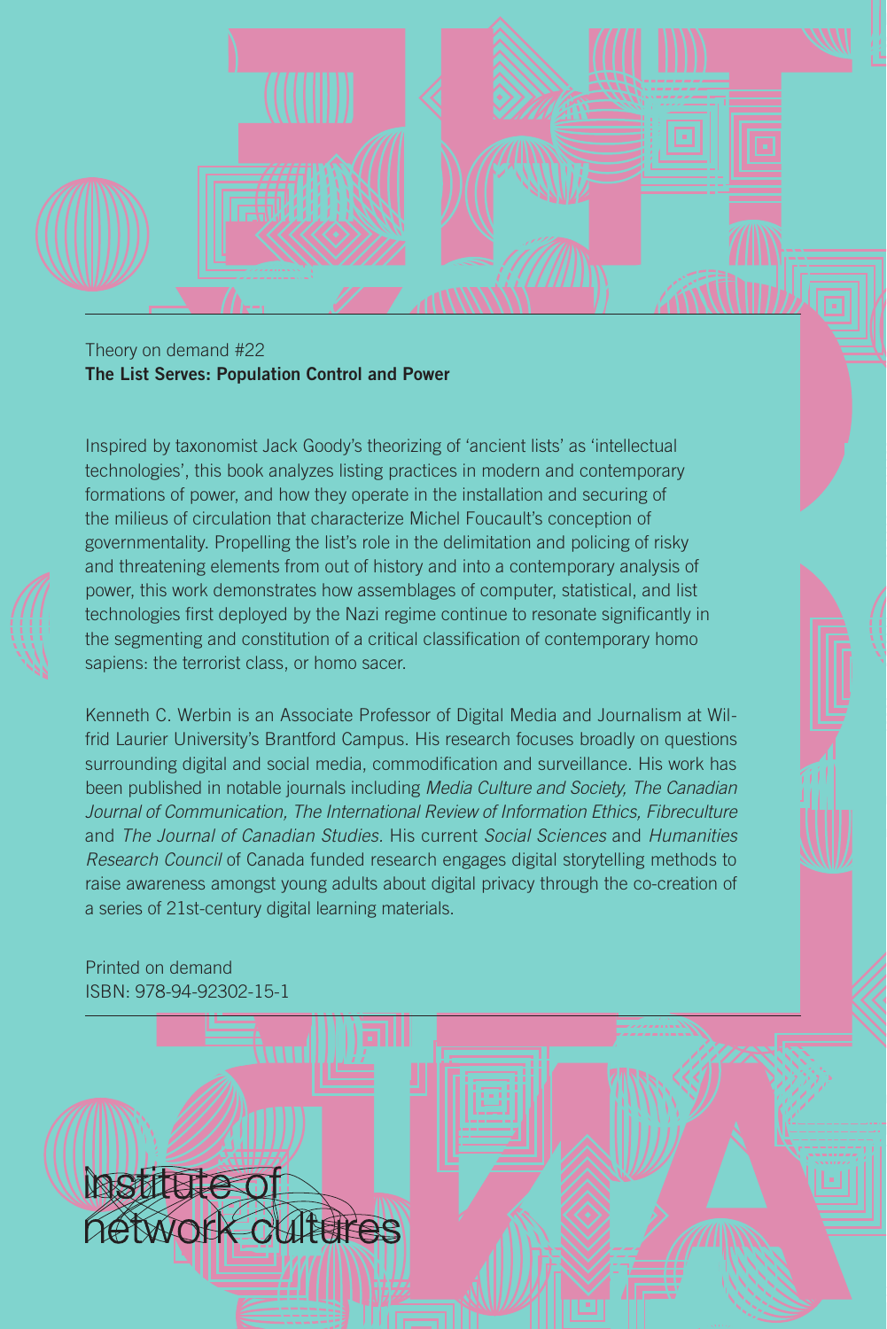Theory on demand #22
**The List Serves: Population Control and Power**

Inspired by taxonomist Jack Goody's theorizing of 'ancient lists' as 'intellectual technologies', this book analyzes listing practices in modern and contemporary formations of power, and how they operate in the installation and securing of the milieus of circulation that characterize Michel Foucault's conception of governmentality. Propelling the list's role in the delimitation and policing of risky and threatening elements from out of history and into a contemporary analysis of power, this work demonstrates how assemblages of computer, statistical, and list technologies first deployed by the Nazi regime continue to resonate significantly in the segmenting and constitution of a critical classification of contemporary homo sapiens: the terrorist class, or homo sacer.

Kenneth C. Werbin is an Associate Professor of Digital Media and Journalism at Wilfrid Laurier University's Brantford Campus. His research focuses broadly on questions surrounding digital and social media, commodification and surveillance. His work has been published in notable journals including *Media Culture and Society, The Canadian Journal of Communication, The International Review of Information Ethics, Fibreculture* and *The Journal of Canadian Studies.* His current *Social Sciences* and *Humanities Research Council* of Canada funded research engages digital storytelling methods to raise awareness amongst young adults about digital privacy through the co-creation of a series of 21st-century digital learning materials.

Printed on demand
ISBN: 978-94-92302-15-1

institute of
network cultures